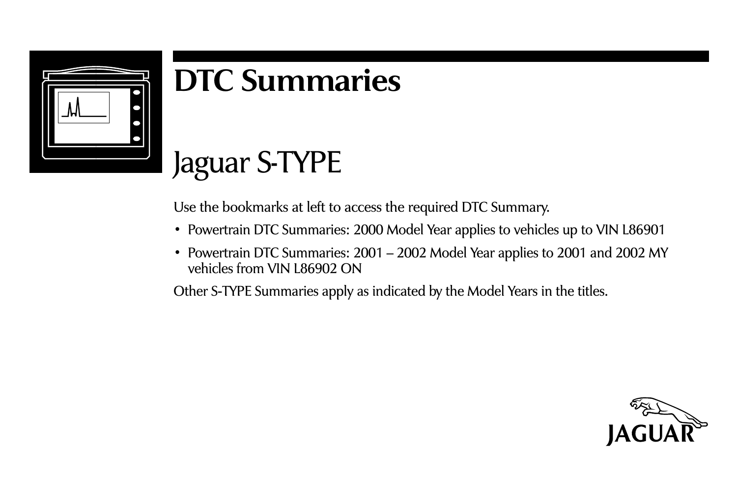# DTC Summaries

## Jaguar S-TYPE

Use the bookmarks at left to access the required DTC Summary.

- Powertrain DTC Summaries: 2000 Model Year applies to vehicles up to VIN L86901
- Powertrain DTC Summaries: 2001 – 2002 Model Year applies to 2001 and 2002 MY vehicles from VIN L86902 ON

Other S-TYPE Summaries apply as indicated by the Model Years in the titles.

JAGUAR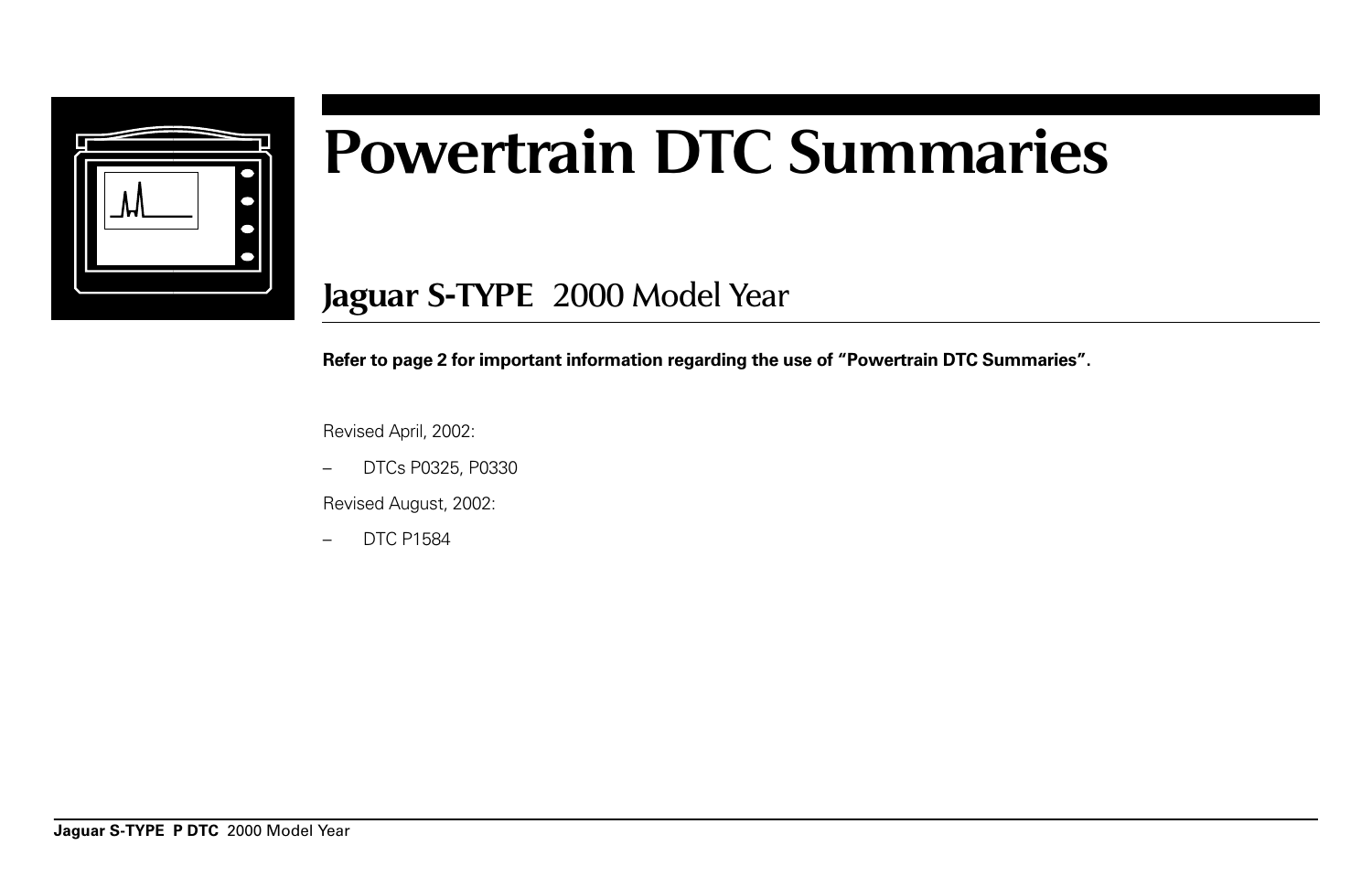# Powertrain DTC Summaries

## Jaguar S-TYPE 2000 Model Year

**Refer to page 2 for important information regarding the use of "Powertrain DTC Summaries".**

Revised April, 2002:

– DTCs P0325, P0330

Revised August, 2002:

– DTC P1584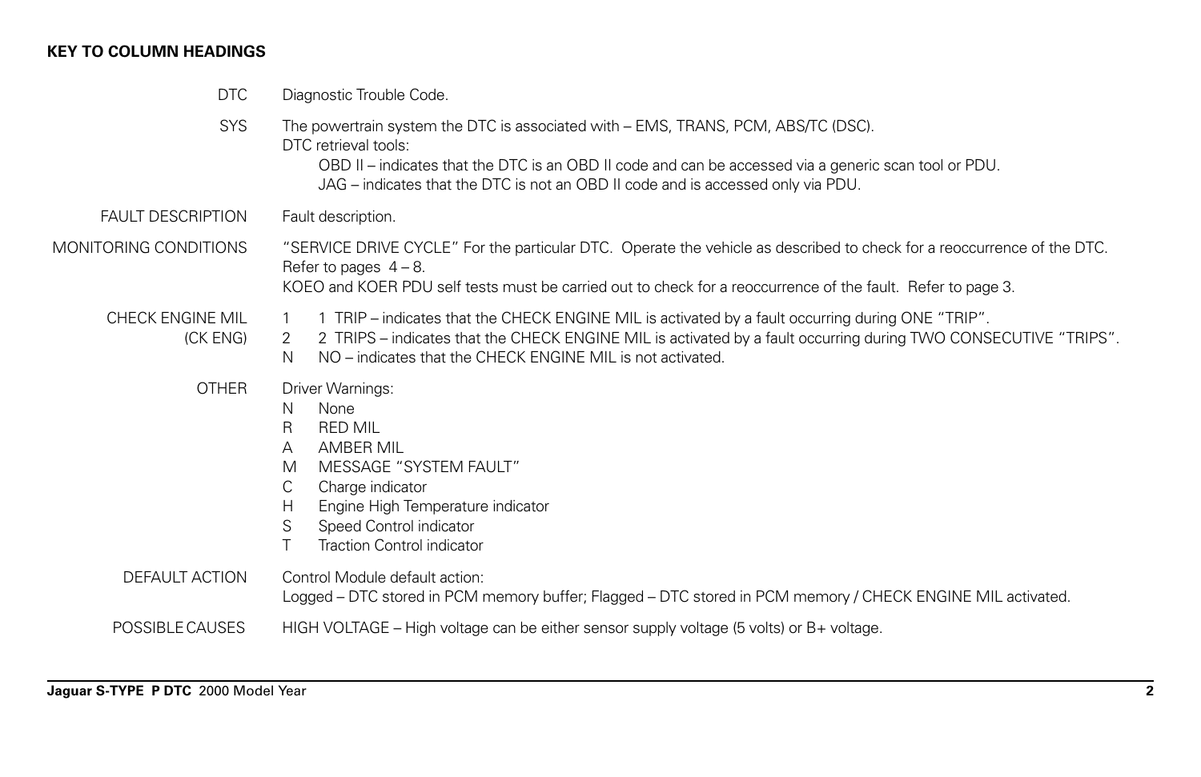**KEY TO COLUMN HEADINGS**

| | |
|---|---|
| DTC | Diagnostic Trouble Code. |
| SYS | The powertrain system the DTC is associated with – EMS, TRANS, PCM, ABS/TC (DSC).<br>DTC retrieval tools:<br>OBD II – indicates that the DTC is an OBD II code and can be accessed via a generic scan tool or PDU.<br>JAG – indicates that the DTC is not an OBD II code and is accessed only via PDU. |
| FAULT DESCRIPTION | Fault description. |
| MONITORING CONDITIONS | "SERVICE DRIVE CYCLE" For the particular DTC. Operate the vehicle as described to check for a reoccurrence of the DTC. Refer to pages 4 – 8.<br>KOEO and KOER PDU self tests must be carried out to check for a reoccurrence of the fault. Refer to page 3. |
| CHECK ENGINE MIL (CK ENG) | 1 1 TRIP – indicates that the CHECK ENGINE MIL is activated by a fault occurring during ONE "TRIP".<br>2 2 TRIPS – indicates that the CHECK ENGINE MIL is activated by a fault occurring during TWO CONSECUTIVE "TRIPS".<br>N NO – indicates that the CHECK ENGINE MIL is not activated. |
| OTHER | Driver Warnings:<br>N None<br>R RED MIL<br>A AMBER MIL<br>M MESSAGE "SYSTEM FAULT"<br>C Charge indicator<br>H Engine High Temperature indicator<br>S Speed Control indicator<br>T Traction Control indicator |
| DEFAULT ACTION | Control Module default action:<br>Logged – DTC stored in PCM memory buffer; Flagged – DTC stored in PCM memory / CHECK ENGINE MIL activated. |
| POSSIBLE CAUSES | HIGH VOLTAGE – High voltage can be either sensor supply voltage (5 volts) or B+ voltage. |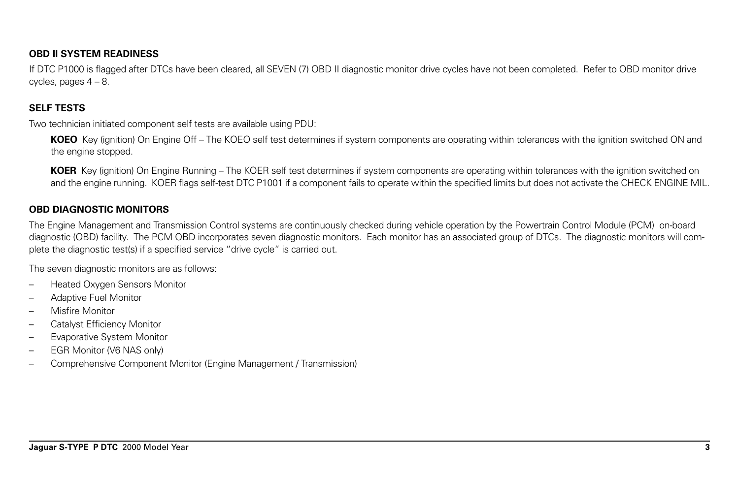## OBD II SYSTEM READINESS

If DTC P1000 is flagged after DTCs have been cleared, all SEVEN (7) OBD II diagnostic monitor drive cycles have not been completed. Refer to OBD monitor drive cycles, pages 4 – 8.

## SELF TESTS

Two technician initiated component self tests are available using PDU:

**KOEO** Key (ignition) On Engine Off – The KOEO self test determines if system components are operating within tolerances with the ignition switched ON and the engine stopped.

**KOER** Key (ignition) On Engine Running – The KOER self test determines if system components are operating within tolerances with the ignition switched on and the engine running. KOER flags self-test DTC P1001 if a component fails to operate within the specified limits but does not activate the CHECK ENGINE MIL.

## OBD DIAGNOSTIC MONITORS

The Engine Management and Transmission Control systems are continuously checked during vehicle operation by the Powertrain Control Module (PCM) on-board diagnostic (OBD) facility. The PCM OBD incorporates seven diagnostic monitors. Each monitor has an associated group of DTCs. The diagnostic monitors will complete the diagnostic test(s) if a specified service "drive cycle" is carried out.

The seven diagnostic monitors are as follows:

- Heated Oxygen Sensors Monitor
- Adaptive Fuel Monitor
- Misfire Monitor
- Catalyst Efficiency Monitor
- Evaporative System Monitor
- EGR Monitor (V6 NAS only)
- Comprehensive Component Monitor (Engine Management / Transmission)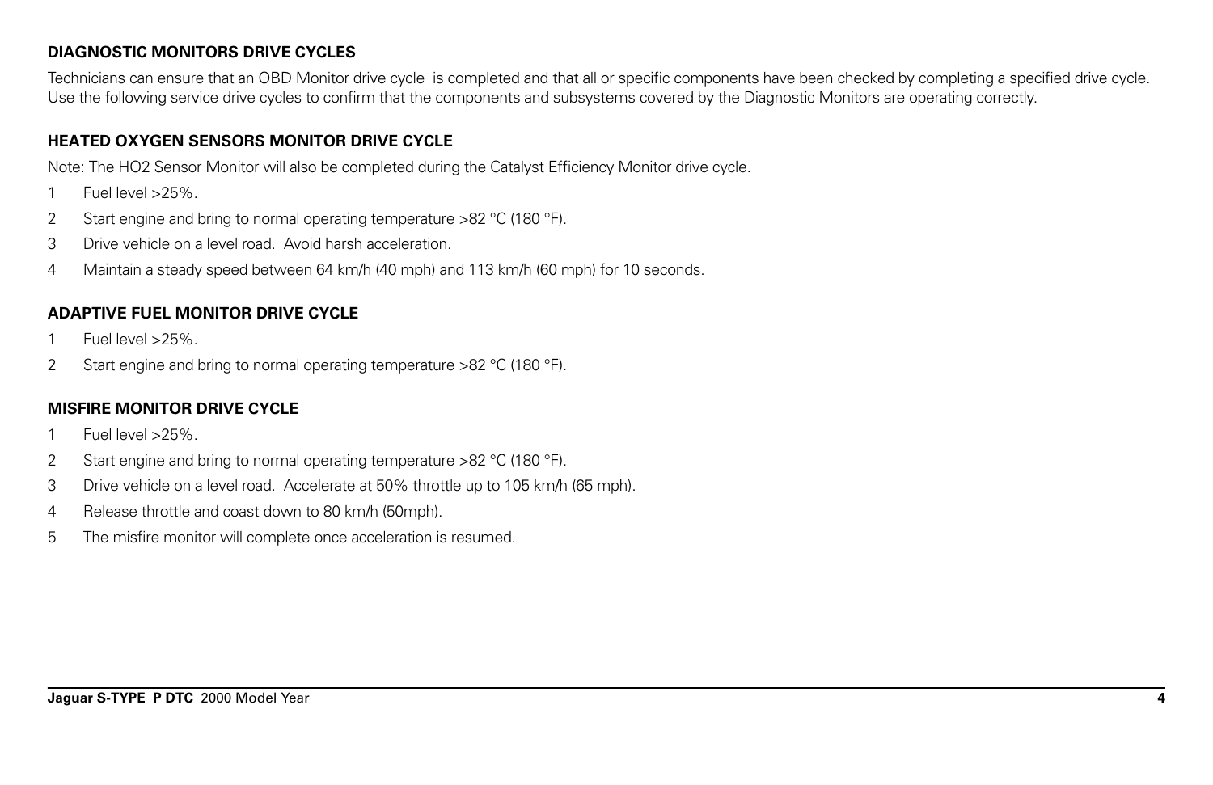## DIAGNOSTIC MONITORS DRIVE CYCLES

Technicians can ensure that an OBD Monitor drive cycle is completed and that all or specific components have been checked by completing a specified drive cycle. Use the following service drive cycles to confirm that the components and subsystems covered by the Diagnostic Monitors are operating correctly.

### HEATED OXYGEN SENSORS MONITOR DRIVE CYCLE

Note: The HO2 Sensor Monitor will also be completed during the Catalyst Efficiency Monitor drive cycle.

1. Fuel level >25%.
2. Start engine and bring to normal operating temperature >82 °C (180 °F).
3. Drive vehicle on a level road. Avoid harsh acceleration.
4. Maintain a steady speed between 64 km/h (40 mph) and 113 km/h (60 mph) for 10 seconds.

### ADAPTIVE FUEL MONITOR DRIVE CYCLE

1. Fuel level >25%.
2. Start engine and bring to normal operating temperature >82 °C (180 °F).

### MISFIRE MONITOR DRIVE CYCLE

1. Fuel level >25%.
2. Start engine and bring to normal operating temperature >82 °C (180 °F).
3. Drive vehicle on a level road. Accelerate at 50% throttle up to 105 km/h (65 mph).
4. Release throttle and coast down to 80 km/h (50mph).
5. The misfire monitor will complete once acceleration is resumed.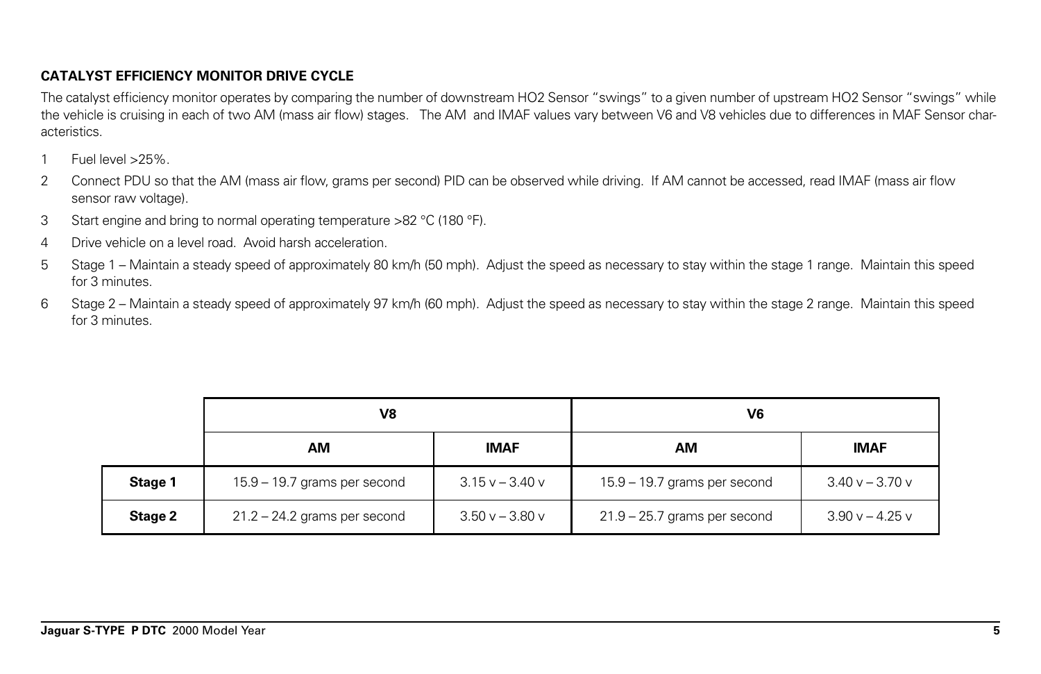### CATALYST EFFICIENCY MONITOR DRIVE CYCLE

The catalyst efficiency monitor operates by comparing the number of downstream HO2 Sensor "swings" to a given number of upstream HO2 Sensor "swings" while the vehicle is cruising in each of two AM (mass air flow) stages. The AM and IMAF values vary between V6 and V8 vehicles due to differences in MAF Sensor characteristics.

1. Fuel level >25%.
2. Connect PDU so that the AM (mass air flow, grams per second) PID can be observed while driving. If AM cannot be accessed, read IMAF (mass air flow sensor raw voltage).
3. Start engine and bring to normal operating temperature >82 °C (180 °F).
4. Drive vehicle on a level road. Avoid harsh acceleration.
5. Stage 1 – Maintain a steady speed of approximately 80 km/h (50 mph). Adjust the speed as necessary to stay within the stage 1 range. Maintain this speed for 3 minutes.
6. Stage 2 – Maintain a steady speed of approximately 97 km/h (60 mph). Adjust the speed as necessary to stay within the stage 2 range. Maintain this speed for 3 minutes.

| | V8 | | V6 | |
|---|---|---|---|---|
| | **AM** | **IMAF** | **AM** | **IMAF** |
| **Stage 1** | 15.9 – 19.7 grams per second | 3.15 v – 3.40 v | 15.9 – 19.7 grams per second | 3.40 v – 3.70 v |
| **Stage 2** | 21.2 – 24.2 grams per second | 3.50 v – 3.80 v | 21.9 – 25.7 grams per second | 3.90 v – 4.25 v |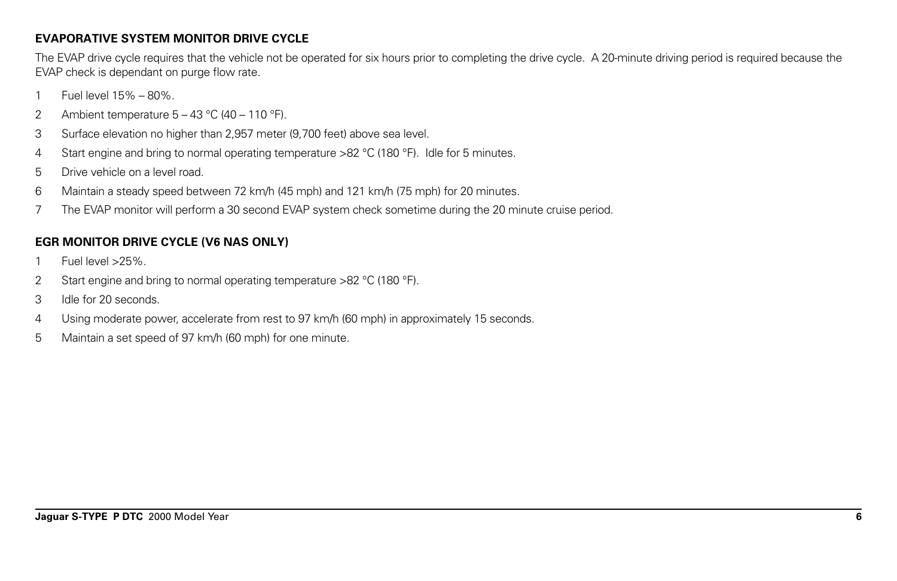## EVAPORATIVE SYSTEM MONITOR DRIVE CYCLE

The EVAP drive cycle requires that the vehicle not be operated for six hours prior to completing the drive cycle. A 20-minute driving period is required because the EVAP check is dependant on purge flow rate.

1. Fuel level 15% – 80%.
2. Ambient temperature 5 – 43 °C (40 – 110 °F).
3. Surface elevation no higher than 2,957 meter (9,700 feet) above sea level.
4. Start engine and bring to normal operating temperature >82 °C (180 °F). Idle for 5 minutes.
5. Drive vehicle on a level road.
6. Maintain a steady speed between 72 km/h (45 mph) and 121 km/h (75 mph) for 20 minutes.
7. The EVAP monitor will perform a 30 second EVAP system check sometime during the 20 minute cruise period.

## EGR MONITOR DRIVE CYCLE (V6 NAS ONLY)

1. Fuel level >25%.
2. Start engine and bring to normal operating temperature >82 °C (180 °F).
3. Idle for 20 seconds.
4. Using moderate power, accelerate from rest to 97 km/h (60 mph) in approximately 15 seconds.
5. Maintain a set speed of 97 km/h (60 mph) for one minute.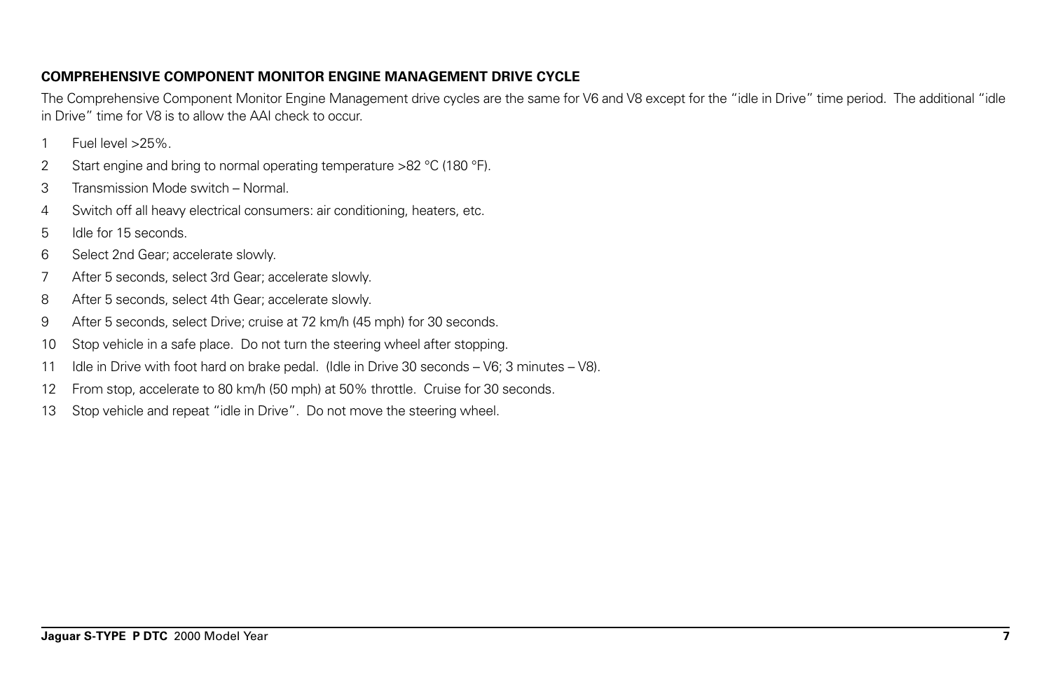## COMPREHENSIVE COMPONENT MONITOR ENGINE MANAGEMENT DRIVE CYCLE

The Comprehensive Component Monitor Engine Management drive cycles are the same for V6 and V8 except for the "idle in Drive" time period. The additional "idle in Drive" time for V8 is to allow the AAI check to occur.

1. Fuel level >25%.
2. Start engine and bring to normal operating temperature >82 °C (180 °F).
3. Transmission Mode switch – Normal.
4. Switch off all heavy electrical consumers: air conditioning, heaters, etc.
5. Idle for 15 seconds.
6. Select 2nd Gear; accelerate slowly.
7. After 5 seconds, select 3rd Gear; accelerate slowly.
8. After 5 seconds, select 4th Gear; accelerate slowly.
9. After 5 seconds, select Drive; cruise at 72 km/h (45 mph) for 30 seconds.
10. Stop vehicle in a safe place. Do not turn the steering wheel after stopping.
11. Idle in Drive with foot hard on brake pedal. (Idle in Drive 30 seconds – V6; 3 minutes – V8).
12. From stop, accelerate to 80 km/h (50 mph) at 50% throttle. Cruise for 30 seconds.
13. Stop vehicle and repeat "idle in Drive". Do not move the steering wheel.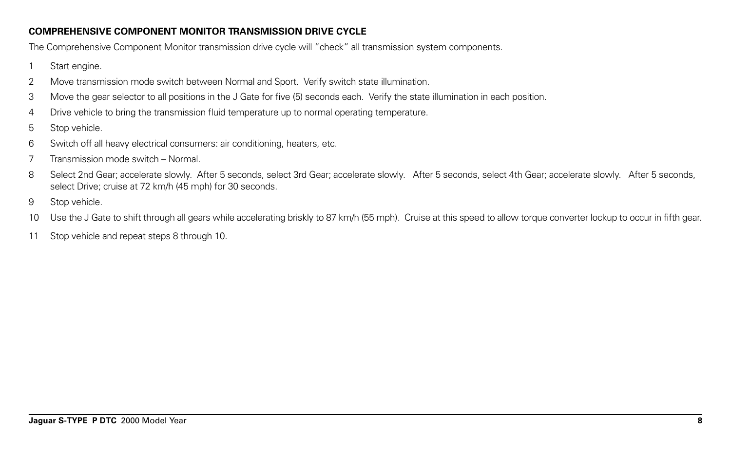**COMPREHENSIVE COMPONENT MONITOR TRANSMISSION DRIVE CYCLE**

The Comprehensive Component Monitor transmission drive cycle will "check" all transmission system components.

1. Start engine.
2. Move transmission mode switch between Normal and Sport. Verify switch state illumination.
3. Move the gear selector to all positions in the J Gate for five (5) seconds each. Verify the state illumination in each position.
4. Drive vehicle to bring the transmission fluid temperature up to normal operating temperature.
5. Stop vehicle.
6. Switch off all heavy electrical consumers: air conditioning, heaters, etc.
7. Transmission mode switch – Normal.
8. Select 2nd Gear; accelerate slowly. After 5 seconds, select 3rd Gear; accelerate slowly. After 5 seconds, select 4th Gear; accelerate slowly. After 5 seconds, select Drive; cruise at 72 km/h (45 mph) for 30 seconds.
9. Stop vehicle.
10. Use the J Gate to shift through all gears while accelerating briskly to 87 km/h (55 mph). Cruise at this speed to allow torque converter lockup to occur in fifth gear.
11. Stop vehicle and repeat steps 8 through 10.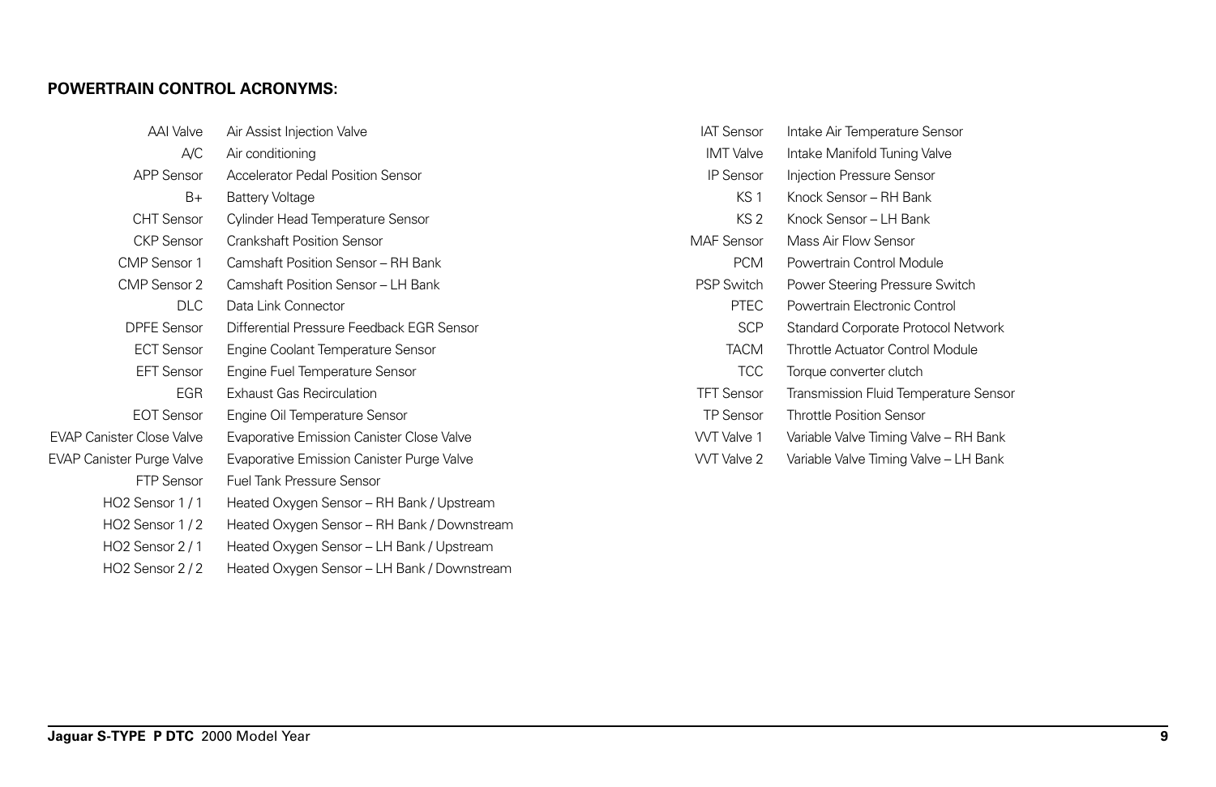**POWERTRAIN CONTROL ACRONYMS:**

| Acronym | Meaning |
|---|---|
| AAI Valve | Air Assist Injection Valve |
| A/C | Air conditioning |
| APP Sensor | Accelerator Pedal Position Sensor |
| B+ | Battery Voltage |
| CHT Sensor | Cylinder Head Temperature Sensor |
| CKP Sensor | Crankshaft Position Sensor |
| CMP Sensor 1 | Camshaft Position Sensor – RH Bank |
| CMP Sensor 2 | Camshaft Position Sensor – LH Bank |
| DLC | Data Link Connector |
| DPFE Sensor | Differential Pressure Feedback EGR Sensor |
| ECT Sensor | Engine Coolant Temperature Sensor |
| EFT Sensor | Engine Fuel Temperature Sensor |
| EGR | Exhaust Gas Recirculation |
| EOT Sensor | Engine Oil Temperature Sensor |
| EVAP Canister Close Valve | Evaporative Emission Canister Close Valve |
| EVAP Canister Purge Valve | Evaporative Emission Canister Purge Valve |
| FTP Sensor | Fuel Tank Pressure Sensor |
| HO2 Sensor 1 / 1 | Heated Oxygen Sensor – RH Bank / Upstream |
| HO2 Sensor 1 / 2 | Heated Oxygen Sensor – RH Bank / Downstream |
| HO2 Sensor 2 / 1 | Heated Oxygen Sensor – LH Bank / Upstream |
| HO2 Sensor 2 / 2 | Heated Oxygen Sensor – LH Bank / Downstream |
| IAT Sensor | Intake Air Temperature Sensor |
| IMT Valve | Intake Manifold Tuning Valve |
| IP Sensor | Injection Pressure Sensor |
| KS 1 | Knock Sensor – RH Bank |
| KS 2 | Knock Sensor – LH Bank |
| MAF Sensor | Mass Air Flow Sensor |
| PCM | Powertrain Control Module |
| PSP Switch | Power Steering Pressure Switch |
| PTEC | Powertrain Electronic Control |
| SCP | Standard Corporate Protocol Network |
| TACM | Throttle Actuator Control Module |
| TCC | Torque converter clutch |
| TFT Sensor | Transmission Fluid Temperature Sensor |
| TP Sensor | Throttle Position Sensor |
| VVT Valve 1 | Variable Valve Timing Valve – RH Bank |
| VVT Valve 2 | Variable Valve Timing Valve – LH Bank |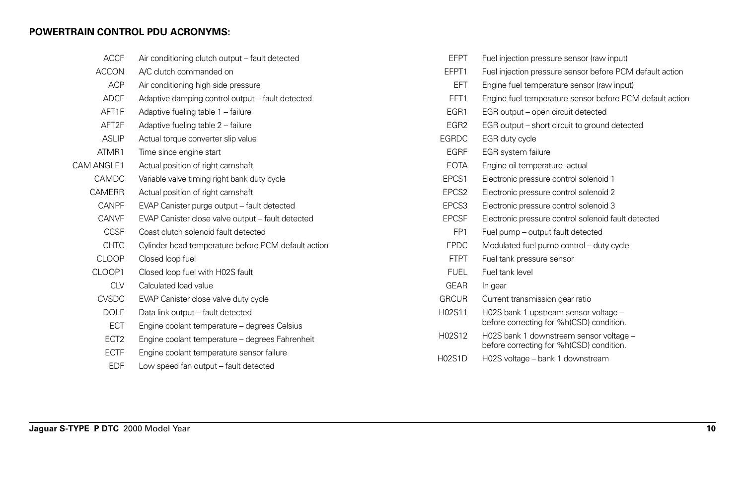**POWERTRAIN CONTROL PDU ACRONYMS:**

| Acronym | Description |
|---|---|
| ACCF | Air conditioning clutch output – fault detected |
| ACCON | A/C clutch commanded on |
| ACP | Air conditioning high side pressure |
| ADCF | Adaptive damping control output – fault detected |
| AFT1F | Adaptive fueling table 1 – failure |
| AFT2F | Adaptive fueling table 2 – failure |
| ASLIP | Actual torque converter slip value |
| ATMR1 | Time since engine start |
| CAM ANGLE1 | Actual position of right camshaft |
| CAMDC | Variable valve timing right bank duty cycle |
| CAMERR | Actual position of right camshaft |
| CANPF | EVAP Canister purge output – fault detected |
| CANVF | EVAP Canister close valve output – fault detected |
| CCSF | Coast clutch solenoid fault detected |
| CHTC | Cylinder head temperature before PCM default action |
| CLOOP | Closed loop fuel |
| CLOOP1 | Closed loop fuel with H02S fault |
| CLV | Calculated load value |
| CVSDC | EVAP Canister close valve duty cycle |
| DOLF | Data link output – fault detected |
| ECT | Engine coolant temperature – degrees Celsius |
| ECT2 | Engine coolant temperature – degrees Fahrenheit |
| ECTF | Engine coolant temperature sensor failure |
| EDF | Low speed fan output – fault detected |
| EFPT | Fuel injection pressure sensor (raw input) |
| EFPT1 | Fuel injection pressure sensor before PCM default action |
| EFT | Engine fuel temperature sensor (raw input) |
| EFT1 | Engine fuel temperature sensor before PCM default action |
| EGR1 | EGR output – open circuit detected |
| EGR2 | EGR output – short circuit to ground detected |
| EGRDC | EGR duty cycle |
| EGRF | EGR system failure |
| EOTA | Engine oil temperature -actual |
| EPCS1 | Electronic pressure control solenoid 1 |
| EPCS2 | Electronic pressure control solenoid 2 |
| EPCS3 | Electronic pressure control solenoid 3 |
| EPCSF | Electronic pressure control solenoid fault detected |
| FP1 | Fuel pump – output fault detected |
| FPDC | Modulated fuel pump control – duty cycle |
| FTPT | Fuel tank pressure sensor |
| FUEL | Fuel tank level |
| GEAR | In gear |
| GRCUR | Current transmission gear ratio |
| H02S11 | H02S bank 1 upstream sensor voltage – before correcting for %h(CSD) condition. |
| H02S12 | H02S bank 1 downstream sensor voltage – before correcting for %h(CSD) condition. |
| H02S1D | H02S voltage – bank 1 downstream |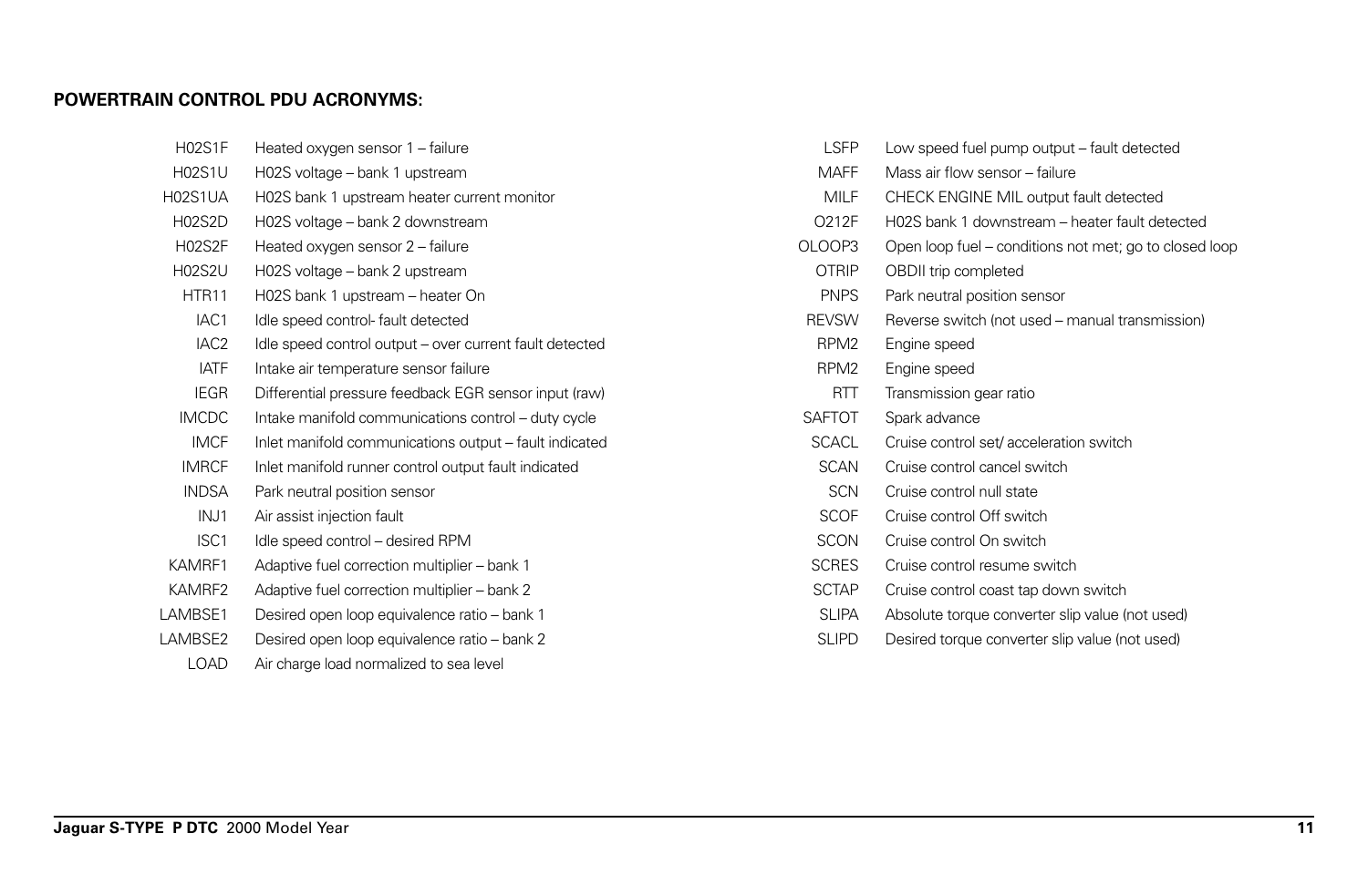**POWERTRAIN CONTROL PDU ACRONYMS:**

| | |
|---|---|
| H02S1F | Heated oxygen sensor 1 – failure |
| H02S1U | H02S voltage – bank 1 upstream |
| H02S1UA | H02S bank 1 upstream heater current monitor |
| H02S2D | H02S voltage – bank 2 downstream |
| H02S2F | Heated oxygen sensor 2 – failure |
| H02S2U | H02S voltage – bank 2 upstream |
| HTR11 | H02S bank 1 upstream – heater On |
| IAC1 | Idle speed control- fault detected |
| IAC2 | Idle speed control output – over current fault detected |
| IATF | Intake air temperature sensor failure |
| IEGR | Differential pressure feedback EGR sensor input (raw) |
| IMCDC | Intake manifold communications control – duty cycle |
| IMCF | Inlet manifold communications output – fault indicated |
| IMRCF | Inlet manifold runner control output fault indicated |
| INDSA | Park neutral position sensor |
| INJ1 | Air assist injection fault |
| ISC1 | Idle speed control – desired RPM |
| KAMRF1 | Adaptive fuel correction multiplier – bank 1 |
| KAMRF2 | Adaptive fuel correction multiplier – bank 2 |
| LAMBSE1 | Desired open loop equivalence ratio – bank 1 |
| LAMBSE2 | Desired open loop equivalence ratio – bank 2 |
| LOAD | Air charge load normalized to sea level |
| LSFP | Low speed fuel pump output – fault detected |
| MAFF | Mass air flow sensor – failure |
| MILF | CHECK ENGINE MIL output fault detected |
| O212F | H02S bank 1 downstream – heater fault detected |
| OLOOP3 | Open loop fuel – conditions not met; go to closed loop |
| OTRIP | OBDII trip completed |
| PNPS | Park neutral position sensor |
| REVSW | Reverse switch (not used – manual transmission) |
| RPM2 | Engine speed |
| RPM2 | Engine speed |
| RTT | Transmission gear ratio |
| SAFTOT | Spark advance |
| SCACL | Cruise control set/ acceleration switch |
| SCAN | Cruise control cancel switch |
| SCN | Cruise control null state |
| SCOF | Cruise control Off switch |
| SCON | Cruise control On switch |
| SCRES | Cruise control resume switch |
| SCTAP | Cruise control coast tap down switch |
| SLIPA | Absolute torque converter slip value (not used) |
| SLIPD | Desired torque converter slip value (not used) |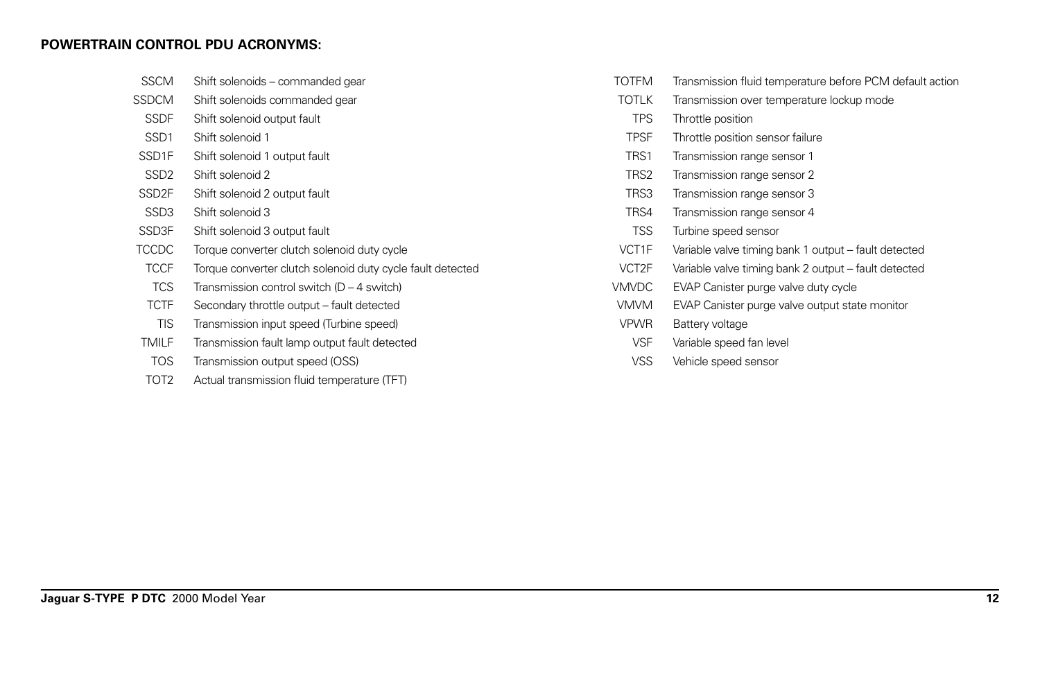**POWERTRAIN CONTROL PDU ACRONYMS:**

| | |
|---|---|
| SSCM | Shift solenoids – commanded gear |
| SSDCM | Shift solenoids commanded gear |
| SSDF | Shift solenoid output fault |
| SSD1 | Shift solenoid 1 |
| SSD1F | Shift solenoid 1 output fault |
| SSD2 | Shift solenoid 2 |
| SSD2F | Shift solenoid 2 output fault |
| SSD3 | Shift solenoid 3 |
| SSD3F | Shift solenoid 3 output fault |
| TCCDC | Torque converter clutch solenoid duty cycle |
| TCCF | Torque converter clutch solenoid duty cycle fault detected |
| TCS | Transmission control switch (D – 4 switch) |
| TCTF | Secondary throttle output – fault detected |
| TIS | Transmission input speed (Turbine speed) |
| TMILF | Transmission fault lamp output fault detected |
| TOS | Transmission output speed (OSS) |
| TOT2 | Actual transmission fluid temperature (TFT) |
| TOTFM | Transmission fluid temperature before PCM default action |
| TOTLK | Transmission over temperature lockup mode |
| TPS | Throttle position |
| TPSF | Throttle position sensor failure |
| TRS1 | Transmission range sensor 1 |
| TRS2 | Transmission range sensor 2 |
| TRS3 | Transmission range sensor 3 |
| TRS4 | Transmission range sensor 4 |
| TSS | Turbine speed sensor |
| VCT1F | Variable valve timing bank 1 output – fault detected |
| VCT2F | Variable valve timing bank 2 output – fault detected |
| VMVDC | EVAP Canister purge valve duty cycle |
| VMVM | EVAP Canister purge valve output state monitor |
| VPWR | Battery voltage |
| VSF | Variable speed fan level |
| VSS | Vehicle speed sensor |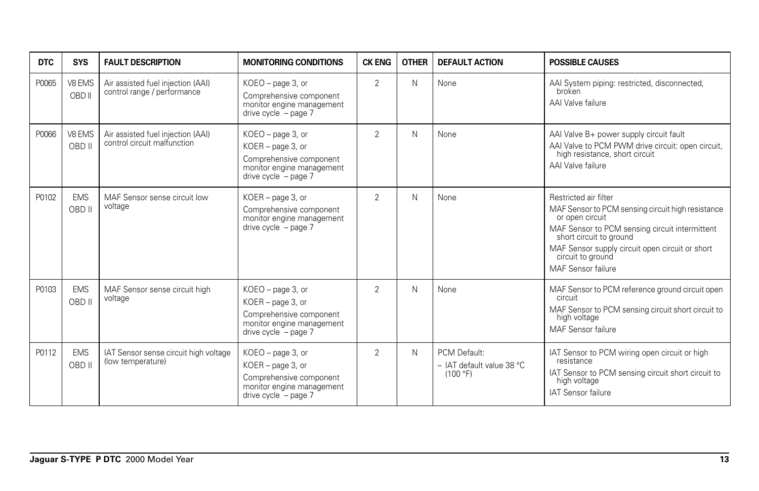| DTC | SYS | FAULT DESCRIPTION | MONITORING CONDITIONS | CK ENG | OTHER | DEFAULT ACTION | POSSIBLE CAUSES |
|---|---|---|---|---|---|---|---|
| P0065 | V8 EMS OBD II | Air assisted fuel injection (AAI) control range / performance | KOEO – page 3, or<br>Comprehensive component monitor engine management drive cycle – page 7 | 2 | N | None | AAI System piping: restricted, disconnected, broken<br>AAI Valve failure |
| P0066 | V8 EMS OBD II | Air assisted fuel injection (AAI) control circuit malfunction | KOEO – page 3, or<br>KOER – page 3, or<br>Comprehensive component monitor engine management drive cycle – page 7 | 2 | N | None | AAI Valve B+ power supply circuit fault<br>AAI Valve to PCM PWM drive circuit: open circuit, high resistance, short circuit<br>AAI Valve failure |
| P0102 | EMS OBD II | MAF Sensor sense circuit low voltage | KOER – page 3, or<br>Comprehensive component monitor engine management drive cycle – page 7 | 2 | N | None | Restricted air filter<br>MAF Sensor to PCM sensing circuit high resistance or open circuit<br>MAF Sensor to PCM sensing circuit intermittent short circuit to ground<br>MAF Sensor supply circuit open circuit or short circuit to ground<br>MAF Sensor failure |
| P0103 | EMS OBD II | MAF Sensor sense circuit high voltage | KOEO – page 3, or<br>KOER – page 3, or<br>Comprehensive component monitor engine management drive cycle – page 7 | 2 | N | None | MAF Sensor to PCM reference ground circuit open circuit<br>MAF Sensor to PCM sensing circuit short circuit to high voltage<br>MAF Sensor failure |
| P0112 | EMS OBD II | IAT Sensor sense circuit high voltage (low temperature) | KOEO – page 3, or<br>KOER – page 3, or<br>Comprehensive component monitor engine management drive cycle – page 7 | 2 | N | PCM Default:<br>– IAT default value 38 °C (100 °F) | IAT Sensor to PCM wiring open circuit or high resistance<br>IAT Sensor to PCM sensing circuit short circuit to high voltage<br>IAT Sensor failure |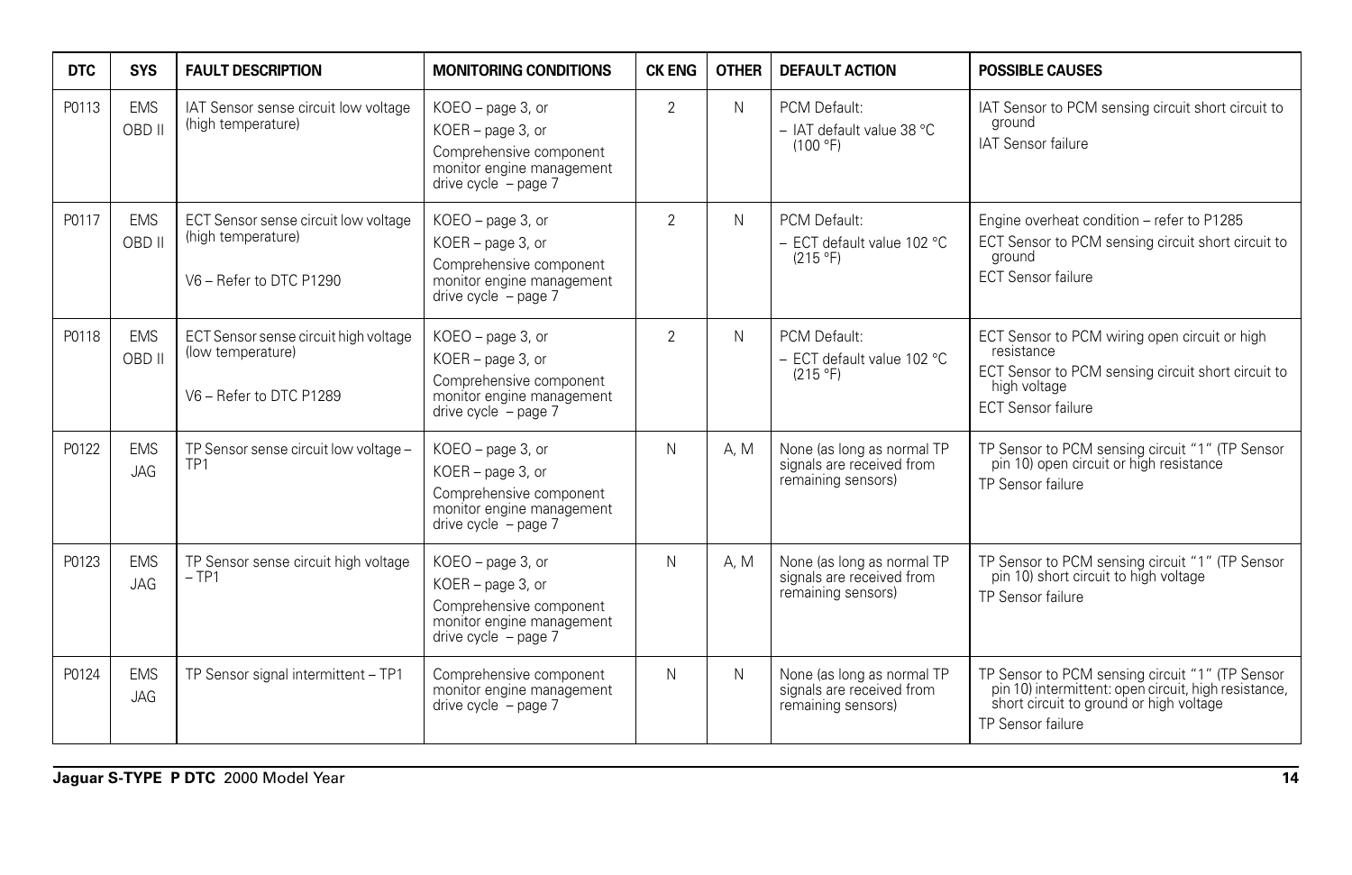| DTC | SYS | FAULT DESCRIPTION | MONITORING CONDITIONS | CK ENG | OTHER | DEFAULT ACTION | POSSIBLE CAUSES |
|---|---|---|---|---|---|---|---|
| P0113 | EMS OBD II | IAT Sensor sense circuit low voltage (high temperature) | KOEO – page 3, or<br>KOER – page 3, or<br>Comprehensive component monitor engine management drive cycle – page 7 | 2 | N | PCM Default:<br>– IAT default value 38 °C (100 °F) | IAT Sensor to PCM sensing circuit short circuit to ground<br>IAT Sensor failure |
| P0117 | EMS OBD II | ECT Sensor sense circuit low voltage (high temperature)<br><br>V6 – Refer to DTC P1290 | KOEO – page 3, or<br>KOER – page 3, or<br>Comprehensive component monitor engine management drive cycle – page 7 | 2 | N | PCM Default:<br>– ECT default value 102 °C (215 °F) | Engine overheat condition – refer to P1285<br>ECT Sensor to PCM sensing circuit short circuit to ground<br>ECT Sensor failure |
| P0118 | EMS OBD II | ECT Sensor sense circuit high voltage (low temperature)<br><br>V6 – Refer to DTC P1289 | KOEO – page 3, or<br>KOER – page 3, or<br>Comprehensive component monitor engine management drive cycle – page 7 | 2 | N | PCM Default:<br>– ECT default value 102 °C (215 °F) | ECT Sensor to PCM wiring open circuit or high resistance<br>ECT Sensor to PCM sensing circuit short circuit to high voltage<br>ECT Sensor failure |
| P0122 | EMS JAG | TP Sensor sense circuit low voltage – TP1 | KOEO – page 3, or<br>KOER – page 3, or<br>Comprehensive component monitor engine management drive cycle – page 7 | N | A, M | None (as long as normal TP signals are received from remaining sensors) | TP Sensor to PCM sensing circuit "1" (TP Sensor pin 10) open circuit or high resistance<br>TP Sensor failure |
| P0123 | EMS JAG | TP Sensor sense circuit high voltage – TP1 | KOEO – page 3, or<br>KOER – page 3, or<br>Comprehensive component monitor engine management drive cycle – page 7 | N | A, M | None (as long as normal TP signals are received from remaining sensors) | TP Sensor to PCM sensing circuit "1" (TP Sensor pin 10) short circuit to high voltage<br>TP Sensor failure |
| P0124 | EMS JAG | TP Sensor signal intermittent – TP1 | Comprehensive component monitor engine management drive cycle – page 7 | N | N | None (as long as normal TP signals are received from remaining sensors) | TP Sensor to PCM sensing circuit "1" (TP Sensor pin 10) intermittent: open circuit, high resistance, short circuit to ground or high voltage<br>TP Sensor failure |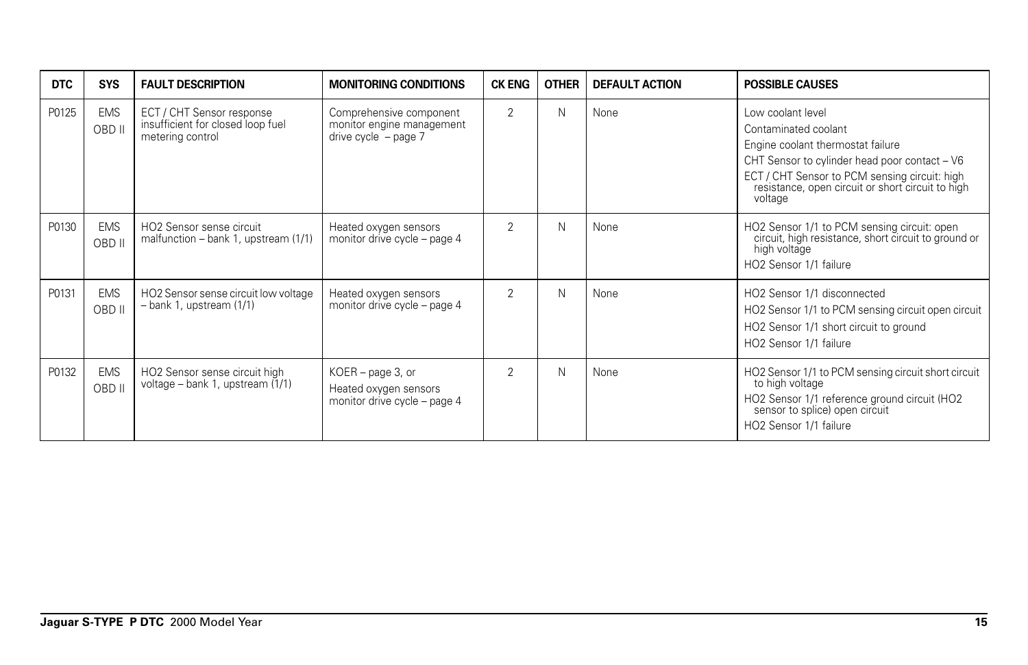| DTC | SYS | FAULT DESCRIPTION | MONITORING CONDITIONS | CK ENG | OTHER | DEFAULT ACTION | POSSIBLE CAUSES |
|---|---|---|---|---|---|---|---|
| P0125 | EMS OBD II | ECT / CHT Sensor response insufficient for closed loop fuel metering control | Comprehensive component monitor engine management drive cycle – page 7 | 2 | N | None | Low coolant level<br>Contaminated coolant<br>Engine coolant thermostat failure<br>CHT Sensor to cylinder head poor contact – V6<br>ECT / CHT Sensor to PCM sensing circuit: high resistance, open circuit or short circuit to high voltage |
| P0130 | EMS OBD II | HO2 Sensor sense circuit malfunction – bank 1, upstream (1/1) | Heated oxygen sensors monitor drive cycle – page 4 | 2 | N | None | HO2 Sensor 1/1 to PCM sensing circuit: open circuit, high resistance, short circuit to ground or high voltage<br>HO2 Sensor 1/1 failure |
| P0131 | EMS OBD II | HO2 Sensor sense circuit low voltage – bank 1, upstream (1/1) | Heated oxygen sensors monitor drive cycle – page 4 | 2 | N | None | HO2 Sensor 1/1 disconnected<br>HO2 Sensor 1/1 to PCM sensing circuit open circuit<br>HO2 Sensor 1/1 short circuit to ground<br>HO2 Sensor 1/1 failure |
| P0132 | EMS OBD II | HO2 Sensor sense circuit high voltage – bank 1, upstream (1/1) | KOER – page 3, or<br>Heated oxygen sensors monitor drive cycle – page 4 | 2 | N | None | HO2 Sensor 1/1 to PCM sensing circuit short circuit to high voltage<br>HO2 Sensor 1/1 reference ground circuit (HO2 sensor to splice) open circuit<br>HO2 Sensor 1/1 failure |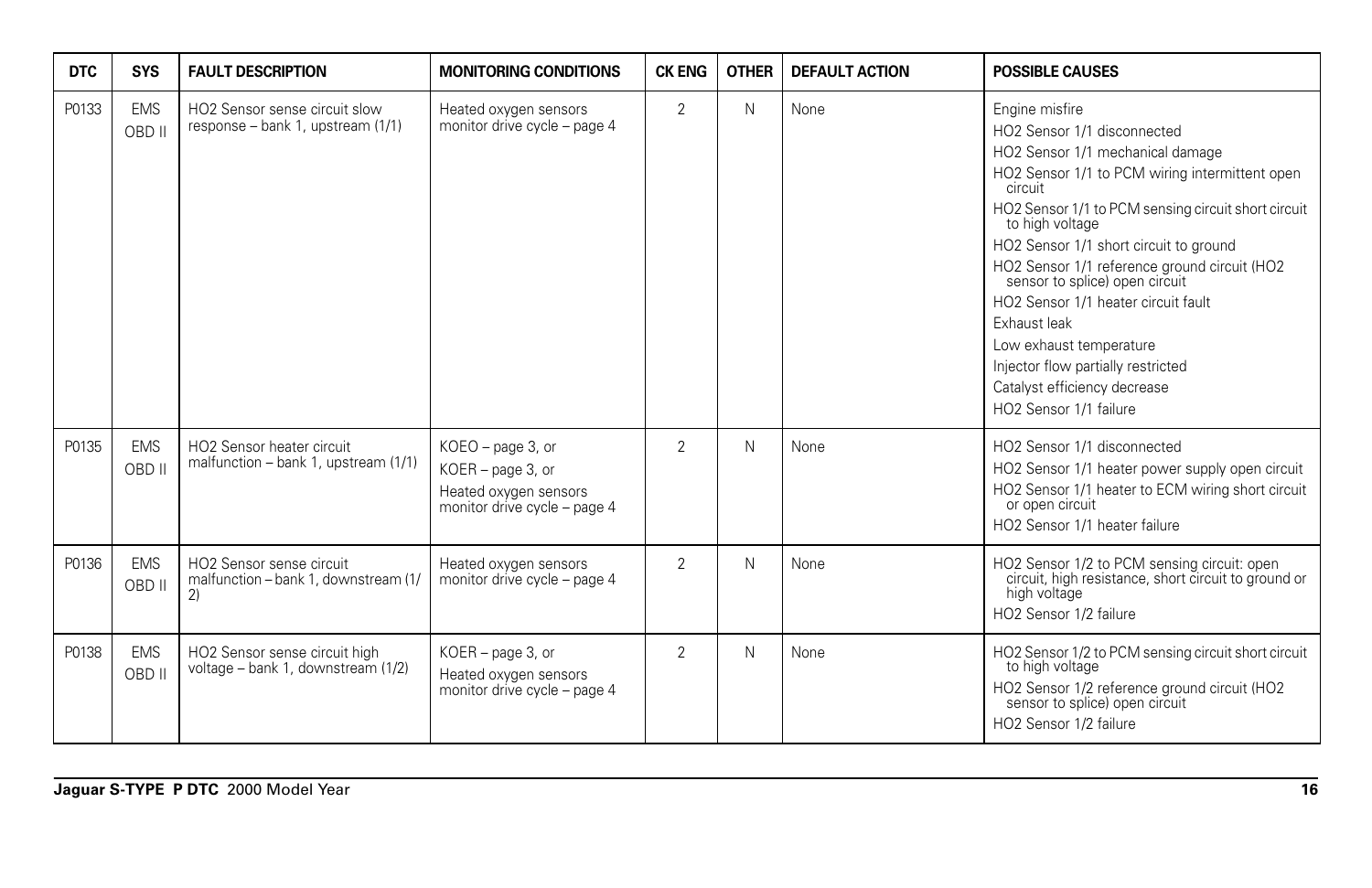| DTC | SYS | FAULT DESCRIPTION | MONITORING CONDITIONS | CK ENG | OTHER | DEFAULT ACTION | POSSIBLE CAUSES |
|---|---|---|---|---|---|---|---|
| P0133 | EMS OBD II | HO2 Sensor sense circuit slow response – bank 1, upstream (1/1) | Heated oxygen sensors monitor drive cycle – page 4 | 2 | N | None | Engine misfire<br>HO2 Sensor 1/1 disconnected<br>HO2 Sensor 1/1 mechanical damage<br>HO2 Sensor 1/1 to PCM wiring intermittent open circuit<br>HO2 Sensor 1/1 to PCM sensing circuit short circuit to high voltage<br>HO2 Sensor 1/1 short circuit to ground<br>HO2 Sensor 1/1 reference ground circuit (HO2 sensor to splice) open circuit<br>HO2 Sensor 1/1 heater circuit fault<br>Exhaust leak<br>Low exhaust temperature<br>Injector flow partially restricted<br>Catalyst efficiency decrease<br>HO2 Sensor 1/1 failure |
| P0135 | EMS OBD II | HO2 Sensor heater circuit malfunction – bank 1, upstream (1/1) | KOEO – page 3, or<br>KOER – page 3, or<br>Heated oxygen sensors monitor drive cycle – page 4 | 2 | N | None | HO2 Sensor 1/1 disconnected<br>HO2 Sensor 1/1 heater power supply open circuit<br>HO2 Sensor 1/1 heater to ECM wiring short circuit or open circuit<br>HO2 Sensor 1/1 heater failure |
| P0136 | EMS OBD II | HO2 Sensor sense circuit malfunction – bank 1, downstream (1/2) | Heated oxygen sensors monitor drive cycle – page 4 | 2 | N | None | HO2 Sensor 1/2 to PCM sensing circuit: open circuit, high resistance, short circuit to ground or high voltage<br>HO2 Sensor 1/2 failure |
| P0138 | EMS OBD II | HO2 Sensor sense circuit high voltage – bank 1, downstream (1/2) | KOER – page 3, or<br>Heated oxygen sensors monitor drive cycle – page 4 | 2 | N | None | HO2 Sensor 1/2 to PCM sensing circuit short circuit to high voltage<br>HO2 Sensor 1/2 reference ground circuit (HO2 sensor to splice) open circuit<br>HO2 Sensor 1/2 failure |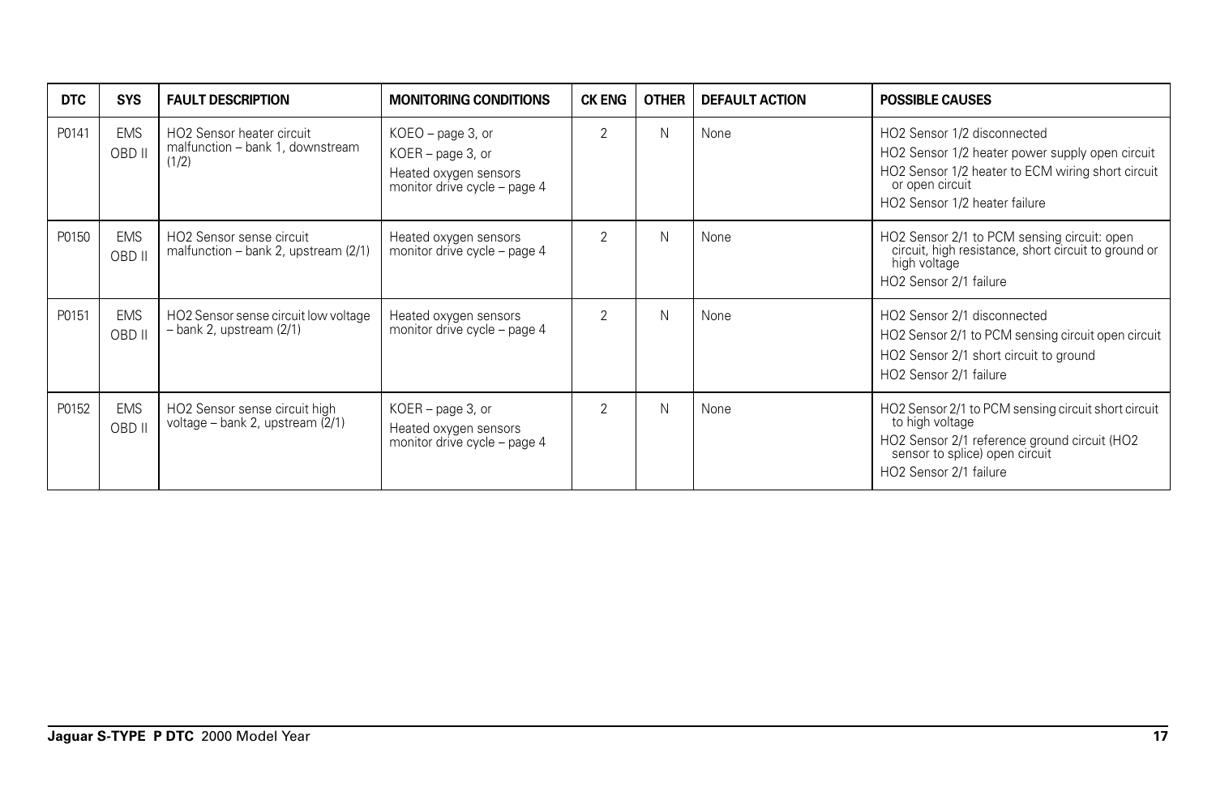| DTC | SYS | FAULT DESCRIPTION | MONITORING CONDITIONS | CK ENG | OTHER | DEFAULT ACTION | POSSIBLE CAUSES |
|---|---|---|---|---|---|---|---|
| P0141 | EMS OBD II | HO2 Sensor heater circuit malfunction – bank 1, downstream (1/2) | KOEO – page 3, or<br>KOER – page 3, or<br>Heated oxygen sensors monitor drive cycle – page 4 | 2 | N | None | HO2 Sensor 1/2 disconnected<br>HO2 Sensor 1/2 heater power supply open circuit<br>HO2 Sensor 1/2 heater to ECM wiring short circuit or open circuit<br>HO2 Sensor 1/2 heater failure |
| P0150 | EMS OBD II | HO2 Sensor sense circuit malfunction – bank 2, upstream (2/1) | Heated oxygen sensors monitor drive cycle – page 4 | 2 | N | None | HO2 Sensor 2/1 to PCM sensing circuit: open circuit, high resistance, short circuit to ground or high voltage<br>HO2 Sensor 2/1 failure |
| P0151 | EMS OBD II | HO2 Sensor sense circuit low voltage – bank 2, upstream (2/1) | Heated oxygen sensors monitor drive cycle – page 4 | 2 | N | None | HO2 Sensor 2/1 disconnected<br>HO2 Sensor 2/1 to PCM sensing circuit open circuit<br>HO2 Sensor 2/1 short circuit to ground<br>HO2 Sensor 2/1 failure |
| P0152 | EMS OBD II | HO2 Sensor sense circuit high voltage – bank 2, upstream (2/1) | KOER – page 3, or<br>Heated oxygen sensors monitor drive cycle – page 4 | 2 | N | None | HO2 Sensor 2/1 to PCM sensing circuit short circuit to high voltage<br>HO2 Sensor 2/1 reference ground circuit (HO2 sensor to splice) open circuit<br>HO2 Sensor 2/1 failure |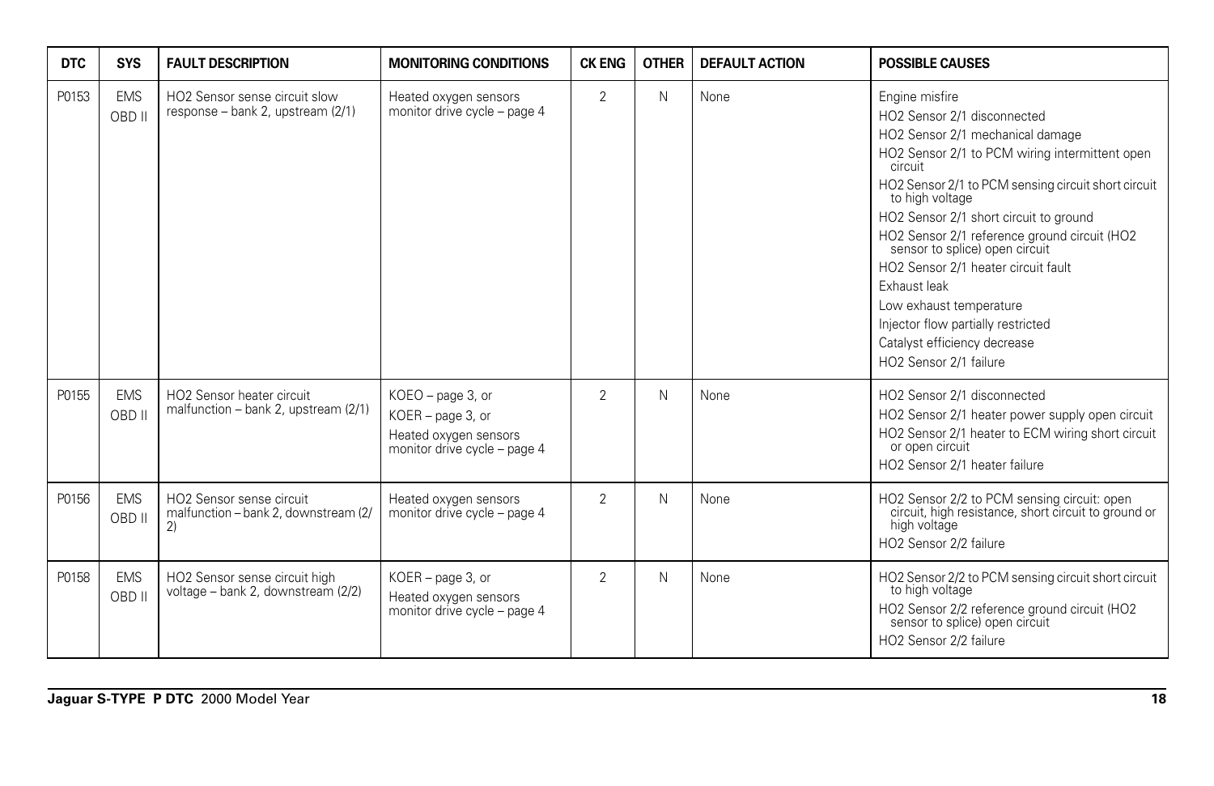| DTC | SYS | FAULT DESCRIPTION | MONITORING CONDITIONS | CK ENG | OTHER | DEFAULT ACTION | POSSIBLE CAUSES |
|---|---|---|---|---|---|---|---|
| P0153 | EMS OBD II | HO2 Sensor sense circuit slow response – bank 2, upstream (2/1) | Heated oxygen sensors monitor drive cycle – page 4 | 2 | N | None | Engine misfire<br>HO2 Sensor 2/1 disconnected<br>HO2 Sensor 2/1 mechanical damage<br>HO2 Sensor 2/1 to PCM wiring intermittent open circuit<br>HO2 Sensor 2/1 to PCM sensing circuit short circuit to high voltage<br>HO2 Sensor 2/1 short circuit to ground<br>HO2 Sensor 2/1 reference ground circuit (HO2 sensor to splice) open circuit<br>HO2 Sensor 2/1 heater circuit fault<br>Exhaust leak<br>Low exhaust temperature<br>Injector flow partially restricted<br>Catalyst efficiency decrease<br>HO2 Sensor 2/1 failure |
| P0155 | EMS OBD II | HO2 Sensor heater circuit malfunction – bank 2, upstream (2/1) | KOEO – page 3, or<br>KOER – page 3, or<br>Heated oxygen sensors monitor drive cycle – page 4 | 2 | N | None | HO2 Sensor 2/1 disconnected<br>HO2 Sensor 2/1 heater power supply open circuit<br>HO2 Sensor 2/1 heater to ECM wiring short circuit or open circuit<br>HO2 Sensor 2/1 heater failure |
| P0156 | EMS OBD II | HO2 Sensor sense circuit malfunction – bank 2, downstream (2/2) | Heated oxygen sensors monitor drive cycle – page 4 | 2 | N | None | HO2 Sensor 2/2 to PCM sensing circuit: open circuit, high resistance, short circuit to ground or high voltage<br>HO2 Sensor 2/2 failure |
| P0158 | EMS OBD II | HO2 Sensor sense circuit high voltage – bank 2, downstream (2/2) | KOER – page 3, or<br>Heated oxygen sensors monitor drive cycle – page 4 | 2 | N | None | HO2 Sensor 2/2 to PCM sensing circuit short circuit to high voltage<br>HO2 Sensor 2/2 reference ground circuit (HO2 sensor to splice) open circuit<br>HO2 Sensor 2/2 failure |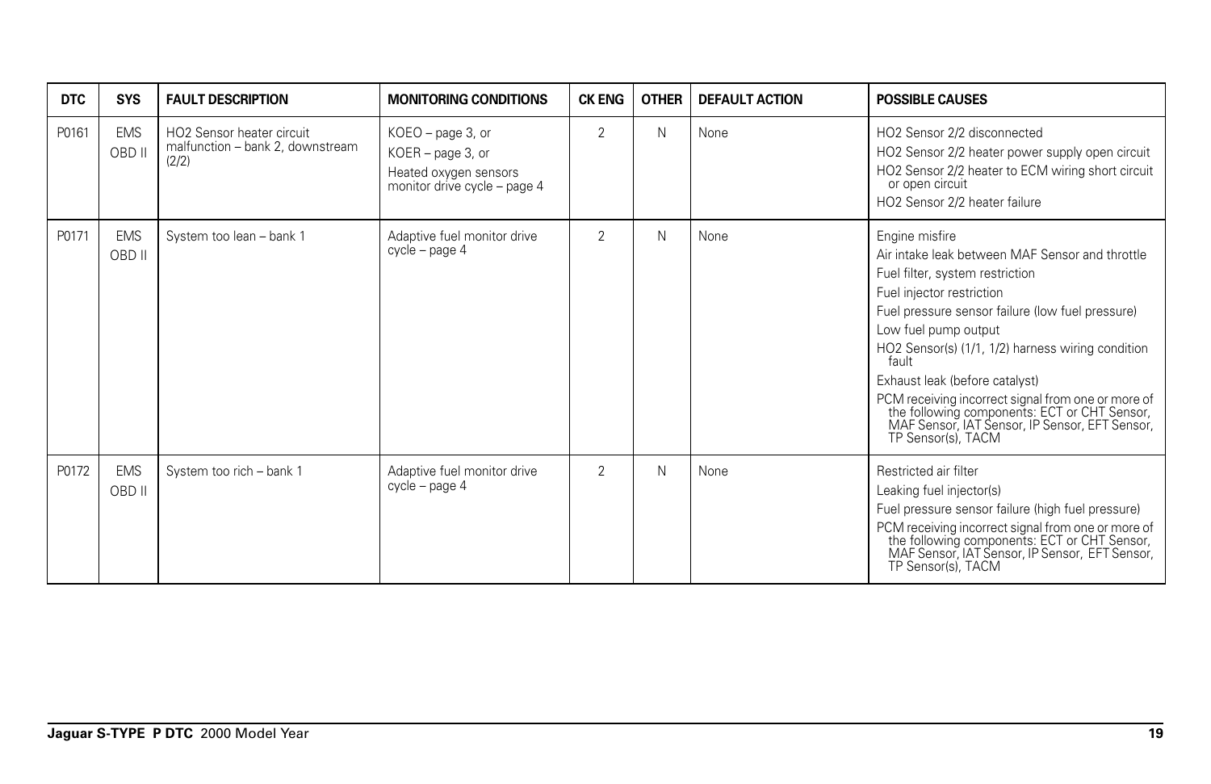| DTC | SYS | FAULT DESCRIPTION | MONITORING CONDITIONS | CK ENG | OTHER | DEFAULT ACTION | POSSIBLE CAUSES |
|---|---|---|---|---|---|---|---|
| P0161 | EMS OBD II | HO2 Sensor heater circuit malfunction – bank 2, downstream (2/2) | KOEO – page 3, or<br>KOER – page 3, or<br>Heated oxygen sensors monitor drive cycle – page 4 | 2 | N | None | HO2 Sensor 2/2 disconnected<br>HO2 Sensor 2/2 heater power supply open circuit<br>HO2 Sensor 2/2 heater to ECM wiring short circuit or open circuit<br>HO2 Sensor 2/2 heater failure |
| P0171 | EMS OBD II | System too lean – bank 1 | Adaptive fuel monitor drive cycle – page 4 | 2 | N | None | Engine misfire<br>Air intake leak between MAF Sensor and throttle<br>Fuel filter, system restriction<br>Fuel injector restriction<br>Fuel pressure sensor failure (low fuel pressure)<br>Low fuel pump output<br>HO2 Sensor(s) (1/1, 1/2) harness wiring condition fault<br>Exhaust leak (before catalyst)<br>PCM receiving incorrect signal from one or more of the following components: ECT or CHT Sensor, MAF Sensor, IAT Sensor, IP Sensor, EFT Sensor, TP Sensor(s), TACM |
| P0172 | EMS OBD II | System too rich – bank 1 | Adaptive fuel monitor drive cycle – page 4 | 2 | N | None | Restricted air filter<br>Leaking fuel injector(s)<br>Fuel pressure sensor failure (high fuel pressure)<br>PCM receiving incorrect signal from one or more of the following components: ECT or CHT Sensor, MAF Sensor, IAT Sensor, IP Sensor, EFT Sensor, TP Sensor(s), TACM |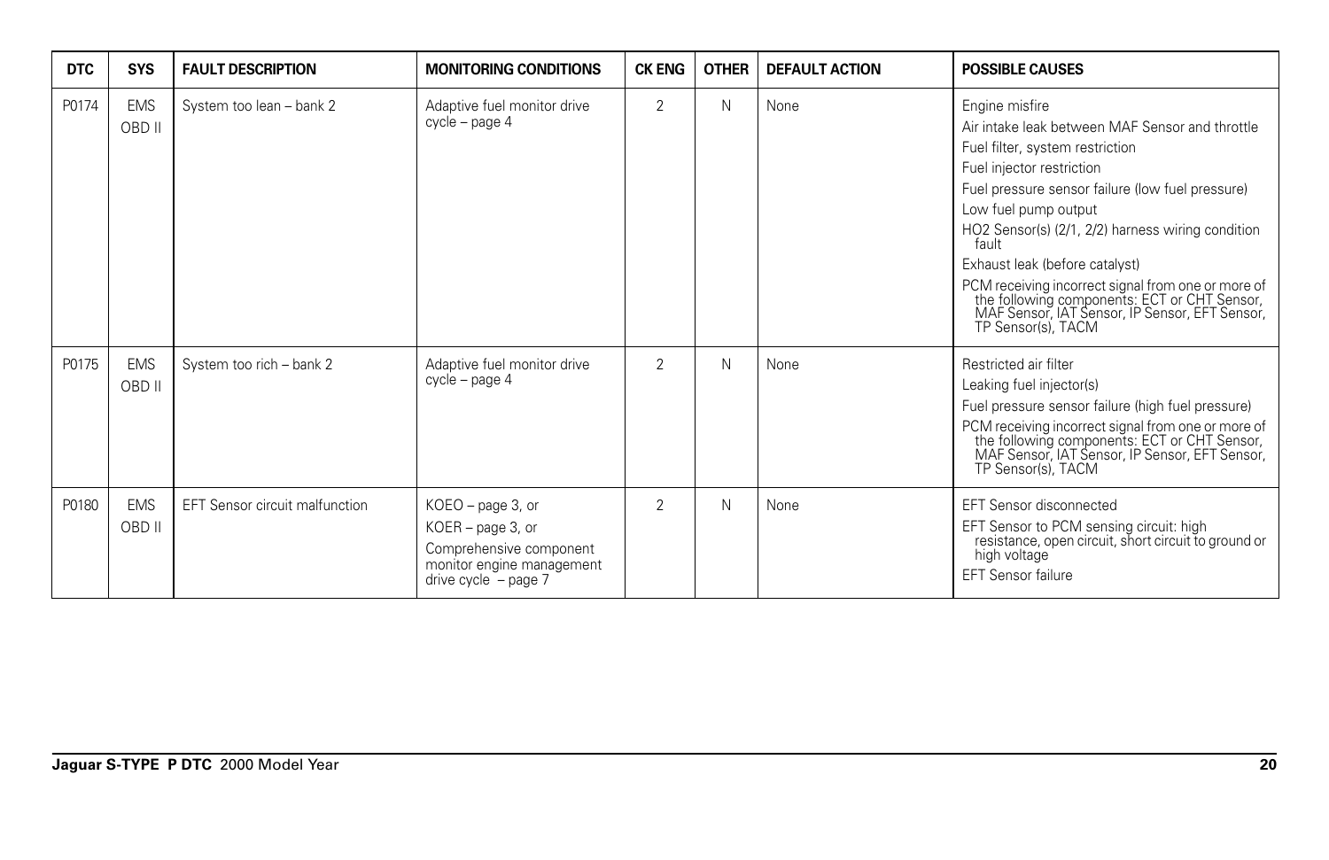| DTC | SYS | FAULT DESCRIPTION | MONITORING CONDITIONS | CK ENG | OTHER | DEFAULT ACTION | POSSIBLE CAUSES |
|---|---|---|---|---|---|---|---|
| P0174 | EMS OBD II | System too lean – bank 2 | Adaptive fuel monitor drive cycle – page 4 | 2 | N | None | Engine misfire<br>Air intake leak between MAF Sensor and throttle<br>Fuel filter, system restriction<br>Fuel injector restriction<br>Fuel pressure sensor failure (low fuel pressure)<br>Low fuel pump output<br>HO2 Sensor(s) (2/1, 2/2) harness wiring condition fault<br>Exhaust leak (before catalyst)<br>PCM receiving incorrect signal from one or more of the following components: ECT or CHT Sensor, MAF Sensor, IAT Sensor, IP Sensor, EFT Sensor, TP Sensor(s), TACM |
| P0175 | EMS OBD II | System too rich – bank 2 | Adaptive fuel monitor drive cycle – page 4 | 2 | N | None | Restricted air filter<br>Leaking fuel injector(s)<br>Fuel pressure sensor failure (high fuel pressure)<br>PCM receiving incorrect signal from one or more of the following components: ECT or CHT Sensor, MAF Sensor, IAT Sensor, IP Sensor, EFT Sensor, TP Sensor(s), TACM |
| P0180 | EMS OBD II | EFT Sensor circuit malfunction | KOEO – page 3, or<br>KOER – page 3, or<br>Comprehensive component monitor engine management drive cycle – page 7 | 2 | N | None | EFT Sensor disconnected<br>EFT Sensor to PCM sensing circuit: high resistance, open circuit, short circuit to ground or high voltage<br>EFT Sensor failure |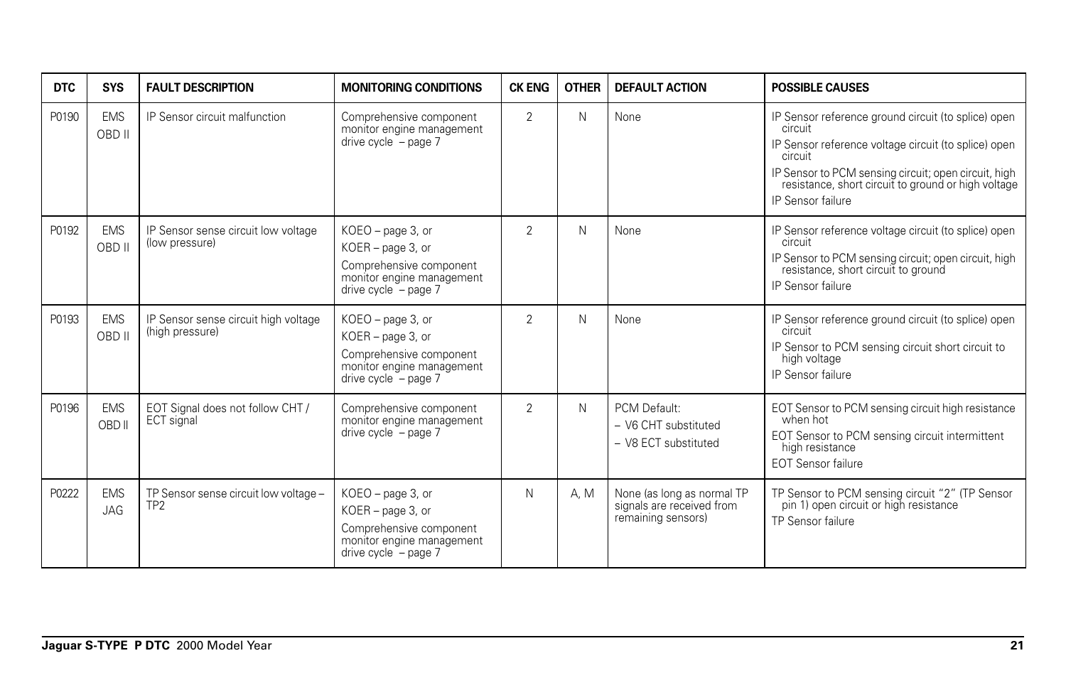| DTC | SYS | FAULT DESCRIPTION | MONITORING CONDITIONS | CK ENG | OTHER | DEFAULT ACTION | POSSIBLE CAUSES |
|---|---|---|---|---|---|---|---|
| P0190 | EMS OBD II | IP Sensor circuit malfunction | Comprehensive component monitor engine management drive cycle – page 7 | 2 | N | None | IP Sensor reference ground circuit (to splice) open circuit<br>IP Sensor reference voltage circuit (to splice) open circuit<br>IP Sensor to PCM sensing circuit; open circuit, high resistance, short circuit to ground or high voltage<br>IP Sensor failure |
| P0192 | EMS OBD II | IP Sensor sense circuit low voltage (low pressure) | KOEO – page 3, or<br>KOER – page 3, or<br>Comprehensive component monitor engine management drive cycle – page 7 | 2 | N | None | IP Sensor reference voltage circuit (to splice) open circuit<br>IP Sensor to PCM sensing circuit; open circuit, high resistance, short circuit to ground<br>IP Sensor failure |
| P0193 | EMS OBD II | IP Sensor sense circuit high voltage (high pressure) | KOEO – page 3, or<br>KOER – page 3, or<br>Comprehensive component monitor engine management drive cycle – page 7 | 2 | N | None | IP Sensor reference ground circuit (to splice) open circuit<br>IP Sensor to PCM sensing circuit short circuit to high voltage<br>IP Sensor failure |
| P0196 | EMS OBD II | EOT Signal does not follow CHT / ECT signal | Comprehensive component monitor engine management drive cycle – page 7 | 2 | N | PCM Default:<br>– V6 CHT substituted<br>– V8 ECT substituted | EOT Sensor to PCM sensing circuit high resistance when hot<br>EOT Sensor to PCM sensing circuit intermittent high resistance<br>EOT Sensor failure |
| P0222 | EMS JAG | TP Sensor sense circuit low voltage – TP2 | KOEO – page 3, or<br>KOER – page 3, or<br>Comprehensive component monitor engine management drive cycle – page 7 | N | A, M | None (as long as normal TP signals are received from remaining sensors) | TP Sensor to PCM sensing circuit "2" (TP Sensor pin 1) open circuit or high resistance<br>TP Sensor failure |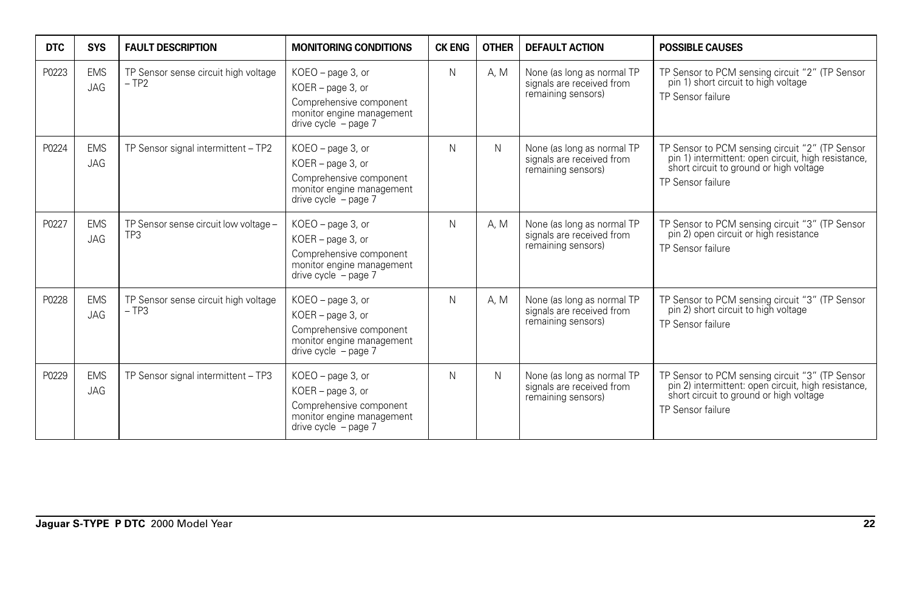| DTC | SYS | FAULT DESCRIPTION | MONITORING CONDITIONS | CK ENG | OTHER | DEFAULT ACTION | POSSIBLE CAUSES |
|---|---|---|---|---|---|---|---|
| P0223 | EMS JAG | TP Sensor sense circuit high voltage – TP2 | KOEO – page 3, or<br>KOER – page 3, or<br>Comprehensive component monitor engine management drive cycle – page 7 | N | A, M | None (as long as normal TP signals are received from remaining sensors) | TP Sensor to PCM sensing circuit "2" (TP Sensor pin 1) short circuit to high voltage<br>TP Sensor failure |
| P0224 | EMS JAG | TP Sensor signal intermittent – TP2 | KOEO – page 3, or<br>KOER – page 3, or<br>Comprehensive component monitor engine management drive cycle – page 7 | N | N | None (as long as normal TP signals are received from remaining sensors) | TP Sensor to PCM sensing circuit "2" (TP Sensor pin 1) intermittent: open circuit, high resistance, short circuit to ground or high voltage<br>TP Sensor failure |
| P0227 | EMS JAG | TP Sensor sense circuit low voltage – TP3 | KOEO – page 3, or<br>KOER – page 3, or<br>Comprehensive component monitor engine management drive cycle – page 7 | N | A, M | None (as long as normal TP signals are received from remaining sensors) | TP Sensor to PCM sensing circuit "3" (TP Sensor pin 2) open circuit or high resistance<br>TP Sensor failure |
| P0228 | EMS JAG | TP Sensor sense circuit high voltage – TP3 | KOEO – page 3, or<br>KOER – page 3, or<br>Comprehensive component monitor engine management drive cycle – page 7 | N | A, M | None (as long as normal TP signals are received from remaining sensors) | TP Sensor to PCM sensing circuit "3" (TP Sensor pin 2) short circuit to high voltage<br>TP Sensor failure |
| P0229 | EMS JAG | TP Sensor signal intermittent – TP3 | KOEO – page 3, or<br>KOER – page 3, or<br>Comprehensive component monitor engine management drive cycle – page 7 | N | N | None (as long as normal TP signals are received from remaining sensors) | TP Sensor to PCM sensing circuit "3" (TP Sensor pin 2) intermittent: open circuit, high resistance, short circuit to ground or high voltage<br>TP Sensor failure |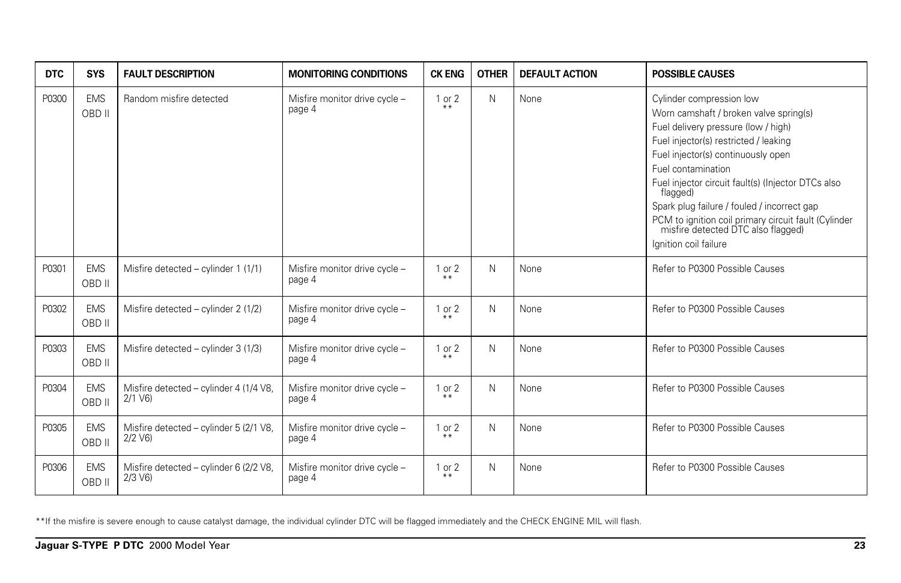| DTC | SYS | FAULT DESCRIPTION | MONITORING CONDITIONS | CK ENG | OTHER | DEFAULT ACTION | POSSIBLE CAUSES |
|---|---|---|---|---|---|---|---|
| P0300 | EMS OBD II | Random misfire detected | Misfire monitor drive cycle – page 4 | 1 or 2 ** | N | None | Cylinder compression low<br>Worn camshaft / broken valve spring(s)<br>Fuel delivery pressure (low / high)<br>Fuel injector(s) restricted / leaking<br>Fuel injector(s) continuously open<br>Fuel contamination<br>Fuel injector circuit fault(s) (Injector DTCs also flagged)<br>Spark plug failure / fouled / incorrect gap<br>PCM to ignition coil primary circuit fault (Cylinder misfire detected DTC also flagged)<br>Ignition coil failure |
| P0301 | EMS OBD II | Misfire detected – cylinder 1 (1/1) | Misfire monitor drive cycle – page 4 | 1 or 2 ** | N | None | Refer to P0300 Possible Causes |
| P0302 | EMS OBD II | Misfire detected – cylinder 2 (1/2) | Misfire monitor drive cycle – page 4 | 1 or 2 ** | N | None | Refer to P0300 Possible Causes |
| P0303 | EMS OBD II | Misfire detected – cylinder 3 (1/3) | Misfire monitor drive cycle – page 4 | 1 or 2 ** | N | None | Refer to P0300 Possible Causes |
| P0304 | EMS OBD II | Misfire detected – cylinder 4 (1/4 V8, 2/1 V6) | Misfire monitor drive cycle – page 4 | 1 or 2 ** | N | None | Refer to P0300 Possible Causes |
| P0305 | EMS OBD II | Misfire detected – cylinder 5 (2/1 V8, 2/2 V6) | Misfire monitor drive cycle – page 4 | 1 or 2 ** | N | None | Refer to P0300 Possible Causes |
| P0306 | EMS OBD II | Misfire detected – cylinder 6 (2/2 V8, 2/3 V6) | Misfire monitor drive cycle – page 4 | 1 or 2 ** | N | None | Refer to P0300 Possible Causes |

**If the misfire is severe enough to cause catalyst damage, the individual cylinder DTC will be flagged immediately and the CHECK ENGINE MIL will flash.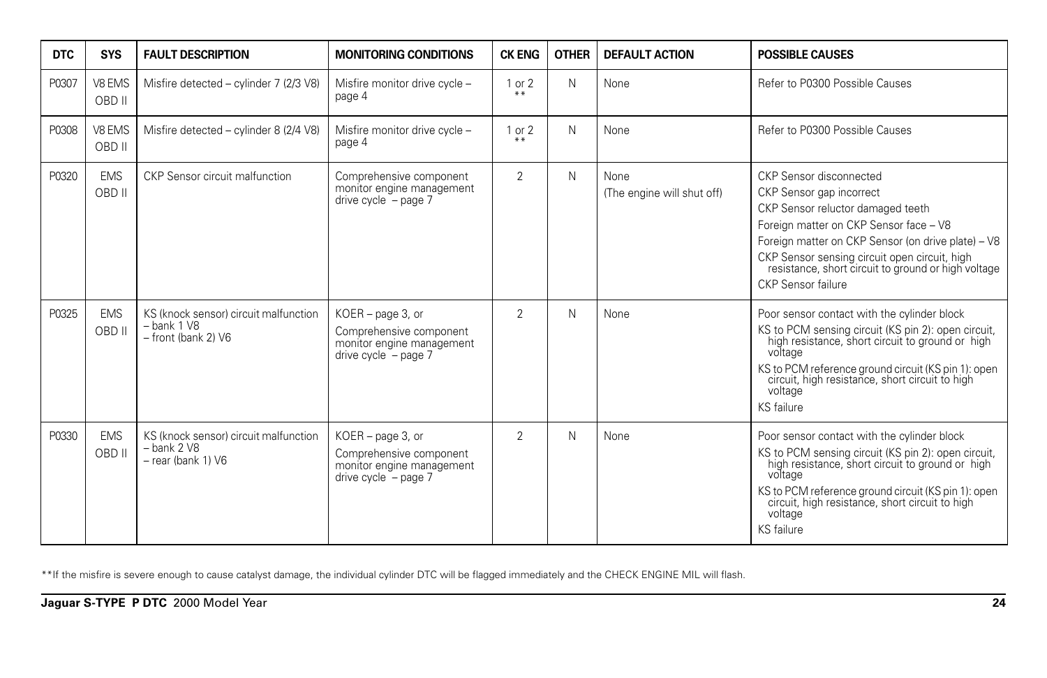| DTC | SYS | FAULT DESCRIPTION | MONITORING CONDITIONS | CK ENG | OTHER | DEFAULT ACTION | POSSIBLE CAUSES |
|---|---|---|---|---|---|---|---|
| P0307 | V8 EMS OBD II | Misfire detected – cylinder 7 (2/3 V8) | Misfire monitor drive cycle – page 4 | 1 or 2 ** | N | None | Refer to P0300 Possible Causes |
| P0308 | V8 EMS OBD II | Misfire detected – cylinder 8 (2/4 V8) | Misfire monitor drive cycle – page 4 | 1 or 2 ** | N | None | Refer to P0300 Possible Causes |
| P0320 | EMS OBD II | CKP Sensor circuit malfunction | Comprehensive component monitor engine management drive cycle – page 7 | 2 | N | None (The engine will shut off) | CKP Sensor disconnected<br>CKP Sensor gap incorrect<br>CKP Sensor reluctor damaged teeth<br>Foreign matter on CKP Sensor face – V8<br>Foreign matter on CKP Sensor (on drive plate) – V8<br>CKP Sensor sensing circuit open circuit, high resistance, short circuit to ground or high voltage<br>CKP Sensor failure |
| P0325 | EMS OBD II | KS (knock sensor) circuit malfunction – bank 1 V8 – front (bank 2) V6 | KOER – page 3, or Comprehensive component monitor engine management drive cycle – page 7 | 2 | N | None | Poor sensor contact with the cylinder block<br>KS to PCM sensing circuit (KS pin 2): open circuit, high resistance, short circuit to ground or high voltage<br>KS to PCM reference ground circuit (KS pin 1): open circuit, high resistance, short circuit to high voltage<br>KS failure |
| P0330 | EMS OBD II | KS (knock sensor) circuit malfunction – bank 2 V8 – rear (bank 1) V6 | KOER – page 3, or Comprehensive component monitor engine management drive cycle – page 7 | 2 | N | None | Poor sensor contact with the cylinder block<br>KS to PCM sensing circuit (KS pin 2): open circuit, high resistance, short circuit to ground or high voltage<br>KS to PCM reference ground circuit (KS pin 1): open circuit, high resistance, short circuit to high voltage<br>KS failure |

**If the misfire is severe enough to cause catalyst damage, the individual cylinder DTC will be flagged immediately and the CHECK ENGINE MIL will flash.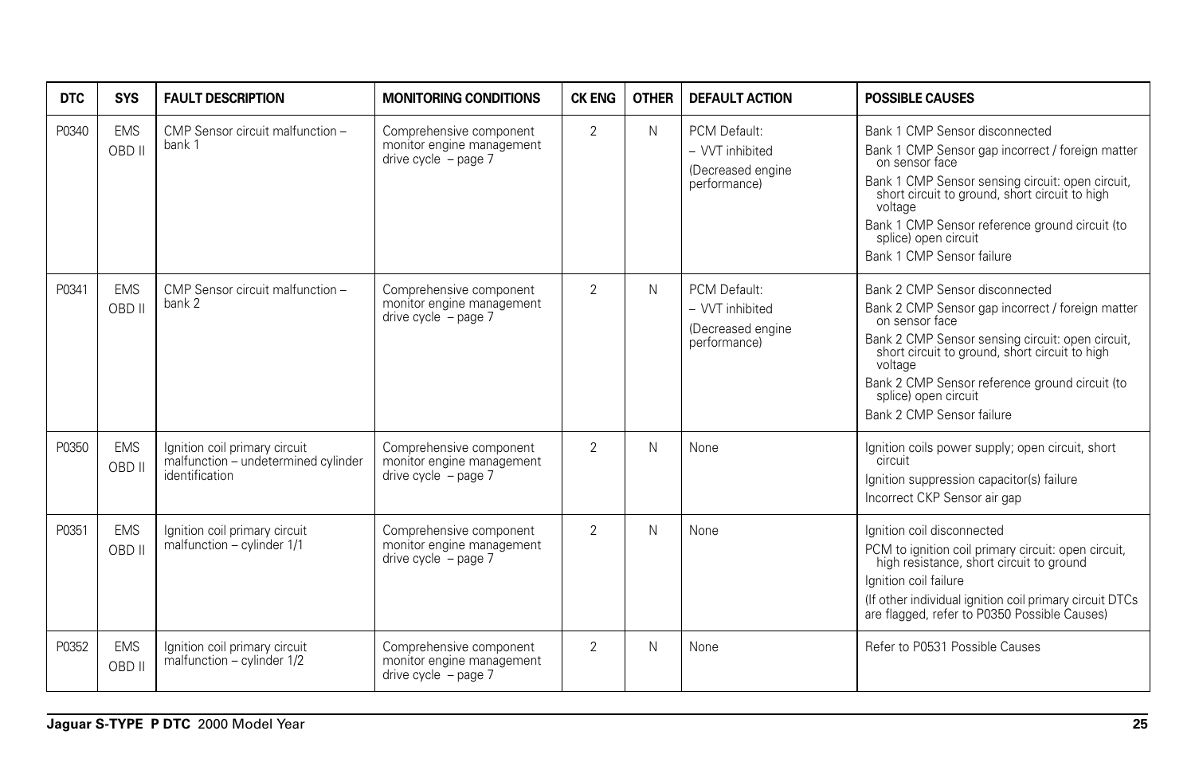| DTC | SYS | FAULT DESCRIPTION | MONITORING CONDITIONS | CK ENG | OTHER | DEFAULT ACTION | POSSIBLE CAUSES |
|---|---|---|---|---|---|---|---|
| P0340 | EMS OBD II | CMP Sensor circuit malfunction – bank 1 | Comprehensive component monitor engine management drive cycle – page 7 | 2 | N | PCM Default:<br>– VVT inhibited<br>(Decreased engine performance) | Bank 1 CMP Sensor disconnected<br>Bank 1 CMP Sensor gap incorrect / foreign matter on sensor face<br>Bank 1 CMP Sensor sensing circuit: open circuit, short circuit to ground, short circuit to high voltage<br>Bank 1 CMP Sensor reference ground circuit (to splice) open circuit<br>Bank 1 CMP Sensor failure |
| P0341 | EMS OBD II | CMP Sensor circuit malfunction – bank 2 | Comprehensive component monitor engine management drive cycle – page 7 | 2 | N | PCM Default:<br>– VVT inhibited<br>(Decreased engine performance) | Bank 2 CMP Sensor disconnected<br>Bank 2 CMP Sensor gap incorrect / foreign matter on sensor face<br>Bank 2 CMP Sensor sensing circuit: open circuit, short circuit to ground, short circuit to high voltage<br>Bank 2 CMP Sensor reference ground circuit (to splice) open circuit<br>Bank 2 CMP Sensor failure |
| P0350 | EMS OBD II | Ignition coil primary circuit malfunction – undetermined cylinder identification | Comprehensive component monitor engine management drive cycle – page 7 | 2 | N | None | Ignition coils power supply; open circuit, short circuit<br>Ignition suppression capacitor(s) failure<br>Incorrect CKP Sensor air gap |
| P0351 | EMS OBD II | Ignition coil primary circuit malfunction – cylinder 1/1 | Comprehensive component monitor engine management drive cycle – page 7 | 2 | N | None | Ignition coil disconnected<br>PCM to ignition coil primary circuit: open circuit, high resistance, short circuit to ground<br>Ignition coil failure<br>(If other individual ignition coil primary circuit DTCs are flagged, refer to P0350 Possible Causes) |
| P0352 | EMS OBD II | Ignition coil primary circuit malfunction – cylinder 1/2 | Comprehensive component monitor engine management drive cycle – page 7 | 2 | N | None | Refer to P0531 Possible Causes |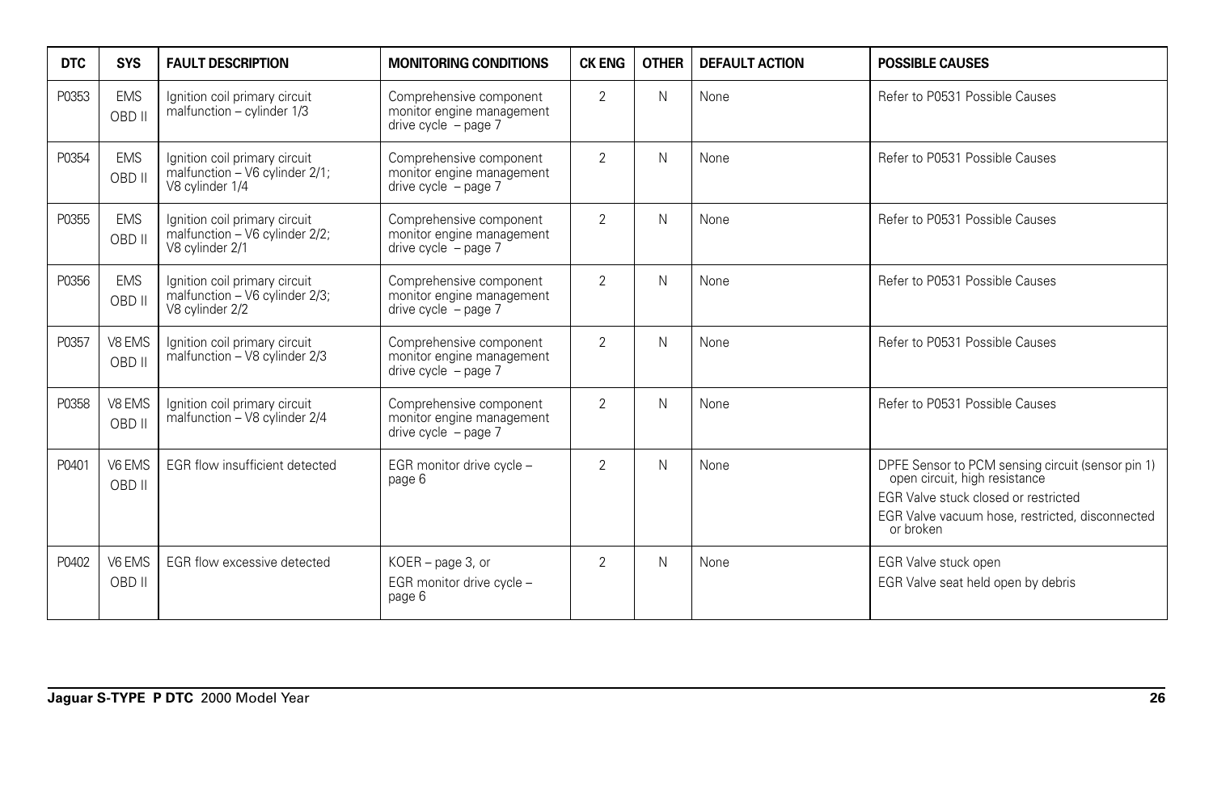| DTC | SYS | FAULT DESCRIPTION | MONITORING CONDITIONS | CK ENG | OTHER | DEFAULT ACTION | POSSIBLE CAUSES |
|---|---|---|---|---|---|---|---|
| P0353 | EMS OBD II | Ignition coil primary circuit malfunction – cylinder 1/3 | Comprehensive component monitor engine management drive cycle – page 7 | 2 | N | None | Refer to P0531 Possible Causes |
| P0354 | EMS OBD II | Ignition coil primary circuit malfunction – V6 cylinder 2/1; V8 cylinder 1/4 | Comprehensive component monitor engine management drive cycle – page 7 | 2 | N | None | Refer to P0531 Possible Causes |
| P0355 | EMS OBD II | Ignition coil primary circuit malfunction – V6 cylinder 2/2; V8 cylinder 2/1 | Comprehensive component monitor engine management drive cycle – page 7 | 2 | N | None | Refer to P0531 Possible Causes |
| P0356 | EMS OBD II | Ignition coil primary circuit malfunction – V6 cylinder 2/3; V8 cylinder 2/2 | Comprehensive component monitor engine management drive cycle – page 7 | 2 | N | None | Refer to P0531 Possible Causes |
| P0357 | V8 EMS OBD II | Ignition coil primary circuit malfunction – V8 cylinder 2/3 | Comprehensive component monitor engine management drive cycle – page 7 | 2 | N | None | Refer to P0531 Possible Causes |
| P0358 | V8 EMS OBD II | Ignition coil primary circuit malfunction – V8 cylinder 2/4 | Comprehensive component monitor engine management drive cycle – page 7 | 2 | N | None | Refer to P0531 Possible Causes |
| P0401 | V6 EMS OBD II | EGR flow insufficient detected | EGR monitor drive cycle – page 6 | 2 | N | None | DPFE Sensor to PCM sensing circuit (sensor pin 1) open circuit, high resistance<br>EGR Valve stuck closed or restricted<br>EGR Valve vacuum hose, restricted, disconnected or broken |
| P0402 | V6 EMS OBD II | EGR flow excessive detected | KOER – page 3, or<br>EGR monitor drive cycle – page 6 | 2 | N | None | EGR Valve stuck open<br>EGR Valve seat held open by debris |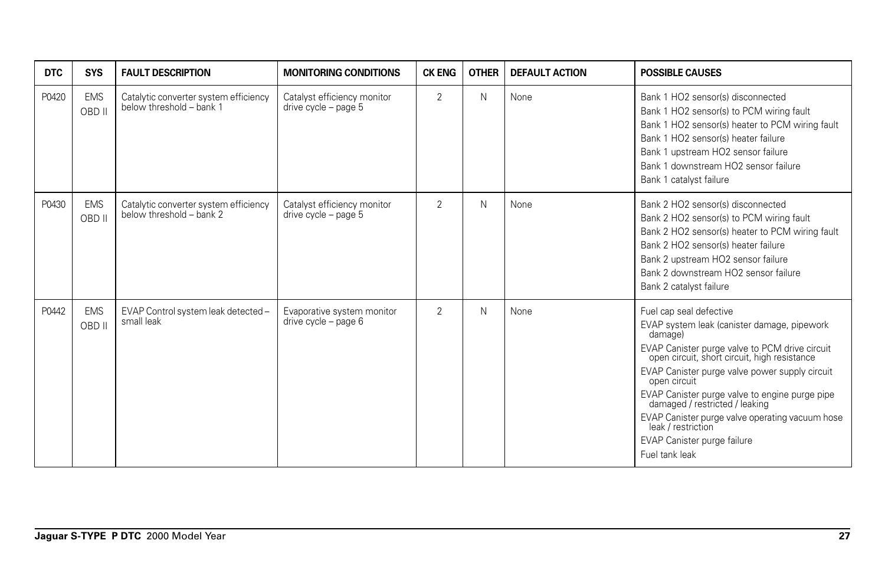| DTC | SYS | FAULT DESCRIPTION | MONITORING CONDITIONS | CK ENG | OTHER | DEFAULT ACTION | POSSIBLE CAUSES |
|---|---|---|---|---|---|---|---|
| P0420 | EMS OBD II | Catalytic converter system efficiency below threshold – bank 1 | Catalyst efficiency monitor drive cycle – page 5 | 2 | N | None | Bank 1 HO2 sensor(s) disconnected<br>Bank 1 HO2 sensor(s) to PCM wiring fault<br>Bank 1 HO2 sensor(s) heater to PCM wiring fault<br>Bank 1 HO2 sensor(s) heater failure<br>Bank 1 upstream HO2 sensor failure<br>Bank 1 downstream HO2 sensor failure<br>Bank 1 catalyst failure |
| P0430 | EMS OBD II | Catalytic converter system efficiency below threshold – bank 2 | Catalyst efficiency monitor drive cycle – page 5 | 2 | N | None | Bank 2 HO2 sensor(s) disconnected<br>Bank 2 HO2 sensor(s) to PCM wiring fault<br>Bank 2 HO2 sensor(s) heater to PCM wiring fault<br>Bank 2 HO2 sensor(s) heater failure<br>Bank 2 upstream HO2 sensor failure<br>Bank 2 downstream HO2 sensor failure<br>Bank 2 catalyst failure |
| P0442 | EMS OBD II | EVAP Control system leak detected – small leak | Evaporative system monitor drive cycle – page 6 | 2 | N | None | Fuel cap seal defective<br>EVAP system leak (canister damage, pipework damage)<br>EVAP Canister purge valve to PCM drive circuit open circuit, short circuit, high resistance<br>EVAP Canister purge valve power supply circuit open circuit<br>EVAP Canister purge valve to engine purge pipe damaged / restricted / leaking<br>EVAP Canister purge valve operating vacuum hose leak / restriction<br>EVAP Canister purge failure<br>Fuel tank leak |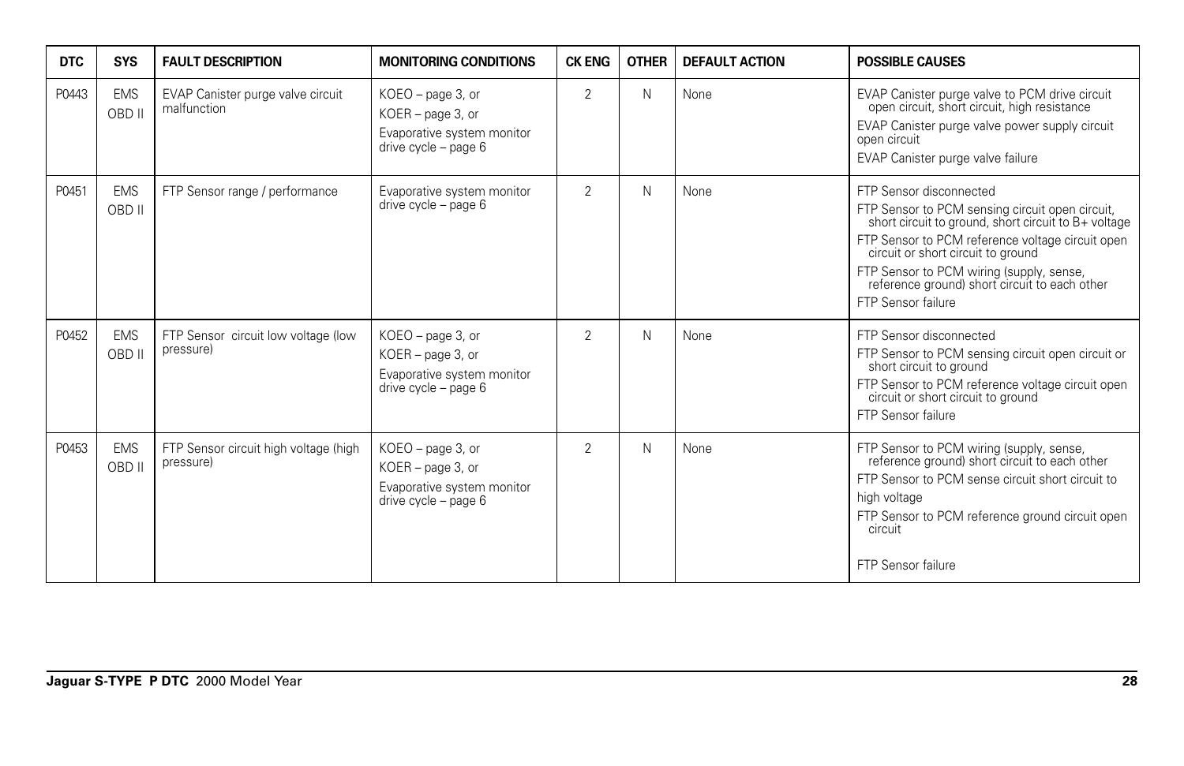| DTC | SYS | FAULT DESCRIPTION | MONITORING CONDITIONS | CK ENG | OTHER | DEFAULT ACTION | POSSIBLE CAUSES |
|---|---|---|---|---|---|---|---|
| P0443 | EMS OBD II | EVAP Canister purge valve circuit malfunction | KOEO – page 3, or<br>KOER – page 3, or<br>Evaporative system monitor drive cycle – page 6 | 2 | N | None | EVAP Canister purge valve to PCM drive circuit open circuit, short circuit, high resistance<br>EVAP Canister purge valve power supply circuit open circuit<br>EVAP Canister purge valve failure |
| P0451 | EMS OBD II | FTP Sensor range / performance | Evaporative system monitor drive cycle – page 6 | 2 | N | None | FTP Sensor disconnected<br>FTP Sensor to PCM sensing circuit open circuit, short circuit to ground, short circuit to B+ voltage<br>FTP Sensor to PCM reference voltage circuit open circuit or short circuit to ground<br>FTP Sensor to PCM wiring (supply, sense, reference ground) short circuit to each other<br>FTP Sensor failure |
| P0452 | EMS OBD II | FTP Sensor circuit low voltage (low pressure) | KOEO – page 3, or<br>KOER – page 3, or<br>Evaporative system monitor drive cycle – page 6 | 2 | N | None | FTP Sensor disconnected<br>FTP Sensor to PCM sensing circuit open circuit or short circuit to ground<br>FTP Sensor to PCM reference voltage circuit open circuit or short circuit to ground<br>FTP Sensor failure |
| P0453 | EMS OBD II | FTP Sensor circuit high voltage (high pressure) | KOEO – page 3, or<br>KOER – page 3, or<br>Evaporative system monitor drive cycle – page 6 | 2 | N | None | FTP Sensor to PCM wiring (supply, sense, reference ground) short circuit to each other<br>FTP Sensor to PCM sense circuit short circuit to high voltage<br>FTP Sensor to PCM reference ground circuit open circuit<br>FTP Sensor failure |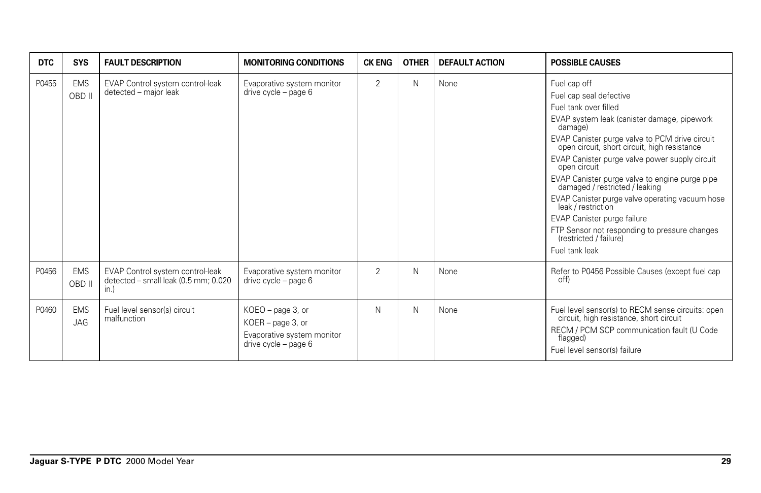| DTC | SYS | FAULT DESCRIPTION | MONITORING CONDITIONS | CK ENG | OTHER | DEFAULT ACTION | POSSIBLE CAUSES |
|---|---|---|---|---|---|---|---|
| P0455 | EMS OBD II | EVAP Control system control-leak detected – major leak | Evaporative system monitor drive cycle – page 6 | 2 | N | None | Fuel cap off<br>Fuel cap seal defective<br>Fuel tank over filled<br>EVAP system leak (canister damage, pipework damage)<br>EVAP Canister purge valve to PCM drive circuit open circuit, short circuit, high resistance<br>EVAP Canister purge valve power supply circuit open circuit<br>EVAP Canister purge valve to engine purge pipe damaged / restricted / leaking<br>EVAP Canister purge valve operating vacuum hose leak / restriction<br>EVAP Canister purge failure<br>FTP Sensor not responding to pressure changes (restricted / failure)<br>Fuel tank leak |
| P0456 | EMS OBD II | EVAP Control system control-leak detected – small leak (0.5 mm; 0.020 in.) | Evaporative system monitor drive cycle – page 6 | 2 | N | None | Refer to P0456 Possible Causes (except fuel cap off) |
| P0460 | EMS JAG | Fuel level sensor(s) circuit malfunction | KOEO – page 3, or<br>KOER – page 3, or<br>Evaporative system monitor drive cycle – page 6 | N | N | None | Fuel level sensor(s) to RECM sense circuits: open circuit, high resistance, short circuit<br>RECM / PCM SCP communication fault (U Code flagged)<br>Fuel level sensor(s) failure |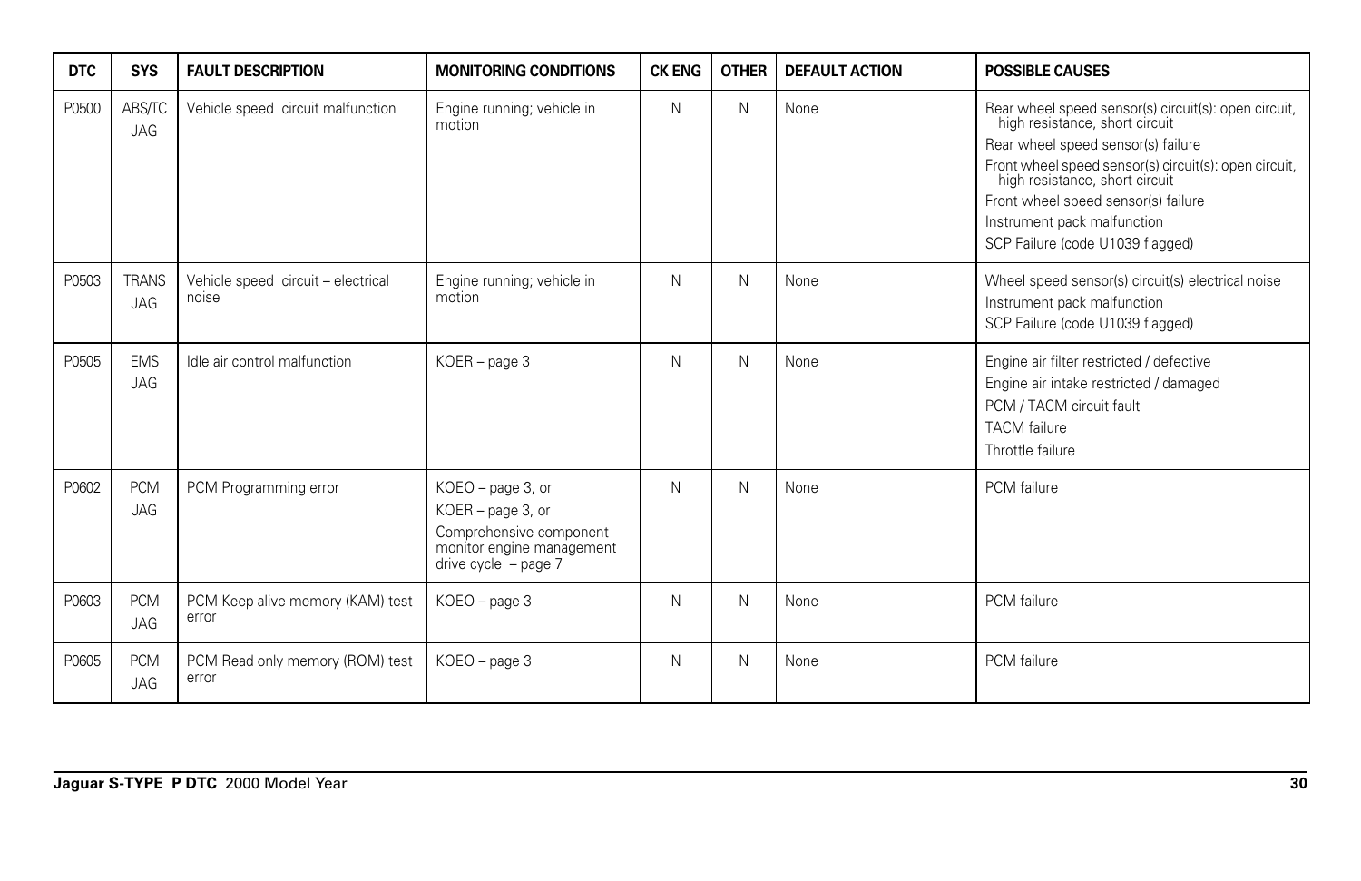| DTC | SYS | FAULT DESCRIPTION | MONITORING CONDITIONS | CK ENG | OTHER | DEFAULT ACTION | POSSIBLE CAUSES |
|---|---|---|---|---|---|---|---|
| P0500 | ABS/TC JAG | Vehicle speed circuit malfunction | Engine running; vehicle in motion | N | N | None | Rear wheel speed sensor(s) circuit(s): open circuit, high resistance, short circuit<br>Rear wheel speed sensor(s) failure<br>Front wheel speed sensor(s) circuit(s): open circuit, high resistance, short circuit<br>Front wheel speed sensor(s) failure<br>Instrument pack malfunction<br>SCP Failure (code U1039 flagged) |
| P0503 | TRANS JAG | Vehicle speed circuit – electrical noise | Engine running; vehicle in motion | N | N | None | Wheel speed sensor(s) circuit(s) electrical noise<br>Instrument pack malfunction<br>SCP Failure (code U1039 flagged) |
| P0505 | EMS JAG | Idle air control malfunction | KOER – page 3 | N | N | None | Engine air filter restricted / defective<br>Engine air intake restricted / damaged<br>PCM / TACM circuit fault<br>TACM failure<br>Throttle failure |
| P0602 | PCM JAG | PCM Programming error | KOEO – page 3, or<br>KOER – page 3, or<br>Comprehensive component monitor engine management drive cycle – page 7 | N | N | None | PCM failure |
| P0603 | PCM JAG | PCM Keep alive memory (KAM) test error | KOEO – page 3 | N | N | None | PCM failure |
| P0605 | PCM JAG | PCM Read only memory (ROM) test error | KOEO – page 3 | N | N | None | PCM failure |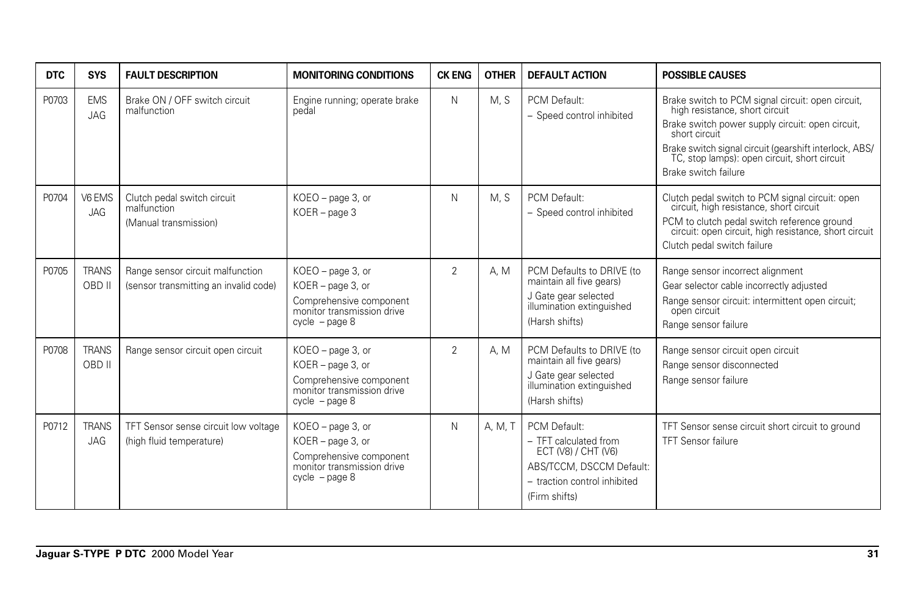| DTC | SYS | FAULT DESCRIPTION | MONITORING CONDITIONS | CK ENG | OTHER | DEFAULT ACTION | POSSIBLE CAUSES |
|---|---|---|---|---|---|---|---|
| P0703 | EMS JAG | Brake ON / OFF switch circuit malfunction | Engine running; operate brake pedal | N | M, S | PCM Default:<br>– Speed control inhibited | Brake switch to PCM signal circuit: open circuit, high resistance, short circuit<br>Brake switch power supply circuit: open circuit, short circuit<br>Brake switch signal circuit (gearshift interlock, ABS/ TC, stop lamps): open circuit, short circuit<br>Brake switch failure |
| P0704 | V6 EMS JAG | Clutch pedal switch circuit malfunction<br>(Manual transmission) | KOEO – page 3, or<br>KOER – page 3 | N | M, S | PCM Default:<br>– Speed control inhibited | Clutch pedal switch to PCM signal circuit: open circuit, high resistance, short circuit<br>PCM to clutch pedal switch reference ground circuit: open circuit, high resistance, short circuit<br>Clutch pedal switch failure |
| P0705 | TRANS OBD II | Range sensor circuit malfunction (sensor transmitting an invalid code) | KOEO – page 3, or<br>KOER – page 3, or<br>Comprehensive component monitor transmission drive cycle – page 8 | 2 | A, M | PCM Defaults to DRIVE (to maintain all five gears)<br>J Gate gear selected illumination extinguished<br>(Harsh shifts) | Range sensor incorrect alignment<br>Gear selector cable incorrectly adjusted<br>Range sensor circuit: intermittent open circuit; open circuit<br>Range sensor failure |
| P0708 | TRANS OBD II | Range sensor circuit open circuit | KOEO – page 3, or<br>KOER – page 3, or<br>Comprehensive component monitor transmission drive cycle – page 8 | 2 | A, M | PCM Defaults to DRIVE (to maintain all five gears)<br>J Gate gear selected illumination extinguished<br>(Harsh shifts) | Range sensor circuit open circuit<br>Range sensor disconnected<br>Range sensor failure |
| P0712 | TRANS JAG | TFT Sensor sense circuit low voltage (high fluid temperature) | KOEO – page 3, or<br>KOER – page 3, or<br>Comprehensive component monitor transmission drive cycle – page 8 | N | A, M, T | PCM Default:<br>– TFT calculated from ECT (V8) / CHT (V6)<br>ABS/TCCM, DSCCM Default:<br>– traction control inhibited<br>(Firm shifts) | TFT Sensor sense circuit short circuit to ground<br>TFT Sensor failure |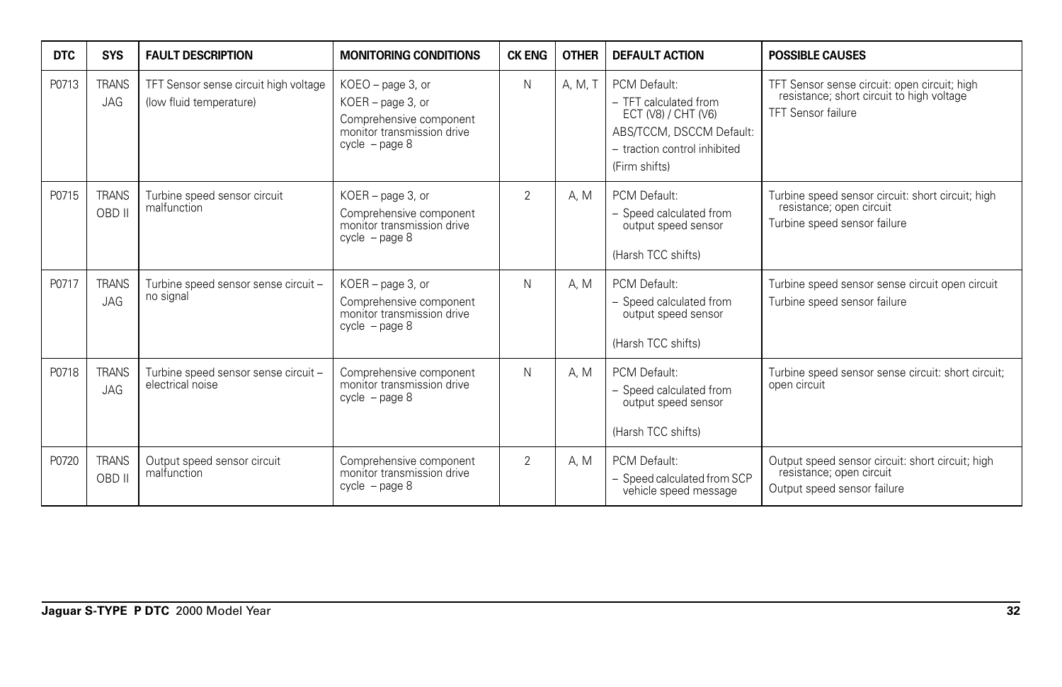| DTC | SYS | FAULT DESCRIPTION | MONITORING CONDITIONS | CK ENG | OTHER | DEFAULT ACTION | POSSIBLE CAUSES |
|---|---|---|---|---|---|---|---|
| P0713 | TRANS JAG | TFT Sensor sense circuit high voltage (low fluid temperature) | KOEO – page 3, or<br>KOER – page 3, or<br>Comprehensive component monitor transmission drive cycle – page 8 | N | A, M, T | PCM Default:<br>– TFT calculated from ECT (V8) / CHT (V6)<br>ABS/TCCM, DSCCM Default:<br>– traction control inhibited<br>(Firm shifts) | TFT Sensor sense circuit: open circuit; high resistance; short circuit to high voltage<br>TFT Sensor failure |
| P0715 | TRANS OBD II | Turbine speed sensor circuit malfunction | KOER – page 3, or<br>Comprehensive component monitor transmission drive cycle – page 8 | 2 | A, M | PCM Default:<br>– Speed calculated from output speed sensor<br>(Harsh TCC shifts) | Turbine speed sensor circuit: short circuit; high resistance; open circuit<br>Turbine speed sensor failure |
| P0717 | TRANS JAG | Turbine speed sensor sense circuit – no signal | KOER – page 3, or<br>Comprehensive component monitor transmission drive cycle – page 8 | N | A, M | PCM Default:<br>– Speed calculated from output speed sensor<br>(Harsh TCC shifts) | Turbine speed sensor sense circuit open circuit<br>Turbine speed sensor failure |
| P0718 | TRANS JAG | Turbine speed sensor sense circuit – electrical noise | Comprehensive component monitor transmission drive cycle – page 8 | N | A, M | PCM Default:<br>– Speed calculated from output speed sensor<br>(Harsh TCC shifts) | Turbine speed sensor sense circuit: short circuit; open circuit |
| P0720 | TRANS OBD II | Output speed sensor circuit malfunction | Comprehensive component monitor transmission drive cycle – page 8 | 2 | A, M | PCM Default:<br>– Speed calculated from SCP vehicle speed message | Output speed sensor circuit: short circuit; high resistance; open circuit<br>Output speed sensor failure |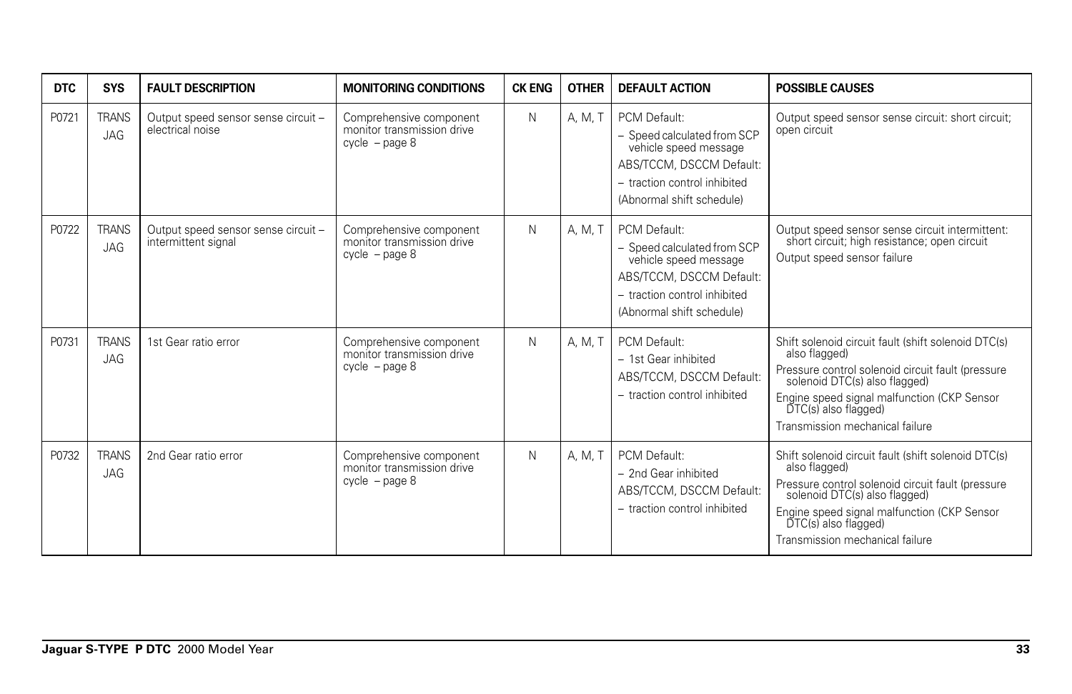| DTC | SYS | FAULT DESCRIPTION | MONITORING CONDITIONS | CK ENG | OTHER | DEFAULT ACTION | POSSIBLE CAUSES |
|---|---|---|---|---|---|---|---|
| P0721 | TRANS JAG | Output speed sensor sense circuit – electrical noise | Comprehensive component monitor transmission drive cycle – page 8 | N | A, M, T | PCM Default:<br>– Speed calculated from SCP vehicle speed message<br>ABS/TCCM, DSCCM Default:<br>– traction control inhibited<br>(Abnormal shift schedule) | Output speed sensor sense circuit: short circuit; open circuit |
| P0722 | TRANS JAG | Output speed sensor sense circuit – intermittent signal | Comprehensive component monitor transmission drive cycle – page 8 | N | A, M, T | PCM Default:<br>– Speed calculated from SCP vehicle speed message<br>ABS/TCCM, DSCCM Default:<br>– traction control inhibited<br>(Abnormal shift schedule) | Output speed sensor sense circuit intermittent: short circuit; high resistance; open circuit<br>Output speed sensor failure |
| P0731 | TRANS JAG | 1st Gear ratio error | Comprehensive component monitor transmission drive cycle – page 8 | N | A, M, T | PCM Default:<br>– 1st Gear inhibited<br>ABS/TCCM, DSCCM Default:<br>– traction control inhibited | Shift solenoid circuit fault (shift solenoid DTC(s) also flagged)<br>Pressure control solenoid circuit fault (pressure solenoid DTC(s) also flagged)<br>Engine speed signal malfunction (CKP Sensor DTC(s) also flagged)<br>Transmission mechanical failure |
| P0732 | TRANS JAG | 2nd Gear ratio error | Comprehensive component monitor transmission drive cycle – page 8 | N | A, M, T | PCM Default:<br>– 2nd Gear inhibited<br>ABS/TCCM, DSCCM Default:<br>– traction control inhibited | Shift solenoid circuit fault (shift solenoid DTC(s) also flagged)<br>Pressure control solenoid circuit fault (pressure solenoid DTC(s) also flagged)<br>Engine speed signal malfunction (CKP Sensor DTC(s) also flagged)<br>Transmission mechanical failure |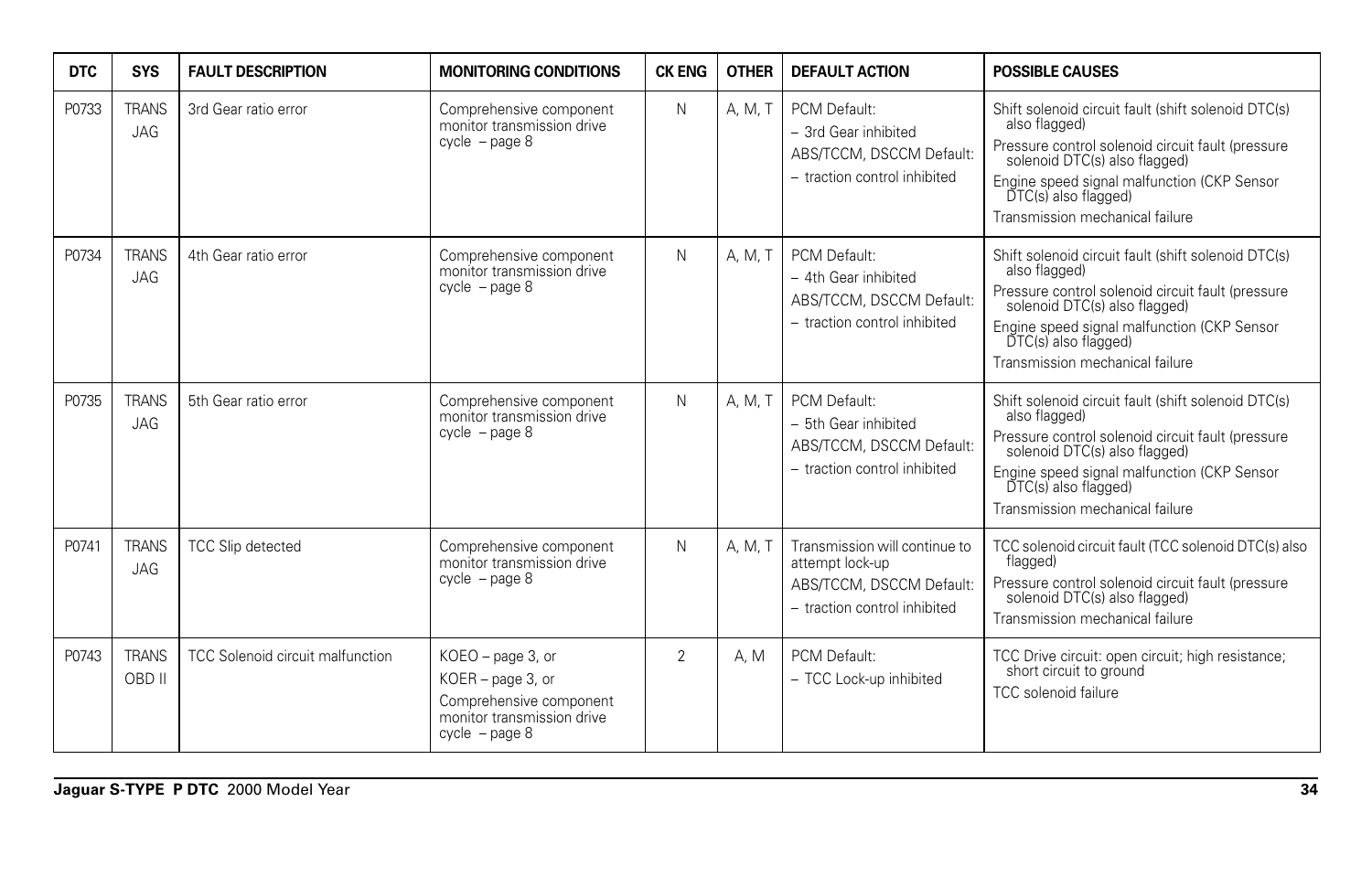| DTC | SYS | FAULT DESCRIPTION | MONITORING CONDITIONS | CK ENG | OTHER | DEFAULT ACTION | POSSIBLE CAUSES |
|---|---|---|---|---|---|---|---|
| P0733 | TRANS JAG | 3rd Gear ratio error | Comprehensive component monitor transmission drive cycle – page 8 | N | A, M, T | PCM Default:<br>– 3rd Gear inhibited<br>ABS/TCCM, DSCCM Default:<br>– traction control inhibited | Shift solenoid circuit fault (shift solenoid DTC(s) also flagged)<br>Pressure control solenoid circuit fault (pressure solenoid DTC(s) also flagged)<br>Engine speed signal malfunction (CKP Sensor DTC(s) also flagged)<br>Transmission mechanical failure |
| P0734 | TRANS JAG | 4th Gear ratio error | Comprehensive component monitor transmission drive cycle – page 8 | N | A, M, T | PCM Default:<br>– 4th Gear inhibited<br>ABS/TCCM, DSCCM Default:<br>– traction control inhibited | Shift solenoid circuit fault (shift solenoid DTC(s) also flagged)<br>Pressure control solenoid circuit fault (pressure solenoid DTC(s) also flagged)<br>Engine speed signal malfunction (CKP Sensor DTC(s) also flagged)<br>Transmission mechanical failure |
| P0735 | TRANS JAG | 5th Gear ratio error | Comprehensive component monitor transmission drive cycle – page 8 | N | A, M, T | PCM Default:<br>– 5th Gear inhibited<br>ABS/TCCM, DSCCM Default:<br>– traction control inhibited | Shift solenoid circuit fault (shift solenoid DTC(s) also flagged)<br>Pressure control solenoid circuit fault (pressure solenoid DTC(s) also flagged)<br>Engine speed signal malfunction (CKP Sensor DTC(s) also flagged)<br>Transmission mechanical failure |
| P0741 | TRANS JAG | TCC Slip detected | Comprehensive component monitor transmission drive cycle – page 8 | N | A, M, T | Transmission will continue to attempt lock-up<br>ABS/TCCM, DSCCM Default:<br>– traction control inhibited | TCC solenoid circuit fault (TCC solenoid DTC(s) also flagged)<br>Pressure control solenoid circuit fault (pressure solenoid DTC(s) also flagged)<br>Transmission mechanical failure |
| P0743 | TRANS OBD II | TCC Solenoid circuit malfunction | KOEO – page 3, or<br>KOER – page 3, or<br>Comprehensive component monitor transmission drive cycle – page 8 | 2 | A, M | PCM Default:<br>– TCC Lock-up inhibited | TCC Drive circuit: open circuit; high resistance; short circuit to ground<br>TCC solenoid failure |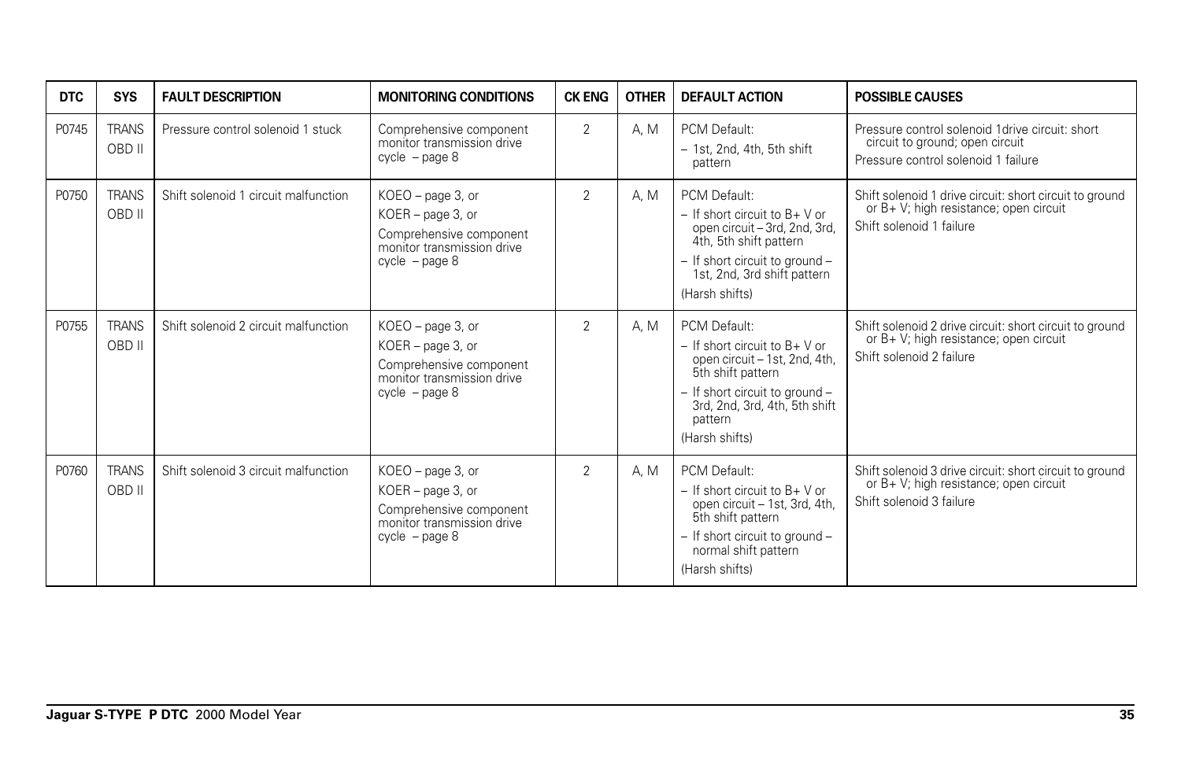| DTC | SYS | FAULT DESCRIPTION | MONITORING CONDITIONS | CK ENG | OTHER | DEFAULT ACTION | POSSIBLE CAUSES |
|---|---|---|---|---|---|---|---|
| P0745 | TRANS OBD II | Pressure control solenoid 1 stuck | Comprehensive component monitor transmission drive cycle – page 8 | 2 | A, M | PCM Default:<br>– 1st, 2nd, 4th, 5th shift pattern | Pressure control solenoid 1drive circuit: short circuit to ground; open circuit<br>Pressure control solenoid 1 failure |
| P0750 | TRANS OBD II | Shift solenoid 1 circuit malfunction | KOEO – page 3, or<br>KOER – page 3, or<br>Comprehensive component monitor transmission drive cycle – page 8 | 2 | A, M | PCM Default:<br>– If short circuit to B+ V or open circuit – 3rd, 2nd, 3rd, 4th, 5th shift pattern<br>– If short circuit to ground – 1st, 2nd, 3rd shift pattern<br>(Harsh shifts) | Shift solenoid 1 drive circuit: short circuit to ground or B+ V; high resistance; open circuit<br>Shift solenoid 1 failure |
| P0755 | TRANS OBD II | Shift solenoid 2 circuit malfunction | KOEO – page 3, or<br>KOER – page 3, or<br>Comprehensive component monitor transmission drive cycle – page 8 | 2 | A, M | PCM Default:<br>– If short circuit to B+ V or open circuit – 1st, 2nd, 4th, 5th shift pattern<br>– If short circuit to ground – 3rd, 2nd, 3rd, 4th, 5th shift pattern<br>(Harsh shifts) | Shift solenoid 2 drive circuit: short circuit to ground or B+ V; high resistance; open circuit<br>Shift solenoid 2 failure |
| P0760 | TRANS OBD II | Shift solenoid 3 circuit malfunction | KOEO – page 3, or<br>KOER – page 3, or<br>Comprehensive component monitor transmission drive cycle – page 8 | 2 | A, M | PCM Default:<br>– If short circuit to B+ V or open circuit – 1st, 3rd, 4th, 5th shift pattern<br>– If short circuit to ground – normal shift pattern<br>(Harsh shifts) | Shift solenoid 3 drive circuit: short circuit to ground or B+ V; high resistance; open circuit<br>Shift solenoid 3 failure |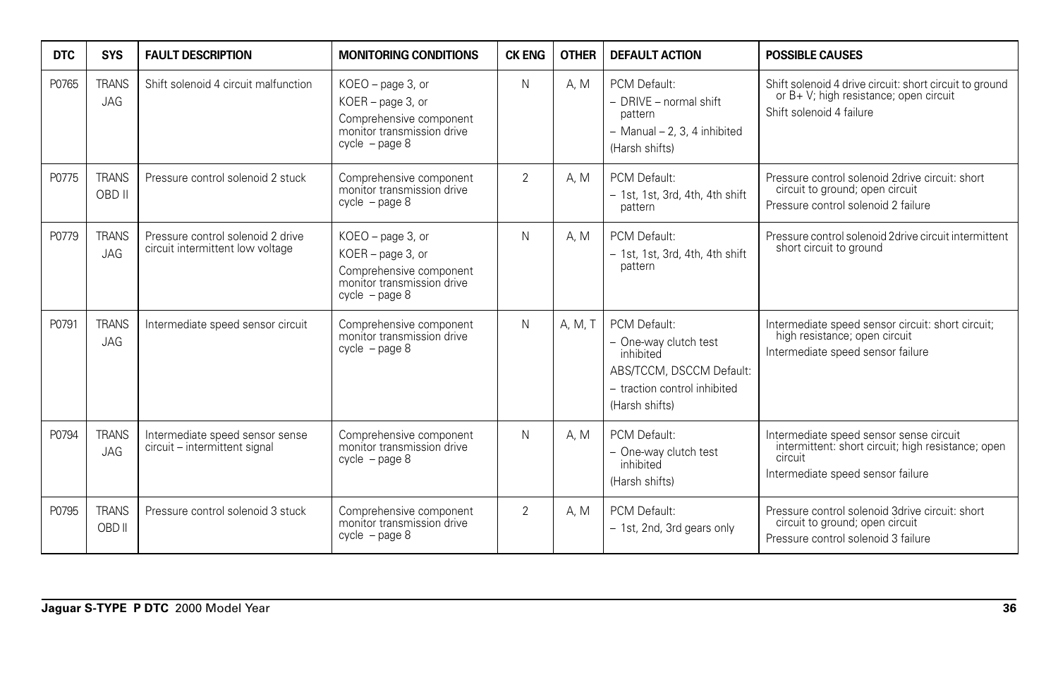| DTC | SYS | FAULT DESCRIPTION | MONITORING CONDITIONS | CK ENG | OTHER | DEFAULT ACTION | POSSIBLE CAUSES |
|---|---|---|---|---|---|---|---|
| P0765 | TRANS JAG | Shift solenoid 4 circuit malfunction | KOEO – page 3, or<br>KOER – page 3, or<br>Comprehensive component monitor transmission drive cycle – page 8 | N | A, M | PCM Default:<br>– DRIVE – normal shift pattern<br>– Manual – 2, 3, 4 inhibited<br>(Harsh shifts) | Shift solenoid 4 drive circuit: short circuit to ground or B+ V; high resistance; open circuit<br>Shift solenoid 4 failure |
| P0775 | TRANS OBD II | Pressure control solenoid 2 stuck | Comprehensive component monitor transmission drive cycle – page 8 | 2 | A, M | PCM Default:<br>– 1st, 1st, 3rd, 4th, 4th shift pattern | Pressure control solenoid 2drive circuit: short circuit to ground; open circuit<br>Pressure control solenoid 2 failure |
| P0779 | TRANS JAG | Pressure control solenoid 2 drive circuit intermittent low voltage | KOEO – page 3, or<br>KOER – page 3, or<br>Comprehensive component monitor transmission drive cycle – page 8 | N | A, M | PCM Default:<br>– 1st, 1st, 3rd, 4th, 4th shift pattern | Pressure control solenoid 2drive circuit intermittent short circuit to ground |
| P0791 | TRANS JAG | Intermediate speed sensor circuit | Comprehensive component monitor transmission drive cycle – page 8 | N | A, M, T | PCM Default:<br>– One-way clutch test inhibited<br>ABS/TCCM, DSCCM Default:<br>– traction control inhibited<br>(Harsh shifts) | Intermediate speed sensor circuit: short circuit; high resistance; open circuit<br>Intermediate speed sensor failure |
| P0794 | TRANS JAG | Intermediate speed sensor sense circuit – intermittent signal | Comprehensive component monitor transmission drive cycle – page 8 | N | A, M | PCM Default:<br>– One-way clutch test inhibited<br>(Harsh shifts) | Intermediate speed sensor sense circuit intermittent: short circuit; high resistance; open circuit<br>Intermediate speed sensor failure |
| P0795 | TRANS OBD II | Pressure control solenoid 3 stuck | Comprehensive component monitor transmission drive cycle – page 8 | 2 | A, M | PCM Default:<br>– 1st, 2nd, 3rd gears only | Pressure control solenoid 3drive circuit: short circuit to ground; open circuit<br>Pressure control solenoid 3 failure |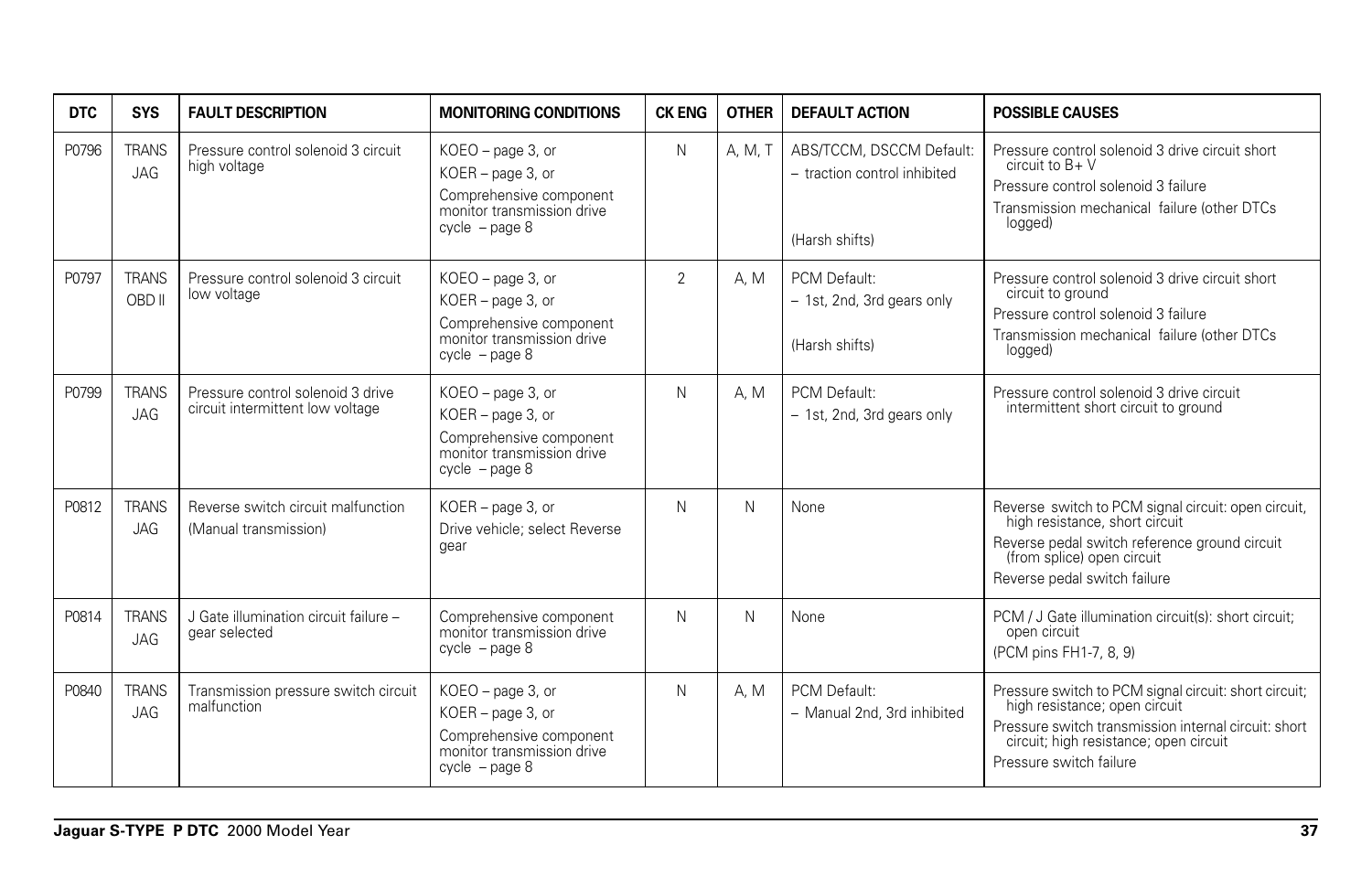| DTC | SYS | FAULT DESCRIPTION | MONITORING CONDITIONS | CK ENG | OTHER | DEFAULT ACTION | POSSIBLE CAUSES |
|---|---|---|---|---|---|---|---|
| P0796 | TRANS JAG | Pressure control solenoid 3 circuit high voltage | KOEO – page 3, or<br>KOER – page 3, or<br>Comprehensive component monitor transmission drive cycle – page 8 | N | A, M, T | ABS/TCCM, DSCCM Default:<br>– traction control inhibited<br><br>(Harsh shifts) | Pressure control solenoid 3 drive circuit short circuit to B+ V<br>Pressure control solenoid 3 failure<br>Transmission mechanical failure (other DTCs logged) |
| P0797 | TRANS OBD II | Pressure control solenoid 3 circuit low voltage | KOEO – page 3, or<br>KOER – page 3, or<br>Comprehensive component monitor transmission drive cycle – page 8 | 2 | A, M | PCM Default:<br>– 1st, 2nd, 3rd gears only<br><br>(Harsh shifts) | Pressure control solenoid 3 drive circuit short circuit to ground<br>Pressure control solenoid 3 failure<br>Transmission mechanical failure (other DTCs logged) |
| P0799 | TRANS JAG | Pressure control solenoid 3 drive circuit intermittent low voltage | KOEO – page 3, or<br>KOER – page 3, or<br>Comprehensive component monitor transmission drive cycle – page 8 | N | A, M | PCM Default:<br>– 1st, 2nd, 3rd gears only | Pressure control solenoid 3 drive circuit intermittent short circuit to ground |
| P0812 | TRANS JAG | Reverse switch circuit malfunction<br>(Manual transmission) | KOER – page 3, or<br>Drive vehicle; select Reverse gear | N | N | None | Reverse switch to PCM signal circuit: open circuit, high resistance, short circuit<br>Reverse pedal switch reference ground circuit (from splice) open circuit<br>Reverse pedal switch failure |
| P0814 | TRANS JAG | J Gate illumination circuit failure – gear selected | Comprehensive component monitor transmission drive cycle – page 8 | N | N | None | PCM / J Gate illumination circuit(s): short circuit; open circuit<br>(PCM pins FH1-7, 8, 9) |
| P0840 | TRANS JAG | Transmission pressure switch circuit malfunction | KOEO – page 3, or<br>KOER – page 3, or<br>Comprehensive component monitor transmission drive cycle – page 8 | N | A, M | PCM Default:<br>– Manual 2nd, 3rd inhibited | Pressure switch to PCM signal circuit: short circuit; high resistance; open circuit<br>Pressure switch transmission internal circuit: short circuit; high resistance; open circuit<br>Pressure switch failure |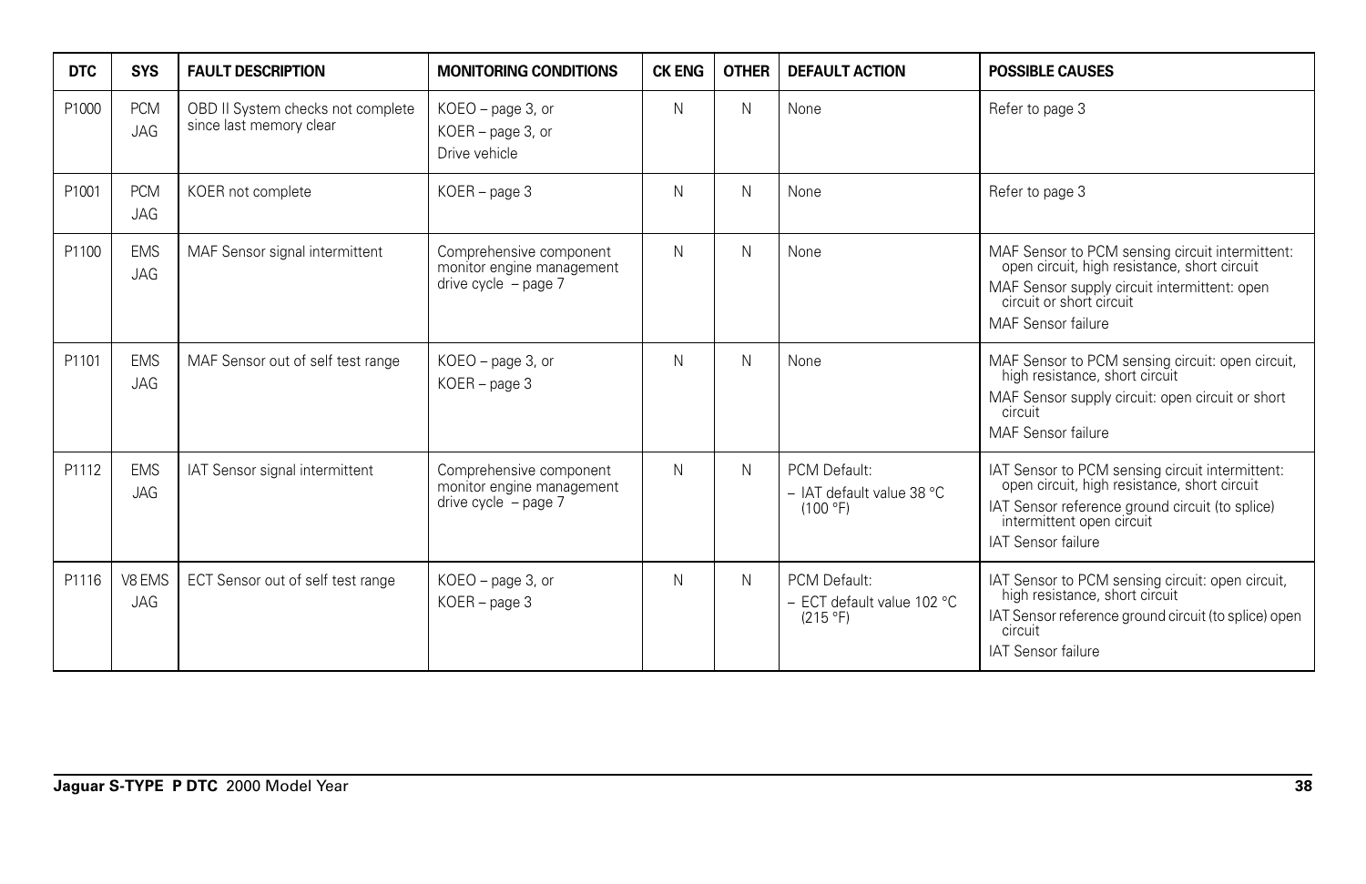| DTC | SYS | FAULT DESCRIPTION | MONITORING CONDITIONS | CK ENG | OTHER | DEFAULT ACTION | POSSIBLE CAUSES |
|---|---|---|---|---|---|---|---|
| P1000 | PCM JAG | OBD II System checks not complete since last memory clear | KOEO – page 3, or<br>KOER – page 3, or<br>Drive vehicle | N | N | None | Refer to page 3 |
| P1001 | PCM JAG | KOER not complete | KOER – page 3 | N | N | None | Refer to page 3 |
| P1100 | EMS JAG | MAF Sensor signal intermittent | Comprehensive component monitor engine management drive cycle – page 7 | N | N | None | MAF Sensor to PCM sensing circuit intermittent: open circuit, high resistance, short circuit<br>MAF Sensor supply circuit intermittent: open circuit or short circuit<br>MAF Sensor failure |
| P1101 | EMS JAG | MAF Sensor out of self test range | KOEO – page 3, or<br>KOER – page 3 | N | N | None | MAF Sensor to PCM sensing circuit: open circuit, high resistance, short circuit<br>MAF Sensor supply circuit: open circuit or short circuit<br>MAF Sensor failure |
| P1112 | EMS JAG | IAT Sensor signal intermittent | Comprehensive component monitor engine management drive cycle – page 7 | N | N | PCM Default:<br>– IAT default value 38 °C (100 °F) | IAT Sensor to PCM sensing circuit intermittent: open circuit, high resistance, short circuit<br>IAT Sensor reference ground circuit (to splice) intermittent open circuit<br>IAT Sensor failure |
| P1116 | V8 EMS JAG | ECT Sensor out of self test range | KOEO – page 3, or<br>KOER – page 3 | N | N | PCM Default:<br>– ECT default value 102 °C (215 °F) | IAT Sensor to PCM sensing circuit: open circuit, high resistance, short circuit<br>IAT Sensor reference ground circuit (to splice) open circuit<br>IAT Sensor failure |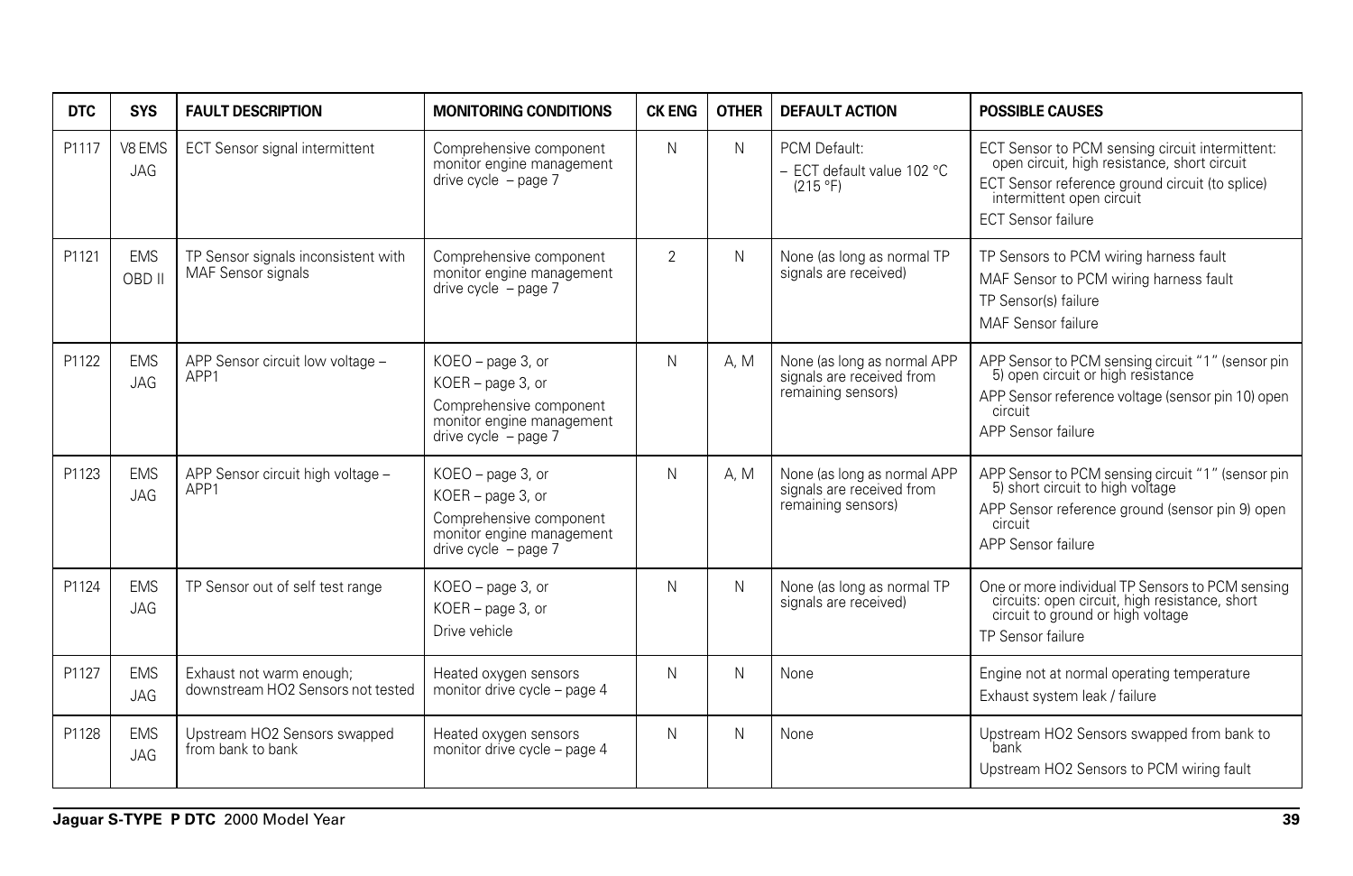| DTC | SYS | FAULT DESCRIPTION | MONITORING CONDITIONS | CK ENG | OTHER | DEFAULT ACTION | POSSIBLE CAUSES |
|---|---|---|---|---|---|---|---|
| P1117 | V8 EMS JAG | ECT Sensor signal intermittent | Comprehensive component monitor engine management drive cycle – page 7 | N | N | PCM Default:<br>– ECT default value 102 °C (215 °F) | ECT Sensor to PCM sensing circuit intermittent: open circuit, high resistance, short circuit<br>ECT Sensor reference ground circuit (to splice) intermittent open circuit<br>ECT Sensor failure |
| P1121 | EMS OBD II | TP Sensor signals inconsistent with MAF Sensor signals | Comprehensive component monitor engine management drive cycle – page 7 | 2 | N | None (as long as normal TP signals are received) | TP Sensors to PCM wiring harness fault<br>MAF Sensor to PCM wiring harness fault<br>TP Sensor(s) failure<br>MAF Sensor failure |
| P1122 | EMS JAG | APP Sensor circuit low voltage – APP1 | KOEO – page 3, or<br>KOER – page 3, or<br>Comprehensive component monitor engine management drive cycle – page 7 | N | A, M | None (as long as normal APP signals are received from remaining sensors) | APP Sensor to PCM sensing circuit "1" (sensor pin 5) open circuit or high resistance<br>APP Sensor reference voltage (sensor pin 10) open circuit<br>APP Sensor failure |
| P1123 | EMS JAG | APP Sensor circuit high voltage – APP1 | KOEO – page 3, or<br>KOER – page 3, or<br>Comprehensive component monitor engine management drive cycle – page 7 | N | A, M | None (as long as normal APP signals are received from remaining sensors) | APP Sensor to PCM sensing circuit "1" (sensor pin 5) short circuit to high voltage<br>APP Sensor reference ground (sensor pin 9) open circuit<br>APP Sensor failure |
| P1124 | EMS JAG | TP Sensor out of self test range | KOEO – page 3, or<br>KOER – page 3, or<br>Drive vehicle | N | N | None (as long as normal TP signals are received) | One or more individual TP Sensors to PCM sensing circuits: open circuit, high resistance, short circuit to ground or high voltage<br>TP Sensor failure |
| P1127 | EMS JAG | Exhaust not warm enough; downstream HO2 Sensors not tested | Heated oxygen sensors monitor drive cycle – page 4 | N | N | None | Engine not at normal operating temperature<br>Exhaust system leak / failure |
| P1128 | EMS JAG | Upstream HO2 Sensors swapped from bank to bank | Heated oxygen sensors monitor drive cycle – page 4 | N | N | None | Upstream HO2 Sensors swapped from bank to bank<br>Upstream HO2 Sensors to PCM wiring fault |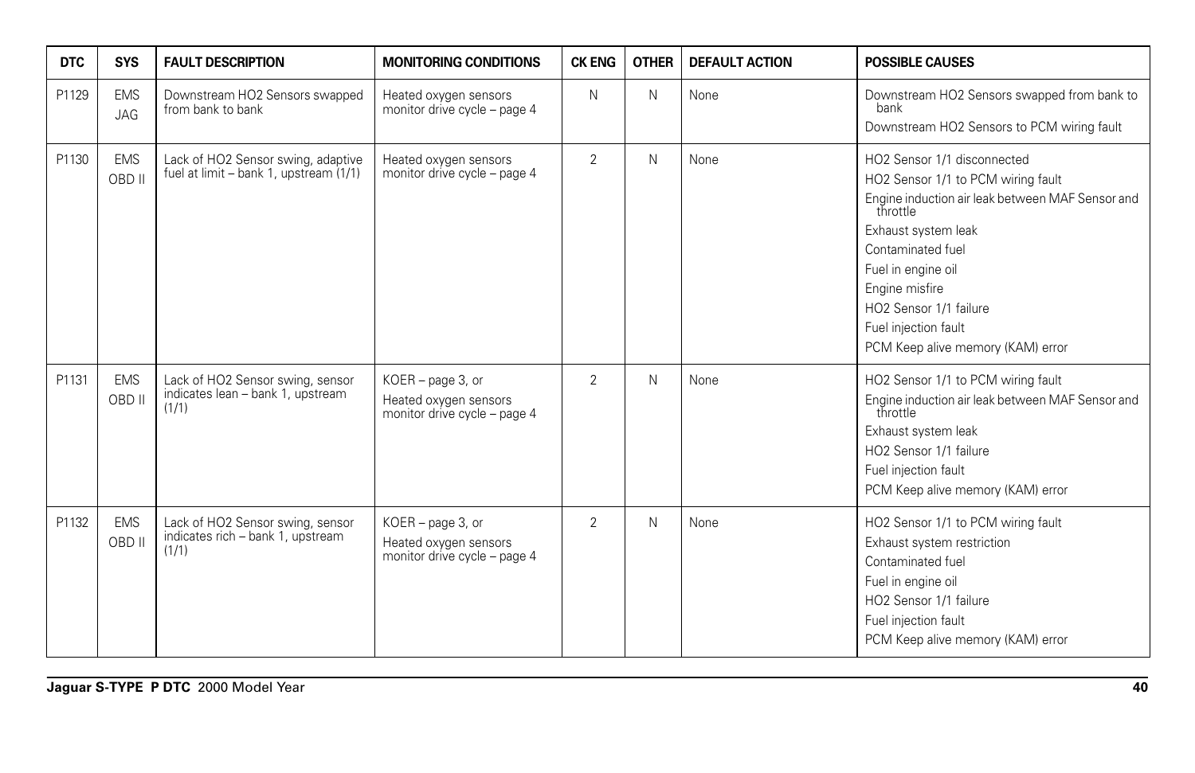| DTC | SYS | FAULT DESCRIPTION | MONITORING CONDITIONS | CK ENG | OTHER | DEFAULT ACTION | POSSIBLE CAUSES |
|---|---|---|---|---|---|---|---|
| P1129 | EMS JAG | Downstream HO2 Sensors swapped from bank to bank | Heated oxygen sensors monitor drive cycle – page 4 | N | N | None | Downstream HO2 Sensors swapped from bank to bank<br>Downstream HO2 Sensors to PCM wiring fault |
| P1130 | EMS OBD II | Lack of HO2 Sensor swing, adaptive fuel at limit – bank 1, upstream (1/1) | Heated oxygen sensors monitor drive cycle – page 4 | 2 | N | None | HO2 Sensor 1/1 disconnected<br>HO2 Sensor 1/1 to PCM wiring fault<br>Engine induction air leak between MAF Sensor and throttle<br>Exhaust system leak<br>Contaminated fuel<br>Fuel in engine oil<br>Engine misfire<br>HO2 Sensor 1/1 failure<br>Fuel injection fault<br>PCM Keep alive memory (KAM) error |
| P1131 | EMS OBD II | Lack of HO2 Sensor swing, sensor indicates lean – bank 1, upstream (1/1) | KOER – page 3, or<br>Heated oxygen sensors monitor drive cycle – page 4 | 2 | N | None | HO2 Sensor 1/1 to PCM wiring fault<br>Engine induction air leak between MAF Sensor and throttle<br>Exhaust system leak<br>HO2 Sensor 1/1 failure<br>Fuel injection fault<br>PCM Keep alive memory (KAM) error |
| P1132 | EMS OBD II | Lack of HO2 Sensor swing, sensor indicates rich – bank 1, upstream (1/1) | KOER – page 3, or<br>Heated oxygen sensors monitor drive cycle – page 4 | 2 | N | None | HO2 Sensor 1/1 to PCM wiring fault<br>Exhaust system restriction<br>Contaminated fuel<br>Fuel in engine oil<br>HO2 Sensor 1/1 failure<br>Fuel injection fault<br>PCM Keep alive memory (KAM) error |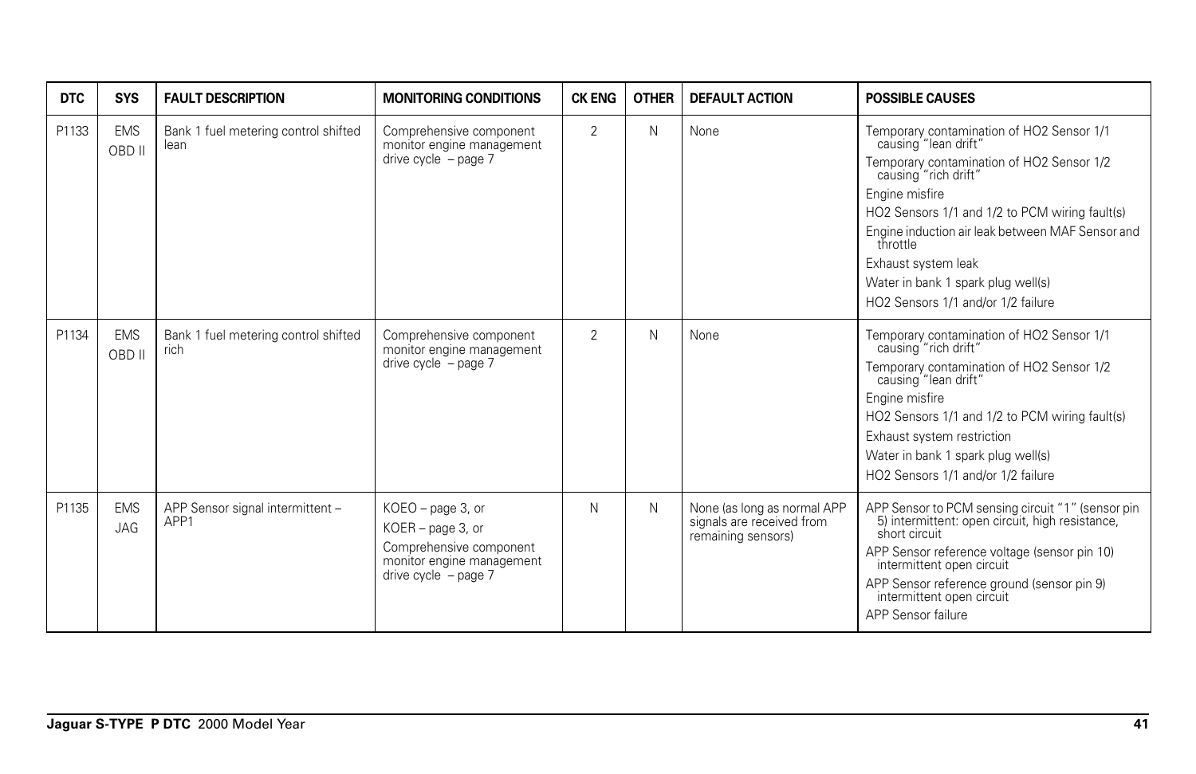| DTC | SYS | FAULT DESCRIPTION | MONITORING CONDITIONS | CK ENG | OTHER | DEFAULT ACTION | POSSIBLE CAUSES |
|---|---|---|---|---|---|---|---|
| P1133 | EMS OBD II | Bank 1 fuel metering control shifted lean | Comprehensive component monitor engine management drive cycle – page 7 | 2 | N | None | Temporary contamination of HO2 Sensor 1/1 causing "lean drift"<br>Temporary contamination of HO2 Sensor 1/2 causing "rich drift"<br>Engine misfire<br>HO2 Sensors 1/1 and 1/2 to PCM wiring fault(s)<br>Engine induction air leak between MAF Sensor and throttle<br>Exhaust system leak<br>Water in bank 1 spark plug well(s)<br>HO2 Sensors 1/1 and/or 1/2 failure |
| P1134 | EMS OBD II | Bank 1 fuel metering control shifted rich | Comprehensive component monitor engine management drive cycle – page 7 | 2 | N | None | Temporary contamination of HO2 Sensor 1/1 causing "rich drift"<br>Temporary contamination of HO2 Sensor 1/2 causing "lean drift"<br>Engine misfire<br>HO2 Sensors 1/1 and 1/2 to PCM wiring fault(s)<br>Exhaust system restriction<br>Water in bank 1 spark plug well(s)<br>HO2 Sensors 1/1 and/or 1/2 failure |
| P1135 | EMS JAG | APP Sensor signal intermittent – APP1 | KOEO – page 3, or<br>KOER – page 3, or<br>Comprehensive component monitor engine management drive cycle – page 7 | N | N | None (as long as normal APP signals are received from remaining sensors) | APP Sensor to PCM sensing circuit "1" (sensor pin 5) intermittent: open circuit, high resistance, short circuit<br>APP Sensor reference voltage (sensor pin 10) intermittent open circuit<br>APP Sensor reference ground (sensor pin 9) intermittent open circuit<br>APP Sensor failure |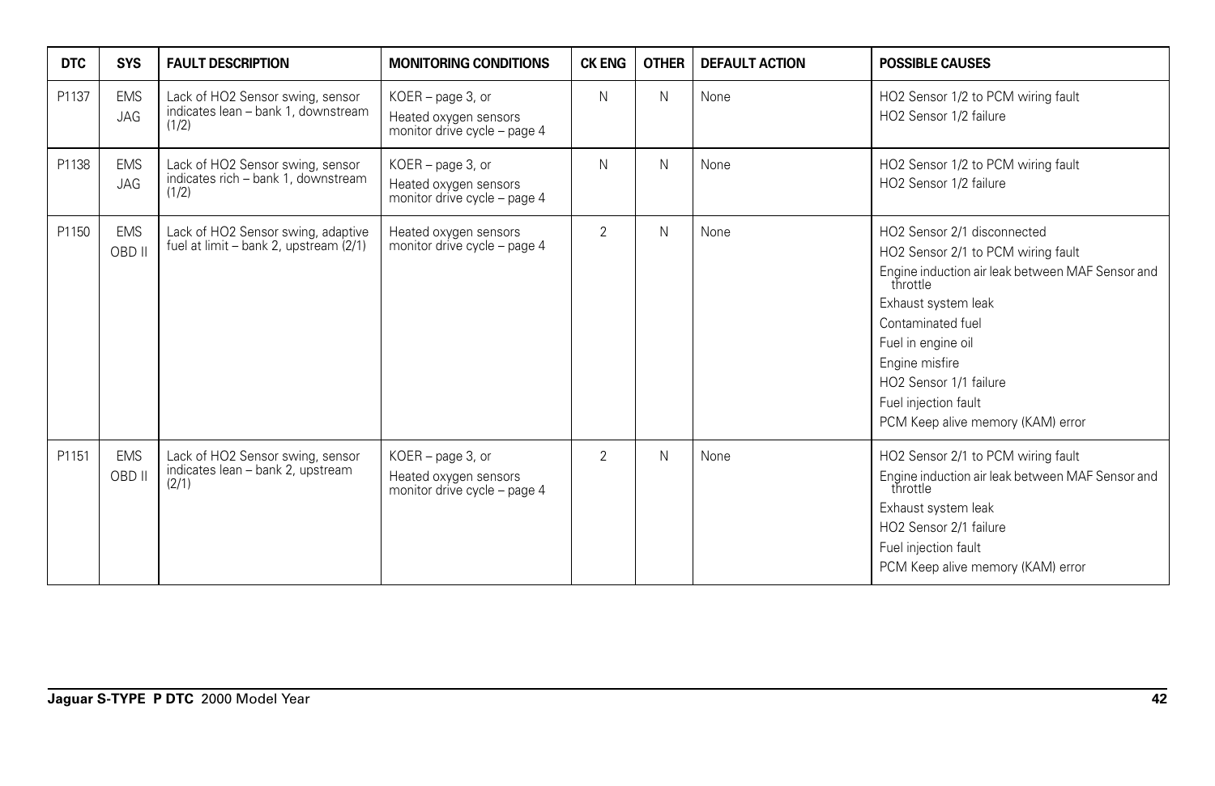| DTC | SYS | FAULT DESCRIPTION | MONITORING CONDITIONS | CK ENG | OTHER | DEFAULT ACTION | POSSIBLE CAUSES |
|---|---|---|---|---|---|---|---|
| P1137 | EMS JAG | Lack of HO2 Sensor swing, sensor indicates lean – bank 1, downstream (1/2) | KOER – page 3, or<br>Heated oxygen sensors monitor drive cycle – page 4 | N | N | None | HO2 Sensor 1/2 to PCM wiring fault<br>HO2 Sensor 1/2 failure |
| P1138 | EMS JAG | Lack of HO2 Sensor swing, sensor indicates rich – bank 1, downstream (1/2) | KOER – page 3, or<br>Heated oxygen sensors monitor drive cycle – page 4 | N | N | None | HO2 Sensor 1/2 to PCM wiring fault<br>HO2 Sensor 1/2 failure |
| P1150 | EMS OBD II | Lack of HO2 Sensor swing, adaptive fuel at limit – bank 2, upstream (2/1) | Heated oxygen sensors monitor drive cycle – page 4 | 2 | N | None | HO2 Sensor 2/1 disconnected<br>HO2 Sensor 2/1 to PCM wiring fault<br>Engine induction air leak between MAF Sensor and throttle<br>Exhaust system leak<br>Contaminated fuel<br>Fuel in engine oil<br>Engine misfire<br>HO2 Sensor 1/1 failure<br>Fuel injection fault<br>PCM Keep alive memory (KAM) error |
| P1151 | EMS OBD II | Lack of HO2 Sensor swing, sensor indicates lean – bank 2, upstream (2/1) | KOER – page 3, or<br>Heated oxygen sensors monitor drive cycle – page 4 | 2 | N | None | HO2 Sensor 2/1 to PCM wiring fault<br>Engine induction air leak between MAF Sensor and throttle<br>Exhaust system leak<br>HO2 Sensor 2/1 failure<br>Fuel injection fault<br>PCM Keep alive memory (KAM) error |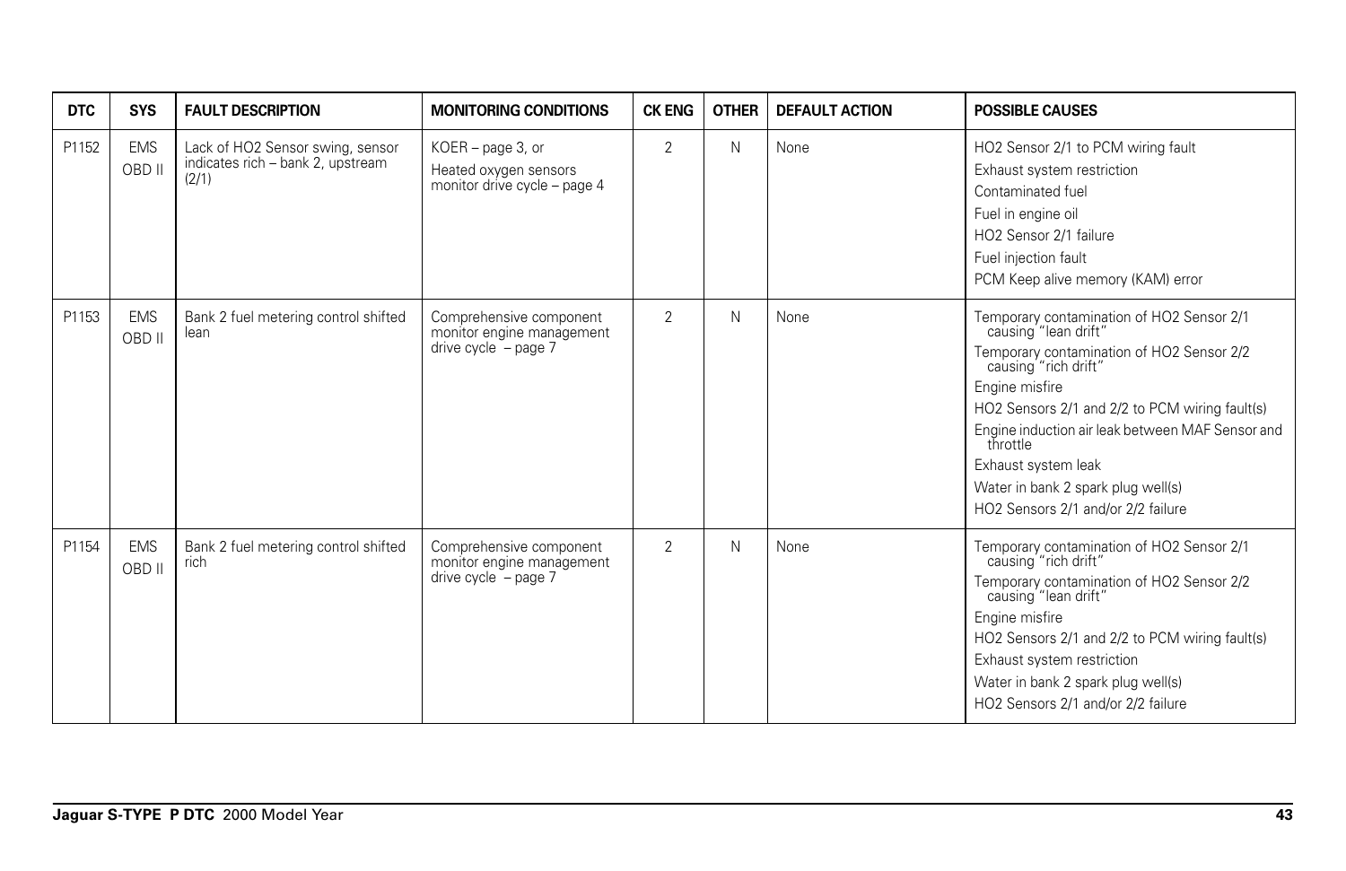| DTC | SYS | FAULT DESCRIPTION | MONITORING CONDITIONS | CK ENG | OTHER | DEFAULT ACTION | POSSIBLE CAUSES |
|---|---|---|---|---|---|---|---|
| P1152 | EMS OBD II | Lack of HO2 Sensor swing, sensor indicates rich – bank 2, upstream (2/1) | KOER – page 3, or<br>Heated oxygen sensors monitor drive cycle – page 4 | 2 | N | None | HO2 Sensor 2/1 to PCM wiring fault<br>Exhaust system restriction<br>Contaminated fuel<br>Fuel in engine oil<br>HO2 Sensor 2/1 failure<br>Fuel injection fault<br>PCM Keep alive memory (KAM) error |
| P1153 | EMS OBD II | Bank 2 fuel metering control shifted lean | Comprehensive component monitor engine management drive cycle – page 7 | 2 | N | None | Temporary contamination of HO2 Sensor 2/1 causing "lean drift"<br>Temporary contamination of HO2 Sensor 2/2 causing "rich drift"<br>Engine misfire<br>HO2 Sensors 2/1 and 2/2 to PCM wiring fault(s)<br>Engine induction air leak between MAF Sensor and throttle<br>Exhaust system leak<br>Water in bank 2 spark plug well(s)<br>HO2 Sensors 2/1 and/or 2/2 failure |
| P1154 | EMS OBD II | Bank 2 fuel metering control shifted rich | Comprehensive component monitor engine management drive cycle – page 7 | 2 | N | None | Temporary contamination of HO2 Sensor 2/1 causing "rich drift"<br>Temporary contamination of HO2 Sensor 2/2 causing "lean drift"<br>Engine misfire<br>HO2 Sensors 2/1 and 2/2 to PCM wiring fault(s)<br>Exhaust system restriction<br>Water in bank 2 spark plug well(s)<br>HO2 Sensors 2/1 and/or 2/2 failure |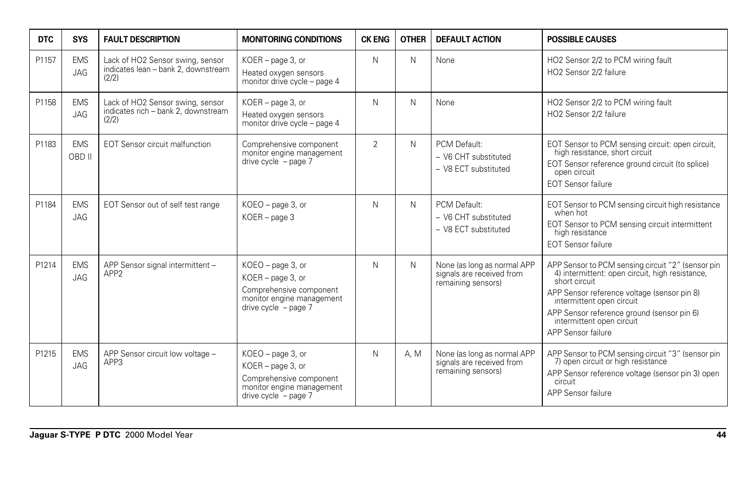| DTC | SYS | FAULT DESCRIPTION | MONITORING CONDITIONS | CK ENG | OTHER | DEFAULT ACTION | POSSIBLE CAUSES |
|---|---|---|---|---|---|---|---|
| P1157 | EMS JAG | Lack of HO2 Sensor swing, sensor indicates lean – bank 2, downstream (2/2) | KOER – page 3, or<br>Heated oxygen sensors monitor drive cycle – page 4 | N | N | None | HO2 Sensor 2/2 to PCM wiring fault<br>HO2 Sensor 2/2 failure |
| P1158 | EMS JAG | Lack of HO2 Sensor swing, sensor indicates rich – bank 2, downstream (2/2) | KOER – page 3, or<br>Heated oxygen sensors monitor drive cycle – page 4 | N | N | None | HO2 Sensor 2/2 to PCM wiring fault<br>HO2 Sensor 2/2 failure |
| P1183 | EMS OBD II | EOT Sensor circuit malfunction | Comprehensive component monitor engine management drive cycle – page 7 | 2 | N | PCM Default:<br>– V6 CHT substituted<br>– V8 ECT substituted | EOT Sensor to PCM sensing circuit: open circuit, high resistance, short circuit<br>EOT Sensor reference ground circuit (to splice) open circuit<br>EOT Sensor failure |
| P1184 | EMS JAG | EOT Sensor out of self test range | KOEO – page 3, or<br>KOER – page 3 | N | N | PCM Default:<br>– V6 CHT substituted<br>– V8 ECT substituted | EOT Sensor to PCM sensing circuit high resistance when hot<br>EOT Sensor to PCM sensing circuit intermittent high resistance<br>EOT Sensor failure |
| P1214 | EMS JAG | APP Sensor signal intermittent – APP2 | KOEO – page 3, or<br>KOER – page 3, or<br>Comprehensive component monitor engine management drive cycle – page 7 | N | N | None (as long as normal APP signals are received from remaining sensors) | APP Sensor to PCM sensing circuit "2" (sensor pin 4) intermittent: open circuit, high resistance, short circuit<br>APP Sensor reference voltage (sensor pin 8) intermittent open circuit<br>APP Sensor reference ground (sensor pin 6) intermittent open circuit<br>APP Sensor failure |
| P1215 | EMS JAG | APP Sensor circuit low voltage – APP3 | KOEO – page 3, or<br>KOER – page 3, or<br>Comprehensive component monitor engine management drive cycle – page 7 | N | A, M | None (as long as normal APP signals are received from remaining sensors) | APP Sensor to PCM sensing circuit "3" (sensor pin 7) open circuit or high resistance<br>APP Sensor reference voltage (sensor pin 3) open circuit<br>APP Sensor failure |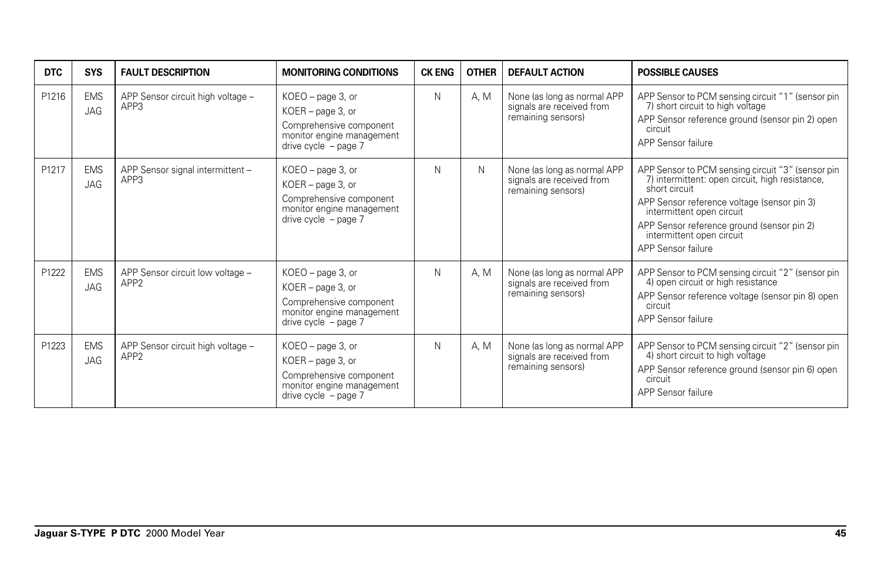| DTC | SYS | FAULT DESCRIPTION | MONITORING CONDITIONS | CK ENG | OTHER | DEFAULT ACTION | POSSIBLE CAUSES |
|---|---|---|---|---|---|---|---|
| P1216 | EMS JAG | APP Sensor circuit high voltage – APP3 | KOEO – page 3, or<br>KOER – page 3, or<br>Comprehensive component monitor engine management drive cycle – page 7 | N | A, M | None (as long as normal APP signals are received from remaining sensors) | APP Sensor to PCM sensing circuit "1" (sensor pin 7) short circuit to high voltage<br>APP Sensor reference ground (sensor pin 2) open circuit<br>APP Sensor failure |
| P1217 | EMS JAG | APP Sensor signal intermittent – APP3 | KOEO – page 3, or<br>KOER – page 3, or<br>Comprehensive component monitor engine management drive cycle – page 7 | N | N | None (as long as normal APP signals are received from remaining sensors) | APP Sensor to PCM sensing circuit "3" (sensor pin 7) intermittent: open circuit, high resistance, short circuit<br>APP Sensor reference voltage (sensor pin 3) intermittent open circuit<br>APP Sensor reference ground (sensor pin 2) intermittent open circuit<br>APP Sensor failure |
| P1222 | EMS JAG | APP Sensor circuit low voltage – APP2 | KOEO – page 3, or<br>KOER – page 3, or<br>Comprehensive component monitor engine management drive cycle – page 7 | N | A, M | None (as long as normal APP signals are received from remaining sensors) | APP Sensor to PCM sensing circuit "2" (sensor pin 4) open circuit or high resistance<br>APP Sensor reference voltage (sensor pin 8) open circuit<br>APP Sensor failure |
| P1223 | EMS JAG | APP Sensor circuit high voltage – APP2 | KOEO – page 3, or<br>KOER – page 3, or<br>Comprehensive component monitor engine management drive cycle – page 7 | N | A, M | None (as long as normal APP signals are received from remaining sensors) | APP Sensor to PCM sensing circuit "2" (sensor pin 4) short circuit to high voltage<br>APP Sensor reference ground (sensor pin 6) open circuit<br>APP Sensor failure |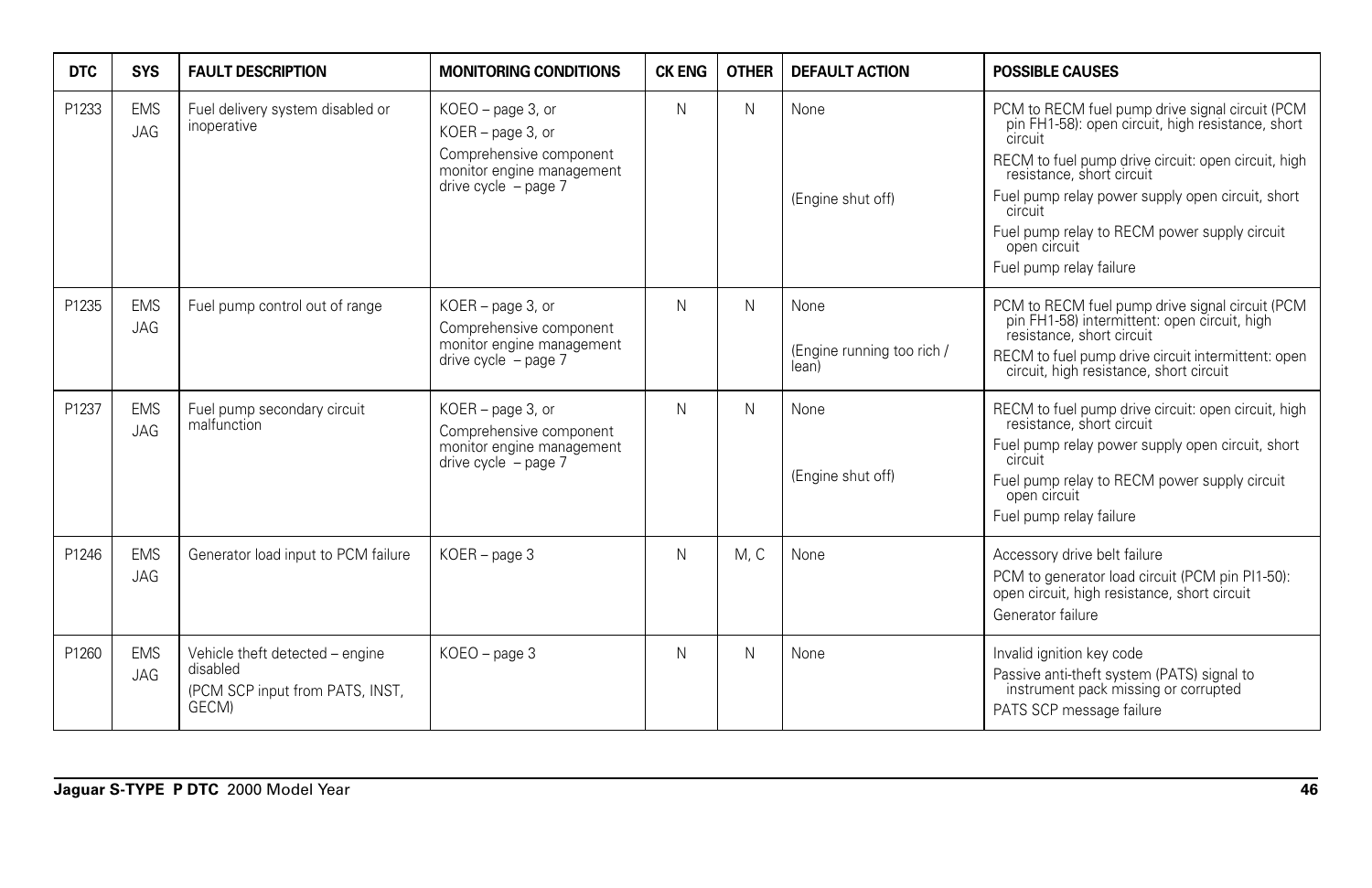| DTC | SYS | FAULT DESCRIPTION | MONITORING CONDITIONS | CK ENG | OTHER | DEFAULT ACTION | POSSIBLE CAUSES |
|---|---|---|---|---|---|---|---|
| P1233 | EMS JAG | Fuel delivery system disabled or inoperative | KOEO – page 3, or<br>KOER – page 3, or<br>Comprehensive component monitor engine management drive cycle – page 7 | N | N | None<br><br>(Engine shut off) | PCM to RECM fuel pump drive signal circuit (PCM pin FH1-58): open circuit, high resistance, short circuit<br>RECM to fuel pump drive circuit: open circuit, high resistance, short circuit<br>Fuel pump relay power supply open circuit, short circuit<br>Fuel pump relay to RECM power supply circuit open circuit<br>Fuel pump relay failure |
| P1235 | EMS JAG | Fuel pump control out of range | KOER – page 3, or<br>Comprehensive component monitor engine management drive cycle – page 7 | N | N | None<br><br>(Engine running too rich / lean) | PCM to RECM fuel pump drive signal circuit (PCM pin FH1-58) intermittent: open circuit, high resistance, short circuit<br>RECM to fuel pump drive circuit intermittent: open circuit, high resistance, short circuit |
| P1237 | EMS JAG | Fuel pump secondary circuit malfunction | KOER – page 3, or<br>Comprehensive component monitor engine management drive cycle – page 7 | N | N | None<br><br>(Engine shut off) | RECM to fuel pump drive circuit: open circuit, high resistance, short circuit<br>Fuel pump relay power supply open circuit, short circuit<br>Fuel pump relay to RECM power supply circuit open circuit<br>Fuel pump relay failure |
| P1246 | EMS JAG | Generator load input to PCM failure | KOER – page 3 | N | M, C | None | Accessory drive belt failure<br>PCM to generator load circuit (PCM pin PI1-50): open circuit, high resistance, short circuit<br>Generator failure |
| P1260 | EMS JAG | Vehicle theft detected – engine disabled<br>(PCM SCP input from PATS, INST, GECM) | KOEO – page 3 | N | N | None | Invalid ignition key code<br>Passive anti-theft system (PATS) signal to instrument pack missing or corrupted<br>PATS SCP message failure |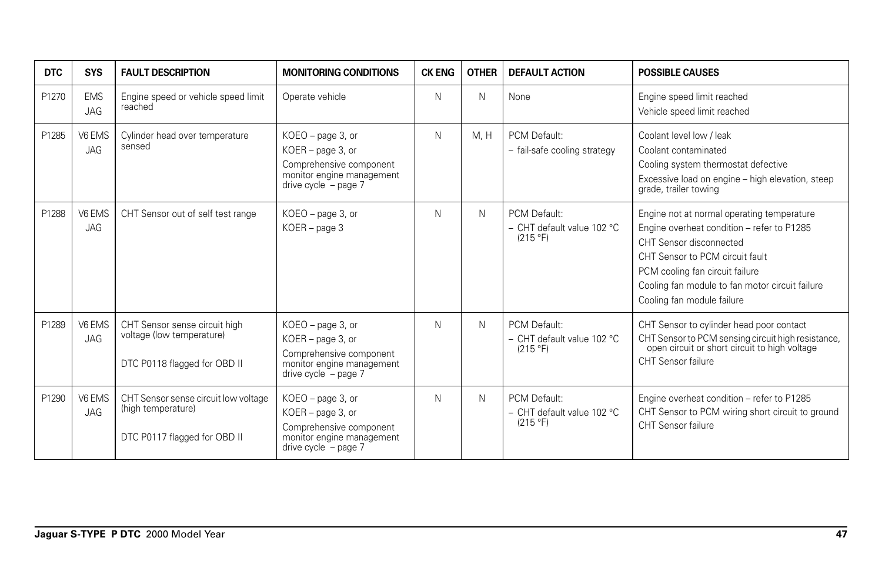| DTC | SYS | FAULT DESCRIPTION | MONITORING CONDITIONS | CK ENG | OTHER | DEFAULT ACTION | POSSIBLE CAUSES |
|---|---|---|---|---|---|---|---|
| P1270 | EMS JAG | Engine speed or vehicle speed limit reached | Operate vehicle | N | N | None | Engine speed limit reached<br>Vehicle speed limit reached |
| P1285 | V6 EMS JAG | Cylinder head over temperature sensed | KOEO – page 3, or<br>KOER – page 3, or<br>Comprehensive component monitor engine management drive cycle – page 7 | N | M, H | PCM Default:<br>– fail-safe cooling strategy | Coolant level low / leak<br>Coolant contaminated<br>Cooling system thermostat defective<br>Excessive load on engine – high elevation, steep grade, trailer towing |
| P1288 | V6 EMS JAG | CHT Sensor out of self test range | KOEO – page 3, or<br>KOER – page 3 | N | N | PCM Default:<br>– CHT default value 102 °C (215 °F) | Engine not at normal operating temperature<br>Engine overheat condition – refer to P1285<br>CHT Sensor disconnected<br>CHT Sensor to PCM circuit fault<br>PCM cooling fan circuit failure<br>Cooling fan module to fan motor circuit failure<br>Cooling fan module failure |
| P1289 | V6 EMS JAG | CHT Sensor sense circuit high voltage (low temperature)<br><br>DTC P0118 flagged for OBD II | KOEO – page 3, or<br>KOER – page 3, or<br>Comprehensive component monitor engine management drive cycle – page 7 | N | N | PCM Default:<br>– CHT default value 102 °C (215 °F) | CHT Sensor to cylinder head poor contact<br>CHT Sensor to PCM sensing circuit high resistance, open circuit or short circuit to high voltage<br>CHT Sensor failure |
| P1290 | V6 EMS JAG | CHT Sensor sense circuit low voltage (high temperature)<br><br>DTC P0117 flagged for OBD II | KOEO – page 3, or<br>KOER – page 3, or<br>Comprehensive component monitor engine management drive cycle – page 7 | N | N | PCM Default:<br>– CHT default value 102 °C (215 °F) | Engine overheat condition – refer to P1285<br>CHT Sensor to PCM wiring short circuit to ground<br>CHT Sensor failure |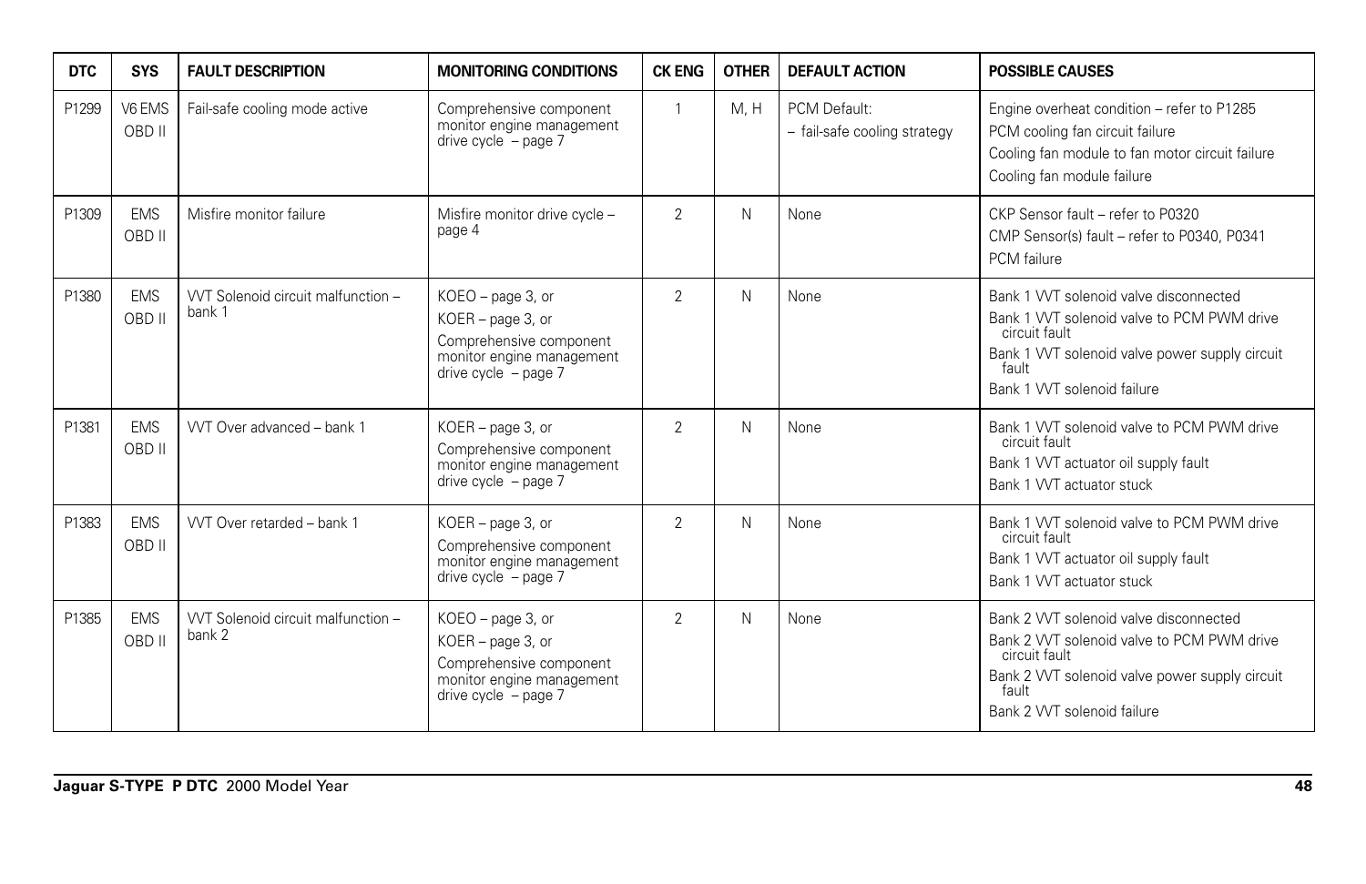| DTC | SYS | FAULT DESCRIPTION | MONITORING CONDITIONS | CK ENG | OTHER | DEFAULT ACTION | POSSIBLE CAUSES |
|---|---|---|---|---|---|---|---|
| P1299 | V6 EMS OBD II | Fail-safe cooling mode active | Comprehensive component monitor engine management drive cycle – page 7 | 1 | M, H | PCM Default:<br>– fail-safe cooling strategy | Engine overheat condition – refer to P1285<br>PCM cooling fan circuit failure<br>Cooling fan module to fan motor circuit failure<br>Cooling fan module failure |
| P1309 | EMS OBD II | Misfire monitor failure | Misfire monitor drive cycle – page 4 | 2 | N | None | CKP Sensor fault – refer to P0320<br>CMP Sensor(s) fault – refer to P0340, P0341<br>PCM failure |
| P1380 | EMS OBD II | VVT Solenoid circuit malfunction – bank 1 | KOEO – page 3, or<br>KOER – page 3, or<br>Comprehensive component monitor engine management drive cycle – page 7 | 2 | N | None | Bank 1 VVT solenoid valve disconnected<br>Bank 1 VVT solenoid valve to PCM PWM drive circuit fault<br>Bank 1 VVT solenoid valve power supply circuit fault<br>Bank 1 VVT solenoid failure |
| P1381 | EMS OBD II | VVT Over advanced – bank 1 | KOER – page 3, or<br>Comprehensive component monitor engine management drive cycle – page 7 | 2 | N | None | Bank 1 VVT solenoid valve to PCM PWM drive circuit fault<br>Bank 1 VVT actuator oil supply fault<br>Bank 1 VVT actuator stuck |
| P1383 | EMS OBD II | VVT Over retarded – bank 1 | KOER – page 3, or<br>Comprehensive component monitor engine management drive cycle – page 7 | 2 | N | None | Bank 1 VVT solenoid valve to PCM PWM drive circuit fault<br>Bank 1 VVT actuator oil supply fault<br>Bank 1 VVT actuator stuck |
| P1385 | EMS OBD II | VVT Solenoid circuit malfunction – bank 2 | KOEO – page 3, or<br>KOER – page 3, or<br>Comprehensive component monitor engine management drive cycle – page 7 | 2 | N | None | Bank 2 VVT solenoid valve disconnected<br>Bank 2 VVT solenoid valve to PCM PWM drive circuit fault<br>Bank 2 VVT solenoid valve power supply circuit fault<br>Bank 2 VVT solenoid failure |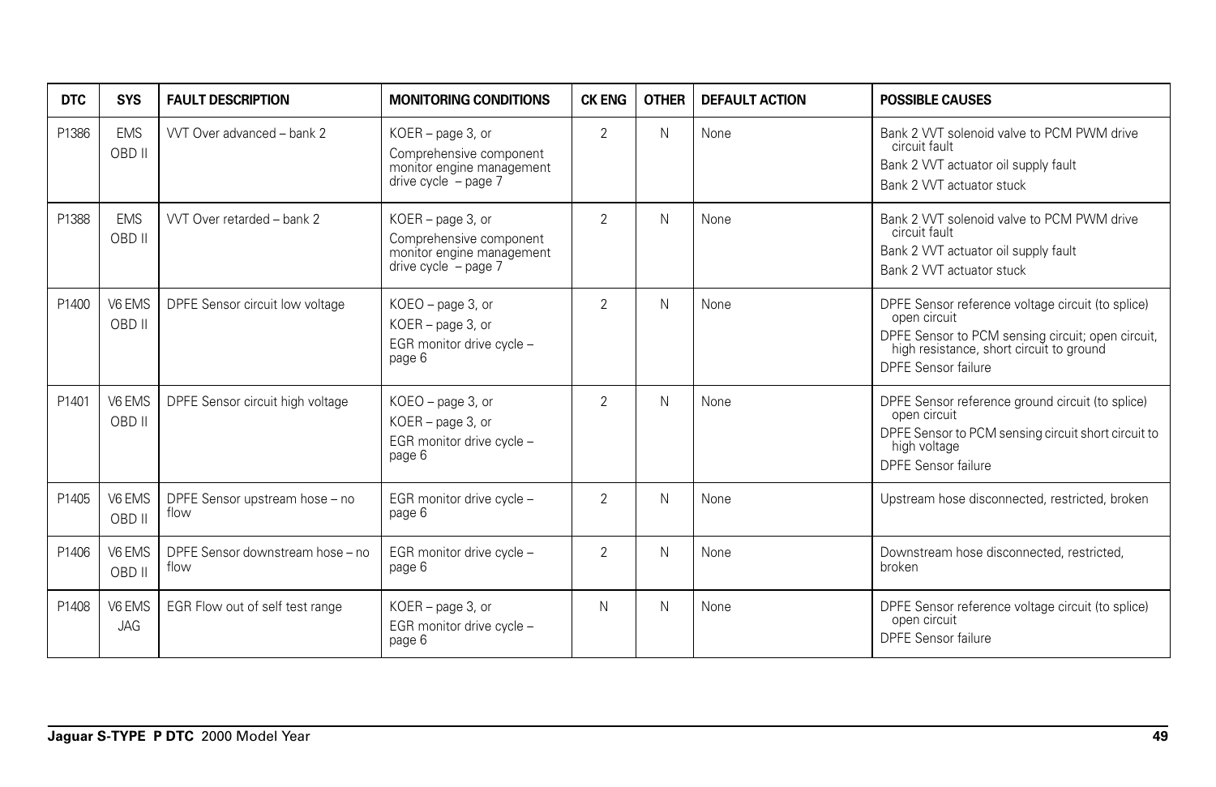| DTC | SYS | FAULT DESCRIPTION | MONITORING CONDITIONS | CK ENG | OTHER | DEFAULT ACTION | POSSIBLE CAUSES |
|---|---|---|---|---|---|---|---|
| P1386 | EMS OBD II | VVT Over advanced – bank 2 | KOER – page 3, or Comprehensive component monitor engine management drive cycle – page 7 | 2 | N | None | Bank 2 VVT solenoid valve to PCM PWM drive circuit fault<br>Bank 2 VVT actuator oil supply fault<br>Bank 2 VVT actuator stuck |
| P1388 | EMS OBD II | VVT Over retarded – bank 2 | KOER – page 3, or Comprehensive component monitor engine management drive cycle – page 7 | 2 | N | None | Bank 2 VVT solenoid valve to PCM PWM drive circuit fault<br>Bank 2 VVT actuator oil supply fault<br>Bank 2 VVT actuator stuck |
| P1400 | V6 EMS OBD II | DPFE Sensor circuit low voltage | KOEO – page 3, or<br>KOER – page 3, or<br>EGR monitor drive cycle – page 6 | 2 | N | None | DPFE Sensor reference voltage circuit (to splice) open circuit<br>DPFE Sensor to PCM sensing circuit; open circuit, high resistance, short circuit to ground<br>DPFE Sensor failure |
| P1401 | V6 EMS OBD II | DPFE Sensor circuit high voltage | KOEO – page 3, or<br>KOER – page 3, or<br>EGR monitor drive cycle – page 6 | 2 | N | None | DPFE Sensor reference ground circuit (to splice) open circuit<br>DPFE Sensor to PCM sensing circuit short circuit to high voltage<br>DPFE Sensor failure |
| P1405 | V6 EMS OBD II | DPFE Sensor upstream hose – no flow | EGR monitor drive cycle – page 6 | 2 | N | None | Upstream hose disconnected, restricted, broken |
| P1406 | V6 EMS OBD II | DPFE Sensor downstream hose – no flow | EGR monitor drive cycle – page 6 | 2 | N | None | Downstream hose disconnected, restricted, broken |
| P1408 | V6 EMS JAG | EGR Flow out of self test range | KOER – page 3, or<br>EGR monitor drive cycle – page 6 | N | N | None | DPFE Sensor reference voltage circuit (to splice) open circuit<br>DPFE Sensor failure |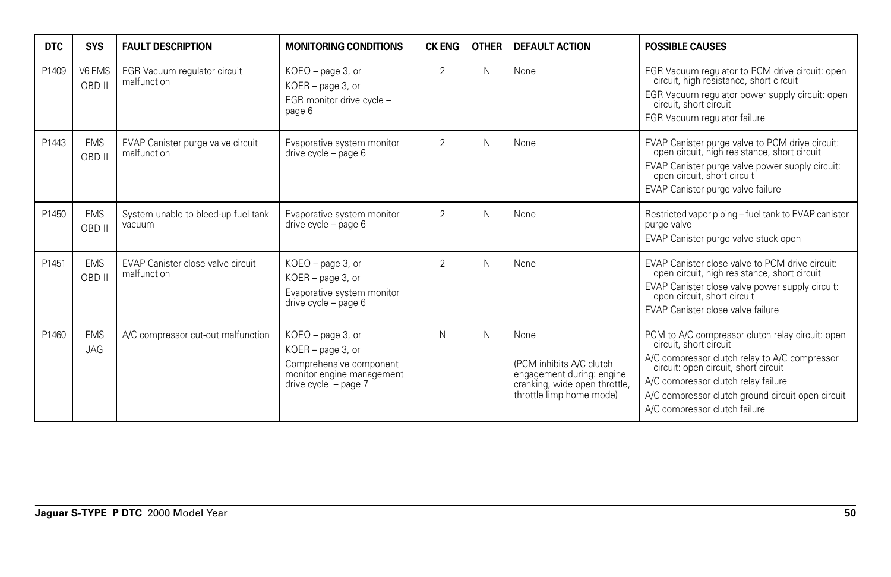| DTC | SYS | FAULT DESCRIPTION | MONITORING CONDITIONS | CK ENG | OTHER | DEFAULT ACTION | POSSIBLE CAUSES |
|---|---|---|---|---|---|---|---|
| P1409 | V6 EMS OBD II | EGR Vacuum regulator circuit malfunction | KOEO – page 3, or<br>KOER – page 3, or<br>EGR monitor drive cycle – page 6 | 2 | N | None | EGR Vacuum regulator to PCM drive circuit: open circuit, high resistance, short circuit<br>EGR Vacuum regulator power supply circuit: open circuit, short circuit<br>EGR Vacuum regulator failure |
| P1443 | EMS OBD II | EVAP Canister purge valve circuit malfunction | Evaporative system monitor drive cycle – page 6 | 2 | N | None | EVAP Canister purge valve to PCM drive circuit: open circuit, high resistance, short circuit<br>EVAP Canister purge valve power supply circuit: open circuit, short circuit<br>EVAP Canister purge valve failure |
| P1450 | EMS OBD II | System unable to bleed-up fuel tank vacuum | Evaporative system monitor drive cycle – page 6 | 2 | N | None | Restricted vapor piping – fuel tank to EVAP canister purge valve<br>EVAP Canister purge valve stuck open |
| P1451 | EMS OBD II | EVAP Canister close valve circuit malfunction | KOEO – page 3, or<br>KOER – page 3, or<br>Evaporative system monitor drive cycle – page 6 | 2 | N | None | EVAP Canister close valve to PCM drive circuit: open circuit, high resistance, short circuit<br>EVAP Canister close valve power supply circuit: open circuit, short circuit<br>EVAP Canister close valve failure |
| P1460 | EMS JAG | A/C compressor cut-out malfunction | KOEO – page 3, or<br>KOER – page 3, or<br>Comprehensive component monitor engine management drive cycle – page 7 | N | N | None<br>(PCM inhibits A/C clutch engagement during: engine cranking, wide open throttle, throttle limp home mode) | PCM to A/C compressor clutch relay circuit: open circuit, short circuit<br>A/C compressor clutch relay to A/C compressor circuit: open circuit, short circuit<br>A/C compressor clutch relay failure<br>A/C compressor clutch ground circuit open circuit<br>A/C compressor clutch failure |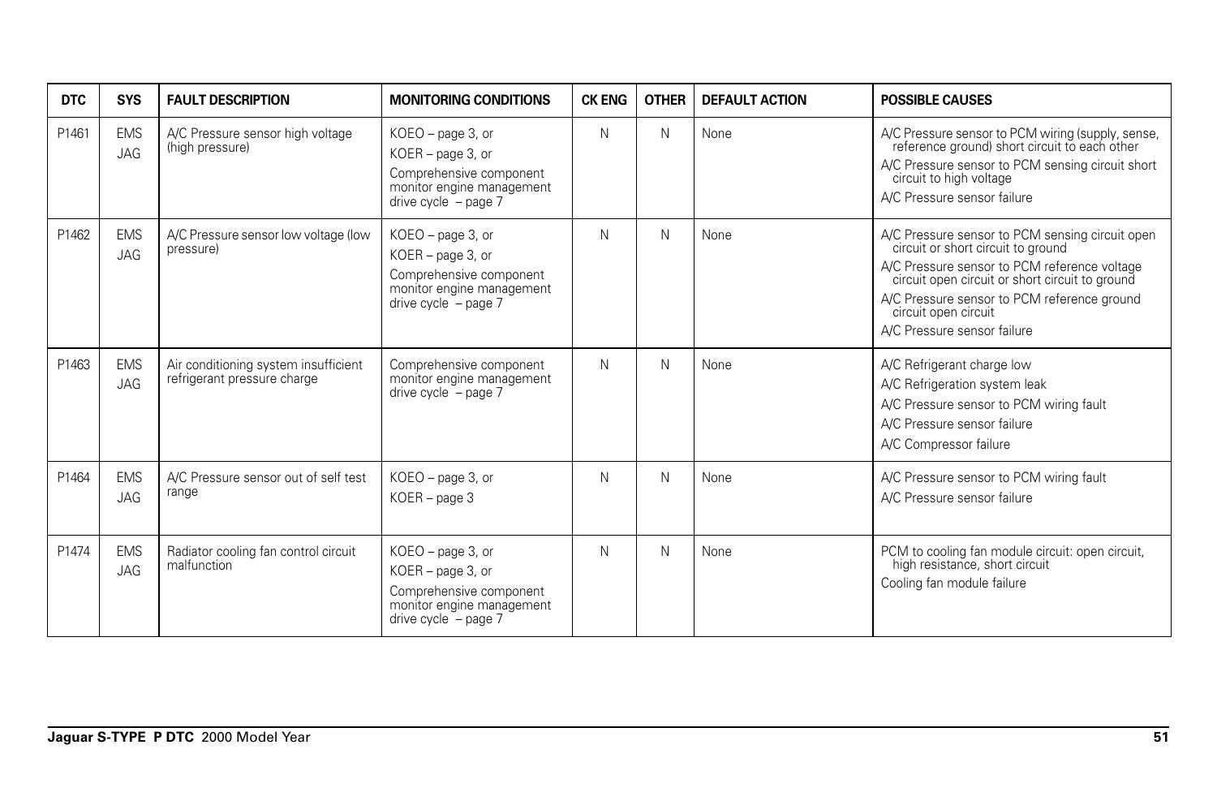| DTC | SYS | FAULT DESCRIPTION | MONITORING CONDITIONS | CK ENG | OTHER | DEFAULT ACTION | POSSIBLE CAUSES |
|---|---|---|---|---|---|---|---|
| P1461 | EMS JAG | A/C Pressure sensor high voltage (high pressure) | KOEO – page 3, or<br>KOER – page 3, or<br>Comprehensive component monitor engine management drive cycle – page 7 | N | N | None | A/C Pressure sensor to PCM wiring (supply, sense, reference ground) short circuit to each other<br>A/C Pressure sensor to PCM sensing circuit short circuit to high voltage<br>A/C Pressure sensor failure |
| P1462 | EMS JAG | A/C Pressure sensor low voltage (low pressure) | KOEO – page 3, or<br>KOER – page 3, or<br>Comprehensive component monitor engine management drive cycle – page 7 | N | N | None | A/C Pressure sensor to PCM sensing circuit open circuit or short circuit to ground<br>A/C Pressure sensor to PCM reference voltage circuit open circuit or short circuit to ground<br>A/C Pressure sensor to PCM reference ground circuit open circuit<br>A/C Pressure sensor failure |
| P1463 | EMS JAG | Air conditioning system insufficient refrigerant pressure charge | Comprehensive component monitor engine management drive cycle – page 7 | N | N | None | A/C Refrigerant charge low<br>A/C Refrigeration system leak<br>A/C Pressure sensor to PCM wiring fault<br>A/C Pressure sensor failure<br>A/C Compressor failure |
| P1464 | EMS JAG | A/C Pressure sensor out of self test range | KOEO – page 3, or<br>KOER – page 3 | N | N | None | A/C Pressure sensor to PCM wiring fault<br>A/C Pressure sensor failure |
| P1474 | EMS JAG | Radiator cooling fan control circuit malfunction | KOEO – page 3, or<br>KOER – page 3, or<br>Comprehensive component monitor engine management drive cycle – page 7 | N | N | None | PCM to cooling fan module circuit: open circuit, high resistance, short circuit<br>Cooling fan module failure |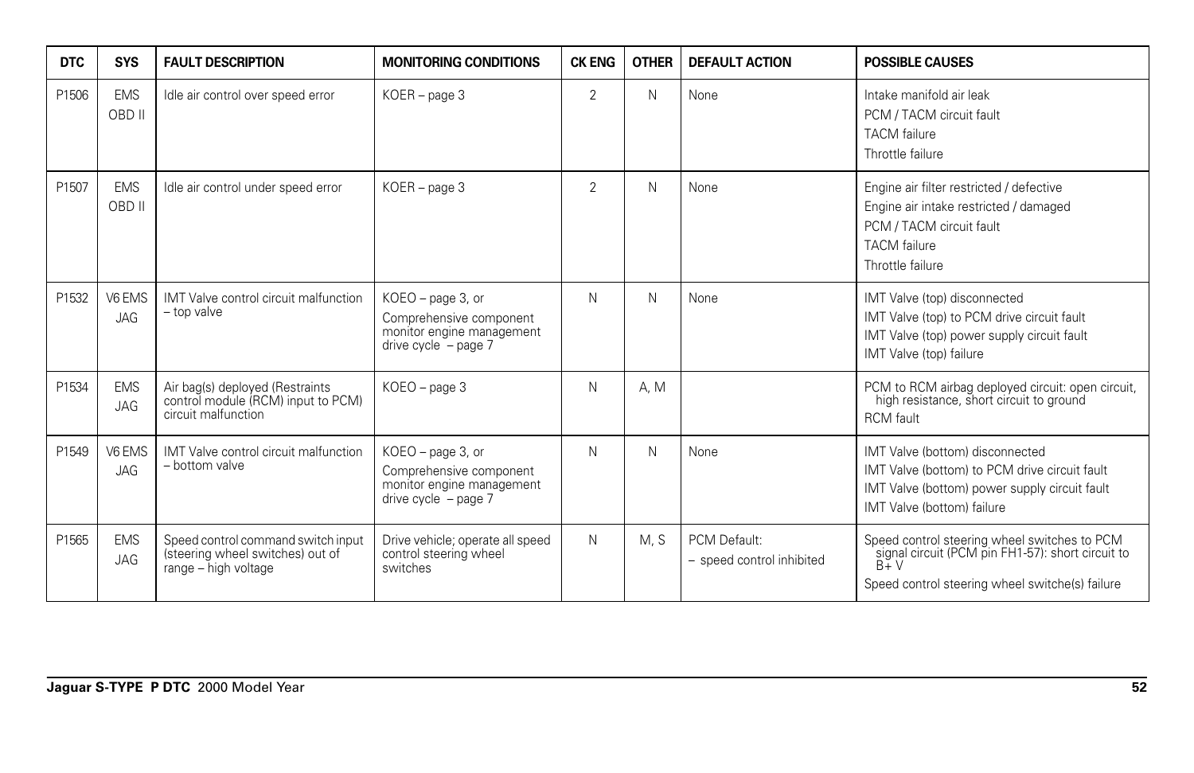| DTC | SYS | FAULT DESCRIPTION | MONITORING CONDITIONS | CK ENG | OTHER | DEFAULT ACTION | POSSIBLE CAUSES |
|---|---|---|---|---|---|---|---|
| P1506 | EMS OBD II | Idle air control over speed error | KOER – page 3 | 2 | N | None | Intake manifold air leak<br>PCM / TACM circuit fault<br>TACM failure<br>Throttle failure |
| P1507 | EMS OBD II | Idle air control under speed error | KOER – page 3 | 2 | N | None | Engine air filter restricted / defective<br>Engine air intake restricted / damaged<br>PCM / TACM circuit fault<br>TACM failure<br>Throttle failure |
| P1532 | V6 EMS JAG | IMT Valve control circuit malfunction – top valve | KOEO – page 3, or<br>Comprehensive component monitor engine management drive cycle – page 7 | N | N | None | IMT Valve (top) disconnected<br>IMT Valve (top) to PCM drive circuit fault<br>IMT Valve (top) power supply circuit fault<br>IMT Valve (top) failure |
| P1534 | EMS JAG | Air bag(s) deployed (Restraints control module (RCM) input to PCM) circuit malfunction | KOEO – page 3 | N | A, M | | PCM to RCM airbag deployed circuit: open circuit, high resistance, short circuit to ground<br>RCM fault |
| P1549 | V6 EMS JAG | IMT Valve control circuit malfunction – bottom valve | KOEO – page 3, or<br>Comprehensive component monitor engine management drive cycle – page 7 | N | N | None | IMT Valve (bottom) disconnected<br>IMT Valve (bottom) to PCM drive circuit fault<br>IMT Valve (bottom) power supply circuit fault<br>IMT Valve (bottom) failure |
| P1565 | EMS JAG | Speed control command switch input (steering wheel switches) out of range – high voltage | Drive vehicle; operate all speed control steering wheel switches | N | M, S | PCM Default:<br>– speed control inhibited | Speed control steering wheel switches to PCM signal circuit (PCM pin FH1-57): short circuit to B+ V<br>Speed control steering wheel switche(s) failure |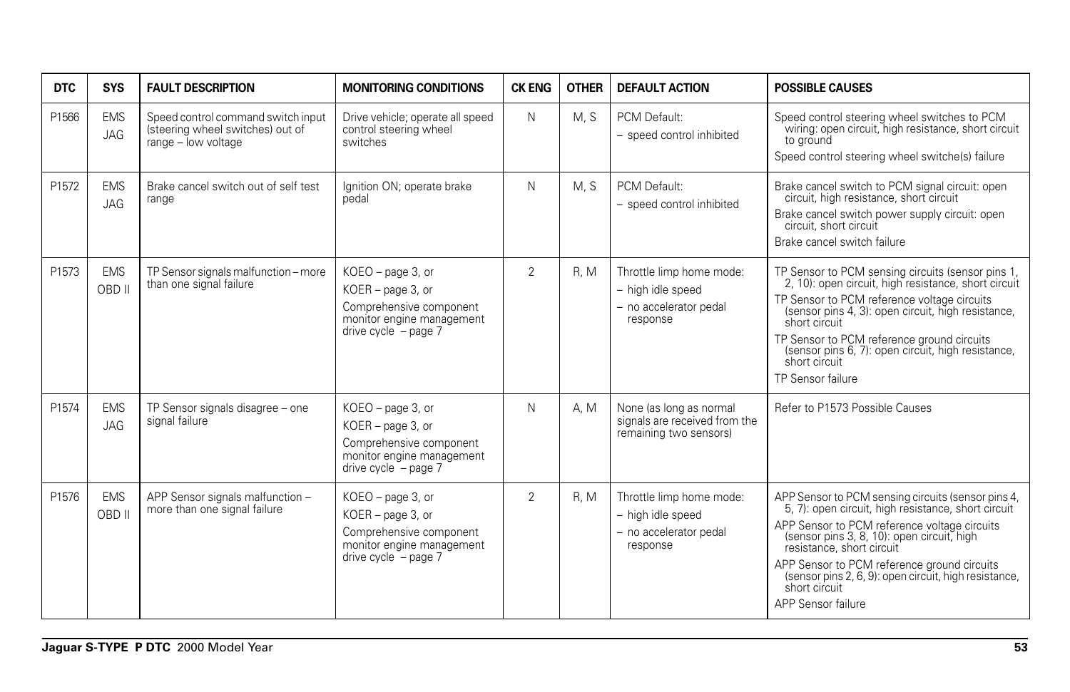| DTC | SYS | FAULT DESCRIPTION | MONITORING CONDITIONS | CK ENG | OTHER | DEFAULT ACTION | POSSIBLE CAUSES |
|---|---|---|---|---|---|---|---|
| P1566 | EMS JAG | Speed control command switch input (steering wheel switches) out of range – low voltage | Drive vehicle; operate all speed control steering wheel switches | N | M, S | PCM Default:<br>– speed control inhibited | Speed control steering wheel switches to PCM wiring: open circuit, high resistance, short circuit to ground<br>Speed control steering wheel switche(s) failure |
| P1572 | EMS JAG | Brake cancel switch out of self test range | Ignition ON; operate brake pedal | N | M, S | PCM Default:<br>– speed control inhibited | Brake cancel switch to PCM signal circuit: open circuit, high resistance, short circuit<br>Brake cancel switch power supply circuit: open circuit, short circuit<br>Brake cancel switch failure |
| P1573 | EMS OBD II | TP Sensor signals malfunction – more than one signal failure | KOEO – page 3, or<br>KOER – page 3, or<br>Comprehensive component monitor engine management drive cycle – page 7 | 2 | R, M | Throttle limp home mode:<br>– high idle speed<br>– no accelerator pedal response | TP Sensor to PCM sensing circuits (sensor pins 1, 2, 10): open circuit, high resistance, short circuit<br>TP Sensor to PCM reference voltage circuits (sensor pins 4, 3): open circuit, high resistance, short circuit<br>TP Sensor to PCM reference ground circuits (sensor pins 6, 7): open circuit, high resistance, short circuit<br>TP Sensor failure |
| P1574 | EMS JAG | TP Sensor signals disagree – one signal failure | KOEO – page 3, or<br>KOER – page 3, or<br>Comprehensive component monitor engine management drive cycle – page 7 | N | A, M | None (as long as normal signals are received from the remaining two sensors) | Refer to P1573 Possible Causes |
| P1576 | EMS OBD II | APP Sensor signals malfunction – more than one signal failure | KOEO – page 3, or<br>KOER – page 3, or<br>Comprehensive component monitor engine management drive cycle – page 7 | 2 | R, M | Throttle limp home mode:<br>– high idle speed<br>– no accelerator pedal response | APP Sensor to PCM sensing circuits (sensor pins 4, 5, 7): open circuit, high resistance, short circuit<br>APP Sensor to PCM reference voltage circuits (sensor pins 3, 8, 10): open circuit, high resistance, short circuit<br>APP Sensor to PCM reference ground circuits (sensor pins 2, 6, 9): open circuit, high resistance, short circuit<br>APP Sensor failure |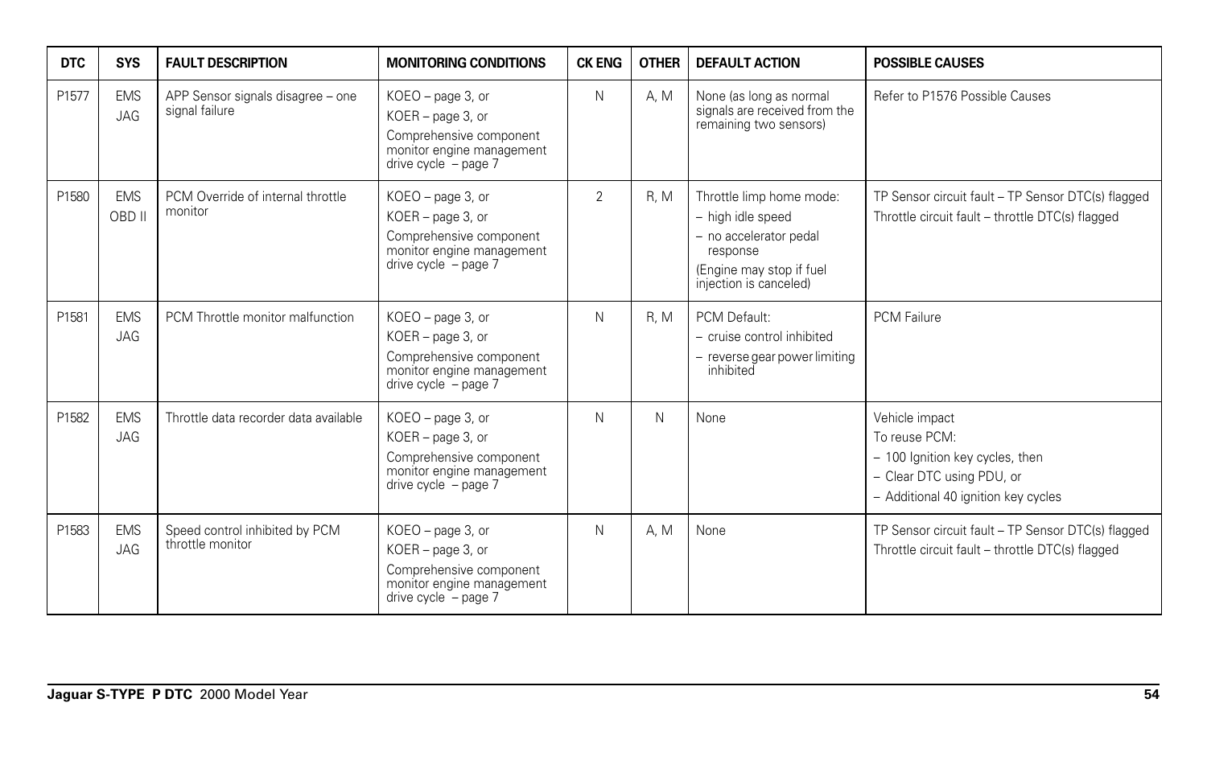| DTC | SYS | FAULT DESCRIPTION | MONITORING CONDITIONS | CK ENG | OTHER | DEFAULT ACTION | POSSIBLE CAUSES |
|---|---|---|---|---|---|---|---|
| P1577 | EMS JAG | APP Sensor signals disagree – one signal failure | KOEO – page 3, or<br>KOER – page 3, or<br>Comprehensive component monitor engine management drive cycle – page 7 | N | A, M | None (as long as normal signals are received from the remaining two sensors) | Refer to P1576 Possible Causes |
| P1580 | EMS OBD II | PCM Override of internal throttle monitor | KOEO – page 3, or<br>KOER – page 3, or<br>Comprehensive component monitor engine management drive cycle – page 7 | 2 | R, M | Throttle limp home mode:<br>– high idle speed<br>– no accelerator pedal response<br>(Engine may stop if fuel injection is canceled) | TP Sensor circuit fault – TP Sensor DTC(s) flagged<br>Throttle circuit fault – throttle DTC(s) flagged |
| P1581 | EMS JAG | PCM Throttle monitor malfunction | KOEO – page 3, or<br>KOER – page 3, or<br>Comprehensive component monitor engine management drive cycle – page 7 | N | R, M | PCM Default:<br>– cruise control inhibited<br>– reverse gear power limiting inhibited | PCM Failure |
| P1582 | EMS JAG | Throttle data recorder data available | KOEO – page 3, or<br>KOER – page 3, or<br>Comprehensive component monitor engine management drive cycle – page 7 | N | N | None | Vehicle impact<br>To reuse PCM:<br>– 100 Ignition key cycles, then<br>– Clear DTC using PDU, or<br>– Additional 40 ignition key cycles |
| P1583 | EMS JAG | Speed control inhibited by PCM throttle monitor | KOEO – page 3, or<br>KOER – page 3, or<br>Comprehensive component monitor engine management drive cycle – page 7 | N | A, M | None | TP Sensor circuit fault – TP Sensor DTC(s) flagged<br>Throttle circuit fault – throttle DTC(s) flagged |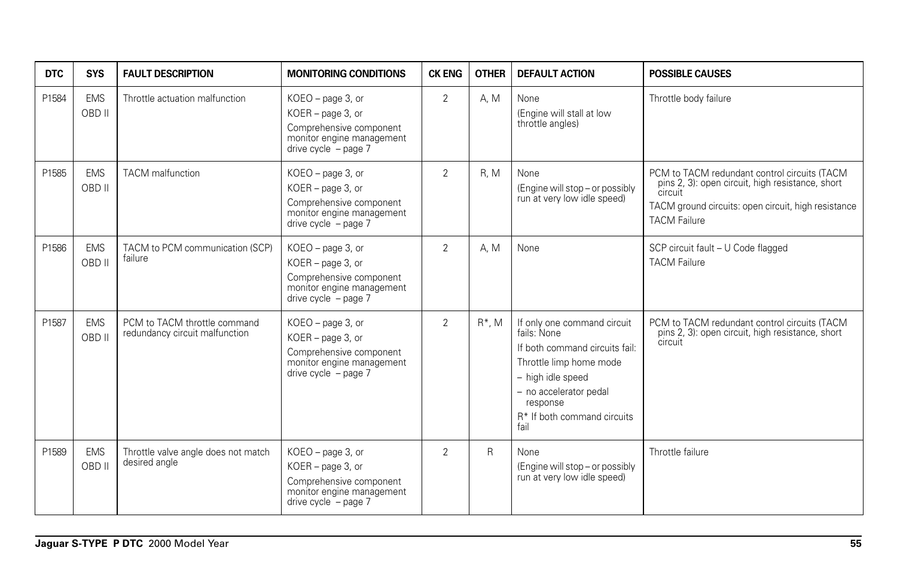| DTC | SYS | FAULT DESCRIPTION | MONITORING CONDITIONS | CK ENG | OTHER | DEFAULT ACTION | POSSIBLE CAUSES |
|---|---|---|---|---|---|---|---|
| P1584 | EMS OBD II | Throttle actuation malfunction | KOEO – page 3, or<br>KOER – page 3, or<br>Comprehensive component monitor engine management drive cycle – page 7 | 2 | A, M | None<br>(Engine will stall at low throttle angles) | Throttle body failure |
| P1585 | EMS OBD II | TACM malfunction | KOEO – page 3, or<br>KOER – page 3, or<br>Comprehensive component monitor engine management drive cycle – page 7 | 2 | R, M | None<br>(Engine will stop – or possibly run at very low idle speed) | PCM to TACM redundant control circuits (TACM pins 2, 3): open circuit, high resistance, short circuit<br>TACM ground circuits: open circuit, high resistance<br>TACM Failure |
| P1586 | EMS OBD II | TACM to PCM communication (SCP) failure | KOEO – page 3, or<br>KOER – page 3, or<br>Comprehensive component monitor engine management drive cycle – page 7 | 2 | A, M | None | SCP circuit fault – U Code flagged<br>TACM Failure |
| P1587 | EMS OBD II | PCM to TACM throttle command redundancy circuit malfunction | KOEO – page 3, or<br>KOER – page 3, or<br>Comprehensive component monitor engine management drive cycle – page 7 | 2 | R*, M | If only one command circuit fails: None<br>If both command circuits fail:<br>Throttle limp home mode<br>– high idle speed<br>– no accelerator pedal response<br>R* If both command circuits fail | PCM to TACM redundant control circuits (TACM pins 2, 3): open circuit, high resistance, short circuit |
| P1589 | EMS OBD II | Throttle valve angle does not match desired angle | KOEO – page 3, or<br>KOER – page 3, or<br>Comprehensive component monitor engine management drive cycle – page 7 | 2 | R | None<br>(Engine will stop – or possibly run at very low idle speed) | Throttle failure |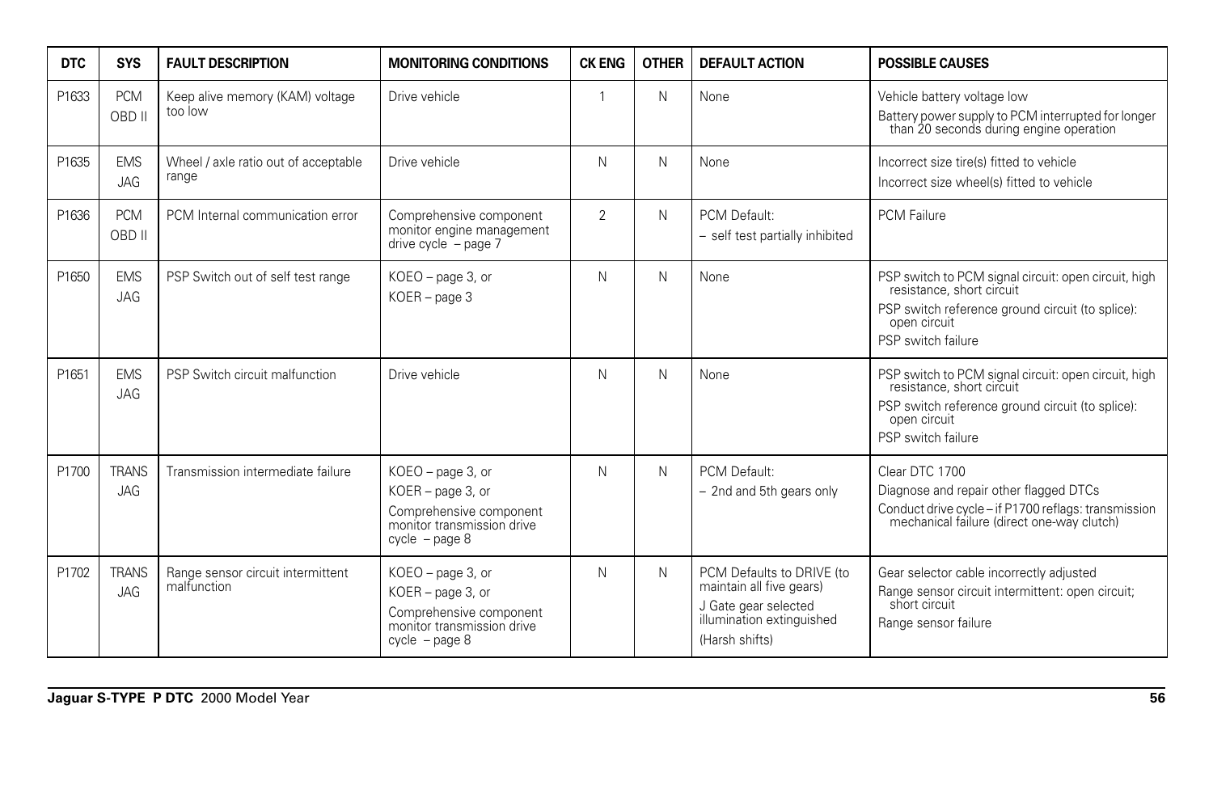| DTC | SYS | FAULT DESCRIPTION | MONITORING CONDITIONS | CK ENG | OTHER | DEFAULT ACTION | POSSIBLE CAUSES |
|---|---|---|---|---|---|---|---|
| P1633 | PCM OBD II | Keep alive memory (KAM) voltage too low | Drive vehicle | 1 | N | None | Vehicle battery voltage low<br>Battery power supply to PCM interrupted for longer than 20 seconds during engine operation |
| P1635 | EMS JAG | Wheel / axle ratio out of acceptable range | Drive vehicle | N | N | None | Incorrect size tire(s) fitted to vehicle<br>Incorrect size wheel(s) fitted to vehicle |
| P1636 | PCM OBD II | PCM Internal communication error | Comprehensive component monitor engine management drive cycle – page 7 | 2 | N | PCM Default:<br>– self test partially inhibited | PCM Failure |
| P1650 | EMS JAG | PSP Switch out of self test range | KOEO – page 3, or<br>KOER – page 3 | N | N | None | PSP switch to PCM signal circuit: open circuit, high resistance, short circuit<br>PSP switch reference ground circuit (to splice): open circuit<br>PSP switch failure |
| P1651 | EMS JAG | PSP Switch circuit malfunction | Drive vehicle | N | N | None | PSP switch to PCM signal circuit: open circuit, high resistance, short circuit<br>PSP switch reference ground circuit (to splice): open circuit<br>PSP switch failure |
| P1700 | TRANS JAG | Transmission intermediate failure | KOEO – page 3, or<br>KOER – page 3, or<br>Comprehensive component monitor transmission drive cycle – page 8 | N | N | PCM Default:<br>– 2nd and 5th gears only | Clear DTC 1700<br>Diagnose and repair other flagged DTCs<br>Conduct drive cycle – if P1700 reflags: transmission mechanical failure (direct one-way clutch) |
| P1702 | TRANS JAG | Range sensor circuit intermittent malfunction | KOEO – page 3, or<br>KOER – page 3, or<br>Comprehensive component monitor transmission drive cycle – page 8 | N | N | PCM Defaults to DRIVE (to maintain all five gears)<br>J Gate gear selected illumination extinguished<br>(Harsh shifts) | Gear selector cable incorrectly adjusted<br>Range sensor circuit intermittent: open circuit; short circuit<br>Range sensor failure |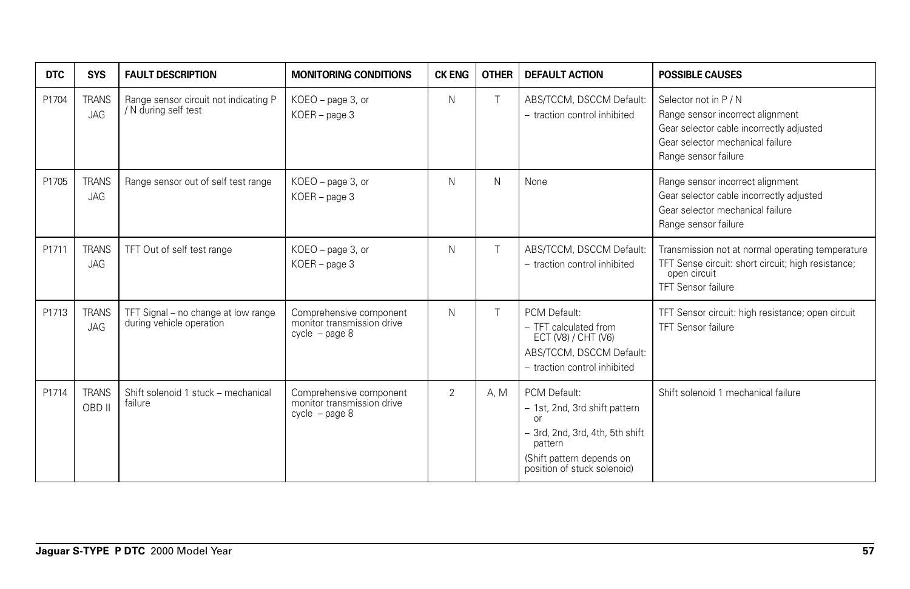| DTC | SYS | FAULT DESCRIPTION | MONITORING CONDITIONS | CK ENG | OTHER | DEFAULT ACTION | POSSIBLE CAUSES |
|---|---|---|---|---|---|---|---|
| P1704 | TRANS JAG | Range sensor circuit not indicating P / N during self test | KOEO – page 3, or KOER – page 3 | N | T | ABS/TCCM, DSCCM Default: – traction control inhibited | Selector not in P / N<br>Range sensor incorrect alignment<br>Gear selector cable incorrectly adjusted<br>Gear selector mechanical failure<br>Range sensor failure |
| P1705 | TRANS JAG | Range sensor out of self test range | KOEO – page 3, or KOER – page 3 | N | N | None | Range sensor incorrect alignment<br>Gear selector cable incorrectly adjusted<br>Gear selector mechanical failure<br>Range sensor failure |
| P1711 | TRANS JAG | TFT Out of self test range | KOEO – page 3, or KOER – page 3 | N | T | ABS/TCCM, DSCCM Default: – traction control inhibited | Transmission not at normal operating temperature<br>TFT Sense circuit: short circuit; high resistance; open circuit<br>TFT Sensor failure |
| P1713 | TRANS JAG | TFT Signal – no change at low range during vehicle operation | Comprehensive component monitor transmission drive cycle – page 8 | N | T | PCM Default:<br>– TFT calculated from ECT (V8) / CHT (V6)<br>ABS/TCCM, DSCCM Default:<br>– traction control inhibited | TFT Sensor circuit: high resistance; open circuit<br>TFT Sensor failure |
| P1714 | TRANS OBD II | Shift solenoid 1 stuck – mechanical failure | Comprehensive component monitor transmission drive cycle – page 8 | 2 | A, M | PCM Default:<br>– 1st, 2nd, 3rd shift pattern or<br>– 3rd, 2nd, 3rd, 4th, 5th shift pattern<br>(Shift pattern depends on position of stuck solenoid) | Shift solenoid 1 mechanical failure |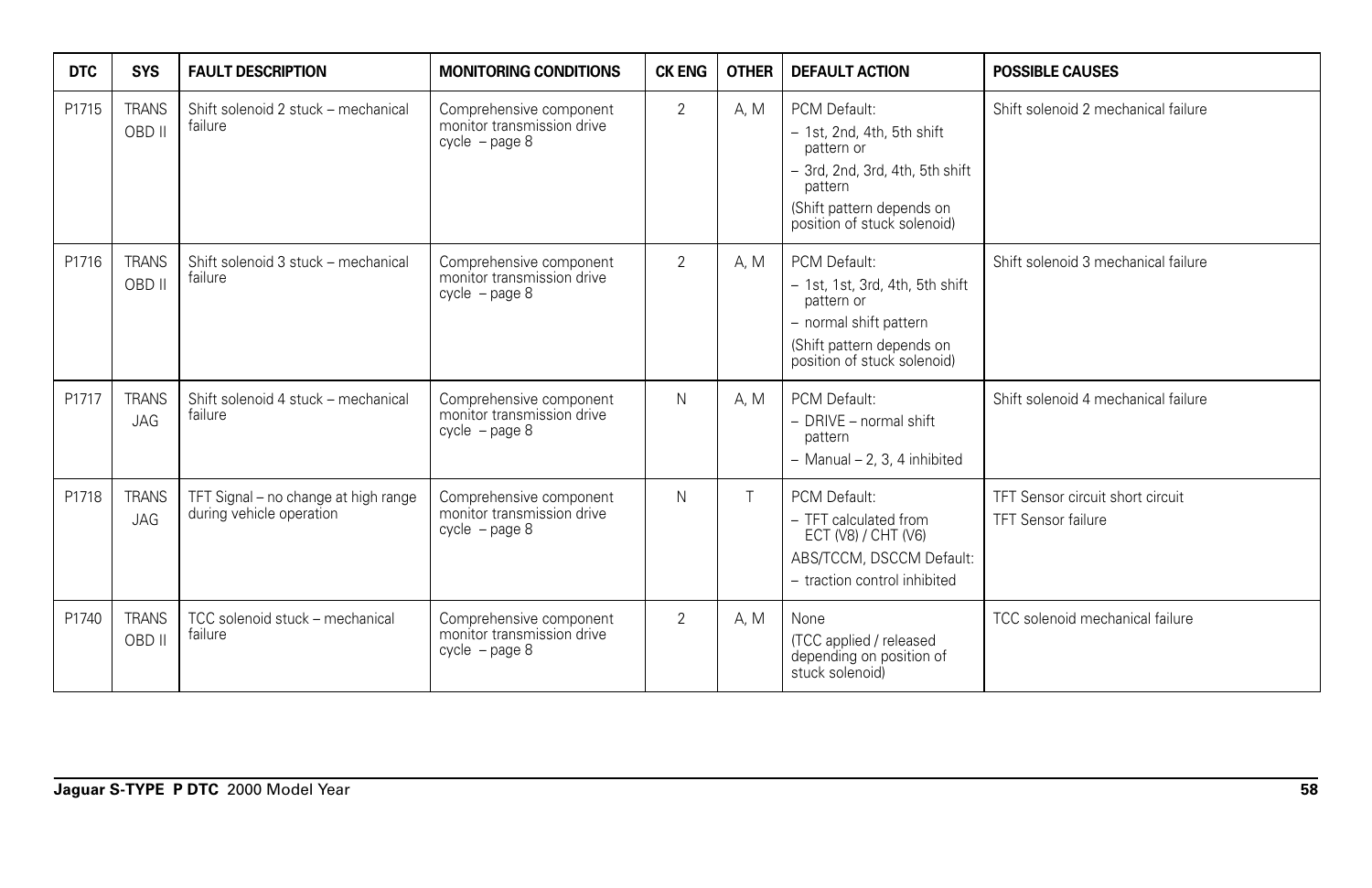| DTC | SYS | FAULT DESCRIPTION | MONITORING CONDITIONS | CK ENG | OTHER | DEFAULT ACTION | POSSIBLE CAUSES |
|---|---|---|---|---|---|---|---|
| P1715 | TRANS OBD II | Shift solenoid 2 stuck – mechanical failure | Comprehensive component monitor transmission drive cycle – page 8 | 2 | A, M | PCM Default:<br>– 1st, 2nd, 4th, 5th shift pattern or<br>– 3rd, 2nd, 3rd, 4th, 5th shift pattern<br>(Shift pattern depends on position of stuck solenoid) | Shift solenoid 2 mechanical failure |
| P1716 | TRANS OBD II | Shift solenoid 3 stuck – mechanical failure | Comprehensive component monitor transmission drive cycle – page 8 | 2 | A, M | PCM Default:<br>– 1st, 1st, 3rd, 4th, 5th shift pattern or<br>– normal shift pattern<br>(Shift pattern depends on position of stuck solenoid) | Shift solenoid 3 mechanical failure |
| P1717 | TRANS JAG | Shift solenoid 4 stuck – mechanical failure | Comprehensive component monitor transmission drive cycle – page 8 | N | A, M | PCM Default:<br>– DRIVE – normal shift pattern<br>– Manual – 2, 3, 4 inhibited | Shift solenoid 4 mechanical failure |
| P1718 | TRANS JAG | TFT Signal – no change at high range during vehicle operation | Comprehensive component monitor transmission drive cycle – page 8 | N | T | PCM Default:<br>– TFT calculated from ECT (V8) / CHT (V6)<br>ABS/TCCM, DSCCM Default:<br>– traction control inhibited | TFT Sensor circuit short circuit<br>TFT Sensor failure |
| P1740 | TRANS OBD II | TCC solenoid stuck – mechanical failure | Comprehensive component monitor transmission drive cycle – page 8 | 2 | A, M | None<br>(TCC applied / released depending on position of stuck solenoid) | TCC solenoid mechanical failure |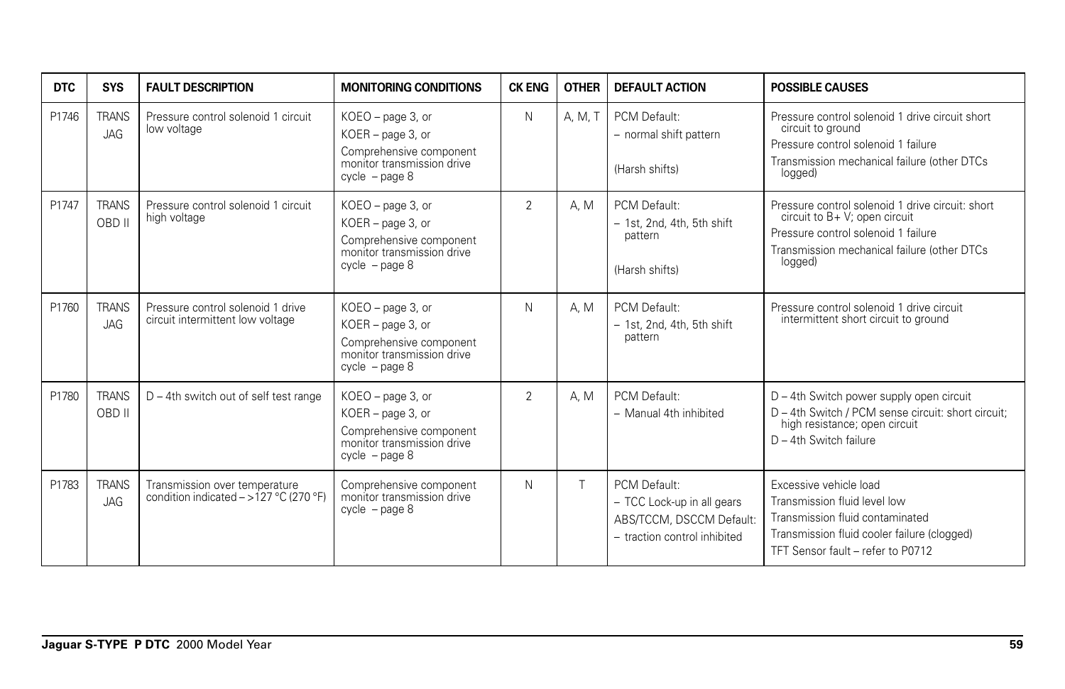| DTC | SYS | FAULT DESCRIPTION | MONITORING CONDITIONS | CK ENG | OTHER | DEFAULT ACTION | POSSIBLE CAUSES |
|---|---|---|---|---|---|---|---|
| P1746 | TRANS JAG | Pressure control solenoid 1 circuit low voltage | KOEO – page 3, or<br>KOER – page 3, or<br>Comprehensive component monitor transmission drive cycle – page 8 | N | A, M, T | PCM Default:<br>– normal shift pattern<br>(Harsh shifts) | Pressure control solenoid 1 drive circuit short circuit to ground<br>Pressure control solenoid 1 failure<br>Transmission mechanical failure (other DTCs logged) |
| P1747 | TRANS OBD II | Pressure control solenoid 1 circuit high voltage | KOEO – page 3, or<br>KOER – page 3, or<br>Comprehensive component monitor transmission drive cycle – page 8 | 2 | A, M | PCM Default:<br>– 1st, 2nd, 4th, 5th shift pattern<br>(Harsh shifts) | Pressure control solenoid 1 drive circuit: short circuit to B+ V; open circuit<br>Pressure control solenoid 1 failure<br>Transmission mechanical failure (other DTCs logged) |
| P1760 | TRANS JAG | Pressure control solenoid 1 drive circuit intermittent low voltage | KOEO – page 3, or<br>KOER – page 3, or<br>Comprehensive component monitor transmission drive cycle – page 8 | N | A, M | PCM Default:<br>– 1st, 2nd, 4th, 5th shift pattern | Pressure control solenoid 1 drive circuit intermittent short circuit to ground |
| P1780 | TRANS OBD II | D – 4th switch out of self test range | KOEO – page 3, or<br>KOER – page 3, or<br>Comprehensive component monitor transmission drive cycle – page 8 | 2 | A, M | PCM Default:<br>– Manual 4th inhibited | D – 4th Switch power supply open circuit<br>D – 4th Switch / PCM sense circuit: short circuit; high resistance; open circuit<br>D – 4th Switch failure |
| P1783 | TRANS JAG | Transmission over temperature condition indicated – >127 °C (270 °F) | Comprehensive component monitor transmission drive cycle – page 8 | N | T | PCM Default:<br>– TCC Lock-up in all gears<br>ABS/TCCM, DSCCM Default:<br>– traction control inhibited | Excessive vehicle load<br>Transmission fluid level low<br>Transmission fluid contaminated<br>Transmission fluid cooler failure (clogged)<br>TFT Sensor fault – refer to P0712 |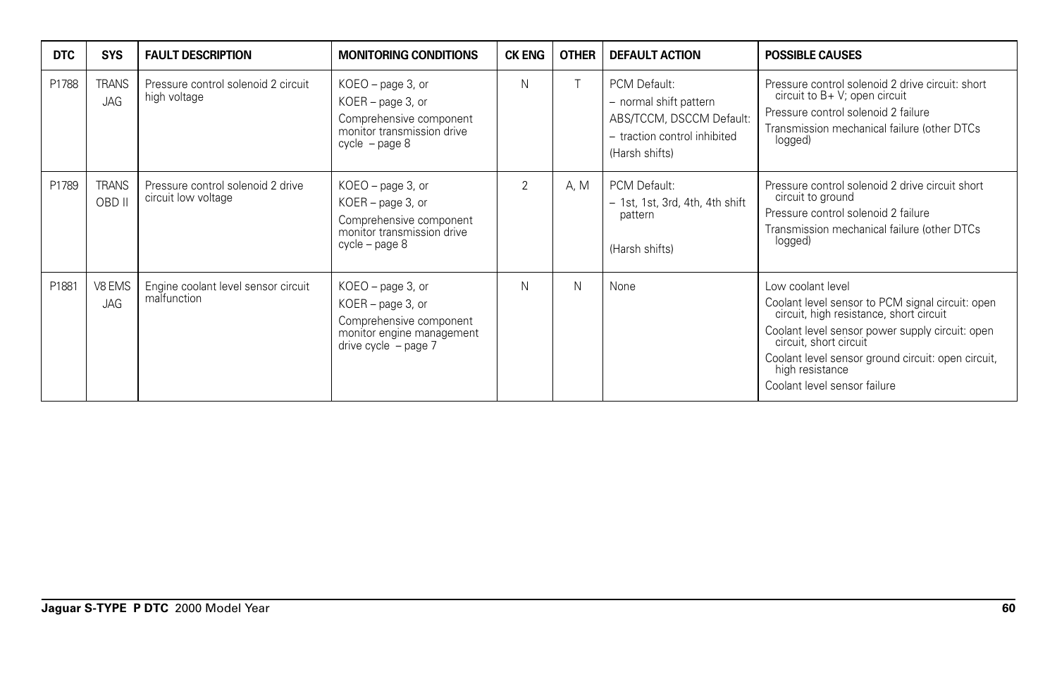| DTC | SYS | FAULT DESCRIPTION | MONITORING CONDITIONS | CK ENG | OTHER | DEFAULT ACTION | POSSIBLE CAUSES |
|---|---|---|---|---|---|---|---|
| P1788 | TRANS JAG | Pressure control solenoid 2 circuit high voltage | KOEO – page 3, or<br>KOER – page 3, or<br>Comprehensive component monitor transmission drive cycle – page 8 | N | T | PCM Default:<br>– normal shift pattern<br>ABS/TCCM, DSCCM Default:<br>– traction control inhibited<br>(Harsh shifts) | Pressure control solenoid 2 drive circuit: short circuit to B+ V; open circuit<br>Pressure control solenoid 2 failure<br>Transmission mechanical failure (other DTCs logged) |
| P1789 | TRANS OBD II | Pressure control solenoid 2 drive circuit low voltage | KOEO – page 3, or<br>KOER – page 3, or<br>Comprehensive component monitor transmission drive cycle – page 8 | 2 | A, M | PCM Default:<br>– 1st, 1st, 3rd, 4th, 4th shift pattern<br>(Harsh shifts) | Pressure control solenoid 2 drive circuit short circuit to ground<br>Pressure control solenoid 2 failure<br>Transmission mechanical failure (other DTCs logged) |
| P1881 | V8 EMS JAG | Engine coolant level sensor circuit malfunction | KOEO – page 3, or<br>KOER – page 3, or<br>Comprehensive component monitor engine management drive cycle – page 7 | N | N | None | Low coolant level<br>Coolant level sensor to PCM signal circuit: open circuit, high resistance, short circuit<br>Coolant level sensor power supply circuit: open circuit, short circuit<br>Coolant level sensor ground circuit: open circuit, high resistance<br>Coolant level sensor failure |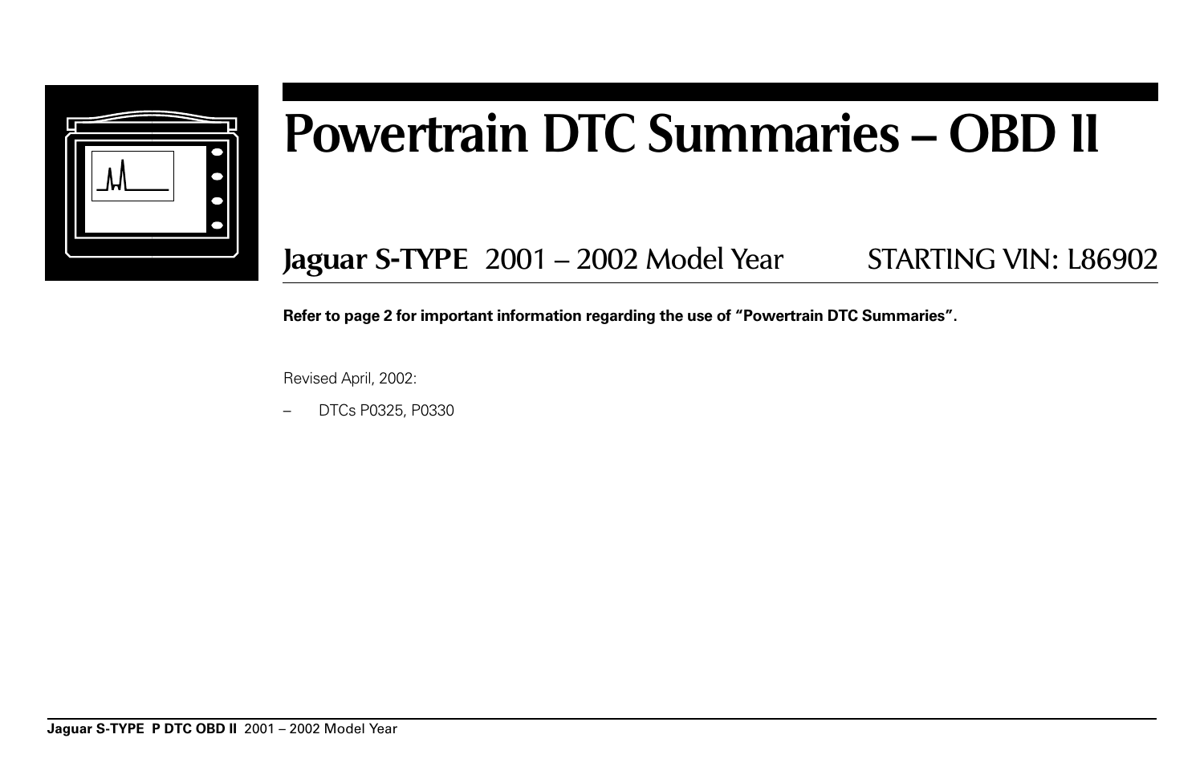# Powertrain DTC Summaries – OBD II

## Jaguar S-TYPE 2001 – 2002 Model Year STARTING VIN: L86902

**Refer to page 2 for important information regarding the use of "Powertrain DTC Summaries".**

Revised April, 2002:

– DTCs P0325, P0330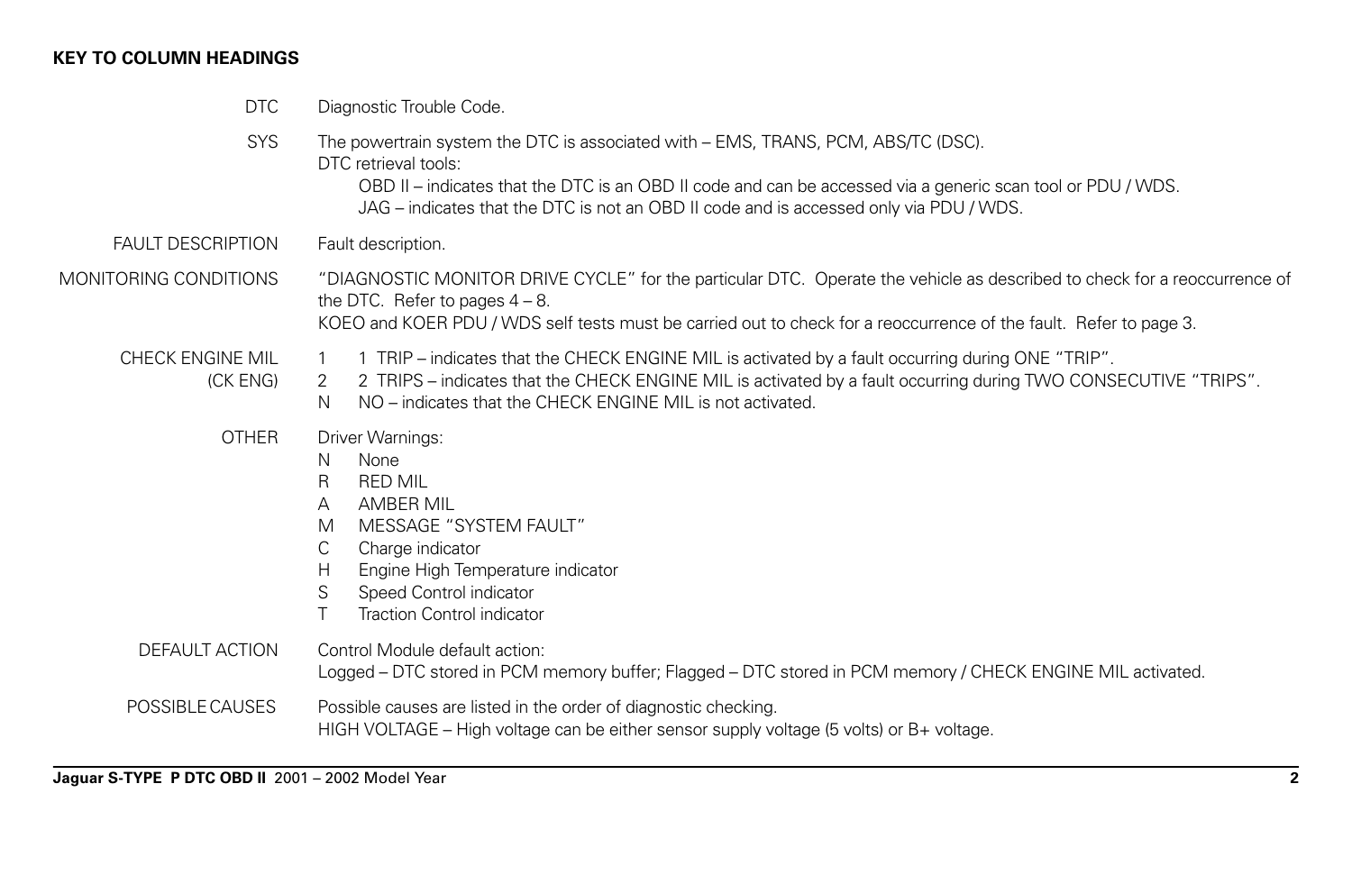## KEY TO COLUMN HEADINGS

| | |
|---|---|
| DTC | Diagnostic Trouble Code. |
| SYS | The powertrain system the DTC is associated with – EMS, TRANS, PCM, ABS/TC (DSC).<br>DTC retrieval tools:<br>OBD II – indicates that the DTC is an OBD II code and can be accessed via a generic scan tool or PDU / WDS.<br>JAG – indicates that the DTC is not an OBD II code and is accessed only via PDU / WDS. |
| FAULT DESCRIPTION | Fault description. |
| MONITORING CONDITIONS | "DIAGNOSTIC MONITOR DRIVE CYCLE" for the particular DTC. Operate the vehicle as described to check for a reoccurrence of the DTC. Refer to pages 4 – 8.<br>KOEO and KOER PDU / WDS self tests must be carried out to check for a reoccurrence of the fault. Refer to page 3. |
| CHECK ENGINE MIL (CK ENG) | 1 1 TRIP – indicates that the CHECK ENGINE MIL is activated by a fault occurring during ONE "TRIP".<br>2 2 TRIPS – indicates that the CHECK ENGINE MIL is activated by a fault occurring during TWO CONSECUTIVE "TRIPS".<br>N NO – indicates that the CHECK ENGINE MIL is not activated. |
| OTHER | Driver Warnings:<br>N None<br>R RED MIL<br>A AMBER MIL<br>M MESSAGE "SYSTEM FAULT"<br>C Charge indicator<br>H Engine High Temperature indicator<br>S Speed Control indicator<br>T Traction Control indicator |
| DEFAULT ACTION | Control Module default action:<br>Logged – DTC stored in PCM memory buffer; Flagged – DTC stored in PCM memory / CHECK ENGINE MIL activated. |
| POSSIBLE CAUSES | Possible causes are listed in the order of diagnostic checking.<br>HIGH VOLTAGE – High voltage can be either sensor supply voltage (5 volts) or B+ voltage. |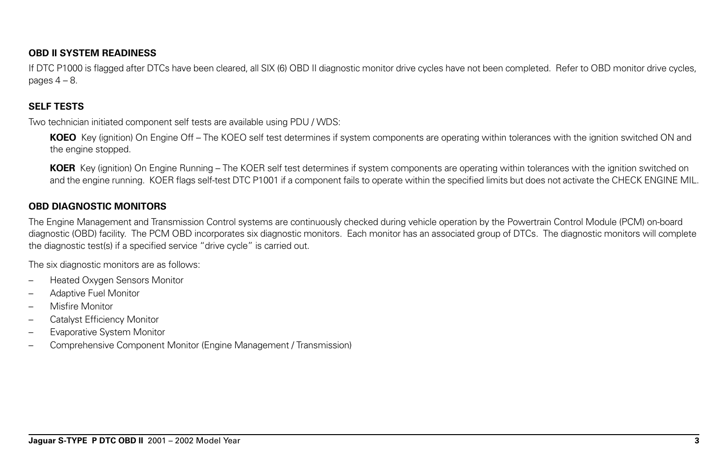## OBD II SYSTEM READINESS

If DTC P1000 is flagged after DTCs have been cleared, all SIX (6) OBD II diagnostic monitor drive cycles have not been completed. Refer to OBD monitor drive cycles, pages 4 – 8.

## SELF TESTS

Two technician initiated component self tests are available using PDU / WDS:

**KOEO** Key (ignition) On Engine Off – The KOEO self test determines if system components are operating within tolerances with the ignition switched ON and the engine stopped.

**KOER** Key (ignition) On Engine Running – The KOER self test determines if system components are operating within tolerances with the ignition switched on and the engine running. KOER flags self-test DTC P1001 if a component fails to operate within the specified limits but does not activate the CHECK ENGINE MIL.

## OBD DIAGNOSTIC MONITORS

The Engine Management and Transmission Control systems are continuously checked during vehicle operation by the Powertrain Control Module (PCM) on-board diagnostic (OBD) facility. The PCM OBD incorporates six diagnostic monitors. Each monitor has an associated group of DTCs. The diagnostic monitors will complete the diagnostic test(s) if a specified service "drive cycle" is carried out.

The six diagnostic monitors are as follows:

- Heated Oxygen Sensors Monitor
- Adaptive Fuel Monitor
- Misfire Monitor
- Catalyst Efficiency Monitor
- Evaporative System Monitor
- Comprehensive Component Monitor (Engine Management / Transmission)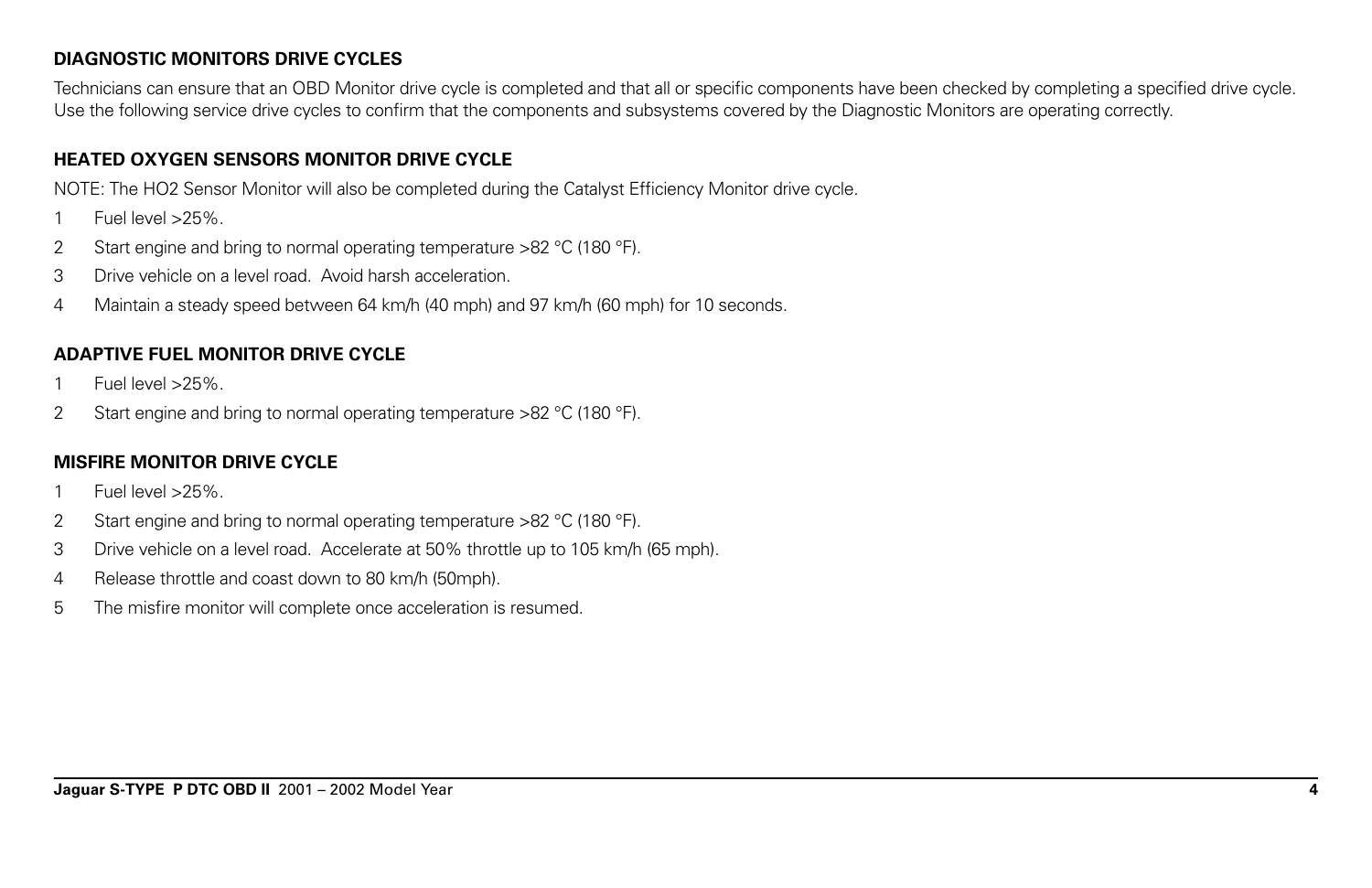## DIAGNOSTIC MONITORS DRIVE CYCLES

Technicians can ensure that an OBD Monitor drive cycle is completed and that all or specific components have been checked by completing a specified drive cycle. Use the following service drive cycles to confirm that the components and subsystems covered by the Diagnostic Monitors are operating correctly.

## HEATED OXYGEN SENSORS MONITOR DRIVE CYCLE

NOTE: The HO2 Sensor Monitor will also be completed during the Catalyst Efficiency Monitor drive cycle.

1. Fuel level >25%.
2. Start engine and bring to normal operating temperature >82 °C (180 °F).
3. Drive vehicle on a level road. Avoid harsh acceleration.
4. Maintain a steady speed between 64 km/h (40 mph) and 97 km/h (60 mph) for 10 seconds.

## ADAPTIVE FUEL MONITOR DRIVE CYCLE

1. Fuel level >25%.
2. Start engine and bring to normal operating temperature >82 °C (180 °F).

## MISFIRE MONITOR DRIVE CYCLE

1. Fuel level >25%.
2. Start engine and bring to normal operating temperature >82 °C (180 °F).
3. Drive vehicle on a level road. Accelerate at 50% throttle up to 105 km/h (65 mph).
4. Release throttle and coast down to 80 km/h (50mph).
5. The misfire monitor will complete once acceleration is resumed.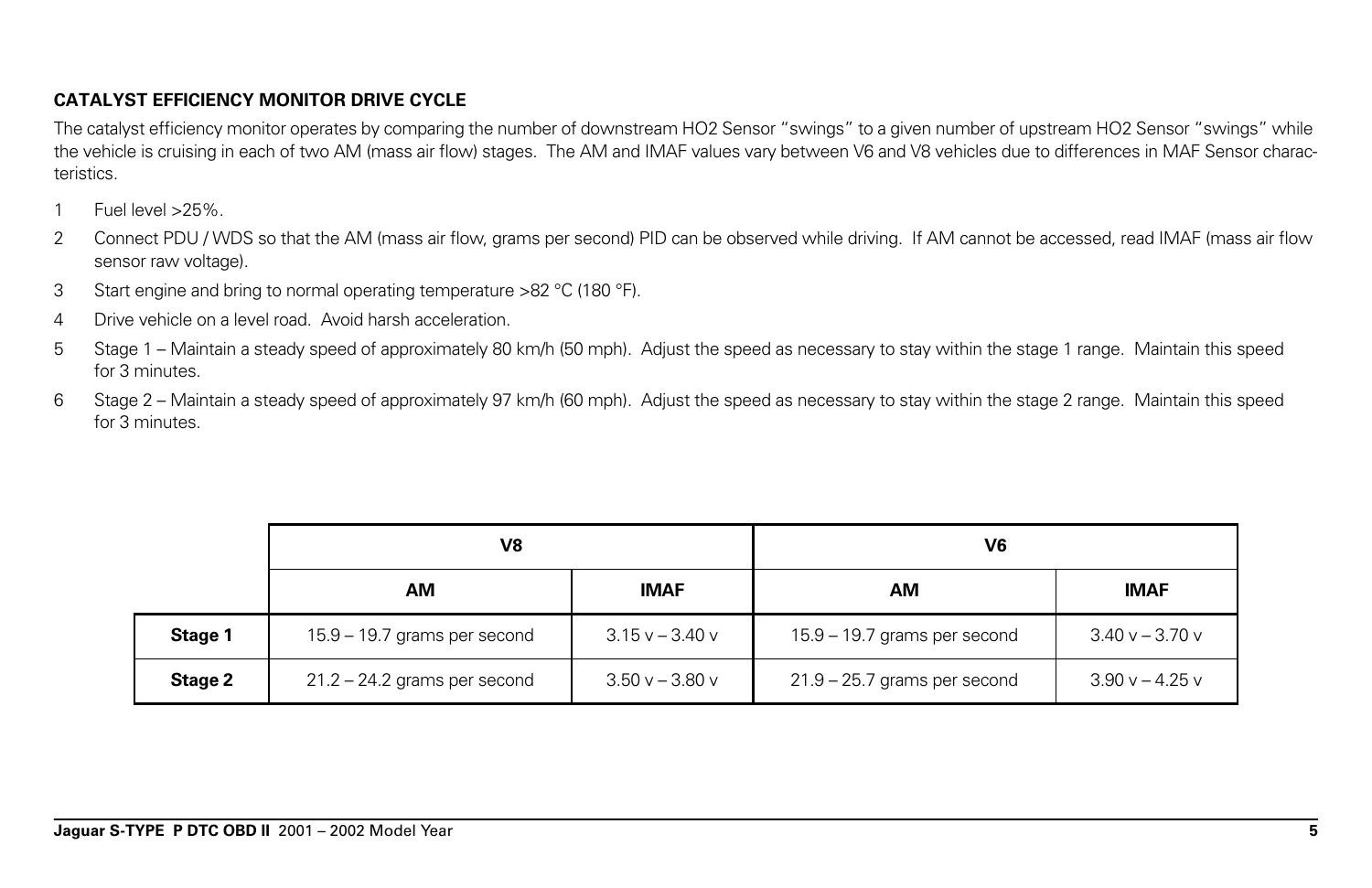### CATALYST EFFICIENCY MONITOR DRIVE CYCLE

The catalyst efficiency monitor operates by comparing the number of downstream HO2 Sensor "swings" to a given number of upstream HO2 Sensor "swings" while the vehicle is cruising in each of two AM (mass air flow) stages. The AM and IMAF values vary between V6 and V8 vehicles due to differences in MAF Sensor characteristics.

1. Fuel level >25%.
2. Connect PDU / WDS so that the AM (mass air flow, grams per second) PID can be observed while driving. If AM cannot be accessed, read IMAF (mass air flow sensor raw voltage).
3. Start engine and bring to normal operating temperature >82 °C (180 °F).
4. Drive vehicle on a level road. Avoid harsh acceleration.
5. Stage 1 – Maintain a steady speed of approximately 80 km/h (50 mph). Adjust the speed as necessary to stay within the stage 1 range. Maintain this speed for 3 minutes.
6. Stage 2 – Maintain a steady speed of approximately 97 km/h (60 mph). Adjust the speed as necessary to stay within the stage 2 range. Maintain this speed for 3 minutes.

| | V8 | | V6 | |
|---|---|---|---|---|
| | **AM** | **IMAF** | **AM** | **IMAF** |
| **Stage 1** | 15.9 – 19.7 grams per second | 3.15 v – 3.40 v | 15.9 – 19.7 grams per second | 3.40 v – 3.70 v |
| **Stage 2** | 21.2 – 24.2 grams per second | 3.50 v – 3.80 v | 21.9 – 25.7 grams per second | 3.90 v – 4.25 v |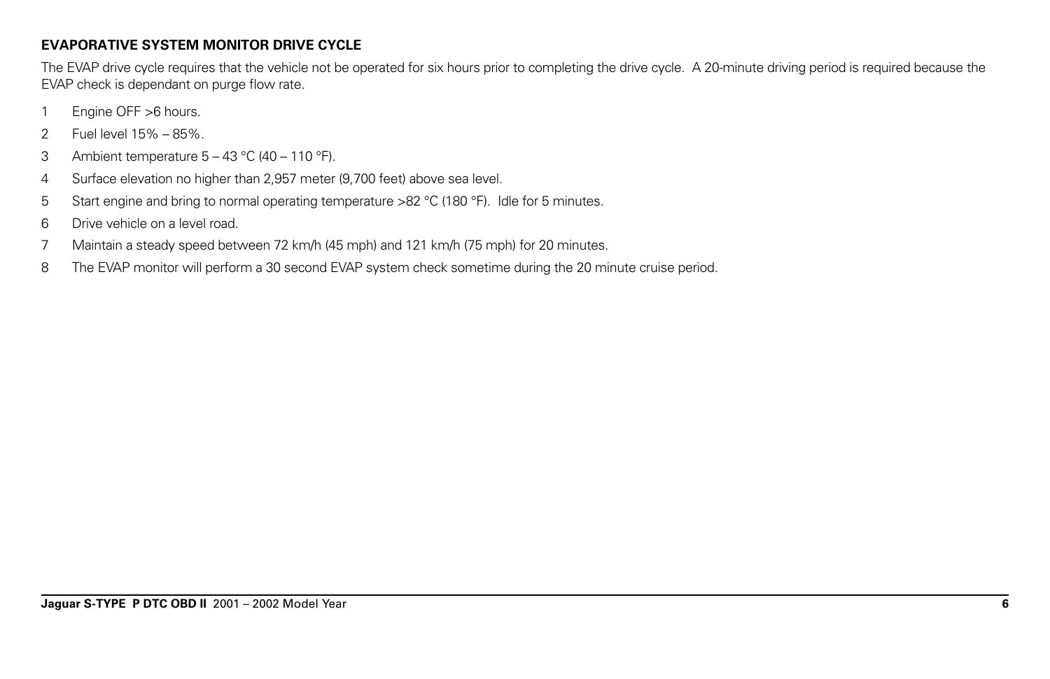## EVAPORATIVE SYSTEM MONITOR DRIVE CYCLE

The EVAP drive cycle requires that the vehicle not be operated for six hours prior to completing the drive cycle. A 20-minute driving period is required because the EVAP check is dependant on purge flow rate.

1. Engine OFF >6 hours.
2. Fuel level 15% – 85%.
3. Ambient temperature 5 – 43 °C (40 – 110 °F).
4. Surface elevation no higher than 2,957 meter (9,700 feet) above sea level.
5. Start engine and bring to normal operating temperature >82 °C (180 °F). Idle for 5 minutes.
6. Drive vehicle on a level road.
7. Maintain a steady speed between 72 km/h (45 mph) and 121 km/h (75 mph) for 20 minutes.
8. The EVAP monitor will perform a 30 second EVAP system check sometime during the 20 minute cruise period.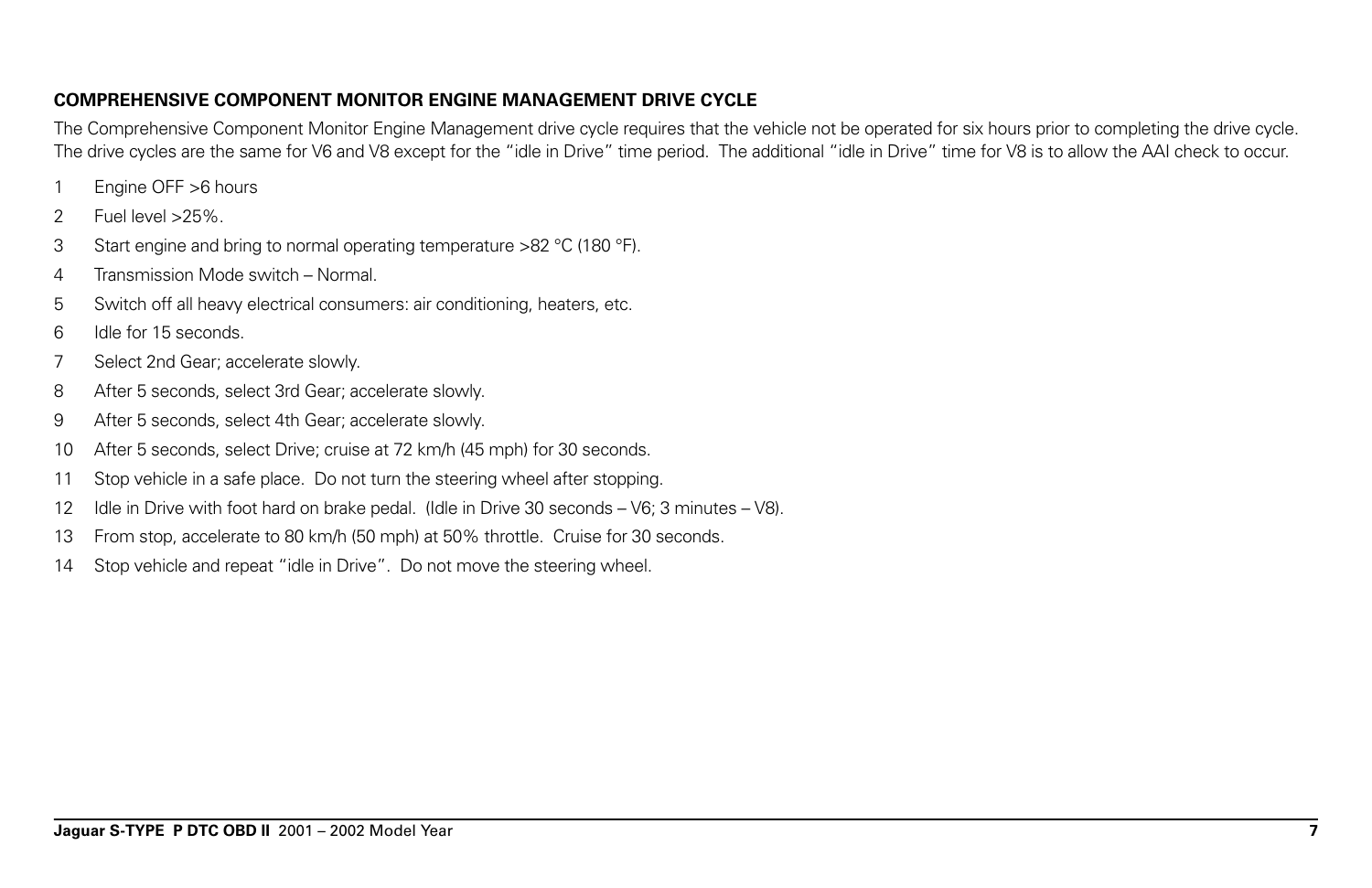## COMPREHENSIVE COMPONENT MONITOR ENGINE MANAGEMENT DRIVE CYCLE

The Comprehensive Component Monitor Engine Management drive cycle requires that the vehicle not be operated for six hours prior to completing the drive cycle. The drive cycles are the same for V6 and V8 except for the "idle in Drive" time period. The additional "idle in Drive" time for V8 is to allow the AAI check to occur.

1. Engine OFF >6 hours
2. Fuel level >25%.
3. Start engine and bring to normal operating temperature >82 °C (180 °F).
4. Transmission Mode switch – Normal.
5. Switch off all heavy electrical consumers: air conditioning, heaters, etc.
6. Idle for 15 seconds.
7. Select 2nd Gear; accelerate slowly.
8. After 5 seconds, select 3rd Gear; accelerate slowly.
9. After 5 seconds, select 4th Gear; accelerate slowly.
10. After 5 seconds, select Drive; cruise at 72 km/h (45 mph) for 30 seconds.
11. Stop vehicle in a safe place. Do not turn the steering wheel after stopping.
12. Idle in Drive with foot hard on brake pedal. (Idle in Drive 30 seconds – V6; 3 minutes – V8).
13. From stop, accelerate to 80 km/h (50 mph) at 50% throttle. Cruise for 30 seconds.
14. Stop vehicle and repeat "idle in Drive". Do not move the steering wheel.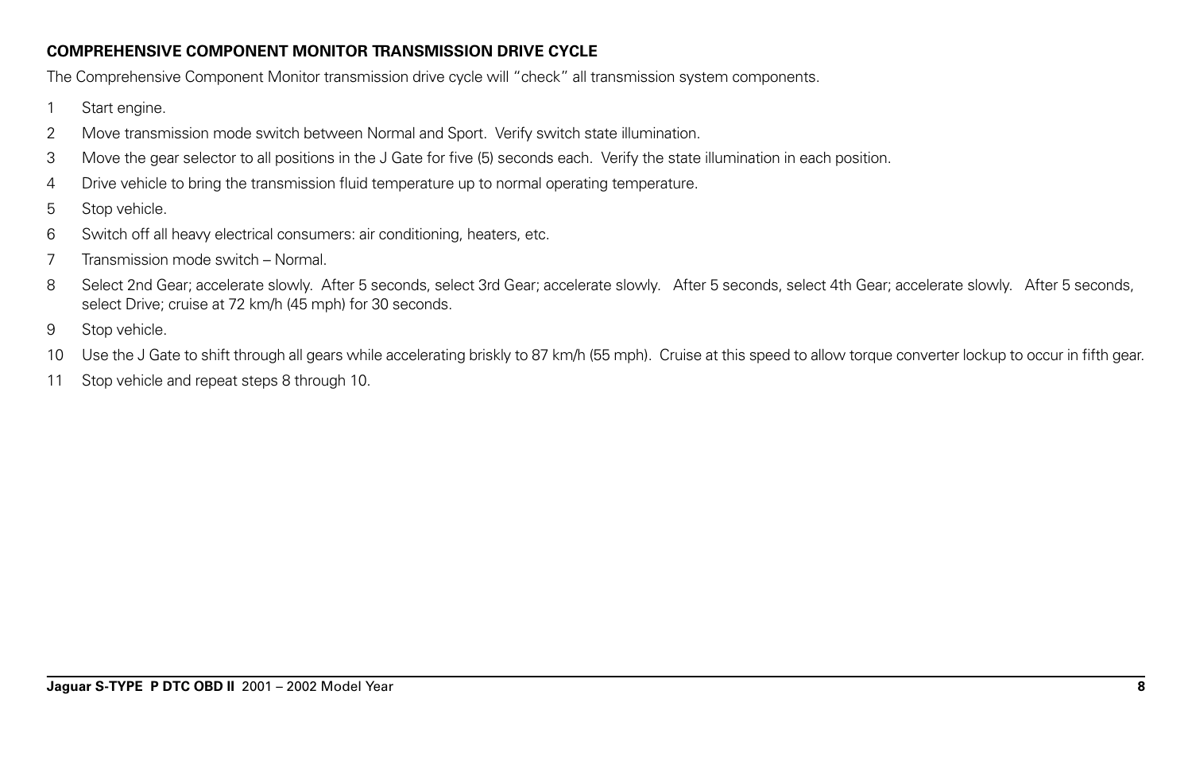### COMPREHENSIVE COMPONENT MONITOR TRANSMISSION DRIVE CYCLE

The Comprehensive Component Monitor transmission drive cycle will "check" all transmission system components.

1. Start engine.
2. Move transmission mode switch between Normal and Sport. Verify switch state illumination.
3. Move the gear selector to all positions in the J Gate for five (5) seconds each. Verify the state illumination in each position.
4. Drive vehicle to bring the transmission fluid temperature up to normal operating temperature.
5. Stop vehicle.
6. Switch off all heavy electrical consumers: air conditioning, heaters, etc.
7. Transmission mode switch – Normal.
8. Select 2nd Gear; accelerate slowly. After 5 seconds, select 3rd Gear; accelerate slowly. After 5 seconds, select 4th Gear; accelerate slowly. After 5 seconds, select Drive; cruise at 72 km/h (45 mph) for 30 seconds.
9. Stop vehicle.
10. Use the J Gate to shift through all gears while accelerating briskly to 87 km/h (55 mph). Cruise at this speed to allow torque converter lockup to occur in fifth gear.
11. Stop vehicle and repeat steps 8 through 10.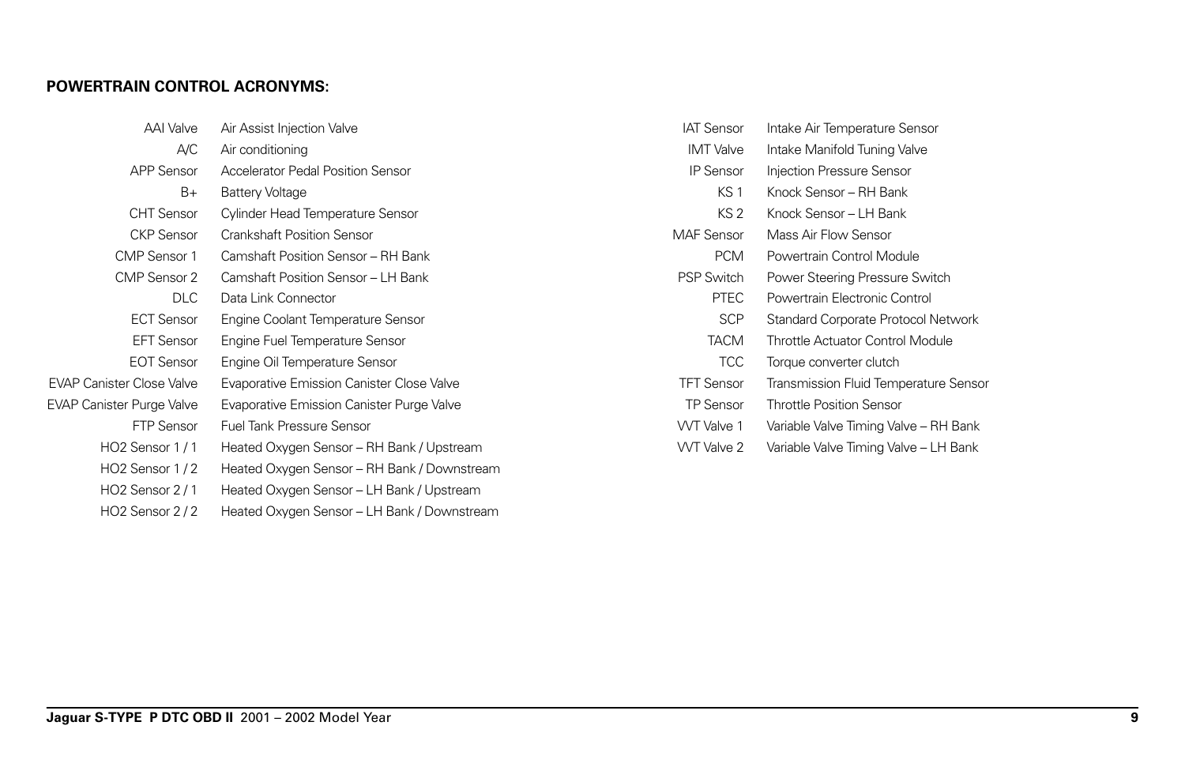## POWERTRAIN CONTROL ACRONYMS:

| Acronym | Definition |
|---|---|
| AAI Valve | Air Assist Injection Valve |
| A/C | Air conditioning |
| APP Sensor | Accelerator Pedal Position Sensor |
| B+ | Battery Voltage |
| CHT Sensor | Cylinder Head Temperature Sensor |
| CKP Sensor | Crankshaft Position Sensor |
| CMP Sensor 1 | Camshaft Position Sensor – RH Bank |
| CMP Sensor 2 | Camshaft Position Sensor – LH Bank |
| DLC | Data Link Connector |
| ECT Sensor | Engine Coolant Temperature Sensor |
| EFT Sensor | Engine Fuel Temperature Sensor |
| EOT Sensor | Engine Oil Temperature Sensor |
| EVAP Canister Close Valve | Evaporative Emission Canister Close Valve |
| EVAP Canister Purge Valve | Evaporative Emission Canister Purge Valve |
| FTP Sensor | Fuel Tank Pressure Sensor |
| HO2 Sensor 1 / 1 | Heated Oxygen Sensor – RH Bank / Upstream |
| HO2 Sensor 1 / 2 | Heated Oxygen Sensor – RH Bank / Downstream |
| HO2 Sensor 2 / 1 | Heated Oxygen Sensor – LH Bank / Upstream |
| HO2 Sensor 2 / 2 | Heated Oxygen Sensor – LH Bank / Downstream |
| IAT Sensor | Intake Air Temperature Sensor |
| IMT Valve | Intake Manifold Tuning Valve |
| IP Sensor | Injection Pressure Sensor |
| KS 1 | Knock Sensor – RH Bank |
| KS 2 | Knock Sensor – LH Bank |
| MAF Sensor | Mass Air Flow Sensor |
| PCM | Powertrain Control Module |
| PSP Switch | Power Steering Pressure Switch |
| PTEC | Powertrain Electronic Control |
| SCP | Standard Corporate Protocol Network |
| TACM | Throttle Actuator Control Module |
| TCC | Torque converter clutch |
| TFT Sensor | Transmission Fluid Temperature Sensor |
| TP Sensor | Throttle Position Sensor |
| VVT Valve 1 | Variable Valve Timing Valve – RH Bank |
| VVT Valve 2 | Variable Valve Timing Valve – LH Bank |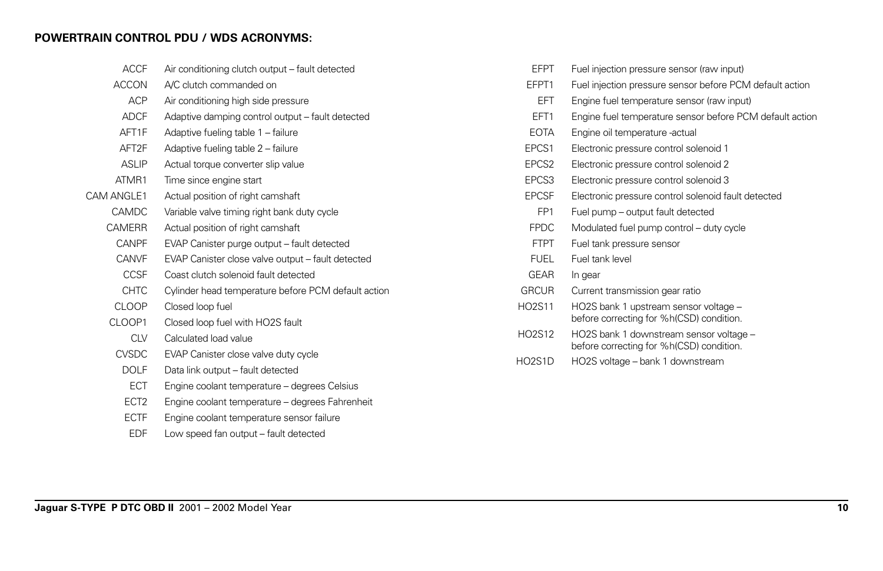## POWERTRAIN CONTROL PDU / WDS ACRONYMS:

| Acronym | Description |
| --- | --- |
| ACCF | Air conditioning clutch output – fault detected |
| ACCON | A/C clutch commanded on |
| ACP | Air conditioning high side pressure |
| ADCF | Adaptive damping control output – fault detected |
| AFT1F | Adaptive fueling table 1 – failure |
| AFT2F | Adaptive fueling table 2 – failure |
| ASLIP | Actual torque converter slip value |
| ATMR1 | Time since engine start |
| CAM ANGLE1 | Actual position of right camshaft |
| CAMDC | Variable valve timing right bank duty cycle |
| CAMERR | Actual position of right camshaft |
| CANPF | EVAP Canister purge output – fault detected |
| CANVF | EVAP Canister close valve output – fault detected |
| CCSF | Coast clutch solenoid fault detected |
| CHTC | Cylinder head temperature before PCM default action |
| CLOOP | Closed loop fuel |
| CLOOP1 | Closed loop fuel with HO2S fault |
| CLV | Calculated load value |
| CVSDC | EVAP Canister close valve duty cycle |
| DOLF | Data link output – fault detected |
| ECT | Engine coolant temperature – degrees Celsius |
| ECT2 | Engine coolant temperature – degrees Fahrenheit |
| ECTF | Engine coolant temperature sensor failure |
| EDF | Low speed fan output – fault detected |
| EFPT | Fuel injection pressure sensor (raw input) |
| EFPT1 | Fuel injection pressure sensor before PCM default action |
| EFT | Engine fuel temperature sensor (raw input) |
| EFT1 | Engine fuel temperature sensor before PCM default action |
| EOTA | Engine oil temperature -actual |
| EPCS1 | Electronic pressure control solenoid 1 |
| EPCS2 | Electronic pressure control solenoid 2 |
| EPCS3 | Electronic pressure control solenoid 3 |
| EPCSF | Electronic pressure control solenoid fault detected |
| FP1 | Fuel pump – output fault detected |
| FPDC | Modulated fuel pump control – duty cycle |
| FTPT | Fuel tank pressure sensor |
| FUEL | Fuel tank level |
| GEAR | In gear |
| GRCUR | Current transmission gear ratio |
| HO2S11 | HO2S bank 1 upstream sensor voltage – before correcting for %h(CSD) condition. |
| HO2S12 | HO2S bank 1 downstream sensor voltage – before correcting for %h(CSD) condition. |
| HO2S1D | HO2S voltage – bank 1 downstream |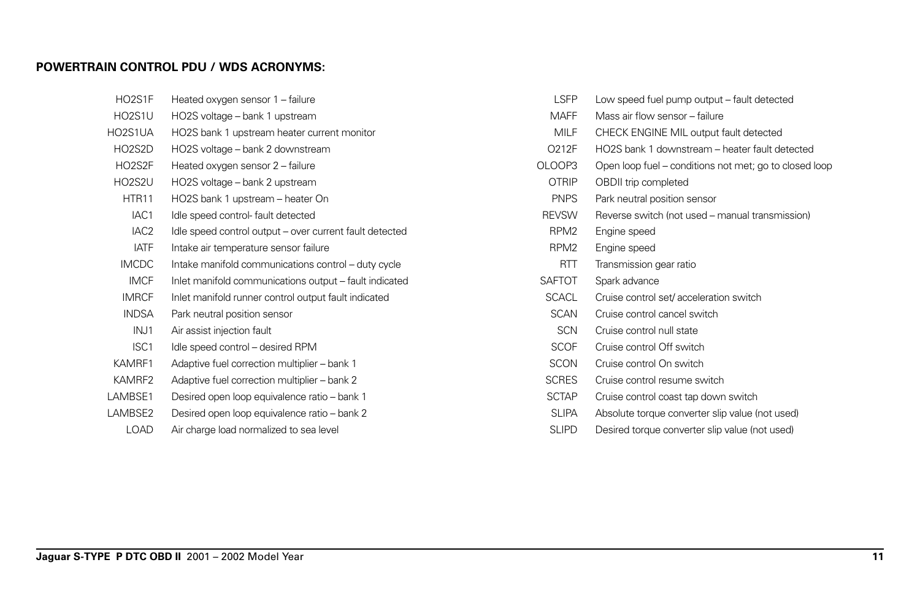**POWERTRAIN CONTROL PDU / WDS ACRONYMS:**

| Acronym | Description |
|---|---|
| HO2S1F | Heated oxygen sensor 1 – failure |
| HO2S1U | HO2S voltage – bank 1 upstream |
| HO2S1UA | HO2S bank 1 upstream heater current monitor |
| HO2S2D | HO2S voltage – bank 2 downstream |
| HO2S2F | Heated oxygen sensor 2 – failure |
| HO2S2U | HO2S voltage – bank 2 upstream |
| HTR11 | HO2S bank 1 upstream – heater On |
| IAC1 | Idle speed control- fault detected |
| IAC2 | Idle speed control output – over current fault detected |
| IATF | Intake air temperature sensor failure |
| IMCDC | Intake manifold communications control – duty cycle |
| IMCF | Inlet manifold communications output – fault indicated |
| IMRCF | Inlet manifold runner control output fault indicated |
| INDSA | Park neutral position sensor |
| INJ1 | Air assist injection fault |
| ISC1 | Idle speed control – desired RPM |
| KAMRF1 | Adaptive fuel correction multiplier – bank 1 |
| KAMRF2 | Adaptive fuel correction multiplier – bank 2 |
| LAMBSE1 | Desired open loop equivalence ratio – bank 1 |
| LAMBSE2 | Desired open loop equivalence ratio – bank 2 |
| LOAD | Air charge load normalized to sea level |
| LSFP | Low speed fuel pump output – fault detected |
| MAFF | Mass air flow sensor – failure |
| MILF | CHECK ENGINE MIL output fault detected |
| O212F | HO2S bank 1 downstream – heater fault detected |
| OLOOP3 | Open loop fuel – conditions not met; go to closed loop |
| OTRIP | OBDII trip completed |
| PNPS | Park neutral position sensor |
| REVSW | Reverse switch (not used – manual transmission) |
| RPM2 | Engine speed |
| RPM2 | Engine speed |
| RTT | Transmission gear ratio |
| SAFTOT | Spark advance |
| SCACL | Cruise control set/ acceleration switch |
| SCAN | Cruise control cancel switch |
| SCN | Cruise control null state |
| SCOF | Cruise control Off switch |
| SCON | Cruise control On switch |
| SCRES | Cruise control resume switch |
| SCTAP | Cruise control coast tap down switch |
| SLIPA | Absolute torque converter slip value (not used) |
| SLIPD | Desired torque converter slip value (not used) |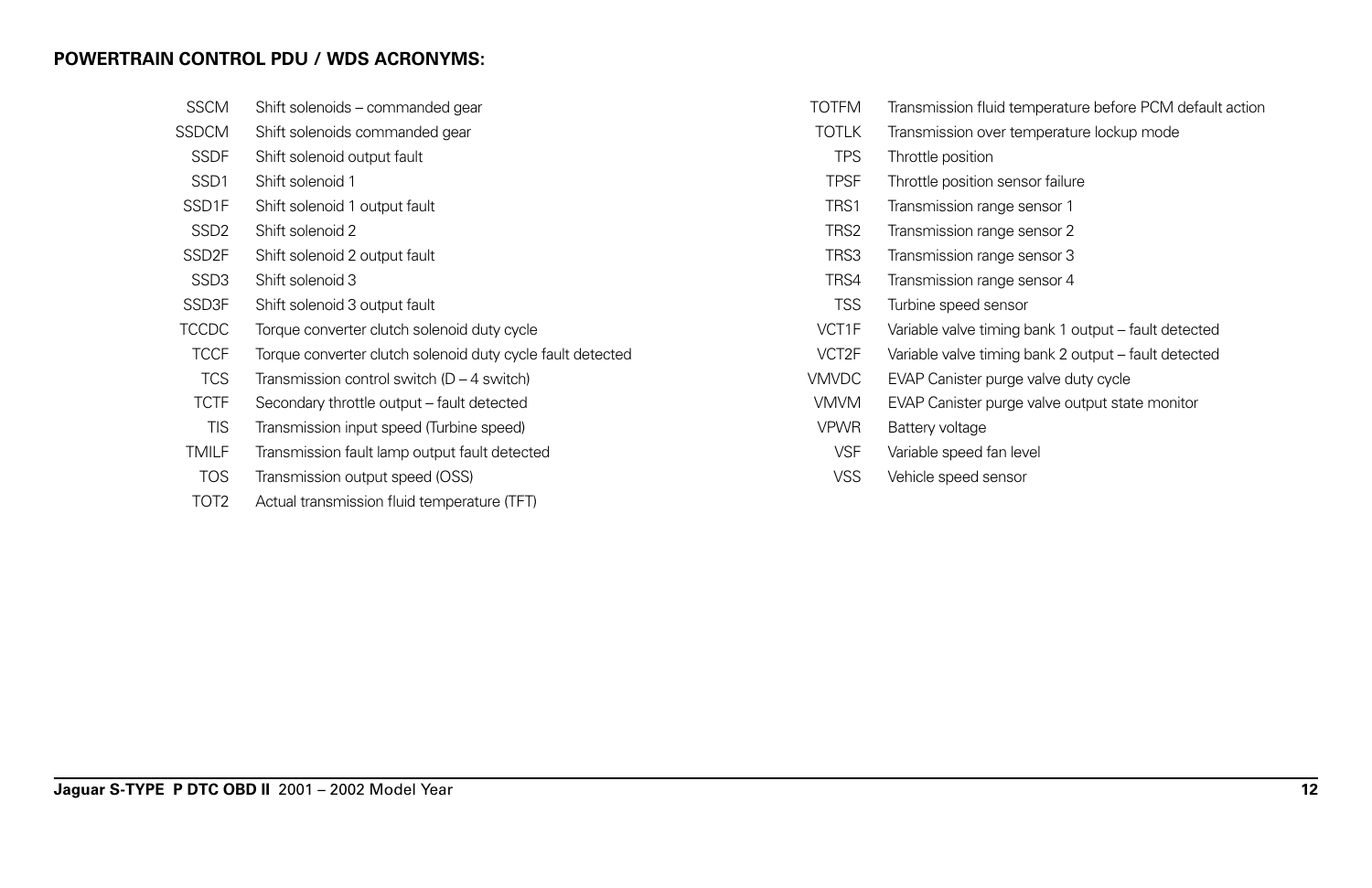**POWERTRAIN CONTROL PDU / WDS ACRONYMS:**

| | |
|---|---|
| SSCM | Shift solenoids – commanded gear |
| SSDCM | Shift solenoids commanded gear |
| SSDF | Shift solenoid output fault |
| SSD1 | Shift solenoid 1 |
| SSD1F | Shift solenoid 1 output fault |
| SSD2 | Shift solenoid 2 |
| SSD2F | Shift solenoid 2 output fault |
| SSD3 | Shift solenoid 3 |
| SSD3F | Shift solenoid 3 output fault |
| TCCDC | Torque converter clutch solenoid duty cycle |
| TCCF | Torque converter clutch solenoid duty cycle fault detected |
| TCS | Transmission control switch (D – 4 switch) |
| TCTF | Secondary throttle output – fault detected |
| TIS | Transmission input speed (Turbine speed) |
| TMILF | Transmission fault lamp output fault detected |
| TOS | Transmission output speed (OSS) |
| TOT2 | Actual transmission fluid temperature (TFT) |
| TOTFM | Transmission fluid temperature before PCM default action |
| TOTLK | Transmission over temperature lockup mode |
| TPS | Throttle position |
| TPSF | Throttle position sensor failure |
| TRS1 | Transmission range sensor 1 |
| TRS2 | Transmission range sensor 2 |
| TRS3 | Transmission range sensor 3 |
| TRS4 | Transmission range sensor 4 |
| TSS | Turbine speed sensor |
| VCT1F | Variable valve timing bank 1 output – fault detected |
| VCT2F | Variable valve timing bank 2 output – fault detected |
| VMVDC | EVAP Canister purge valve duty cycle |
| VMVM | EVAP Canister purge valve output state monitor |
| VPWR | Battery voltage |
| VSF | Variable speed fan level |
| VSS | Vehicle speed sensor |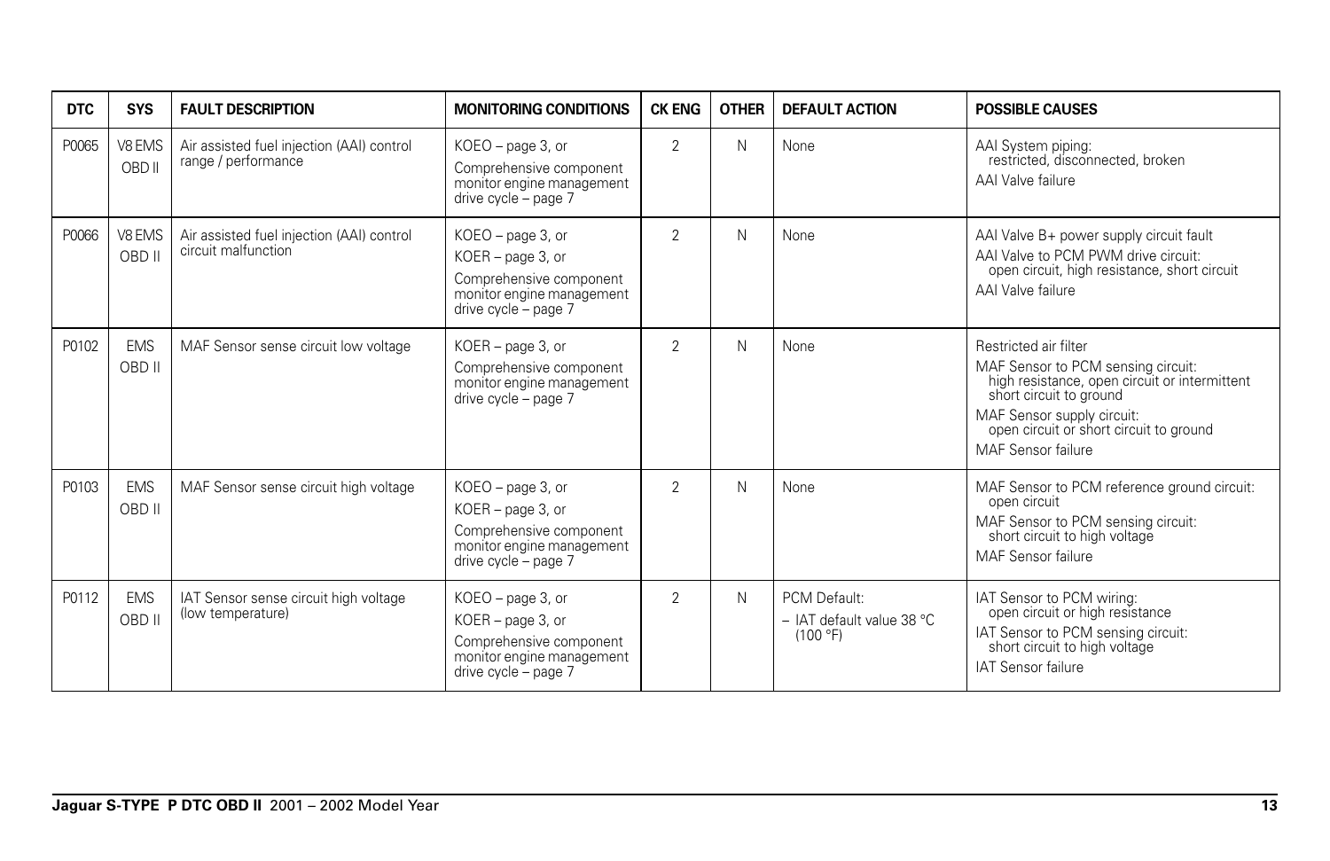| DTC | SYS | FAULT DESCRIPTION | MONITORING CONDITIONS | CK ENG | OTHER | DEFAULT ACTION | POSSIBLE CAUSES |
|---|---|---|---|---|---|---|---|
| P0065 | V8 EMS OBD II | Air assisted fuel injection (AAI) control range / performance | KOEO – page 3, or<br>Comprehensive component monitor engine management drive cycle – page 7 | 2 | N | None | AAI System piping:<br>restricted, disconnected, broken<br>AAI Valve failure |
| P0066 | V8 EMS OBD II | Air assisted fuel injection (AAI) control circuit malfunction | KOEO – page 3, or<br>KOER – page 3, or<br>Comprehensive component monitor engine management drive cycle – page 7 | 2 | N | None | AAI Valve B+ power supply circuit fault<br>AAI Valve to PCM PWM drive circuit:<br>open circuit, high resistance, short circuit<br>AAI Valve failure |
| P0102 | EMS OBD II | MAF Sensor sense circuit low voltage | KOER – page 3, or<br>Comprehensive component monitor engine management drive cycle – page 7 | 2 | N | None | Restricted air filter<br>MAF Sensor to PCM sensing circuit:<br>high resistance, open circuit or intermittent short circuit to ground<br>MAF Sensor supply circuit:<br>open circuit or short circuit to ground<br>MAF Sensor failure |
| P0103 | EMS OBD II | MAF Sensor sense circuit high voltage | KOEO – page 3, or<br>KOER – page 3, or<br>Comprehensive component monitor engine management drive cycle – page 7 | 2 | N | None | MAF Sensor to PCM reference ground circuit:<br>open circuit<br>MAF Sensor to PCM sensing circuit:<br>short circuit to high voltage<br>MAF Sensor failure |
| P0112 | EMS OBD II | IAT Sensor sense circuit high voltage (low temperature) | KOEO – page 3, or<br>KOER – page 3, or<br>Comprehensive component monitor engine management drive cycle – page 7 | 2 | N | PCM Default:<br>– IAT default value 38 °C (100 °F) | IAT Sensor to PCM wiring:<br>open circuit or high resistance<br>IAT Sensor to PCM sensing circuit:<br>short circuit to high voltage<br>IAT Sensor failure |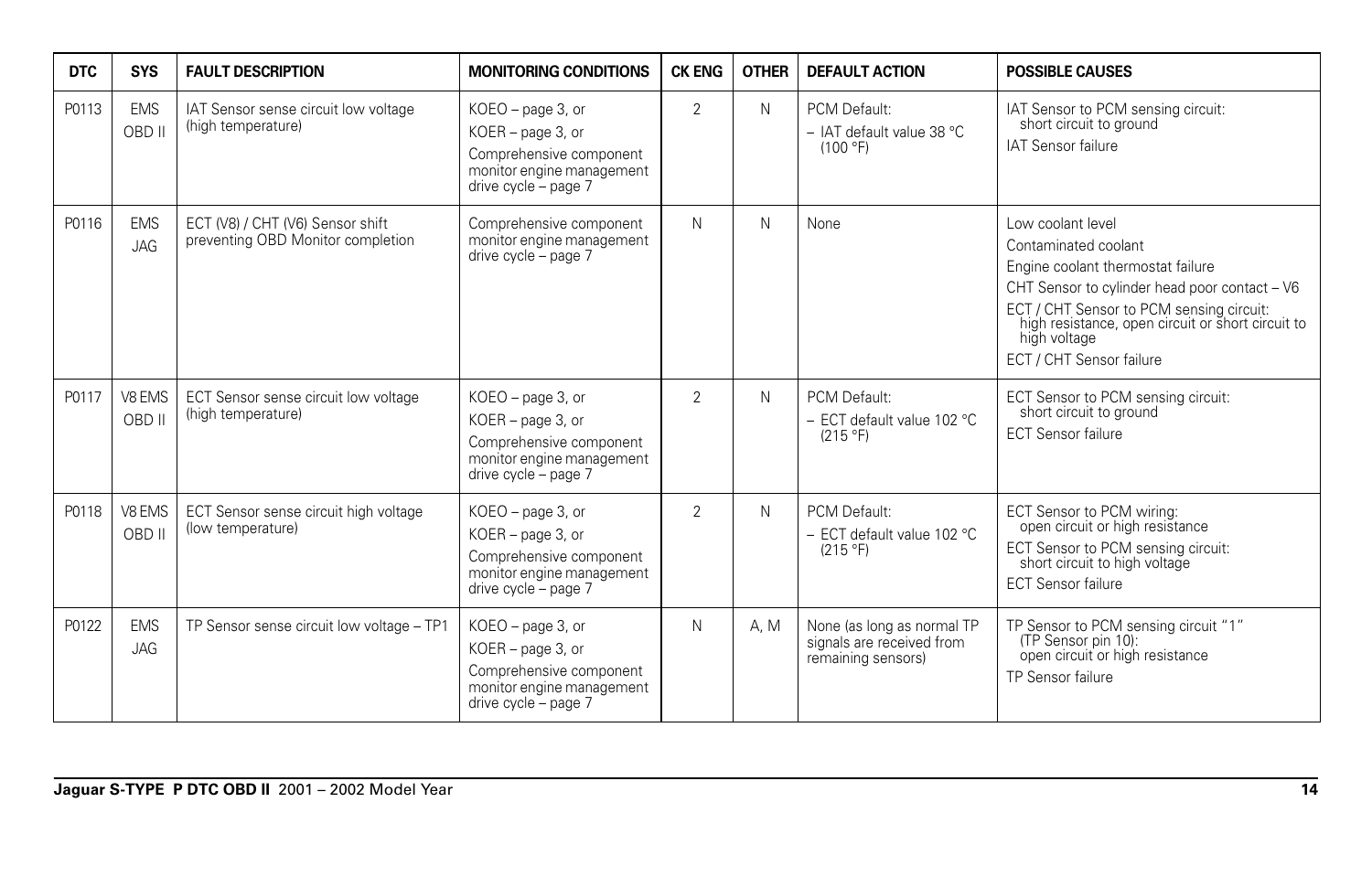| DTC | SYS | FAULT DESCRIPTION | MONITORING CONDITIONS | CK ENG | OTHER | DEFAULT ACTION | POSSIBLE CAUSES |
|---|---|---|---|---|---|---|---|
| P0113 | EMS OBD II | IAT Sensor sense circuit low voltage (high temperature) | KOEO – page 3, or<br>KOER – page 3, or<br>Comprehensive component monitor engine management drive cycle – page 7 | 2 | N | PCM Default:<br>– IAT default value 38 °C (100 °F) | IAT Sensor to PCM sensing circuit: short circuit to ground<br>IAT Sensor failure |
| P0116 | EMS JAG | ECT (V8) / CHT (V6) Sensor shift preventing OBD Monitor completion | Comprehensive component monitor engine management drive cycle – page 7 | N | N | None | Low coolant level<br>Contaminated coolant<br>Engine coolant thermostat failure<br>CHT Sensor to cylinder head poor contact – V6<br>ECT / CHT Sensor to PCM sensing circuit: high resistance, open circuit or short circuit to high voltage<br>ECT / CHT Sensor failure |
| P0117 | V8 EMS OBD II | ECT Sensor sense circuit low voltage (high temperature) | KOEO – page 3, or<br>KOER – page 3, or<br>Comprehensive component monitor engine management drive cycle – page 7 | 2 | N | PCM Default:<br>– ECT default value 102 °C (215 °F) | ECT Sensor to PCM sensing circuit: short circuit to ground<br>ECT Sensor failure |
| P0118 | V8 EMS OBD II | ECT Sensor sense circuit high voltage (low temperature) | KOEO – page 3, or<br>KOER – page 3, or<br>Comprehensive component monitor engine management drive cycle – page 7 | 2 | N | PCM Default:<br>– ECT default value 102 °C (215 °F) | ECT Sensor to PCM wiring: open circuit or high resistance<br>ECT Sensor to PCM sensing circuit: short circuit to high voltage<br>ECT Sensor failure |
| P0122 | EMS JAG | TP Sensor sense circuit low voltage – TP1 | KOEO – page 3, or<br>KOER – page 3, or<br>Comprehensive component monitor engine management drive cycle – page 7 | N | A, M | None (as long as normal TP signals are received from remaining sensors) | TP Sensor to PCM sensing circuit "1" (TP Sensor pin 10): open circuit or high resistance<br>TP Sensor failure |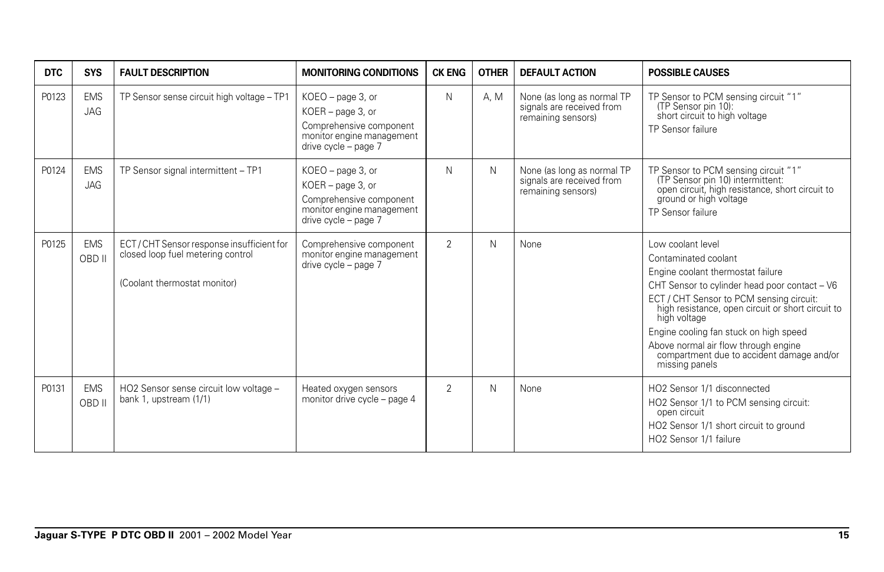| DTC | SYS | FAULT DESCRIPTION | MONITORING CONDITIONS | CK ENG | OTHER | DEFAULT ACTION | POSSIBLE CAUSES |
|---|---|---|---|---|---|---|---|
| P0123 | EMS JAG | TP Sensor sense circuit high voltage – TP1 | KOEO – page 3, or<br>KOER – page 3, or<br>Comprehensive component monitor engine management drive cycle – page 7 | N | A, M | None (as long as normal TP signals are received from remaining sensors) | TP Sensor to PCM sensing circuit "1" (TP Sensor pin 10): short circuit to high voltage<br>TP Sensor failure |
| P0124 | EMS JAG | TP Sensor signal intermittent – TP1 | KOEO – page 3, or<br>KOER – page 3, or<br>Comprehensive component monitor engine management drive cycle – page 7 | N | N | None (as long as normal TP signals are received from remaining sensors) | TP Sensor to PCM sensing circuit "1" (TP Sensor pin 10) intermittent: open circuit, high resistance, short circuit to ground or high voltage<br>TP Sensor failure |
| P0125 | EMS OBD II | ECT / CHT Sensor response insufficient for closed loop fuel metering control<br><br>(Coolant thermostat monitor) | Comprehensive component monitor engine management drive cycle – page 7 | 2 | N | None | Low coolant level<br>Contaminated coolant<br>Engine coolant thermostat failure<br>CHT Sensor to cylinder head poor contact – V6<br>ECT / CHT Sensor to PCM sensing circuit: high resistance, open circuit or short circuit to high voltage<br>Engine cooling fan stuck on high speed<br>Above normal air flow through engine compartment due to accident damage and/or missing panels |
| P0131 | EMS OBD II | HO2 Sensor sense circuit low voltage – bank 1, upstream (1/1) | Heated oxygen sensors monitor drive cycle – page 4 | 2 | N | None | HO2 Sensor 1/1 disconnected<br>HO2 Sensor 1/1 to PCM sensing circuit: open circuit<br>HO2 Sensor 1/1 short circuit to ground<br>HO2 Sensor 1/1 failure |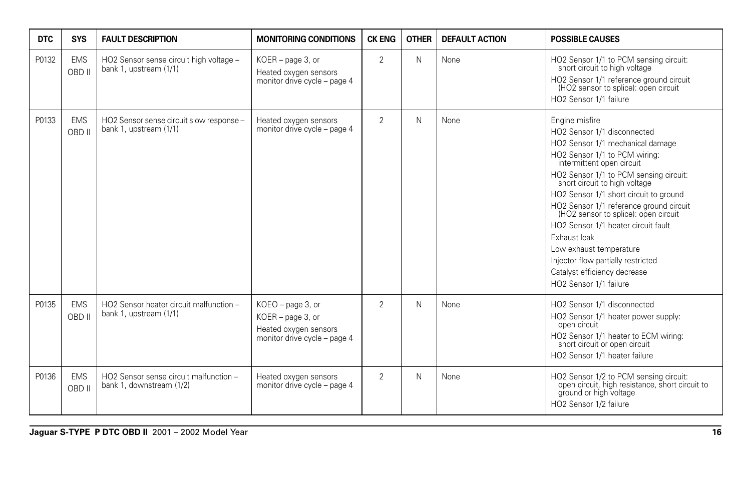| DTC | SYS | FAULT DESCRIPTION | MONITORING CONDITIONS | CK ENG | OTHER | DEFAULT ACTION | POSSIBLE CAUSES |
|---|---|---|---|---|---|---|---|
| P0132 | EMS OBD II | HO2 Sensor sense circuit high voltage – bank 1, upstream (1/1) | KOER – page 3, or<br>Heated oxygen sensors monitor drive cycle – page 4 | 2 | N | None | HO2 Sensor 1/1 to PCM sensing circuit: short circuit to high voltage<br>HO2 Sensor 1/1 reference ground circuit (HO2 sensor to splice): open circuit<br>HO2 Sensor 1/1 failure |
| P0133 | EMS OBD II | HO2 Sensor sense circuit slow response – bank 1, upstream (1/1) | Heated oxygen sensors monitor drive cycle – page 4 | 2 | N | None | Engine misfire<br>HO2 Sensor 1/1 disconnected<br>HO2 Sensor 1/1 mechanical damage<br>HO2 Sensor 1/1 to PCM wiring: intermittent open circuit<br>HO2 Sensor 1/1 to PCM sensing circuit: short circuit to high voltage<br>HO2 Sensor 1/1 short circuit to ground<br>HO2 Sensor 1/1 reference ground circuit (HO2 sensor to splice): open circuit<br>HO2 Sensor 1/1 heater circuit fault<br>Exhaust leak<br>Low exhaust temperature<br>Injector flow partially restricted<br>Catalyst efficiency decrease<br>HO2 Sensor 1/1 failure |
| P0135 | EMS OBD II | HO2 Sensor heater circuit malfunction – bank 1, upstream (1/1) | KOEO – page 3, or<br>KOER – page 3, or<br>Heated oxygen sensors monitor drive cycle – page 4 | 2 | N | None | HO2 Sensor 1/1 disconnected<br>HO2 Sensor 1/1 heater power supply: open circuit<br>HO2 Sensor 1/1 heater to ECM wiring: short circuit or open circuit<br>HO2 Sensor 1/1 heater failure |
| P0136 | EMS OBD II | HO2 Sensor sense circuit malfunction – bank 1, downstream (1/2) | Heated oxygen sensors monitor drive cycle – page 4 | 2 | N | None | HO2 Sensor 1/2 to PCM sensing circuit: open circuit, high resistance, short circuit to ground or high voltage<br>HO2 Sensor 1/2 failure |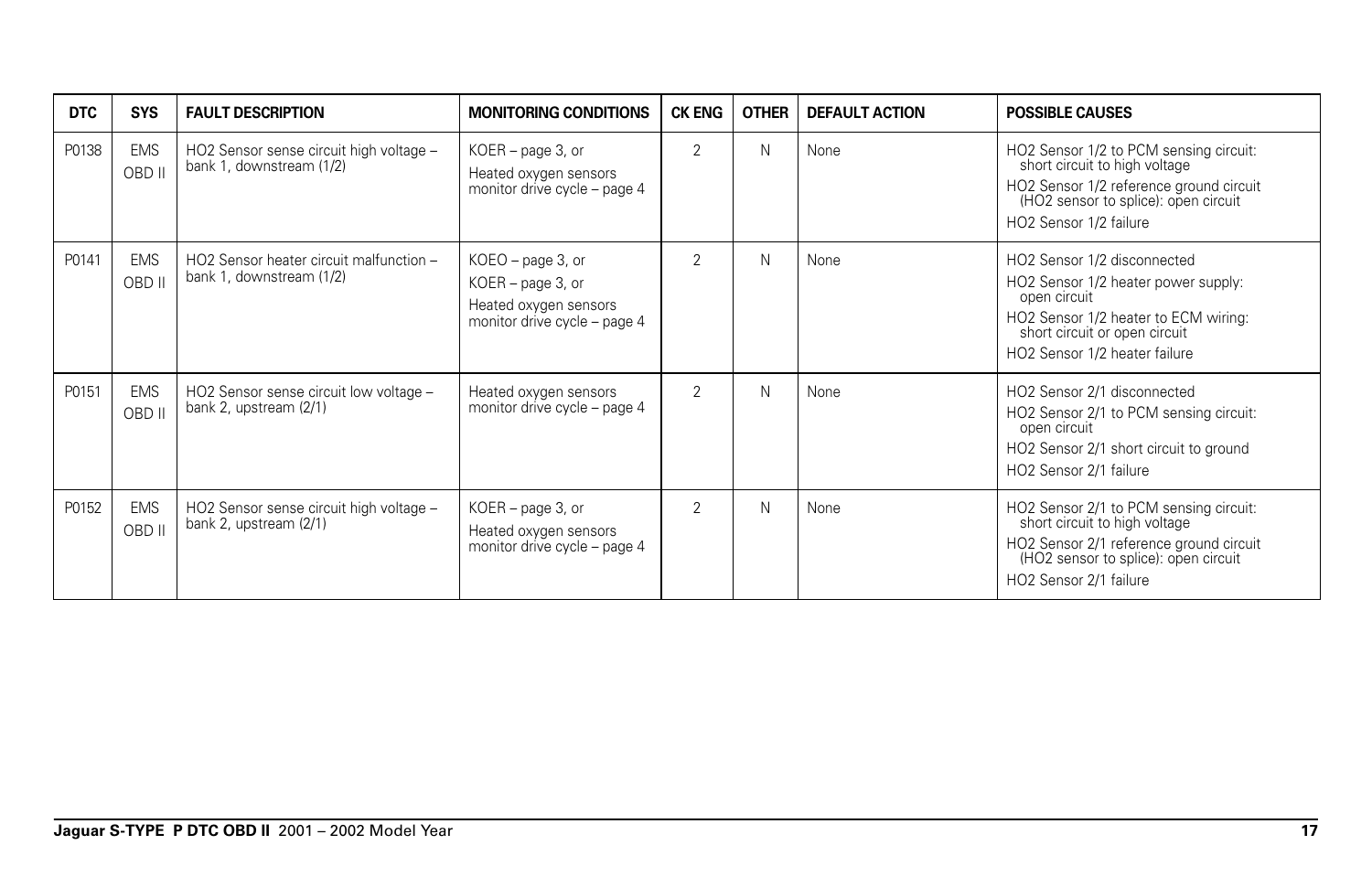| DTC | SYS | FAULT DESCRIPTION | MONITORING CONDITIONS | CK ENG | OTHER | DEFAULT ACTION | POSSIBLE CAUSES |
|---|---|---|---|---|---|---|---|
| P0138 | EMS OBD II | HO2 Sensor sense circuit high voltage – bank 1, downstream (1/2) | KOER – page 3, or<br>Heated oxygen sensors monitor drive cycle – page 4 | 2 | N | None | HO2 Sensor 1/2 to PCM sensing circuit: short circuit to high voltage<br>HO2 Sensor 1/2 reference ground circuit (HO2 sensor to splice): open circuit<br>HO2 Sensor 1/2 failure |
| P0141 | EMS OBD II | HO2 Sensor heater circuit malfunction – bank 1, downstream (1/2) | KOEO – page 3, or<br>KOER – page 3, or<br>Heated oxygen sensors monitor drive cycle – page 4 | 2 | N | None | HO2 Sensor 1/2 disconnected<br>HO2 Sensor 1/2 heater power supply: open circuit<br>HO2 Sensor 1/2 heater to ECM wiring: short circuit or open circuit<br>HO2 Sensor 1/2 heater failure |
| P0151 | EMS OBD II | HO2 Sensor sense circuit low voltage – bank 2, upstream (2/1) | Heated oxygen sensors monitor drive cycle – page 4 | 2 | N | None | HO2 Sensor 2/1 disconnected<br>HO2 Sensor 2/1 to PCM sensing circuit: open circuit<br>HO2 Sensor 2/1 short circuit to ground<br>HO2 Sensor 2/1 failure |
| P0152 | EMS OBD II | HO2 Sensor sense circuit high voltage – bank 2, upstream (2/1) | KOER – page 3, or<br>Heated oxygen sensors monitor drive cycle – page 4 | 2 | N | None | HO2 Sensor 2/1 to PCM sensing circuit: short circuit to high voltage<br>HO2 Sensor 2/1 reference ground circuit (HO2 sensor to splice): open circuit<br>HO2 Sensor 2/1 failure |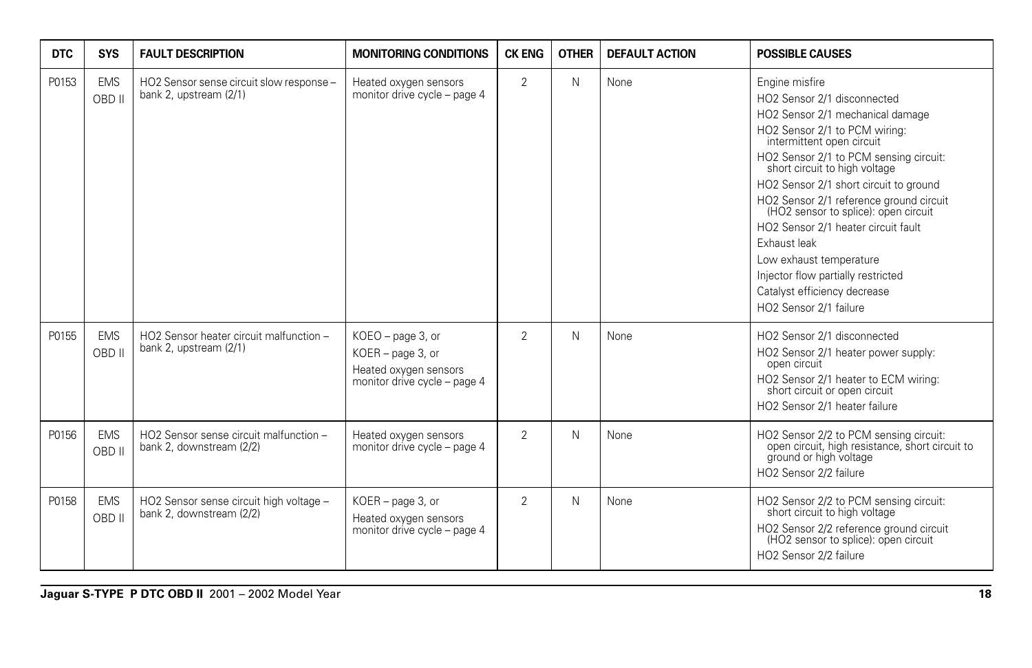| DTC | SYS | FAULT DESCRIPTION | MONITORING CONDITIONS | CK ENG | OTHER | DEFAULT ACTION | POSSIBLE CAUSES |
|---|---|---|---|---|---|---|---|
| P0153 | EMS OBD II | HO2 Sensor sense circuit slow response – bank 2, upstream (2/1) | Heated oxygen sensors monitor drive cycle – page 4 | 2 | N | None | Engine misfire<br>HO2 Sensor 2/1 disconnected<br>HO2 Sensor 2/1 mechanical damage<br>HO2 Sensor 2/1 to PCM wiring: intermittent open circuit<br>HO2 Sensor 2/1 to PCM sensing circuit: short circuit to high voltage<br>HO2 Sensor 2/1 short circuit to ground<br>HO2 Sensor 2/1 reference ground circuit (HO2 sensor to splice): open circuit<br>HO2 Sensor 2/1 heater circuit fault<br>Exhaust leak<br>Low exhaust temperature<br>Injector flow partially restricted<br>Catalyst efficiency decrease<br>HO2 Sensor 2/1 failure |
| P0155 | EMS OBD II | HO2 Sensor heater circuit malfunction – bank 2, upstream (2/1) | KOEO – page 3, or<br>KOER – page 3, or<br>Heated oxygen sensors monitor drive cycle – page 4 | 2 | N | None | HO2 Sensor 2/1 disconnected<br>HO2 Sensor 2/1 heater power supply: open circuit<br>HO2 Sensor 2/1 heater to ECM wiring: short circuit or open circuit<br>HO2 Sensor 2/1 heater failure |
| P0156 | EMS OBD II | HO2 Sensor sense circuit malfunction – bank 2, downstream (2/2) | Heated oxygen sensors monitor drive cycle – page 4 | 2 | N | None | HO2 Sensor 2/2 to PCM sensing circuit: open circuit, high resistance, short circuit to ground or high voltage<br>HO2 Sensor 2/2 failure |
| P0158 | EMS OBD II | HO2 Sensor sense circuit high voltage – bank 2, downstream (2/2) | KOER – page 3, or<br>Heated oxygen sensors monitor drive cycle – page 4 | 2 | N | None | HO2 Sensor 2/2 to PCM sensing circuit: short circuit to high voltage<br>HO2 Sensor 2/2 reference ground circuit (HO2 sensor to splice): open circuit<br>HO2 Sensor 2/2 failure |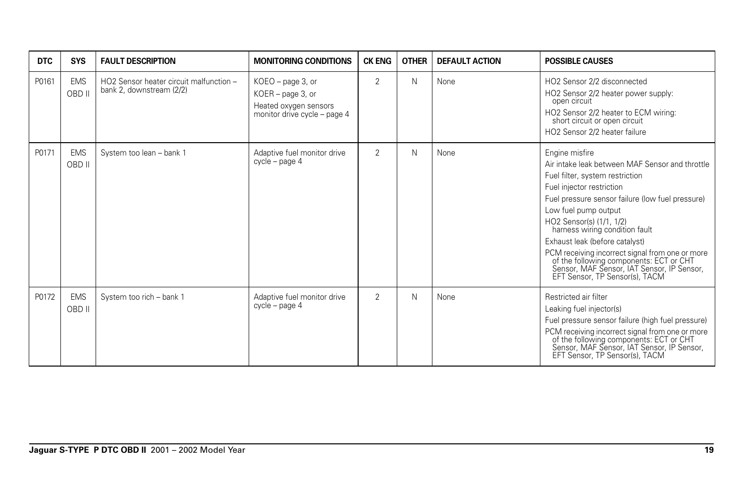| DTC | SYS | FAULT DESCRIPTION | MONITORING CONDITIONS | CK ENG | OTHER | DEFAULT ACTION | POSSIBLE CAUSES |
|---|---|---|---|---|---|---|---|
| P0161 | EMS OBD II | HO2 Sensor heater circuit malfunction – bank 2, downstream (2/2) | KOEO – page 3, or<br>KOER – page 3, or<br>Heated oxygen sensors monitor drive cycle – page 4 | 2 | N | None | HO2 Sensor 2/2 disconnected<br>HO2 Sensor 2/2 heater power supply: open circuit<br>HO2 Sensor 2/2 heater to ECM wiring: short circuit or open circuit<br>HO2 Sensor 2/2 heater failure |
| P0171 | EMS OBD II | System too lean – bank 1 | Adaptive fuel monitor drive cycle – page 4 | 2 | N | None | Engine misfire<br>Air intake leak between MAF Sensor and throttle<br>Fuel filter, system restriction<br>Fuel injector restriction<br>Fuel pressure sensor failure (low fuel pressure)<br>Low fuel pump output<br>HO2 Sensor(s) (1/1, 1/2) harness wiring condition fault<br>Exhaust leak (before catalyst)<br>PCM receiving incorrect signal from one or more of the following components: ECT or CHT Sensor, MAF Sensor, IAT Sensor, IP Sensor, EFT Sensor, TP Sensor(s), TACM |
| P0172 | EMS OBD II | System too rich – bank 1 | Adaptive fuel monitor drive cycle – page 4 | 2 | N | None | Restricted air filter<br>Leaking fuel injector(s)<br>Fuel pressure sensor failure (high fuel pressure)<br>PCM receiving incorrect signal from one or more of the following components: ECT or CHT Sensor, MAF Sensor, IAT Sensor, IP Sensor, EFT Sensor, TP Sensor(s), TACM |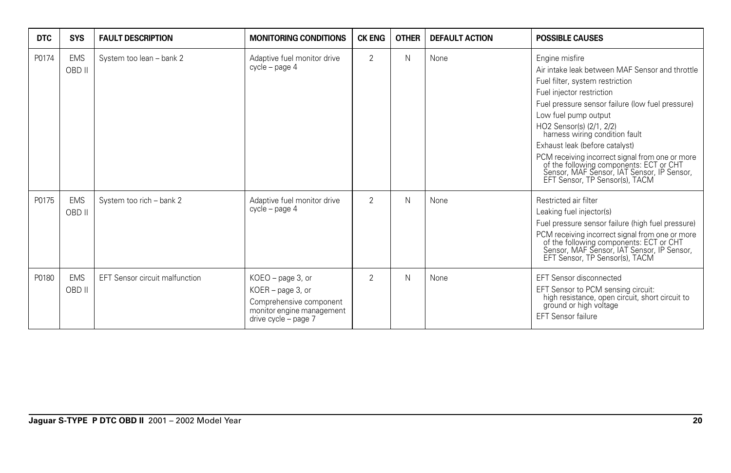| DTC | SYS | FAULT DESCRIPTION | MONITORING CONDITIONS | CK ENG | OTHER | DEFAULT ACTION | POSSIBLE CAUSES |
|---|---|---|---|---|---|---|---|
| P0174 | EMS OBD II | System too lean – bank 2 | Adaptive fuel monitor drive cycle – page 4 | 2 | N | None | Engine misfire<br>Air intake leak between MAF Sensor and throttle<br>Fuel filter, system restriction<br>Fuel injector restriction<br>Fuel pressure sensor failure (low fuel pressure)<br>Low fuel pump output<br>HO2 Sensor(s) (2/1, 2/2) harness wiring condition fault<br>Exhaust leak (before catalyst)<br>PCM receiving incorrect signal from one or more of the following components: ECT or CHT Sensor, MAF Sensor, IAT Sensor, IP Sensor, EFT Sensor, TP Sensor(s), TACM |
| P0175 | EMS OBD II | System too rich – bank 2 | Adaptive fuel monitor drive cycle – page 4 | 2 | N | None | Restricted air filter<br>Leaking fuel injector(s)<br>Fuel pressure sensor failure (high fuel pressure)<br>PCM receiving incorrect signal from one or more of the following components: ECT or CHT Sensor, MAF Sensor, IAT Sensor, IP Sensor, EFT Sensor, TP Sensor(s), TACM |
| P0180 | EMS OBD II | EFT Sensor circuit malfunction | KOEO – page 3, or<br>KOER – page 3, or<br>Comprehensive component monitor engine management drive cycle – page 7 | 2 | N | None | EFT Sensor disconnected<br>EFT Sensor to PCM sensing circuit: high resistance, open circuit, short circuit to ground or high voltage<br>EFT Sensor failure |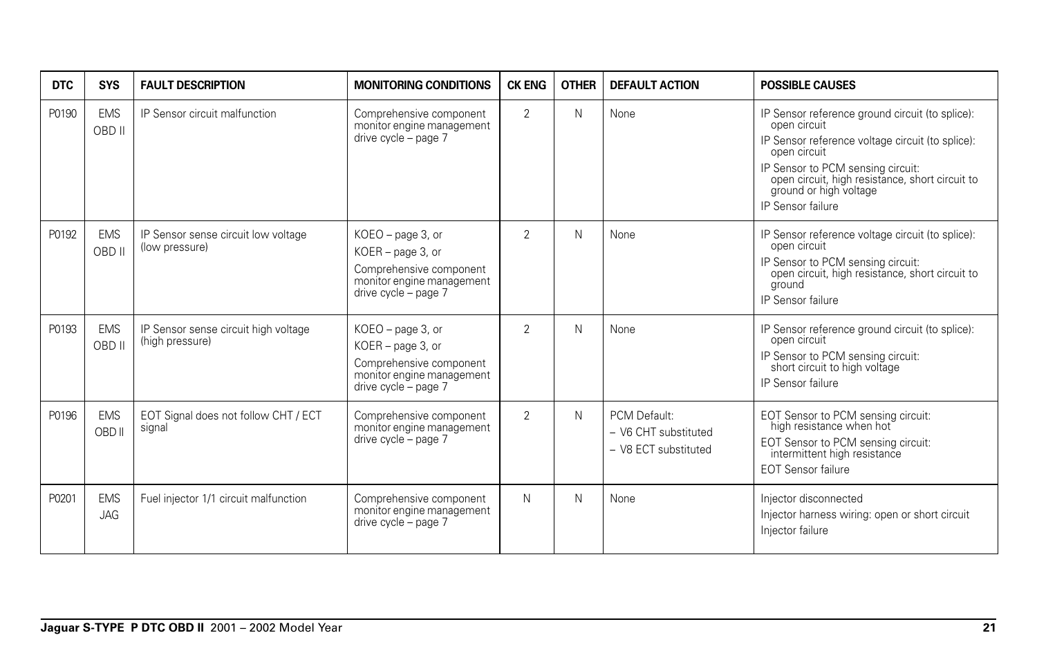| DTC | SYS | FAULT DESCRIPTION | MONITORING CONDITIONS | CK ENG | OTHER | DEFAULT ACTION | POSSIBLE CAUSES |
|---|---|---|---|---|---|---|---|
| P0190 | EMS OBD II | IP Sensor circuit malfunction | Comprehensive component monitor engine management drive cycle – page 7 | 2 | N | None | IP Sensor reference ground circuit (to splice): open circuit<br>IP Sensor reference voltage circuit (to splice): open circuit<br>IP Sensor to PCM sensing circuit: open circuit, high resistance, short circuit to ground or high voltage<br>IP Sensor failure |
| P0192 | EMS OBD II | IP Sensor sense circuit low voltage (low pressure) | KOEO – page 3, or<br>KOER – page 3, or<br>Comprehensive component monitor engine management drive cycle – page 7 | 2 | N | None | IP Sensor reference voltage circuit (to splice): open circuit<br>IP Sensor to PCM sensing circuit: open circuit, high resistance, short circuit to ground<br>IP Sensor failure |
| P0193 | EMS OBD II | IP Sensor sense circuit high voltage (high pressure) | KOEO – page 3, or<br>KOER – page 3, or<br>Comprehensive component monitor engine management drive cycle – page 7 | 2 | N | None | IP Sensor reference ground circuit (to splice): open circuit<br>IP Sensor to PCM sensing circuit: short circuit to high voltage<br>IP Sensor failure |
| P0196 | EMS OBD II | EOT Signal does not follow CHT / ECT signal | Comprehensive component monitor engine management drive cycle – page 7 | 2 | N | PCM Default:<br>– V6 CHT substituted<br>– V8 ECT substituted | EOT Sensor to PCM sensing circuit: high resistance when hot<br>EOT Sensor to PCM sensing circuit: intermittent high resistance<br>EOT Sensor failure |
| P0201 | EMS JAG | Fuel injector 1/1 circuit malfunction | Comprehensive component monitor engine management drive cycle – page 7 | N | N | None | Injector disconnected<br>Injector harness wiring: open or short circuit<br>Injector failure |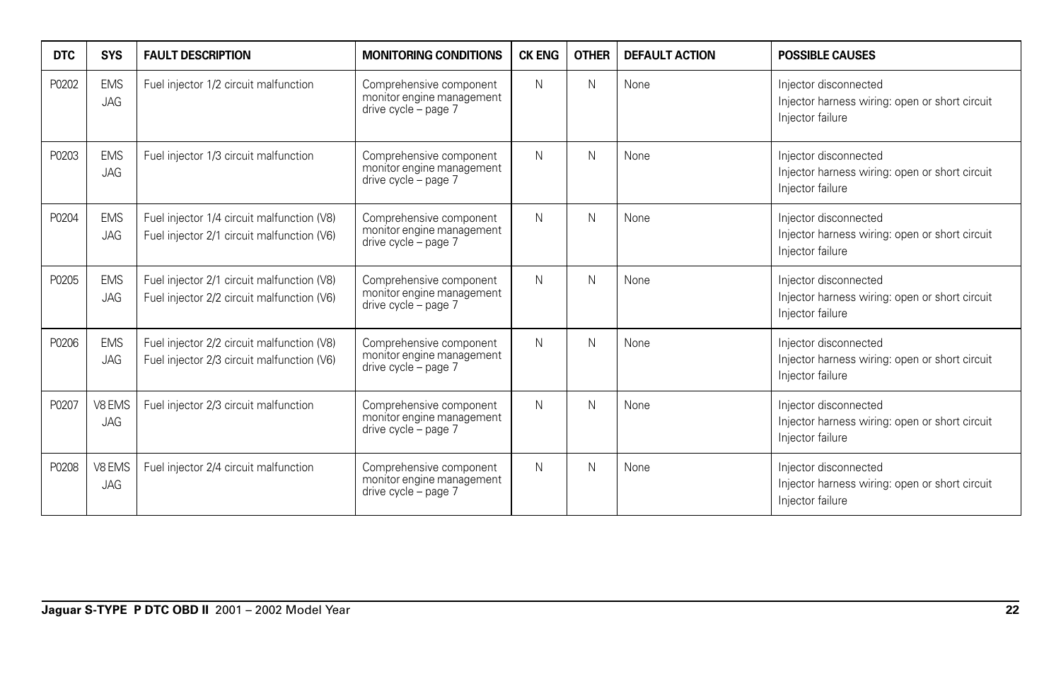| DTC | SYS | FAULT DESCRIPTION | MONITORING CONDITIONS | CK ENG | OTHER | DEFAULT ACTION | POSSIBLE CAUSES |
|---|---|---|---|---|---|---|---|
| P0202 | EMS JAG | Fuel injector 1/2 circuit malfunction | Comprehensive component monitor engine management drive cycle – page 7 | N | N | None | Injector disconnected<br>Injector harness wiring: open or short circuit<br>Injector failure |
| P0203 | EMS JAG | Fuel injector 1/3 circuit malfunction | Comprehensive component monitor engine management drive cycle – page 7 | N | N | None | Injector disconnected<br>Injector harness wiring: open or short circuit<br>Injector failure |
| P0204 | EMS JAG | Fuel injector 1/4 circuit malfunction (V8)<br>Fuel injector 2/1 circuit malfunction (V6) | Comprehensive component monitor engine management drive cycle – page 7 | N | N | None | Injector disconnected<br>Injector harness wiring: open or short circuit<br>Injector failure |
| P0205 | EMS JAG | Fuel injector 2/1 circuit malfunction (V8)<br>Fuel injector 2/2 circuit malfunction (V6) | Comprehensive component monitor engine management drive cycle – page 7 | N | N | None | Injector disconnected<br>Injector harness wiring: open or short circuit<br>Injector failure |
| P0206 | EMS JAG | Fuel injector 2/2 circuit malfunction (V8)<br>Fuel injector 2/3 circuit malfunction (V6) | Comprehensive component monitor engine management drive cycle – page 7 | N | N | None | Injector disconnected<br>Injector harness wiring: open or short circuit<br>Injector failure |
| P0207 | V8 EMS JAG | Fuel injector 2/3 circuit malfunction | Comprehensive component monitor engine management drive cycle – page 7 | N | N | None | Injector disconnected<br>Injector harness wiring: open or short circuit<br>Injector failure |
| P0208 | V8 EMS JAG | Fuel injector 2/4 circuit malfunction | Comprehensive component monitor engine management drive cycle – page 7 | N | N | None | Injector disconnected<br>Injector harness wiring: open or short circuit<br>Injector failure |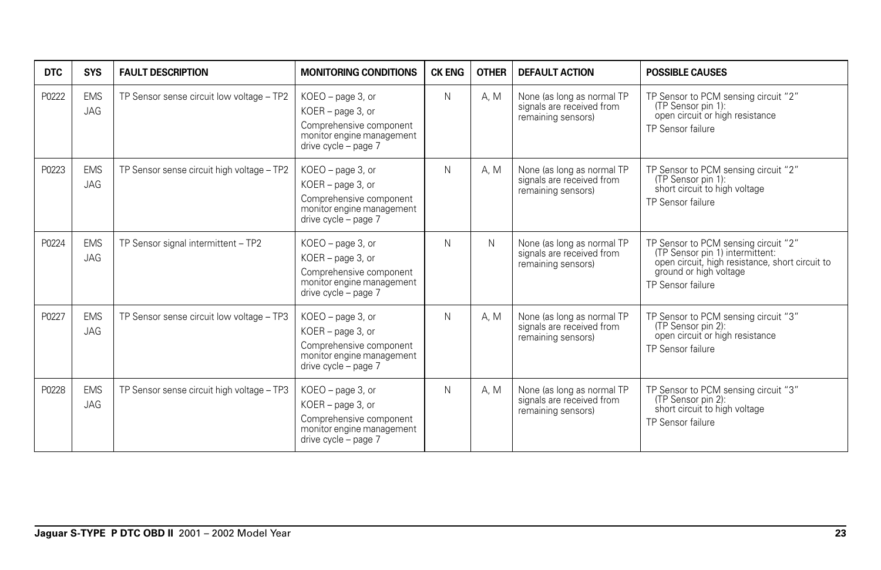| DTC | SYS | FAULT DESCRIPTION | MONITORING CONDITIONS | CK ENG | OTHER | DEFAULT ACTION | POSSIBLE CAUSES |
|---|---|---|---|---|---|---|---|
| P0222 | EMS JAG | TP Sensor sense circuit low voltage – TP2 | KOEO – page 3, or<br>KOER – page 3, or<br>Comprehensive component monitor engine management drive cycle – page 7 | N | A, M | None (as long as normal TP signals are received from remaining sensors) | TP Sensor to PCM sensing circuit "2" (TP Sensor pin 1): open circuit or high resistance<br>TP Sensor failure |
| P0223 | EMS JAG | TP Sensor sense circuit high voltage – TP2 | KOEO – page 3, or<br>KOER – page 3, or<br>Comprehensive component monitor engine management drive cycle – page 7 | N | A, M | None (as long as normal TP signals are received from remaining sensors) | TP Sensor to PCM sensing circuit "2" (TP Sensor pin 1): short circuit to high voltage<br>TP Sensor failure |
| P0224 | EMS JAG | TP Sensor signal intermittent – TP2 | KOEO – page 3, or<br>KOER – page 3, or<br>Comprehensive component monitor engine management drive cycle – page 7 | N | N | None (as long as normal TP signals are received from remaining sensors) | TP Sensor to PCM sensing circuit "2" (TP Sensor pin 1) intermittent: open circuit, high resistance, short circuit to ground or high voltage<br>TP Sensor failure |
| P0227 | EMS JAG | TP Sensor sense circuit low voltage – TP3 | KOEO – page 3, or<br>KOER – page 3, or<br>Comprehensive component monitor engine management drive cycle – page 7 | N | A, M | None (as long as normal TP signals are received from remaining sensors) | TP Sensor to PCM sensing circuit "3" (TP Sensor pin 2): open circuit or high resistance<br>TP Sensor failure |
| P0228 | EMS JAG | TP Sensor sense circuit high voltage – TP3 | KOEO – page 3, or<br>KOER – page 3, or<br>Comprehensive component monitor engine management drive cycle – page 7 | N | A, M | None (as long as normal TP signals are received from remaining sensors) | TP Sensor to PCM sensing circuit "3" (TP Sensor pin 2): short circuit to high voltage<br>TP Sensor failure |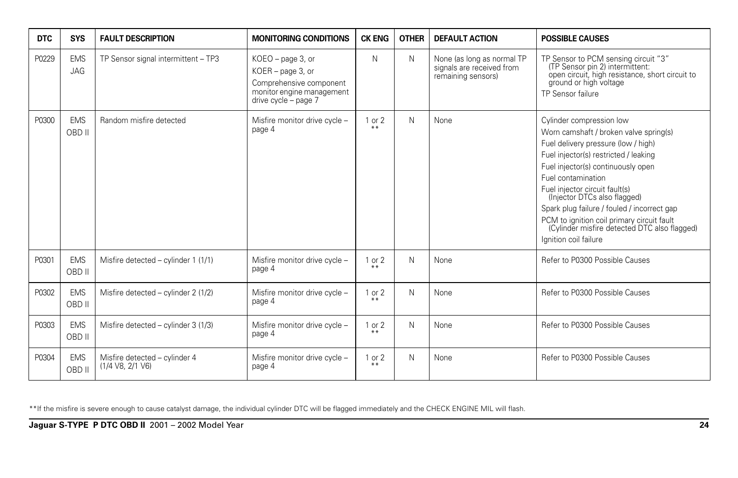| DTC | SYS | FAULT DESCRIPTION | MONITORING CONDITIONS | CK ENG | OTHER | DEFAULT ACTION | POSSIBLE CAUSES |
|---|---|---|---|---|---|---|---|
| P0229 | EMS JAG | TP Sensor signal intermittent – TP3 | KOEO – page 3, or KOER – page 3, or Comprehensive component monitor engine management drive cycle – page 7 | N | N | None (as long as normal TP signals are received from remaining sensors) | TP Sensor to PCM sensing circuit "3" (TP Sensor pin 2) intermittent: open circuit, high resistance, short circuit to ground or high voltage<br>TP Sensor failure |
| P0300 | EMS OBD II | Random misfire detected | Misfire monitor drive cycle – page 4 | 1 or 2 ** | N | None | Cylinder compression low<br>Worn camshaft / broken valve spring(s)<br>Fuel delivery pressure (low / high)<br>Fuel injector(s) restricted / leaking<br>Fuel injector(s) continuously open<br>Fuel contamination<br>Fuel injector circuit fault(s) (Injector DTCs also flagged)<br>Spark plug failure / fouled / incorrect gap<br>PCM to ignition coil primary circuit fault (Cylinder misfire detected DTC also flagged)<br>Ignition coil failure |
| P0301 | EMS OBD II | Misfire detected – cylinder 1 (1/1) | Misfire monitor drive cycle – page 4 | 1 or 2 ** | N | None | Refer to P0300 Possible Causes |
| P0302 | EMS OBD II | Misfire detected – cylinder 2 (1/2) | Misfire monitor drive cycle – page 4 | 1 or 2 ** | N | None | Refer to P0300 Possible Causes |
| P0303 | EMS OBD II | Misfire detected – cylinder 3 (1/3) | Misfire monitor drive cycle – page 4 | 1 or 2 ** | N | None | Refer to P0300 Possible Causes |
| P0304 | EMS OBD II | Misfire detected – cylinder 4 (1/4 V8, 2/1 V6) | Misfire monitor drive cycle – page 4 | 1 or 2 ** | N | None | Refer to P0300 Possible Causes |

**If the misfire is severe enough to cause catalyst damage, the individual cylinder DTC will be flagged immediately and the CHECK ENGINE MIL will flash.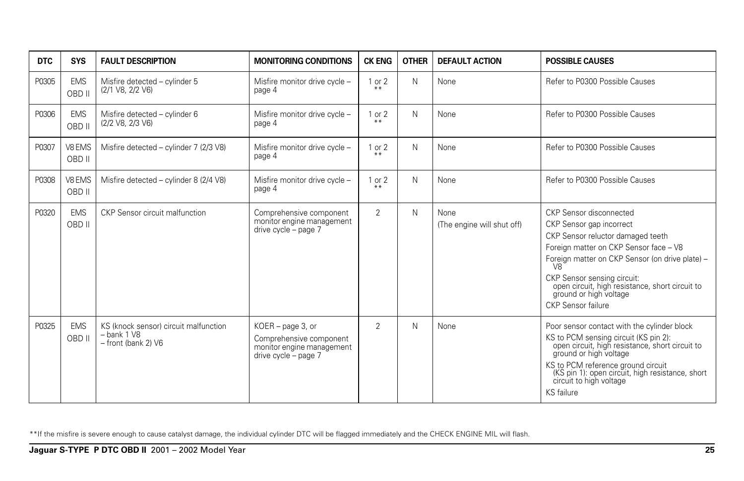| DTC | SYS | FAULT DESCRIPTION | MONITORING CONDITIONS | CK ENG | OTHER | DEFAULT ACTION | POSSIBLE CAUSES |
|---|---|---|---|---|---|---|---|
| P0305 | EMS OBD II | Misfire detected – cylinder 5 (2/1 V8, 2/2 V6) | Misfire monitor drive cycle – page 4 | 1 or 2 ** | N | None | Refer to P0300 Possible Causes |
| P0306 | EMS OBD II | Misfire detected – cylinder 6 (2/2 V8, 2/3 V6) | Misfire monitor drive cycle – page 4 | 1 or 2 ** | N | None | Refer to P0300 Possible Causes |
| P0307 | V8 EMS OBD II | Misfire detected – cylinder 7 (2/3 V8) | Misfire monitor drive cycle – page 4 | 1 or 2 ** | N | None | Refer to P0300 Possible Causes |
| P0308 | V8 EMS OBD II | Misfire detected – cylinder 8 (2/4 V8) | Misfire monitor drive cycle – page 4 | 1 or 2 ** | N | None | Refer to P0300 Possible Causes |
| P0320 | EMS OBD II | CKP Sensor circuit malfunction | Comprehensive component monitor engine management drive cycle – page 7 | 2 | N | None (The engine will shut off) | CKP Sensor disconnected<br>CKP Sensor gap incorrect<br>CKP Sensor reluctor damaged teeth<br>Foreign matter on CKP Sensor face – V8<br>Foreign matter on CKP Sensor (on drive plate) – V8<br>CKP Sensor sensing circuit: open circuit, high resistance, short circuit to ground or high voltage<br>CKP Sensor failure |
| P0325 | EMS OBD II | KS (knock sensor) circuit malfunction – bank 1 V8 – front (bank 2) V6 | KOER – page 3, or Comprehensive component monitor engine management drive cycle – page 7 | 2 | N | None | Poor sensor contact with the cylinder block<br>KS to PCM sensing circuit (KS pin 2): open circuit, high resistance, short circuit to ground or high voltage<br>KS to PCM reference ground circuit (KS pin 1): open circuit, high resistance, short circuit to high voltage<br>KS failure |

**If the misfire is severe enough to cause catalyst damage, the individual cylinder DTC will be flagged immediately and the CHECK ENGINE MIL will flash.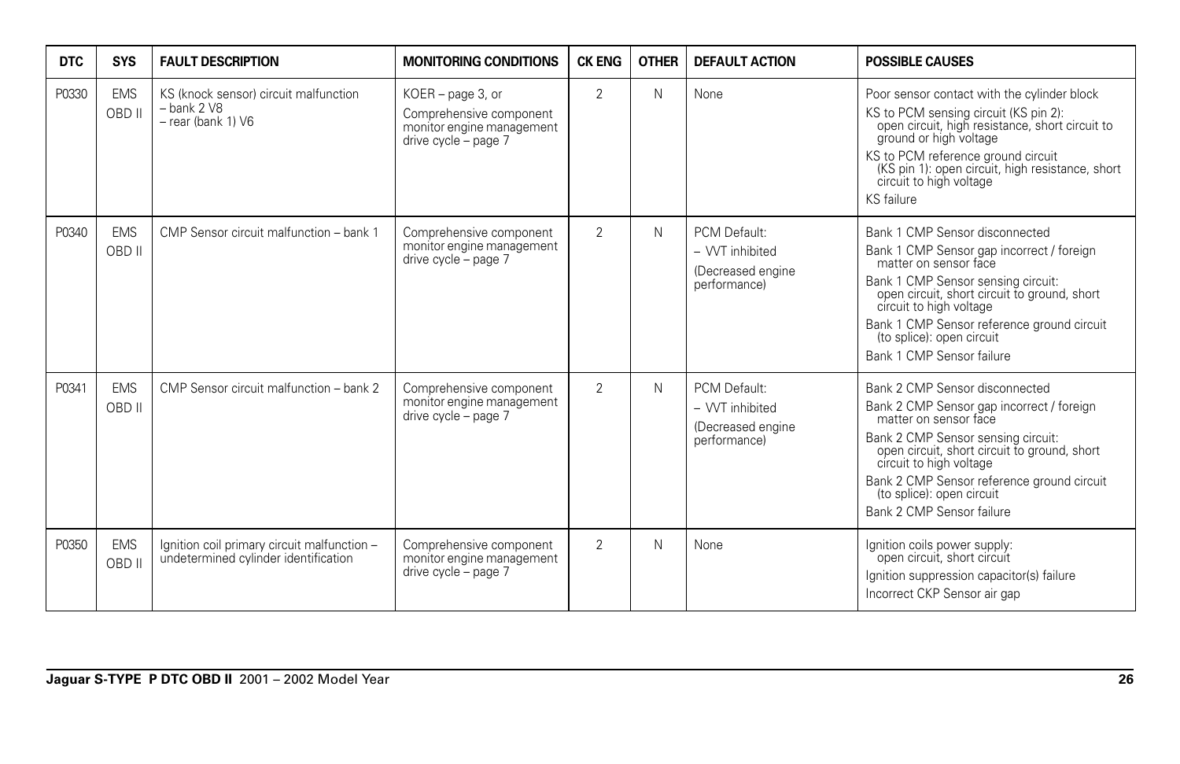| DTC | SYS | FAULT DESCRIPTION | MONITORING CONDITIONS | CK ENG | OTHER | DEFAULT ACTION | POSSIBLE CAUSES |
|---|---|---|---|---|---|---|---|
| P0330 | EMS OBD II | KS (knock sensor) circuit malfunction – bank 2 V8 – rear (bank 1) V6 | KOER – page 3, or Comprehensive component monitor engine management drive cycle – page 7 | 2 | N | None | Poor sensor contact with the cylinder block<br>KS to PCM sensing circuit (KS pin 2): open circuit, high resistance, short circuit to ground or high voltage<br>KS to PCM reference ground circuit (KS pin 1): open circuit, high resistance, short circuit to high voltage<br>KS failure |
| P0340 | EMS OBD II | CMP Sensor circuit malfunction – bank 1 | Comprehensive component monitor engine management drive cycle – page 7 | 2 | N | PCM Default:<br>– VVT inhibited<br>(Decreased engine performance) | Bank 1 CMP Sensor disconnected<br>Bank 1 CMP Sensor gap incorrect / foreign matter on sensor face<br>Bank 1 CMP Sensor sensing circuit: open circuit, short circuit to ground, short circuit to high voltage<br>Bank 1 CMP Sensor reference ground circuit (to splice): open circuit<br>Bank 1 CMP Sensor failure |
| P0341 | EMS OBD II | CMP Sensor circuit malfunction – bank 2 | Comprehensive component monitor engine management drive cycle – page 7 | 2 | N | PCM Default:<br>– VVT inhibited<br>(Decreased engine performance) | Bank 2 CMP Sensor disconnected<br>Bank 2 CMP Sensor gap incorrect / foreign matter on sensor face<br>Bank 2 CMP Sensor sensing circuit: open circuit, short circuit to ground, short circuit to high voltage<br>Bank 2 CMP Sensor reference ground circuit (to splice): open circuit<br>Bank 2 CMP Sensor failure |
| P0350 | EMS OBD II | Ignition coil primary circuit malfunction – undetermined cylinder identification | Comprehensive component monitor engine management drive cycle – page 7 | 2 | N | None | Ignition coils power supply: open circuit, short circuit<br>Ignition suppression capacitor(s) failure<br>Incorrect CKP Sensor air gap |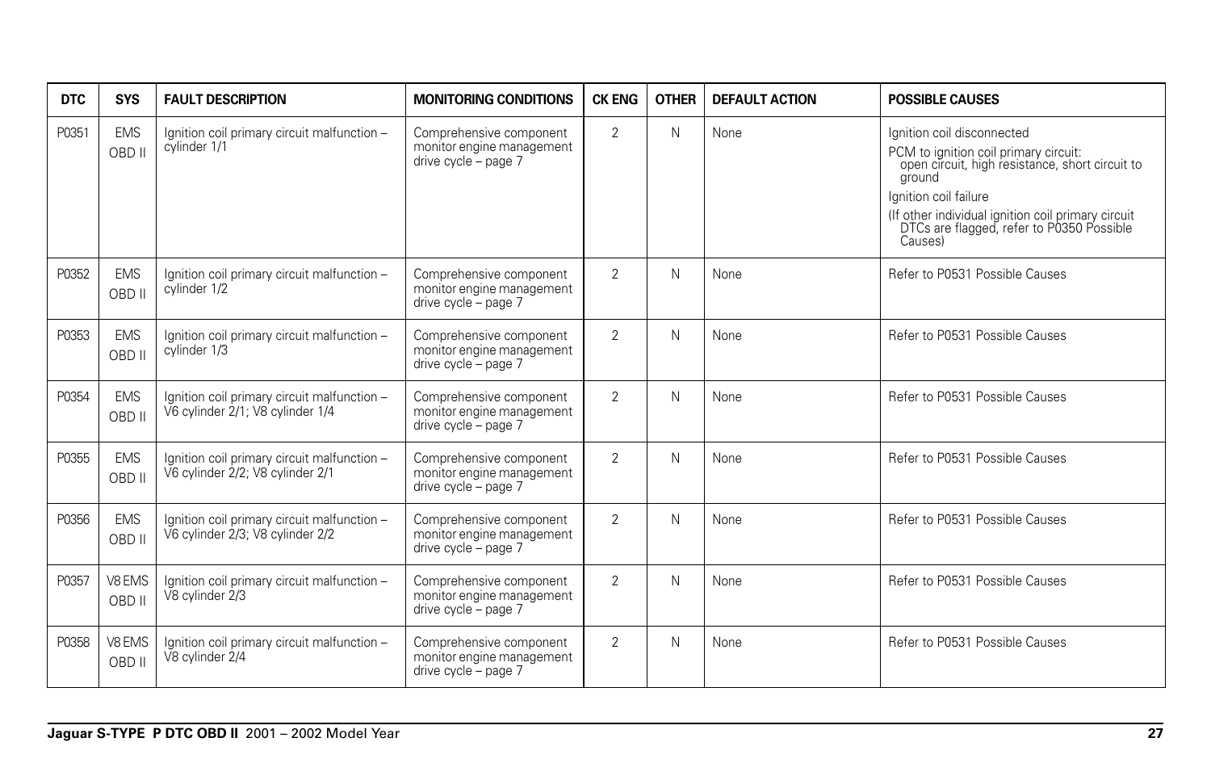| DTC | SYS | FAULT DESCRIPTION | MONITORING CONDITIONS | CK ENG | OTHER | DEFAULT ACTION | POSSIBLE CAUSES |
|---|---|---|---|---|---|---|---|
| P0351 | EMS OBD II | Ignition coil primary circuit malfunction – cylinder 1/1 | Comprehensive component monitor engine management drive cycle – page 7 | 2 | N | None | Ignition coil disconnected<br>PCM to ignition coil primary circuit: open circuit, high resistance, short circuit to ground<br>Ignition coil failure<br>(If other individual ignition coil primary circuit DTCs are flagged, refer to P0350 Possible Causes) |
| P0352 | EMS OBD II | Ignition coil primary circuit malfunction – cylinder 1/2 | Comprehensive component monitor engine management drive cycle – page 7 | 2 | N | None | Refer to P0531 Possible Causes |
| P0353 | EMS OBD II | Ignition coil primary circuit malfunction – cylinder 1/3 | Comprehensive component monitor engine management drive cycle – page 7 | 2 | N | None | Refer to P0531 Possible Causes |
| P0354 | EMS OBD II | Ignition coil primary circuit malfunction – V6 cylinder 2/1; V8 cylinder 1/4 | Comprehensive component monitor engine management drive cycle – page 7 | 2 | N | None | Refer to P0531 Possible Causes |
| P0355 | EMS OBD II | Ignition coil primary circuit malfunction – V6 cylinder 2/2; V8 cylinder 2/1 | Comprehensive component monitor engine management drive cycle – page 7 | 2 | N | None | Refer to P0531 Possible Causes |
| P0356 | EMS OBD II | Ignition coil primary circuit malfunction – V6 cylinder 2/3; V8 cylinder 2/2 | Comprehensive component monitor engine management drive cycle – page 7 | 2 | N | None | Refer to P0531 Possible Causes |
| P0357 | V8 EMS OBD II | Ignition coil primary circuit malfunction – V8 cylinder 2/3 | Comprehensive component monitor engine management drive cycle – page 7 | 2 | N | None | Refer to P0531 Possible Causes |
| P0358 | V8 EMS OBD II | Ignition coil primary circuit malfunction – V8 cylinder 2/4 | Comprehensive component monitor engine management drive cycle – page 7 | 2 | N | None | Refer to P0531 Possible Causes |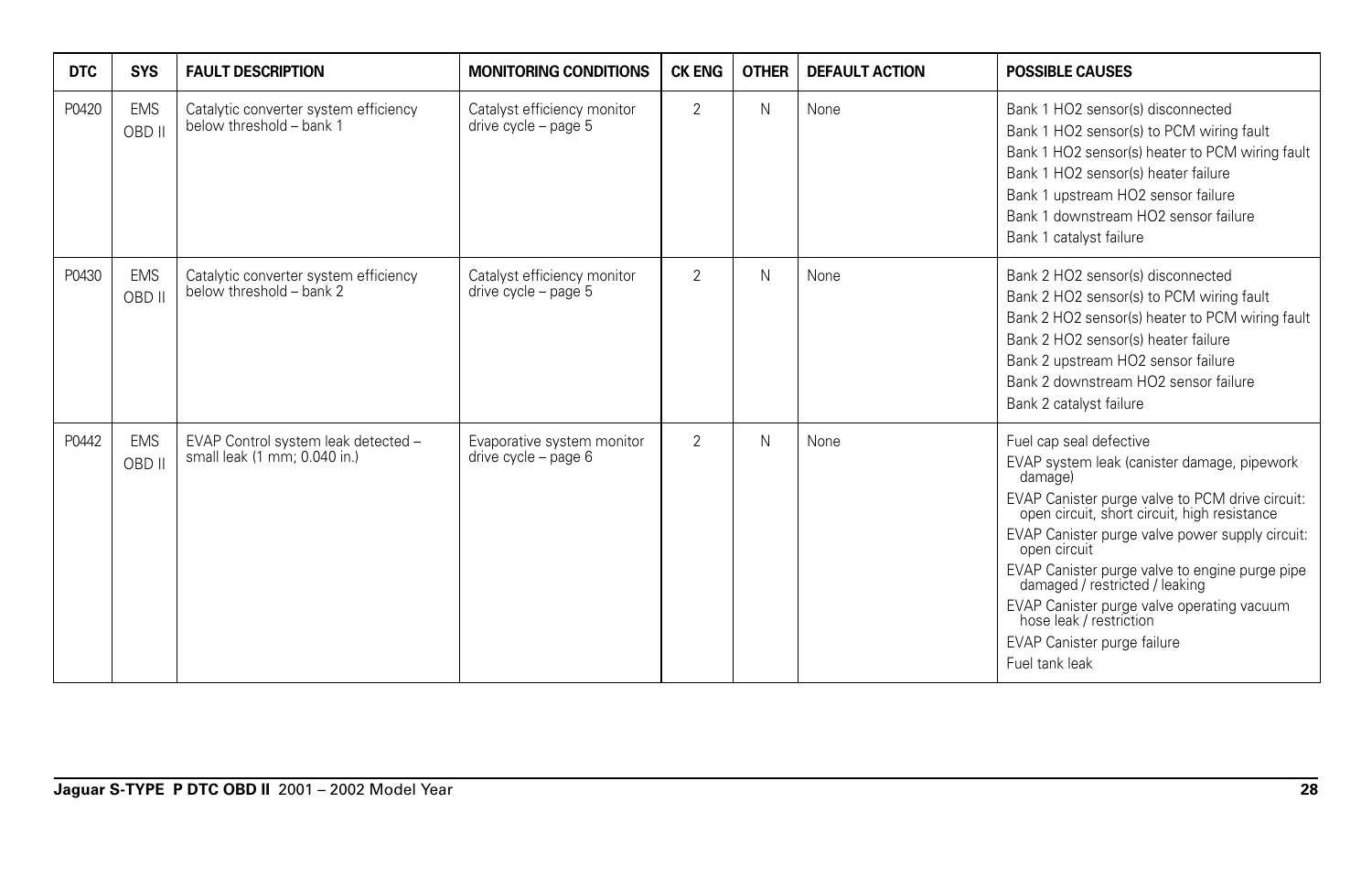| DTC | SYS | FAULT DESCRIPTION | MONITORING CONDITIONS | CK ENG | OTHER | DEFAULT ACTION | POSSIBLE CAUSES |
|---|---|---|---|---|---|---|---|
| P0420 | EMS OBD II | Catalytic converter system efficiency below threshold – bank 1 | Catalyst efficiency monitor drive cycle – page 5 | 2 | N | None | Bank 1 HO2 sensor(s) disconnected<br>Bank 1 HO2 sensor(s) to PCM wiring fault<br>Bank 1 HO2 sensor(s) heater to PCM wiring fault<br>Bank 1 HO2 sensor(s) heater failure<br>Bank 1 upstream HO2 sensor failure<br>Bank 1 downstream HO2 sensor failure<br>Bank 1 catalyst failure |
| P0430 | EMS OBD II | Catalytic converter system efficiency below threshold – bank 2 | Catalyst efficiency monitor drive cycle – page 5 | 2 | N | None | Bank 2 HO2 sensor(s) disconnected<br>Bank 2 HO2 sensor(s) to PCM wiring fault<br>Bank 2 HO2 sensor(s) heater to PCM wiring fault<br>Bank 2 HO2 sensor(s) heater failure<br>Bank 2 upstream HO2 sensor failure<br>Bank 2 downstream HO2 sensor failure<br>Bank 2 catalyst failure |
| P0442 | EMS OBD II | EVAP Control system leak detected – small leak (1 mm; 0.040 in.) | Evaporative system monitor drive cycle – page 6 | 2 | N | None | Fuel cap seal defective<br>EVAP system leak (canister damage, pipework damage)<br>EVAP Canister purge valve to PCM drive circuit: open circuit, short circuit, high resistance<br>EVAP Canister purge valve power supply circuit: open circuit<br>EVAP Canister purge valve to engine purge pipe damaged / restricted / leaking<br>EVAP Canister purge valve operating vacuum hose leak / restriction<br>EVAP Canister purge failure<br>Fuel tank leak |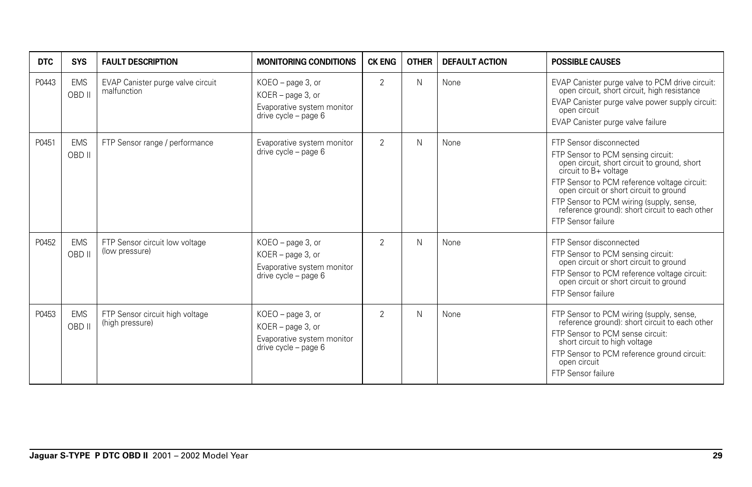| DTC | SYS | FAULT DESCRIPTION | MONITORING CONDITIONS | CK ENG | OTHER | DEFAULT ACTION | POSSIBLE CAUSES |
|---|---|---|---|---|---|---|---|
| P0443 | EMS OBD II | EVAP Canister purge valve circuit malfunction | KOEO – page 3, or<br>KOER – page 3, or<br>Evaporative system monitor drive cycle – page 6 | 2 | N | None | EVAP Canister purge valve to PCM drive circuit: open circuit, short circuit, high resistance<br>EVAP Canister purge valve power supply circuit: open circuit<br>EVAP Canister purge valve failure |
| P0451 | EMS OBD II | FTP Sensor range / performance | Evaporative system monitor drive cycle – page 6 | 2 | N | None | FTP Sensor disconnected<br>FTP Sensor to PCM sensing circuit: open circuit, short circuit to ground, short circuit to B+ voltage<br>FTP Sensor to PCM reference voltage circuit: open circuit or short circuit to ground<br>FTP Sensor to PCM wiring (supply, sense, reference ground): short circuit to each other<br>FTP Sensor failure |
| P0452 | EMS OBD II | FTP Sensor circuit low voltage (low pressure) | KOEO – page 3, or<br>KOER – page 3, or<br>Evaporative system monitor drive cycle – page 6 | 2 | N | None | FTP Sensor disconnected<br>FTP Sensor to PCM sensing circuit: open circuit or short circuit to ground<br>FTP Sensor to PCM reference voltage circuit: open circuit or short circuit to ground<br>FTP Sensor failure |
| P0453 | EMS OBD II | FTP Sensor circuit high voltage (high pressure) | KOEO – page 3, or<br>KOER – page 3, or<br>Evaporative system monitor drive cycle – page 6 | 2 | N | None | FTP Sensor to PCM wiring (supply, sense, reference ground): short circuit to each other<br>FTP Sensor to PCM sense circuit: short circuit to high voltage<br>FTP Sensor to PCM reference ground circuit: open circuit<br>FTP Sensor failure |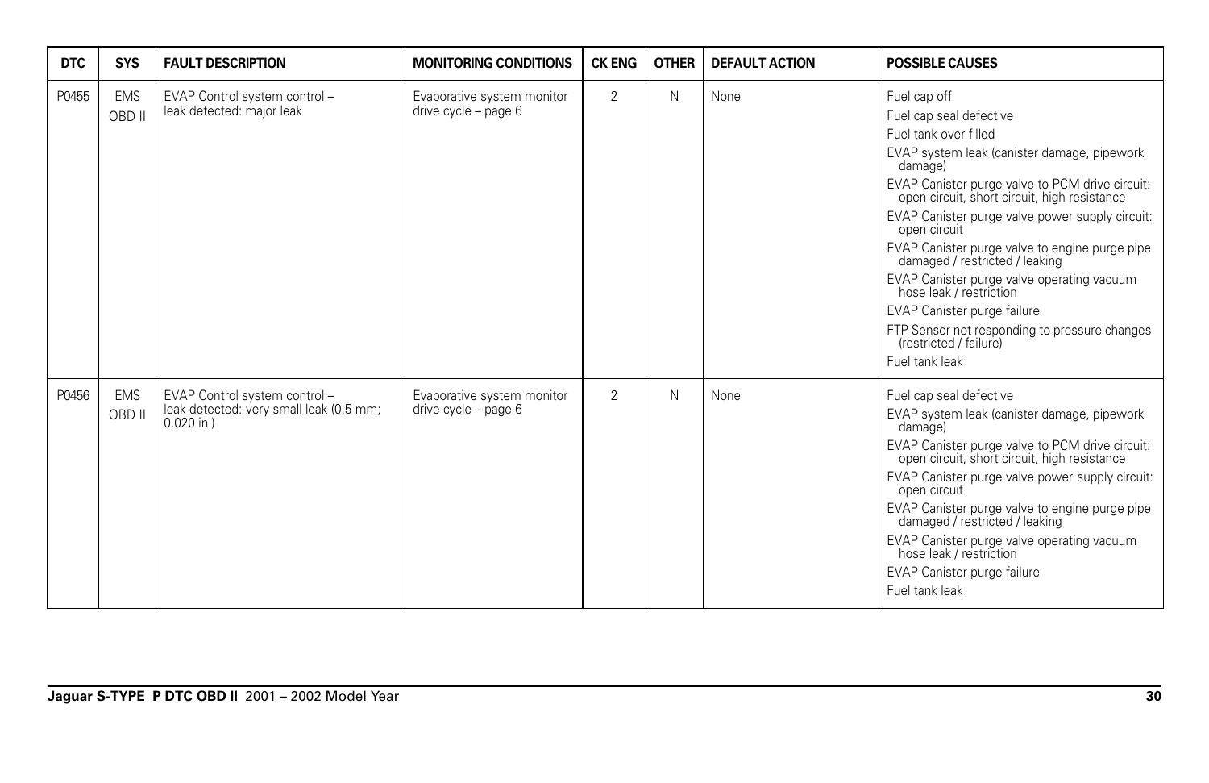| DTC | SYS | FAULT DESCRIPTION | MONITORING CONDITIONS | CK ENG | OTHER | DEFAULT ACTION | POSSIBLE CAUSES |
|---|---|---|---|---|---|---|---|
| P0455 | EMS OBD II | EVAP Control system control – leak detected: major leak | Evaporative system monitor drive cycle – page 6 | 2 | N | None | Fuel cap off<br>Fuel cap seal defective<br>Fuel tank over filled<br>EVAP system leak (canister damage, pipework damage)<br>EVAP Canister purge valve to PCM drive circuit: open circuit, short circuit, high resistance<br>EVAP Canister purge valve power supply circuit: open circuit<br>EVAP Canister purge valve to engine purge pipe damaged / restricted / leaking<br>EVAP Canister purge valve operating vacuum hose leak / restriction<br>EVAP Canister purge failure<br>FTP Sensor not responding to pressure changes (restricted / failure)<br>Fuel tank leak |
| P0456 | EMS OBD II | EVAP Control system control – leak detected: very small leak (0.5 mm; 0.020 in.) | Evaporative system monitor drive cycle – page 6 | 2 | N | None | Fuel cap seal defective<br>EVAP system leak (canister damage, pipework damage)<br>EVAP Canister purge valve to PCM drive circuit: open circuit, short circuit, high resistance<br>EVAP Canister purge valve power supply circuit: open circuit<br>EVAP Canister purge valve to engine purge pipe damaged / restricted / leaking<br>EVAP Canister purge valve operating vacuum hose leak / restriction<br>EVAP Canister purge failure<br>Fuel tank leak |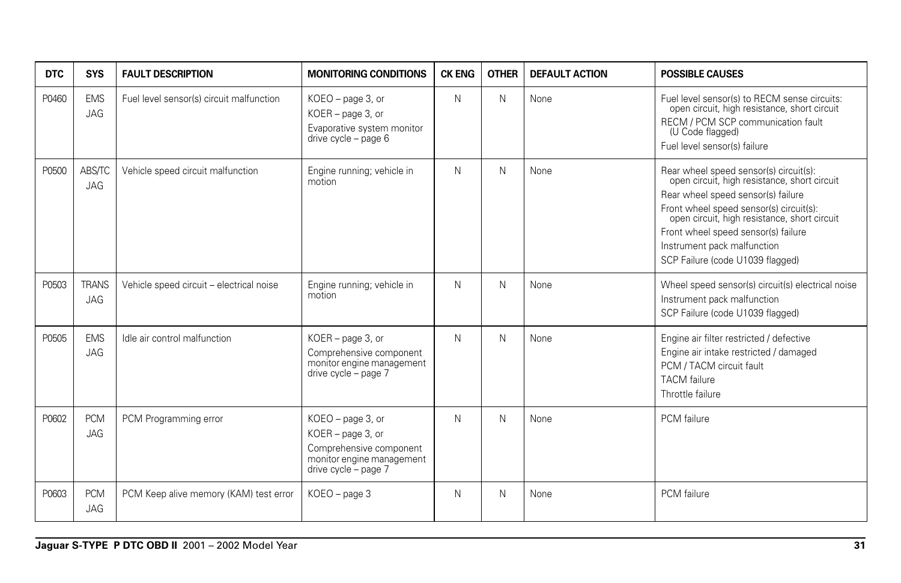| DTC | SYS | FAULT DESCRIPTION | MONITORING CONDITIONS | CK ENG | OTHER | DEFAULT ACTION | POSSIBLE CAUSES |
|---|---|---|---|---|---|---|---|
| P0460 | EMS JAG | Fuel level sensor(s) circuit malfunction | KOEO – page 3, or<br>KOER – page 3, or<br>Evaporative system monitor drive cycle – page 6 | N | N | None | Fuel level sensor(s) to RECM sense circuits: open circuit, high resistance, short circuit<br>RECM / PCM SCP communication fault (U Code flagged)<br>Fuel level sensor(s) failure |
| P0500 | ABS/TC JAG | Vehicle speed circuit malfunction | Engine running; vehicle in motion | N | N | None | Rear wheel speed sensor(s) circuit(s): open circuit, high resistance, short circuit<br>Rear wheel speed sensor(s) failure<br>Front wheel speed sensor(s) circuit(s): open circuit, high resistance, short circuit<br>Front wheel speed sensor(s) failure<br>Instrument pack malfunction<br>SCP Failure (code U1039 flagged) |
| P0503 | TRANS JAG | Vehicle speed circuit – electrical noise | Engine running; vehicle in motion | N | N | None | Wheel speed sensor(s) circuit(s) electrical noise<br>Instrument pack malfunction<br>SCP Failure (code U1039 flagged) |
| P0505 | EMS JAG | Idle air control malfunction | KOER – page 3, or<br>Comprehensive component monitor engine management drive cycle – page 7 | N | N | None | Engine air filter restricted / defective<br>Engine air intake restricted / damaged<br>PCM / TACM circuit fault<br>TACM failure<br>Throttle failure |
| P0602 | PCM JAG | PCM Programming error | KOEO – page 3, or<br>KOER – page 3, or<br>Comprehensive component monitor engine management drive cycle – page 7 | N | N | None | PCM failure |
| P0603 | PCM JAG | PCM Keep alive memory (KAM) test error | KOEO – page 3 | N | N | None | PCM failure |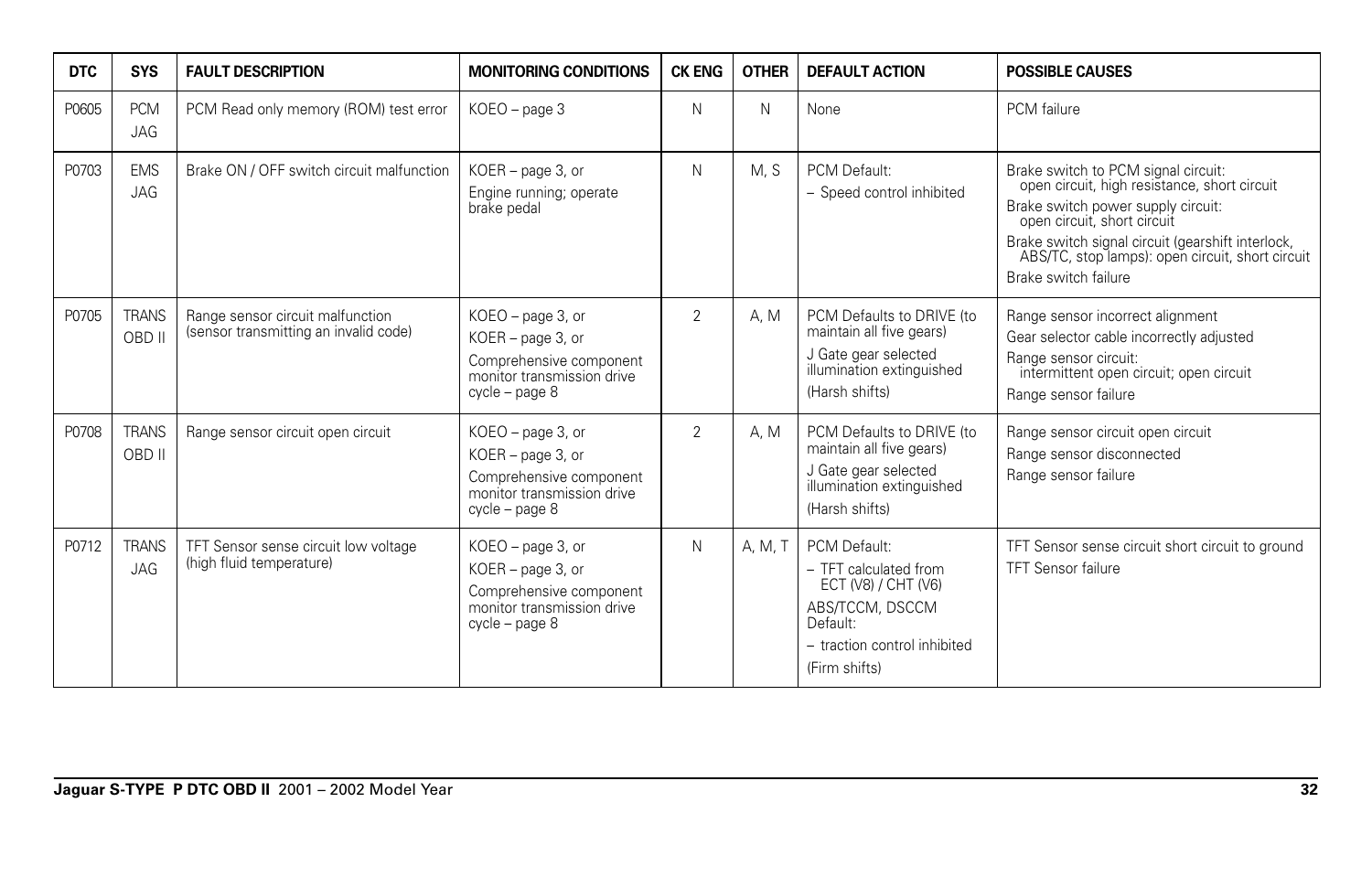| DTC | SYS | FAULT DESCRIPTION | MONITORING CONDITIONS | CK ENG | OTHER | DEFAULT ACTION | POSSIBLE CAUSES |
|---|---|---|---|---|---|---|---|
| P0605 | PCM JAG | PCM Read only memory (ROM) test error | KOEO – page 3 | N | N | None | PCM failure |
| P0703 | EMS JAG | Brake ON / OFF switch circuit malfunction | KOER – page 3, or<br>Engine running; operate brake pedal | N | M, S | PCM Default:<br>– Speed control inhibited | Brake switch to PCM signal circuit: open circuit, high resistance, short circuit<br>Brake switch power supply circuit: open circuit, short circuit<br>Brake switch signal circuit (gearshift interlock, ABS/TC, stop lamps): open circuit, short circuit<br>Brake switch failure |
| P0705 | TRANS OBD II | Range sensor circuit malfunction (sensor transmitting an invalid code) | KOEO – page 3, or<br>KOER – page 3, or<br>Comprehensive component monitor transmission drive cycle – page 8 | 2 | A, M | PCM Defaults to DRIVE (to maintain all five gears)<br>J Gate gear selected illumination extinguished<br>(Harsh shifts) | Range sensor incorrect alignment<br>Gear selector cable incorrectly adjusted<br>Range sensor circuit: intermittent open circuit; open circuit<br>Range sensor failure |
| P0708 | TRANS OBD II | Range sensor circuit open circuit | KOEO – page 3, or<br>KOER – page 3, or<br>Comprehensive component monitor transmission drive cycle – page 8 | 2 | A, M | PCM Defaults to DRIVE (to maintain all five gears)<br>J Gate gear selected illumination extinguished<br>(Harsh shifts) | Range sensor circuit open circuit<br>Range sensor disconnected<br>Range sensor failure |
| P0712 | TRANS JAG | TFT Sensor sense circuit low voltage (high fluid temperature) | KOEO – page 3, or<br>KOER – page 3, or<br>Comprehensive component monitor transmission drive cycle – page 8 | N | A, M, T | PCM Default:<br>– TFT calculated from ECT (V8) / CHT (V6)<br>ABS/TCCM, DSCCM Default:<br>– traction control inhibited<br>(Firm shifts) | TFT Sensor sense circuit short circuit to ground<br>TFT Sensor failure |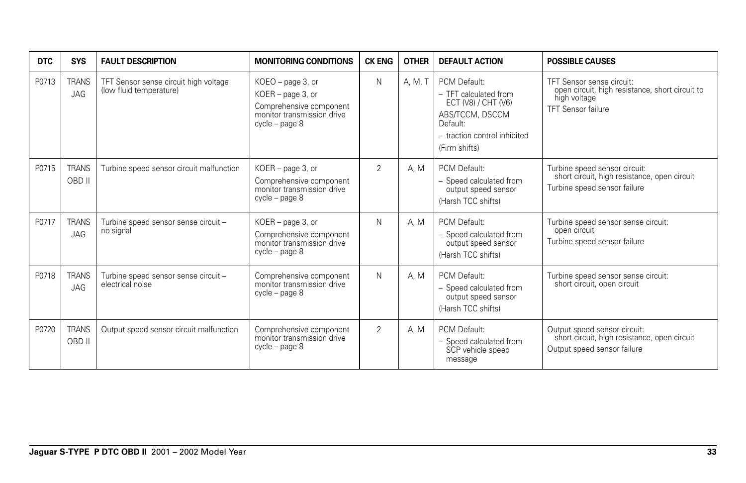| DTC | SYS | FAULT DESCRIPTION | MONITORING CONDITIONS | CK ENG | OTHER | DEFAULT ACTION | POSSIBLE CAUSES |
|---|---|---|---|---|---|---|---|
| P0713 | TRANS JAG | TFT Sensor sense circuit high voltage (low fluid temperature) | KOEO – page 3, or<br>KOER – page 3, or<br>Comprehensive component monitor transmission drive cycle – page 8 | N | A, M, T | PCM Default:<br>– TFT calculated from ECT (V8) / CHT (V6)<br>ABS/TCCM, DSCCM Default:<br>– traction control inhibited<br>(Firm shifts) | TFT Sensor sense circuit:<br>open circuit, high resistance, short circuit to high voltage<br>TFT Sensor failure |
| P0715 | TRANS OBD II | Turbine speed sensor circuit malfunction | KOER – page 3, or<br>Comprehensive component monitor transmission drive cycle – page 8 | 2 | A, M | PCM Default:<br>– Speed calculated from output speed sensor<br>(Harsh TCC shifts) | Turbine speed sensor circuit:<br>short circuit, high resistance, open circuit<br>Turbine speed sensor failure |
| P0717 | TRANS JAG | Turbine speed sensor sense circuit – no signal | KOER – page 3, or<br>Comprehensive component monitor transmission drive cycle – page 8 | N | A, M | PCM Default:<br>– Speed calculated from output speed sensor<br>(Harsh TCC shifts) | Turbine speed sensor sense circuit:<br>open circuit<br>Turbine speed sensor failure |
| P0718 | TRANS JAG | Turbine speed sensor sense circuit – electrical noise | Comprehensive component monitor transmission drive cycle – page 8 | N | A, M | PCM Default:<br>– Speed calculated from output speed sensor<br>(Harsh TCC shifts) | Turbine speed sensor sense circuit:<br>short circuit, open circuit |
| P0720 | TRANS OBD II | Output speed sensor circuit malfunction | Comprehensive component monitor transmission drive cycle – page 8 | 2 | A, M | PCM Default:<br>– Speed calculated from SCP vehicle speed message | Output speed sensor circuit:<br>short circuit, high resistance, open circuit<br>Output speed sensor failure |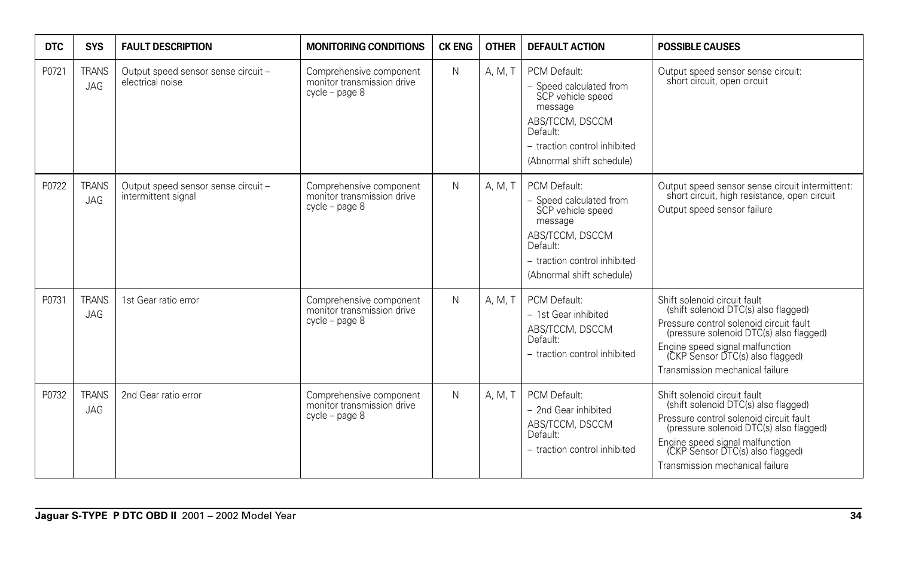| DTC | SYS | FAULT DESCRIPTION | MONITORING CONDITIONS | CK ENG | OTHER | DEFAULT ACTION | POSSIBLE CAUSES |
|---|---|---|---|---|---|---|---|
| P0721 | TRANS JAG | Output speed sensor sense circuit – electrical noise | Comprehensive component monitor transmission drive cycle – page 8 | N | A, M, T | PCM Default:<br>– Speed calculated from SCP vehicle speed message<br>ABS/TCCM, DSCCM Default:<br>– traction control inhibited<br>(Abnormal shift schedule) | Output speed sensor sense circuit: short circuit, open circuit |
| P0722 | TRANS JAG | Output speed sensor sense circuit – intermittent signal | Comprehensive component monitor transmission drive cycle – page 8 | N | A, M, T | PCM Default:<br>– Speed calculated from SCP vehicle speed message<br>ABS/TCCM, DSCCM Default:<br>– traction control inhibited<br>(Abnormal shift schedule) | Output speed sensor sense circuit intermittent: short circuit, high resistance, open circuit<br>Output speed sensor failure |
| P0731 | TRANS JAG | 1st Gear ratio error | Comprehensive component monitor transmission drive cycle – page 8 | N | A, M, T | PCM Default:<br>– 1st Gear inhibited<br>ABS/TCCM, DSCCM Default:<br>– traction control inhibited | Shift solenoid circuit fault (shift solenoid DTC(s) also flagged)<br>Pressure control solenoid circuit fault (pressure solenoid DTC(s) also flagged)<br>Engine speed signal malfunction (CKP Sensor DTC(s) also flagged)<br>Transmission mechanical failure |
| P0732 | TRANS JAG | 2nd Gear ratio error | Comprehensive component monitor transmission drive cycle – page 8 | N | A, M, T | PCM Default:<br>– 2nd Gear inhibited<br>ABS/TCCM, DSCCM Default:<br>– traction control inhibited | Shift solenoid circuit fault (shift solenoid DTC(s) also flagged)<br>Pressure control solenoid circuit fault (pressure solenoid DTC(s) also flagged)<br>Engine speed signal malfunction (CKP Sensor DTC(s) also flagged)<br>Transmission mechanical failure |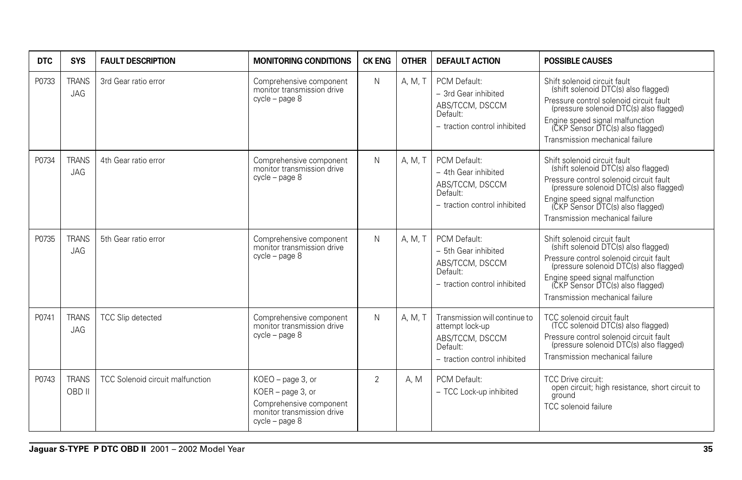| DTC | SYS | FAULT DESCRIPTION | MONITORING CONDITIONS | CK ENG | OTHER | DEFAULT ACTION | POSSIBLE CAUSES |
|---|---|---|---|---|---|---|---|
| P0733 | TRANS JAG | 3rd Gear ratio error | Comprehensive component monitor transmission drive cycle – page 8 | N | A, M, T | PCM Default:<br>– 3rd Gear inhibited<br>ABS/TCCM, DSCCM Default:<br>– traction control inhibited | Shift solenoid circuit fault (shift solenoid DTC(s) also flagged)<br>Pressure control solenoid circuit fault (pressure solenoid DTC(s) also flagged)<br>Engine speed signal malfunction (CKP Sensor DTC(s) also flagged)<br>Transmission mechanical failure |
| P0734 | TRANS JAG | 4th Gear ratio error | Comprehensive component monitor transmission drive cycle – page 8 | N | A, M, T | PCM Default:<br>– 4th Gear inhibited<br>ABS/TCCM, DSCCM Default:<br>– traction control inhibited | Shift solenoid circuit fault (shift solenoid DTC(s) also flagged)<br>Pressure control solenoid circuit fault (pressure solenoid DTC(s) also flagged)<br>Engine speed signal malfunction (CKP Sensor DTC(s) also flagged)<br>Transmission mechanical failure |
| P0735 | TRANS JAG | 5th Gear ratio error | Comprehensive component monitor transmission drive cycle – page 8 | N | A, M, T | PCM Default:<br>– 5th Gear inhibited<br>ABS/TCCM, DSCCM Default:<br>– traction control inhibited | Shift solenoid circuit fault (shift solenoid DTC(s) also flagged)<br>Pressure control solenoid circuit fault (pressure solenoid DTC(s) also flagged)<br>Engine speed signal malfunction (CKP Sensor DTC(s) also flagged)<br>Transmission mechanical failure |
| P0741 | TRANS JAG | TCC Slip detected | Comprehensive component monitor transmission drive cycle – page 8 | N | A, M, T | Transmission will continue to attempt lock-up<br>ABS/TCCM, DSCCM Default:<br>– traction control inhibited | TCC solenoid circuit fault (TCC solenoid DTC(s) also flagged)<br>Pressure control solenoid circuit fault (pressure solenoid DTC(s) also flagged)<br>Transmission mechanical failure |
| P0743 | TRANS OBD II | TCC Solenoid circuit malfunction | KOEO – page 3, or<br>KOER – page 3, or<br>Comprehensive component monitor transmission drive cycle – page 8 | 2 | A, M | PCM Default:<br>– TCC Lock-up inhibited | TCC Drive circuit: open circuit; high resistance, short circuit to ground<br>TCC solenoid failure |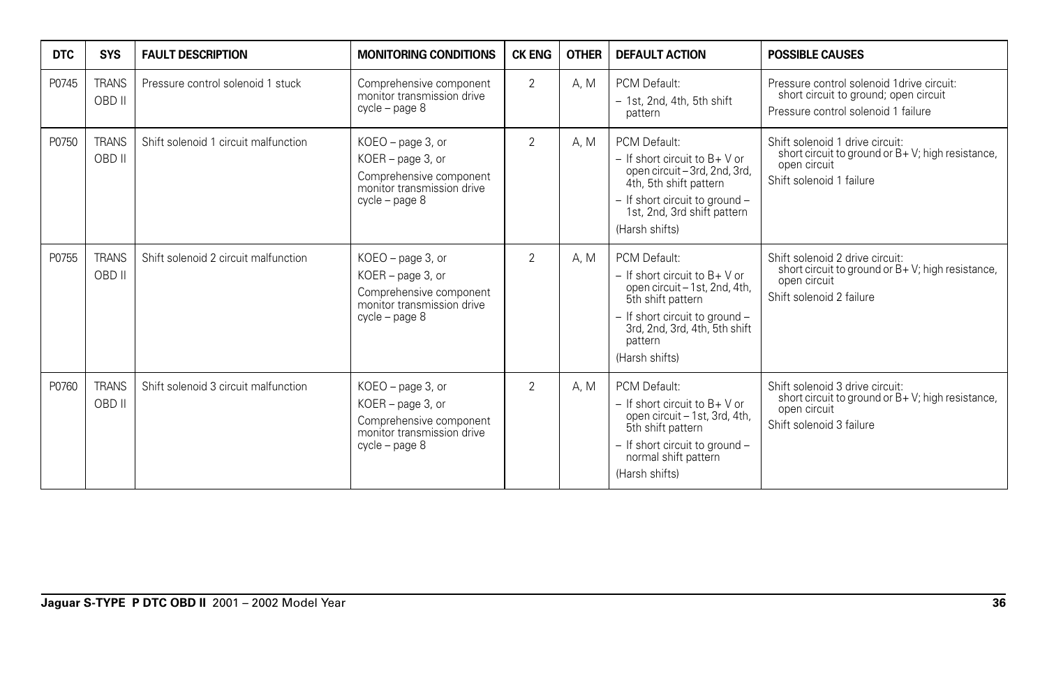| DTC | SYS | FAULT DESCRIPTION | MONITORING CONDITIONS | CK ENG | OTHER | DEFAULT ACTION | POSSIBLE CAUSES |
|---|---|---|---|---|---|---|---|
| P0745 | TRANS OBD II | Pressure control solenoid 1 stuck | Comprehensive component monitor transmission drive cycle – page 8 | 2 | A, M | PCM Default:<br>– 1st, 2nd, 4th, 5th shift pattern | Pressure control solenoid 1drive circuit: short circuit to ground; open circuit<br>Pressure control solenoid 1 failure |
| P0750 | TRANS OBD II | Shift solenoid 1 circuit malfunction | KOEO – page 3, or<br>KOER – page 3, or<br>Comprehensive component monitor transmission drive cycle – page 8 | 2 | A, M | PCM Default:<br>– If short circuit to B+ V or open circuit – 3rd, 2nd, 3rd, 4th, 5th shift pattern<br>– If short circuit to ground – 1st, 2nd, 3rd shift pattern<br>(Harsh shifts) | Shift solenoid 1 drive circuit: short circuit to ground or B+ V; high resistance, open circuit<br>Shift solenoid 1 failure |
| P0755 | TRANS OBD II | Shift solenoid 2 circuit malfunction | KOEO – page 3, or<br>KOER – page 3, or<br>Comprehensive component monitor transmission drive cycle – page 8 | 2 | A, M | PCM Default:<br>– If short circuit to B+ V or open circuit – 1st, 2nd, 4th, 5th shift pattern<br>– If short circuit to ground – 3rd, 2nd, 3rd, 4th, 5th shift pattern<br>(Harsh shifts) | Shift solenoid 2 drive circuit: short circuit to ground or B+ V; high resistance, open circuit<br>Shift solenoid 2 failure |
| P0760 | TRANS OBD II | Shift solenoid 3 circuit malfunction | KOEO – page 3, or<br>KOER – page 3, or<br>Comprehensive component monitor transmission drive cycle – page 8 | 2 | A, M | PCM Default:<br>– If short circuit to B+ V or open circuit – 1st, 3rd, 4th, 5th shift pattern<br>– If short circuit to ground – normal shift pattern<br>(Harsh shifts) | Shift solenoid 3 drive circuit: short circuit to ground or B+ V; high resistance, open circuit<br>Shift solenoid 3 failure |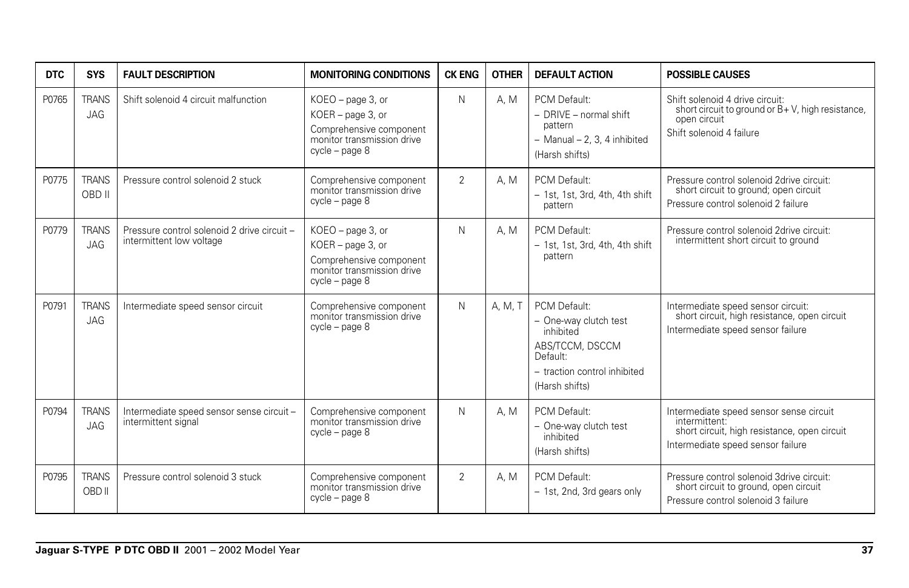| DTC | SYS | FAULT DESCRIPTION | MONITORING CONDITIONS | CK ENG | OTHER | DEFAULT ACTION | POSSIBLE CAUSES |
|---|---|---|---|---|---|---|---|
| P0765 | TRANS JAG | Shift solenoid 4 circuit malfunction | KOEO – page 3, or<br>KOER – page 3, or<br>Comprehensive component monitor transmission drive cycle – page 8 | N | A, M | PCM Default:<br>– DRIVE – normal shift pattern<br>– Manual – 2, 3, 4 inhibited<br>(Harsh shifts) | Shift solenoid 4 drive circuit:<br>short circuit to ground or B+ V, high resistance, open circuit<br>Shift solenoid 4 failure |
| P0775 | TRANS OBD II | Pressure control solenoid 2 stuck | Comprehensive component monitor transmission drive cycle – page 8 | 2 | A, M | PCM Default:<br>– 1st, 1st, 3rd, 4th, 4th shift pattern | Pressure control solenoid 2drive circuit:<br>short circuit to ground; open circuit<br>Pressure control solenoid 2 failure |
| P0779 | TRANS JAG | Pressure control solenoid 2 drive circuit – intermittent low voltage | KOEO – page 3, or<br>KOER – page 3, or<br>Comprehensive component monitor transmission drive cycle – page 8 | N | A, M | PCM Default:<br>– 1st, 1st, 3rd, 4th, 4th shift pattern | Pressure control solenoid 2drive circuit:<br>intermittent short circuit to ground |
| P0791 | TRANS JAG | Intermediate speed sensor circuit | Comprehensive component monitor transmission drive cycle – page 8 | N | A, M, T | PCM Default:<br>– One-way clutch test inhibited<br>ABS/TCCM, DSCCM Default:<br>– traction control inhibited<br>(Harsh shifts) | Intermediate speed sensor circuit:<br>short circuit, high resistance, open circuit<br>Intermediate speed sensor failure |
| P0794 | TRANS JAG | Intermediate speed sensor sense circuit – intermittent signal | Comprehensive component monitor transmission drive cycle – page 8 | N | A, M | PCM Default:<br>– One-way clutch test inhibited<br>(Harsh shifts) | Intermediate speed sensor sense circuit intermittent:<br>short circuit, high resistance, open circuit<br>Intermediate speed sensor failure |
| P0795 | TRANS OBD II | Pressure control solenoid 3 stuck | Comprehensive component monitor transmission drive cycle – page 8 | 2 | A, M | PCM Default:<br>– 1st, 2nd, 3rd gears only | Pressure control solenoid 3drive circuit:<br>short circuit to ground, open circuit<br>Pressure control solenoid 3 failure |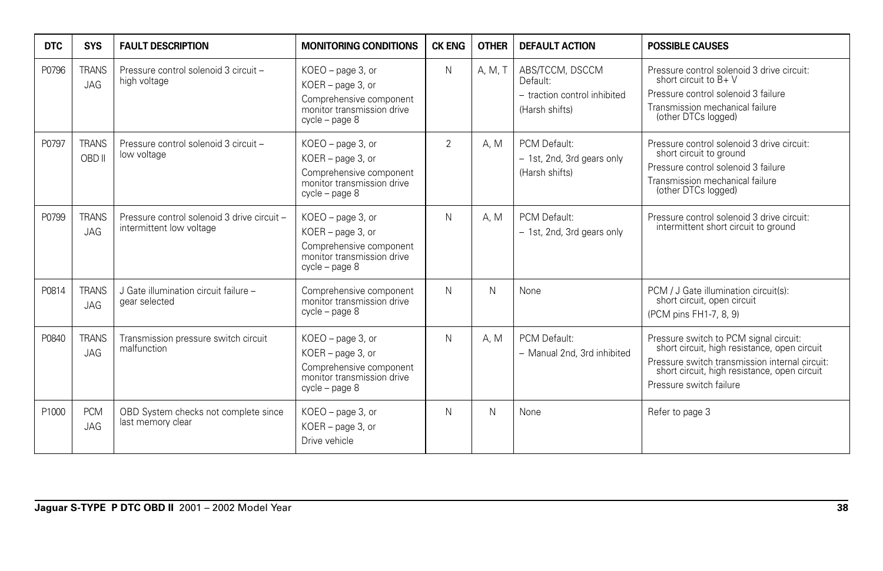| DTC | SYS | FAULT DESCRIPTION | MONITORING CONDITIONS | CK ENG | OTHER | DEFAULT ACTION | POSSIBLE CAUSES |
|---|---|---|---|---|---|---|---|
| P0796 | TRANS JAG | Pressure control solenoid 3 circuit – high voltage | KOEO – page 3, or<br>KOER – page 3, or<br>Comprehensive component monitor transmission drive cycle – page 8 | N | A, M, T | ABS/TCCM, DSCCM Default:<br>– traction control inhibited<br>(Harsh shifts) | Pressure control solenoid 3 drive circuit: short circuit to B+ V<br>Pressure control solenoid 3 failure<br>Transmission mechanical failure (other DTCs logged) |
| P0797 | TRANS OBD II | Pressure control solenoid 3 circuit – low voltage | KOEO – page 3, or<br>KOER – page 3, or<br>Comprehensive component monitor transmission drive cycle – page 8 | 2 | A, M | PCM Default:<br>– 1st, 2nd, 3rd gears only<br>(Harsh shifts) | Pressure control solenoid 3 drive circuit: short circuit to ground<br>Pressure control solenoid 3 failure<br>Transmission mechanical failure (other DTCs logged) |
| P0799 | TRANS JAG | Pressure control solenoid 3 drive circuit – intermittent low voltage | KOEO – page 3, or<br>KOER – page 3, or<br>Comprehensive component monitor transmission drive cycle – page 8 | N | A, M | PCM Default:<br>– 1st, 2nd, 3rd gears only | Pressure control solenoid 3 drive circuit: intermittent short circuit to ground |
| P0814 | TRANS JAG | J Gate illumination circuit failure – gear selected | Comprehensive component monitor transmission drive cycle – page 8 | N | N | None | PCM / J Gate illumination circuit(s): short circuit, open circuit<br>(PCM pins FH1-7, 8, 9) |
| P0840 | TRANS JAG | Transmission pressure switch circuit malfunction | KOEO – page 3, or<br>KOER – page 3, or<br>Comprehensive component monitor transmission drive cycle – page 8 | N | A, M | PCM Default:<br>– Manual 2nd, 3rd inhibited | Pressure switch to PCM signal circuit: short circuit, high resistance, open circuit<br>Pressure switch transmission internal circuit: short circuit, high resistance, open circuit<br>Pressure switch failure |
| P1000 | PCM JAG | OBD System checks not complete since last memory clear | KOEO – page 3, or<br>KOER – page 3, or<br>Drive vehicle | N | N | None | Refer to page 3 |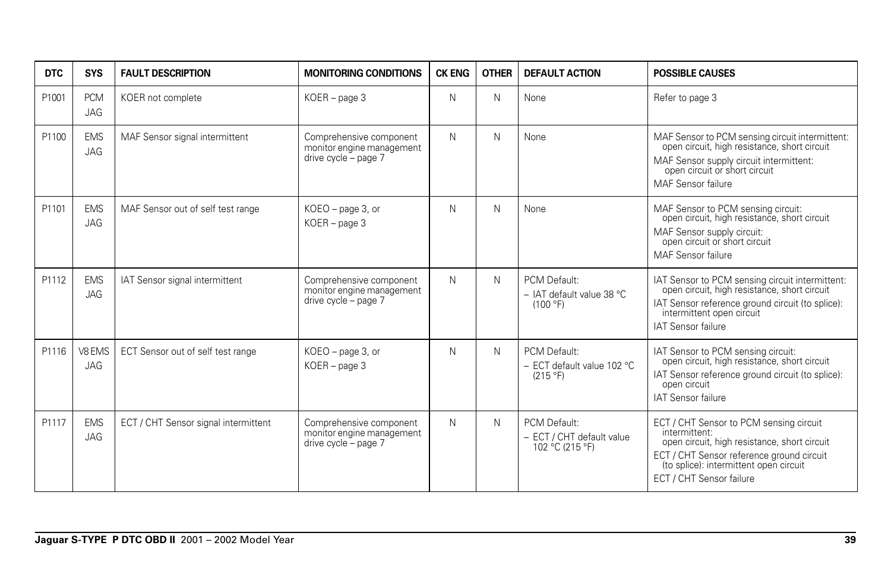| DTC | SYS | FAULT DESCRIPTION | MONITORING CONDITIONS | CK ENG | OTHER | DEFAULT ACTION | POSSIBLE CAUSES |
|---|---|---|---|---|---|---|---|
| P1001 | PCM JAG | KOER not complete | KOER – page 3 | N | N | None | Refer to page 3 |
| P1100 | EMS JAG | MAF Sensor signal intermittent | Comprehensive component monitor engine management drive cycle – page 7 | N | N | None | MAF Sensor to PCM sensing circuit intermittent: open circuit, high resistance, short circuit<br>MAF Sensor supply circuit intermittent: open circuit or short circuit<br>MAF Sensor failure |
| P1101 | EMS JAG | MAF Sensor out of self test range | KOEO – page 3, or<br>KOER – page 3 | N | N | None | MAF Sensor to PCM sensing circuit: open circuit, high resistance, short circuit<br>MAF Sensor supply circuit: open circuit or short circuit<br>MAF Sensor failure |
| P1112 | EMS JAG | IAT Sensor signal intermittent | Comprehensive component monitor engine management drive cycle – page 7 | N | N | PCM Default:<br>– IAT default value 38 °C (100 °F) | IAT Sensor to PCM sensing circuit intermittent: open circuit, high resistance, short circuit<br>IAT Sensor reference ground circuit (to splice): intermittent open circuit<br>IAT Sensor failure |
| P1116 | V8 EMS JAG | ECT Sensor out of self test range | KOEO – page 3, or<br>KOER – page 3 | N | N | PCM Default:<br>– ECT default value 102 °C (215 °F) | IAT Sensor to PCM sensing circuit: open circuit, high resistance, short circuit<br>IAT Sensor reference ground circuit (to splice): open circuit<br>IAT Sensor failure |
| P1117 | EMS JAG | ECT / CHT Sensor signal intermittent | Comprehensive component monitor engine management drive cycle – page 7 | N | N | PCM Default:<br>– ECT / CHT default value 102 °C (215 °F) | ECT / CHT Sensor to PCM sensing circuit intermittent: open circuit, high resistance, short circuit<br>ECT / CHT Sensor reference ground circuit (to splice): intermittent open circuit<br>ECT / CHT Sensor failure |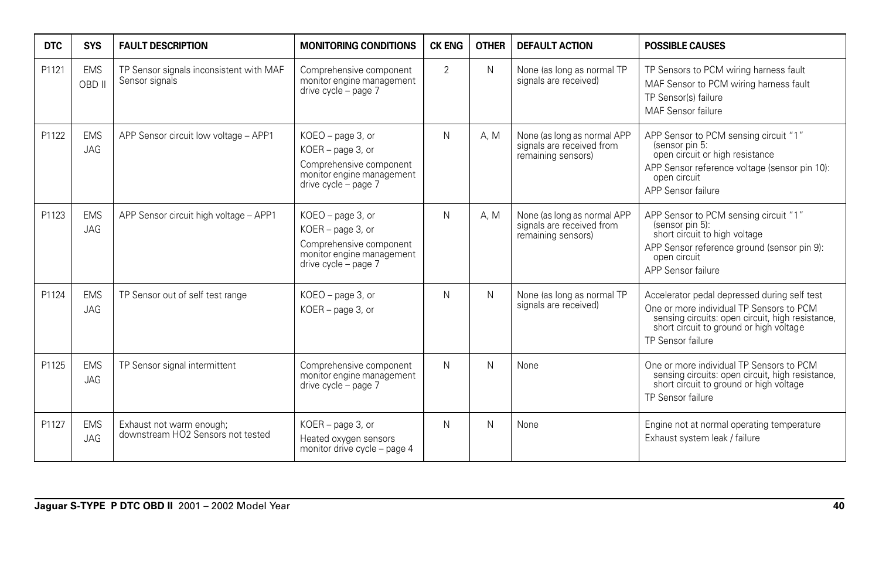| DTC | SYS | FAULT DESCRIPTION | MONITORING CONDITIONS | CK ENG | OTHER | DEFAULT ACTION | POSSIBLE CAUSES |
|---|---|---|---|---|---|---|---|
| P1121 | EMS OBD II | TP Sensor signals inconsistent with MAF Sensor signals | Comprehensive component monitor engine management drive cycle – page 7 | 2 | N | None (as long as normal TP signals are received) | TP Sensors to PCM wiring harness fault<br>MAF Sensor to PCM wiring harness fault<br>TP Sensor(s) failure<br>MAF Sensor failure |
| P1122 | EMS JAG | APP Sensor circuit low voltage – APP1 | KOEO – page 3, or<br>KOER – page 3, or<br>Comprehensive component monitor engine management drive cycle – page 7 | N | A, M | None (as long as normal APP signals are received from remaining sensors) | APP Sensor to PCM sensing circuit "1" (sensor pin 5: open circuit or high resistance<br>APP Sensor reference voltage (sensor pin 10): open circuit<br>APP Sensor failure |
| P1123 | EMS JAG | APP Sensor circuit high voltage – APP1 | KOEO – page 3, or<br>KOER – page 3, or<br>Comprehensive component monitor engine management drive cycle – page 7 | N | A, M | None (as long as normal APP signals are received from remaining sensors) | APP Sensor to PCM sensing circuit "1" (sensor pin 5): short circuit to high voltage<br>APP Sensor reference ground (sensor pin 9): open circuit<br>APP Sensor failure |
| P1124 | EMS JAG | TP Sensor out of self test range | KOEO – page 3, or<br>KOER – page 3, or | N | N | None (as long as normal TP signals are received) | Accelerator pedal depressed during self test<br>One or more individual TP Sensors to PCM sensing circuits: open circuit, high resistance, short circuit to ground or high voltage<br>TP Sensor failure |
| P1125 | EMS JAG | TP Sensor signal intermittent | Comprehensive component monitor engine management drive cycle – page 7 | N | N | None | One or more individual TP Sensors to PCM sensing circuits: open circuit, high resistance, short circuit to ground or high voltage<br>TP Sensor failure |
| P1127 | EMS JAG | Exhaust not warm enough; downstream HO2 Sensors not tested | KOER – page 3, or<br>Heated oxygen sensors monitor drive cycle – page 4 | N | N | None | Engine not at normal operating temperature<br>Exhaust system leak / failure |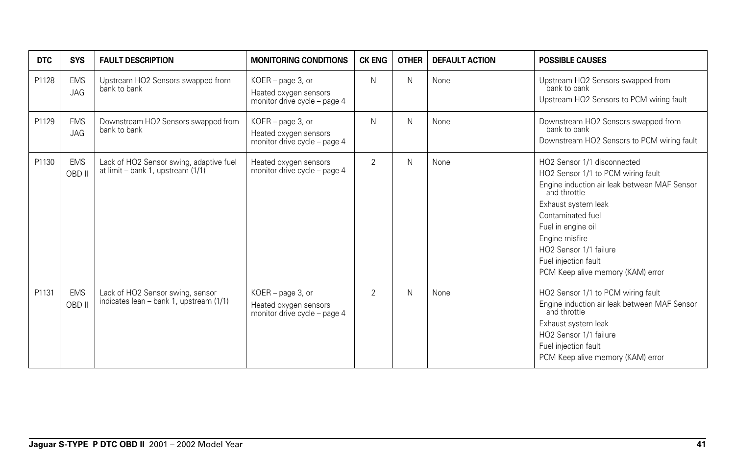| DTC | SYS | FAULT DESCRIPTION | MONITORING CONDITIONS | CK ENG | OTHER | DEFAULT ACTION | POSSIBLE CAUSES |
|---|---|---|---|---|---|---|---|
| P1128 | EMS JAG | Upstream HO2 Sensors swapped from bank to bank | KOER – page 3, or Heated oxygen sensors monitor drive cycle – page 4 | N | N | None | Upstream HO2 Sensors swapped from bank to bank<br>Upstream HO2 Sensors to PCM wiring fault |
| P1129 | EMS JAG | Downstream HO2 Sensors swapped from bank to bank | KOER – page 3, or Heated oxygen sensors monitor drive cycle – page 4 | N | N | None | Downstream HO2 Sensors swapped from bank to bank<br>Downstream HO2 Sensors to PCM wiring fault |
| P1130 | EMS OBD II | Lack of HO2 Sensor swing, adaptive fuel at limit – bank 1, upstream (1/1) | Heated oxygen sensors monitor drive cycle – page 4 | 2 | N | None | HO2 Sensor 1/1 disconnected<br>HO2 Sensor 1/1 to PCM wiring fault<br>Engine induction air leak between MAF Sensor and throttle<br>Exhaust system leak<br>Contaminated fuel<br>Fuel in engine oil<br>Engine misfire<br>HO2 Sensor 1/1 failure<br>Fuel injection fault<br>PCM Keep alive memory (KAM) error |
| P1131 | EMS OBD II | Lack of HO2 Sensor swing, sensor indicates lean – bank 1, upstream (1/1) | KOER – page 3, or Heated oxygen sensors monitor drive cycle – page 4 | 2 | N | None | HO2 Sensor 1/1 to PCM wiring fault<br>Engine induction air leak between MAF Sensor and throttle<br>Exhaust system leak<br>HO2 Sensor 1/1 failure<br>Fuel injection fault<br>PCM Keep alive memory (KAM) error |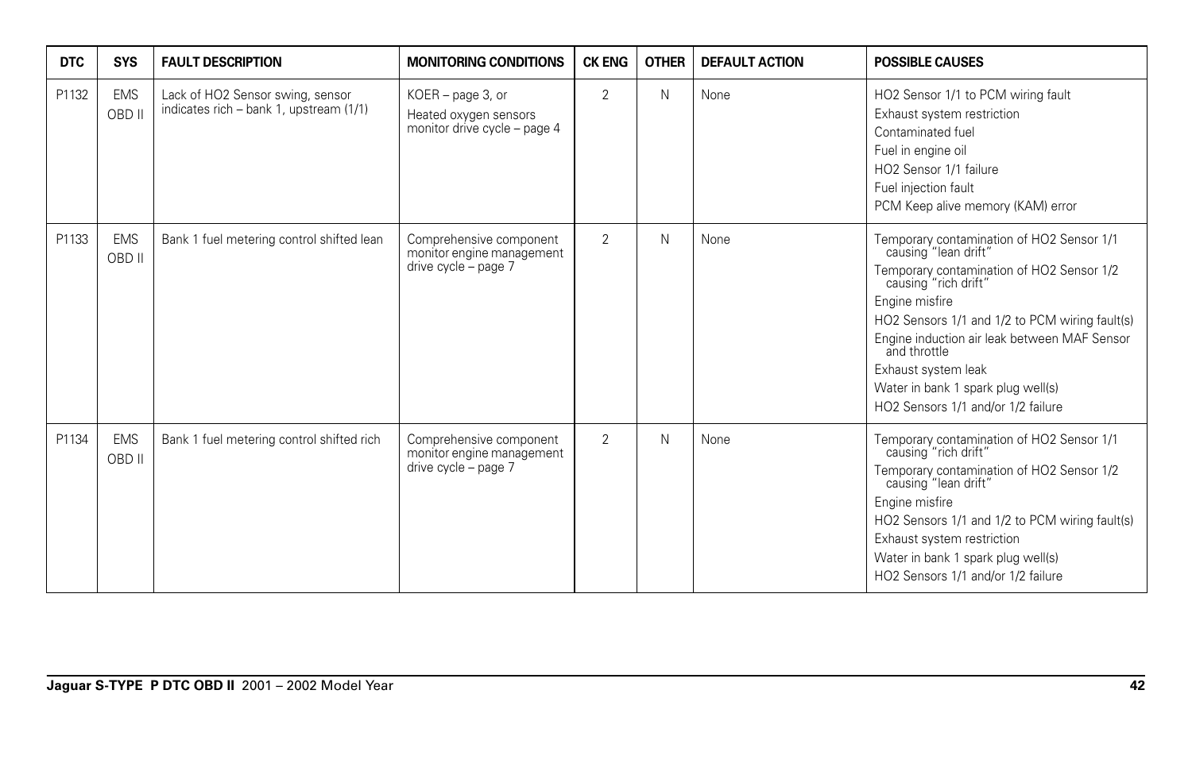| DTC | SYS | FAULT DESCRIPTION | MONITORING CONDITIONS | CK ENG | OTHER | DEFAULT ACTION | POSSIBLE CAUSES |
|---|---|---|---|---|---|---|---|
| P1132 | EMS OBD II | Lack of HO2 Sensor swing, sensor indicates rich – bank 1, upstream (1/1) | KOER – page 3, or Heated oxygen sensors monitor drive cycle – page 4 | 2 | N | None | HO2 Sensor 1/1 to PCM wiring fault<br>Exhaust system restriction<br>Contaminated fuel<br>Fuel in engine oil<br>HO2 Sensor 1/1 failure<br>Fuel injection fault<br>PCM Keep alive memory (KAM) error |
| P1133 | EMS OBD II | Bank 1 fuel metering control shifted lean | Comprehensive component monitor engine management drive cycle – page 7 | 2 | N | None | Temporary contamination of HO2 Sensor 1/1 causing "lean drift"<br>Temporary contamination of HO2 Sensor 1/2 causing "rich drift"<br>Engine misfire<br>HO2 Sensors 1/1 and 1/2 to PCM wiring fault(s)<br>Engine induction air leak between MAF Sensor and throttle<br>Exhaust system leak<br>Water in bank 1 spark plug well(s)<br>HO2 Sensors 1/1 and/or 1/2 failure |
| P1134 | EMS OBD II | Bank 1 fuel metering control shifted rich | Comprehensive component monitor engine management drive cycle – page 7 | 2 | N | None | Temporary contamination of HO2 Sensor 1/1 causing "rich drift"<br>Temporary contamination of HO2 Sensor 1/2 causing "lean drift"<br>Engine misfire<br>HO2 Sensors 1/1 and 1/2 to PCM wiring fault(s)<br>Exhaust system restriction<br>Water in bank 1 spark plug well(s)<br>HO2 Sensors 1/1 and/or 1/2 failure |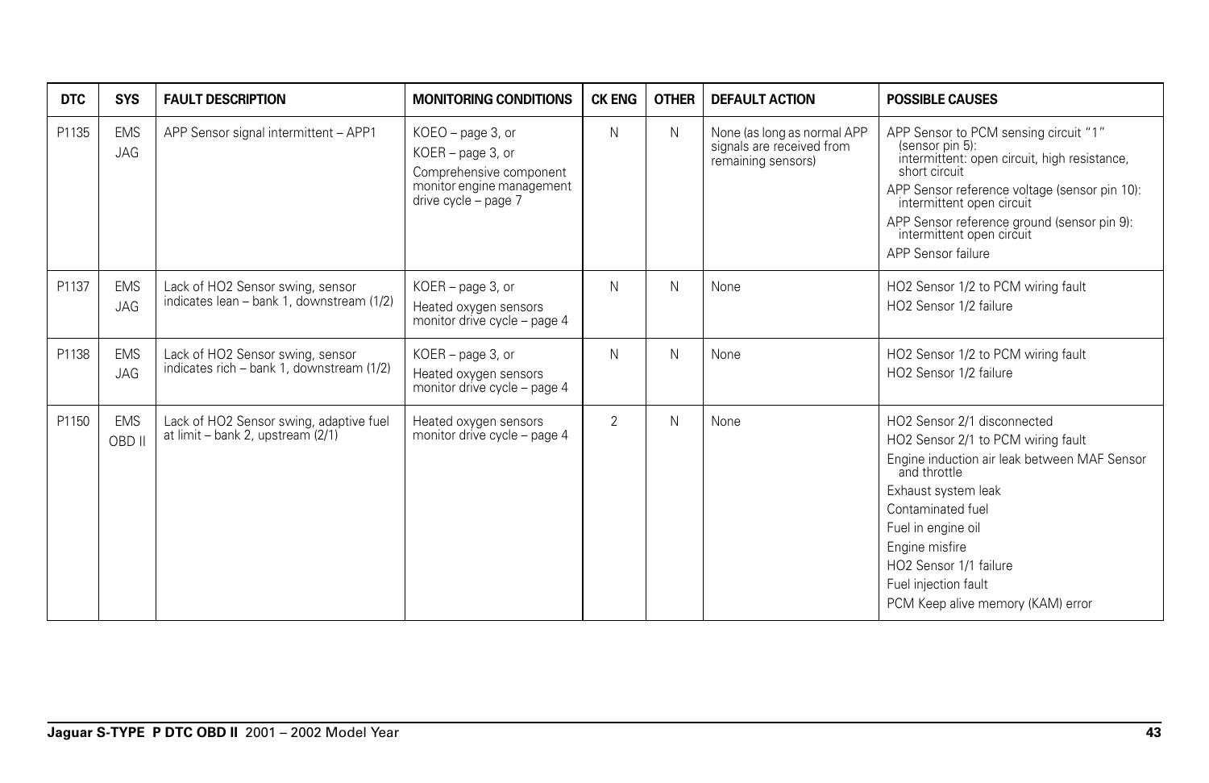| DTC | SYS | FAULT DESCRIPTION | MONITORING CONDITIONS | CK ENG | OTHER | DEFAULT ACTION | POSSIBLE CAUSES |
|---|---|---|---|---|---|---|---|
| P1135 | EMS JAG | APP Sensor signal intermittent – APP1 | KOEO – page 3, or<br>KOER – page 3, or<br>Comprehensive component monitor engine management drive cycle – page 7 | N | N | None (as long as normal APP signals are received from remaining sensors) | APP Sensor to PCM sensing circuit "1" (sensor pin 5): intermittent: open circuit, high resistance, short circuit<br>APP Sensor reference voltage (sensor pin 10): intermittent open circuit<br>APP Sensor reference ground (sensor pin 9): intermittent open circuit<br>APP Sensor failure |
| P1137 | EMS JAG | Lack of HO2 Sensor swing, sensor indicates lean – bank 1, downstream (1/2) | KOER – page 3, or<br>Heated oxygen sensors monitor drive cycle – page 4 | N | N | None | HO2 Sensor 1/2 to PCM wiring fault<br>HO2 Sensor 1/2 failure |
| P1138 | EMS JAG | Lack of HO2 Sensor swing, sensor indicates rich – bank 1, downstream (1/2) | KOER – page 3, or<br>Heated oxygen sensors monitor drive cycle – page 4 | N | N | None | HO2 Sensor 1/2 to PCM wiring fault<br>HO2 Sensor 1/2 failure |
| P1150 | EMS OBD II | Lack of HO2 Sensor swing, adaptive fuel at limit – bank 2, upstream (2/1) | Heated oxygen sensors monitor drive cycle – page 4 | 2 | N | None | HO2 Sensor 2/1 disconnected<br>HO2 Sensor 2/1 to PCM wiring fault<br>Engine induction air leak between MAF Sensor and throttle<br>Exhaust system leak<br>Contaminated fuel<br>Fuel in engine oil<br>Engine misfire<br>HO2 Sensor 1/1 failure<br>Fuel injection fault<br>PCM Keep alive memory (KAM) error |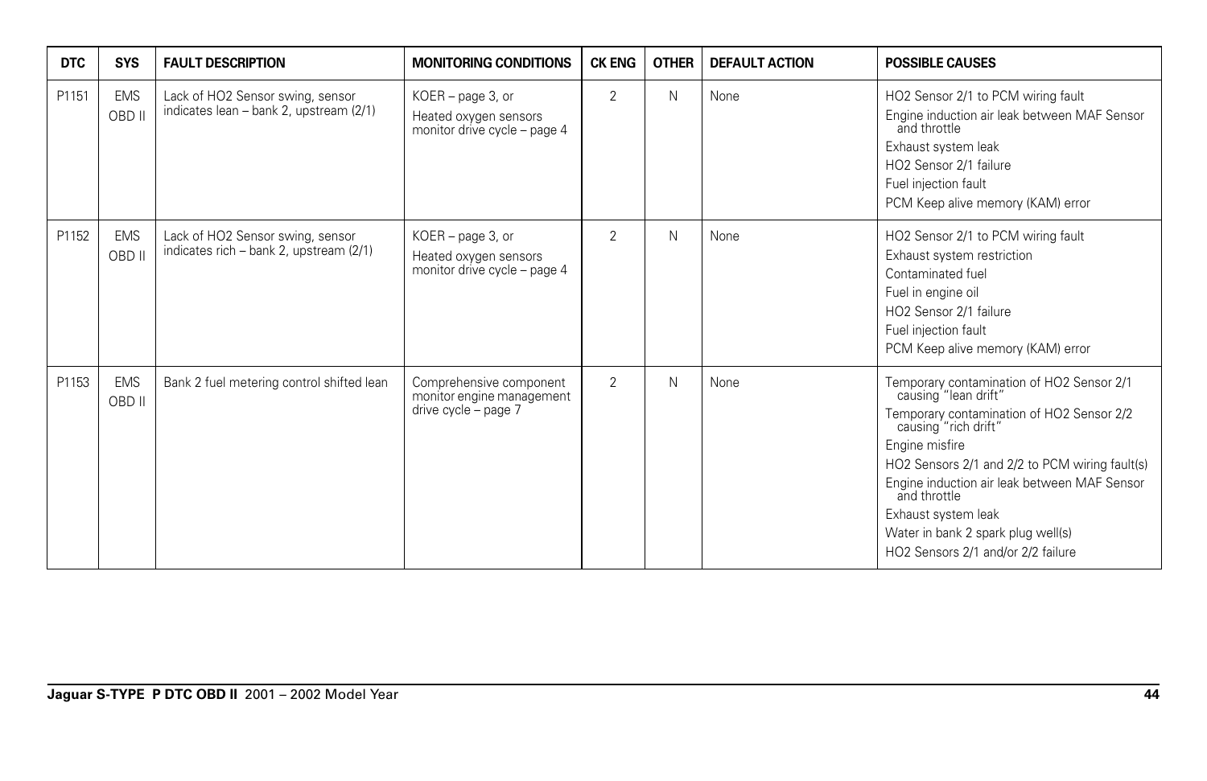| DTC | SYS | FAULT DESCRIPTION | MONITORING CONDITIONS | CK ENG | OTHER | DEFAULT ACTION | POSSIBLE CAUSES |
|---|---|---|---|---|---|---|---|
| P1151 | EMS OBD II | Lack of HO2 Sensor swing, sensor indicates lean – bank 2, upstream (2/1) | KOER – page 3, or Heated oxygen sensors monitor drive cycle – page 4 | 2 | N | None | HO2 Sensor 2/1 to PCM wiring fault<br>Engine induction air leak between MAF Sensor and throttle<br>Exhaust system leak<br>HO2 Sensor 2/1 failure<br>Fuel injection fault<br>PCM Keep alive memory (KAM) error |
| P1152 | EMS OBD II | Lack of HO2 Sensor swing, sensor indicates rich – bank 2, upstream (2/1) | KOER – page 3, or Heated oxygen sensors monitor drive cycle – page 4 | 2 | N | None | HO2 Sensor 2/1 to PCM wiring fault<br>Exhaust system restriction<br>Contaminated fuel<br>Fuel in engine oil<br>HO2 Sensor 2/1 failure<br>Fuel injection fault<br>PCM Keep alive memory (KAM) error |
| P1153 | EMS OBD II | Bank 2 fuel metering control shifted lean | Comprehensive component monitor engine management drive cycle – page 7 | 2 | N | None | Temporary contamination of HO2 Sensor 2/1 causing "lean drift"<br>Temporary contamination of HO2 Sensor 2/2 causing "rich drift"<br>Engine misfire<br>HO2 Sensors 2/1 and 2/2 to PCM wiring fault(s)<br>Engine induction air leak between MAF Sensor and throttle<br>Exhaust system leak<br>Water in bank 2 spark plug well(s)<br>HO2 Sensors 2/1 and/or 2/2 failure |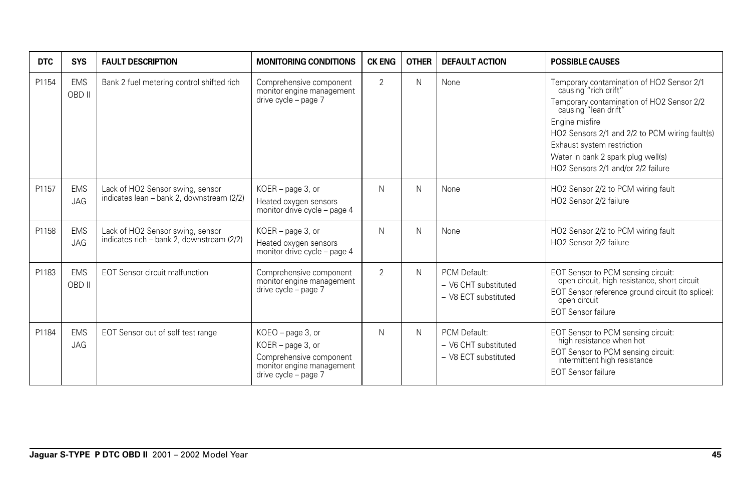| DTC | SYS | FAULT DESCRIPTION | MONITORING CONDITIONS | CK ENG | OTHER | DEFAULT ACTION | POSSIBLE CAUSES |
|---|---|---|---|---|---|---|---|
| P1154 | EMS OBD II | Bank 2 fuel metering control shifted rich | Comprehensive component monitor engine management drive cycle – page 7 | 2 | N | None | Temporary contamination of HO2 Sensor 2/1 causing "rich drift"<br>Temporary contamination of HO2 Sensor 2/2 causing "lean drift"<br>Engine misfire<br>HO2 Sensors 2/1 and 2/2 to PCM wiring fault(s)<br>Exhaust system restriction<br>Water in bank 2 spark plug well(s)<br>HO2 Sensors 2/1 and/or 2/2 failure |
| P1157 | EMS JAG | Lack of HO2 Sensor swing, sensor indicates lean – bank 2, downstream (2/2) | KOER – page 3, or<br>Heated oxygen sensors monitor drive cycle – page 4 | N | N | None | HO2 Sensor 2/2 to PCM wiring fault<br>HO2 Sensor 2/2 failure |
| P1158 | EMS JAG | Lack of HO2 Sensor swing, sensor indicates rich – bank 2, downstream (2/2) | KOER – page 3, or<br>Heated oxygen sensors monitor drive cycle – page 4 | N | N | None | HO2 Sensor 2/2 to PCM wiring fault<br>HO2 Sensor 2/2 failure |
| P1183 | EMS OBD II | EOT Sensor circuit malfunction | Comprehensive component monitor engine management drive cycle – page 7 | 2 | N | PCM Default:<br>– V6 CHT substituted<br>– V8 ECT substituted | EOT Sensor to PCM sensing circuit: open circuit, high resistance, short circuit<br>EOT Sensor reference ground circuit (to splice): open circuit<br>EOT Sensor failure |
| P1184 | EMS JAG | EOT Sensor out of self test range | KOEO – page 3, or<br>KOER – page 3, or<br>Comprehensive component monitor engine management drive cycle – page 7 | N | N | PCM Default:<br>– V6 CHT substituted<br>– V8 ECT substituted | EOT Sensor to PCM sensing circuit: high resistance when hot<br>EOT Sensor to PCM sensing circuit: intermittent high resistance<br>EOT Sensor failure |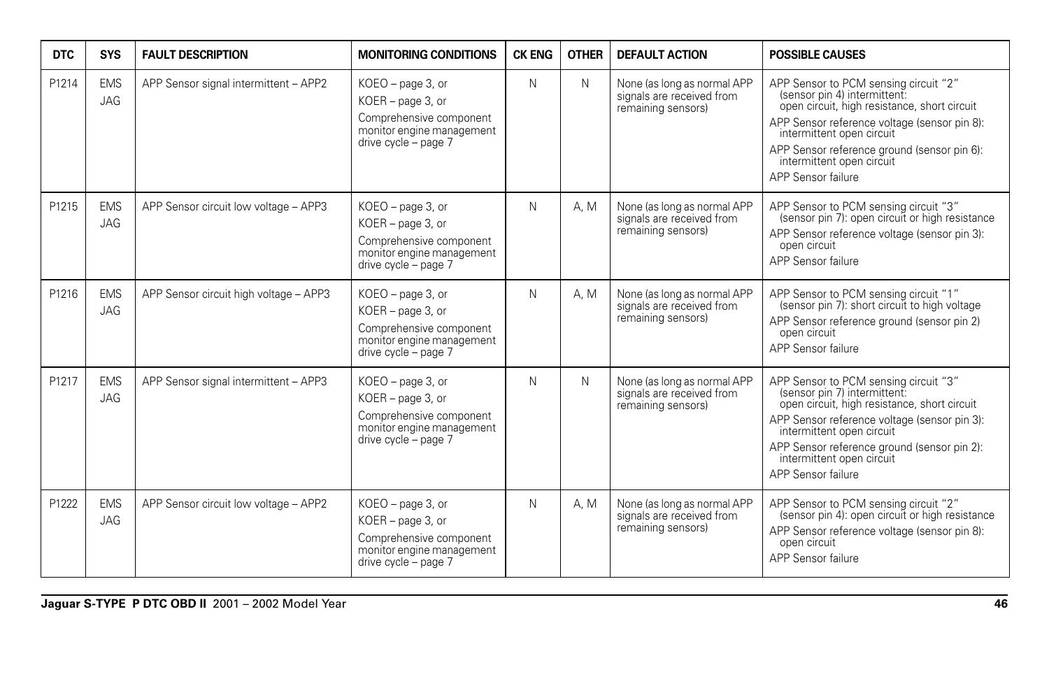| DTC | SYS | FAULT DESCRIPTION | MONITORING CONDITIONS | CK ENG | OTHER | DEFAULT ACTION | POSSIBLE CAUSES |
|---|---|---|---|---|---|---|---|
| P1214 | EMS JAG | APP Sensor signal intermittent – APP2 | KOEO – page 3, or<br>KOER – page 3, or<br>Comprehensive component monitor engine management drive cycle – page 7 | N | N | None (as long as normal APP signals are received from remaining sensors) | APP Sensor to PCM sensing circuit "2" (sensor pin 4) intermittent: open circuit, high resistance, short circuit<br>APP Sensor reference voltage (sensor pin 8): intermittent open circuit<br>APP Sensor reference ground (sensor pin 6): intermittent open circuit<br>APP Sensor failure |
| P1215 | EMS JAG | APP Sensor circuit low voltage – APP3 | KOEO – page 3, or<br>KOER – page 3, or<br>Comprehensive component monitor engine management drive cycle – page 7 | N | A, M | None (as long as normal APP signals are received from remaining sensors) | APP Sensor to PCM sensing circuit "3" (sensor pin 7): open circuit or high resistance<br>APP Sensor reference voltage (sensor pin 3): open circuit<br>APP Sensor failure |
| P1216 | EMS JAG | APP Sensor circuit high voltage – APP3 | KOEO – page 3, or<br>KOER – page 3, or<br>Comprehensive component monitor engine management drive cycle – page 7 | N | A, M | None (as long as normal APP signals are received from remaining sensors) | APP Sensor to PCM sensing circuit "1" (sensor pin 7): short circuit to high voltage<br>APP Sensor reference ground (sensor pin 2) open circuit<br>APP Sensor failure |
| P1217 | EMS JAG | APP Sensor signal intermittent – APP3 | KOEO – page 3, or<br>KOER – page 3, or<br>Comprehensive component monitor engine management drive cycle – page 7 | N | N | None (as long as normal APP signals are received from remaining sensors) | APP Sensor to PCM sensing circuit "3" (sensor pin 7) intermittent: open circuit, high resistance, short circuit<br>APP Sensor reference voltage (sensor pin 3): intermittent open circuit<br>APP Sensor reference ground (sensor pin 2): intermittent open circuit<br>APP Sensor failure |
| P1222 | EMS JAG | APP Sensor circuit low voltage – APP2 | KOEO – page 3, or<br>KOER – page 3, or<br>Comprehensive component monitor engine management drive cycle – page 7 | N | A, M | None (as long as normal APP signals are received from remaining sensors) | APP Sensor to PCM sensing circuit "2" (sensor pin 4): open circuit or high resistance<br>APP Sensor reference voltage (sensor pin 8): open circuit<br>APP Sensor failure |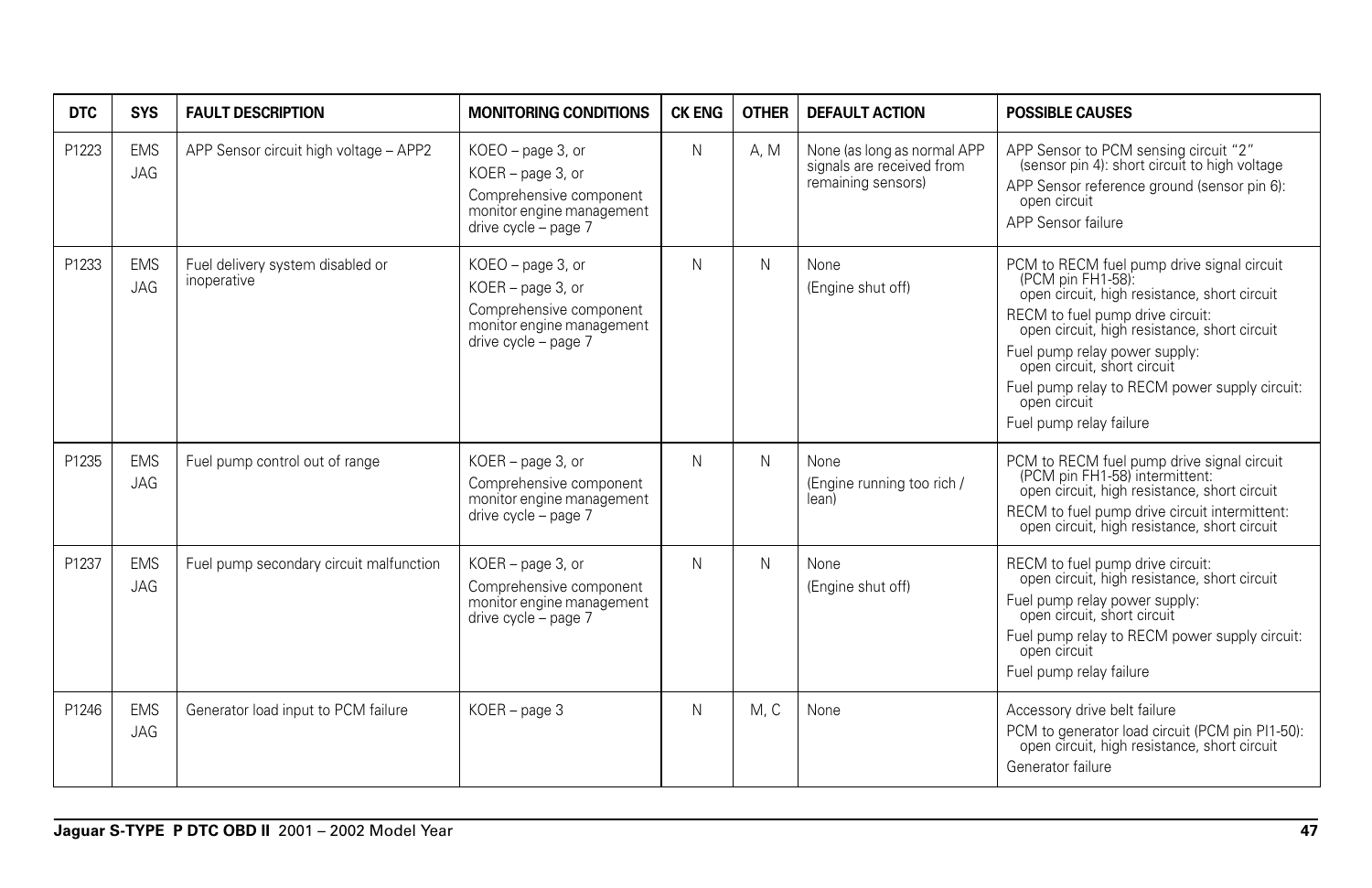| DTC | SYS | FAULT DESCRIPTION | MONITORING CONDITIONS | CK ENG | OTHER | DEFAULT ACTION | POSSIBLE CAUSES |
|---|---|---|---|---|---|---|---|
| P1223 | EMS JAG | APP Sensor circuit high voltage – APP2 | KOEO – page 3, or<br>KOER – page 3, or<br>Comprehensive component monitor engine management drive cycle – page 7 | N | A, M | None (as long as normal APP signals are received from remaining sensors) | APP Sensor to PCM sensing circuit "2" (sensor pin 4): short circuit to high voltage<br>APP Sensor reference ground (sensor pin 6): open circuit<br>APP Sensor failure |
| P1233 | EMS JAG | Fuel delivery system disabled or inoperative | KOEO – page 3, or<br>KOER – page 3, or<br>Comprehensive component monitor engine management drive cycle – page 7 | N | N | None<br>(Engine shut off) | PCM to RECM fuel pump drive signal circuit (PCM pin FH1-58): open circuit, high resistance, short circuit<br>RECM to fuel pump drive circuit: open circuit, high resistance, short circuit<br>Fuel pump relay power supply: open circuit, short circuit<br>Fuel pump relay to RECM power supply circuit: open circuit<br>Fuel pump relay failure |
| P1235 | EMS JAG | Fuel pump control out of range | KOER – page 3, or<br>Comprehensive component monitor engine management drive cycle – page 7 | N | N | None<br>(Engine running too rich / lean) | PCM to RECM fuel pump drive signal circuit (PCM pin FH1-58) intermittent: open circuit, high resistance, short circuit<br>RECM to fuel pump drive circuit intermittent: open circuit, high resistance, short circuit |
| P1237 | EMS JAG | Fuel pump secondary circuit malfunction | KOER – page 3, or<br>Comprehensive component monitor engine management drive cycle – page 7 | N | N | None<br>(Engine shut off) | RECM to fuel pump drive circuit: open circuit, high resistance, short circuit<br>Fuel pump relay power supply: open circuit, short circuit<br>Fuel pump relay to RECM power supply circuit: open circuit<br>Fuel pump relay failure |
| P1246 | EMS JAG | Generator load input to PCM failure | KOER – page 3 | N | M, C | None | Accessory drive belt failure<br>PCM to generator load circuit (PCM pin PI1-50): open circuit, high resistance, short circuit<br>Generator failure |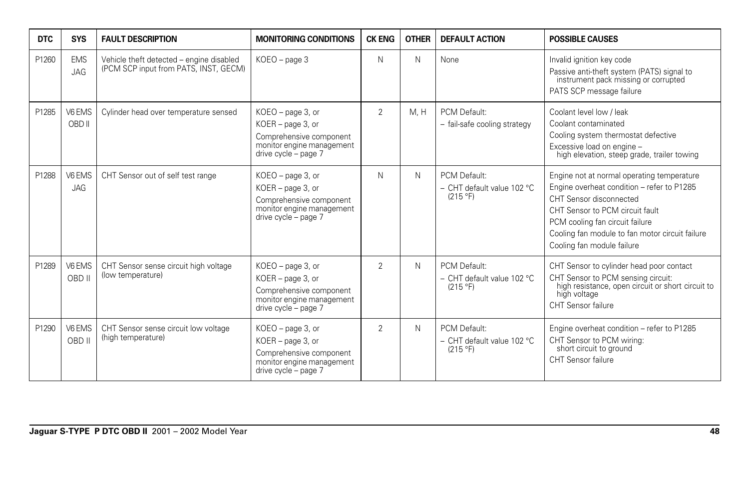| DTC | SYS | FAULT DESCRIPTION | MONITORING CONDITIONS | CK ENG | OTHER | DEFAULT ACTION | POSSIBLE CAUSES |
|---|---|---|---|---|---|---|---|
| P1260 | EMS JAG | Vehicle theft detected – engine disabled (PCM SCP input from PATS, INST, GECM) | KOEO – page 3 | N | N | None | Invalid ignition key code<br>Passive anti-theft system (PATS) signal to instrument pack missing or corrupted<br>PATS SCP message failure |
| P1285 | V6 EMS OBD II | Cylinder head over temperature sensed | KOEO – page 3, or<br>KOER – page 3, or<br>Comprehensive component monitor engine management drive cycle – page 7 | 2 | M, H | PCM Default:<br>– fail-safe cooling strategy | Coolant level low / leak<br>Coolant contaminated<br>Cooling system thermostat defective<br>Excessive load on engine – high elevation, steep grade, trailer towing |
| P1288 | V6 EMS JAG | CHT Sensor out of self test range | KOEO – page 3, or<br>KOER – page 3, or<br>Comprehensive component monitor engine management drive cycle – page 7 | N | N | PCM Default:<br>– CHT default value 102 °C (215 °F) | Engine not at normal operating temperature<br>Engine overheat condition – refer to P1285<br>CHT Sensor disconnected<br>CHT Sensor to PCM circuit fault<br>PCM cooling fan circuit failure<br>Cooling fan module to fan motor circuit failure<br>Cooling fan module failure |
| P1289 | V6 EMS OBD II | CHT Sensor sense circuit high voltage (low temperature) | KOEO – page 3, or<br>KOER – page 3, or<br>Comprehensive component monitor engine management drive cycle – page 7 | 2 | N | PCM Default:<br>– CHT default value 102 °C (215 °F) | CHT Sensor to cylinder head poor contact<br>CHT Sensor to PCM sensing circuit: high resistance, open circuit or short circuit to high voltage<br>CHT Sensor failure |
| P1290 | V6 EMS OBD II | CHT Sensor sense circuit low voltage (high temperature) | KOEO – page 3, or<br>KOER – page 3, or<br>Comprehensive component monitor engine management drive cycle – page 7 | 2 | N | PCM Default:<br>– CHT default value 102 °C (215 °F) | Engine overheat condition – refer to P1285<br>CHT Sensor to PCM wiring: short circuit to ground<br>CHT Sensor failure |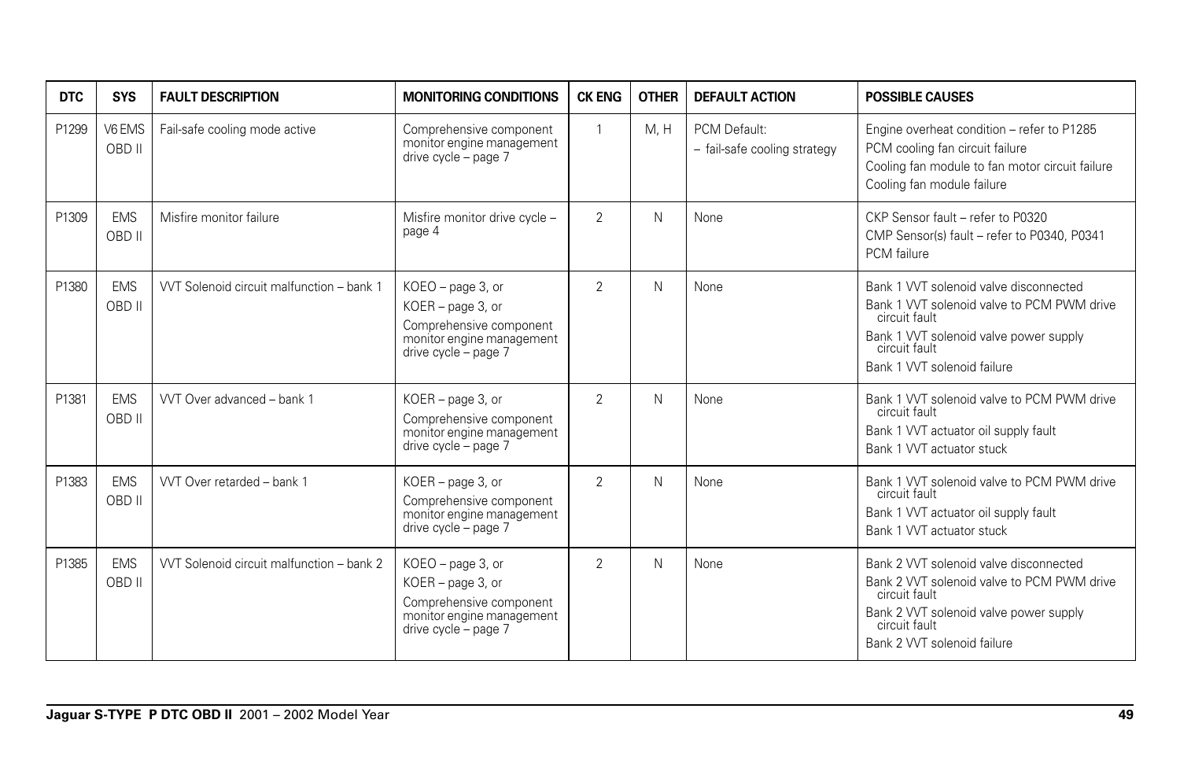| DTC | SYS | FAULT DESCRIPTION | MONITORING CONDITIONS | CK ENG | OTHER | DEFAULT ACTION | POSSIBLE CAUSES |
|---|---|---|---|---|---|---|---|
| P1299 | V6 EMS OBD II | Fail-safe cooling mode active | Comprehensive component monitor engine management drive cycle – page 7 | 1 | M, H | PCM Default:<br>– fail-safe cooling strategy | Engine overheat condition – refer to P1285<br>PCM cooling fan circuit failure<br>Cooling fan module to fan motor circuit failure<br>Cooling fan module failure |
| P1309 | EMS OBD II | Misfire monitor failure | Misfire monitor drive cycle – page 4 | 2 | N | None | CKP Sensor fault – refer to P0320<br>CMP Sensor(s) fault – refer to P0340, P0341<br>PCM failure |
| P1380 | EMS OBD II | VVT Solenoid circuit malfunction – bank 1 | KOEO – page 3, or<br>KOER – page 3, or<br>Comprehensive component monitor engine management drive cycle – page 7 | 2 | N | None | Bank 1 VVT solenoid valve disconnected<br>Bank 1 VVT solenoid valve to PCM PWM drive circuit fault<br>Bank 1 VVT solenoid valve power supply circuit fault<br>Bank 1 VVT solenoid failure |
| P1381 | EMS OBD II | VVT Over advanced – bank 1 | KOER – page 3, or<br>Comprehensive component monitor engine management drive cycle – page 7 | 2 | N | None | Bank 1 VVT solenoid valve to PCM PWM drive circuit fault<br>Bank 1 VVT actuator oil supply fault<br>Bank 1 VVT actuator stuck |
| P1383 | EMS OBD II | VVT Over retarded – bank 1 | KOER – page 3, or<br>Comprehensive component monitor engine management drive cycle – page 7 | 2 | N | None | Bank 1 VVT solenoid valve to PCM PWM drive circuit fault<br>Bank 1 VVT actuator oil supply fault<br>Bank 1 VVT actuator stuck |
| P1385 | EMS OBD II | VVT Solenoid circuit malfunction – bank 2 | KOEO – page 3, or<br>KOER – page 3, or<br>Comprehensive component monitor engine management drive cycle – page 7 | 2 | N | None | Bank 2 VVT solenoid valve disconnected<br>Bank 2 VVT solenoid valve to PCM PWM drive circuit fault<br>Bank 2 VVT solenoid valve power supply circuit fault<br>Bank 2 VVT solenoid failure |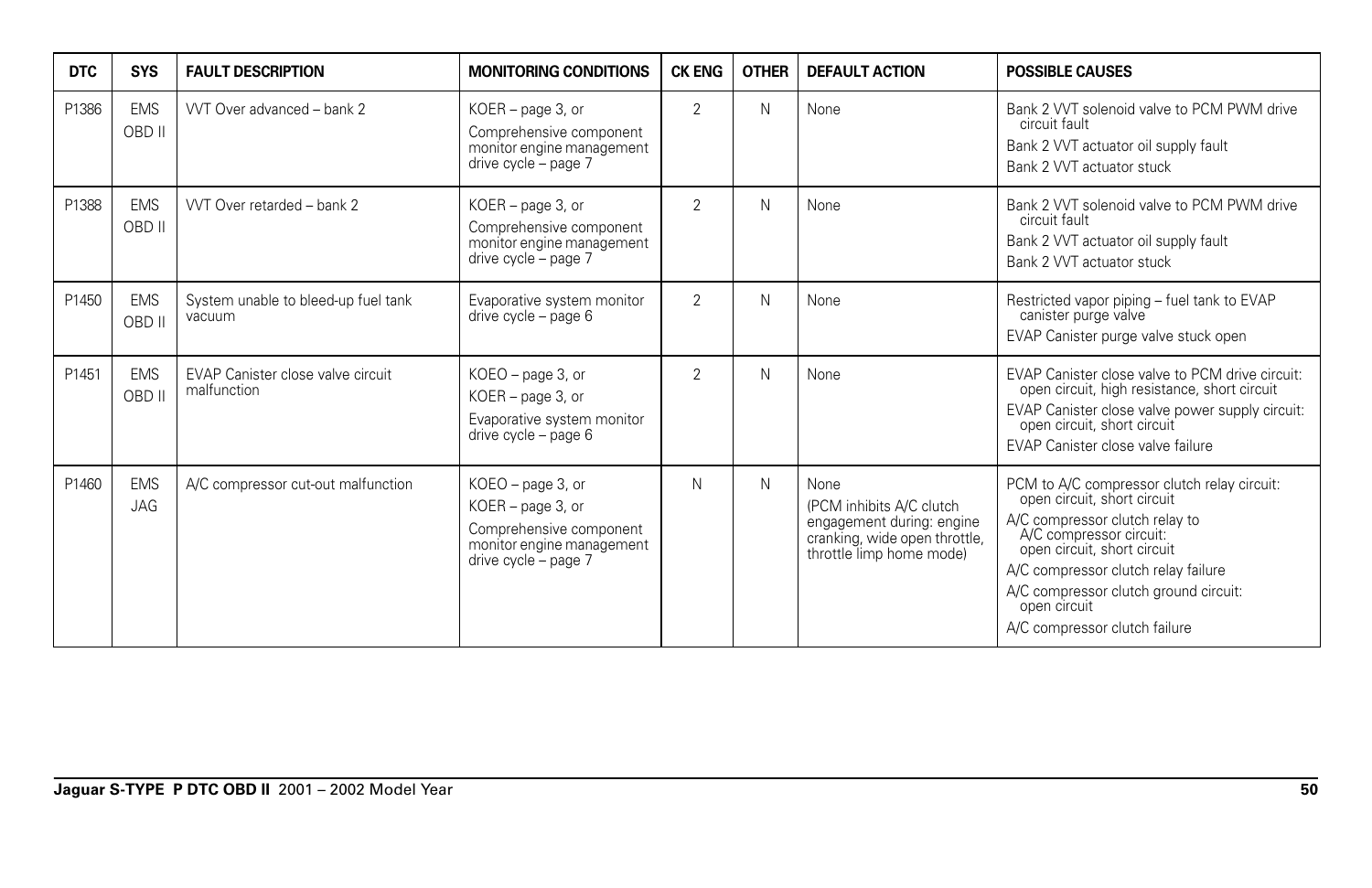| DTC | SYS | FAULT DESCRIPTION | MONITORING CONDITIONS | CK ENG | OTHER | DEFAULT ACTION | POSSIBLE CAUSES |
|---|---|---|---|---|---|---|---|
| P1386 | EMS OBD II | VVT Over advanced – bank 2 | KOER – page 3, or<br>Comprehensive component monitor engine management drive cycle – page 7 | 2 | N | None | Bank 2 VVT solenoid valve to PCM PWM drive circuit fault<br>Bank 2 VVT actuator oil supply fault<br>Bank 2 VVT actuator stuck |
| P1388 | EMS OBD II | VVT Over retarded – bank 2 | KOER – page 3, or<br>Comprehensive component monitor engine management drive cycle – page 7 | 2 | N | None | Bank 2 VVT solenoid valve to PCM PWM drive circuit fault<br>Bank 2 VVT actuator oil supply fault<br>Bank 2 VVT actuator stuck |
| P1450 | EMS OBD II | System unable to bleed-up fuel tank vacuum | Evaporative system monitor drive cycle – page 6 | 2 | N | None | Restricted vapor piping – fuel tank to EVAP canister purge valve<br>EVAP Canister purge valve stuck open |
| P1451 | EMS OBD II | EVAP Canister close valve circuit malfunction | KOEO – page 3, or<br>KOER – page 3, or<br>Evaporative system monitor drive cycle – page 6 | 2 | N | None | EVAP Canister close valve to PCM drive circuit: open circuit, high resistance, short circuit<br>EVAP Canister close valve power supply circuit: open circuit, short circuit<br>EVAP Canister close valve failure |
| P1460 | EMS JAG | A/C compressor cut-out malfunction | KOEO – page 3, or<br>KOER – page 3, or<br>Comprehensive component monitor engine management drive cycle – page 7 | N | N | None<br>(PCM inhibits A/C clutch engagement during: engine cranking, wide open throttle, throttle limp home mode) | PCM to A/C compressor clutch relay circuit: open circuit, short circuit<br>A/C compressor clutch relay to A/C compressor circuit: open circuit, short circuit<br>A/C compressor clutch relay failure<br>A/C compressor clutch ground circuit: open circuit<br>A/C compressor clutch failure |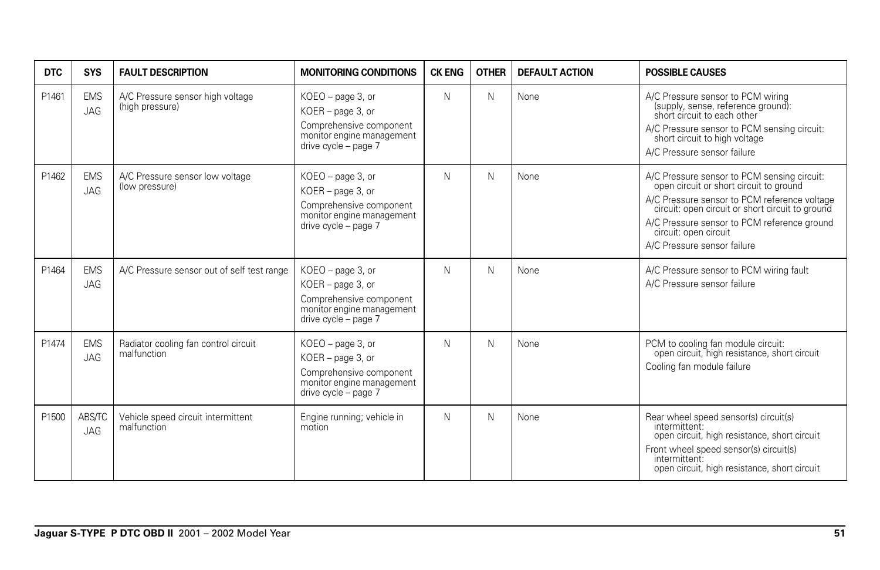| DTC | SYS | FAULT DESCRIPTION | MONITORING CONDITIONS | CK ENG | OTHER | DEFAULT ACTION | POSSIBLE CAUSES |
|---|---|---|---|---|---|---|---|
| P1461 | EMS JAG | A/C Pressure sensor high voltage (high pressure) | KOEO – page 3, or<br>KOER – page 3, or<br>Comprehensive component monitor engine management drive cycle – page 7 | N | N | None | A/C Pressure sensor to PCM wiring (supply, sense, reference ground): short circuit to each other<br>A/C Pressure sensor to PCM sensing circuit: short circuit to high voltage<br>A/C Pressure sensor failure |
| P1462 | EMS JAG | A/C Pressure sensor low voltage (low pressure) | KOEO – page 3, or<br>KOER – page 3, or<br>Comprehensive component monitor engine management drive cycle – page 7 | N | N | None | A/C Pressure sensor to PCM sensing circuit: open circuit or short circuit to ground<br>A/C Pressure sensor to PCM reference voltage circuit: open circuit or short circuit to ground<br>A/C Pressure sensor to PCM reference ground circuit: open circuit<br>A/C Pressure sensor failure |
| P1464 | EMS JAG | A/C Pressure sensor out of self test range | KOEO – page 3, or<br>KOER – page 3, or<br>Comprehensive component monitor engine management drive cycle – page 7 | N | N | None | A/C Pressure sensor to PCM wiring fault<br>A/C Pressure sensor failure |
| P1474 | EMS JAG | Radiator cooling fan control circuit malfunction | KOEO – page 3, or<br>KOER – page 3, or<br>Comprehensive component monitor engine management drive cycle – page 7 | N | N | None | PCM to cooling fan module circuit: open circuit, high resistance, short circuit<br>Cooling fan module failure |
| P1500 | ABS/TC JAG | Vehicle speed circuit intermittent malfunction | Engine running; vehicle in motion | N | N | None | Rear wheel speed sensor(s) circuit(s) intermittent: open circuit, high resistance, short circuit<br>Front wheel speed sensor(s) circuit(s) intermittent: open circuit, high resistance, short circuit |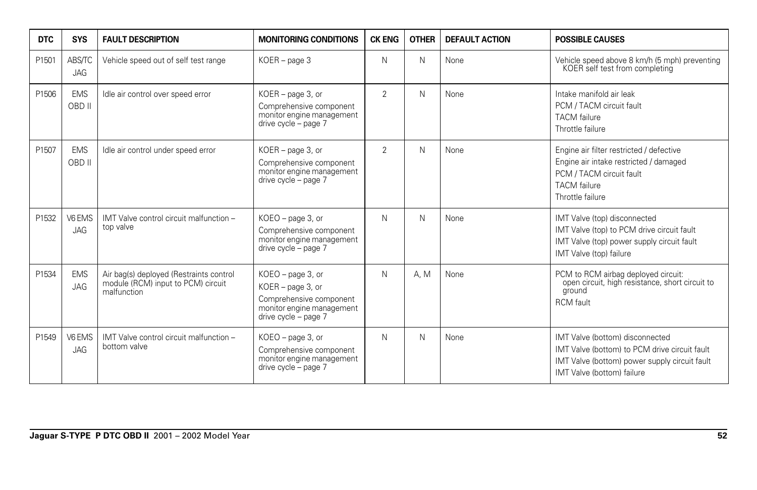| DTC | SYS | FAULT DESCRIPTION | MONITORING CONDITIONS | CK ENG | OTHER | DEFAULT ACTION | POSSIBLE CAUSES |
|---|---|---|---|---|---|---|---|
| P1501 | ABS/TC JAG | Vehicle speed out of self test range | KOER – page 3 | N | N | None | Vehicle speed above 8 km/h (5 mph) preventing KOER self test from completing |
| P1506 | EMS OBD II | Idle air control over speed error | KOER – page 3, or<br>Comprehensive component monitor engine management drive cycle – page 7 | 2 | N | None | Intake manifold air leak<br>PCM / TACM circuit fault<br>TACM failure<br>Throttle failure |
| P1507 | EMS OBD II | Idle air control under speed error | KOER – page 3, or<br>Comprehensive component monitor engine management drive cycle – page 7 | 2 | N | None | Engine air filter restricted / defective<br>Engine air intake restricted / damaged<br>PCM / TACM circuit fault<br>TACM failure<br>Throttle failure |
| P1532 | V6 EMS JAG | IMT Valve control circuit malfunction – top valve | KOEO – page 3, or<br>Comprehensive component monitor engine management drive cycle – page 7 | N | N | None | IMT Valve (top) disconnected<br>IMT Valve (top) to PCM drive circuit fault<br>IMT Valve (top) power supply circuit fault<br>IMT Valve (top) failure |
| P1534 | EMS JAG | Air bag(s) deployed (Restraints control module (RCM) input to PCM) circuit malfunction | KOEO – page 3, or<br>KOER – page 3, or<br>Comprehensive component monitor engine management drive cycle – page 7 | N | A, M | None | PCM to RCM airbag deployed circuit: open circuit, high resistance, short circuit to ground<br>RCM fault |
| P1549 | V6 EMS JAG | IMT Valve control circuit malfunction – bottom valve | KOEO – page 3, or<br>Comprehensive component monitor engine management drive cycle – page 7 | N | N | None | IMT Valve (bottom) disconnected<br>IMT Valve (bottom) to PCM drive circuit fault<br>IMT Valve (bottom) power supply circuit fault<br>IMT Valve (bottom) failure |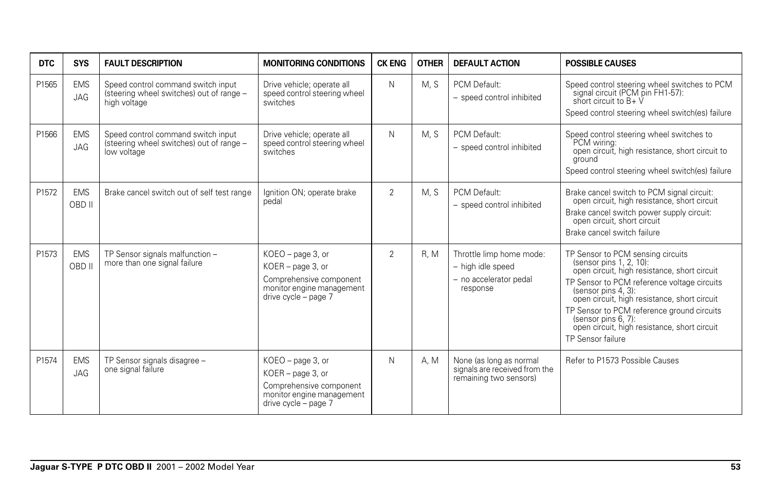| DTC | SYS | FAULT DESCRIPTION | MONITORING CONDITIONS | CK ENG | OTHER | DEFAULT ACTION | POSSIBLE CAUSES |
|---|---|---|---|---|---|---|---|
| P1565 | EMS JAG | Speed control command switch input (steering wheel switches) out of range – high voltage | Drive vehicle; operate all speed control steering wheel switches | N | M, S | PCM Default: – speed control inhibited | Speed control steering wheel switches to PCM signal circuit (PCM pin FH1-57): short circuit to B+ V<br>Speed control steering wheel switch(es) failure |
| P1566 | EMS JAG | Speed control command switch input (steering wheel switches) out of range – low voltage | Drive vehicle; operate all speed control steering wheel switches | N | M, S | PCM Default: – speed control inhibited | Speed control steering wheel switches to PCM wiring: open circuit, high resistance, short circuit to ground<br>Speed control steering wheel switch(es) failure |
| P1572 | EMS OBD II | Brake cancel switch out of self test range | Ignition ON; operate brake pedal | 2 | M, S | PCM Default: – speed control inhibited | Brake cancel switch to PCM signal circuit: open circuit, high resistance, short circuit<br>Brake cancel switch power supply circuit: open circuit, short circuit<br>Brake cancel switch failure |
| P1573 | EMS OBD II | TP Sensor signals malfunction – more than one signal failure | KOEO – page 3, or<br>KOER – page 3, or<br>Comprehensive component monitor engine management drive cycle – page 7 | 2 | R, M | Throttle limp home mode:<br>– high idle speed<br>– no accelerator pedal response | TP Sensor to PCM sensing circuits (sensor pins 1, 2, 10): open circuit, high resistance, short circuit<br>TP Sensor to PCM reference voltage circuits (sensor pins 4, 3): open circuit, high resistance, short circuit<br>TP Sensor to PCM reference ground circuits (sensor pins 6, 7): open circuit, high resistance, short circuit<br>TP Sensor failure |
| P1574 | EMS JAG | TP Sensor signals disagree – one signal failure | KOEO – page 3, or<br>KOER – page 3, or<br>Comprehensive component monitor engine management drive cycle – page 7 | N | A, M | None (as long as normal signals are received from the remaining two sensors) | Refer to P1573 Possible Causes |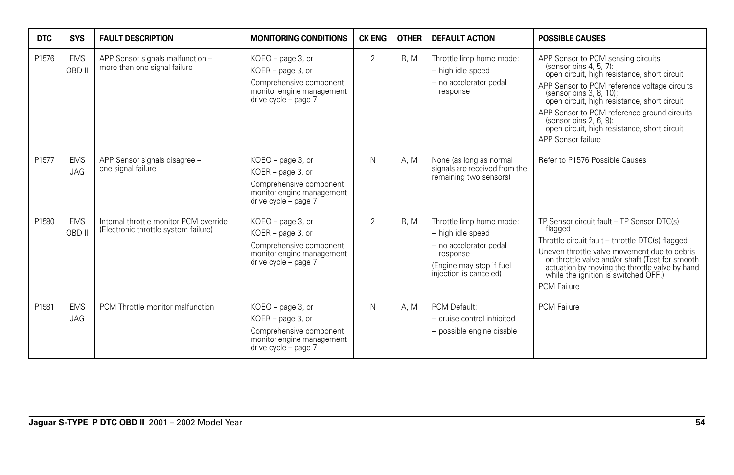| DTC | SYS | FAULT DESCRIPTION | MONITORING CONDITIONS | CK ENG | OTHER | DEFAULT ACTION | POSSIBLE CAUSES |
|---|---|---|---|---|---|---|---|
| P1576 | EMS OBD II | APP Sensor signals malfunction – more than one signal failure | KOEO – page 3, or<br>KOER – page 3, or<br>Comprehensive component monitor engine management drive cycle – page 7 | 2 | R, M | Throttle limp home mode:<br>– high idle speed<br>– no accelerator pedal response | APP Sensor to PCM sensing circuits (sensor pins 4, 5, 7): open circuit, high resistance, short circuit<br>APP Sensor to PCM reference voltage circuits (sensor pins 3, 8, 10): open circuit, high resistance, short circuit<br>APP Sensor to PCM reference ground circuits (sensor pins 2, 6, 9): open circuit, high resistance, short circuit<br>APP Sensor failure |
| P1577 | EMS JAG | APP Sensor signals disagree – one signal failure | KOEO – page 3, or<br>KOER – page 3, or<br>Comprehensive component monitor engine management drive cycle – page 7 | N | A, M | None (as long as normal signals are received from the remaining two sensors) | Refer to P1576 Possible Causes |
| P1580 | EMS OBD II | Internal throttle monitor PCM override (Electronic throttle system failure) | KOEO – page 3, or<br>KOER – page 3, or<br>Comprehensive component monitor engine management drive cycle – page 7 | 2 | R, M | Throttle limp home mode:<br>– high idle speed<br>– no accelerator pedal response<br>(Engine may stop if fuel injection is canceled) | TP Sensor circuit fault – TP Sensor DTC(s) flagged<br>Throttle circuit fault – throttle DTC(s) flagged<br>Uneven throttle valve movement due to debris on throttle valve and/or shaft (Test for smooth actuation by moving the throttle valve by hand while the ignition is switched OFF.)<br>PCM Failure |
| P1581 | EMS JAG | PCM Throttle monitor malfunction | KOEO – page 3, or<br>KOER – page 3, or<br>Comprehensive component monitor engine management drive cycle – page 7 | N | A, M | PCM Default:<br>– cruise control inhibited<br>– possible engine disable | PCM Failure |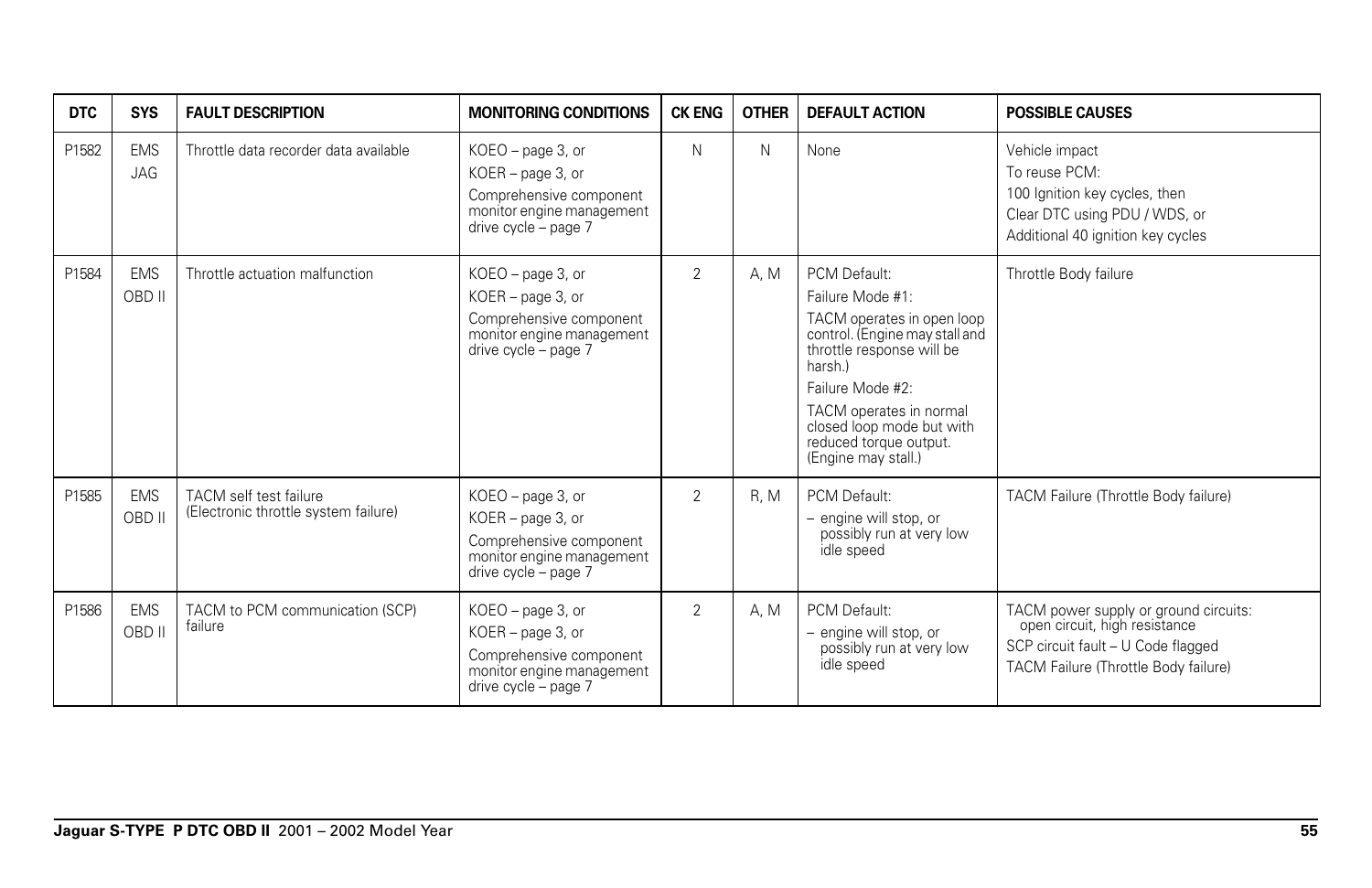| DTC | SYS | FAULT DESCRIPTION | MONITORING CONDITIONS | CK ENG | OTHER | DEFAULT ACTION | POSSIBLE CAUSES |
|---|---|---|---|---|---|---|---|
| P1582 | EMS JAG | Throttle data recorder data available | KOEO – page 3, or<br>KOER – page 3, or<br>Comprehensive component monitor engine management drive cycle – page 7 | N | N | None | Vehicle impact<br>To reuse PCM:<br>100 Ignition key cycles, then<br>Clear DTC using PDU / WDS, or<br>Additional 40 ignition key cycles |
| P1584 | EMS OBD II | Throttle actuation malfunction | KOEO – page 3, or<br>KOER – page 3, or<br>Comprehensive component monitor engine management drive cycle – page 7 | 2 | A, M | PCM Default:<br>Failure Mode #1:<br>TACM operates in open loop control. (Engine may stall and throttle response will be harsh.)<br>Failure Mode #2:<br>TACM operates in normal closed loop mode but with reduced torque output. (Engine may stall.) | Throttle Body failure |
| P1585 | EMS OBD II | TACM self test failure (Electronic throttle system failure) | KOEO – page 3, or<br>KOER – page 3, or<br>Comprehensive component monitor engine management drive cycle – page 7 | 2 | R, M | PCM Default:<br>– engine will stop, or possibly run at very low idle speed | TACM Failure (Throttle Body failure) |
| P1586 | EMS OBD II | TACM to PCM communication (SCP) failure | KOEO – page 3, or<br>KOER – page 3, or<br>Comprehensive component monitor engine management drive cycle – page 7 | 2 | A, M | PCM Default:<br>– engine will stop, or possibly run at very low idle speed | TACM power supply or ground circuits: open circuit, high resistance<br>SCP circuit fault – U Code flagged<br>TACM Failure (Throttle Body failure) |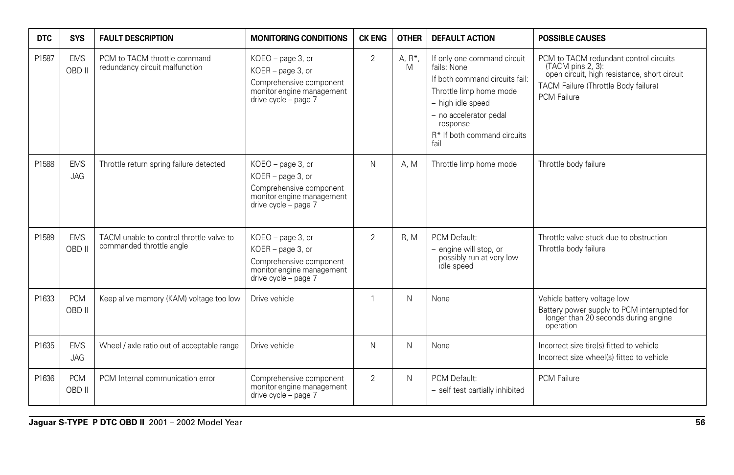| DTC | SYS | FAULT DESCRIPTION | MONITORING CONDITIONS | CK ENG | OTHER | DEFAULT ACTION | POSSIBLE CAUSES |
|---|---|---|---|---|---|---|---|
| P1587 | EMS OBD II | PCM to TACM throttle command redundancy circuit malfunction | KOEO – page 3, or<br>KOER – page 3, or<br>Comprehensive component monitor engine management drive cycle – page 7 | 2 | A, R*, M | If only one command circuit fails: None<br>If both command circuits fail:<br>Throttle limp home mode<br>– high idle speed<br>– no accelerator pedal response<br>R* If both command circuits fail | PCM to TACM redundant control circuits (TACM pins 2, 3): open circuit, high resistance, short circuit<br>TACM Failure (Throttle Body failure)<br>PCM Failure |
| P1588 | EMS JAG | Throttle return spring failure detected | KOEO – page 3, or<br>KOER – page 3, or<br>Comprehensive component monitor engine management drive cycle – page 7 | N | A, M | Throttle limp home mode | Throttle body failure |
| P1589 | EMS OBD II | TACM unable to control throttle valve to commanded throttle angle | KOEO – page 3, or<br>KOER – page 3, or<br>Comprehensive component monitor engine management drive cycle – page 7 | 2 | R, M | PCM Default:<br>– engine will stop, or possibly run at very low idle speed | Throttle valve stuck due to obstruction<br>Throttle body failure |
| P1633 | PCM OBD II | Keep alive memory (KAM) voltage too low | Drive vehicle | 1 | N | None | Vehicle battery voltage low<br>Battery power supply to PCM interrupted for longer than 20 seconds during engine operation |
| P1635 | EMS JAG | Wheel / axle ratio out of acceptable range | Drive vehicle | N | N | None | Incorrect size tire(s) fitted to vehicle<br>Incorrect size wheel(s) fitted to vehicle |
| P1636 | PCM OBD II | PCM Internal communication error | Comprehensive component monitor engine management drive cycle – page 7 | 2 | N | PCM Default:<br>– self test partially inhibited | PCM Failure |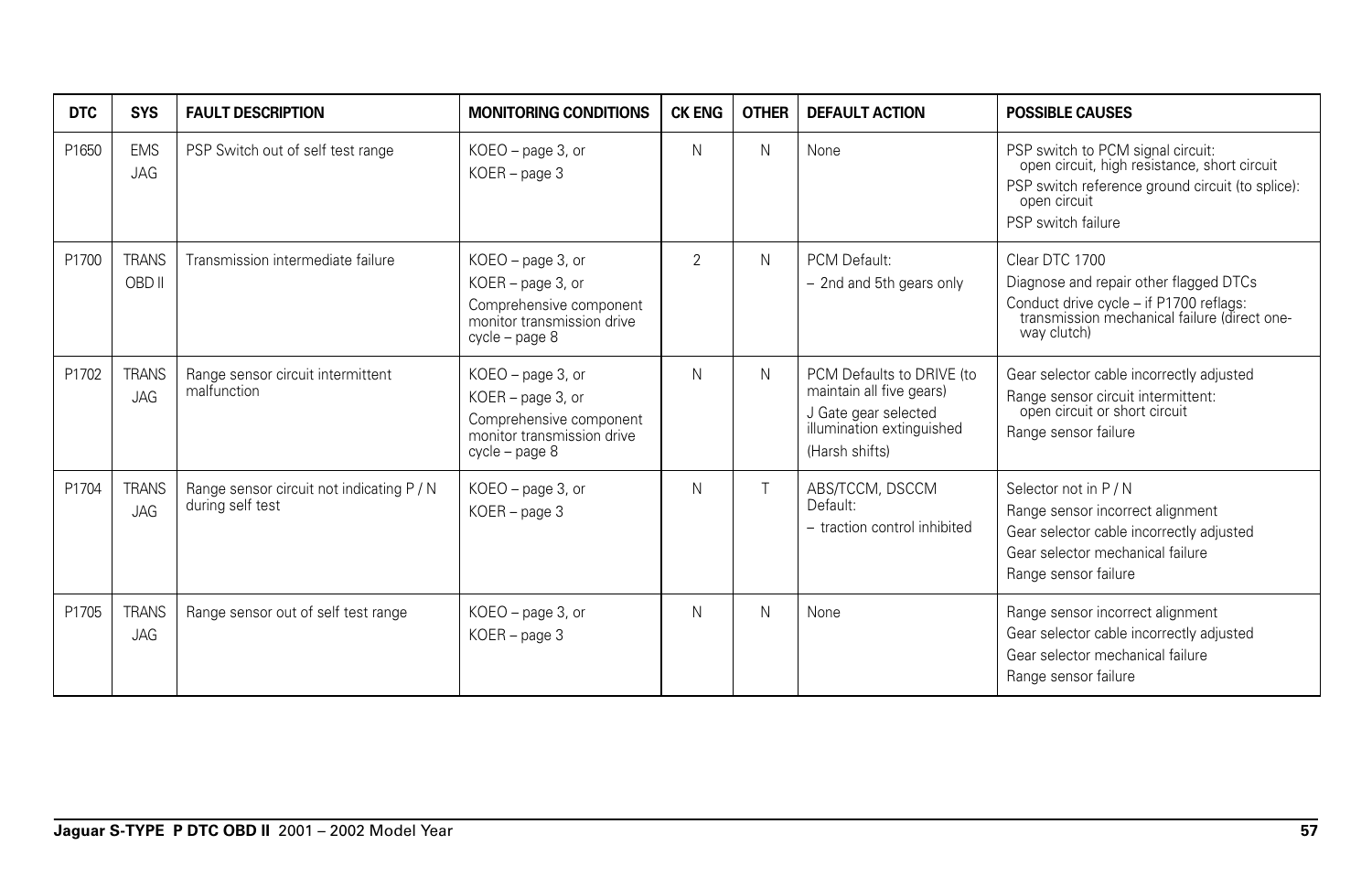| DTC | SYS | FAULT DESCRIPTION | MONITORING CONDITIONS | CK ENG | OTHER | DEFAULT ACTION | POSSIBLE CAUSES |
|---|---|---|---|---|---|---|---|
| P1650 | EMS JAG | PSP Switch out of self test range | KOEO – page 3, or<br>KOER – page 3 | N | N | None | PSP switch to PCM signal circuit: open circuit, high resistance, short circuit<br>PSP switch reference ground circuit (to splice): open circuit<br>PSP switch failure |
| P1700 | TRANS OBD II | Transmission intermediate failure | KOEO – page 3, or<br>KOER – page 3, or<br>Comprehensive component monitor transmission drive cycle – page 8 | 2 | N | PCM Default:<br>– 2nd and 5th gears only | Clear DTC 1700<br>Diagnose and repair other flagged DTCs<br>Conduct drive cycle – if P1700 reflags: transmission mechanical failure (direct one-way clutch) |
| P1702 | TRANS JAG | Range sensor circuit intermittent malfunction | KOEO – page 3, or<br>KOER – page 3, or<br>Comprehensive component monitor transmission drive cycle – page 8 | N | N | PCM Defaults to DRIVE (to maintain all five gears)<br>J Gate gear selected illumination extinguished<br>(Harsh shifts) | Gear selector cable incorrectly adjusted<br>Range sensor circuit intermittent: open circuit or short circuit<br>Range sensor failure |
| P1704 | TRANS JAG | Range sensor circuit not indicating P / N during self test | KOEO – page 3, or<br>KOER – page 3 | N | T | ABS/TCCM, DSCCM Default:<br>– traction control inhibited | Selector not in P / N<br>Range sensor incorrect alignment<br>Gear selector cable incorrectly adjusted<br>Gear selector mechanical failure<br>Range sensor failure |
| P1705 | TRANS JAG | Range sensor out of self test range | KOEO – page 3, or<br>KOER – page 3 | N | N | None | Range sensor incorrect alignment<br>Gear selector cable incorrectly adjusted<br>Gear selector mechanical failure<br>Range sensor failure |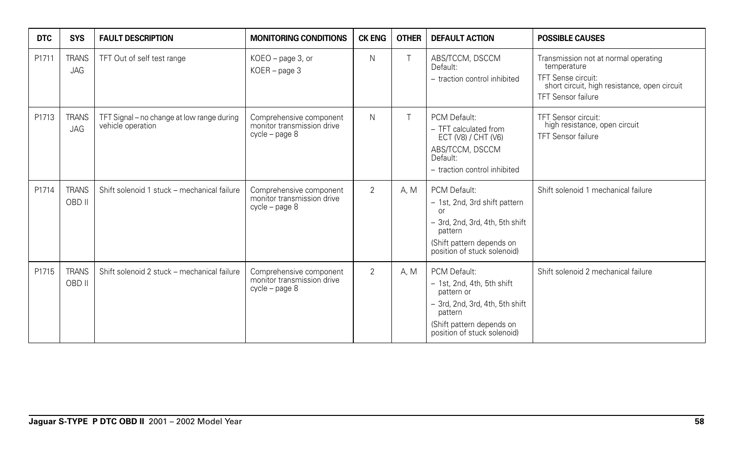| DTC | SYS | FAULT DESCRIPTION | MONITORING CONDITIONS | CK ENG | OTHER | DEFAULT ACTION | POSSIBLE CAUSES |
|---|---|---|---|---|---|---|---|
| P1711 | TRANS JAG | TFT Out of self test range | KOEO – page 3, or KOER – page 3 | N | T | ABS/TCCM, DSCCM Default: – traction control inhibited | Transmission not at normal operating temperature TFT Sense circuit: short circuit, high resistance, open circuit TFT Sensor failure |
| P1713 | TRANS JAG | TFT Signal – no change at low range during vehicle operation | Comprehensive component monitor transmission drive cycle – page 8 | N | T | PCM Default: – TFT calculated from ECT (V8) / CHT (V6) ABS/TCCM, DSCCM Default: – traction control inhibited | TFT Sensor circuit: high resistance, open circuit TFT Sensor failure |
| P1714 | TRANS OBD II | Shift solenoid 1 stuck – mechanical failure | Comprehensive component monitor transmission drive cycle – page 8 | 2 | A, M | PCM Default: – 1st, 2nd, 3rd shift pattern or – 3rd, 2nd, 3rd, 4th, 5th shift pattern (Shift pattern depends on position of stuck solenoid) | Shift solenoid 1 mechanical failure |
| P1715 | TRANS OBD II | Shift solenoid 2 stuck – mechanical failure | Comprehensive component monitor transmission drive cycle – page 8 | 2 | A, M | PCM Default: – 1st, 2nd, 4th, 5th shift pattern or – 3rd, 2nd, 3rd, 4th, 5th shift pattern (Shift pattern depends on position of stuck solenoid) | Shift solenoid 2 mechanical failure |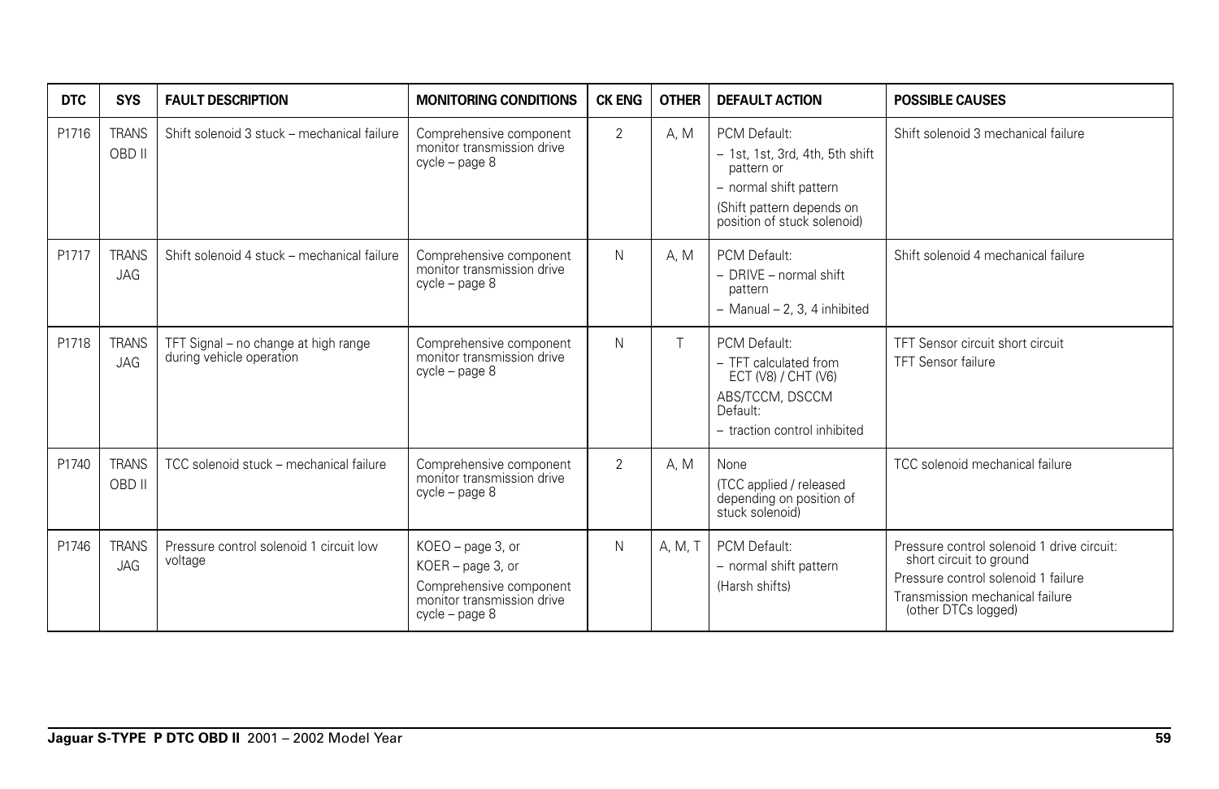| DTC | SYS | FAULT DESCRIPTION | MONITORING CONDITIONS | CK ENG | OTHER | DEFAULT ACTION | POSSIBLE CAUSES |
|---|---|---|---|---|---|---|---|
| P1716 | TRANS OBD II | Shift solenoid 3 stuck – mechanical failure | Comprehensive component monitor transmission drive cycle – page 8 | 2 | A, M | PCM Default:<br>– 1st, 1st, 3rd, 4th, 5th shift pattern or<br>– normal shift pattern<br>(Shift pattern depends on position of stuck solenoid) | Shift solenoid 3 mechanical failure |
| P1717 | TRANS JAG | Shift solenoid 4 stuck – mechanical failure | Comprehensive component monitor transmission drive cycle – page 8 | N | A, M | PCM Default:<br>– DRIVE – normal shift pattern<br>– Manual – 2, 3, 4 inhibited | Shift solenoid 4 mechanical failure |
| P1718 | TRANS JAG | TFT Signal – no change at high range during vehicle operation | Comprehensive component monitor transmission drive cycle – page 8 | N | T | PCM Default:<br>– TFT calculated from ECT (V8) / CHT (V6)<br>ABS/TCCM, DSCCM Default:<br>– traction control inhibited | TFT Sensor circuit short circuit<br>TFT Sensor failure |
| P1740 | TRANS OBD II | TCC solenoid stuck – mechanical failure | Comprehensive component monitor transmission drive cycle – page 8 | 2 | A, M | None<br>(TCC applied / released depending on position of stuck solenoid) | TCC solenoid mechanical failure |
| P1746 | TRANS JAG | Pressure control solenoid 1 circuit low voltage | KOEO – page 3, or<br>KOER – page 3, or<br>Comprehensive component monitor transmission drive cycle – page 8 | N | A, M, T | PCM Default:<br>– normal shift pattern<br>(Harsh shifts) | Pressure control solenoid 1 drive circuit: short circuit to ground<br>Pressure control solenoid 1 failure<br>Transmission mechanical failure (other DTCs logged) |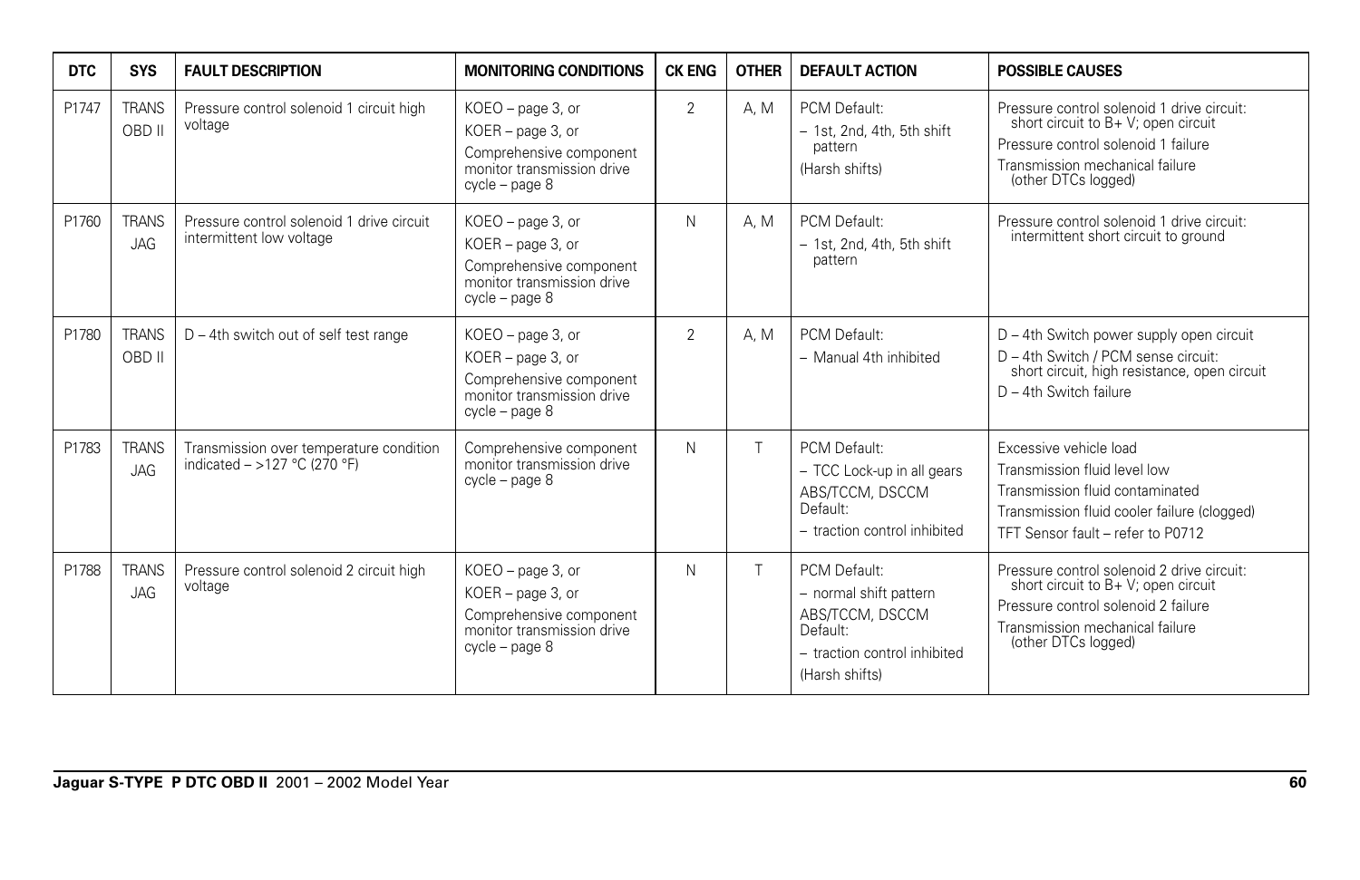| DTC | SYS | FAULT DESCRIPTION | MONITORING CONDITIONS | CK ENG | OTHER | DEFAULT ACTION | POSSIBLE CAUSES |
|---|---|---|---|---|---|---|---|
| P1747 | TRANS OBD II | Pressure control solenoid 1 circuit high voltage | KOEO – page 3, or<br>KOER – page 3, or<br>Comprehensive component monitor transmission drive cycle – page 8 | 2 | A, M | PCM Default:<br>– 1st, 2nd, 4th, 5th shift pattern<br>(Harsh shifts) | Pressure control solenoid 1 drive circuit: short circuit to B+ V; open circuit<br>Pressure control solenoid 1 failure<br>Transmission mechanical failure (other DTCs logged) |
| P1760 | TRANS JAG | Pressure control solenoid 1 drive circuit intermittent low voltage | KOEO – page 3, or<br>KOER – page 3, or<br>Comprehensive component monitor transmission drive cycle – page 8 | N | A, M | PCM Default:<br>– 1st, 2nd, 4th, 5th shift pattern | Pressure control solenoid 1 drive circuit: intermittent short circuit to ground |
| P1780 | TRANS OBD II | D – 4th switch out of self test range | KOEO – page 3, or<br>KOER – page 3, or<br>Comprehensive component monitor transmission drive cycle – page 8 | 2 | A, M | PCM Default:<br>– Manual 4th inhibited | D – 4th Switch power supply open circuit<br>D – 4th Switch / PCM sense circuit: short circuit, high resistance, open circuit<br>D – 4th Switch failure |
| P1783 | TRANS JAG | Transmission over temperature condition indicated – >127 °C (270 °F) | Comprehensive component monitor transmission drive cycle – page 8 | N | T | PCM Default:<br>– TCC Lock-up in all gears<br>ABS/TCCM, DSCCM Default:<br>– traction control inhibited | Excessive vehicle load<br>Transmission fluid level low<br>Transmission fluid contaminated<br>Transmission fluid cooler failure (clogged)<br>TFT Sensor fault – refer to P0712 |
| P1788 | TRANS JAG | Pressure control solenoid 2 circuit high voltage | KOEO – page 3, or<br>KOER – page 3, or<br>Comprehensive component monitor transmission drive cycle – page 8 | N | T | PCM Default:<br>– normal shift pattern<br>ABS/TCCM, DSCCM Default:<br>– traction control inhibited<br>(Harsh shifts) | Pressure control solenoid 2 drive circuit: short circuit to B+ V; open circuit<br>Pressure control solenoid 2 failure<br>Transmission mechanical failure (other DTCs logged) |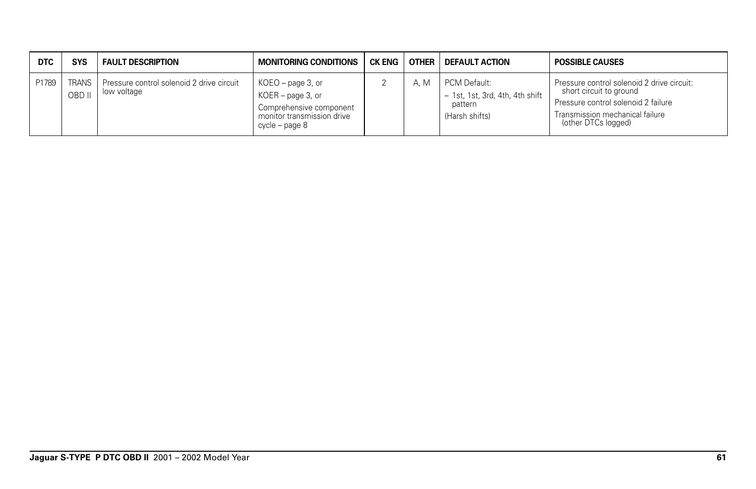| DTC | SYS | FAULT DESCRIPTION | MONITORING CONDITIONS | CK ENG | OTHER | DEFAULT ACTION | POSSIBLE CAUSES |
|---|---|---|---|---|---|---|---|
| P1789 | TRANS OBD II | Pressure control solenoid 2 drive circuit low voltage | KOEO – page 3, or<br>KOER – page 3, or<br>Comprehensive component monitor transmission drive cycle – page 8 | 2 | A, M | PCM Default:<br>– 1st, 1st, 3rd, 4th, 4th shift pattern<br>(Harsh shifts) | Pressure control solenoid 2 drive circuit: short circuit to ground<br>Pressure control solenoid 2 failure<br>Transmission mechanical failure (other DTCs logged) |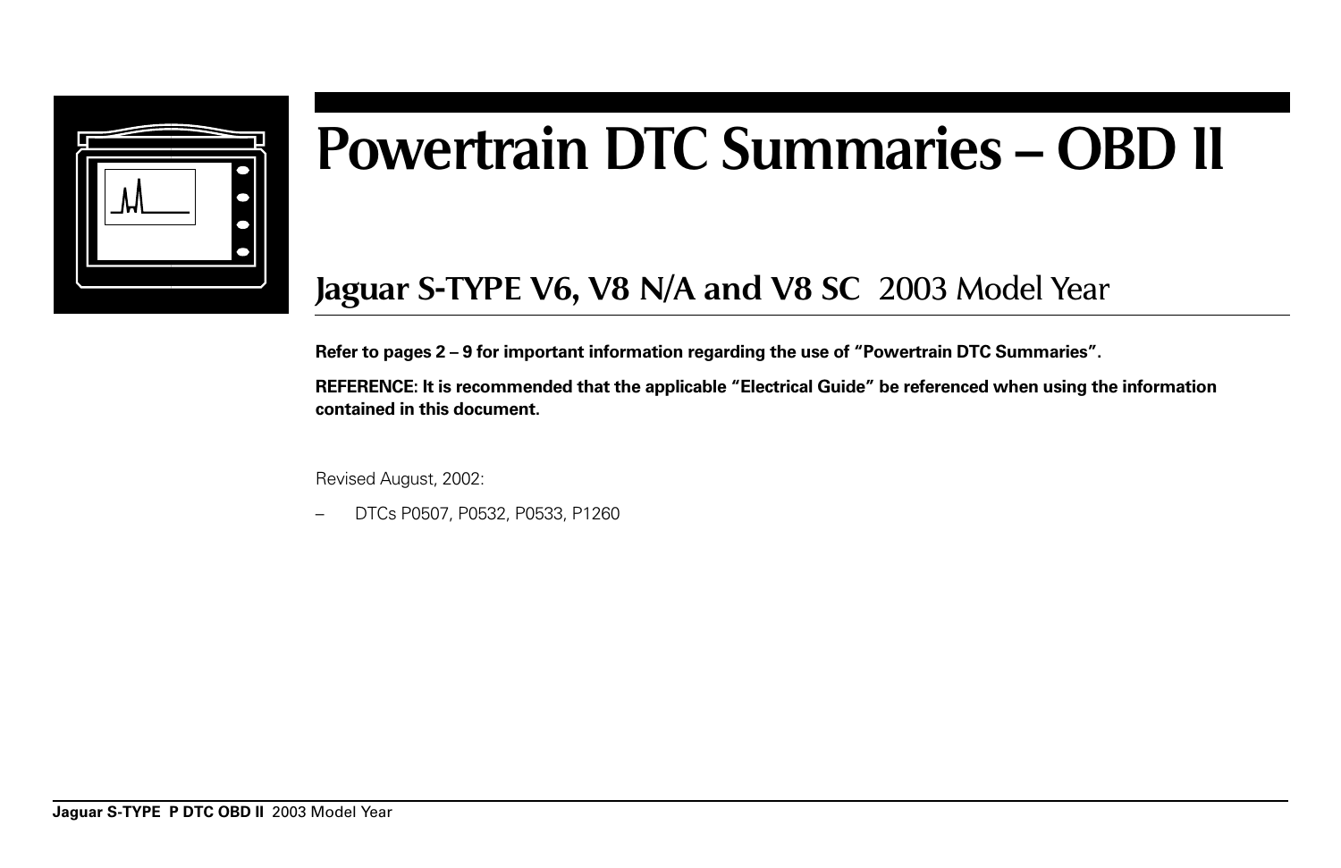# Powertrain DTC Summaries – OBD II

## Jaguar S-TYPE V6, V8 N/A and V8 SC 2003 Model Year

**Refer to pages 2 – 9 for important information regarding the use of "Powertrain DTC Summaries".**

**REFERENCE: It is recommended that the applicable "Electrical Guide" be referenced when using the information contained in this document.**

Revised August, 2002:

– DTCs P0507, P0532, P0533, P1260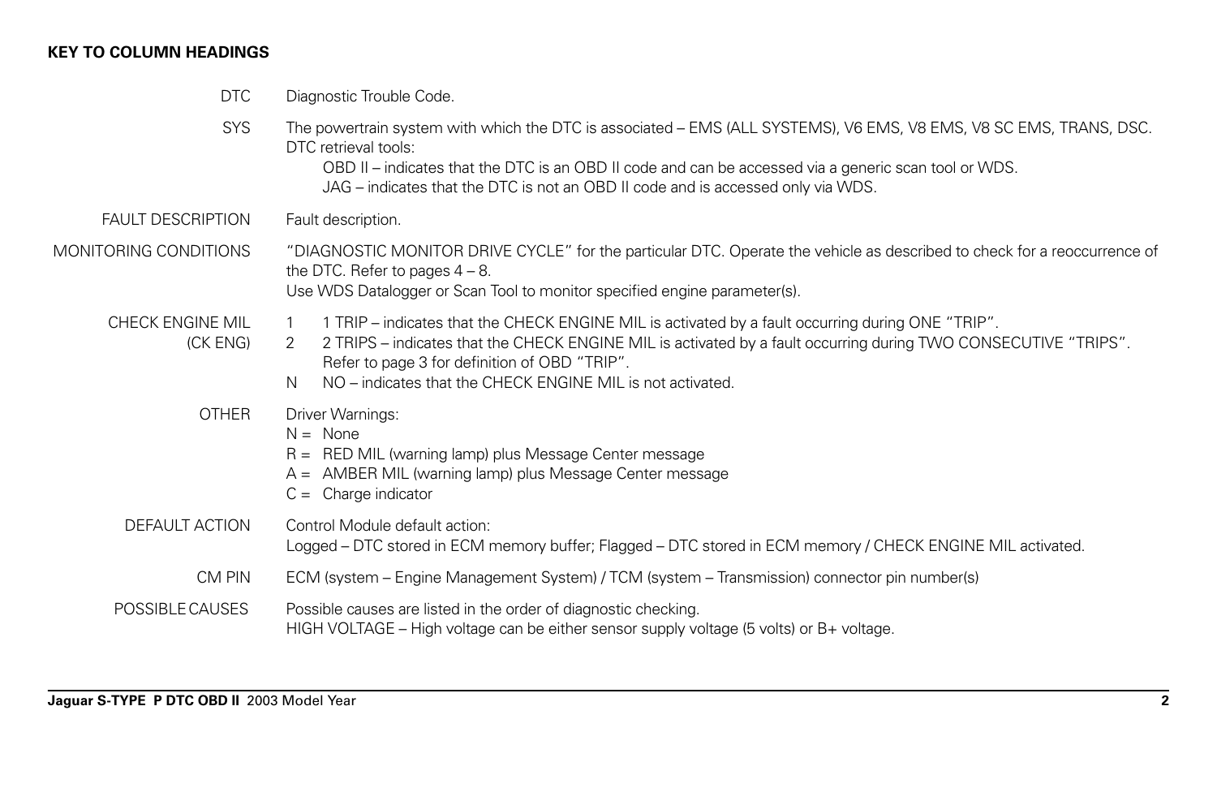**KEY TO COLUMN HEADINGS**

| | |
|---|---|
| DTC | Diagnostic Trouble Code. |
| SYS | The powertrain system with which the DTC is associated – EMS (ALL SYSTEMS), V6 EMS, V8 EMS, V8 SC EMS, TRANS, DSC.<br>DTC retrieval tools:<br>OBD II – indicates that the DTC is an OBD II code and can be accessed via a generic scan tool or WDS.<br>JAG – indicates that the DTC is not an OBD II code and is accessed only via WDS. |
| FAULT DESCRIPTION | Fault description. |
| MONITORING CONDITIONS | "DIAGNOSTIC MONITOR DRIVE CYCLE" for the particular DTC. Operate the vehicle as described to check for a reoccurrence of the DTC. Refer to pages 4 – 8.<br>Use WDS Datalogger or Scan Tool to monitor specified engine parameter(s). |
| CHECK ENGINE MIL (CK ENG) | 1 1 TRIP – indicates that the CHECK ENGINE MIL is activated by a fault occurring during ONE "TRIP".<br>2 2 TRIPS – indicates that the CHECK ENGINE MIL is activated by a fault occurring during TWO CONSECUTIVE "TRIPS". Refer to page 3 for definition of OBD "TRIP".<br>N NO – indicates that the CHECK ENGINE MIL is not activated. |
| OTHER | Driver Warnings:<br>N = None<br>R = RED MIL (warning lamp) plus Message Center message<br>A = AMBER MIL (warning lamp) plus Message Center message<br>C = Charge indicator |
| DEFAULT ACTION | Control Module default action:<br>Logged – DTC stored in ECM memory buffer; Flagged – DTC stored in ECM memory / CHECK ENGINE MIL activated. |
| CM PIN | ECM (system – Engine Management System) / TCM (system – Transmission) connector pin number(s) |
| POSSIBLE CAUSES | Possible causes are listed in the order of diagnostic checking.<br>HIGH VOLTAGE – High voltage can be either sensor supply voltage (5 volts) or B+ voltage. |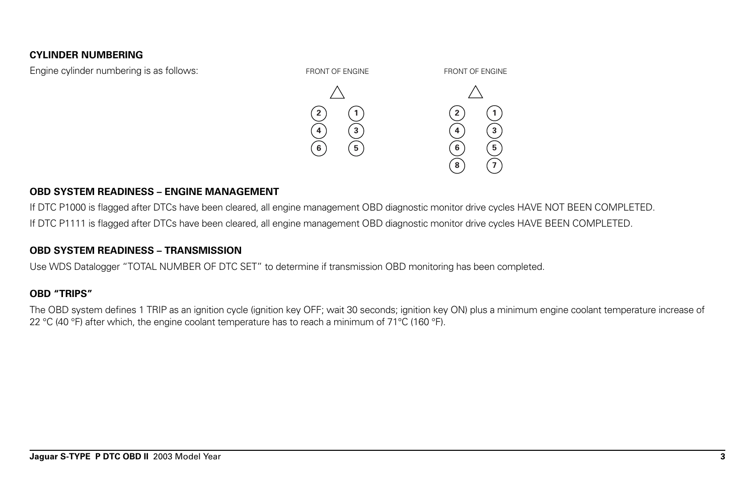### CYLINDER NUMBERING

Engine cylinder numbering is as follows:

FRONT OF ENGINE

| | |
|---|---|
| 2 | 1 |
| 4 | 3 |
| 6 | 5 |

FRONT OF ENGINE

| | |
|---|---|
| 2 | 1 |
| 4 | 3 |
| 6 | 5 |
| 8 | 7 |

### OBD SYSTEM READINESS – ENGINE MANAGEMENT

If DTC P1000 is flagged after DTCs have been cleared, all engine management OBD diagnostic monitor drive cycles HAVE NOT BEEN COMPLETED.

If DTC P1111 is flagged after DTCs have been cleared, all engine management OBD diagnostic monitor drive cycles HAVE BEEN COMPLETED.

### OBD SYSTEM READINESS – TRANSMISSION

Use WDS Datalogger "TOTAL NUMBER OF DTC SET" to determine if transmission OBD monitoring has been completed.

### OBD "TRIPS"

The OBD system defines 1 TRIP as an ignition cycle (ignition key OFF; wait 30 seconds; ignition key ON) plus a minimum engine coolant temperature increase of 22 °C (40 °F) after which, the engine coolant temperature has to reach a minimum of 71°C (160 °F).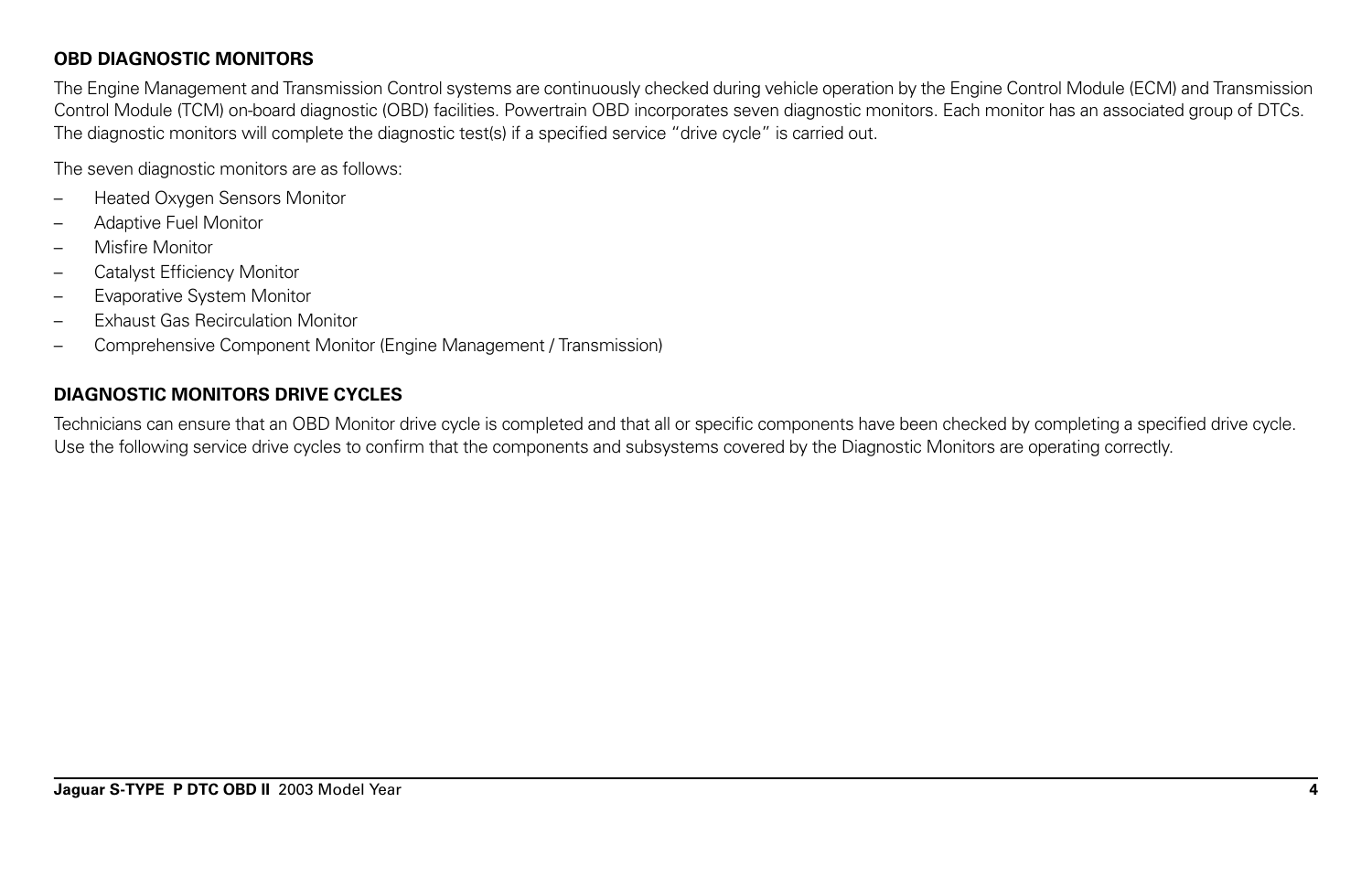## OBD DIAGNOSTIC MONITORS

The Engine Management and Transmission Control systems are continuously checked during vehicle operation by the Engine Control Module (ECM) and Transmission Control Module (TCM) on-board diagnostic (OBD) facilities. Powertrain OBD incorporates seven diagnostic monitors. Each monitor has an associated group of DTCs. The diagnostic monitors will complete the diagnostic test(s) if a specified service "drive cycle" is carried out.

The seven diagnostic monitors are as follows:

- Heated Oxygen Sensors Monitor
- Adaptive Fuel Monitor
- Misfire Monitor
- Catalyst Efficiency Monitor
- Evaporative System Monitor
- Exhaust Gas Recirculation Monitor
- Comprehensive Component Monitor (Engine Management / Transmission)

## DIAGNOSTIC MONITORS DRIVE CYCLES

Technicians can ensure that an OBD Monitor drive cycle is completed and that all or specific components have been checked by completing a specified drive cycle. Use the following service drive cycles to confirm that the components and subsystems covered by the Diagnostic Monitors are operating correctly.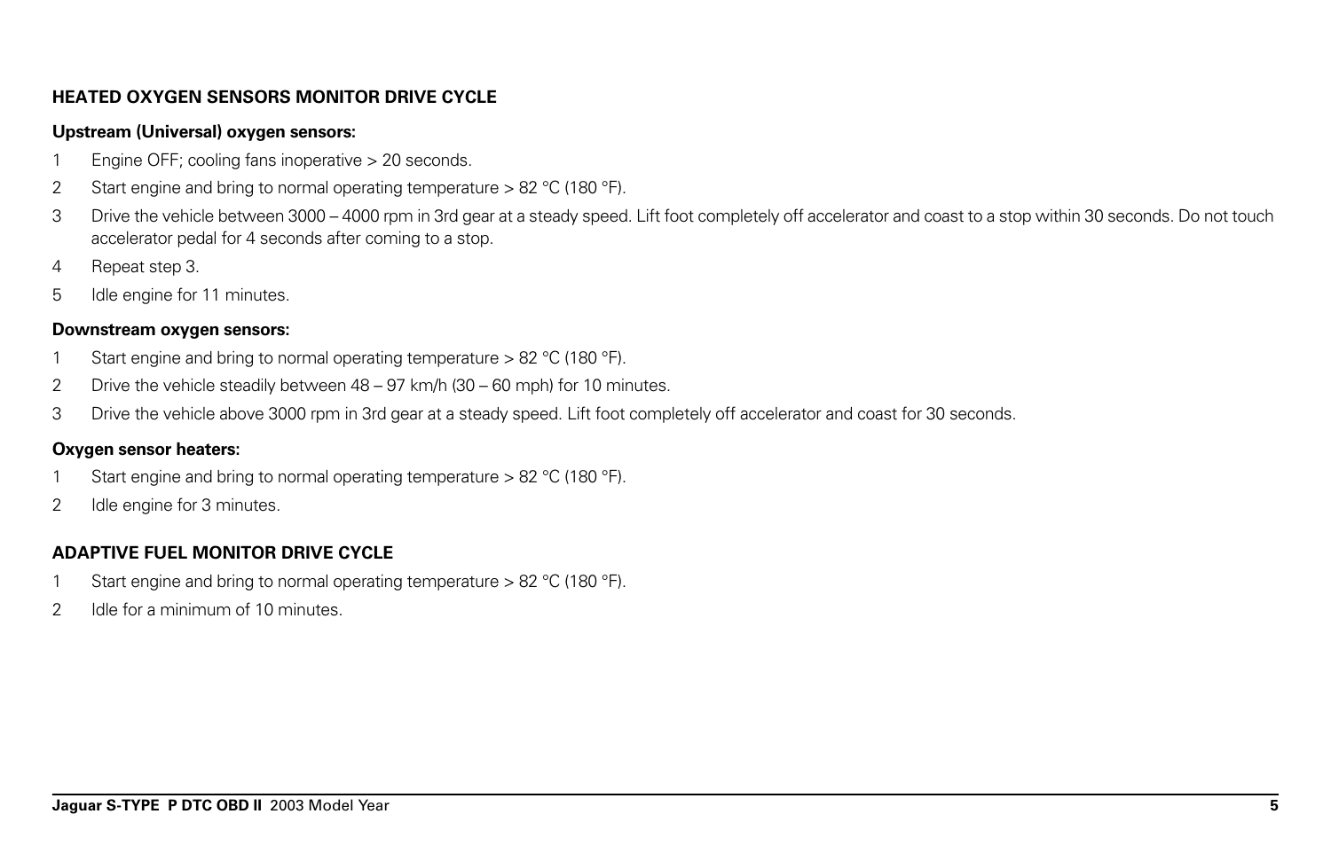## HEATED OXYGEN SENSORS MONITOR DRIVE CYCLE

**Upstream (Universal) oxygen sensors:**

1. Engine OFF; cooling fans inoperative > 20 seconds.
2. Start engine and bring to normal operating temperature > 82 °C (180 °F).
3. Drive the vehicle between 3000 – 4000 rpm in 3rd gear at a steady speed. Lift foot completely off accelerator and coast to a stop within 30 seconds. Do not touch accelerator pedal for 4 seconds after coming to a stop.
4. Repeat step 3.
5. Idle engine for 11 minutes.

**Downstream oxygen sensors:**

1. Start engine and bring to normal operating temperature > 82 °C (180 °F).
2. Drive the vehicle steadily between 48 – 97 km/h (30 – 60 mph) for 10 minutes.
3. Drive the vehicle above 3000 rpm in 3rd gear at a steady speed. Lift foot completely off accelerator and coast for 30 seconds.

**Oxygen sensor heaters:**

1. Start engine and bring to normal operating temperature > 82 °C (180 °F).
2. Idle engine for 3 minutes.

## ADAPTIVE FUEL MONITOR DRIVE CYCLE

1. Start engine and bring to normal operating temperature > 82 °C (180 °F).
2. Idle for a minimum of 10 minutes.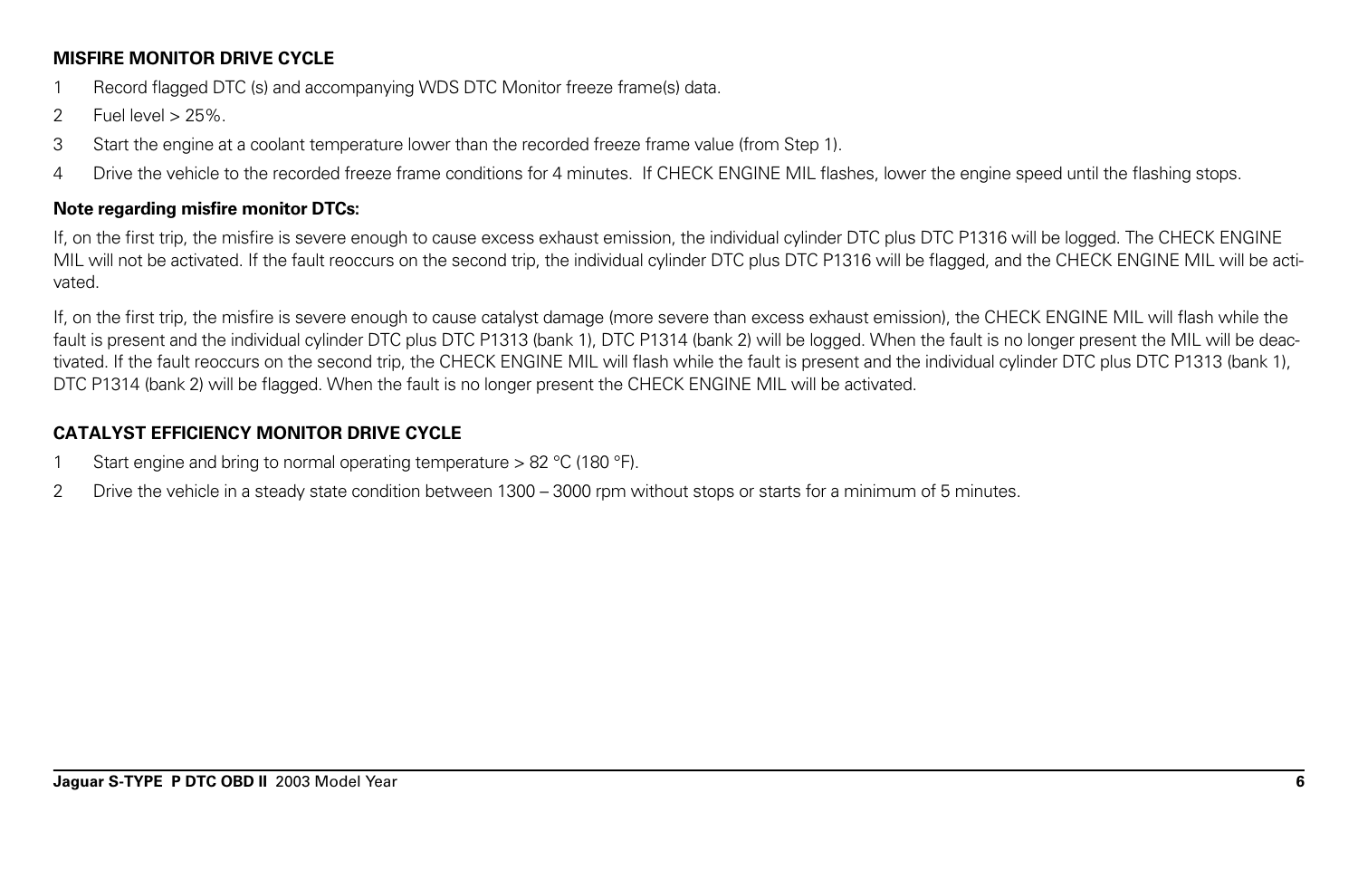**MISFIRE MONITOR DRIVE CYCLE**

1. Record flagged DTC (s) and accompanying WDS DTC Monitor freeze frame(s) data.
2. Fuel level > 25%.
3. Start the engine at a coolant temperature lower than the recorded freeze frame value (from Step 1).
4. Drive the vehicle to the recorded freeze frame conditions for 4 minutes. If CHECK ENGINE MIL flashes, lower the engine speed until the flashing stops.

**Note regarding misfire monitor DTCs:**

If, on the first trip, the misfire is severe enough to cause excess exhaust emission, the individual cylinder DTC plus DTC P1316 will be logged. The CHECK ENGINE MIL will not be activated. If the fault reoccurs on the second trip, the individual cylinder DTC plus DTC P1316 will be flagged, and the CHECK ENGINE MIL will be activated.

If, on the first trip, the misfire is severe enough to cause catalyst damage (more severe than excess exhaust emission), the CHECK ENGINE MIL will flash while the fault is present and the individual cylinder DTC plus DTC P1313 (bank 1), DTC P1314 (bank 2) will be logged. When the fault is no longer present the MIL will be deactivated. If the fault reoccurs on the second trip, the CHECK ENGINE MIL will flash while the fault is present and the individual cylinder DTC plus DTC P1313 (bank 1), DTC P1314 (bank 2) will be flagged. When the fault is no longer present the CHECK ENGINE MIL will be activated.

**CATALYST EFFICIENCY MONITOR DRIVE CYCLE**

1. Start engine and bring to normal operating temperature > 82 °C (180 °F).
2. Drive the vehicle in a steady state condition between 1300 – 3000 rpm without stops or starts for a minimum of 5 minutes.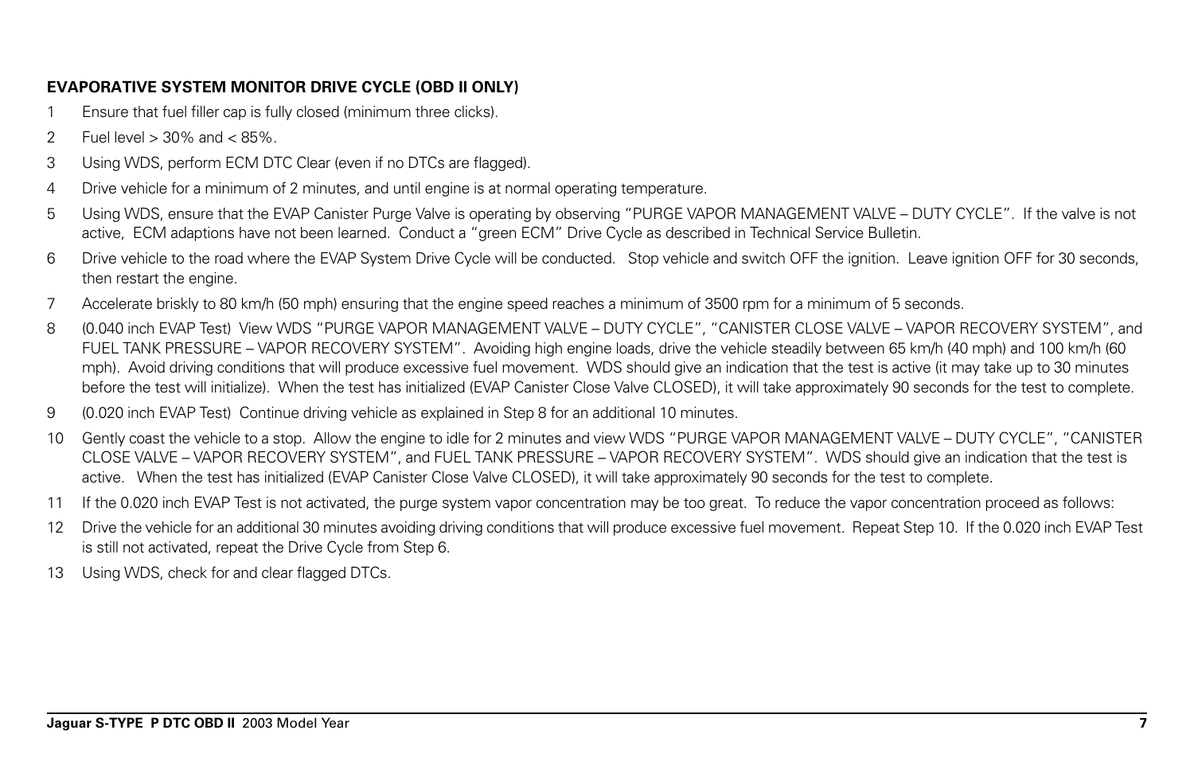**EVAPORATIVE SYSTEM MONITOR DRIVE CYCLE (OBD II ONLY)**

1. Ensure that fuel filler cap is fully closed (minimum three clicks).
2. Fuel level > 30% and < 85%.
3. Using WDS, perform ECM DTC Clear (even if no DTCs are flagged).
4. Drive vehicle for a minimum of 2 minutes, and until engine is at normal operating temperature.
5. Using WDS, ensure that the EVAP Canister Purge Valve is operating by observing "PURGE VAPOR MANAGEMENT VALVE – DUTY CYCLE". If the valve is not active, ECM adaptions have not been learned. Conduct a "green ECM" Drive Cycle as described in Technical Service Bulletin.
6. Drive vehicle to the road where the EVAP System Drive Cycle will be conducted. Stop vehicle and switch OFF the ignition. Leave ignition OFF for 30 seconds, then restart the engine.
7. Accelerate briskly to 80 km/h (50 mph) ensuring that the engine speed reaches a minimum of 3500 rpm for a minimum of 5 seconds.
8. (0.040 inch EVAP Test) View WDS "PURGE VAPOR MANAGEMENT VALVE – DUTY CYCLE", "CANISTER CLOSE VALVE – VAPOR RECOVERY SYSTEM", and FUEL TANK PRESSURE – VAPOR RECOVERY SYSTEM". Avoiding high engine loads, drive the vehicle steadily between 65 km/h (40 mph) and 100 km/h (60 mph). Avoid driving conditions that will produce excessive fuel movement. WDS should give an indication that the test is active (it may take up to 30 minutes before the test will initialize). When the test has initialized (EVAP Canister Close Valve CLOSED), it will take approximately 90 seconds for the test to complete.
9. (0.020 inch EVAP Test) Continue driving vehicle as explained in Step 8 for an additional 10 minutes.
10. Gently coast the vehicle to a stop. Allow the engine to idle for 2 minutes and view WDS "PURGE VAPOR MANAGEMENT VALVE – DUTY CYCLE", "CANISTER CLOSE VALVE – VAPOR RECOVERY SYSTEM", and FUEL TANK PRESSURE – VAPOR RECOVERY SYSTEM". WDS should give an indication that the test is active. When the test has initialized (EVAP Canister Close Valve CLOSED), it will take approximately 90 seconds for the test to complete.
11. If the 0.020 inch EVAP Test is not activated, the purge system vapor concentration may be too great. To reduce the vapor concentration proceed as follows:
12. Drive the vehicle for an additional 30 minutes avoiding driving conditions that will produce excessive fuel movement. Repeat Step 10. If the 0.020 inch EVAP Test is still not activated, repeat the Drive Cycle from Step 6.
13. Using WDS, check for and clear flagged DTCs.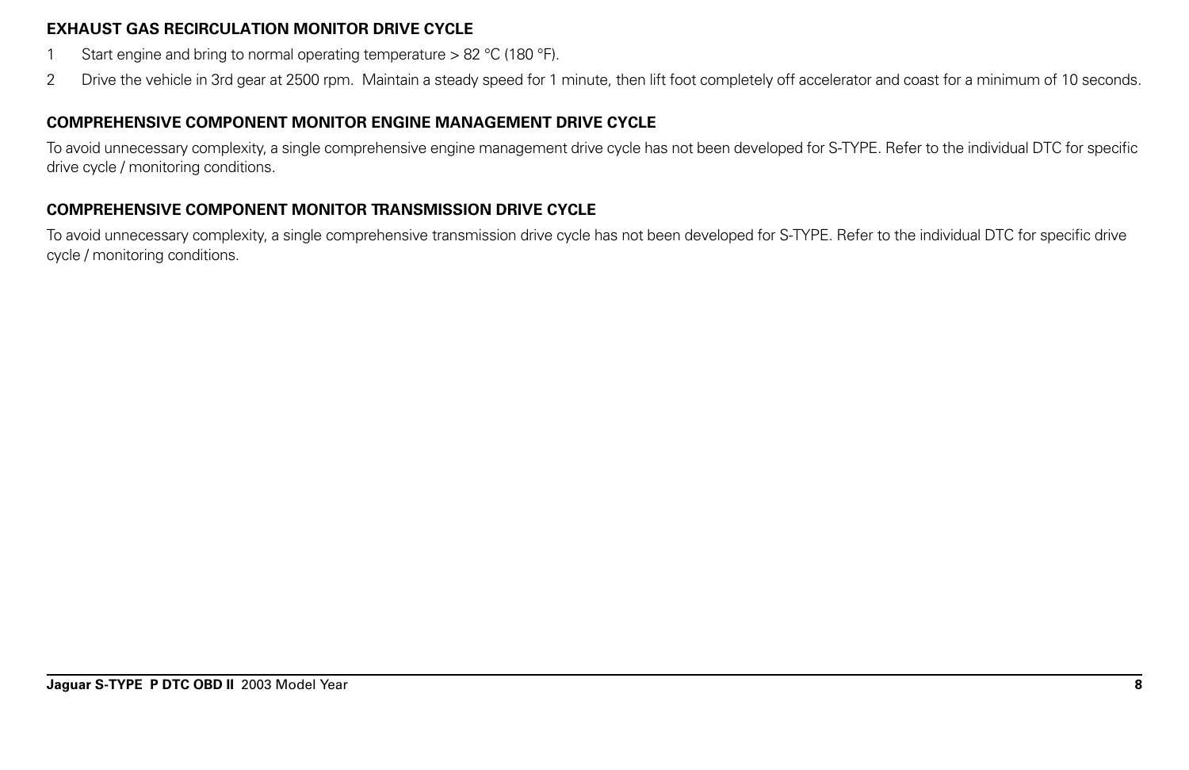### EXHAUST GAS RECIRCULATION MONITOR DRIVE CYCLE

1. Start engine and bring to normal operating temperature > 82 °C (180 °F).
2. Drive the vehicle in 3rd gear at 2500 rpm. Maintain a steady speed for 1 minute, then lift foot completely off accelerator and coast for a minimum of 10 seconds.

### COMPREHENSIVE COMPONENT MONITOR ENGINE MANAGEMENT DRIVE CYCLE

To avoid unnecessary complexity, a single comprehensive engine management drive cycle has not been developed for S-TYPE. Refer to the individual DTC for specific drive cycle / monitoring conditions.

### COMPREHENSIVE COMPONENT MONITOR TRANSMISSION DRIVE CYCLE

To avoid unnecessary complexity, a single comprehensive transmission drive cycle has not been developed for S-TYPE. Refer to the individual DTC for specific drive cycle / monitoring conditions.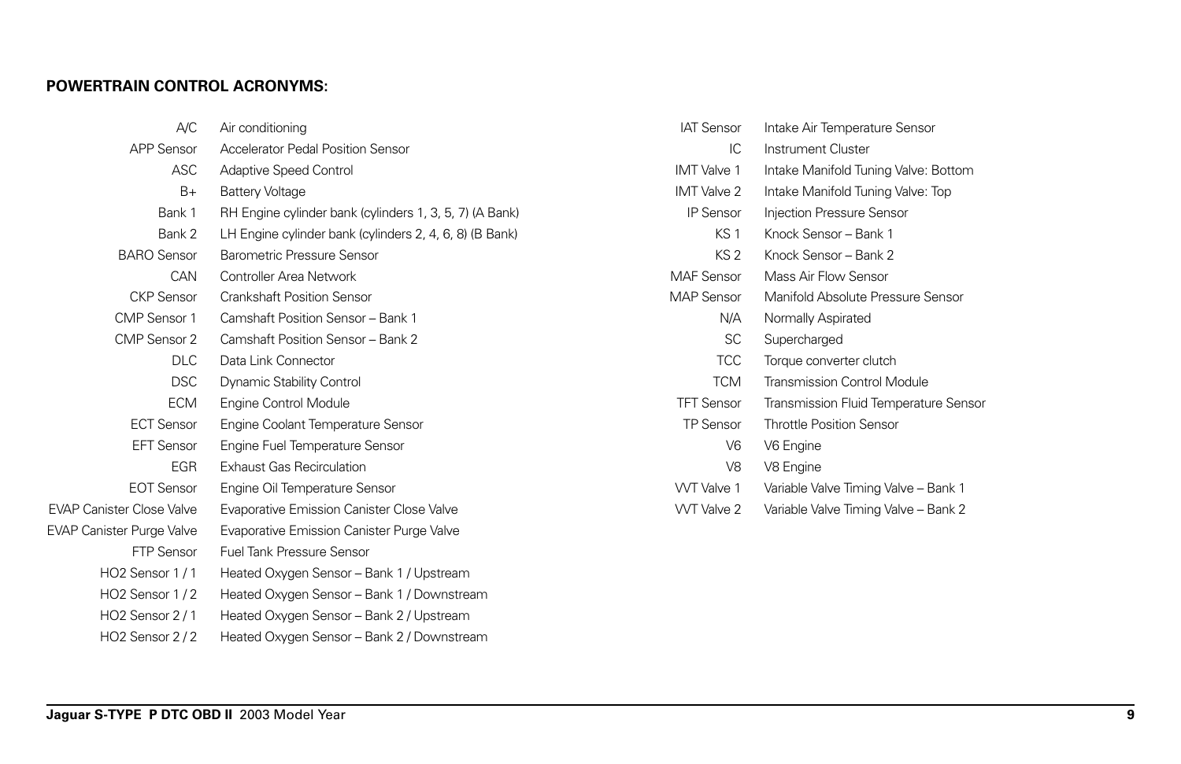**POWERTRAIN CONTROL ACRONYMS:**

| Acronym | Meaning |
|---|---|
| A/C | Air conditioning |
| APP Sensor | Accelerator Pedal Position Sensor |
| ASC | Adaptive Speed Control |
| B+ | Battery Voltage |
| Bank 1 | RH Engine cylinder bank (cylinders 1, 3, 5, 7) (A Bank) |
| Bank 2 | LH Engine cylinder bank (cylinders 2, 4, 6, 8) (B Bank) |
| BARO Sensor | Barometric Pressure Sensor |
| CAN | Controller Area Network |
| CKP Sensor | Crankshaft Position Sensor |
| CMP Sensor 1 | Camshaft Position Sensor – Bank 1 |
| CMP Sensor 2 | Camshaft Position Sensor – Bank 2 |
| DLC | Data Link Connector |
| DSC | Dynamic Stability Control |
| ECM | Engine Control Module |
| ECT Sensor | Engine Coolant Temperature Sensor |
| EFT Sensor | Engine Fuel Temperature Sensor |
| EGR | Exhaust Gas Recirculation |
| EOT Sensor | Engine Oil Temperature Sensor |
| EVAP Canister Close Valve | Evaporative Emission Canister Close Valve |
| EVAP Canister Purge Valve | Evaporative Emission Canister Purge Valve |
| FTP Sensor | Fuel Tank Pressure Sensor |
| HO2 Sensor 1 / 1 | Heated Oxygen Sensor – Bank 1 / Upstream |
| HO2 Sensor 1 / 2 | Heated Oxygen Sensor – Bank 1 / Downstream |
| HO2 Sensor 2 / 1 | Heated Oxygen Sensor – Bank 2 / Upstream |
| HO2 Sensor 2 / 2 | Heated Oxygen Sensor – Bank 2 / Downstream |
| IAT Sensor | Intake Air Temperature Sensor |
| IC | Instrument Cluster |
| IMT Valve 1 | Intake Manifold Tuning Valve: Bottom |
| IMT Valve 2 | Intake Manifold Tuning Valve: Top |
| IP Sensor | Injection Pressure Sensor |
| KS 1 | Knock Sensor – Bank 1 |
| KS 2 | Knock Sensor – Bank 2 |
| MAF Sensor | Mass Air Flow Sensor |
| MAP Sensor | Manifold Absolute Pressure Sensor |
| N/A | Normally Aspirated |
| SC | Supercharged |
| TCC | Torque converter clutch |
| TCM | Transmission Control Module |
| TFT Sensor | Transmission Fluid Temperature Sensor |
| TP Sensor | Throttle Position Sensor |
| V6 | V6 Engine |
| V8 | V8 Engine |
| VVT Valve 1 | Variable Valve Timing Valve – Bank 1 |
| VVT Valve 2 | Variable Valve Timing Valve – Bank 2 |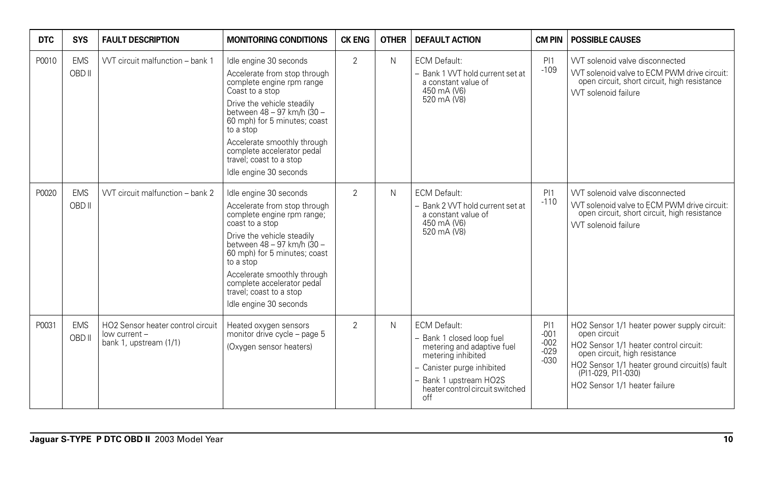| DTC | SYS | FAULT DESCRIPTION | MONITORING CONDITIONS | CK ENG | OTHER | DEFAULT ACTION | CM PIN | POSSIBLE CAUSES |
|---|---|---|---|---|---|---|---|---|
| P0010 | EMS OBD II | VVT circuit malfunction – bank 1 | Idle engine 30 seconds<br>Accelerate from stop through complete engine rpm range Coast to a stop<br>Drive the vehicle steadily between 48 – 97 km/h (30 – 60 mph) for 5 minutes; coast to a stop<br>Accelerate smoothly through complete accelerator pedal travel; coast to a stop<br>Idle engine 30 seconds | 2 | N | ECM Default:<br>– Bank 1 VVT hold current set at a constant value of 450 mA (V6) 520 mA (V8) | PI1 -109 | VVT solenoid valve disconnected<br>VVT solenoid valve to ECM PWM drive circuit: open circuit, short circuit, high resistance<br>VVT solenoid failure |
| P0020 | EMS OBD II | VVT circuit malfunction – bank 2 | Idle engine 30 seconds<br>Accelerate from stop through complete engine rpm range; coast to a stop<br>Drive the vehicle steadily between 48 – 97 km/h (30 – 60 mph) for 5 minutes; coast to a stop<br>Accelerate smoothly through complete accelerator pedal travel; coast to a stop<br>Idle engine 30 seconds | 2 | N | ECM Default:<br>– Bank 2 VVT hold current set at a constant value of 450 mA (V6) 520 mA (V8) | PI1 -110 | VVT solenoid valve disconnected<br>VVT solenoid valve to ECM PWM drive circuit: open circuit, short circuit, high resistance<br>VVT solenoid failure |
| P0031 | EMS OBD II | HO2 Sensor heater control circuit low current – bank 1, upstream (1/1) | Heated oxygen sensors monitor drive cycle – page 5<br>(Oxygen sensor heaters) | 2 | N | ECM Default:<br>– Bank 1 closed loop fuel metering and adaptive fuel metering inhibited<br>– Canister purge inhibited<br>– Bank 1 upstream HO2S heater control circuit switched off | PI1 -001 -002 -029 -030 | HO2 Sensor 1/1 heater power supply circuit: open circuit<br>HO2 Sensor 1/1 heater control circuit: open circuit, high resistance<br>HO2 Sensor 1/1 heater ground circuit(s) fault (PI1-029, PI1-030)<br>HO2 Sensor 1/1 heater failure |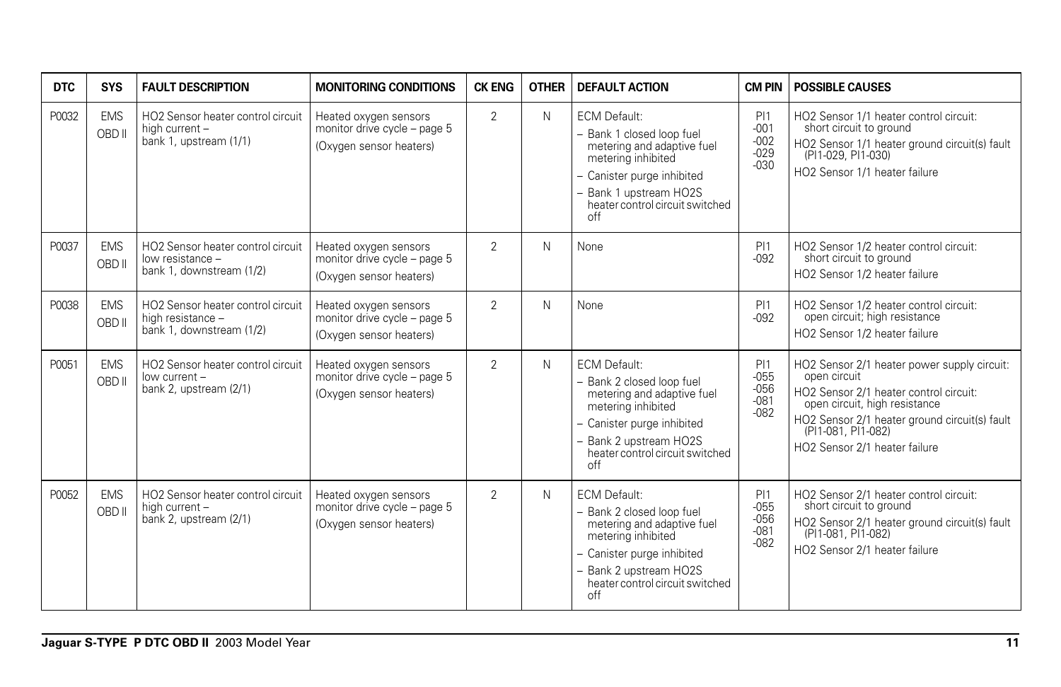| DTC | SYS | FAULT DESCRIPTION | MONITORING CONDITIONS | CK ENG | OTHER | DEFAULT ACTION | CM PIN | POSSIBLE CAUSES |
|---|---|---|---|---|---|---|---|---|
| P0032 | EMS OBD II | HO2 Sensor heater control circuit high current – bank 1, upstream (1/1) | Heated oxygen sensors monitor drive cycle – page 5 (Oxygen sensor heaters) | 2 | N | ECM Default:<br>– Bank 1 closed loop fuel metering and adaptive fuel metering inhibited<br>– Canister purge inhibited<br>– Bank 1 upstream HO2S heater control circuit switched off | PI1 -001 -002 -029 -030 | HO2 Sensor 1/1 heater control circuit: short circuit to ground<br>HO2 Sensor 1/1 heater ground circuit(s) fault (PI1-029, PI1-030)<br>HO2 Sensor 1/1 heater failure |
| P0037 | EMS OBD II | HO2 Sensor heater control circuit low resistance – bank 1, downstream (1/2) | Heated oxygen sensors monitor drive cycle – page 5 (Oxygen sensor heaters) | 2 | N | None | PI1 -092 | HO2 Sensor 1/2 heater control circuit: short circuit to ground<br>HO2 Sensor 1/2 heater failure |
| P0038 | EMS OBD II | HO2 Sensor heater control circuit high resistance – bank 1, downstream (1/2) | Heated oxygen sensors monitor drive cycle – page 5 (Oxygen sensor heaters) | 2 | N | None | PI1 -092 | HO2 Sensor 1/2 heater control circuit: open circuit; high resistance<br>HO2 Sensor 1/2 heater failure |
| P0051 | EMS OBD II | HO2 Sensor heater control circuit low current – bank 2, upstream (2/1) | Heated oxygen sensors monitor drive cycle – page 5 (Oxygen sensor heaters) | 2 | N | ECM Default:<br>– Bank 2 closed loop fuel metering and adaptive fuel metering inhibited<br>– Canister purge inhibited<br>– Bank 2 upstream HO2S heater control circuit switched off | PI1 -055 -056 -081 -082 | HO2 Sensor 2/1 heater power supply circuit: open circuit<br>HO2 Sensor 2/1 heater control circuit: open circuit, high resistance<br>HO2 Sensor 2/1 heater ground circuit(s) fault (PI1-081, PI1-082)<br>HO2 Sensor 2/1 heater failure |
| P0052 | EMS OBD II | HO2 Sensor heater control circuit high current – bank 2, upstream (2/1) | Heated oxygen sensors monitor drive cycle – page 5 (Oxygen sensor heaters) | 2 | N | ECM Default:<br>– Bank 2 closed loop fuel metering and adaptive fuel metering inhibited<br>– Canister purge inhibited<br>– Bank 2 upstream HO2S heater control circuit switched off | PI1 -055 -056 -081 -082 | HO2 Sensor 2/1 heater control circuit: short circuit to ground<br>HO2 Sensor 2/1 heater ground circuit(s) fault (PI1-081, PI1-082)<br>HO2 Sensor 2/1 heater failure |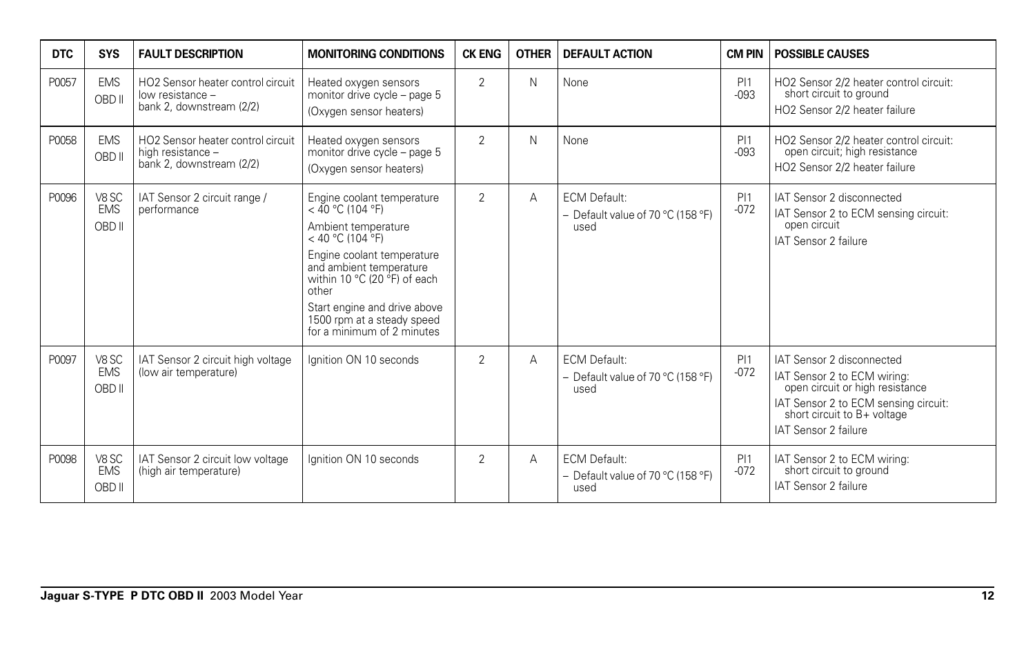| DTC | SYS | FAULT DESCRIPTION | MONITORING CONDITIONS | CK ENG | OTHER | DEFAULT ACTION | CM PIN | POSSIBLE CAUSES |
|---|---|---|---|---|---|---|---|---|
| P0057 | EMS OBD II | HO2 Sensor heater control circuit low resistance – bank 2, downstream (2/2) | Heated oxygen sensors monitor drive cycle – page 5 (Oxygen sensor heaters) | 2 | N | None | PI1 -093 | HO2 Sensor 2/2 heater control circuit: short circuit to ground<br>HO2 Sensor 2/2 heater failure |
| P0058 | EMS OBD II | HO2 Sensor heater control circuit high resistance – bank 2, downstream (2/2) | Heated oxygen sensors monitor drive cycle – page 5 (Oxygen sensor heaters) | 2 | N | None | PI1 -093 | HO2 Sensor 2/2 heater control circuit: open circuit; high resistance<br>HO2 Sensor 2/2 heater failure |
| P0096 | V8 SC EMS OBD II | IAT Sensor 2 circuit range / performance | Engine coolant temperature < 40 °C (104 °F)<br>Ambient temperature < 40 °C (104 °F)<br>Engine coolant temperature and ambient temperature within 10 °C (20 °F) of each other<br>Start engine and drive above 1500 rpm at a steady speed for a minimum of 2 minutes | 2 | A | ECM Default:<br>– Default value of 70 °C (158 °F) used | PI1 -072 | IAT Sensor 2 disconnected<br>IAT Sensor 2 to ECM sensing circuit: open circuit<br>IAT Sensor 2 failure |
| P0097 | V8 SC EMS OBD II | IAT Sensor 2 circuit high voltage (low air temperature) | Ignition ON 10 seconds | 2 | A | ECM Default:<br>– Default value of 70 °C (158 °F) used | PI1 -072 | IAT Sensor 2 disconnected<br>IAT Sensor 2 to ECM wiring: open circuit or high resistance<br>IAT Sensor 2 to ECM sensing circuit: short circuit to B+ voltage<br>IAT Sensor 2 failure |
| P0098 | V8 SC EMS OBD II | IAT Sensor 2 circuit low voltage (high air temperature) | Ignition ON 10 seconds | 2 | A | ECM Default:<br>– Default value of 70 °C (158 °F) used | PI1 -072 | IAT Sensor 2 to ECM wiring: short circuit to ground<br>IAT Sensor 2 failure |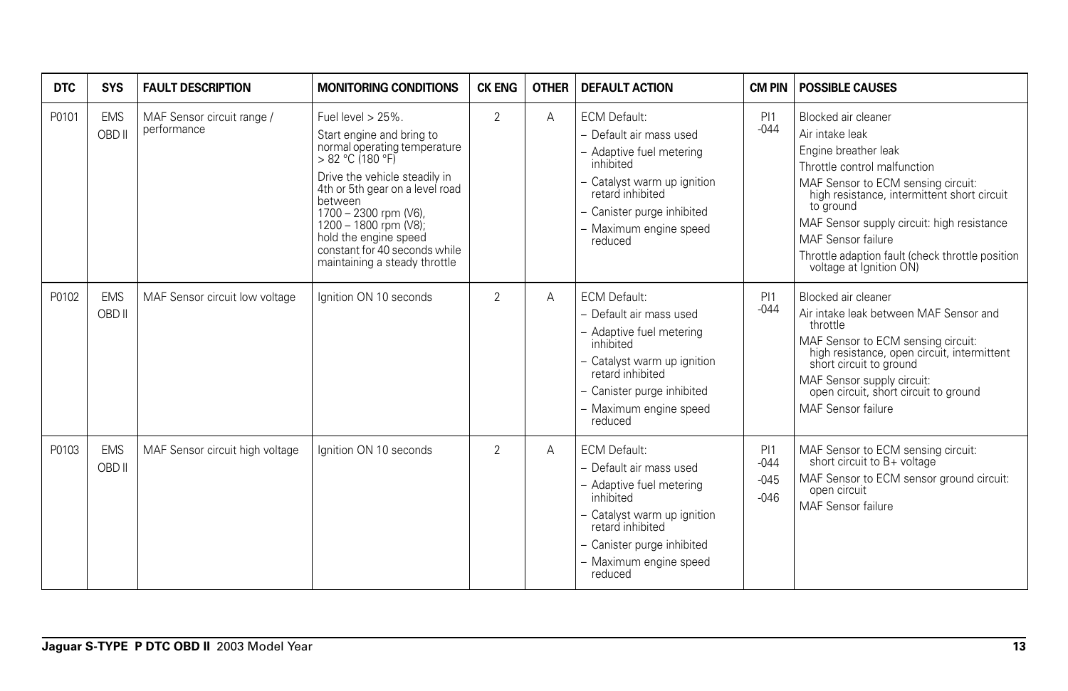| DTC | SYS | FAULT DESCRIPTION | MONITORING CONDITIONS | CK ENG | OTHER | DEFAULT ACTION | CM PIN | POSSIBLE CAUSES |
|---|---|---|---|---|---|---|---|---|
| P0101 | EMS OBD II | MAF Sensor circuit range / performance | Fuel level > 25%.<br>Start engine and bring to normal operating temperature > 82 °C (180 °F)<br>Drive the vehicle steadily in 4th or 5th gear on a level road between 1700 – 2300 rpm (V6), 1200 – 1800 rpm (V8); hold the engine speed constant for 40 seconds while maintaining a steady throttle | 2 | A | ECM Default:<br>– Default air mass used<br>– Adaptive fuel metering inhibited<br>– Catalyst warm up ignition retard inhibited<br>– Canister purge inhibited<br>– Maximum engine speed reduced | PI1 -044 | Blocked air cleaner<br>Air intake leak<br>Engine breather leak<br>Throttle control malfunction<br>MAF Sensor to ECM sensing circuit: high resistance, intermittent short circuit to ground<br>MAF Sensor supply circuit: high resistance<br>MAF Sensor failure<br>Throttle adaption fault (check throttle position voltage at Ignition ON) |
| P0102 | EMS OBD II | MAF Sensor circuit low voltage | Ignition ON 10 seconds | 2 | A | ECM Default:<br>– Default air mass used<br>– Adaptive fuel metering inhibited<br>– Catalyst warm up ignition retard inhibited<br>– Canister purge inhibited<br>– Maximum engine speed reduced | PI1 -044 | Blocked air cleaner<br>Air intake leak between MAF Sensor and throttle<br>MAF Sensor to ECM sensing circuit: high resistance, open circuit, intermittent short circuit to ground<br>MAF Sensor supply circuit: open circuit, short circuit to ground<br>MAF Sensor failure |
| P0103 | EMS OBD II | MAF Sensor circuit high voltage | Ignition ON 10 seconds | 2 | A | ECM Default:<br>– Default air mass used<br>– Adaptive fuel metering inhibited<br>– Catalyst warm up ignition retard inhibited<br>– Canister purge inhibited<br>– Maximum engine speed reduced | PI1 -044 -045 -046 | MAF Sensor to ECM sensing circuit: short circuit to B+ voltage<br>MAF Sensor to ECM sensor ground circuit: open circuit<br>MAF Sensor failure |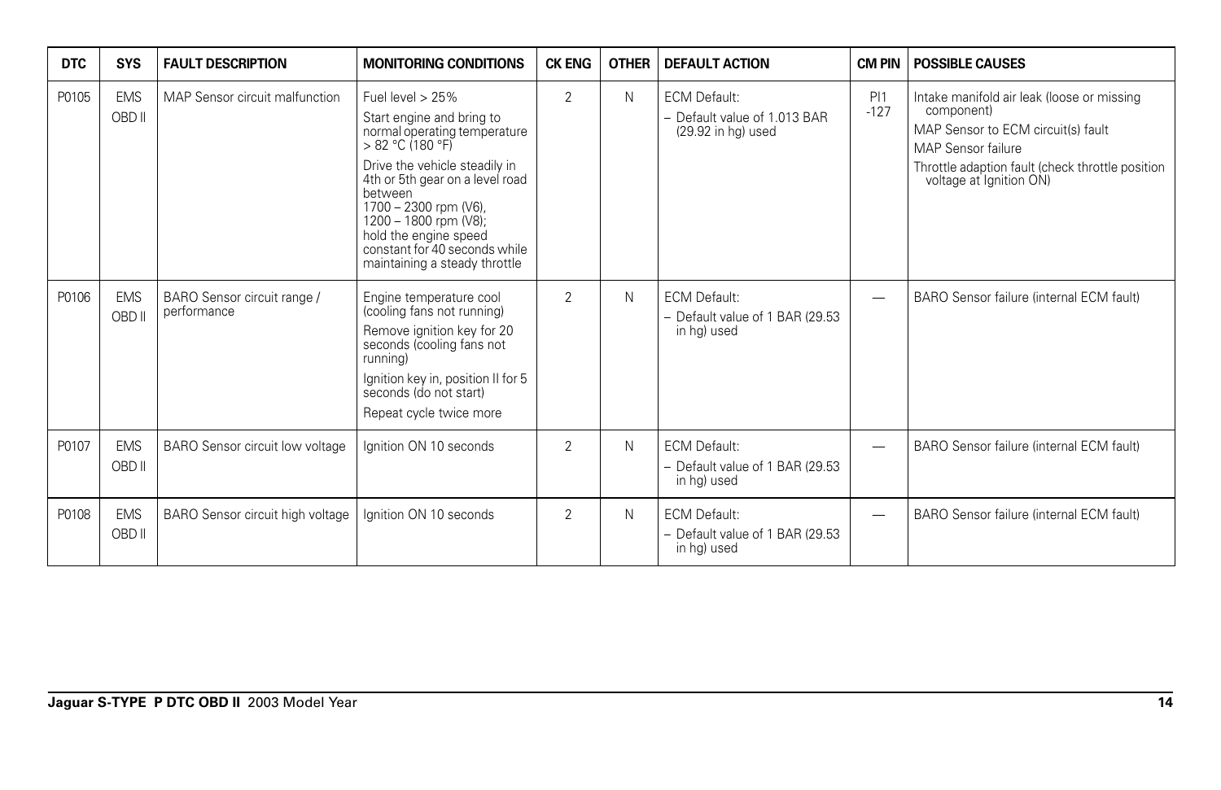| DTC | SYS | FAULT DESCRIPTION | MONITORING CONDITIONS | CK ENG | OTHER | DEFAULT ACTION | CM PIN | POSSIBLE CAUSES |
|---|---|---|---|---|---|---|---|---|
| P0105 | EMS OBD II | MAP Sensor circuit malfunction | Fuel level > 25%<br>Start engine and bring to normal operating temperature > 82 °C (180 °F)<br>Drive the vehicle steadily in 4th or 5th gear on a level road between 1700 – 2300 rpm (V6), 1200 – 1800 rpm (V8); hold the engine speed constant for 40 seconds while maintaining a steady throttle | 2 | N | ECM Default:<br>– Default value of 1.013 BAR (29.92 in hg) used | PI1 -127 | Intake manifold air leak (loose or missing component)<br>MAP Sensor to ECM circuit(s) fault<br>MAP Sensor failure<br>Throttle adaption fault (check throttle position voltage at Ignition ON) |
| P0106 | EMS OBD II | BARO Sensor circuit range / performance | Engine temperature cool (cooling fans not running)<br>Remove ignition key for 20 seconds (cooling fans not running)<br>Ignition key in, position II for 5 seconds (do not start)<br>Repeat cycle twice more | 2 | N | ECM Default:<br>– Default value of 1 BAR (29.53 in hg) used | — | BARO Sensor failure (internal ECM fault) |
| P0107 | EMS OBD II | BARO Sensor circuit low voltage | Ignition ON 10 seconds | 2 | N | ECM Default:<br>– Default value of 1 BAR (29.53 in hg) used | — | BARO Sensor failure (internal ECM fault) |
| P0108 | EMS OBD II | BARO Sensor circuit high voltage | Ignition ON 10 seconds | 2 | N | ECM Default:<br>– Default value of 1 BAR (29.53 in hg) used | — | BARO Sensor failure (internal ECM fault) |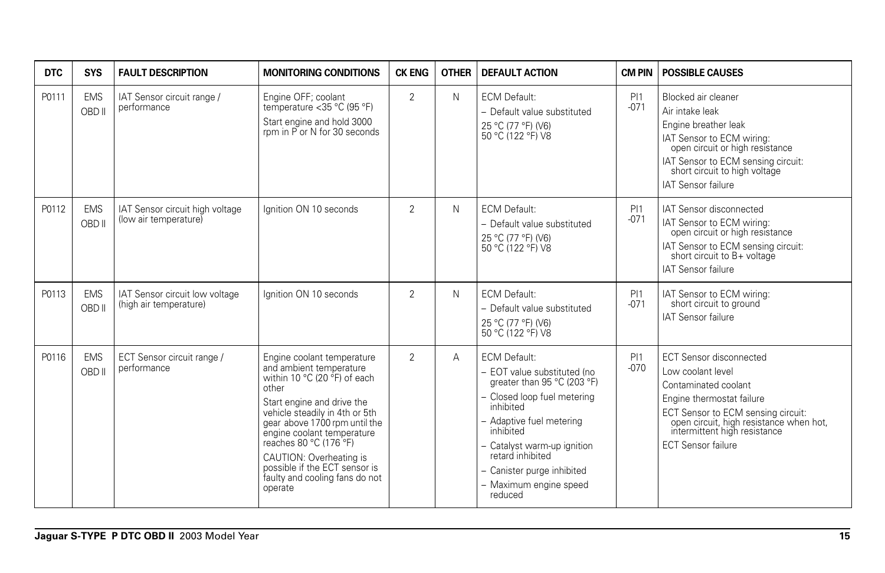| DTC | SYS | FAULT DESCRIPTION | MONITORING CONDITIONS | CK ENG | OTHER | DEFAULT ACTION | CM PIN | POSSIBLE CAUSES |
|---|---|---|---|---|---|---|---|---|
| P0111 | EMS OBD II | IAT Sensor circuit range / performance | Engine OFF; coolant temperature <35 °C (95 °F)<br>Start engine and hold 3000 rpm in P or N for 30 seconds | 2 | N | ECM Default:<br>– Default value substituted<br>25 °C (77 °F) (V6)<br>50 °C (122 °F) V8 | PI1 -071 | Blocked air cleaner<br>Air intake leak<br>Engine breather leak<br>IAT Sensor to ECM wiring: open circuit or high resistance<br>IAT Sensor to ECM sensing circuit: short circuit to high voltage<br>IAT Sensor failure |
| P0112 | EMS OBD II | IAT Sensor circuit high voltage (low air temperature) | Ignition ON 10 seconds | 2 | N | ECM Default:<br>– Default value substituted<br>25 °C (77 °F) (V6)<br>50 °C (122 °F) V8 | PI1 -071 | IAT Sensor disconnected<br>IAT Sensor to ECM wiring: open circuit or high resistance<br>IAT Sensor to ECM sensing circuit: short circuit to B+ voltage<br>IAT Sensor failure |
| P0113 | EMS OBD II | IAT Sensor circuit low voltage (high air temperature) | Ignition ON 10 seconds | 2 | N | ECM Default:<br>– Default value substituted<br>25 °C (77 °F) (V6)<br>50 °C (122 °F) V8 | PI1 -071 | IAT Sensor to ECM wiring: short circuit to ground<br>IAT Sensor failure |
| P0116 | EMS OBD II | ECT Sensor circuit range / performance | Engine coolant temperature and ambient temperature within 10 °C (20 °F) of each other<br>Start engine and drive the vehicle steadily in 4th or 5th gear above 1700 rpm until the engine coolant temperature reaches 80 °C (176 °F)<br>CAUTION: Overheating is possible if the ECT sensor is faulty and cooling fans do not operate | 2 | A | ECM Default:<br>– EOT value substituted (no greater than 95 °C (203 °F)<br>– Closed loop fuel metering inhibited<br>– Adaptive fuel metering inhibited<br>– Catalyst warm-up ignition retard inhibited<br>– Canister purge inhibited<br>– Maximum engine speed reduced | PI1 -070 | ECT Sensor disconnected<br>Low coolant level<br>Contaminated coolant<br>Engine thermostat failure<br>ECT Sensor to ECM sensing circuit: open circuit, high resistance when hot, intermittent high resistance<br>ECT Sensor failure |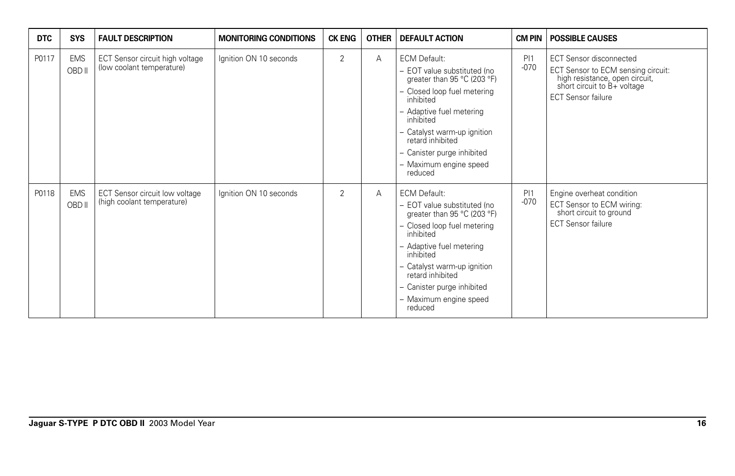| DTC | SYS | FAULT DESCRIPTION | MONITORING CONDITIONS | CK ENG | OTHER | DEFAULT ACTION | CM PIN | POSSIBLE CAUSES |
|---|---|---|---|---|---|---|---|---|
| P0117 | EMS OBD II | ECT Sensor circuit high voltage (low coolant temperature) | Ignition ON 10 seconds | 2 | A | ECM Default:<br>– EOT value substituted (no greater than 95 °C (203 °F)<br>– Closed loop fuel metering inhibited<br>– Adaptive fuel metering inhibited<br>– Catalyst warm-up ignition retard inhibited<br>– Canister purge inhibited<br>– Maximum engine speed reduced | PI1 -070 | ECT Sensor disconnected<br>ECT Sensor to ECM sensing circuit: high resistance, open circuit, short circuit to B+ voltage<br>ECT Sensor failure |
| P0118 | EMS OBD II | ECT Sensor circuit low voltage (high coolant temperature) | Ignition ON 10 seconds | 2 | A | ECM Default:<br>– EOT value substituted (no greater than 95 °C (203 °F)<br>– Closed loop fuel metering inhibited<br>– Adaptive fuel metering inhibited<br>– Catalyst warm-up ignition retard inhibited<br>– Canister purge inhibited<br>– Maximum engine speed reduced | PI1 -070 | Engine overheat condition<br>ECT Sensor to ECM wiring: short circuit to ground<br>ECT Sensor failure |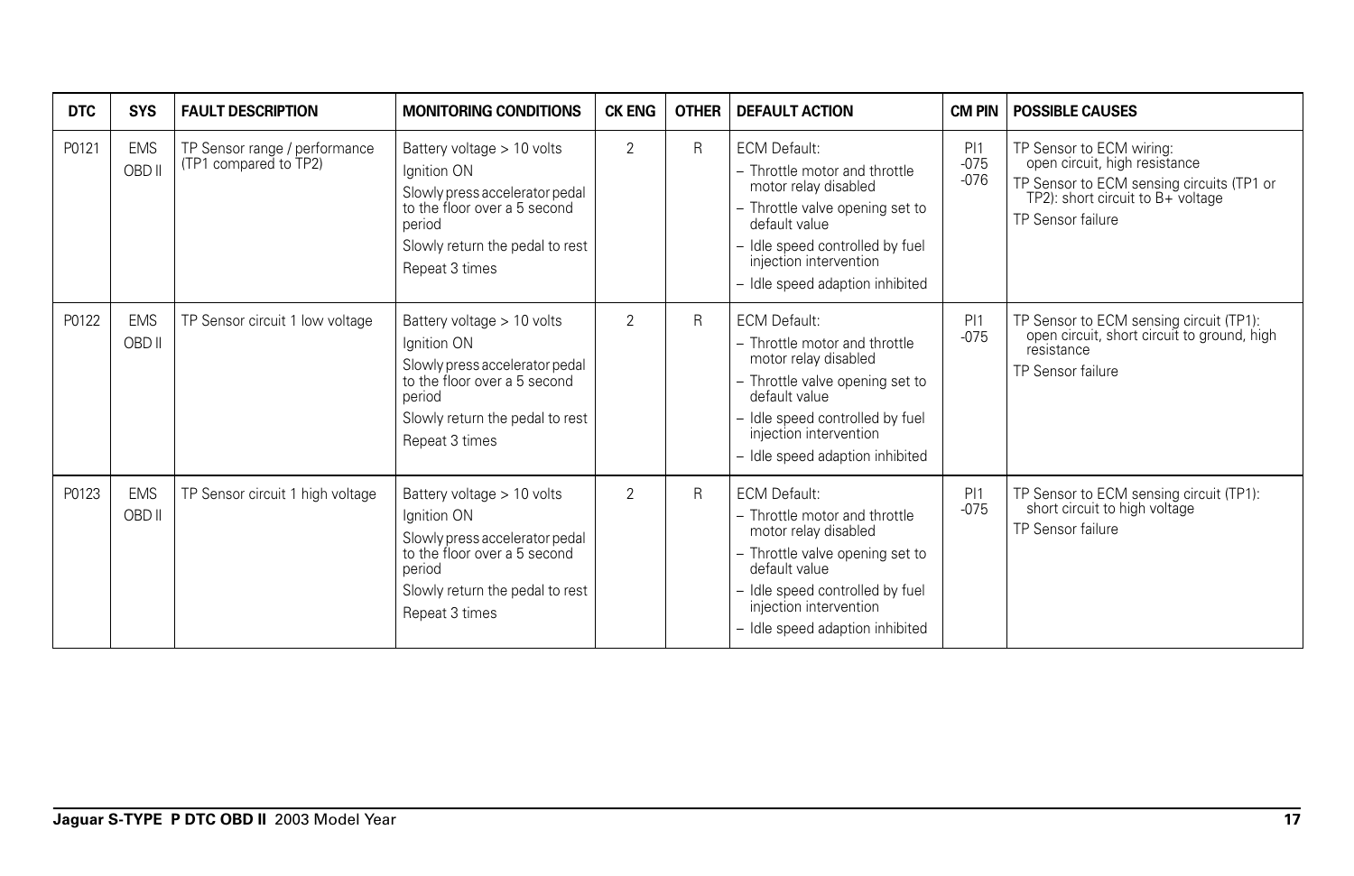| DTC | SYS | FAULT DESCRIPTION | MONITORING CONDITIONS | CK ENG | OTHER | DEFAULT ACTION | CM PIN | POSSIBLE CAUSES |
|---|---|---|---|---|---|---|---|---|
| P0121 | EMS OBD II | TP Sensor range / performance (TP1 compared to TP2) | Battery voltage > 10 volts<br>Ignition ON<br>Slowly press accelerator pedal to the floor over a 5 second period<br>Slowly return the pedal to rest<br>Repeat 3 times | 2 | R | ECM Default:<br>– Throttle motor and throttle motor relay disabled<br>– Throttle valve opening set to default value<br>– Idle speed controlled by fuel injection intervention<br>– Idle speed adaption inhibited | PI1 -075 -076 | TP Sensor to ECM wiring: open circuit, high resistance<br>TP Sensor to ECM sensing circuits (TP1 or TP2): short circuit to B+ voltage<br>TP Sensor failure |
| P0122 | EMS OBD II | TP Sensor circuit 1 low voltage | Battery voltage > 10 volts<br>Ignition ON<br>Slowly press accelerator pedal to the floor over a 5 second period<br>Slowly return the pedal to rest<br>Repeat 3 times | 2 | R | ECM Default:<br>– Throttle motor and throttle motor relay disabled<br>– Throttle valve opening set to default value<br>– Idle speed controlled by fuel injection intervention<br>– Idle speed adaption inhibited | PI1 -075 | TP Sensor to ECM sensing circuit (TP1): open circuit, short circuit to ground, high resistance<br>TP Sensor failure |
| P0123 | EMS OBD II | TP Sensor circuit 1 high voltage | Battery voltage > 10 volts<br>Ignition ON<br>Slowly press accelerator pedal to the floor over a 5 second period<br>Slowly return the pedal to rest<br>Repeat 3 times | 2 | R | ECM Default:<br>– Throttle motor and throttle motor relay disabled<br>– Throttle valve opening set to default value<br>– Idle speed controlled by fuel injection intervention<br>– Idle speed adaption inhibited | PI1 -075 | TP Sensor to ECM sensing circuit (TP1): short circuit to high voltage<br>TP Sensor failure |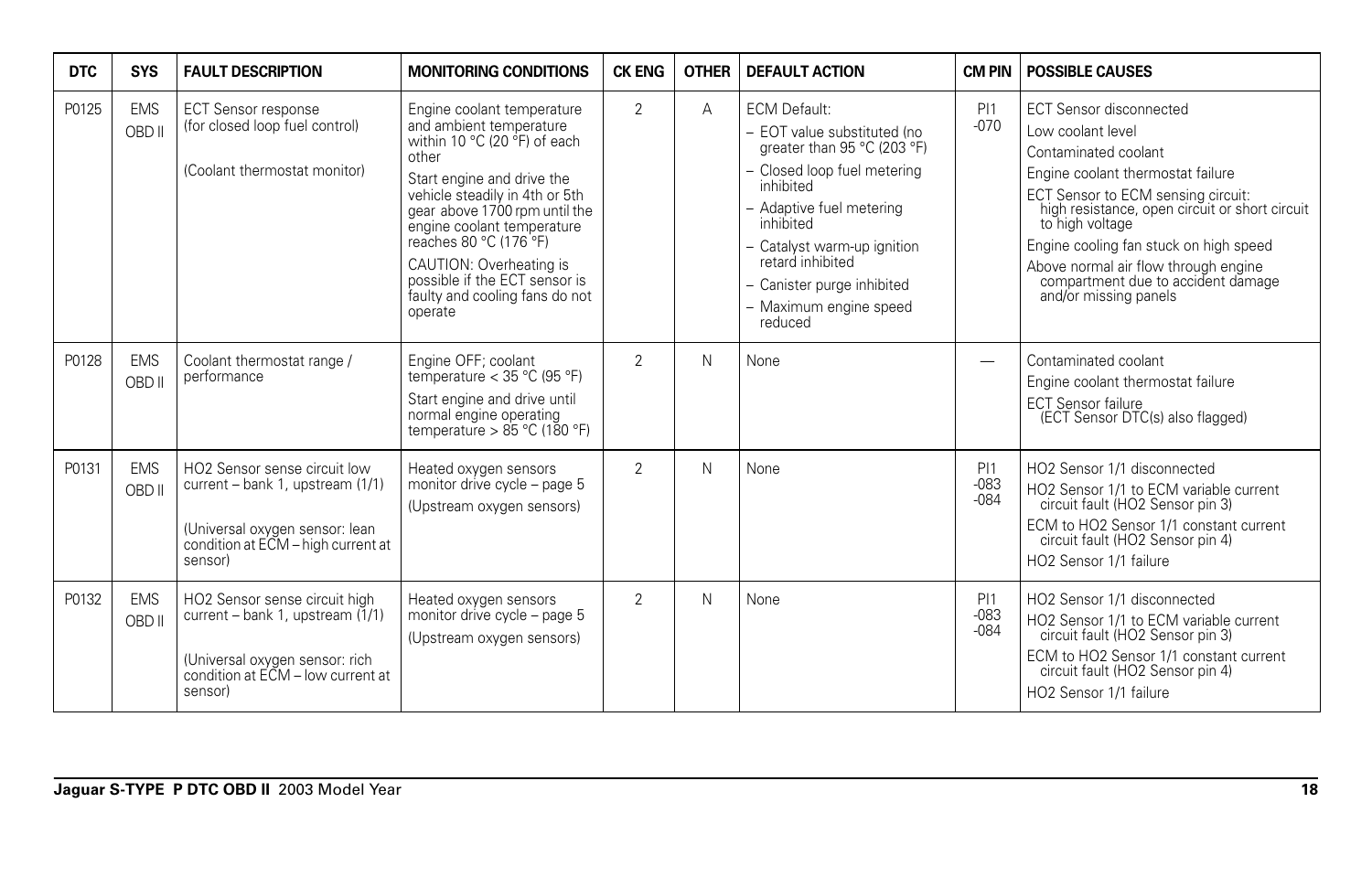| DTC | SYS | FAULT DESCRIPTION | MONITORING CONDITIONS | CK ENG | OTHER | DEFAULT ACTION | CM PIN | POSSIBLE CAUSES |
|---|---|---|---|---|---|---|---|---|
| P0125 | EMS OBD II | ECT Sensor response (for closed loop fuel control)<br><br>(Coolant thermostat monitor) | Engine coolant temperature and ambient temperature within 10 °C (20 °F) of each other<br><br>Start engine and drive the vehicle steadily in 4th or 5th gear above 1700 rpm until the engine coolant temperature reaches 80 °C (176 °F)<br><br>CAUTION: Overheating is possible if the ECT sensor is faulty and cooling fans do not operate | 2 | A | ECM Default:<br>– EOT value substituted (no greater than 95 °C (203 °F)<br>– Closed loop fuel metering inhibited<br>– Adaptive fuel metering inhibited<br>– Catalyst warm-up ignition retard inhibited<br>– Canister purge inhibited<br>– Maximum engine speed reduced | PI1 -070 | ECT Sensor disconnected<br>Low coolant level<br>Contaminated coolant<br>Engine coolant thermostat failure<br>ECT Sensor to ECM sensing circuit: high resistance, open circuit or short circuit to high voltage<br>Engine cooling fan stuck on high speed<br>Above normal air flow through engine compartment due to accident damage and/or missing panels |
| P0128 | EMS OBD II | Coolant thermostat range / performance | Engine OFF; coolant temperature < 35 °C (95 °F)<br><br>Start engine and drive until normal engine operating temperature > 85 °C (180 °F) | 2 | N | None | — | Contaminated coolant<br>Engine coolant thermostat failure<br>ECT Sensor failure (ECT Sensor DTC(s) also flagged) |
| P0131 | EMS OBD II | HO2 Sensor sense circuit low current – bank 1, upstream (1/1)<br><br>(Universal oxygen sensor: lean condition at ECM – high current at sensor) | Heated oxygen sensors monitor drive cycle – page 5<br><br>(Upstream oxygen sensors) | 2 | N | None | PI1 -083 -084 | HO2 Sensor 1/1 disconnected<br>HO2 Sensor 1/1 to ECM variable current circuit fault (HO2 Sensor pin 3)<br>ECM to HO2 Sensor 1/1 constant current circuit fault (HO2 Sensor pin 4)<br>HO2 Sensor 1/1 failure |
| P0132 | EMS OBD II | HO2 Sensor sense circuit high current – bank 1, upstream (1/1)<br><br>(Universal oxygen sensor: rich condition at ECM – low current at sensor) | Heated oxygen sensors monitor drive cycle – page 5<br><br>(Upstream oxygen sensors) | 2 | N | None | PI1 -083 -084 | HO2 Sensor 1/1 disconnected<br>HO2 Sensor 1/1 to ECM variable current circuit fault (HO2 Sensor pin 3)<br>ECM to HO2 Sensor 1/1 constant current circuit fault (HO2 Sensor pin 4)<br>HO2 Sensor 1/1 failure |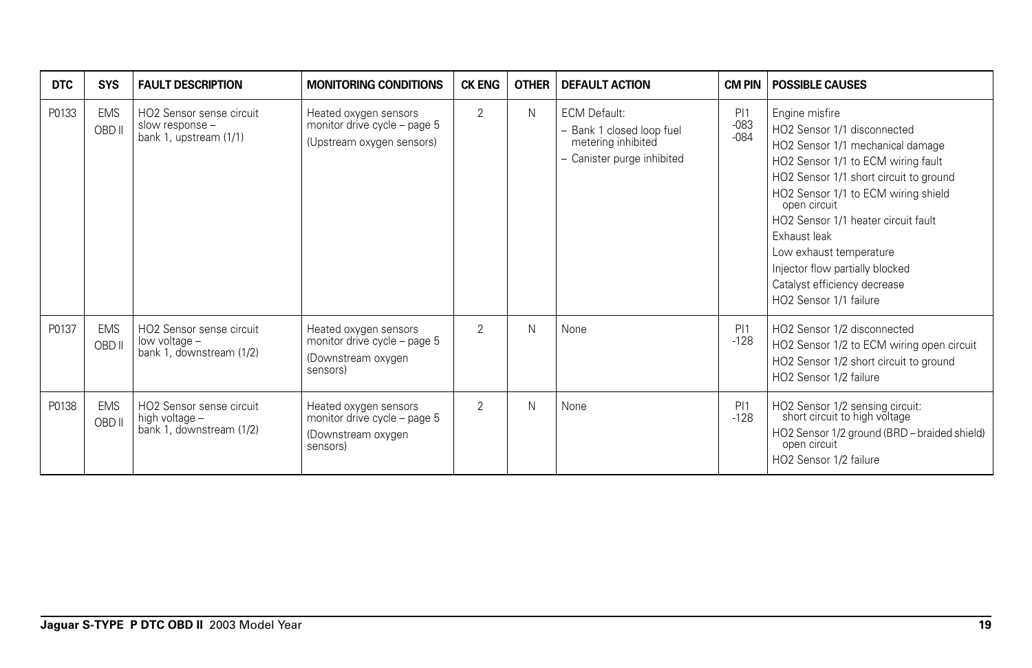| DTC | SYS | FAULT DESCRIPTION | MONITORING CONDITIONS | CK ENG | OTHER | DEFAULT ACTION | CM PIN | POSSIBLE CAUSES |
|---|---|---|---|---|---|---|---|---|
| P0133 | EMS OBD II | HO2 Sensor sense circuit slow response – bank 1, upstream (1/1) | Heated oxygen sensors monitor drive cycle – page 5 (Upstream oxygen sensors) | 2 | N | ECM Default: – Bank 1 closed loop fuel metering inhibited – Canister purge inhibited | PI1 -083 -084 | Engine misfire<br>HO2 Sensor 1/1 disconnected<br>HO2 Sensor 1/1 mechanical damage<br>HO2 Sensor 1/1 to ECM wiring fault<br>HO2 Sensor 1/1 short circuit to ground<br>HO2 Sensor 1/1 to ECM wiring shield open circuit<br>HO2 Sensor 1/1 heater circuit fault<br>Exhaust leak<br>Low exhaust temperature<br>Injector flow partially blocked<br>Catalyst efficiency decrease<br>HO2 Sensor 1/1 failure |
| P0137 | EMS OBD II | HO2 Sensor sense circuit low voltage – bank 1, downstream (1/2) | Heated oxygen sensors monitor drive cycle – page 5 (Downstream oxygen sensors) | 2 | N | None | PI1 -128 | HO2 Sensor 1/2 disconnected<br>HO2 Sensor 1/2 to ECM wiring open circuit<br>HO2 Sensor 1/2 short circuit to ground<br>HO2 Sensor 1/2 failure |
| P0138 | EMS OBD II | HO2 Sensor sense circuit high voltage – bank 1, downstream (1/2) | Heated oxygen sensors monitor drive cycle – page 5 (Downstream oxygen sensors) | 2 | N | None | PI1 -128 | HO2 Sensor 1/2 sensing circuit: short circuit to high voltage<br>HO2 Sensor 1/2 ground (BRD – braided shield) open circuit<br>HO2 Sensor 1/2 failure |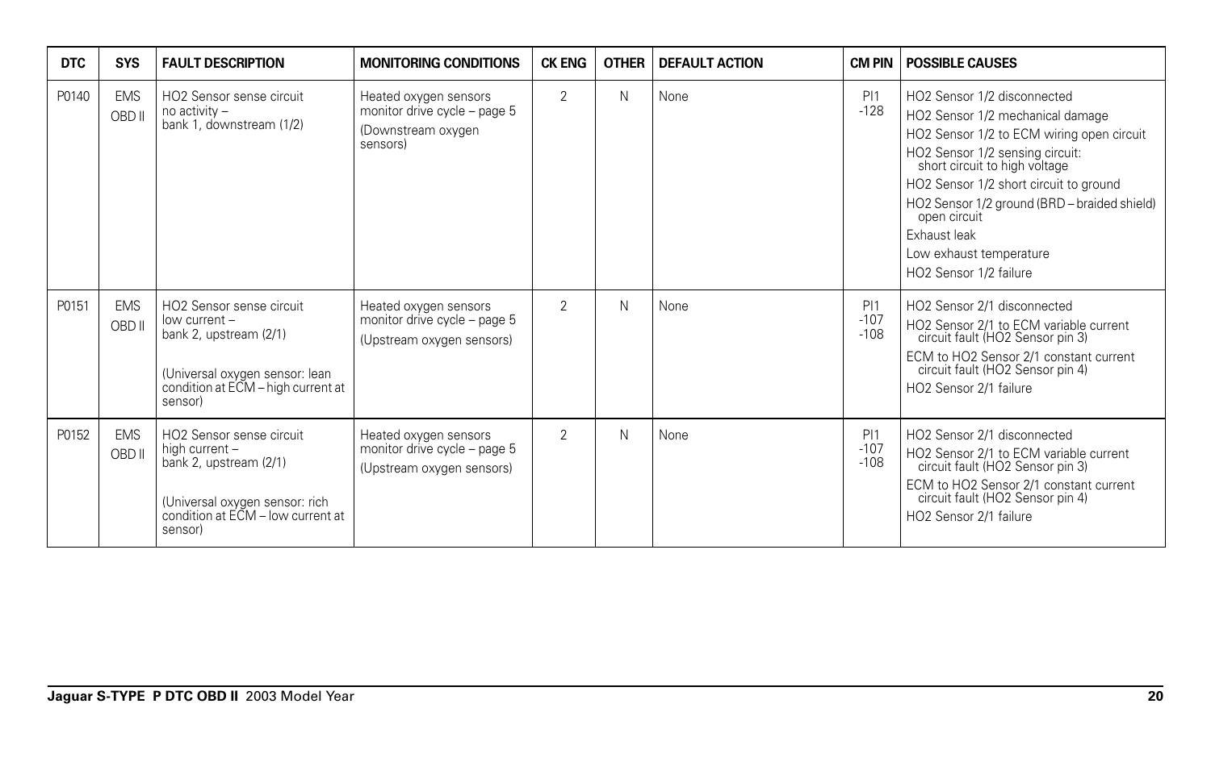| DTC | SYS | FAULT DESCRIPTION | MONITORING CONDITIONS | CK ENG | OTHER | DEFAULT ACTION | CM PIN | POSSIBLE CAUSES |
|---|---|---|---|---|---|---|---|---|
| P0140 | EMS OBD II | HO2 Sensor sense circuit no activity – bank 1, downstream (1/2) | Heated oxygen sensors monitor drive cycle – page 5 (Downstream oxygen sensors) | 2 | N | None | PI1 -128 | HO2 Sensor 1/2 disconnected<br>HO2 Sensor 1/2 mechanical damage<br>HO2 Sensor 1/2 to ECM wiring open circuit<br>HO2 Sensor 1/2 sensing circuit: short circuit to high voltage<br>HO2 Sensor 1/2 short circuit to ground<br>HO2 Sensor 1/2 ground (BRD – braided shield) open circuit<br>Exhaust leak<br>Low exhaust temperature<br>HO2 Sensor 1/2 failure |
| P0151 | EMS OBD II | HO2 Sensor sense circuit low current – bank 2, upstream (2/1)<br><br>(Universal oxygen sensor: lean condition at ECM – high current at sensor) | Heated oxygen sensors monitor drive cycle – page 5 (Upstream oxygen sensors) | 2 | N | None | PI1 -107 -108 | HO2 Sensor 2/1 disconnected<br>HO2 Sensor 2/1 to ECM variable current circuit fault (HO2 Sensor pin 3)<br>ECM to HO2 Sensor 2/1 constant current circuit fault (HO2 Sensor pin 4)<br>HO2 Sensor 2/1 failure |
| P0152 | EMS OBD II | HO2 Sensor sense circuit high current – bank 2, upstream (2/1)<br><br>(Universal oxygen sensor: rich condition at ECM – low current at sensor) | Heated oxygen sensors monitor drive cycle – page 5 (Upstream oxygen sensors) | 2 | N | None | PI1 -107 -108 | HO2 Sensor 2/1 disconnected<br>HO2 Sensor 2/1 to ECM variable current circuit fault (HO2 Sensor pin 3)<br>ECM to HO2 Sensor 2/1 constant current circuit fault (HO2 Sensor pin 4)<br>HO2 Sensor 2/1 failure |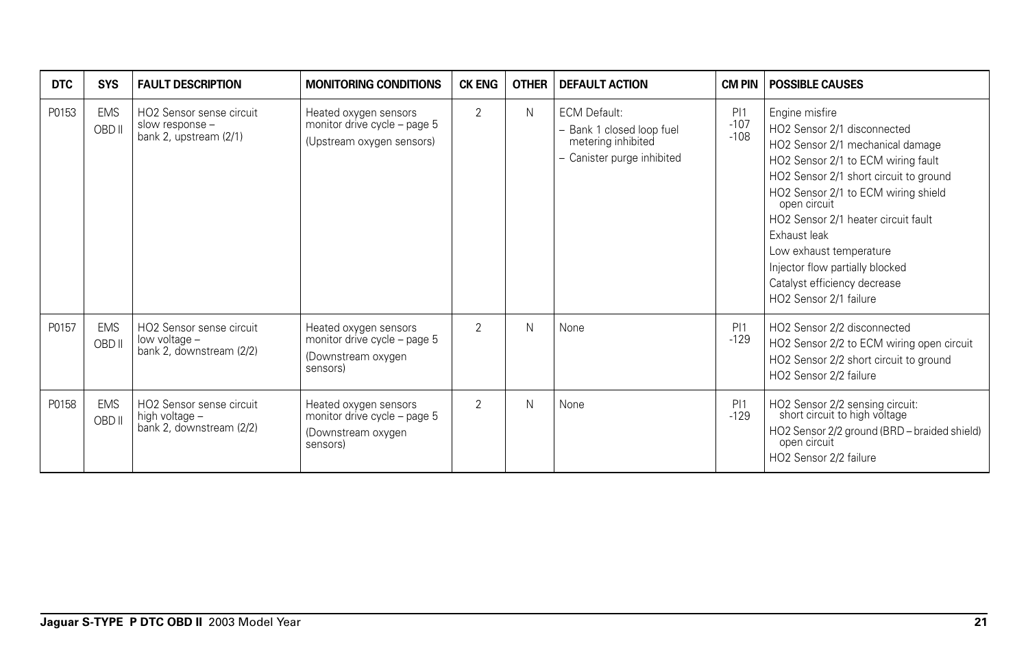| DTC | SYS | FAULT DESCRIPTION | MONITORING CONDITIONS | CK ENG | OTHER | DEFAULT ACTION | CM PIN | POSSIBLE CAUSES |
|---|---|---|---|---|---|---|---|---|
| P0153 | EMS OBD II | HO2 Sensor sense circuit slow response – bank 2, upstream (2/1) | Heated oxygen sensors monitor drive cycle – page 5 (Upstream oxygen sensors) | 2 | N | ECM Default: – Bank 1 closed loop fuel metering inhibited – Canister purge inhibited | PI1 -107 -108 | Engine misfire<br>HO2 Sensor 2/1 disconnected<br>HO2 Sensor 2/1 mechanical damage<br>HO2 Sensor 2/1 to ECM wiring fault<br>HO2 Sensor 2/1 short circuit to ground<br>HO2 Sensor 2/1 to ECM wiring shield open circuit<br>HO2 Sensor 2/1 heater circuit fault<br>Exhaust leak<br>Low exhaust temperature<br>Injector flow partially blocked<br>Catalyst efficiency decrease<br>HO2 Sensor 2/1 failure |
| P0157 | EMS OBD II | HO2 Sensor sense circuit low voltage – bank 2, downstream (2/2) | Heated oxygen sensors monitor drive cycle – page 5 (Downstream oxygen sensors) | 2 | N | None | PI1 -129 | HO2 Sensor 2/2 disconnected<br>HO2 Sensor 2/2 to ECM wiring open circuit<br>HO2 Sensor 2/2 short circuit to ground<br>HO2 Sensor 2/2 failure |
| P0158 | EMS OBD II | HO2 Sensor sense circuit high voltage – bank 2, downstream (2/2) | Heated oxygen sensors monitor drive cycle – page 5 (Downstream oxygen sensors) | 2 | N | None | PI1 -129 | HO2 Sensor 2/2 sensing circuit: short circuit to high voltage<br>HO2 Sensor 2/2 ground (BRD – braided shield) open circuit<br>HO2 Sensor 2/2 failure |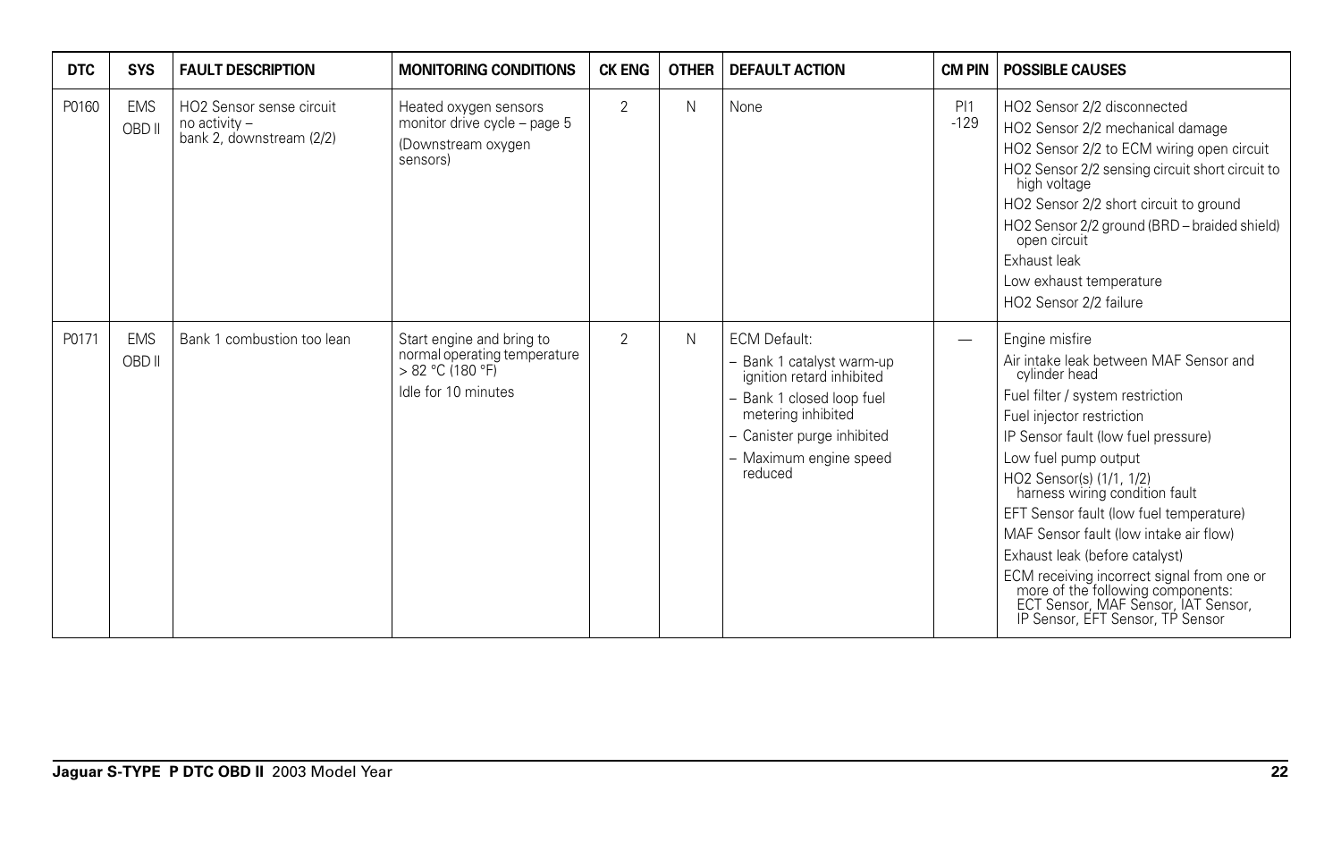| DTC | SYS | FAULT DESCRIPTION | MONITORING CONDITIONS | CK ENG | OTHER | DEFAULT ACTION | CM PIN | POSSIBLE CAUSES |
|---|---|---|---|---|---|---|---|---|
| P0160 | EMS OBD II | HO2 Sensor sense circuit no activity – bank 2, downstream (2/2) | Heated oxygen sensors monitor drive cycle – page 5<br>(Downstream oxygen sensors) | 2 | N | None | PI1 -129 | HO2 Sensor 2/2 disconnected<br>HO2 Sensor 2/2 mechanical damage<br>HO2 Sensor 2/2 to ECM wiring open circuit<br>HO2 Sensor 2/2 sensing circuit short circuit to high voltage<br>HO2 Sensor 2/2 short circuit to ground<br>HO2 Sensor 2/2 ground (BRD – braided shield) open circuit<br>Exhaust leak<br>Low exhaust temperature<br>HO2 Sensor 2/2 failure |
| P0171 | EMS OBD II | Bank 1 combustion too lean | Start engine and bring to normal operating temperature > 82 °C (180 °F)<br>Idle for 10 minutes | 2 | N | ECM Default:<br>– Bank 1 catalyst warm-up ignition retard inhibited<br>– Bank 1 closed loop fuel metering inhibited<br>– Canister purge inhibited<br>– Maximum engine speed reduced | — | Engine misfire<br>Air intake leak between MAF Sensor and cylinder head<br>Fuel filter / system restriction<br>Fuel injector restriction<br>IP Sensor fault (low fuel pressure)<br>Low fuel pump output<br>HO2 Sensor(s) (1/1, 1/2) harness wiring condition fault<br>EFT Sensor fault (low fuel temperature)<br>MAF Sensor fault (low intake air flow)<br>Exhaust leak (before catalyst)<br>ECM receiving incorrect signal from one or more of the following components: ECT Sensor, MAF Sensor, IAT Sensor, IP Sensor, EFT Sensor, TP Sensor |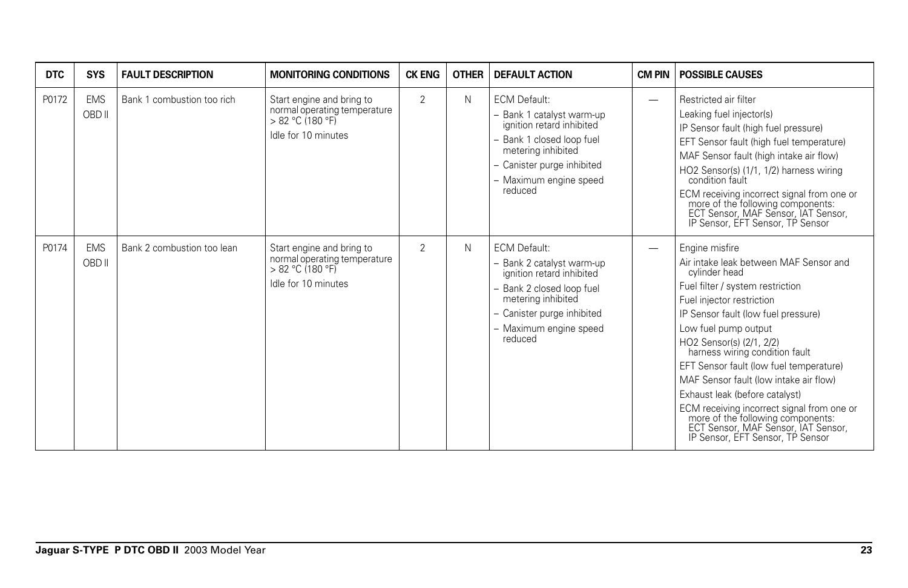| DTC | SYS | FAULT DESCRIPTION | MONITORING CONDITIONS | CK ENG | OTHER | DEFAULT ACTION | CM PIN | POSSIBLE CAUSES |
|---|---|---|---|---|---|---|---|---|
| P0172 | EMS OBD II | Bank 1 combustion too rich | Start engine and bring to normal operating temperature > 82 °C (180 °F)<br>Idle for 10 minutes | 2 | N | ECM Default:<br>– Bank 1 catalyst warm-up ignition retard inhibited<br>– Bank 1 closed loop fuel metering inhibited<br>– Canister purge inhibited<br>– Maximum engine speed reduced | — | Restricted air filter<br>Leaking fuel injector(s)<br>IP Sensor fault (high fuel pressure)<br>EFT Sensor fault (high fuel temperature)<br>MAF Sensor fault (high intake air flow)<br>HO2 Sensor(s) (1/1, 1/2) harness wiring condition fault<br>ECM receiving incorrect signal from one or more of the following components: ECT Sensor, MAF Sensor, IAT Sensor, IP Sensor, EFT Sensor, TP Sensor |
| P0174 | EMS OBD II | Bank 2 combustion too lean | Start engine and bring to normal operating temperature > 82 °C (180 °F)<br>Idle for 10 minutes | 2 | N | ECM Default:<br>– Bank 2 catalyst warm-up ignition retard inhibited<br>– Bank 2 closed loop fuel metering inhibited<br>– Canister purge inhibited<br>– Maximum engine speed reduced | — | Engine misfire<br>Air intake leak between MAF Sensor and cylinder head<br>Fuel filter / system restriction<br>Fuel injector restriction<br>IP Sensor fault (low fuel pressure)<br>Low fuel pump output<br>HO2 Sensor(s) (2/1, 2/2) harness wiring condition fault<br>EFT Sensor fault (low fuel temperature)<br>MAF Sensor fault (low intake air flow)<br>Exhaust leak (before catalyst)<br>ECM receiving incorrect signal from one or more of the following components: ECT Sensor, MAF Sensor, IAT Sensor, IP Sensor, EFT Sensor, TP Sensor |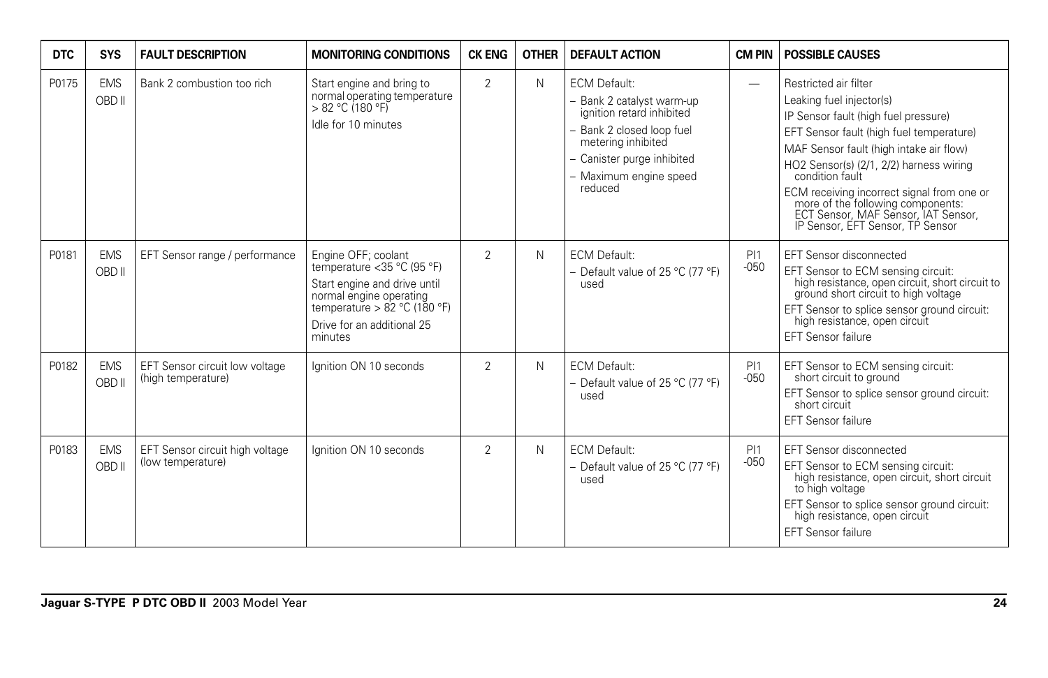| DTC | SYS | FAULT DESCRIPTION | MONITORING CONDITIONS | CK ENG | OTHER | DEFAULT ACTION | CM PIN | POSSIBLE CAUSES |
|---|---|---|---|---|---|---|---|---|
| P0175 | EMS OBD II | Bank 2 combustion too rich | Start engine and bring to normal operating temperature > 82 °C (180 °F)<br>Idle for 10 minutes | 2 | N | ECM Default:<br>– Bank 2 catalyst warm-up ignition retard inhibited<br>– Bank 2 closed loop fuel metering inhibited<br>– Canister purge inhibited<br>– Maximum engine speed reduced | — | Restricted air filter<br>Leaking fuel injector(s)<br>IP Sensor fault (high fuel pressure)<br>EFT Sensor fault (high fuel temperature)<br>MAF Sensor fault (high intake air flow)<br>HO2 Sensor(s) (2/1, 2/2) harness wiring condition fault<br>ECM receiving incorrect signal from one or more of the following components: ECT Sensor, MAF Sensor, IAT Sensor, IP Sensor, EFT Sensor, TP Sensor |
| P0181 | EMS OBD II | EFT Sensor range / performance | Engine OFF; coolant temperature <35 °C (95 °F)<br>Start engine and drive until normal engine operating temperature > 82 °C (180 °F)<br>Drive for an additional 25 minutes | 2 | N | ECM Default:<br>– Default value of 25 °C (77 °F) used | PI1 -050 | EFT Sensor disconnected<br>EFT Sensor to ECM sensing circuit: high resistance, open circuit, short circuit to ground short circuit to high voltage<br>EFT Sensor to splice sensor ground circuit: high resistance, open circuit<br>EFT Sensor failure |
| P0182 | EMS OBD II | EFT Sensor circuit low voltage (high temperature) | Ignition ON 10 seconds | 2 | N | ECM Default:<br>– Default value of 25 °C (77 °F) used | PI1 -050 | EFT Sensor to ECM sensing circuit: short circuit to ground<br>EFT Sensor to splice sensor ground circuit: short circuit<br>EFT Sensor failure |
| P0183 | EMS OBD II | EFT Sensor circuit high voltage (low temperature) | Ignition ON 10 seconds | 2 | N | ECM Default:<br>– Default value of 25 °C (77 °F) used | PI1 -050 | EFT Sensor disconnected<br>EFT Sensor to ECM sensing circuit: high resistance, open circuit, short circuit to high voltage<br>EFT Sensor to splice sensor ground circuit: high resistance, open circuit<br>EFT Sensor failure |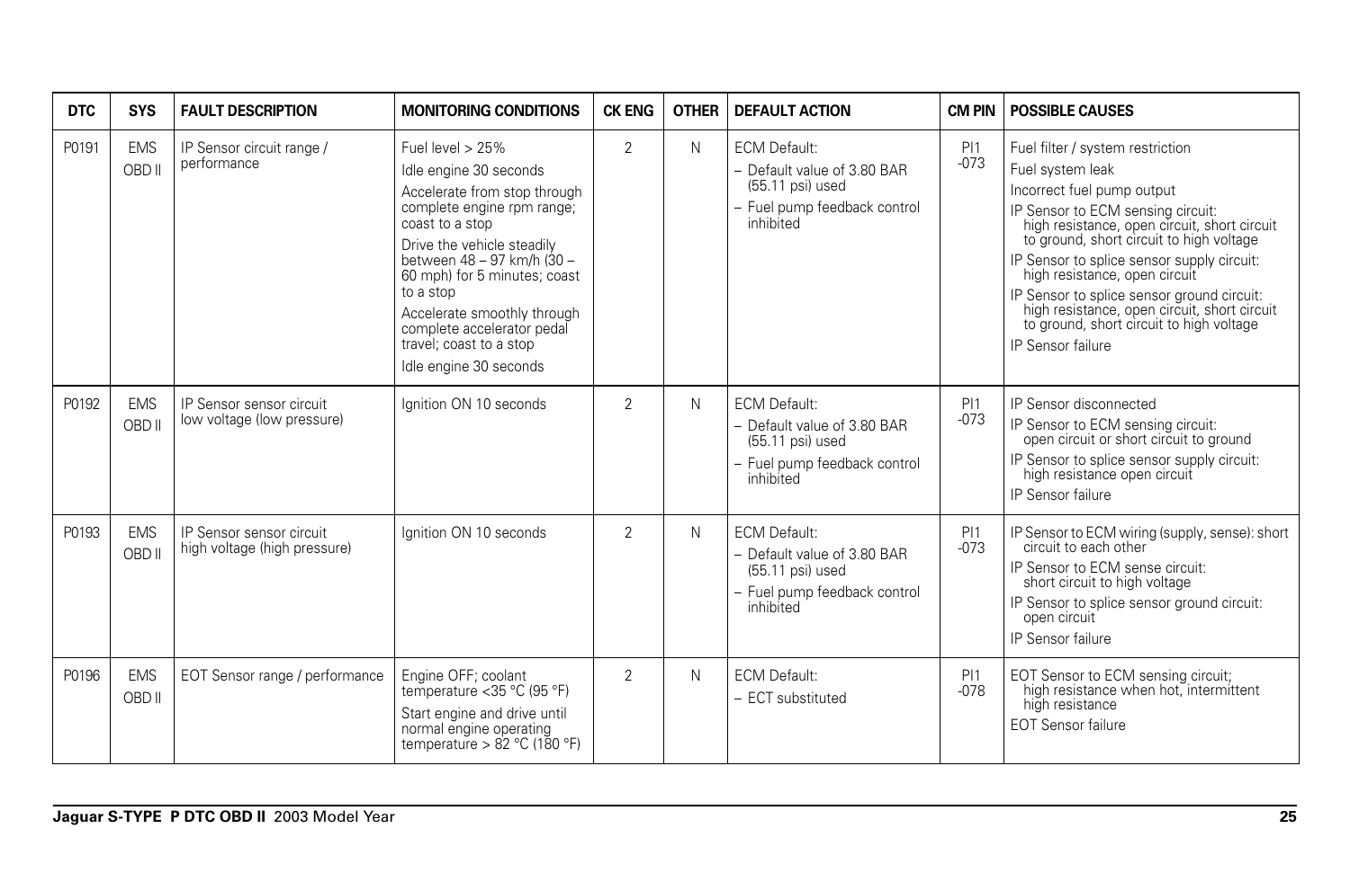| DTC | SYS | FAULT DESCRIPTION | MONITORING CONDITIONS | CK ENG | OTHER | DEFAULT ACTION | CM PIN | POSSIBLE CAUSES |
|---|---|---|---|---|---|---|---|---|
| P0191 | EMS OBD II | IP Sensor circuit range / performance | Fuel level > 25%<br>Idle engine 30 seconds<br>Accelerate from stop through complete engine rpm range; coast to a stop<br>Drive the vehicle steadily between 48 – 97 km/h (30 – 60 mph) for 5 minutes; coast to a stop<br>Accelerate smoothly through complete accelerator pedal travel; coast to a stop<br>Idle engine 30 seconds | 2 | N | ECM Default:<br>– Default value of 3.80 BAR (55.11 psi) used<br>– Fuel pump feedback control inhibited | PI1 -073 | Fuel filter / system restriction<br>Fuel system leak<br>Incorrect fuel pump output<br>IP Sensor to ECM sensing circuit: high resistance, open circuit, short circuit to ground, short circuit to high voltage<br>IP Sensor to splice sensor supply circuit: high resistance, open circuit<br>IP Sensor to splice sensor ground circuit: high resistance, open circuit, short circuit to ground, short circuit to high voltage<br>IP Sensor failure |
| P0192 | EMS OBD II | IP Sensor sensor circuit low voltage (low pressure) | Ignition ON 10 seconds | 2 | N | ECM Default:<br>– Default value of 3.80 BAR (55.11 psi) used<br>– Fuel pump feedback control inhibited | PI1 -073 | IP Sensor disconnected<br>IP Sensor to ECM sensing circuit: open circuit or short circuit to ground<br>IP Sensor to splice sensor supply circuit: high resistance open circuit<br>IP Sensor failure |
| P0193 | EMS OBD II | IP Sensor sensor circuit high voltage (high pressure) | Ignition ON 10 seconds | 2 | N | ECM Default:<br>– Default value of 3.80 BAR (55.11 psi) used<br>– Fuel pump feedback control inhibited | PI1 -073 | IP Sensor to ECM wiring (supply, sense): short circuit to each other<br>IP Sensor to ECM sense circuit: short circuit to high voltage<br>IP Sensor to splice sensor ground circuit: open circuit<br>IP Sensor failure |
| P0196 | EMS OBD II | EOT Sensor range / performance | Engine OFF; coolant temperature <35 °C (95 °F)<br>Start engine and drive until normal engine operating temperature > 82 °C (180 °F) | 2 | N | ECM Default:<br>– ECT substituted | PI1 -078 | EOT Sensor to ECM sensing circuit; high resistance when hot, intermittent high resistance<br>EOT Sensor failure |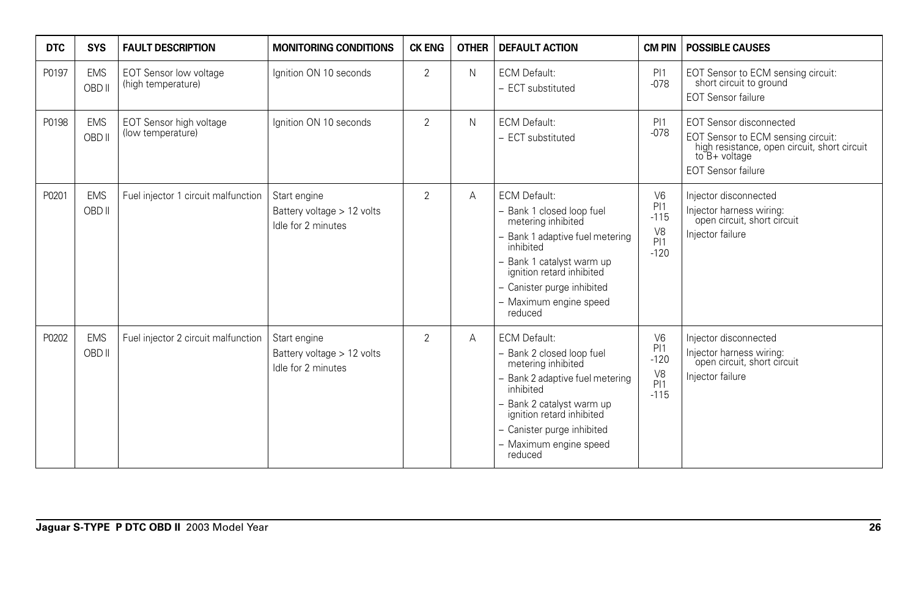| DTC | SYS | FAULT DESCRIPTION | MONITORING CONDITIONS | CK ENG | OTHER | DEFAULT ACTION | CM PIN | POSSIBLE CAUSES |
|---|---|---|---|---|---|---|---|---|
| P0197 | EMS OBD II | EOT Sensor low voltage (high temperature) | Ignition ON 10 seconds | 2 | N | ECM Default:<br>– ECT substituted | PI1 -078 | EOT Sensor to ECM sensing circuit: short circuit to ground<br>EOT Sensor failure |
| P0198 | EMS OBD II | EOT Sensor high voltage (low temperature) | Ignition ON 10 seconds | 2 | N | ECM Default:<br>– ECT substituted | PI1 -078 | EOT Sensor disconnected<br>EOT Sensor to ECM sensing circuit: high resistance, open circuit, short circuit to B+ voltage<br>EOT Sensor failure |
| P0201 | EMS OBD II | Fuel injector 1 circuit malfunction | Start engine<br>Battery voltage > 12 volts<br>Idle for 2 minutes | 2 | A | ECM Default:<br>– Bank 1 closed loop fuel metering inhibited<br>– Bank 1 adaptive fuel metering inhibited<br>– Bank 1 catalyst warm up ignition retard inhibited<br>– Canister purge inhibited<br>– Maximum engine speed reduced | V6 PI1 -115<br>V8 PI1 -120 | Injector disconnected<br>Injector harness wiring: open circuit, short circuit<br>Injector failure |
| P0202 | EMS OBD II | Fuel injector 2 circuit malfunction | Start engine<br>Battery voltage > 12 volts<br>Idle for 2 minutes | 2 | A | ECM Default:<br>– Bank 2 closed loop fuel metering inhibited<br>– Bank 2 adaptive fuel metering inhibited<br>– Bank 2 catalyst warm up ignition retard inhibited<br>– Canister purge inhibited<br>– Maximum engine speed reduced | V6 PI1 -120<br>V8 PI1 -115 | Injector disconnected<br>Injector harness wiring: open circuit, short circuit<br>Injector failure |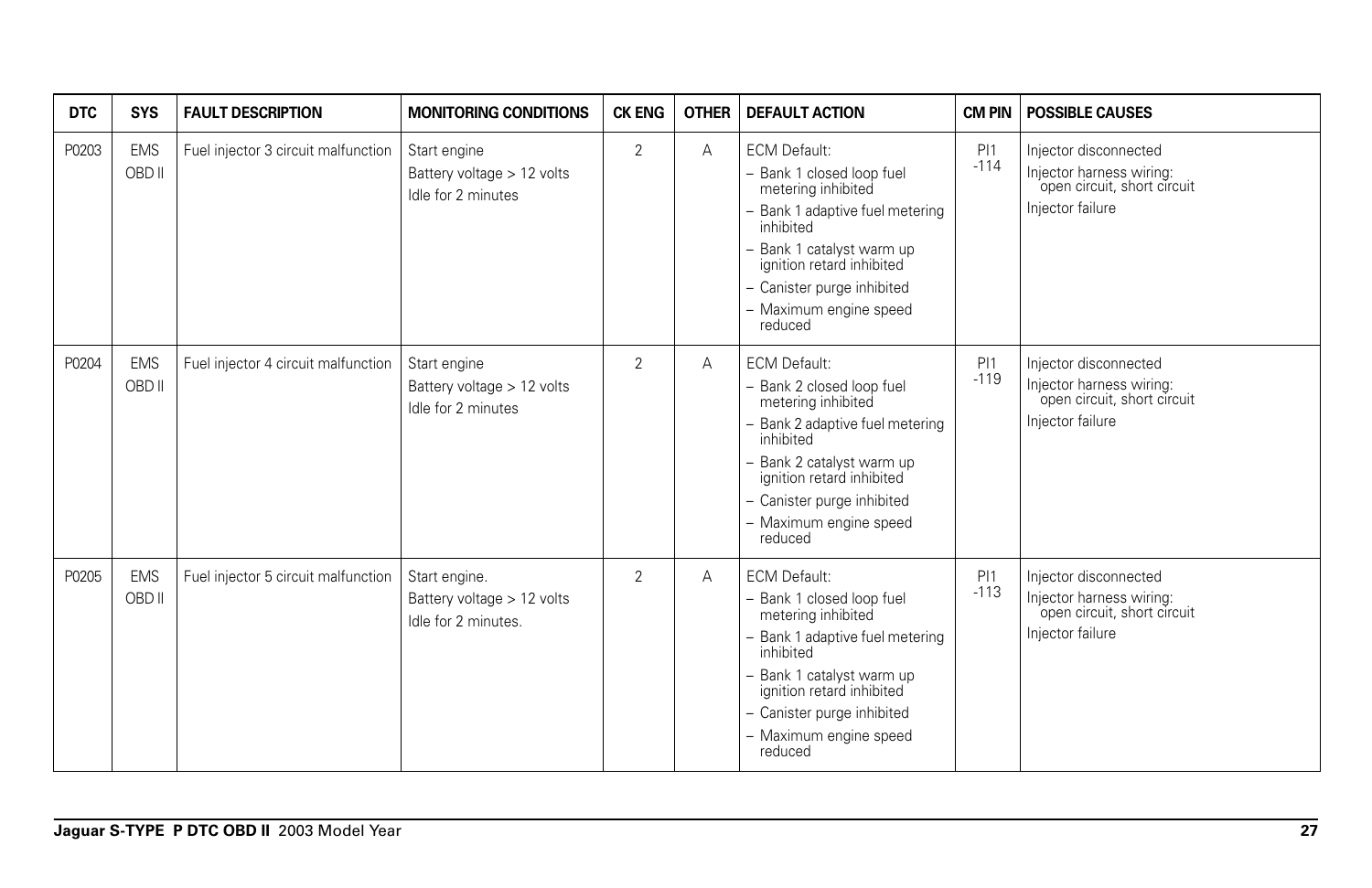| DTC | SYS | FAULT DESCRIPTION | MONITORING CONDITIONS | CK ENG | OTHER | DEFAULT ACTION | CM PIN | POSSIBLE CAUSES |
|---|---|---|---|---|---|---|---|---|
| P0203 | EMS OBD II | Fuel injector 3 circuit malfunction | Start engine<br>Battery voltage > 12 volts<br>Idle for 2 minutes | 2 | A | ECM Default:<br>– Bank 1 closed loop fuel metering inhibited<br>– Bank 1 adaptive fuel metering inhibited<br>– Bank 1 catalyst warm up ignition retard inhibited<br>– Canister purge inhibited<br>– Maximum engine speed reduced | PI1 -114 | Injector disconnected<br>Injector harness wiring: open circuit, short circuit<br>Injector failure |
| P0204 | EMS OBD II | Fuel injector 4 circuit malfunction | Start engine<br>Battery voltage > 12 volts<br>Idle for 2 minutes | 2 | A | ECM Default:<br>– Bank 2 closed loop fuel metering inhibited<br>– Bank 2 adaptive fuel metering inhibited<br>– Bank 2 catalyst warm up ignition retard inhibited<br>– Canister purge inhibited<br>– Maximum engine speed reduced | PI1 -119 | Injector disconnected<br>Injector harness wiring: open circuit, short circuit<br>Injector failure |
| P0205 | EMS OBD II | Fuel injector 5 circuit malfunction | Start engine.<br>Battery voltage > 12 volts<br>Idle for 2 minutes. | 2 | A | ECM Default:<br>– Bank 1 closed loop fuel metering inhibited<br>– Bank 1 adaptive fuel metering inhibited<br>– Bank 1 catalyst warm up ignition retard inhibited<br>– Canister purge inhibited<br>– Maximum engine speed reduced | PI1 -113 | Injector disconnected<br>Injector harness wiring: open circuit, short circuit<br>Injector failure |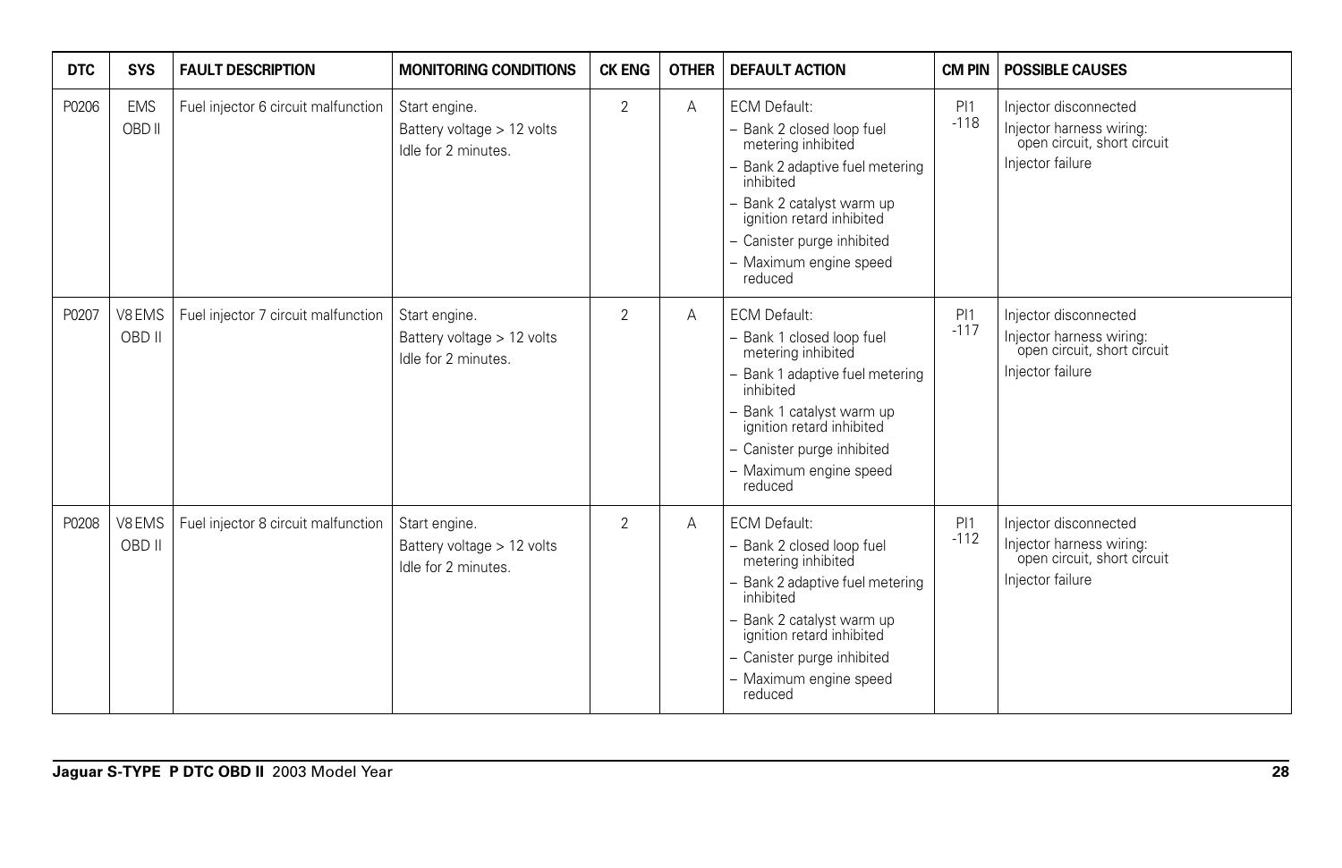| DTC | SYS | FAULT DESCRIPTION | MONITORING CONDITIONS | CK ENG | OTHER | DEFAULT ACTION | CM PIN | POSSIBLE CAUSES |
|---|---|---|---|---|---|---|---|---|
| P0206 | EMS OBD II | Fuel injector 6 circuit malfunction | Start engine.<br>Battery voltage > 12 volts<br>Idle for 2 minutes. | 2 | A | ECM Default:<br>– Bank 2 closed loop fuel metering inhibited<br>– Bank 2 adaptive fuel metering inhibited<br>– Bank 2 catalyst warm up ignition retard inhibited<br>– Canister purge inhibited<br>– Maximum engine speed reduced | PI1 -118 | Injector disconnected<br>Injector harness wiring: open circuit, short circuit<br>Injector failure |
| P0207 | V8 EMS OBD II | Fuel injector 7 circuit malfunction | Start engine.<br>Battery voltage > 12 volts<br>Idle for 2 minutes. | 2 | A | ECM Default:<br>– Bank 1 closed loop fuel metering inhibited<br>– Bank 1 adaptive fuel metering inhibited<br>– Bank 1 catalyst warm up ignition retard inhibited<br>– Canister purge inhibited<br>– Maximum engine speed reduced | PI1 -117 | Injector disconnected<br>Injector harness wiring: open circuit, short circuit<br>Injector failure |
| P0208 | V8 EMS OBD II | Fuel injector 8 circuit malfunction | Start engine.<br>Battery voltage > 12 volts<br>Idle for 2 minutes. | 2 | A | ECM Default:<br>– Bank 2 closed loop fuel metering inhibited<br>– Bank 2 adaptive fuel metering inhibited<br>– Bank 2 catalyst warm up ignition retard inhibited<br>– Canister purge inhibited<br>– Maximum engine speed reduced | PI1 -112 | Injector disconnected<br>Injector harness wiring: open circuit, short circuit<br>Injector failure |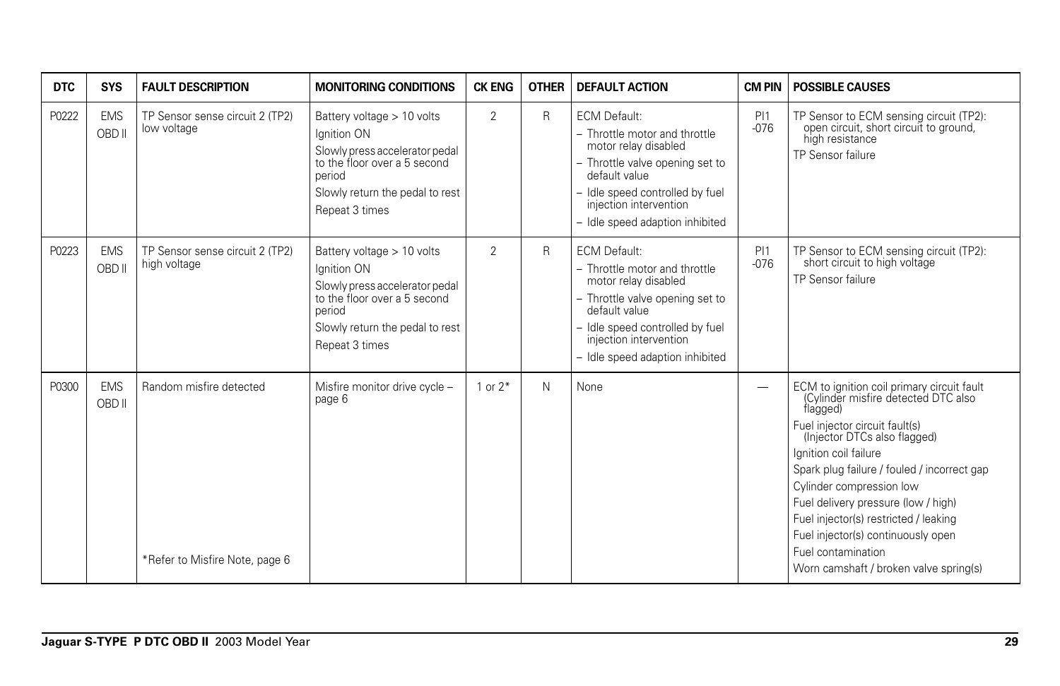| DTC | SYS | FAULT DESCRIPTION | MONITORING CONDITIONS | CK ENG | OTHER | DEFAULT ACTION | CM PIN | POSSIBLE CAUSES |
|---|---|---|---|---|---|---|---|---|
| P0222 | EMS OBD II | TP Sensor sense circuit 2 (TP2) low voltage | Battery voltage > 10 volts<br>Ignition ON<br>Slowly press accelerator pedal to the floor over a 5 second period<br>Slowly return the pedal to rest<br>Repeat 3 times | 2 | R | ECM Default:<br>– Throttle motor and throttle motor relay disabled<br>– Throttle valve opening set to default value<br>– Idle speed controlled by fuel injection intervention<br>– Idle speed adaption inhibited | PI1 -076 | TP Sensor to ECM sensing circuit (TP2): open circuit, short circuit to ground, high resistance<br>TP Sensor failure |
| P0223 | EMS OBD II | TP Sensor sense circuit 2 (TP2) high voltage | Battery voltage > 10 volts<br>Ignition ON<br>Slowly press accelerator pedal to the floor over a 5 second period<br>Slowly return the pedal to rest<br>Repeat 3 times | 2 | R | ECM Default:<br>– Throttle motor and throttle motor relay disabled<br>– Throttle valve opening set to default value<br>– Idle speed controlled by fuel injection intervention<br>– Idle speed adaption inhibited | PI1 -076 | TP Sensor to ECM sensing circuit (TP2): short circuit to high voltage<br>TP Sensor failure |
| P0300 | EMS OBD II | Random misfire detected<br><br>*Refer to Misfire Note, page 6 | Misfire monitor drive cycle – page 6 | 1 or 2* | N | None | — | ECM to ignition coil primary circuit fault (Cylinder misfire detected DTC also flagged)<br>Fuel injector circuit fault(s) (Injector DTCs also flagged)<br>Ignition coil failure<br>Spark plug failure / fouled / incorrect gap<br>Cylinder compression low<br>Fuel delivery pressure (low / high)<br>Fuel injector(s) restricted / leaking<br>Fuel injector(s) continuously open<br>Fuel contamination<br>Worn camshaft / broken valve spring(s) |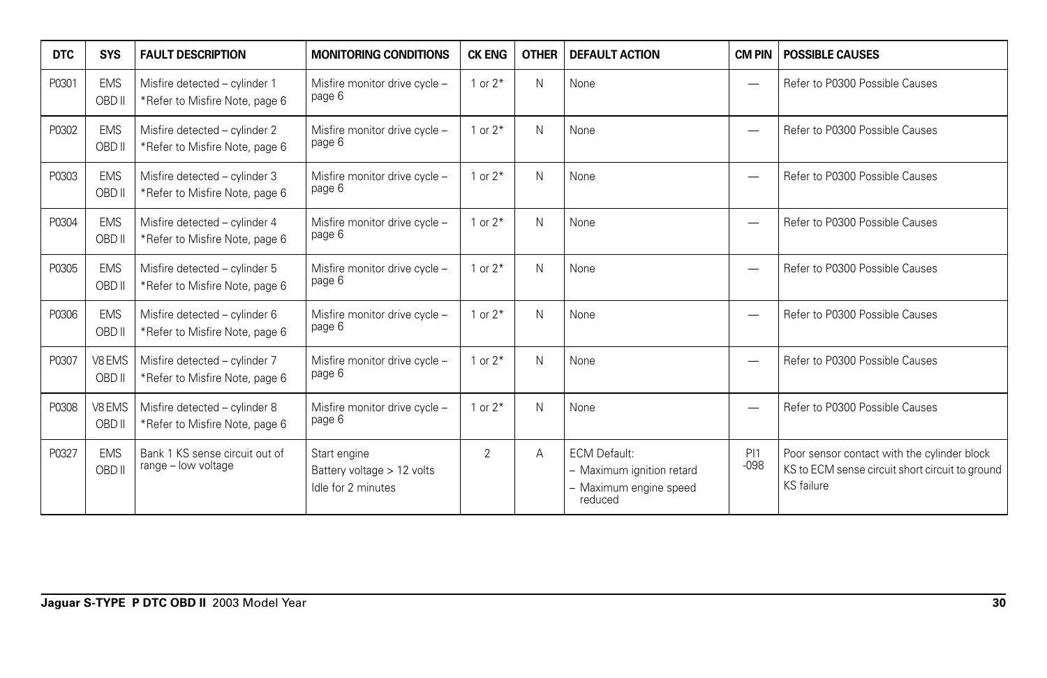| DTC | SYS | FAULT DESCRIPTION | MONITORING CONDITIONS | CK ENG | OTHER | DEFAULT ACTION | CM PIN | POSSIBLE CAUSES |
|---|---|---|---|---|---|---|---|---|
| P0301 | EMS OBD II | Misfire detected – cylinder 1 *Refer to Misfire Note, page 6 | Misfire monitor drive cycle – page 6 | 1 or 2* | N | None | — | Refer to P0300 Possible Causes |
| P0302 | EMS OBD II | Misfire detected – cylinder 2 *Refer to Misfire Note, page 6 | Misfire monitor drive cycle – page 6 | 1 or 2* | N | None | — | Refer to P0300 Possible Causes |
| P0303 | EMS OBD II | Misfire detected – cylinder 3 *Refer to Misfire Note, page 6 | Misfire monitor drive cycle – page 6 | 1 or 2* | N | None | — | Refer to P0300 Possible Causes |
| P0304 | EMS OBD II | Misfire detected – cylinder 4 *Refer to Misfire Note, page 6 | Misfire monitor drive cycle – page 6 | 1 or 2* | N | None | — | Refer to P0300 Possible Causes |
| P0305 | EMS OBD II | Misfire detected – cylinder 5 *Refer to Misfire Note, page 6 | Misfire monitor drive cycle – page 6 | 1 or 2* | N | None | — | Refer to P0300 Possible Causes |
| P0306 | EMS OBD II | Misfire detected – cylinder 6 *Refer to Misfire Note, page 6 | Misfire monitor drive cycle – page 6 | 1 or 2* | N | None | — | Refer to P0300 Possible Causes |
| P0307 | V8 EMS OBD II | Misfire detected – cylinder 7 *Refer to Misfire Note, page 6 | Misfire monitor drive cycle – page 6 | 1 or 2* | N | None | — | Refer to P0300 Possible Causes |
| P0308 | V8 EMS OBD II | Misfire detected – cylinder 8 *Refer to Misfire Note, page 6 | Misfire monitor drive cycle – page 6 | 1 or 2* | N | None | — | Refer to P0300 Possible Causes |
| P0327 | EMS OBD II | Bank 1 KS sense circuit out of range – low voltage | Start engine<br>Battery voltage > 12 volts<br>Idle for 2 minutes | 2 | A | ECM Default:<br>– Maximum ignition retard<br>– Maximum engine speed reduced | PI1 -098 | Poor sensor contact with the cylinder block<br>KS to ECM sense circuit short circuit to ground<br>KS failure |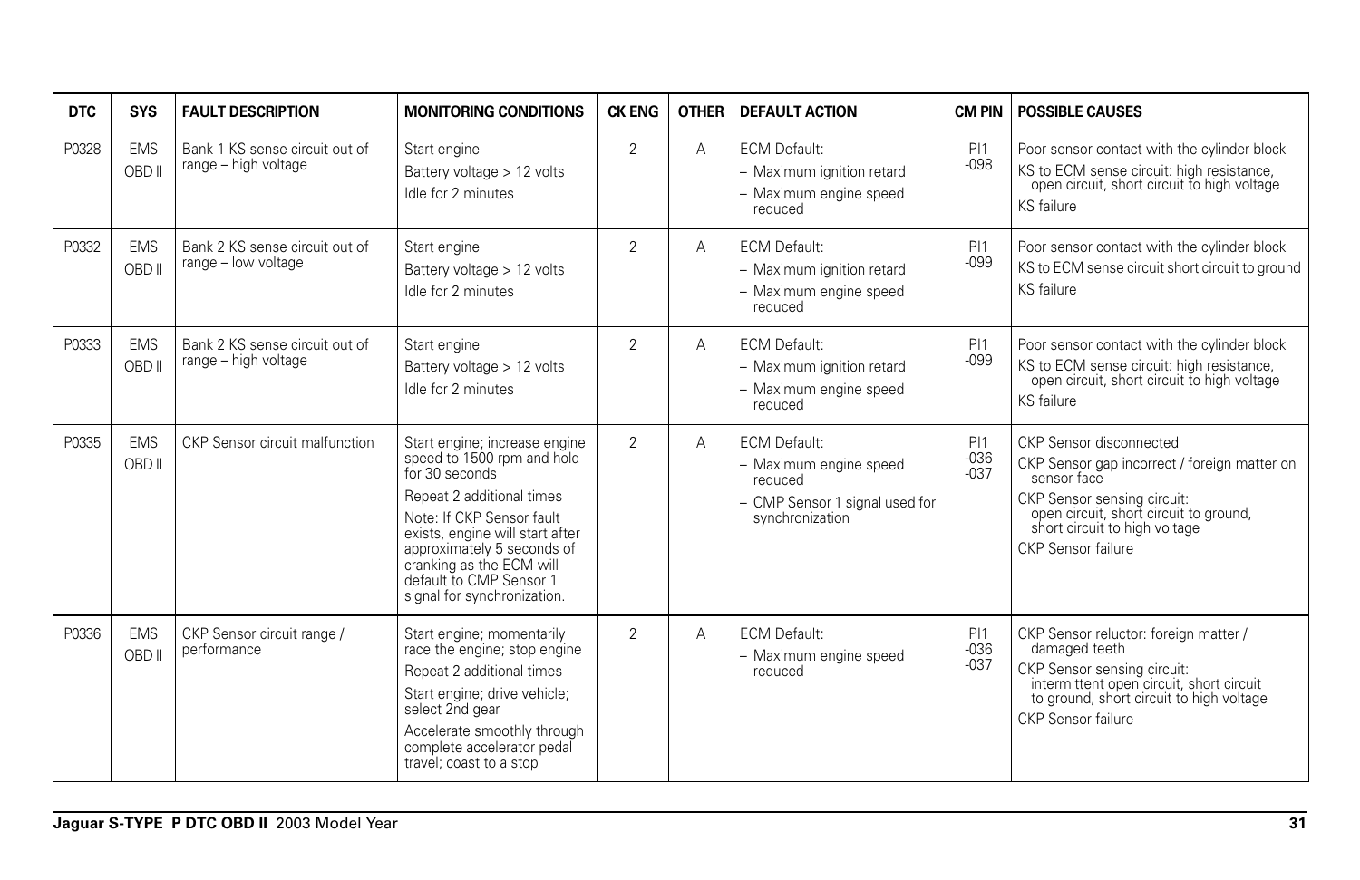| DTC | SYS | FAULT DESCRIPTION | MONITORING CONDITIONS | CK ENG | OTHER | DEFAULT ACTION | CM PIN | POSSIBLE CAUSES |
|---|---|---|---|---|---|---|---|---|
| P0328 | EMS OBD II | Bank 1 KS sense circuit out of range – high voltage | Start engine<br>Battery voltage > 12 volts<br>Idle for 2 minutes | 2 | A | ECM Default:<br>– Maximum ignition retard<br>– Maximum engine speed reduced | PI1 -098 | Poor sensor contact with the cylinder block<br>KS to ECM sense circuit: high resistance, open circuit, short circuit to high voltage<br>KS failure |
| P0332 | EMS OBD II | Bank 2 KS sense circuit out of range – low voltage | Start engine<br>Battery voltage > 12 volts<br>Idle for 2 minutes | 2 | A | ECM Default:<br>– Maximum ignition retard<br>– Maximum engine speed reduced | PI1 -099 | Poor sensor contact with the cylinder block<br>KS to ECM sense circuit short circuit to ground<br>KS failure |
| P0333 | EMS OBD II | Bank 2 KS sense circuit out of range – high voltage | Start engine<br>Battery voltage > 12 volts<br>Idle for 2 minutes | 2 | A | ECM Default:<br>– Maximum ignition retard<br>– Maximum engine speed reduced | PI1 -099 | Poor sensor contact with the cylinder block<br>KS to ECM sense circuit: high resistance, open circuit, short circuit to high voltage<br>KS failure |
| P0335 | EMS OBD II | CKP Sensor circuit malfunction | Start engine; increase engine speed to 1500 rpm and hold for 30 seconds<br>Repeat 2 additional times<br>Note: If CKP Sensor fault exists, engine will start after approximately 5 seconds of cranking as the ECM will default to CMP Sensor 1 signal for synchronization. | 2 | A | ECM Default:<br>– Maximum engine speed reduced<br>– CMP Sensor 1 signal used for synchronization | PI1 -036 -037 | CKP Sensor disconnected<br>CKP Sensor gap incorrect / foreign matter on sensor face<br>CKP Sensor sensing circuit: open circuit, short circuit to ground, short circuit to high voltage<br>CKP Sensor failure |
| P0336 | EMS OBD II | CKP Sensor circuit range / performance | Start engine; momentarily race the engine; stop engine<br>Repeat 2 additional times<br>Start engine; drive vehicle; select 2nd gear<br>Accelerate smoothly through complete accelerator pedal travel; coast to a stop | 2 | A | ECM Default:<br>– Maximum engine speed reduced | PI1 -036 -037 | CKP Sensor reluctor: foreign matter / damaged teeth<br>CKP Sensor sensing circuit: intermittent open circuit, short circuit to ground, short circuit to high voltage<br>CKP Sensor failure |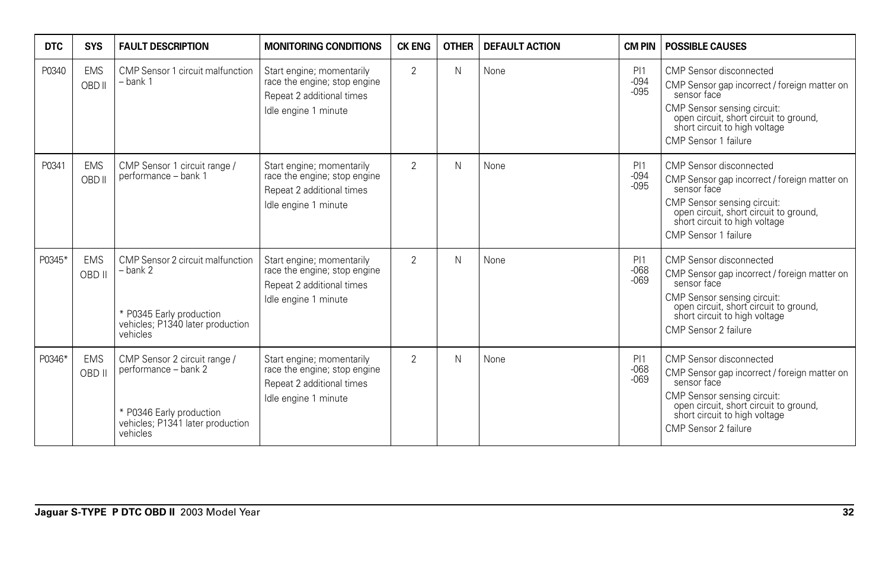| DTC | SYS | FAULT DESCRIPTION | MONITORING CONDITIONS | CK ENG | OTHER | DEFAULT ACTION | CM PIN | POSSIBLE CAUSES |
|---|---|---|---|---|---|---|---|---|
| P0340 | EMS OBD II | CMP Sensor 1 circuit malfunction – bank 1 | Start engine; momentarily race the engine; stop engine<br>Repeat 2 additional times<br>Idle engine 1 minute | 2 | N | None | PI1 -094 -095 | CMP Sensor disconnected<br>CMP Sensor gap incorrect / foreign matter on sensor face<br>CMP Sensor sensing circuit: open circuit, short circuit to ground, short circuit to high voltage<br>CMP Sensor 1 failure |
| P0341 | EMS OBD II | CMP Sensor 1 circuit range / performance – bank 1 | Start engine; momentarily race the engine; stop engine<br>Repeat 2 additional times<br>Idle engine 1 minute | 2 | N | None | PI1 -094 -095 | CMP Sensor disconnected<br>CMP Sensor gap incorrect / foreign matter on sensor face<br>CMP Sensor sensing circuit: open circuit, short circuit to ground, short circuit to high voltage<br>CMP Sensor 1 failure |
| P0345* | EMS OBD II | CMP Sensor 2 circuit malfunction – bank 2<br><br>* P0345 Early production vehicles; P1340 later production vehicles | Start engine; momentarily race the engine; stop engine<br>Repeat 2 additional times<br>Idle engine 1 minute | 2 | N | None | PI1 -068 -069 | CMP Sensor disconnected<br>CMP Sensor gap incorrect / foreign matter on sensor face<br>CMP Sensor sensing circuit: open circuit, short circuit to ground, short circuit to high voltage<br>CMP Sensor 2 failure |
| P0346* | EMS OBD II | CMP Sensor 2 circuit range / performance – bank 2<br><br>* P0346 Early production vehicles; P1341 later production vehicles | Start engine; momentarily race the engine; stop engine<br>Repeat 2 additional times<br>Idle engine 1 minute | 2 | N | None | PI1 -068 -069 | CMP Sensor disconnected<br>CMP Sensor gap incorrect / foreign matter on sensor face<br>CMP Sensor sensing circuit: open circuit, short circuit to ground, short circuit to high voltage<br>CMP Sensor 2 failure |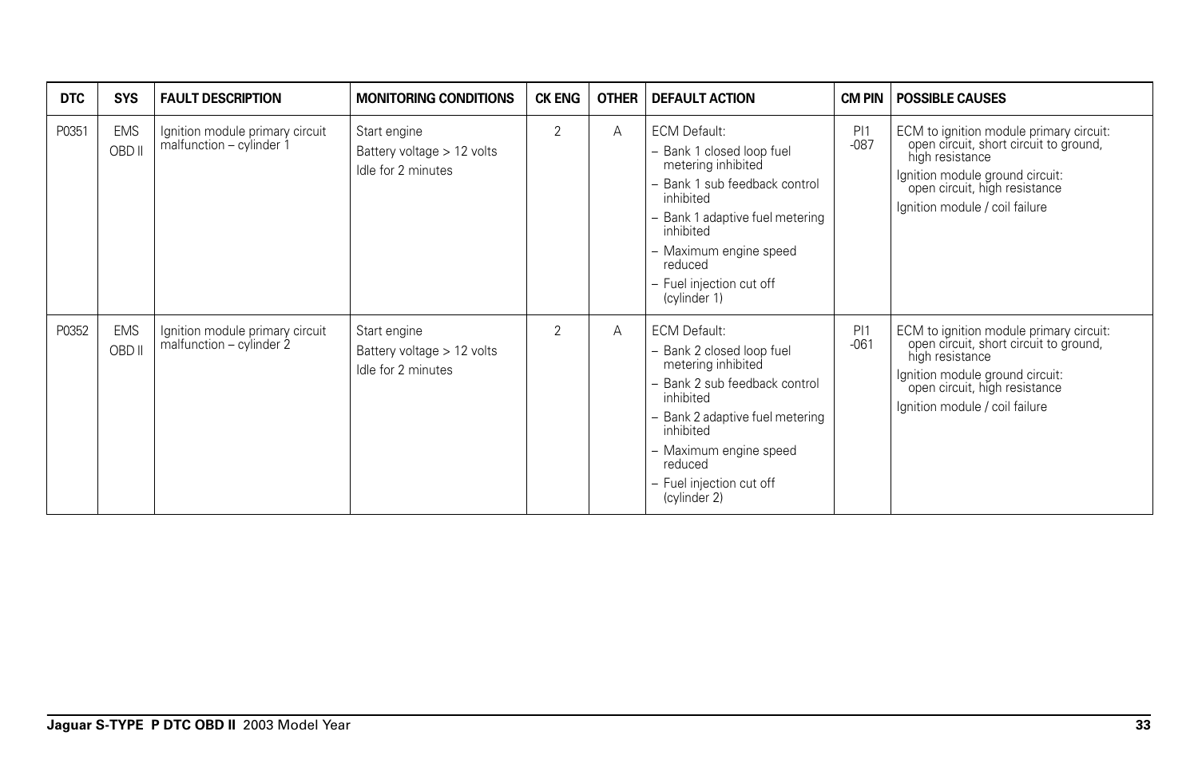| DTC | SYS | FAULT DESCRIPTION | MONITORING CONDITIONS | CK ENG | OTHER | DEFAULT ACTION | CM PIN | POSSIBLE CAUSES |
|---|---|---|---|---|---|---|---|---|
| P0351 | EMS OBD II | Ignition module primary circuit malfunction – cylinder 1 | Start engine<br>Battery voltage > 12 volts<br>Idle for 2 minutes | 2 | A | ECM Default:<br>– Bank 1 closed loop fuel metering inhibited<br>– Bank 1 sub feedback control inhibited<br>– Bank 1 adaptive fuel metering inhibited<br>– Maximum engine speed reduced<br>– Fuel injection cut off (cylinder 1) | PI1 -087 | ECM to ignition module primary circuit: open circuit, short circuit to ground, high resistance<br>Ignition module ground circuit: open circuit, high resistance<br>Ignition module / coil failure |
| P0352 | EMS OBD II | Ignition module primary circuit malfunction – cylinder 2 | Start engine<br>Battery voltage > 12 volts<br>Idle for 2 minutes | 2 | A | ECM Default:<br>– Bank 2 closed loop fuel metering inhibited<br>– Bank 2 sub feedback control inhibited<br>– Bank 2 adaptive fuel metering inhibited<br>– Maximum engine speed reduced<br>– Fuel injection cut off (cylinder 2) | PI1 -061 | ECM to ignition module primary circuit: open circuit, short circuit to ground, high resistance<br>Ignition module ground circuit: open circuit, high resistance<br>Ignition module / coil failure |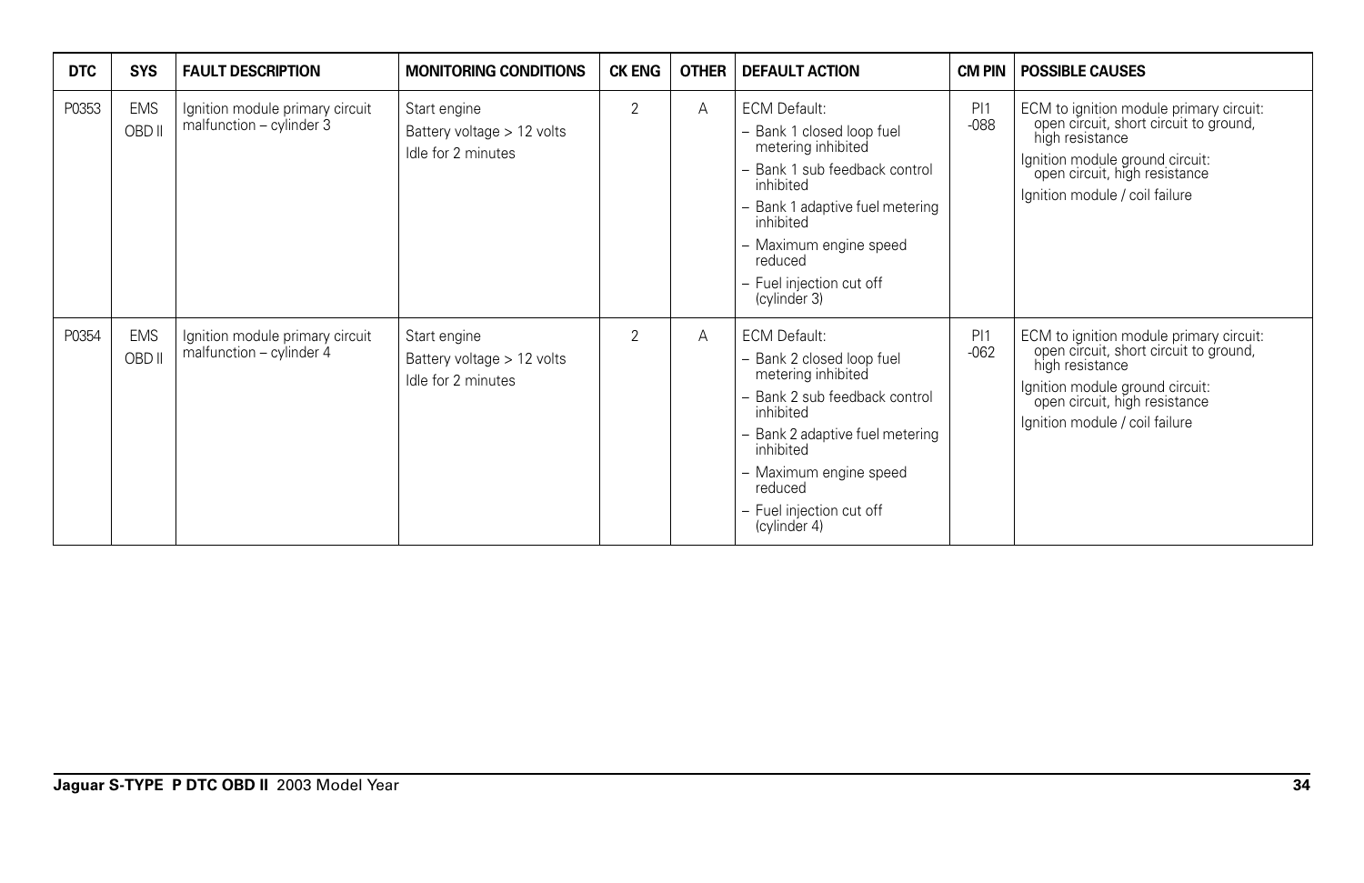| DTC | SYS | FAULT DESCRIPTION | MONITORING CONDITIONS | CK ENG | OTHER | DEFAULT ACTION | CM PIN | POSSIBLE CAUSES |
|---|---|---|---|---|---|---|---|---|
| P0353 | EMS OBD II | Ignition module primary circuit malfunction – cylinder 3 | Start engine<br>Battery voltage > 12 volts<br>Idle for 2 minutes | 2 | A | ECM Default:<br>– Bank 1 closed loop fuel metering inhibited<br>– Bank 1 sub feedback control inhibited<br>– Bank 1 adaptive fuel metering inhibited<br>– Maximum engine speed reduced<br>– Fuel injection cut off (cylinder 3) | PI1 -088 | ECM to ignition module primary circuit: open circuit, short circuit to ground, high resistance<br>Ignition module ground circuit: open circuit, high resistance<br>Ignition module / coil failure |
| P0354 | EMS OBD II | Ignition module primary circuit malfunction – cylinder 4 | Start engine<br>Battery voltage > 12 volts<br>Idle for 2 minutes | 2 | A | ECM Default:<br>– Bank 2 closed loop fuel metering inhibited<br>– Bank 2 sub feedback control inhibited<br>– Bank 2 adaptive fuel metering inhibited<br>– Maximum engine speed reduced<br>– Fuel injection cut off (cylinder 4) | PI1 -062 | ECM to ignition module primary circuit: open circuit, short circuit to ground, high resistance<br>Ignition module ground circuit: open circuit, high resistance<br>Ignition module / coil failure |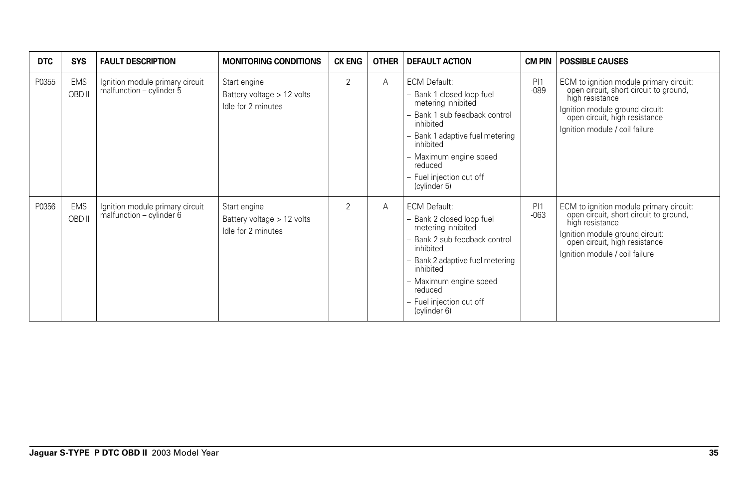| DTC | SYS | FAULT DESCRIPTION | MONITORING CONDITIONS | CK ENG | OTHER | DEFAULT ACTION | CM PIN | POSSIBLE CAUSES |
|---|---|---|---|---|---|---|---|---|
| P0355 | EMS OBD II | Ignition module primary circuit malfunction – cylinder 5 | Start engine<br>Battery voltage > 12 volts<br>Idle for 2 minutes | 2 | A | ECM Default:<br>– Bank 1 closed loop fuel metering inhibited<br>– Bank 1 sub feedback control inhibited<br>– Bank 1 adaptive fuel metering inhibited<br>– Maximum engine speed reduced<br>– Fuel injection cut off (cylinder 5) | PI1 -089 | ECM to ignition module primary circuit: open circuit, short circuit to ground, high resistance<br>Ignition module ground circuit: open circuit, high resistance<br>Ignition module / coil failure |
| P0356 | EMS OBD II | Ignition module primary circuit malfunction – cylinder 6 | Start engine<br>Battery voltage > 12 volts<br>Idle for 2 minutes | 2 | A | ECM Default:<br>– Bank 2 closed loop fuel metering inhibited<br>– Bank 2 sub feedback control inhibited<br>– Bank 2 adaptive fuel metering inhibited<br>– Maximum engine speed reduced<br>– Fuel injection cut off (cylinder 6) | PI1 -063 | ECM to ignition module primary circuit: open circuit, short circuit to ground, high resistance<br>Ignition module ground circuit: open circuit, high resistance<br>Ignition module / coil failure |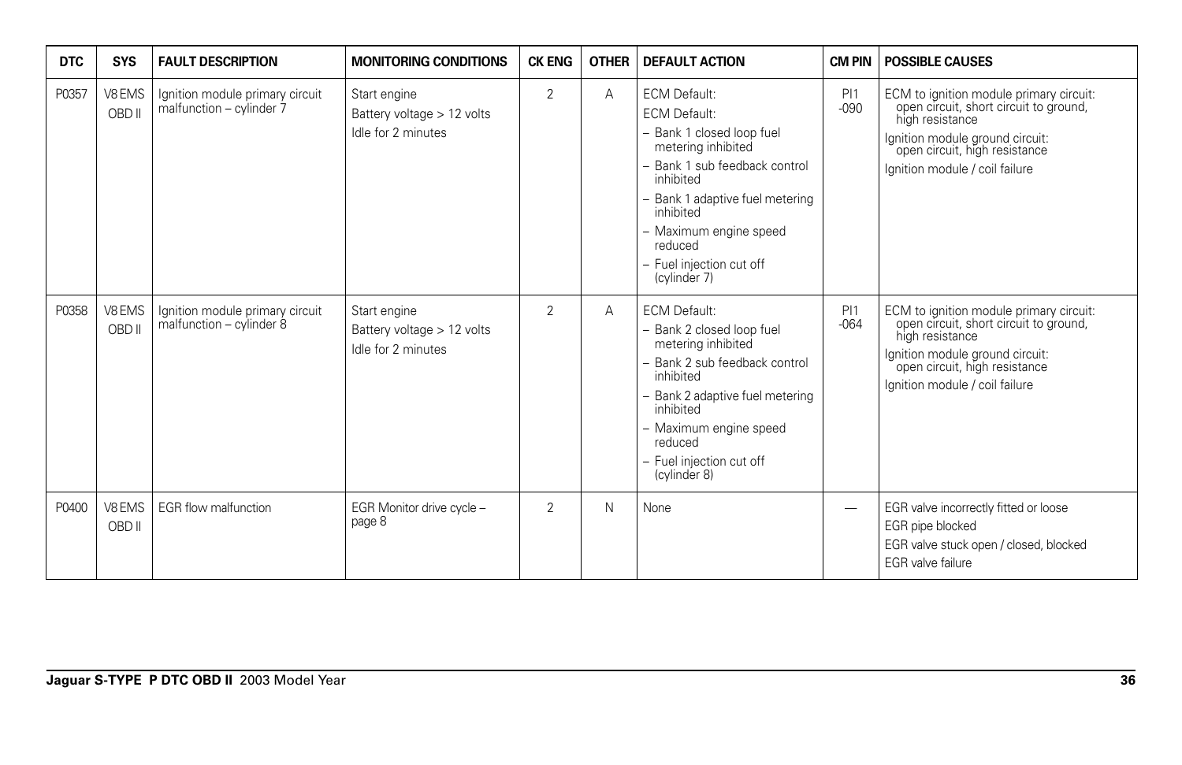| DTC | SYS | FAULT DESCRIPTION | MONITORING CONDITIONS | CK ENG | OTHER | DEFAULT ACTION | CM PIN | POSSIBLE CAUSES |
|---|---|---|---|---|---|---|---|---|
| P0357 | V8 EMS OBD II | Ignition module primary circuit malfunction – cylinder 7 | Start engine<br>Battery voltage > 12 volts<br>Idle for 2 minutes | 2 | A | ECM Default:<br>ECM Default:<br>– Bank 1 closed loop fuel metering inhibited<br>– Bank 1 sub feedback control inhibited<br>– Bank 1 adaptive fuel metering inhibited<br>– Maximum engine speed reduced<br>– Fuel injection cut off (cylinder 7) | PI1 -090 | ECM to ignition module primary circuit: open circuit, short circuit to ground, high resistance<br>Ignition module ground circuit: open circuit, high resistance<br>Ignition module / coil failure |
| P0358 | V8 EMS OBD II | Ignition module primary circuit malfunction – cylinder 8 | Start engine<br>Battery voltage > 12 volts<br>Idle for 2 minutes | 2 | A | ECM Default:<br>– Bank 2 closed loop fuel metering inhibited<br>– Bank 2 sub feedback control inhibited<br>– Bank 2 adaptive fuel metering inhibited<br>– Maximum engine speed reduced<br>– Fuel injection cut off (cylinder 8) | PI1 -064 | ECM to ignition module primary circuit: open circuit, short circuit to ground, high resistance<br>Ignition module ground circuit: open circuit, high resistance<br>Ignition module / coil failure |
| P0400 | V8 EMS OBD II | EGR flow malfunction | EGR Monitor drive cycle – page 8 | 2 | N | None | — | EGR valve incorrectly fitted or loose<br>EGR pipe blocked<br>EGR valve stuck open / closed, blocked<br>EGR valve failure |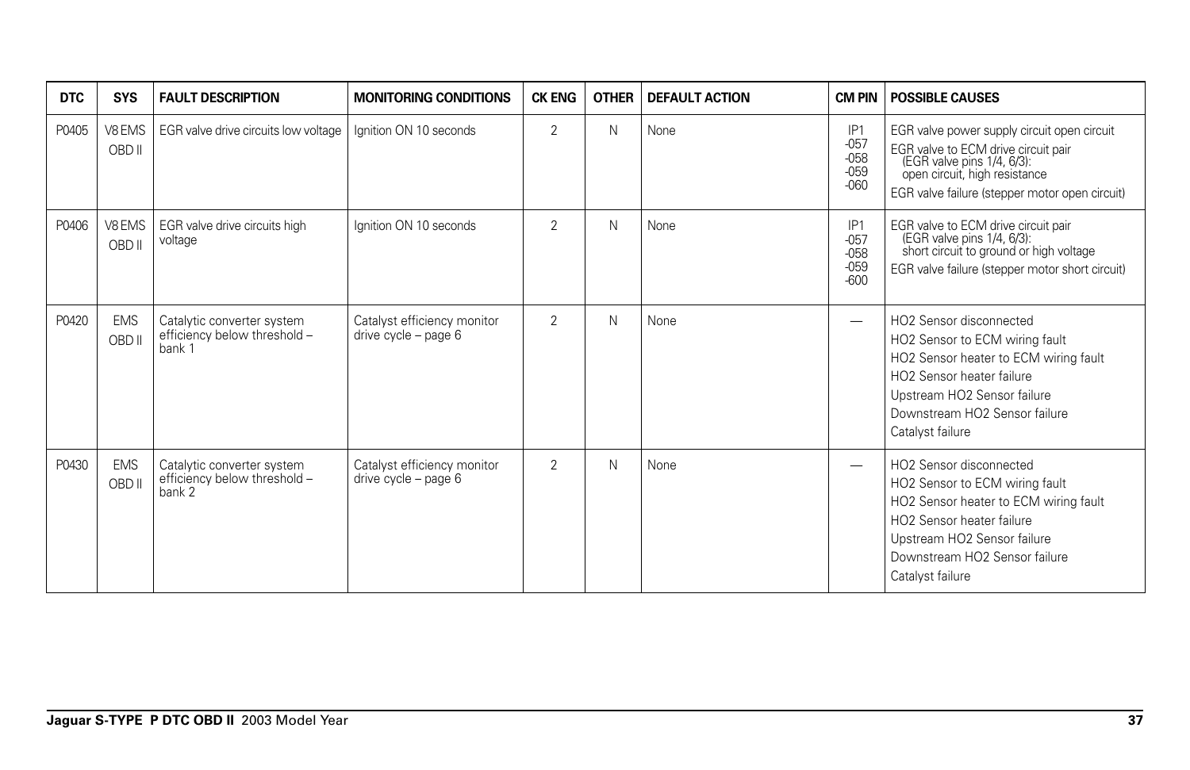| DTC | SYS | FAULT DESCRIPTION | MONITORING CONDITIONS | CK ENG | OTHER | DEFAULT ACTION | CM PIN | POSSIBLE CAUSES |
|---|---|---|---|---|---|---|---|---|
| P0405 | V8 EMS OBD II | EGR valve drive circuits low voltage | Ignition ON 10 seconds | 2 | N | None | IP1 -057 -058 -059 -060 | EGR valve power supply circuit open circuit<br>EGR valve to ECM drive circuit pair (EGR valve pins 1/4, 6/3): open circuit, high resistance<br>EGR valve failure (stepper motor open circuit) |
| P0406 | V8 EMS OBD II | EGR valve drive circuits high voltage | Ignition ON 10 seconds | 2 | N | None | IP1 -057 -058 -059 -600 | EGR valve to ECM drive circuit pair (EGR valve pins 1/4, 6/3): short circuit to ground or high voltage<br>EGR valve failure (stepper motor short circuit) |
| P0420 | EMS OBD II | Catalytic converter system efficiency below threshold – bank 1 | Catalyst efficiency monitor drive cycle – page 6 | 2 | N | None | — | HO2 Sensor disconnected<br>HO2 Sensor to ECM wiring fault<br>HO2 Sensor heater to ECM wiring fault<br>HO2 Sensor heater failure<br>Upstream HO2 Sensor failure<br>Downstream HO2 Sensor failure<br>Catalyst failure |
| P0430 | EMS OBD II | Catalytic converter system efficiency below threshold – bank 2 | Catalyst efficiency monitor drive cycle – page 6 | 2 | N | None | — | HO2 Sensor disconnected<br>HO2 Sensor to ECM wiring fault<br>HO2 Sensor heater to ECM wiring fault<br>HO2 Sensor heater failure<br>Upstream HO2 Sensor failure<br>Downstream HO2 Sensor failure<br>Catalyst failure |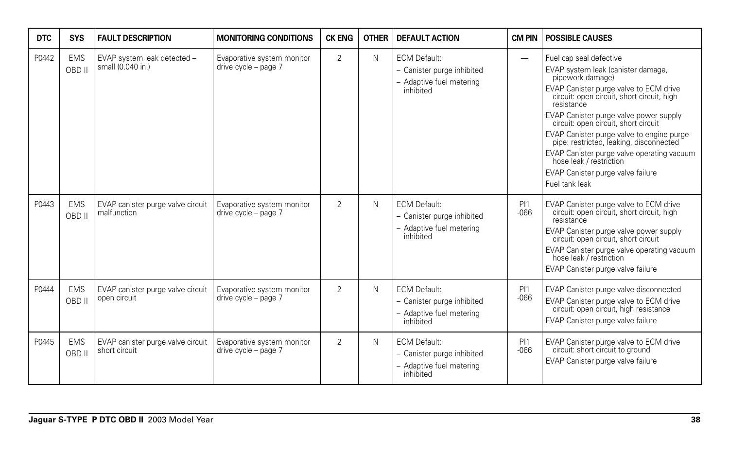| DTC | SYS | FAULT DESCRIPTION | MONITORING CONDITIONS | CK ENG | OTHER | DEFAULT ACTION | CM PIN | POSSIBLE CAUSES |
|---|---|---|---|---|---|---|---|---|
| P0442 | EMS OBD II | EVAP system leak detected – small (0.040 in.) | Evaporative system monitor drive cycle – page 7 | 2 | N | ECM Default:<br>– Canister purge inhibited<br>– Adaptive fuel metering inhibited | — | Fuel cap seal defective<br>EVAP system leak (canister damage, pipework damage)<br>EVAP Canister purge valve to ECM drive circuit: open circuit, short circuit, high resistance<br>EVAP Canister purge valve power supply circuit: open circuit, short circuit<br>EVAP Canister purge valve to engine purge pipe: restricted, leaking, disconnected<br>EVAP Canister purge valve operating vacuum hose leak / restriction<br>EVAP Canister purge valve failure<br>Fuel tank leak |
| P0443 | EMS OBD II | EVAP canister purge valve circuit malfunction | Evaporative system monitor drive cycle – page 7 | 2 | N | ECM Default:<br>– Canister purge inhibited<br>– Adaptive fuel metering inhibited | PI1 -066 | EVAP Canister purge valve to ECM drive circuit: open circuit, short circuit, high resistance<br>EVAP Canister purge valve power supply circuit: open circuit, short circuit<br>EVAP Canister purge valve operating vacuum hose leak / restriction<br>EVAP Canister purge valve failure |
| P0444 | EMS OBD II | EVAP canister purge valve circuit open circuit | Evaporative system monitor drive cycle – page 7 | 2 | N | ECM Default:<br>– Canister purge inhibited<br>– Adaptive fuel metering inhibited | PI1 -066 | EVAP Canister purge valve disconnected<br>EVAP Canister purge valve to ECM drive circuit: open circuit, high resistance<br>EVAP Canister purge valve failure |
| P0445 | EMS OBD II | EVAP canister purge valve circuit short circuit | Evaporative system monitor drive cycle – page 7 | 2 | N | ECM Default:<br>– Canister purge inhibited<br>– Adaptive fuel metering inhibited | PI1 -066 | EVAP Canister purge valve to ECM drive circuit: short circuit to ground<br>EVAP Canister purge valve failure |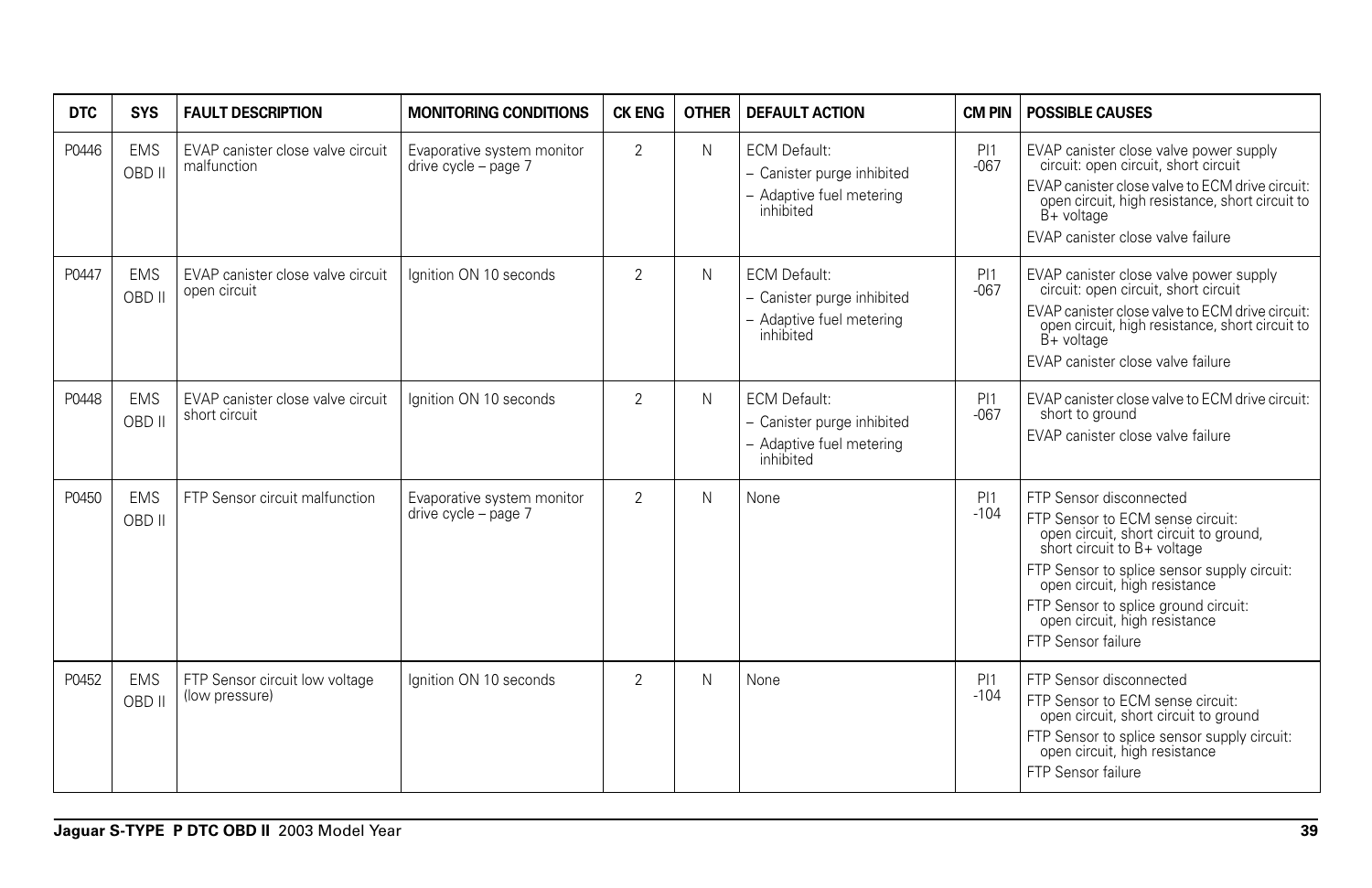| DTC | SYS | FAULT DESCRIPTION | MONITORING CONDITIONS | CK ENG | OTHER | DEFAULT ACTION | CM PIN | POSSIBLE CAUSES |
|---|---|---|---|---|---|---|---|---|
| P0446 | EMS OBD II | EVAP canister close valve circuit malfunction | Evaporative system monitor drive cycle – page 7 | 2 | N | ECM Default:<br>– Canister purge inhibited<br>– Adaptive fuel metering inhibited | PI1 -067 | EVAP canister close valve power supply circuit: open circuit, short circuit<br>EVAP canister close valve to ECM drive circuit: open circuit, high resistance, short circuit to B+ voltage<br>EVAP canister close valve failure |
| P0447 | EMS OBD II | EVAP canister close valve circuit open circuit | Ignition ON 10 seconds | 2 | N | ECM Default:<br>– Canister purge inhibited<br>– Adaptive fuel metering inhibited | PI1 -067 | EVAP canister close valve power supply circuit: open circuit, short circuit<br>EVAP canister close valve to ECM drive circuit: open circuit, high resistance, short circuit to B+ voltage<br>EVAP canister close valve failure |
| P0448 | EMS OBD II | EVAP canister close valve circuit short circuit | Ignition ON 10 seconds | 2 | N | ECM Default:<br>– Canister purge inhibited<br>– Adaptive fuel metering inhibited | PI1 -067 | EVAP canister close valve to ECM drive circuit: short to ground<br>EVAP canister close valve failure |
| P0450 | EMS OBD II | FTP Sensor circuit malfunction | Evaporative system monitor drive cycle – page 7 | 2 | N | None | PI1 -104 | FTP Sensor disconnected<br>FTP Sensor to ECM sense circuit: open circuit, short circuit to ground, short circuit to B+ voltage<br>FTP Sensor to splice sensor supply circuit: open circuit, high resistance<br>FTP Sensor to splice ground circuit: open circuit, high resistance<br>FTP Sensor failure |
| P0452 | EMS OBD II | FTP Sensor circuit low voltage (low pressure) | Ignition ON 10 seconds | 2 | N | None | PI1 -104 | FTP Sensor disconnected<br>FTP Sensor to ECM sense circuit: open circuit, short circuit to ground<br>FTP Sensor to splice sensor supply circuit: open circuit, high resistance<br>FTP Sensor failure |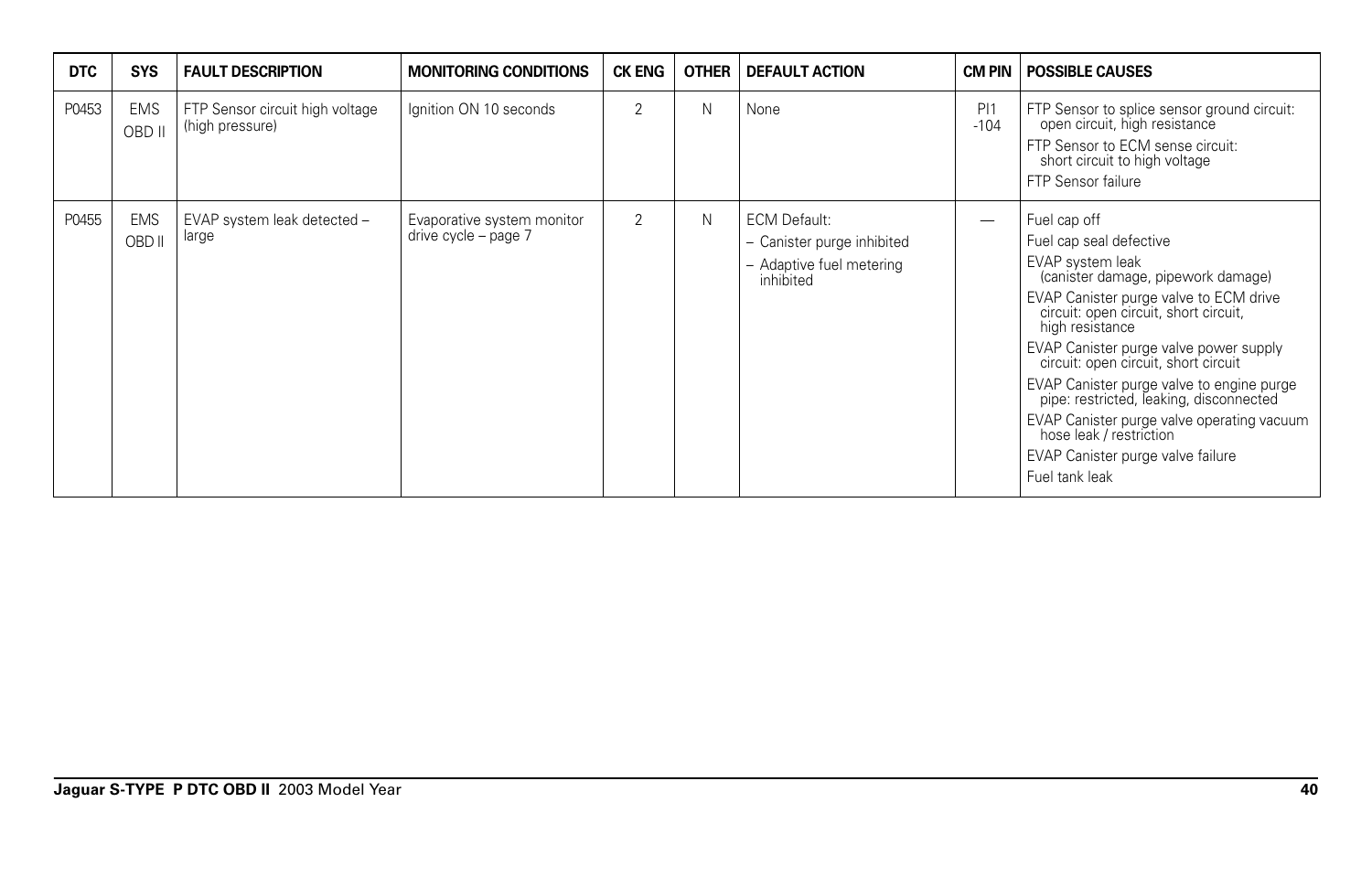| DTC | SYS | FAULT DESCRIPTION | MONITORING CONDITIONS | CK ENG | OTHER | DEFAULT ACTION | CM PIN | POSSIBLE CAUSES |
|---|---|---|---|---|---|---|---|---|
| P0453 | EMS OBD II | FTP Sensor circuit high voltage (high pressure) | Ignition ON 10 seconds | 2 | N | None | PI1 -104 | FTP Sensor to splice sensor ground circuit: open circuit, high resistance<br>FTP Sensor to ECM sense circuit: short circuit to high voltage<br>FTP Sensor failure |
| P0455 | EMS OBD II | EVAP system leak detected – large | Evaporative system monitor drive cycle – page 7 | 2 | N | ECM Default:<br>– Canister purge inhibited<br>– Adaptive fuel metering inhibited | — | Fuel cap off<br>Fuel cap seal defective<br>EVAP system leak (canister damage, pipework damage)<br>EVAP Canister purge valve to ECM drive circuit: open circuit, short circuit, high resistance<br>EVAP Canister purge valve power supply circuit: open circuit, short circuit<br>EVAP Canister purge valve to engine purge pipe: restricted, leaking, disconnected<br>EVAP Canister purge valve operating vacuum hose leak / restriction<br>EVAP Canister purge valve failure<br>Fuel tank leak |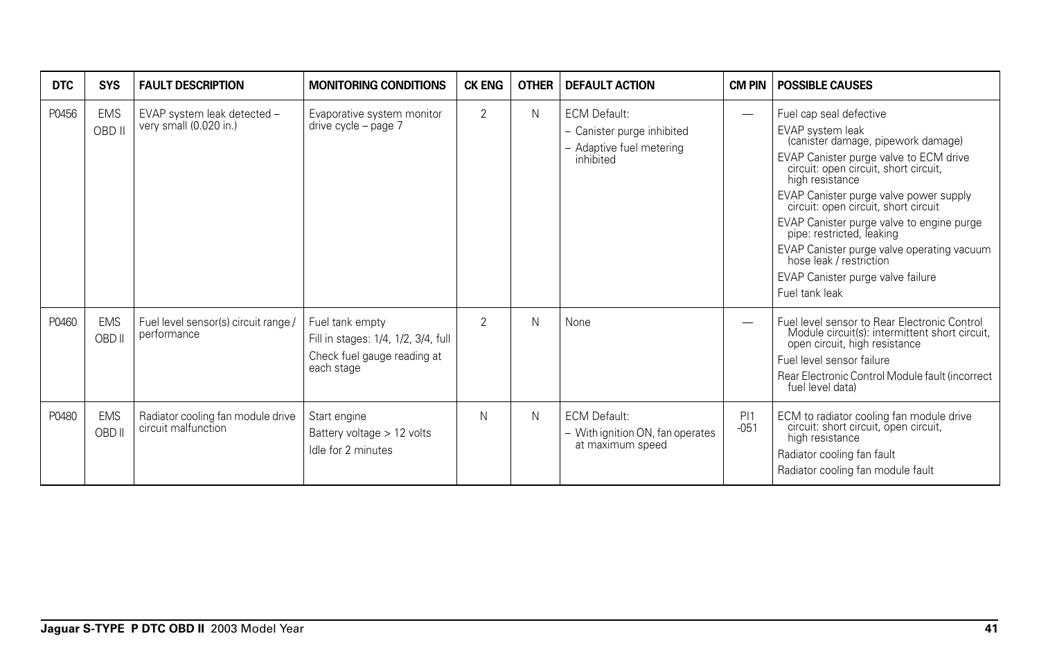| DTC | SYS | FAULT DESCRIPTION | MONITORING CONDITIONS | CK ENG | OTHER | DEFAULT ACTION | CM PIN | POSSIBLE CAUSES |
|---|---|---|---|---|---|---|---|---|
| P0456 | EMS OBD II | EVAP system leak detected – very small (0.020 in.) | Evaporative system monitor drive cycle – page 7 | 2 | N | ECM Default:<br>– Canister purge inhibited<br>– Adaptive fuel metering inhibited | — | Fuel cap seal defective<br>EVAP system leak (canister damage, pipework damage)<br>EVAP Canister purge valve to ECM drive circuit: open circuit, short circuit, high resistance<br>EVAP Canister purge valve power supply circuit: open circuit, short circuit<br>EVAP Canister purge valve to engine purge pipe: restricted, leaking<br>EVAP Canister purge valve operating vacuum hose leak / restriction<br>EVAP Canister purge valve failure<br>Fuel tank leak |
| P0460 | EMS OBD II | Fuel level sensor(s) circuit range / performance | Fuel tank empty<br>Fill in stages: 1/4, 1/2, 3/4, full<br>Check fuel gauge reading at each stage | 2 | N | None | — | Fuel level sensor to Rear Electronic Control Module circuit(s): intermittent short circuit, open circuit, high resistance<br>Fuel level sensor failure<br>Rear Electronic Control Module fault (incorrect fuel level data) |
| P0480 | EMS OBD II | Radiator cooling fan module drive circuit malfunction | Start engine<br>Battery voltage > 12 volts<br>Idle for 2 minutes | N | N | ECM Default:<br>– With ignition ON, fan operates at maximum speed | PI1 -051 | ECM to radiator cooling fan module drive circuit: short circuit, open circuit, high resistance<br>Radiator cooling fan fault<br>Radiator cooling fan module fault |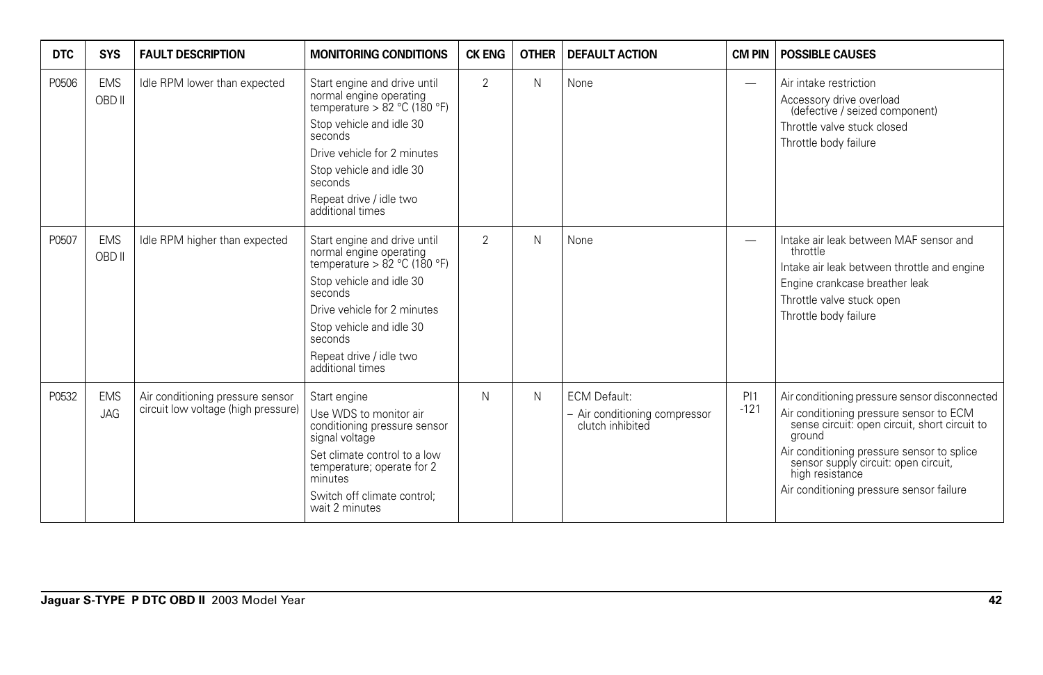| DTC | SYS | FAULT DESCRIPTION | MONITORING CONDITIONS | CK ENG | OTHER | DEFAULT ACTION | CM PIN | POSSIBLE CAUSES |
|---|---|---|---|---|---|---|---|---|
| P0506 | EMS OBD II | Idle RPM lower than expected | Start engine and drive until normal engine operating temperature > 82 °C (180 °F)<br>Stop vehicle and idle 30 seconds<br>Drive vehicle for 2 minutes<br>Stop vehicle and idle 30 seconds<br>Repeat drive / idle two additional times | 2 | N | None | — | Air intake restriction<br>Accessory drive overload (defective / seized component)<br>Throttle valve stuck closed<br>Throttle body failure |
| P0507 | EMS OBD II | Idle RPM higher than expected | Start engine and drive until normal engine operating temperature > 82 °C (180 °F)<br>Stop vehicle and idle 30 seconds<br>Drive vehicle for 2 minutes<br>Stop vehicle and idle 30 seconds<br>Repeat drive / idle two additional times | 2 | N | None | — | Intake air leak between MAF sensor and throttle<br>Intake air leak between throttle and engine<br>Engine crankcase breather leak<br>Throttle valve stuck open<br>Throttle body failure |
| P0532 | EMS JAG | Air conditioning pressure sensor circuit low voltage (high pressure) | Start engine<br>Use WDS to monitor air conditioning pressure sensor signal voltage<br>Set climate control to a low temperature; operate for 2 minutes<br>Switch off climate control; wait 2 minutes | N | N | ECM Default:<br>– Air conditioning compressor clutch inhibited | PI1 -121 | Air conditioning pressure sensor disconnected<br>Air conditioning pressure sensor to ECM sense circuit: open circuit, short circuit to ground<br>Air conditioning pressure sensor to splice sensor supply circuit: open circuit, high resistance<br>Air conditioning pressure sensor failure |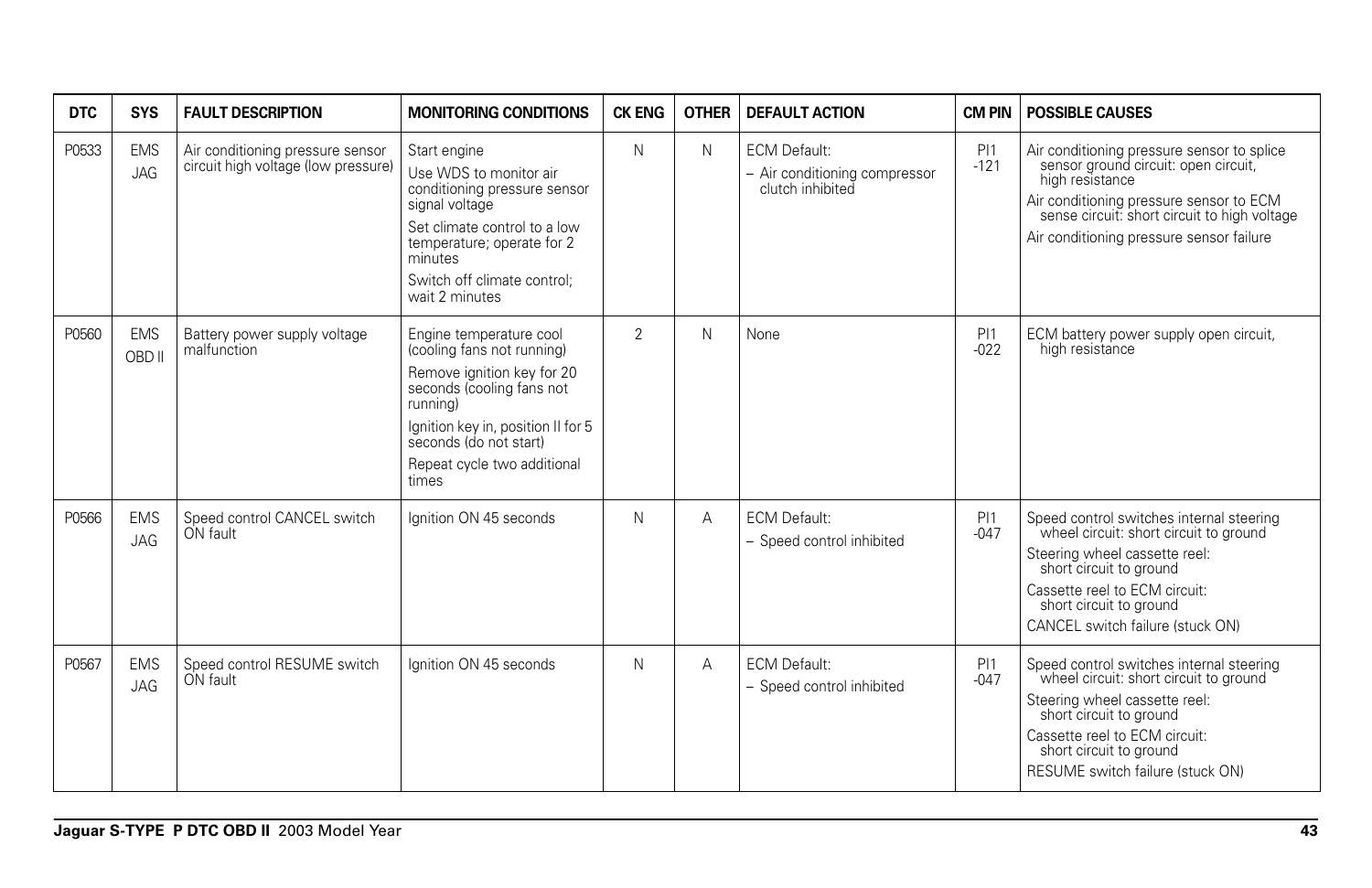| DTC | SYS | FAULT DESCRIPTION | MONITORING CONDITIONS | CK ENG | OTHER | DEFAULT ACTION | CM PIN | POSSIBLE CAUSES |
|---|---|---|---|---|---|---|---|---|
| P0533 | EMS JAG | Air conditioning pressure sensor circuit high voltage (low pressure) | Start engine<br>Use WDS to monitor air conditioning pressure sensor signal voltage<br>Set climate control to a low temperature; operate for 2 minutes<br>Switch off climate control; wait 2 minutes | N | N | ECM Default:<br>– Air conditioning compressor clutch inhibited | PI1 -121 | Air conditioning pressure sensor to splice sensor ground circuit: open circuit, high resistance<br>Air conditioning pressure sensor to ECM sense circuit: short circuit to high voltage<br>Air conditioning pressure sensor failure |
| P0560 | EMS OBD II | Battery power supply voltage malfunction | Engine temperature cool (cooling fans not running)<br>Remove ignition key for 20 seconds (cooling fans not running)<br>Ignition key in, position II for 5 seconds (do not start)<br>Repeat cycle two additional times | 2 | N | None | PI1 -022 | ECM battery power supply open circuit, high resistance |
| P0566 | EMS JAG | Speed control CANCEL switch ON fault | Ignition ON 45 seconds | N | A | ECM Default:<br>– Speed control inhibited | PI1 -047 | Speed control switches internal steering wheel circuit: short circuit to ground<br>Steering wheel cassette reel: short circuit to ground<br>Cassette reel to ECM circuit: short circuit to ground<br>CANCEL switch failure (stuck ON) |
| P0567 | EMS JAG | Speed control RESUME switch ON fault | Ignition ON 45 seconds | N | A | ECM Default:<br>– Speed control inhibited | PI1 -047 | Speed control switches internal steering wheel circuit: short circuit to ground<br>Steering wheel cassette reel: short circuit to ground<br>Cassette reel to ECM circuit: short circuit to ground<br>RESUME switch failure (stuck ON) |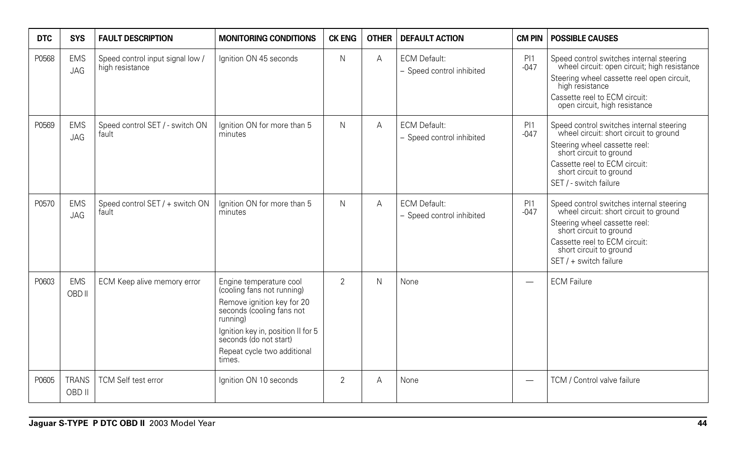| DTC | SYS | FAULT DESCRIPTION | MONITORING CONDITIONS | CK ENG | OTHER | DEFAULT ACTION | CM PIN | POSSIBLE CAUSES |
|---|---|---|---|---|---|---|---|---|
| P0568 | EMS JAG | Speed control input signal low / high resistance | Ignition ON 45 seconds | N | A | ECM Default: – Speed control inhibited | PI1 -047 | Speed control switches internal steering wheel circuit: open circuit; high resistance<br>Steering wheel cassette reel open circuit, high resistance<br>Cassette reel to ECM circuit: open circuit, high resistance |
| P0569 | EMS JAG | Speed control SET / - switch ON fault | Ignition ON for more than 5 minutes | N | A | ECM Default: – Speed control inhibited | PI1 -047 | Speed control switches internal steering wheel circuit: short circuit to ground<br>Steering wheel cassette reel: short circuit to ground<br>Cassette reel to ECM circuit: short circuit to ground<br>SET / - switch failure |
| P0570 | EMS JAG | Speed control SET / + switch ON fault | Ignition ON for more than 5 minutes | N | A | ECM Default: – Speed control inhibited | PI1 -047 | Speed control switches internal steering wheel circuit: short circuit to ground<br>Steering wheel cassette reel: short circuit to ground<br>Cassette reel to ECM circuit: short circuit to ground<br>SET / + switch failure |
| P0603 | EMS OBD II | ECM Keep alive memory error | Engine temperature cool (cooling fans not running)<br>Remove ignition key for 20 seconds (cooling fans not running)<br>Ignition key in, position II for 5 seconds (do not start)<br>Repeat cycle two additional times. | 2 | N | None | — | ECM Failure |
| P0605 | TRANS OBD II | TCM Self test error | Ignition ON 10 seconds | 2 | A | None | — | TCM / Control valve failure |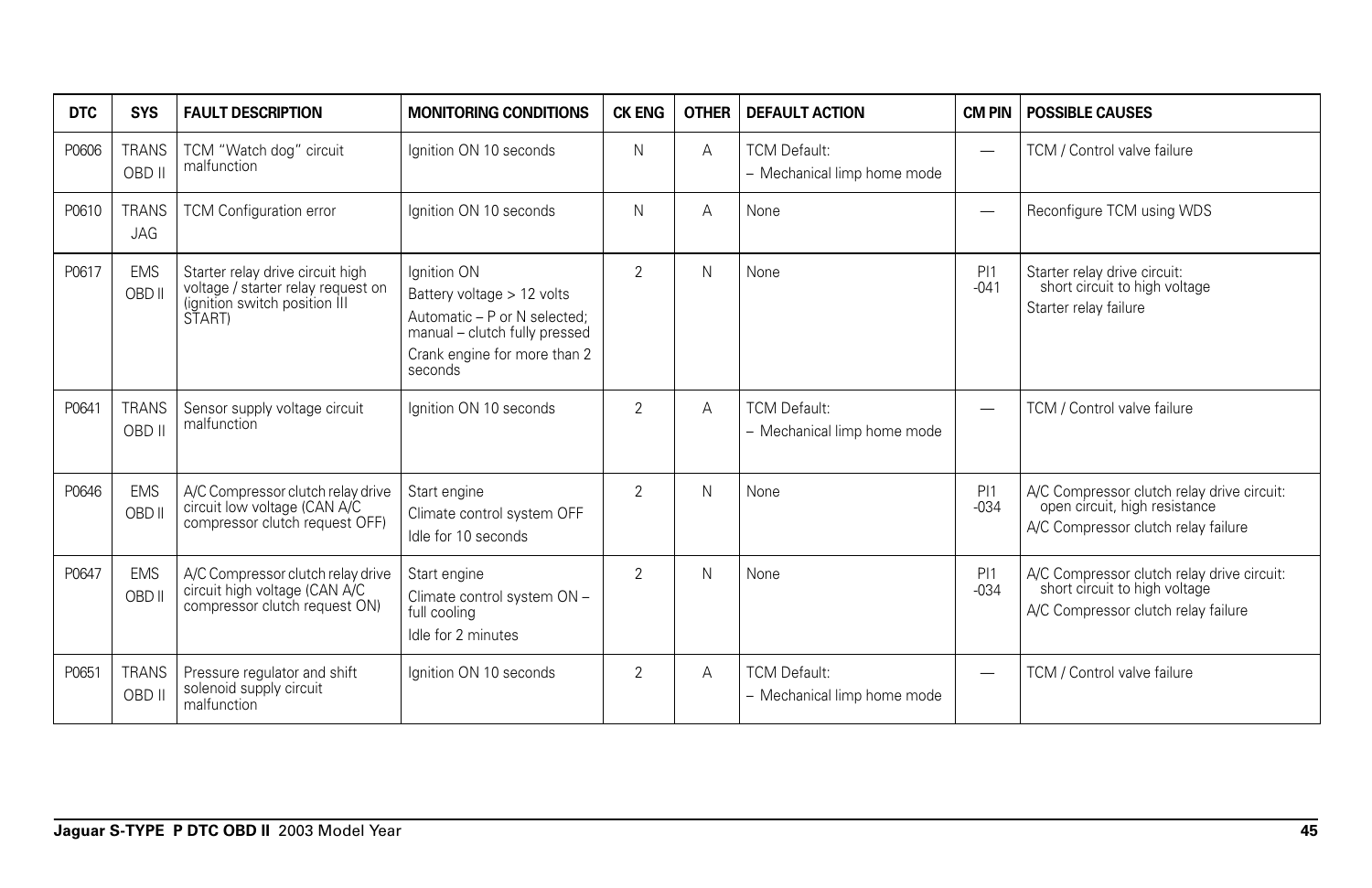| DTC | SYS | FAULT DESCRIPTION | MONITORING CONDITIONS | CK ENG | OTHER | DEFAULT ACTION | CM PIN | POSSIBLE CAUSES |
|---|---|---|---|---|---|---|---|---|
| P0606 | TRANS OBD II | TCM "Watch dog" circuit malfunction | Ignition ON 10 seconds | N | A | TCM Default: – Mechanical limp home mode | — | TCM / Control valve failure |
| P0610 | TRANS JAG | TCM Configuration error | Ignition ON 10 seconds | N | A | None | — | Reconfigure TCM using WDS |
| P0617 | EMS OBD II | Starter relay drive circuit high voltage / starter relay request on (ignition switch position III START) | Ignition ON<br>Battery voltage > 12 volts<br>Automatic – P or N selected; manual – clutch fully pressed<br>Crank engine for more than 2 seconds | 2 | N | None | PI1 -041 | Starter relay drive circuit: short circuit to high voltage<br>Starter relay failure |
| P0641 | TRANS OBD II | Sensor supply voltage circuit malfunction | Ignition ON 10 seconds | 2 | A | TCM Default: – Mechanical limp home mode | — | TCM / Control valve failure |
| P0646 | EMS OBD II | A/C Compressor clutch relay drive circuit low voltage (CAN A/C compressor clutch request OFF) | Start engine<br>Climate control system OFF<br>Idle for 10 seconds | 2 | N | None | PI1 -034 | A/C Compressor clutch relay drive circuit: open circuit, high resistance<br>A/C Compressor clutch relay failure |
| P0647 | EMS OBD II | A/C Compressor clutch relay drive circuit high voltage (CAN A/C compressor clutch request ON) | Start engine<br>Climate control system ON – full cooling<br>Idle for 2 minutes | 2 | N | None | PI1 -034 | A/C Compressor clutch relay drive circuit: short circuit to high voltage<br>A/C Compressor clutch relay failure |
| P0651 | TRANS OBD II | Pressure regulator and shift solenoid supply circuit malfunction | Ignition ON 10 seconds | 2 | A | TCM Default: – Mechanical limp home mode | — | TCM / Control valve failure |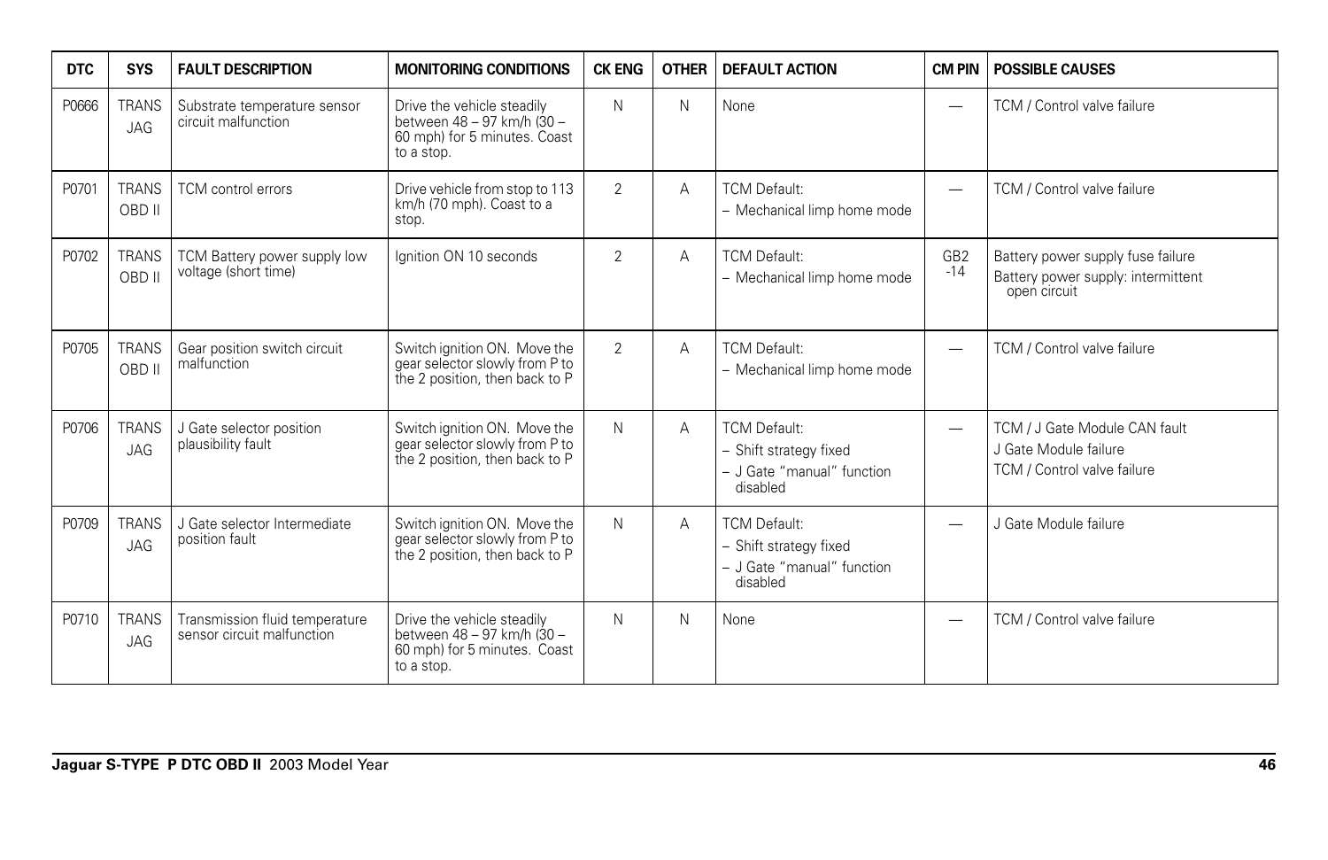| DTC | SYS | FAULT DESCRIPTION | MONITORING CONDITIONS | CK ENG | OTHER | DEFAULT ACTION | CM PIN | POSSIBLE CAUSES |
|---|---|---|---|---|---|---|---|---|
| P0666 | TRANS JAG | Substrate temperature sensor circuit malfunction | Drive the vehicle steadily between 48 – 97 km/h (30 – 60 mph) for 5 minutes. Coast to a stop. | N | N | None | — | TCM / Control valve failure |
| P0701 | TRANS OBD II | TCM control errors | Drive vehicle from stop to 113 km/h (70 mph). Coast to a stop. | 2 | A | TCM Default:<br>– Mechanical limp home mode | — | TCM / Control valve failure |
| P0702 | TRANS OBD II | TCM Battery power supply low voltage (short time) | Ignition ON 10 seconds | 2 | A | TCM Default:<br>– Mechanical limp home mode | GB2 -14 | Battery power supply fuse failure<br>Battery power supply: intermittent open circuit |
| P0705 | TRANS OBD II | Gear position switch circuit malfunction | Switch ignition ON. Move the gear selector slowly from P to the 2 position, then back to P | 2 | A | TCM Default:<br>– Mechanical limp home mode | — | TCM / Control valve failure |
| P0706 | TRANS JAG | J Gate selector position plausibility fault | Switch ignition ON. Move the gear selector slowly from P to the 2 position, then back to P | N | A | TCM Default:<br>– Shift strategy fixed<br>– J Gate "manual" function disabled | — | TCM / J Gate Module CAN fault<br>J Gate Module failure<br>TCM / Control valve failure |
| P0709 | TRANS JAG | J Gate selector Intermediate position fault | Switch ignition ON. Move the gear selector slowly from P to the 2 position, then back to P | N | A | TCM Default:<br>– Shift strategy fixed<br>– J Gate "manual" function disabled | — | J Gate Module failure |
| P0710 | TRANS JAG | Transmission fluid temperature sensor circuit malfunction | Drive the vehicle steadily between 48 – 97 km/h (30 – 60 mph) for 5 minutes. Coast to a stop. | N | N | None | — | TCM / Control valve failure |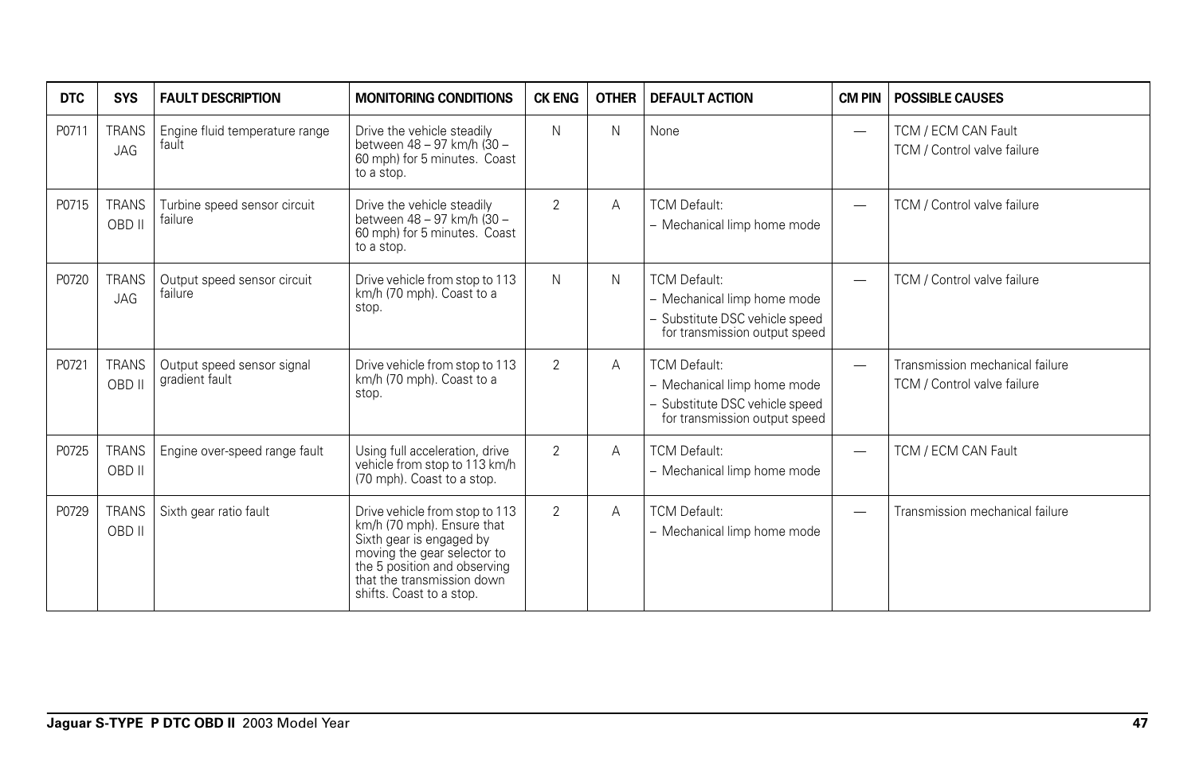| DTC | SYS | FAULT DESCRIPTION | MONITORING CONDITIONS | CK ENG | OTHER | DEFAULT ACTION | CM PIN | POSSIBLE CAUSES |
|---|---|---|---|---|---|---|---|---|
| P0711 | TRANS JAG | Engine fluid temperature range fault | Drive the vehicle steadily between 48 – 97 km/h (30 – 60 mph) for 5 minutes. Coast to a stop. | N | N | None | — | TCM / ECM CAN Fault<br>TCM / Control valve failure |
| P0715 | TRANS OBD II | Turbine speed sensor circuit failure | Drive the vehicle steadily between 48 – 97 km/h (30 – 60 mph) for 5 minutes. Coast to a stop. | 2 | A | TCM Default:<br>– Mechanical limp home mode | — | TCM / Control valve failure |
| P0720 | TRANS JAG | Output speed sensor circuit failure | Drive vehicle from stop to 113 km/h (70 mph). Coast to a stop. | N | N | TCM Default:<br>– Mechanical limp home mode<br>– Substitute DSC vehicle speed for transmission output speed | — | TCM / Control valve failure |
| P0721 | TRANS OBD II | Output speed sensor signal gradient fault | Drive vehicle from stop to 113 km/h (70 mph). Coast to a stop. | 2 | A | TCM Default:<br>– Mechanical limp home mode<br>– Substitute DSC vehicle speed for transmission output speed | — | Transmission mechanical failure<br>TCM / Control valve failure |
| P0725 | TRANS OBD II | Engine over-speed range fault | Using full acceleration, drive vehicle from stop to 113 km/h (70 mph). Coast to a stop. | 2 | A | TCM Default:<br>– Mechanical limp home mode | — | TCM / ECM CAN Fault |
| P0729 | TRANS OBD II | Sixth gear ratio fault | Drive vehicle from stop to 113 km/h (70 mph). Ensure that Sixth gear is engaged by moving the gear selector to the 5 position and observing that the transmission down shifts. Coast to a stop. | 2 | A | TCM Default:<br>– Mechanical limp home mode | — | Transmission mechanical failure |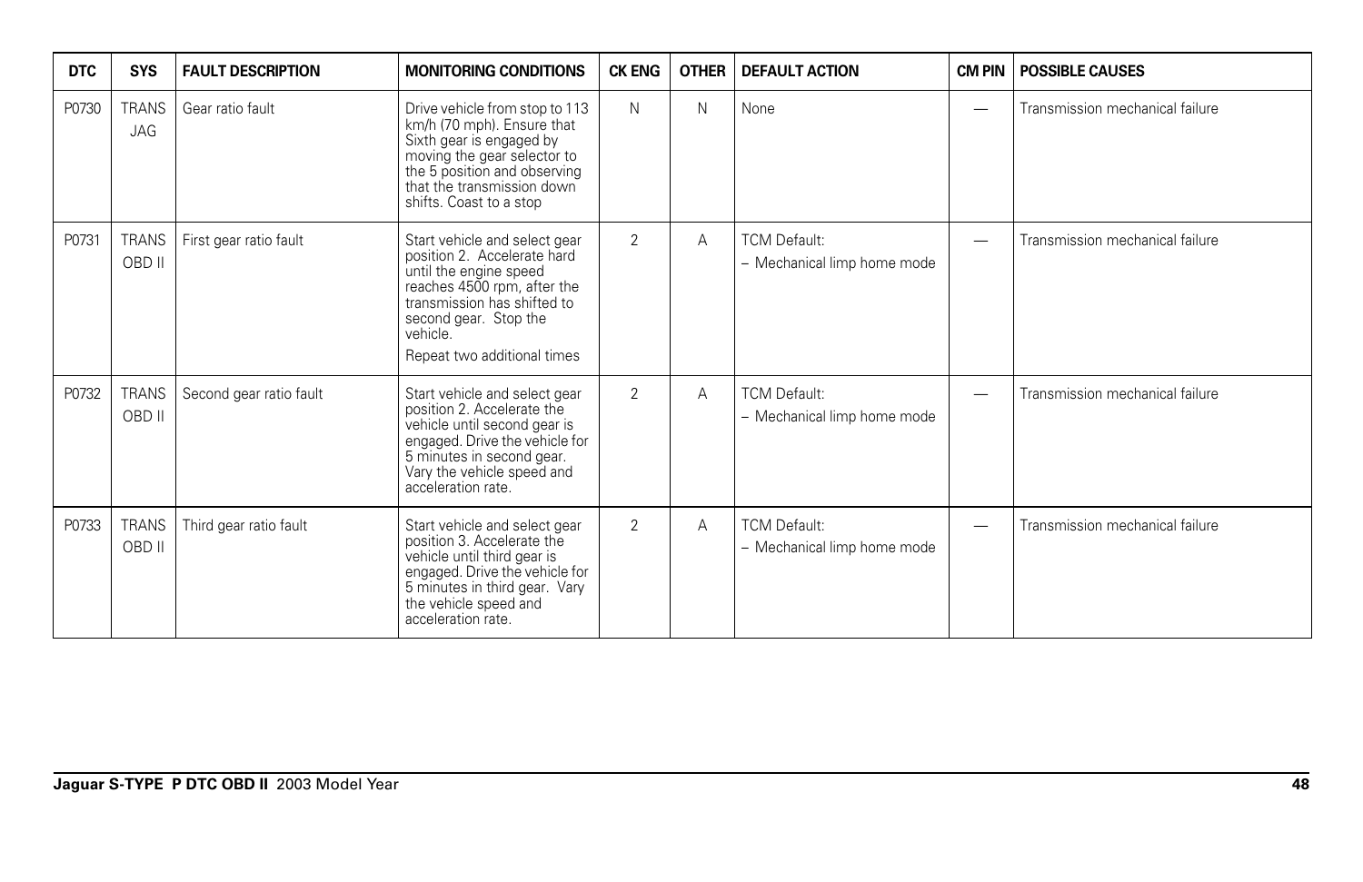| DTC | SYS | FAULT DESCRIPTION | MONITORING CONDITIONS | CK ENG | OTHER | DEFAULT ACTION | CM PIN | POSSIBLE CAUSES |
|---|---|---|---|---|---|---|---|---|
| P0730 | TRANS JAG | Gear ratio fault | Drive vehicle from stop to 113 km/h (70 mph). Ensure that Sixth gear is engaged by moving the gear selector to the 5 position and observing that the transmission down shifts. Coast to a stop | N | N | None | — | Transmission mechanical failure |
| P0731 | TRANS OBD II | First gear ratio fault | Start vehicle and select gear position 2. Accelerate hard until the engine speed reaches 4500 rpm, after the transmission has shifted to second gear. Stop the vehicle.<br>Repeat two additional times | 2 | A | TCM Default:<br>– Mechanical limp home mode | — | Transmission mechanical failure |
| P0732 | TRANS OBD II | Second gear ratio fault | Start vehicle and select gear position 2. Accelerate the vehicle until second gear is engaged. Drive the vehicle for 5 minutes in second gear. Vary the vehicle speed and acceleration rate. | 2 | A | TCM Default:<br>– Mechanical limp home mode | — | Transmission mechanical failure |
| P0733 | TRANS OBD II | Third gear ratio fault | Start vehicle and select gear position 3. Accelerate the vehicle until third gear is engaged. Drive the vehicle for 5 minutes in third gear. Vary the vehicle speed and acceleration rate. | 2 | A | TCM Default:<br>– Mechanical limp home mode | — | Transmission mechanical failure |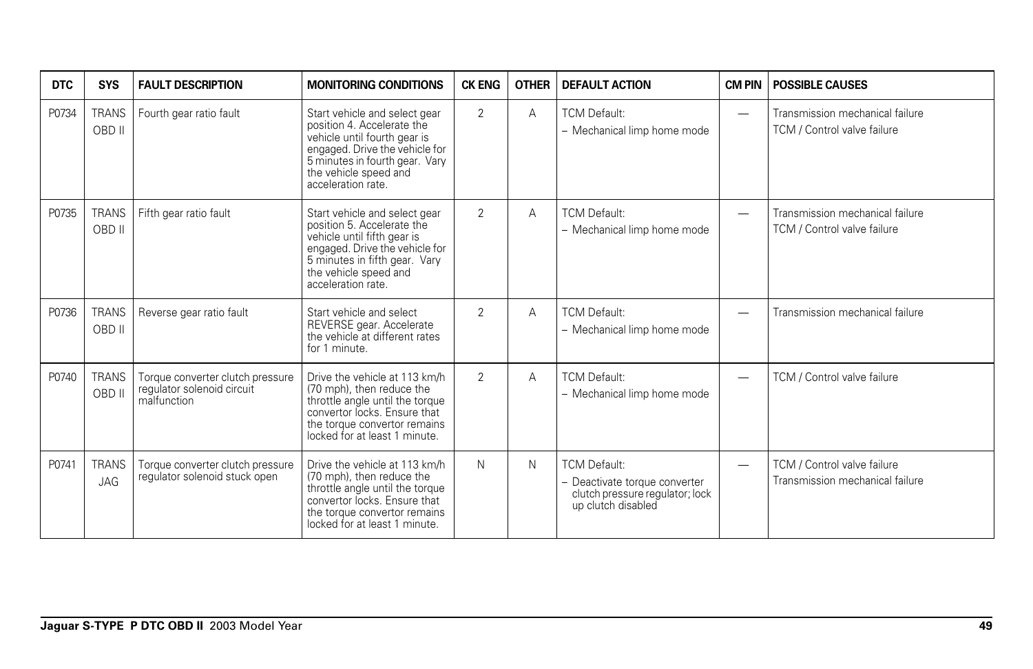| DTC | SYS | FAULT DESCRIPTION | MONITORING CONDITIONS | CK ENG | OTHER | DEFAULT ACTION | CM PIN | POSSIBLE CAUSES |
|---|---|---|---|---|---|---|---|---|
| P0734 | TRANS OBD II | Fourth gear ratio fault | Start vehicle and select gear position 4. Accelerate the vehicle until fourth gear is engaged. Drive the vehicle for 5 minutes in fourth gear. Vary the vehicle speed and acceleration rate. | 2 | A | TCM Default: – Mechanical limp home mode | — | Transmission mechanical failure TCM / Control valve failure |
| P0735 | TRANS OBD II | Fifth gear ratio fault | Start vehicle and select gear position 5. Accelerate the vehicle until fifth gear is engaged. Drive the vehicle for 5 minutes in fifth gear. Vary the vehicle speed and acceleration rate. | 2 | A | TCM Default: – Mechanical limp home mode | — | Transmission mechanical failure TCM / Control valve failure |
| P0736 | TRANS OBD II | Reverse gear ratio fault | Start vehicle and select REVERSE gear. Accelerate the vehicle at different rates for 1 minute. | 2 | A | TCM Default: – Mechanical limp home mode | — | Transmission mechanical failure |
| P0740 | TRANS OBD II | Torque converter clutch pressure regulator solenoid circuit malfunction | Drive the vehicle at 113 km/h (70 mph), then reduce the throttle angle until the torque convertor locks. Ensure that the torque convertor remains locked for at least 1 minute. | 2 | A | TCM Default: – Mechanical limp home mode | — | TCM / Control valve failure |
| P0741 | TRANS JAG | Torque converter clutch pressure regulator solenoid stuck open | Drive the vehicle at 113 km/h (70 mph), then reduce the throttle angle until the torque convertor locks. Ensure that the torque convertor remains locked for at least 1 minute. | N | N | TCM Default: – Deactivate torque converter clutch pressure regulator; lock up clutch disabled | — | TCM / Control valve failure Transmission mechanical failure |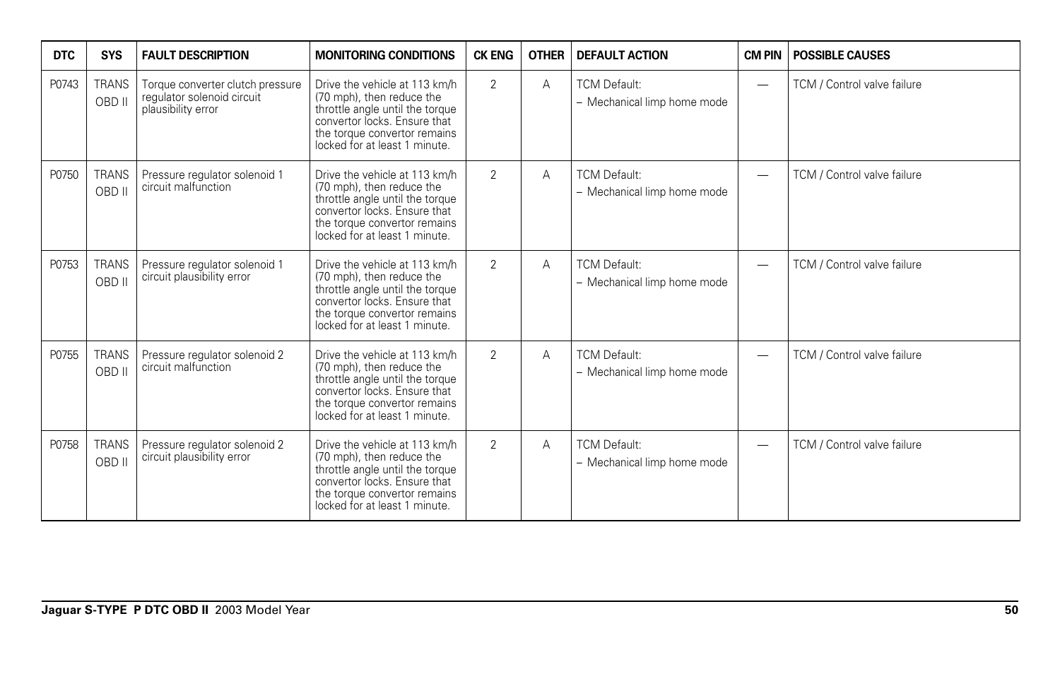| DTC | SYS | FAULT DESCRIPTION | MONITORING CONDITIONS | CK ENG | OTHER | DEFAULT ACTION | CM PIN | POSSIBLE CAUSES |
|---|---|---|---|---|---|---|---|---|
| P0743 | TRANS OBD II | Torque converter clutch pressure regulator solenoid circuit plausibility error | Drive the vehicle at 113 km/h (70 mph), then reduce the throttle angle until the torque convertor locks. Ensure that the torque convertor remains locked for at least 1 minute. | 2 | A | TCM Default: – Mechanical limp home mode | — | TCM / Control valve failure |
| P0750 | TRANS OBD II | Pressure regulator solenoid 1 circuit malfunction | Drive the vehicle at 113 km/h (70 mph), then reduce the throttle angle until the torque convertor locks. Ensure that the torque convertor remains locked for at least 1 minute. | 2 | A | TCM Default: – Mechanical limp home mode | — | TCM / Control valve failure |
| P0753 | TRANS OBD II | Pressure regulator solenoid 1 circuit plausibility error | Drive the vehicle at 113 km/h (70 mph), then reduce the throttle angle until the torque convertor locks. Ensure that the torque convertor remains locked for at least 1 minute. | 2 | A | TCM Default: – Mechanical limp home mode | — | TCM / Control valve failure |
| P0755 | TRANS OBD II | Pressure regulator solenoid 2 circuit malfunction | Drive the vehicle at 113 km/h (70 mph), then reduce the throttle angle until the torque convertor locks. Ensure that the torque convertor remains locked for at least 1 minute. | 2 | A | TCM Default: – Mechanical limp home mode | — | TCM / Control valve failure |
| P0758 | TRANS OBD II | Pressure regulator solenoid 2 circuit plausibility error | Drive the vehicle at 113 km/h (70 mph), then reduce the throttle angle until the torque convertor locks. Ensure that the torque convertor remains locked for at least 1 minute. | 2 | A | TCM Default: – Mechanical limp home mode | — | TCM / Control valve failure |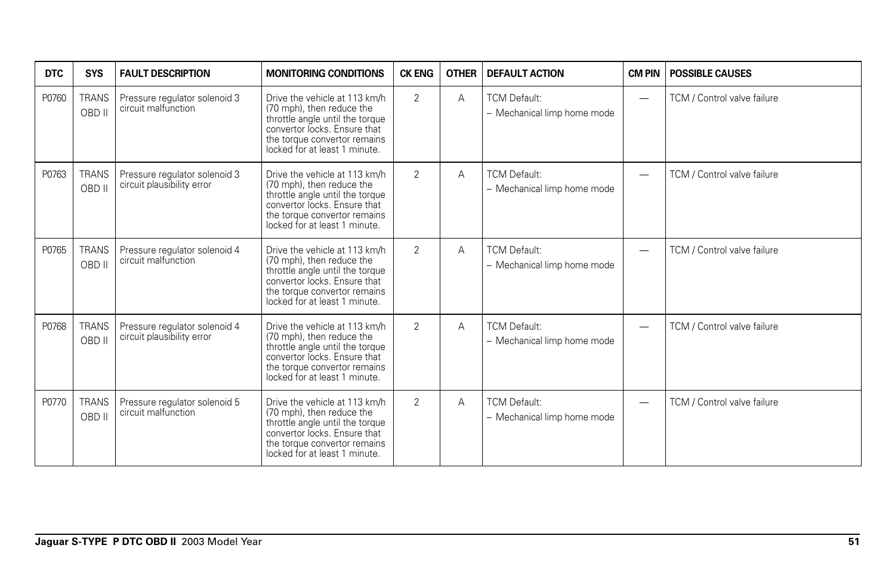| DTC | SYS | FAULT DESCRIPTION | MONITORING CONDITIONS | CK ENG | OTHER | DEFAULT ACTION | CM PIN | POSSIBLE CAUSES |
|---|---|---|---|---|---|---|---|---|
| P0760 | TRANS OBD II | Pressure regulator solenoid 3 circuit malfunction | Drive the vehicle at 113 km/h (70 mph), then reduce the throttle angle until the torque convertor locks. Ensure that the torque convertor remains locked for at least 1 minute. | 2 | A | TCM Default: – Mechanical limp home mode | — | TCM / Control valve failure |
| P0763 | TRANS OBD II | Pressure regulator solenoid 3 circuit plausibility error | Drive the vehicle at 113 km/h (70 mph), then reduce the throttle angle until the torque convertor locks. Ensure that the torque convertor remains locked for at least 1 minute. | 2 | A | TCM Default: – Mechanical limp home mode | — | TCM / Control valve failure |
| P0765 | TRANS OBD II | Pressure regulator solenoid 4 circuit malfunction | Drive the vehicle at 113 km/h (70 mph), then reduce the throttle angle until the torque convertor locks. Ensure that the torque convertor remains locked for at least 1 minute. | 2 | A | TCM Default: – Mechanical limp home mode | — | TCM / Control valve failure |
| P0768 | TRANS OBD II | Pressure regulator solenoid 4 circuit plausibility error | Drive the vehicle at 113 km/h (70 mph), then reduce the throttle angle until the torque convertor locks. Ensure that the torque convertor remains locked for at least 1 minute. | 2 | A | TCM Default: – Mechanical limp home mode | — | TCM / Control valve failure |
| P0770 | TRANS OBD II | Pressure regulator solenoid 5 circuit malfunction | Drive the vehicle at 113 km/h (70 mph), then reduce the throttle angle until the torque convertor locks. Ensure that the torque convertor remains locked for at least 1 minute. | 2 | A | TCM Default: – Mechanical limp home mode | — | TCM / Control valve failure |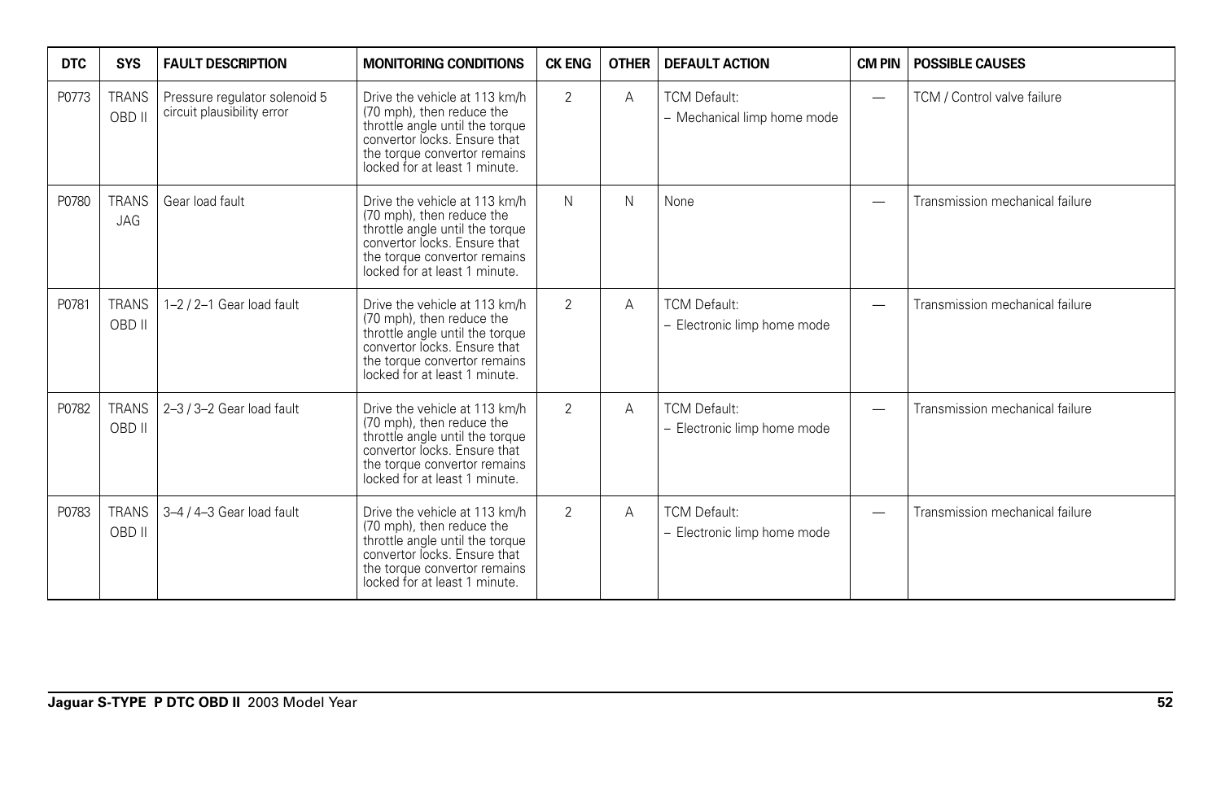| DTC | SYS | FAULT DESCRIPTION | MONITORING CONDITIONS | CK ENG | OTHER | DEFAULT ACTION | CM PIN | POSSIBLE CAUSES |
|---|---|---|---|---|---|---|---|---|
| P0773 | TRANS OBD II | Pressure regulator solenoid 5 circuit plausibility error | Drive the vehicle at 113 km/h (70 mph), then reduce the throttle angle until the torque convertor locks. Ensure that the torque convertor remains locked for at least 1 minute. | 2 | A | TCM Default:<br>– Mechanical limp home mode | — | TCM / Control valve failure |
| P0780 | TRANS JAG | Gear load fault | Drive the vehicle at 113 km/h (70 mph), then reduce the throttle angle until the torque convertor locks. Ensure that the torque convertor remains locked for at least 1 minute. | N | N | None | — | Transmission mechanical failure |
| P0781 | TRANS OBD II | 1–2 / 2–1 Gear load fault | Drive the vehicle at 113 km/h (70 mph), then reduce the throttle angle until the torque convertor locks. Ensure that the torque convertor remains locked for at least 1 minute. | 2 | A | TCM Default:<br>– Electronic limp home mode | — | Transmission mechanical failure |
| P0782 | TRANS OBD II | 2–3 / 3–2 Gear load fault | Drive the vehicle at 113 km/h (70 mph), then reduce the throttle angle until the torque convertor locks. Ensure that the torque convertor remains locked for at least 1 minute. | 2 | A | TCM Default:<br>– Electronic limp home mode | — | Transmission mechanical failure |
| P0783 | TRANS OBD II | 3–4 / 4–3 Gear load fault | Drive the vehicle at 113 km/h (70 mph), then reduce the throttle angle until the torque convertor locks. Ensure that the torque convertor remains locked for at least 1 minute. | 2 | A | TCM Default:<br>– Electronic limp home mode | — | Transmission mechanical failure |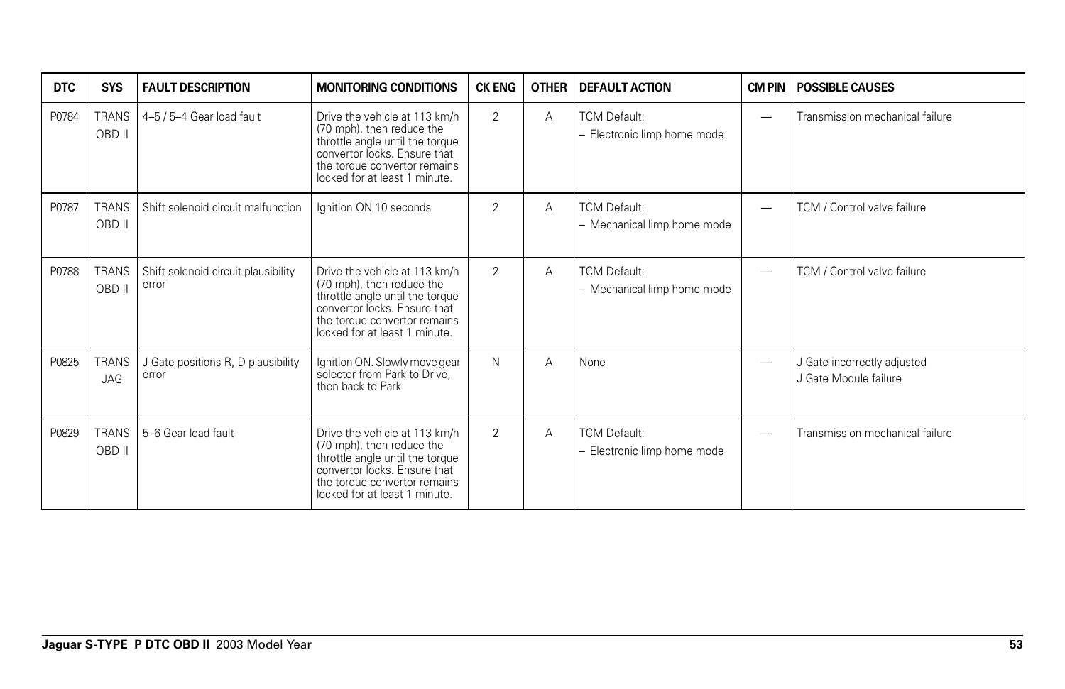| DTC | SYS | FAULT DESCRIPTION | MONITORING CONDITIONS | CK ENG | OTHER | DEFAULT ACTION | CM PIN | POSSIBLE CAUSES |
|---|---|---|---|---|---|---|---|---|
| P0784 | TRANS OBD II | 4–5 / 5–4 Gear load fault | Drive the vehicle at 113 km/h (70 mph), then reduce the throttle angle until the torque convertor locks. Ensure that the torque convertor remains locked for at least 1 minute. | 2 | A | TCM Default:<br>– Electronic limp home mode | — | Transmission mechanical failure |
| P0787 | TRANS OBD II | Shift solenoid circuit malfunction | Ignition ON 10 seconds | 2 | A | TCM Default:<br>– Mechanical limp home mode | — | TCM / Control valve failure |
| P0788 | TRANS OBD II | Shift solenoid circuit plausibility error | Drive the vehicle at 113 km/h (70 mph), then reduce the throttle angle until the torque convertor locks. Ensure that the torque convertor remains locked for at least 1 minute. | 2 | A | TCM Default:<br>– Mechanical limp home mode | — | TCM / Control valve failure |
| P0825 | TRANS JAG | J Gate positions R, D plausibility error | Ignition ON. Slowly move gear selector from Park to Drive, then back to Park. | N | A | None | — | J Gate incorrectly adjusted<br>J Gate Module failure |
| P0829 | TRANS OBD II | 5–6 Gear load fault | Drive the vehicle at 113 km/h (70 mph), then reduce the throttle angle until the torque convertor locks. Ensure that the torque convertor remains locked for at least 1 minute. | 2 | A | TCM Default:<br>– Electronic limp home mode | — | Transmission mechanical failure |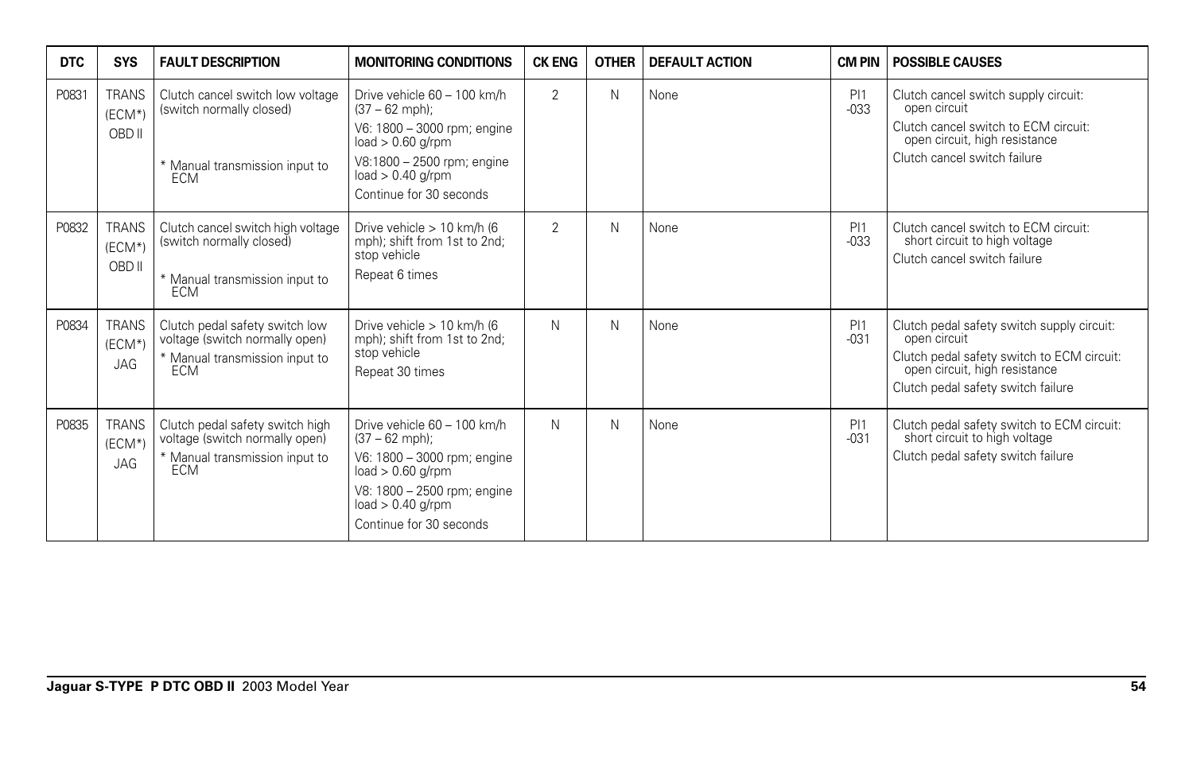| DTC | SYS | FAULT DESCRIPTION | MONITORING CONDITIONS | CK ENG | OTHER | DEFAULT ACTION | CM PIN | POSSIBLE CAUSES |
|---|---|---|---|---|---|---|---|---|
| P0831 | TRANS (ECM*) OBD II | Clutch cancel switch low voltage (switch normally closed)<br><br>* Manual transmission input to ECM | Drive vehicle 60 – 100 km/h (37 – 62 mph);<br>V6: 1800 – 3000 rpm; engine load > 0.60 g/rpm<br>V8:1800 – 2500 rpm; engine load > 0.40 g/rpm<br>Continue for 30 seconds | 2 | N | None | PI1 -033 | Clutch cancel switch supply circuit: open circuit<br>Clutch cancel switch to ECM circuit: open circuit, high resistance<br>Clutch cancel switch failure |
| P0832 | TRANS (ECM*) OBD II | Clutch cancel switch high voltage (switch normally closed)<br><br>* Manual transmission input to ECM | Drive vehicle > 10 km/h (6 mph); shift from 1st to 2nd; stop vehicle<br>Repeat 6 times | 2 | N | None | PI1 -033 | Clutch cancel switch to ECM circuit: short circuit to high voltage<br>Clutch cancel switch failure |
| P0834 | TRANS (ECM*) JAG | Clutch pedal safety switch low voltage (switch normally open)<br>* Manual transmission input to ECM | Drive vehicle > 10 km/h (6 mph); shift from 1st to 2nd; stop vehicle<br>Repeat 30 times | N | N | None | PI1 -031 | Clutch pedal safety switch supply circuit: open circuit<br>Clutch pedal safety switch to ECM circuit: open circuit, high resistance<br>Clutch pedal safety switch failure |
| P0835 | TRANS (ECM*) JAG | Clutch pedal safety switch high voltage (switch normally open)<br>* Manual transmission input to ECM | Drive vehicle 60 – 100 km/h (37 – 62 mph);<br>V6: 1800 – 3000 rpm; engine load > 0.60 g/rpm<br>V8: 1800 – 2500 rpm; engine load > 0.40 g/rpm<br>Continue for 30 seconds | N | N | None | PI1 -031 | Clutch pedal safety switch to ECM circuit: short circuit to high voltage<br>Clutch pedal safety switch failure |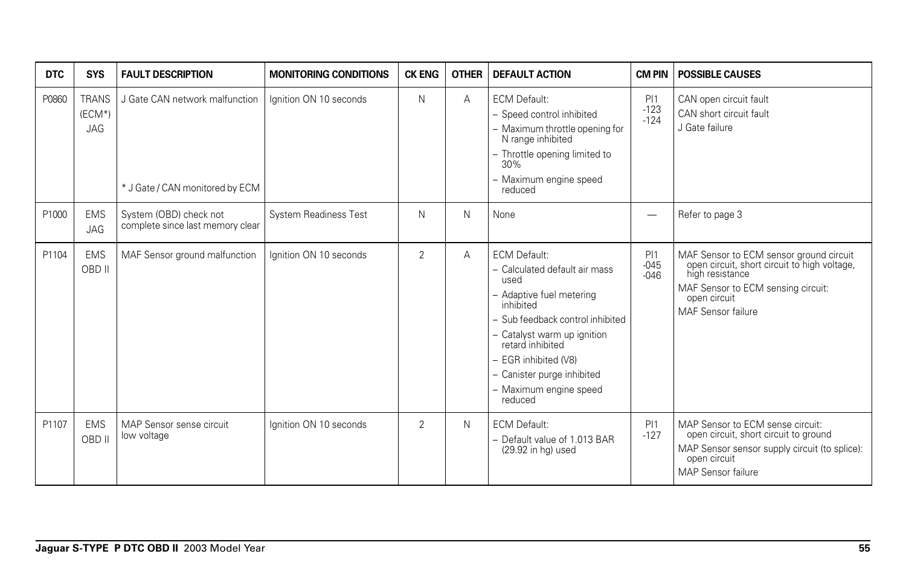| DTC | SYS | FAULT DESCRIPTION | MONITORING CONDITIONS | CK ENG | OTHER | DEFAULT ACTION | CM PIN | POSSIBLE CAUSES |
|---|---|---|---|---|---|---|---|---|
| P0860 | TRANS (ECM*) JAG | J Gate CAN network malfunction<br><br>* J Gate / CAN monitored by ECM | Ignition ON 10 seconds | N | A | ECM Default:<br>– Speed control inhibited<br>– Maximum throttle opening for N range inhibited<br>– Throttle opening limited to 30%<br>– Maximum engine speed reduced | PI1 -123 -124 | CAN open circuit fault<br>CAN short circuit fault<br>J Gate failure |
| P1000 | EMS JAG | System (OBD) check not complete since last memory clear | System Readiness Test | N | N | None | — | Refer to page 3 |
| P1104 | EMS OBD II | MAF Sensor ground malfunction | Ignition ON 10 seconds | 2 | A | ECM Default:<br>– Calculated default air mass used<br>– Adaptive fuel metering inhibited<br>– Sub feedback control inhibited<br>– Catalyst warm up ignition retard inhibited<br>– EGR inhibited (V8)<br>– Canister purge inhibited<br>– Maximum engine speed reduced | PI1 -045 -046 | MAF Sensor to ECM sensor ground circuit open circuit, short circuit to high voltage, high resistance<br>MAF Sensor to ECM sensing circuit: open circuit<br>MAF Sensor failure |
| P1107 | EMS OBD II | MAP Sensor sense circuit low voltage | Ignition ON 10 seconds | 2 | N | ECM Default:<br>– Default value of 1.013 BAR (29.92 in hg) used | PI1 -127 | MAP Sensor to ECM sense circuit: open circuit, short circuit to ground<br>MAP Sensor sensor supply circuit (to splice): open circuit<br>MAP Sensor failure |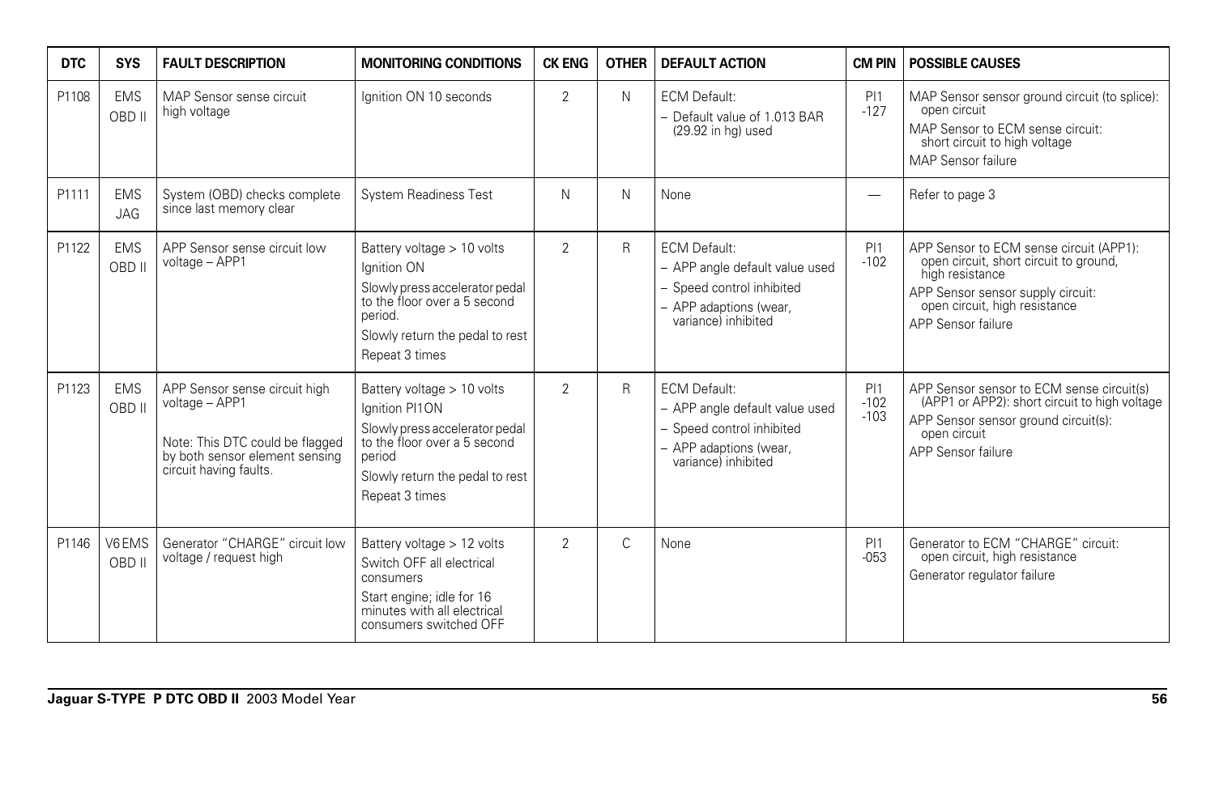| DTC | SYS | FAULT DESCRIPTION | MONITORING CONDITIONS | CK ENG | OTHER | DEFAULT ACTION | CM PIN | POSSIBLE CAUSES |
|---|---|---|---|---|---|---|---|---|
| P1108 | EMS OBD II | MAP Sensor sense circuit high voltage | Ignition ON 10 seconds | 2 | N | ECM Default:<br>– Default value of 1.013 BAR (29.92 in hg) used | PI1 -127 | MAP Sensor sensor ground circuit (to splice): open circuit<br>MAP Sensor to ECM sense circuit: short circuit to high voltage<br>MAP Sensor failure |
| P1111 | EMS JAG | System (OBD) checks complete since last memory clear | System Readiness Test | N | N | None | — | Refer to page 3 |
| P1122 | EMS OBD II | APP Sensor sense circuit low voltage – APP1 | Battery voltage > 10 volts<br>Ignition ON<br>Slowly press accelerator pedal to the floor over a 5 second period.<br>Slowly return the pedal to rest<br>Repeat 3 times | 2 | R | ECM Default:<br>– APP angle default value used<br>– Speed control inhibited<br>– APP adaptions (wear, variance) inhibited | PI1 -102 | APP Sensor to ECM sense circuit (APP1): open circuit, short circuit to ground, high resistance<br>APP Sensor sensor supply circuit: open circuit, high resistance<br>APP Sensor failure |
| P1123 | EMS OBD II | APP Sensor sense circuit high voltage – APP1<br><br>Note: This DTC could be flagged by both sensor element sensing circuit having faults. | Battery voltage > 10 volts<br>Ignition PI1ON<br>Slowly press accelerator pedal to the floor over a 5 second period<br>Slowly return the pedal to rest<br>Repeat 3 times | 2 | R | ECM Default:<br>– APP angle default value used<br>– Speed control inhibited<br>– APP adaptions (wear, variance) inhibited | PI1 -102 -103 | APP Sensor sensor to ECM sense circuit(s) (APP1 or APP2): short circuit to high voltage<br>APP Sensor sensor ground circuit(s): open circuit<br>APP Sensor failure |
| P1146 | V6 EMS OBD II | Generator "CHARGE" circuit low voltage / request high | Battery voltage > 12 volts<br>Switch OFF all electrical consumers<br>Start engine; idle for 16 minutes with all electrical consumers switched OFF | 2 | C | None | PI1 -053 | Generator to ECM "CHARGE" circuit: open circuit, high resistance<br>Generator regulator failure |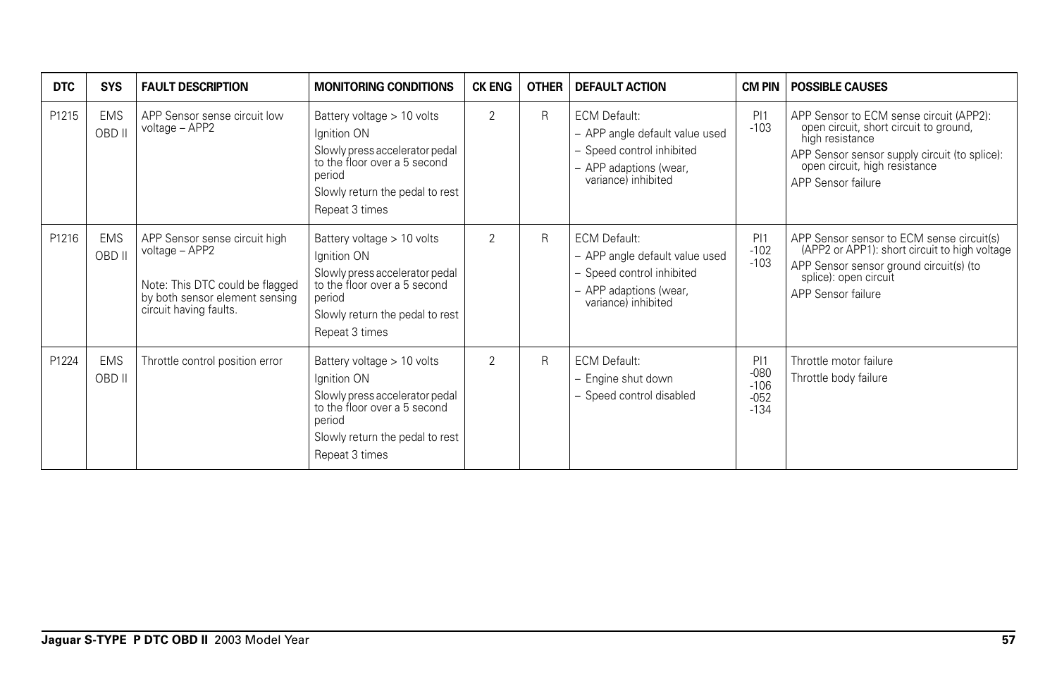| DTC | SYS | FAULT DESCRIPTION | MONITORING CONDITIONS | CK ENG | OTHER | DEFAULT ACTION | CM PIN | POSSIBLE CAUSES |
|---|---|---|---|---|---|---|---|---|
| P1215 | EMS OBD II | APP Sensor sense circuit low voltage – APP2 | Battery voltage > 10 volts<br>Ignition ON<br>Slowly press accelerator pedal to the floor over a 5 second period<br>Slowly return the pedal to rest<br>Repeat 3 times | 2 | R | ECM Default:<br>– APP angle default value used<br>– Speed control inhibited<br>– APP adaptions (wear, variance) inhibited | PI1 -103 | APP Sensor to ECM sense circuit (APP2): open circuit, short circuit to ground, high resistance<br>APP Sensor sensor supply circuit (to splice): open circuit, high resistance<br>APP Sensor failure |
| P1216 | EMS OBD II | APP Sensor sense circuit high voltage – APP2<br>Note: This DTC could be flagged by both sensor element sensing circuit having faults. | Battery voltage > 10 volts<br>Ignition ON<br>Slowly press accelerator pedal to the floor over a 5 second period<br>Slowly return the pedal to rest<br>Repeat 3 times | 2 | R | ECM Default:<br>– APP angle default value used<br>– Speed control inhibited<br>– APP adaptions (wear, variance) inhibited | PI1 -102 -103 | APP Sensor sensor to ECM sense circuit(s) (APP2 or APP1): short circuit to high voltage<br>APP Sensor sensor ground circuit(s) (to splice): open circuit<br>APP Sensor failure |
| P1224 | EMS OBD II | Throttle control position error | Battery voltage > 10 volts<br>Ignition ON<br>Slowly press accelerator pedal to the floor over a 5 second period<br>Slowly return the pedal to rest<br>Repeat 3 times | 2 | R | ECM Default:<br>– Engine shut down<br>– Speed control disabled | PI1 -080 -106 -052 -134 | Throttle motor failure<br>Throttle body failure |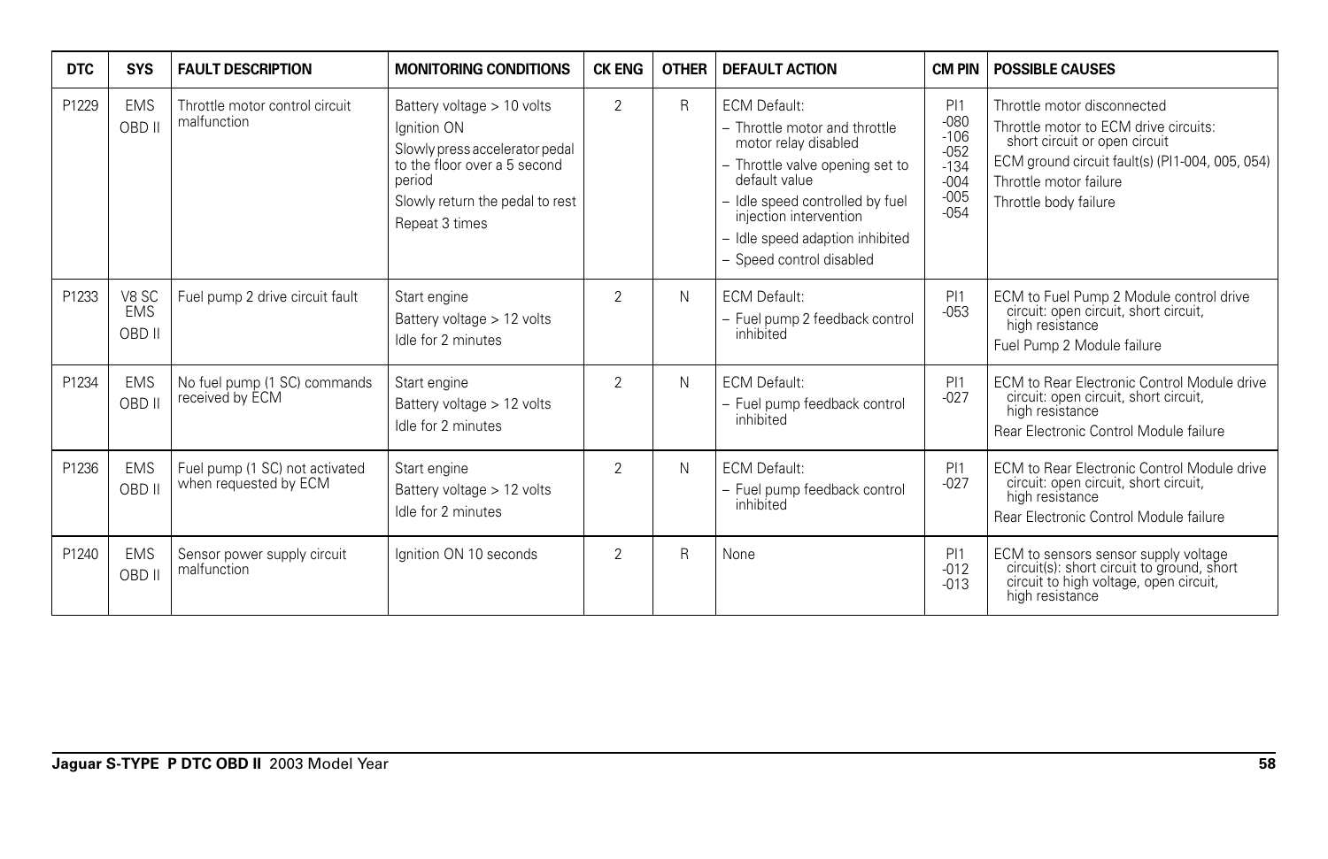| DTC | SYS | FAULT DESCRIPTION | MONITORING CONDITIONS | CK ENG | OTHER | DEFAULT ACTION | CM PIN | POSSIBLE CAUSES |
|---|---|---|---|---|---|---|---|---|
| P1229 | EMS OBD II | Throttle motor control circuit malfunction | Battery voltage > 10 volts<br>Ignition ON<br>Slowly press accelerator pedal to the floor over a 5 second period<br>Slowly return the pedal to rest<br>Repeat 3 times | 2 | R | ECM Default:<br>– Throttle motor and throttle motor relay disabled<br>– Throttle valve opening set to default value<br>– Idle speed controlled by fuel injection intervention<br>– Idle speed adaption inhibited<br>– Speed control disabled | PI1 -080 -106 -052 -134 -004 -005 -054 | Throttle motor disconnected<br>Throttle motor to ECM drive circuits: short circuit or open circuit<br>ECM ground circuit fault(s) (PI1-004, 005, 054)<br>Throttle motor failure<br>Throttle body failure |
| P1233 | V8 SC EMS OBD II | Fuel pump 2 drive circuit fault | Start engine<br>Battery voltage > 12 volts<br>Idle for 2 minutes | 2 | N | ECM Default:<br>– Fuel pump 2 feedback control inhibited | PI1 -053 | ECM to Fuel Pump 2 Module control drive circuit: open circuit, short circuit, high resistance<br>Fuel Pump 2 Module failure |
| P1234 | EMS OBD II | No fuel pump (1 SC) commands received by ECM | Start engine<br>Battery voltage > 12 volts<br>Idle for 2 minutes | 2 | N | ECM Default:<br>– Fuel pump feedback control inhibited | PI1 -027 | ECM to Rear Electronic Control Module drive circuit: open circuit, short circuit, high resistance<br>Rear Electronic Control Module failure |
| P1236 | EMS OBD II | Fuel pump (1 SC) not activated when requested by ECM | Start engine<br>Battery voltage > 12 volts<br>Idle for 2 minutes | 2 | N | ECM Default:<br>– Fuel pump feedback control inhibited | PI1 -027 | ECM to Rear Electronic Control Module drive circuit: open circuit, short circuit, high resistance<br>Rear Electronic Control Module failure |
| P1240 | EMS OBD II | Sensor power supply circuit malfunction | Ignition ON 10 seconds | 2 | R | None | PI1 -012 -013 | ECM to sensors sensor supply voltage circuit(s): short circuit to ground, short circuit to high voltage, open circuit, high resistance |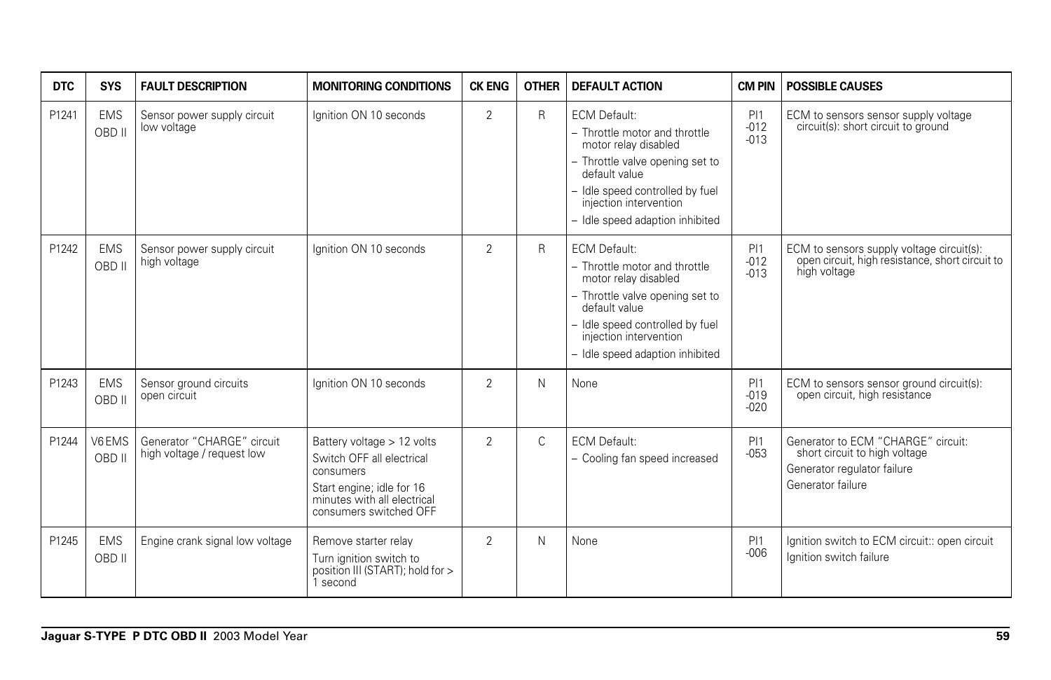| DTC | SYS | FAULT DESCRIPTION | MONITORING CONDITIONS | CK ENG | OTHER | DEFAULT ACTION | CM PIN | POSSIBLE CAUSES |
|---|---|---|---|---|---|---|---|---|
| P1241 | EMS OBD II | Sensor power supply circuit low voltage | Ignition ON 10 seconds | 2 | R | ECM Default:<br>– Throttle motor and throttle motor relay disabled<br>– Throttle valve opening set to default value<br>– Idle speed controlled by fuel injection intervention<br>– Idle speed adaption inhibited | PI1 -012 -013 | ECM to sensors sensor supply voltage circuit(s): short circuit to ground |
| P1242 | EMS OBD II | Sensor power supply circuit high voltage | Ignition ON 10 seconds | 2 | R | ECM Default:<br>– Throttle motor and throttle motor relay disabled<br>– Throttle valve opening set to default value<br>– Idle speed controlled by fuel injection intervention<br>– Idle speed adaption inhibited | PI1 -012 -013 | ECM to sensors supply voltage circuit(s): open circuit, high resistance, short circuit to high voltage |
| P1243 | EMS OBD II | Sensor ground circuits open circuit | Ignition ON 10 seconds | 2 | N | None | PI1 -019 -020 | ECM to sensors sensor ground circuit(s): open circuit, high resistance |
| P1244 | V6 EMS OBD II | Generator "CHARGE" circuit high voltage / request low | Battery voltage > 12 volts<br>Switch OFF all electrical consumers<br>Start engine; idle for 16 minutes with all electrical consumers switched OFF | 2 | C | ECM Default:<br>– Cooling fan speed increased | PI1 -053 | Generator to ECM "CHARGE" circuit: short circuit to high voltage<br>Generator regulator failure<br>Generator failure |
| P1245 | EMS OBD II | Engine crank signal low voltage | Remove starter relay<br>Turn ignition switch to position III (START); hold for > 1 second | 2 | N | None | PI1 -006 | Ignition switch to ECM circuit:: open circuit<br>Ignition switch failure |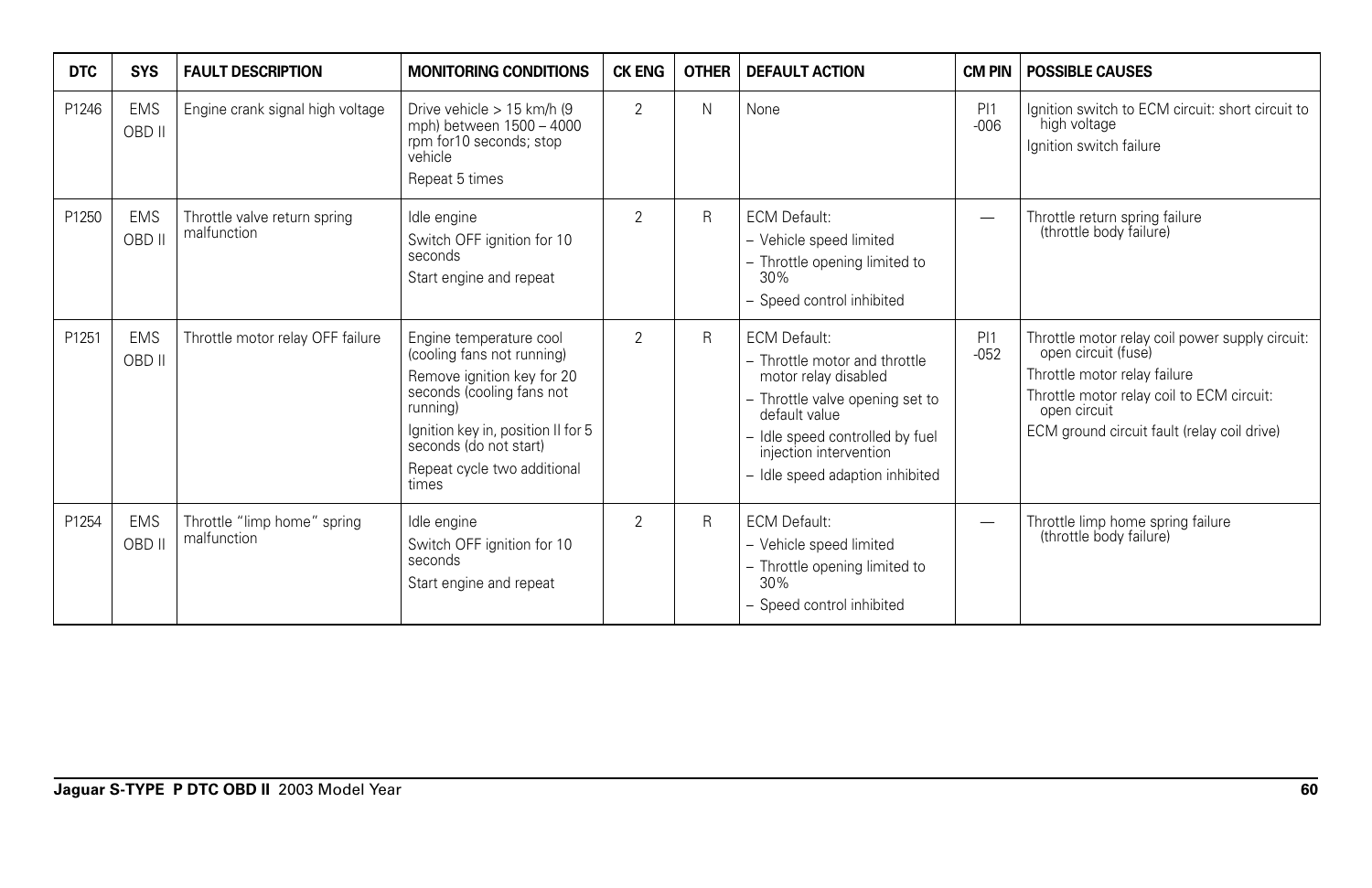| DTC | SYS | FAULT DESCRIPTION | MONITORING CONDITIONS | CK ENG | OTHER | DEFAULT ACTION | CM PIN | POSSIBLE CAUSES |
|---|---|---|---|---|---|---|---|---|
| P1246 | EMS OBD II | Engine crank signal high voltage | Drive vehicle > 15 km/h (9 mph) between 1500 – 4000 rpm for10 seconds; stop vehicle<br>Repeat 5 times | 2 | N | None | PI1 -006 | Ignition switch to ECM circuit: short circuit to high voltage<br>Ignition switch failure |
| P1250 | EMS OBD II | Throttle valve return spring malfunction | Idle engine<br>Switch OFF ignition for 10 seconds<br>Start engine and repeat | 2 | R | ECM Default:<br>– Vehicle speed limited<br>– Throttle opening limited to 30%<br>– Speed control inhibited | — | Throttle return spring failure (throttle body failure) |
| P1251 | EMS OBD II | Throttle motor relay OFF failure | Engine temperature cool (cooling fans not running)<br>Remove ignition key for 20 seconds (cooling fans not running)<br>Ignition key in, position II for 5 seconds (do not start)<br>Repeat cycle two additional times | 2 | R | ECM Default:<br>– Throttle motor and throttle motor relay disabled<br>– Throttle valve opening set to default value<br>– Idle speed controlled by fuel injection intervention<br>– Idle speed adaption inhibited | PI1 -052 | Throttle motor relay coil power supply circuit: open circuit (fuse)<br>Throttle motor relay failure<br>Throttle motor relay coil to ECM circuit: open circuit<br>ECM ground circuit fault (relay coil drive) |
| P1254 | EMS OBD II | Throttle "limp home" spring malfunction | Idle engine<br>Switch OFF ignition for 10 seconds<br>Start engine and repeat | 2 | R | ECM Default:<br>– Vehicle speed limited<br>– Throttle opening limited to 30%<br>– Speed control inhibited | — | Throttle limp home spring failure (throttle body failure) |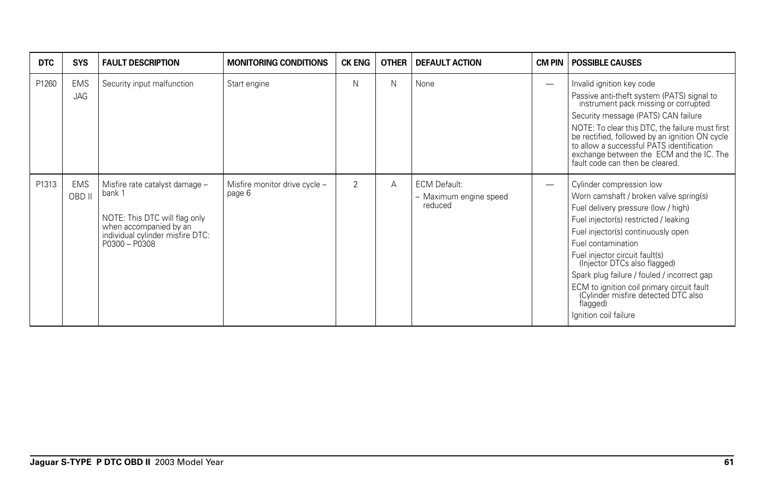| DTC | SYS | FAULT DESCRIPTION | MONITORING CONDITIONS | CK ENG | OTHER | DEFAULT ACTION | CM PIN | POSSIBLE CAUSES |
|---|---|---|---|---|---|---|---|---|
| P1260 | EMS JAG | Security input malfunction | Start engine | N | N | None | — | Invalid ignition key code<br>Passive anti-theft system (PATS) signal to instrument pack missing or corrupted<br>Security message (PATS) CAN failure<br>NOTE: To clear this DTC, the failure must first be rectified, followed by an ignition ON cycle to allow a successful PATS identification exchange between the ECM and the IC. The fault code can then be cleared. |
| P1313 | EMS OBD II | Misfire rate catalyst damage – bank 1<br><br>NOTE: This DTC will flag only when accompanied by an individual cylinder misfire DTC: P0300 – P0308 | Misfire monitor drive cycle – page 6 | 2 | A | ECM Default:<br>– Maximum engine speed reduced | — | Cylinder compression low<br>Worn camshaft / broken valve spring(s)<br>Fuel delivery pressure (low / high)<br>Fuel injector(s) restricted / leaking<br>Fuel injector(s) continuously open<br>Fuel contamination<br>Fuel injector circuit fault(s) (Injector DTCs also flagged)<br>Spark plug failure / fouled / incorrect gap<br>ECM to ignition coil primary circuit fault (Cylinder misfire detected DTC also flagged)<br>Ignition coil failure |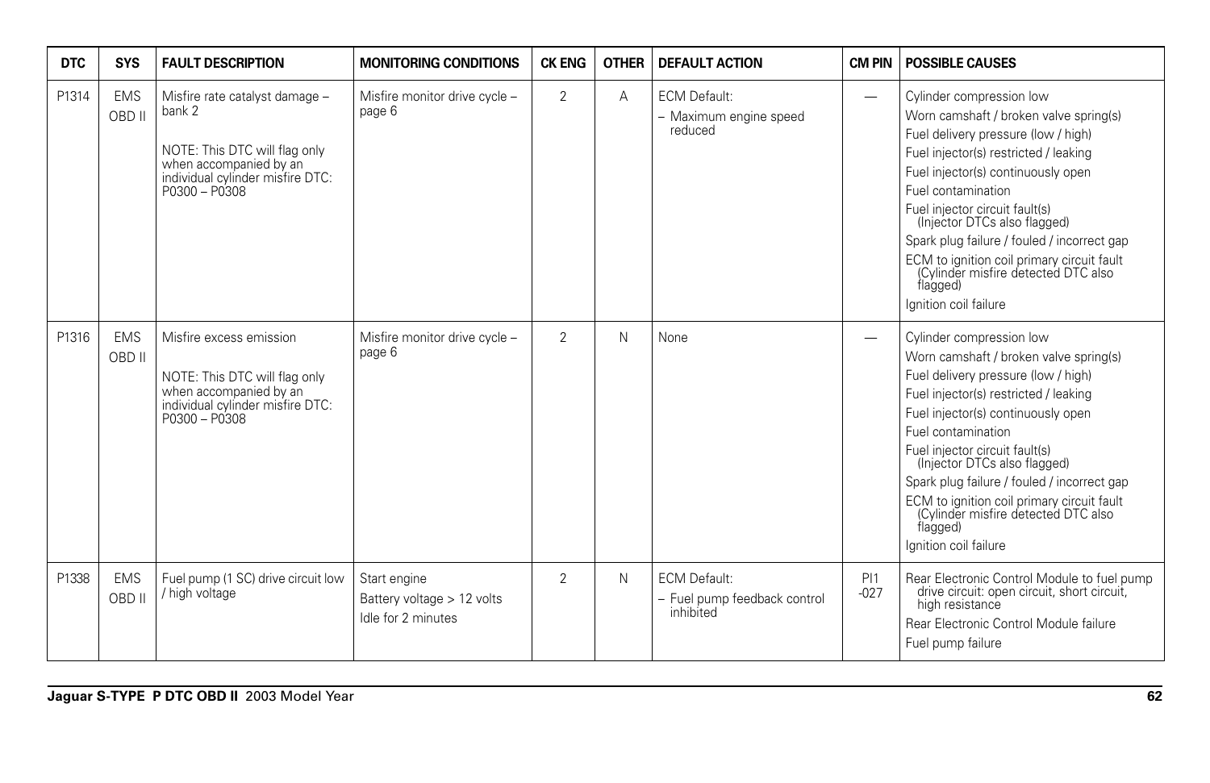| DTC | SYS | FAULT DESCRIPTION | MONITORING CONDITIONS | CK ENG | OTHER | DEFAULT ACTION | CM PIN | POSSIBLE CAUSES |
|---|---|---|---|---|---|---|---|---|
| P1314 | EMS OBD II | Misfire rate catalyst damage – bank 2<br><br>NOTE: This DTC will flag only when accompanied by an individual cylinder misfire DTC: P0300 – P0308 | Misfire monitor drive cycle – page 6 | 2 | A | ECM Default:<br>– Maximum engine speed reduced | — | Cylinder compression low<br>Worn camshaft / broken valve spring(s)<br>Fuel delivery pressure (low / high)<br>Fuel injector(s) restricted / leaking<br>Fuel injector(s) continuously open<br>Fuel contamination<br>Fuel injector circuit fault(s) (Injector DTCs also flagged)<br>Spark plug failure / fouled / incorrect gap<br>ECM to ignition coil primary circuit fault (Cylinder misfire detected DTC also flagged)<br>Ignition coil failure |
| P1316 | EMS OBD II | Misfire excess emission<br><br>NOTE: This DTC will flag only when accompanied by an individual cylinder misfire DTC: P0300 – P0308 | Misfire monitor drive cycle – page 6 | 2 | N | None | — | Cylinder compression low<br>Worn camshaft / broken valve spring(s)<br>Fuel delivery pressure (low / high)<br>Fuel injector(s) restricted / leaking<br>Fuel injector(s) continuously open<br>Fuel contamination<br>Fuel injector circuit fault(s) (Injector DTCs also flagged)<br>Spark plug failure / fouled / incorrect gap<br>ECM to ignition coil primary circuit fault (Cylinder misfire detected DTC also flagged)<br>Ignition coil failure |
| P1338 | EMS OBD II | Fuel pump (1 SC) drive circuit low / high voltage | Start engine<br>Battery voltage > 12 volts<br>Idle for 2 minutes | 2 | N | ECM Default:<br>– Fuel pump feedback control inhibited | PI1 -027 | Rear Electronic Control Module to fuel pump drive circuit: open circuit, short circuit, high resistance<br>Rear Electronic Control Module failure<br>Fuel pump failure |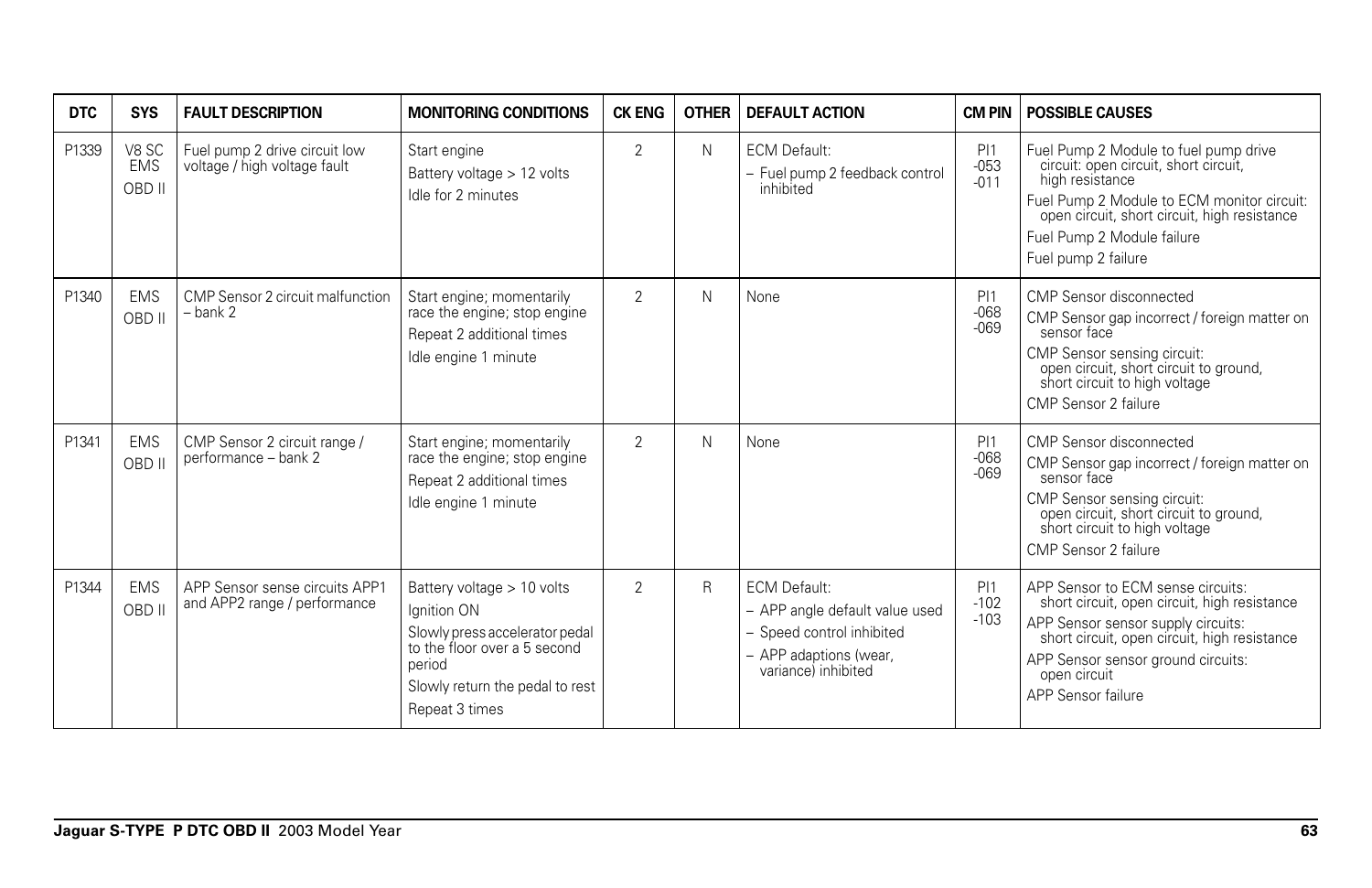| DTC | SYS | FAULT DESCRIPTION | MONITORING CONDITIONS | CK ENG | OTHER | DEFAULT ACTION | CM PIN | POSSIBLE CAUSES |
|---|---|---|---|---|---|---|---|---|
| P1339 | V8 SC EMS OBD II | Fuel pump 2 drive circuit low voltage / high voltage fault | Start engine<br>Battery voltage > 12 volts<br>Idle for 2 minutes | 2 | N | ECM Default:<br>– Fuel pump 2 feedback control inhibited | PI1 -053 -011 | Fuel Pump 2 Module to fuel pump drive circuit: open circuit, short circuit, high resistance<br>Fuel Pump 2 Module to ECM monitor circuit: open circuit, short circuit, high resistance<br>Fuel Pump 2 Module failure<br>Fuel pump 2 failure |
| P1340 | EMS OBD II | CMP Sensor 2 circuit malfunction – bank 2 | Start engine; momentarily race the engine; stop engine<br>Repeat 2 additional times<br>Idle engine 1 minute | 2 | N | None | PI1 -068 -069 | CMP Sensor disconnected<br>CMP Sensor gap incorrect / foreign matter on sensor face<br>CMP Sensor sensing circuit: open circuit, short circuit to ground, short circuit to high voltage<br>CMP Sensor 2 failure |
| P1341 | EMS OBD II | CMP Sensor 2 circuit range / performance – bank 2 | Start engine; momentarily race the engine; stop engine<br>Repeat 2 additional times<br>Idle engine 1 minute | 2 | N | None | PI1 -068 -069 | CMP Sensor disconnected<br>CMP Sensor gap incorrect / foreign matter on sensor face<br>CMP Sensor sensing circuit: open circuit, short circuit to ground, short circuit to high voltage<br>CMP Sensor 2 failure |
| P1344 | EMS OBD II | APP Sensor sense circuits APP1 and APP2 range / performance | Battery voltage > 10 volts<br>Ignition ON<br>Slowly press accelerator pedal to the floor over a 5 second period<br>Slowly return the pedal to rest<br>Repeat 3 times | 2 | R | ECM Default:<br>– APP angle default value used<br>– Speed control inhibited<br>– APP adaptions (wear, variance) inhibited | PI1 -102 -103 | APP Sensor to ECM sense circuits: short circuit, open circuit, high resistance<br>APP Sensor sensor supply circuits: short circuit, open circuit, high resistance<br>APP Sensor sensor ground circuits: open circuit<br>APP Sensor failure |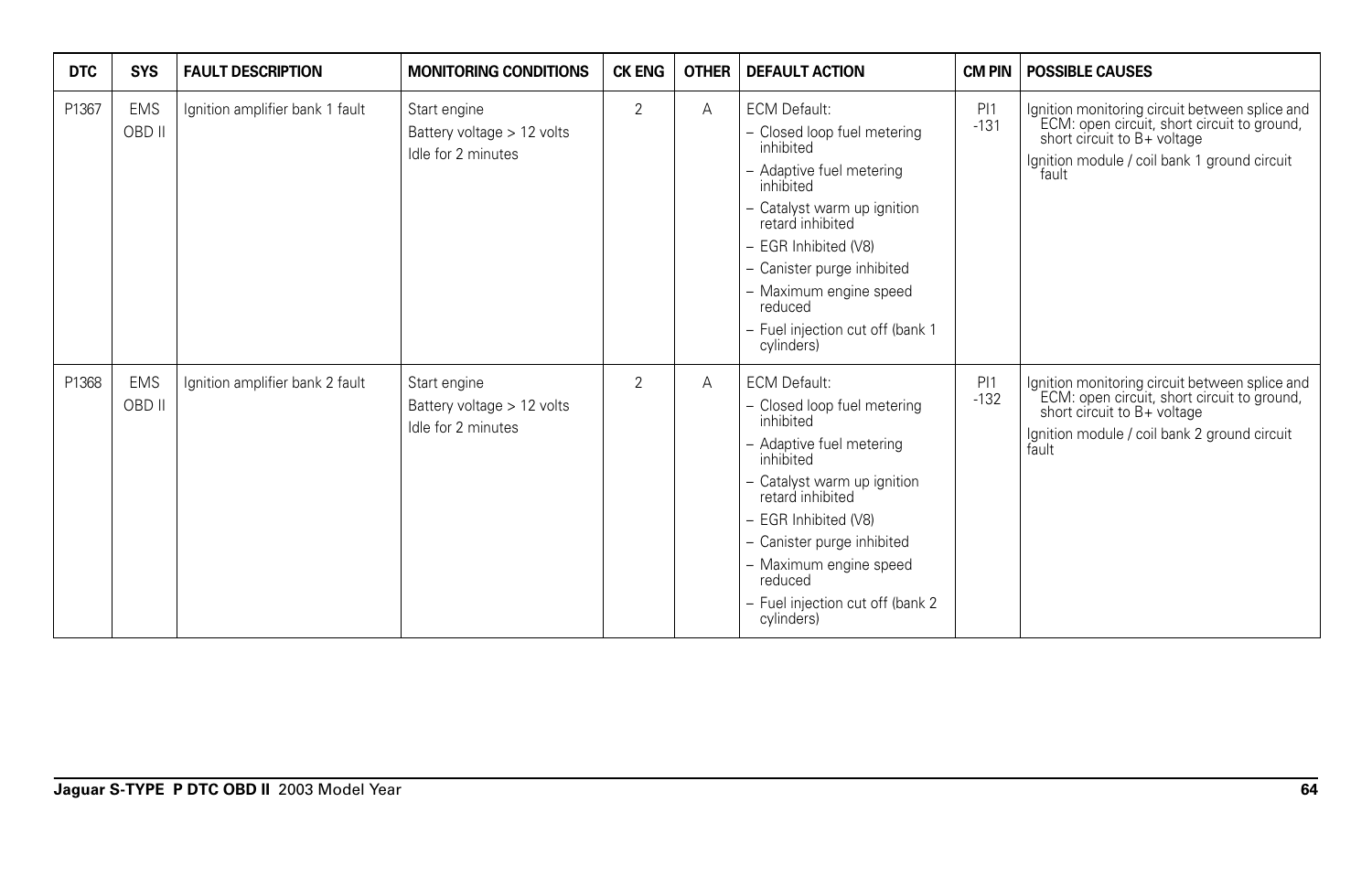| DTC | SYS | FAULT DESCRIPTION | MONITORING CONDITIONS | CK ENG | OTHER | DEFAULT ACTION | CM PIN | POSSIBLE CAUSES |
|---|---|---|---|---|---|---|---|---|
| P1367 | EMS OBD II | Ignition amplifier bank 1 fault | Start engine<br>Battery voltage > 12 volts<br>Idle for 2 minutes | 2 | A | ECM Default:<br>– Closed loop fuel metering inhibited<br>– Adaptive fuel metering inhibited<br>– Catalyst warm up ignition retard inhibited<br>– EGR Inhibited (V8)<br>– Canister purge inhibited<br>– Maximum engine speed reduced<br>– Fuel injection cut off (bank 1 cylinders) | PI1 -131 | Ignition monitoring circuit between splice and ECM: open circuit, short circuit to ground, short circuit to B+ voltage<br>Ignition module / coil bank 1 ground circuit fault |
| P1368 | EMS OBD II | Ignition amplifier bank 2 fault | Start engine<br>Battery voltage > 12 volts<br>Idle for 2 minutes | 2 | A | ECM Default:<br>– Closed loop fuel metering inhibited<br>– Adaptive fuel metering inhibited<br>– Catalyst warm up ignition retard inhibited<br>– EGR Inhibited (V8)<br>– Canister purge inhibited<br>– Maximum engine speed reduced<br>– Fuel injection cut off (bank 2 cylinders) | PI1 -132 | Ignition monitoring circuit between splice and ECM: open circuit, short circuit to ground, short circuit to B+ voltage<br>Ignition module / coil bank 2 ground circuit fault |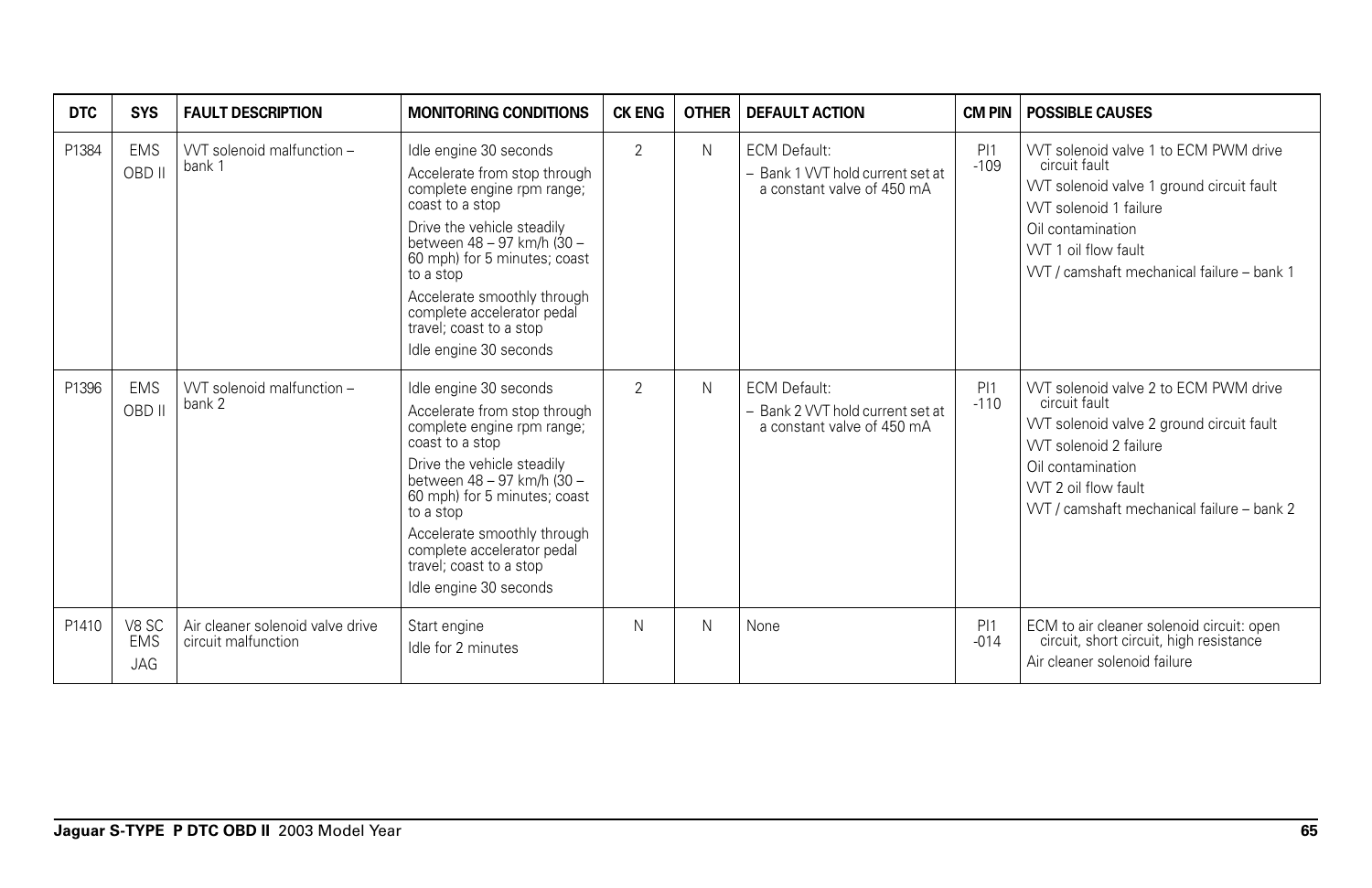| DTC | SYS | FAULT DESCRIPTION | MONITORING CONDITIONS | CK ENG | OTHER | DEFAULT ACTION | CM PIN | POSSIBLE CAUSES |
|---|---|---|---|---|---|---|---|---|
| P1384 | EMS OBD II | VVT solenoid malfunction – bank 1 | Idle engine 30 seconds<br>Accelerate from stop through complete engine rpm range; coast to a stop<br>Drive the vehicle steadily between 48 – 97 km/h (30 – 60 mph) for 5 minutes; coast to a stop<br>Accelerate smoothly through complete accelerator pedal travel; coast to a stop<br>Idle engine 30 seconds | 2 | N | ECM Default:<br>– Bank 1 VVT hold current set at a constant valve of 450 mA | PI1 -109 | VVT solenoid valve 1 to ECM PWM drive circuit fault<br>VVT solenoid valve 1 ground circuit fault<br>VVT solenoid 1 failure<br>Oil contamination<br>VVT 1 oil flow fault<br>VVT / camshaft mechanical failure – bank 1 |
| P1396 | EMS OBD II | VVT solenoid malfunction – bank 2 | Idle engine 30 seconds<br>Accelerate from stop through complete engine rpm range; coast to a stop<br>Drive the vehicle steadily between 48 – 97 km/h (30 – 60 mph) for 5 minutes; coast to a stop<br>Accelerate smoothly through complete accelerator pedal travel; coast to a stop<br>Idle engine 30 seconds | 2 | N | ECM Default:<br>– Bank 2 VVT hold current set at a constant valve of 450 mA | PI1 -110 | VVT solenoid valve 2 to ECM PWM drive circuit fault<br>VVT solenoid valve 2 ground circuit fault<br>VVT solenoid 2 failure<br>Oil contamination<br>VVT 2 oil flow fault<br>VVT / camshaft mechanical failure – bank 2 |
| P1410 | V8 SC EMS JAG | Air cleaner solenoid valve drive circuit malfunction | Start engine<br>Idle for 2 minutes | N | N | None | PI1 -014 | ECM to air cleaner solenoid circuit: open circuit, short circuit, high resistance<br>Air cleaner solenoid failure |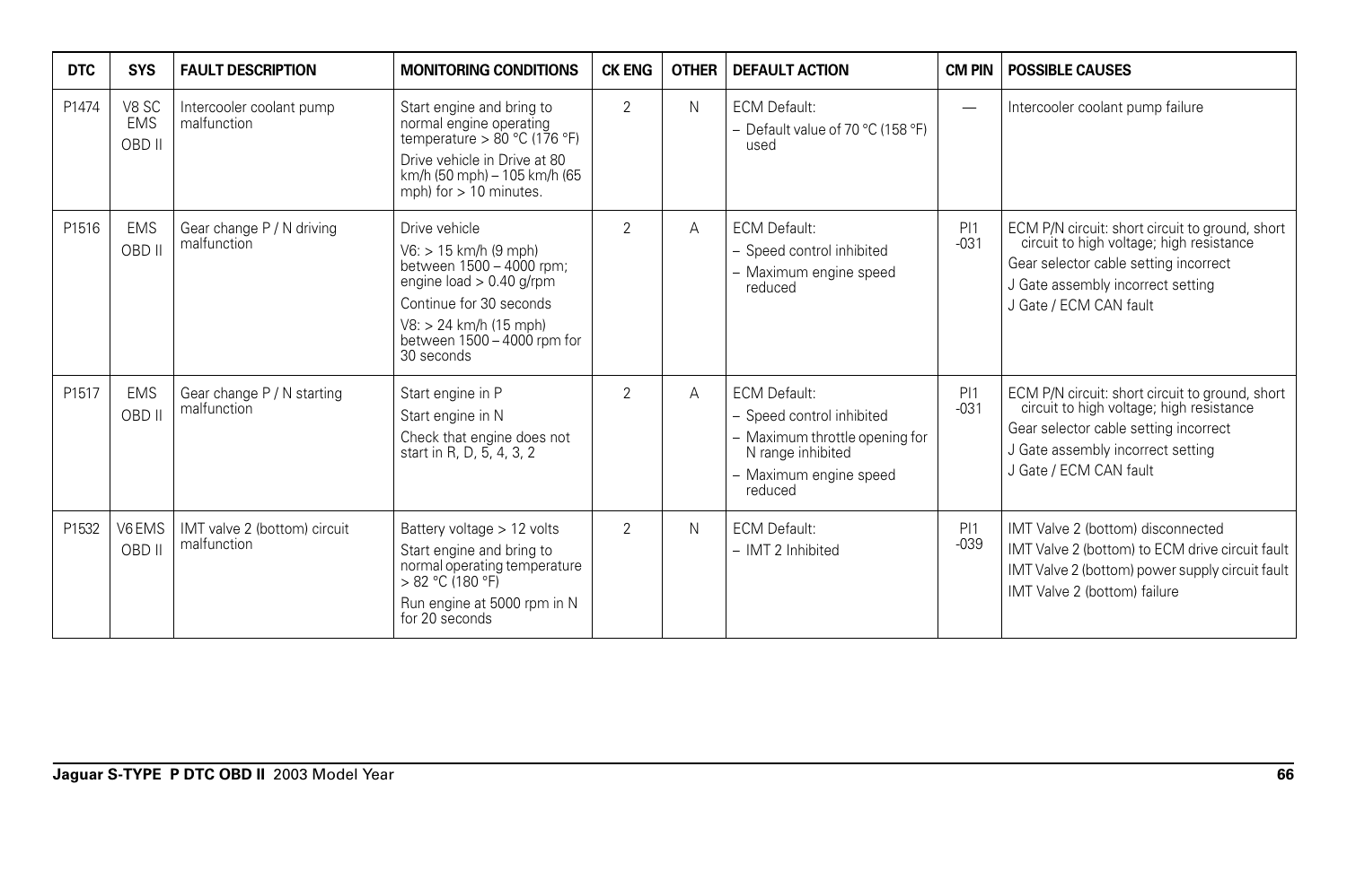| DTC | SYS | FAULT DESCRIPTION | MONITORING CONDITIONS | CK ENG | OTHER | DEFAULT ACTION | CM PIN | POSSIBLE CAUSES |
|---|---|---|---|---|---|---|---|---|
| P1474 | V8 SC EMS OBD II | Intercooler coolant pump malfunction | Start engine and bring to normal engine operating temperature > 80 °C (176 °F)<br>Drive vehicle in Drive at 80 km/h (50 mph) – 105 km/h (65 mph) for > 10 minutes. | 2 | N | ECM Default:<br>– Default value of 70 °C (158 °F) used | — | Intercooler coolant pump failure |
| P1516 | EMS OBD II | Gear change P / N driving malfunction | Drive vehicle<br>V6: > 15 km/h (9 mph) between 1500 – 4000 rpm; engine load > 0.40 g/rpm<br>Continue for 30 seconds<br>V8: > 24 km/h (15 mph) between 1500 – 4000 rpm for 30 seconds | 2 | A | ECM Default:<br>– Speed control inhibited<br>– Maximum engine speed reduced | PI1 -031 | ECM P/N circuit: short circuit to ground, short circuit to high voltage; high resistance<br>Gear selector cable setting incorrect<br>J Gate assembly incorrect setting<br>J Gate / ECM CAN fault |
| P1517 | EMS OBD II | Gear change P / N starting malfunction | Start engine in P<br>Start engine in N<br>Check that engine does not start in R, D, 5, 4, 3, 2 | 2 | A | ECM Default:<br>– Speed control inhibited<br>– Maximum throttle opening for N range inhibited<br>– Maximum engine speed reduced | PI1 -031 | ECM P/N circuit: short circuit to ground, short circuit to high voltage; high resistance<br>Gear selector cable setting incorrect<br>J Gate assembly incorrect setting<br>J Gate / ECM CAN fault |
| P1532 | V6 EMS OBD II | IMT valve 2 (bottom) circuit malfunction | Battery voltage > 12 volts<br>Start engine and bring to normal operating temperature > 82 °C (180 °F)<br>Run engine at 5000 rpm in N for 20 seconds | 2 | N | ECM Default:<br>– IMT 2 Inhibited | PI1 -039 | IMT Valve 2 (bottom) disconnected<br>IMT Valve 2 (bottom) to ECM drive circuit fault<br>IMT Valve 2 (bottom) power supply circuit fault<br>IMT Valve 2 (bottom) failure |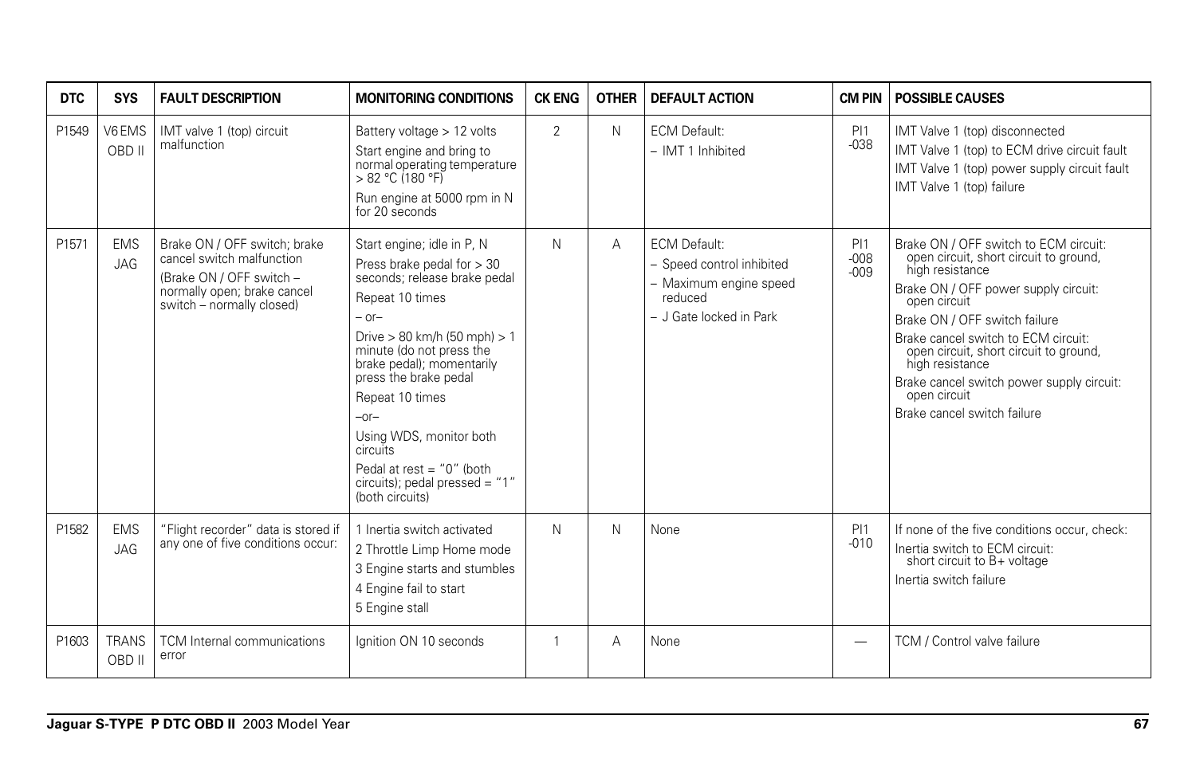| DTC | SYS | FAULT DESCRIPTION | MONITORING CONDITIONS | CK ENG | OTHER | DEFAULT ACTION | CM PIN | POSSIBLE CAUSES |
|---|---|---|---|---|---|---|---|---|
| P1549 | V6 EMS OBD II | IMT valve 1 (top) circuit malfunction | Battery voltage > 12 volts<br>Start engine and bring to normal operating temperature > 82 °C (180 °F)<br>Run engine at 5000 rpm in N for 20 seconds | 2 | N | ECM Default:<br>– IMT 1 Inhibited | PI1 -038 | IMT Valve 1 (top) disconnected<br>IMT Valve 1 (top) to ECM drive circuit fault<br>IMT Valve 1 (top) power supply circuit fault<br>IMT Valve 1 (top) failure |
| P1571 | EMS JAG | Brake ON / OFF switch; brake cancel switch malfunction<br>(Brake ON / OFF switch – normally open; brake cancel switch – normally closed) | Start engine; idle in P, N<br>Press brake pedal for > 30 seconds; release brake pedal<br>Repeat 10 times<br>– or–<br>Drive > 80 km/h (50 mph) > 1 minute (do not press the brake pedal); momentarily press the brake pedal<br>Repeat 10 times<br>–or–<br>Using WDS, monitor both circuits<br>Pedal at rest = "0" (both circuits); pedal pressed = "1" (both circuits) | N | A | ECM Default:<br>– Speed control inhibited<br>– Maximum engine speed reduced<br>– J Gate locked in Park | PI1 -008 -009 | Brake ON / OFF switch to ECM circuit: open circuit, short circuit to ground, high resistance<br>Brake ON / OFF power supply circuit: open circuit<br>Brake ON / OFF switch failure<br>Brake cancel switch to ECM circuit: open circuit, short circuit to ground, high resistance<br>Brake cancel switch power supply circuit: open circuit<br>Brake cancel switch failure |
| P1582 | EMS JAG | "Flight recorder" data is stored if any one of five conditions occur: | 1 Inertia switch activated<br>2 Throttle Limp Home mode<br>3 Engine starts and stumbles<br>4 Engine fail to start<br>5 Engine stall | N | N | None | PI1 -010 | If none of the five conditions occur, check:<br>Inertia switch to ECM circuit: short circuit to B+ voltage<br>Inertia switch failure |
| P1603 | TRANS OBD II | TCM Internal communications error | Ignition ON 10 seconds | 1 | A | None | — | TCM / Control valve failure |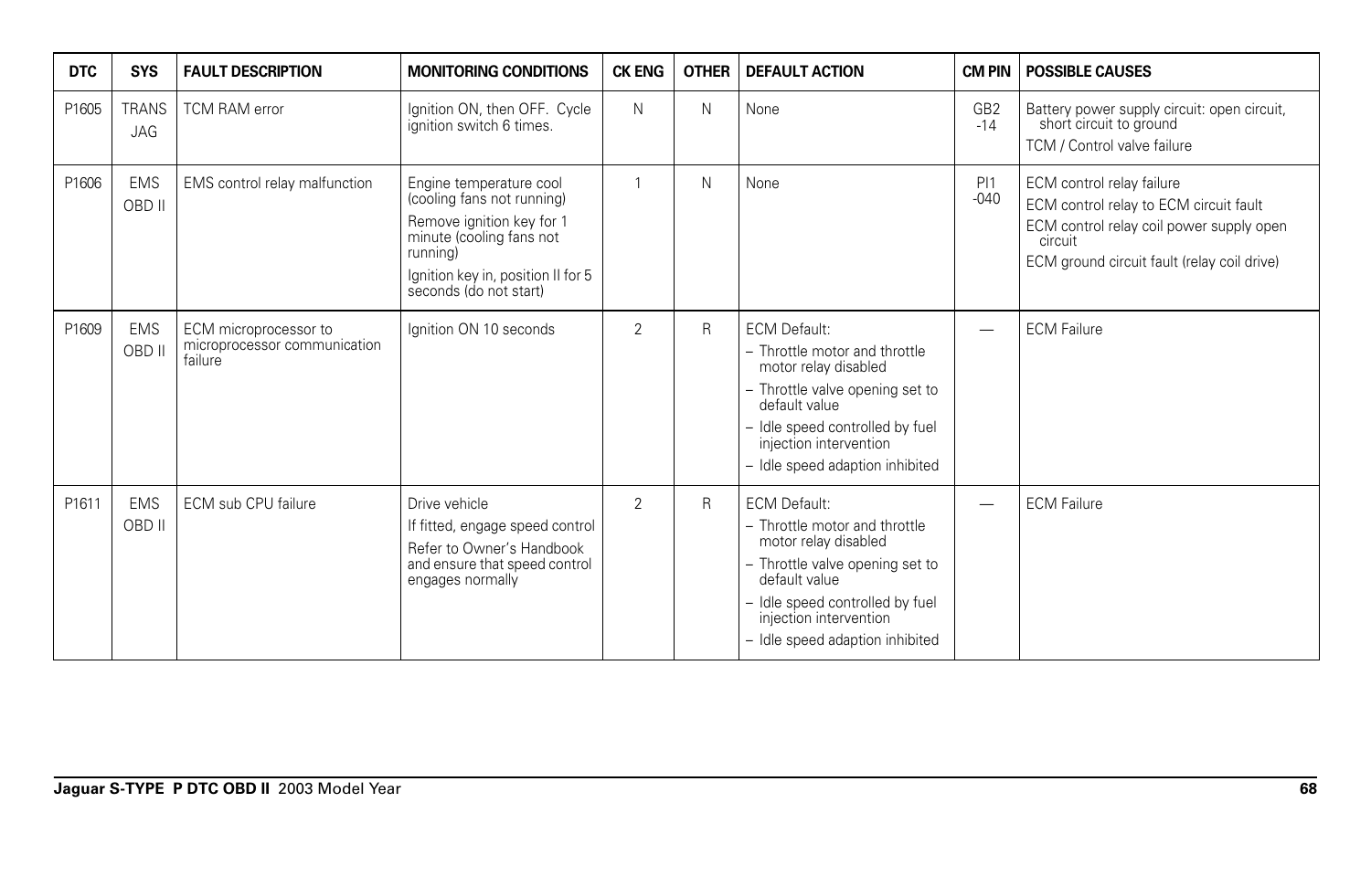| DTC | SYS | FAULT DESCRIPTION | MONITORING CONDITIONS | CK ENG | OTHER | DEFAULT ACTION | CM PIN | POSSIBLE CAUSES |
|---|---|---|---|---|---|---|---|---|
| P1605 | TRANS JAG | TCM RAM error | Ignition ON, then OFF. Cycle ignition switch 6 times. | N | N | None | GB2 -14 | Battery power supply circuit: open circuit, short circuit to ground<br>TCM / Control valve failure |
| P1606 | EMS OBD II | EMS control relay malfunction | Engine temperature cool (cooling fans not running)<br>Remove ignition key for 1 minute (cooling fans not running)<br>Ignition key in, position II for 5 seconds (do not start) | 1 | N | None | PI1 -040 | ECM control relay failure<br>ECM control relay to ECM circuit fault<br>ECM control relay coil power supply open circuit<br>ECM ground circuit fault (relay coil drive) |
| P1609 | EMS OBD II | ECM microprocessor to microprocessor communication failure | Ignition ON 10 seconds | 2 | R | ECM Default:<br>– Throttle motor and throttle motor relay disabled<br>– Throttle valve opening set to default value<br>– Idle speed controlled by fuel injection intervention<br>– Idle speed adaption inhibited | — | ECM Failure |
| P1611 | EMS OBD II | ECM sub CPU failure | Drive vehicle<br>If fitted, engage speed control<br>Refer to Owner's Handbook and ensure that speed control engages normally | 2 | R | ECM Default:<br>– Throttle motor and throttle motor relay disabled<br>– Throttle valve opening set to default value<br>– Idle speed controlled by fuel injection intervention<br>– Idle speed adaption inhibited | — | ECM Failure |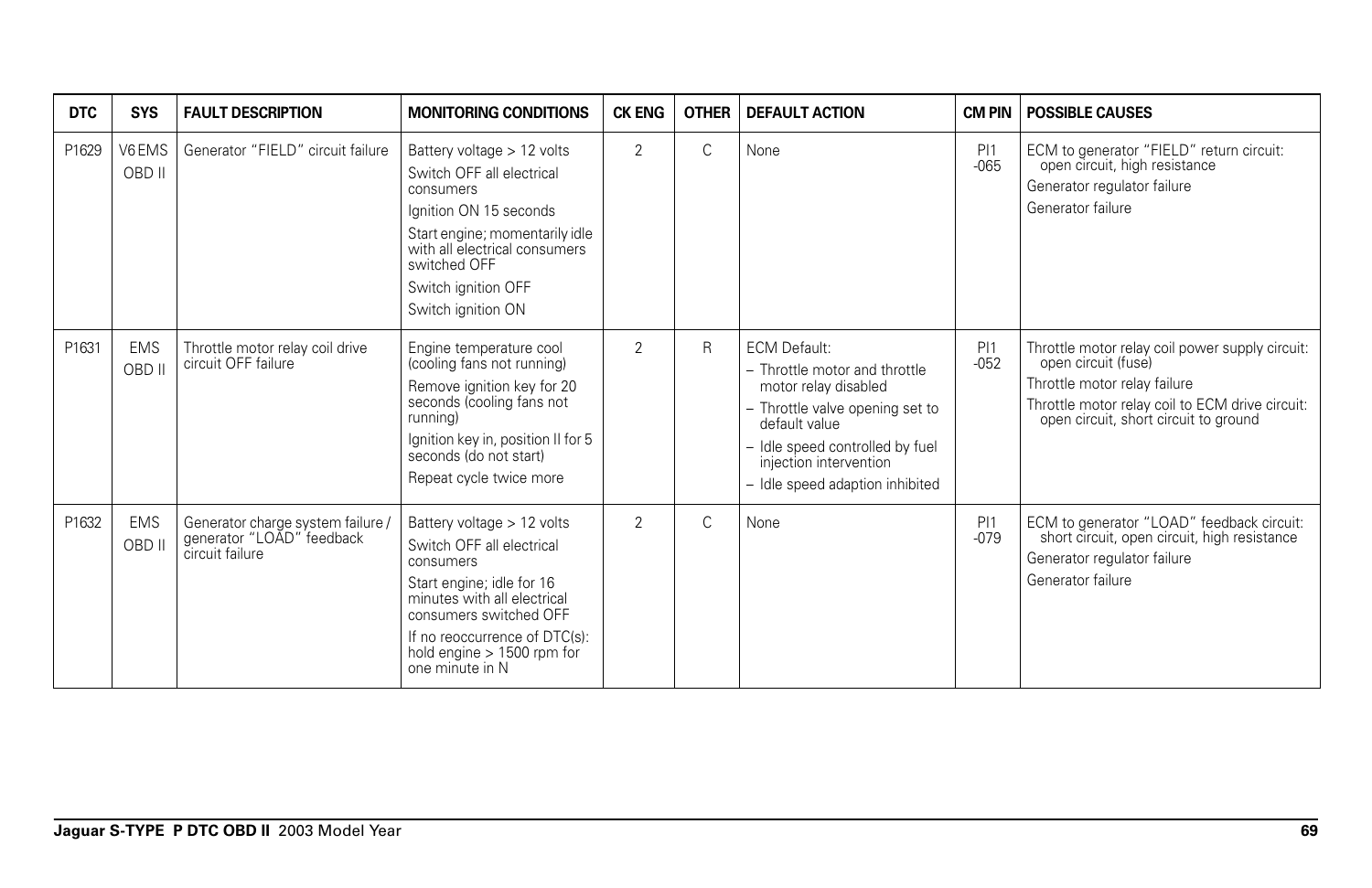| DTC | SYS | FAULT DESCRIPTION | MONITORING CONDITIONS | CK ENG | OTHER | DEFAULT ACTION | CM PIN | POSSIBLE CAUSES |
|---|---|---|---|---|---|---|---|---|
| P1629 | V6 EMS OBD II | Generator "FIELD" circuit failure | Battery voltage > 12 volts<br>Switch OFF all electrical consumers<br>Ignition ON 15 seconds<br>Start engine; momentarily idle with all electrical consumers switched OFF<br>Switch ignition OFF<br>Switch ignition ON | 2 | C | None | PI1 -065 | ECM to generator "FIELD" return circuit: open circuit, high resistance<br>Generator regulator failure<br>Generator failure |
| P1631 | EMS OBD II | Throttle motor relay coil drive circuit OFF failure | Engine temperature cool (cooling fans not running)<br>Remove ignition key for 20 seconds (cooling fans not running)<br>Ignition key in, position II for 5 seconds (do not start)<br>Repeat cycle twice more | 2 | R | ECM Default:<br>– Throttle motor and throttle motor relay disabled<br>– Throttle valve opening set to default value<br>– Idle speed controlled by fuel injection intervention<br>– Idle speed adaption inhibited | PI1 -052 | Throttle motor relay coil power supply circuit: open circuit (fuse)<br>Throttle motor relay failure<br>Throttle motor relay coil to ECM drive circuit: open circuit, short circuit to ground |
| P1632 | EMS OBD II | Generator charge system failure / generator "LOAD" feedback circuit failure | Battery voltage > 12 volts<br>Switch OFF all electrical consumers<br>Start engine; idle for 16 minutes with all electrical consumers switched OFF<br>If no reoccurrence of DTC(s): hold engine > 1500 rpm for one minute in N | 2 | C | None | PI1 -079 | ECM to generator "LOAD" feedback circuit: short circuit, open circuit, high resistance<br>Generator regulator failure<br>Generator failure |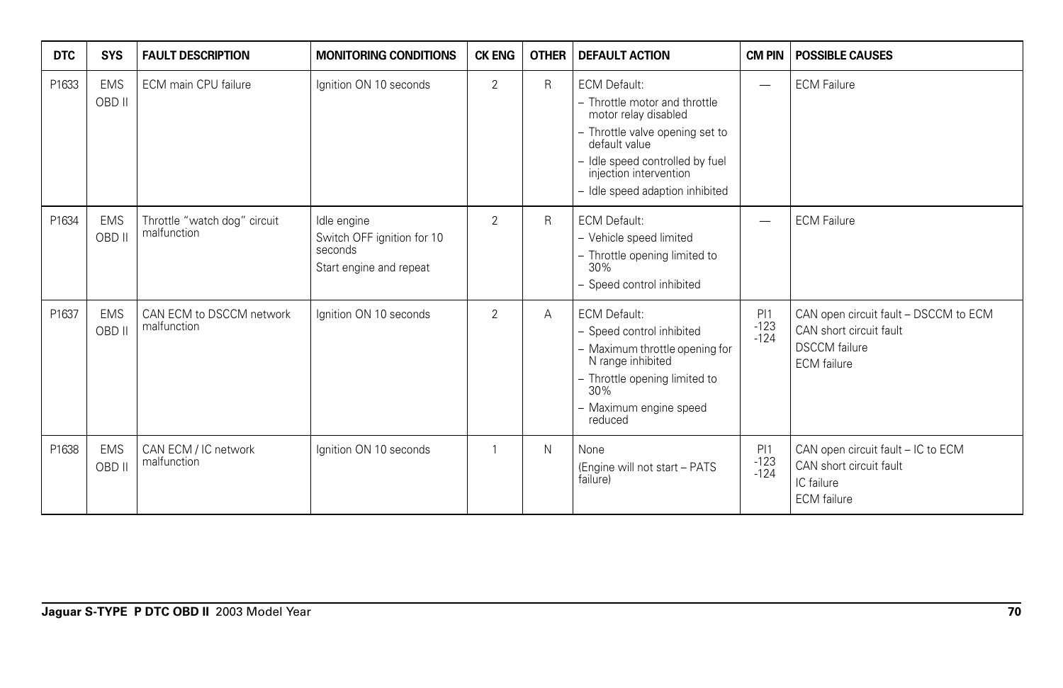| DTC | SYS | FAULT DESCRIPTION | MONITORING CONDITIONS | CK ENG | OTHER | DEFAULT ACTION | CM PIN | POSSIBLE CAUSES |
|---|---|---|---|---|---|---|---|---|
| P1633 | EMS OBD II | ECM main CPU failure | Ignition ON 10 seconds | 2 | R | ECM Default:<br>– Throttle motor and throttle motor relay disabled<br>– Throttle valve opening set to default value<br>– Idle speed controlled by fuel injection intervention<br>– Idle speed adaption inhibited | — | ECM Failure |
| P1634 | EMS OBD II | Throttle "watch dog" circuit malfunction | Idle engine<br>Switch OFF ignition for 10 seconds<br>Start engine and repeat | 2 | R | ECM Default:<br>– Vehicle speed limited<br>– Throttle opening limited to 30%<br>– Speed control inhibited | — | ECM Failure |
| P1637 | EMS OBD II | CAN ECM to DSCCM network malfunction | Ignition ON 10 seconds | 2 | A | ECM Default:<br>– Speed control inhibited<br>– Maximum throttle opening for N range inhibited<br>– Throttle opening limited to 30%<br>– Maximum engine speed reduced | PI1 -123 -124 | CAN open circuit fault – DSCCM to ECM<br>CAN short circuit fault<br>DSCCM failure<br>ECM failure |
| P1638 | EMS OBD II | CAN ECM / IC network malfunction | Ignition ON 10 seconds | 1 | N | None<br>(Engine will not start – PATS failure) | PI1 -123 -124 | CAN open circuit fault – IC to ECM<br>CAN short circuit fault<br>IC failure<br>ECM failure |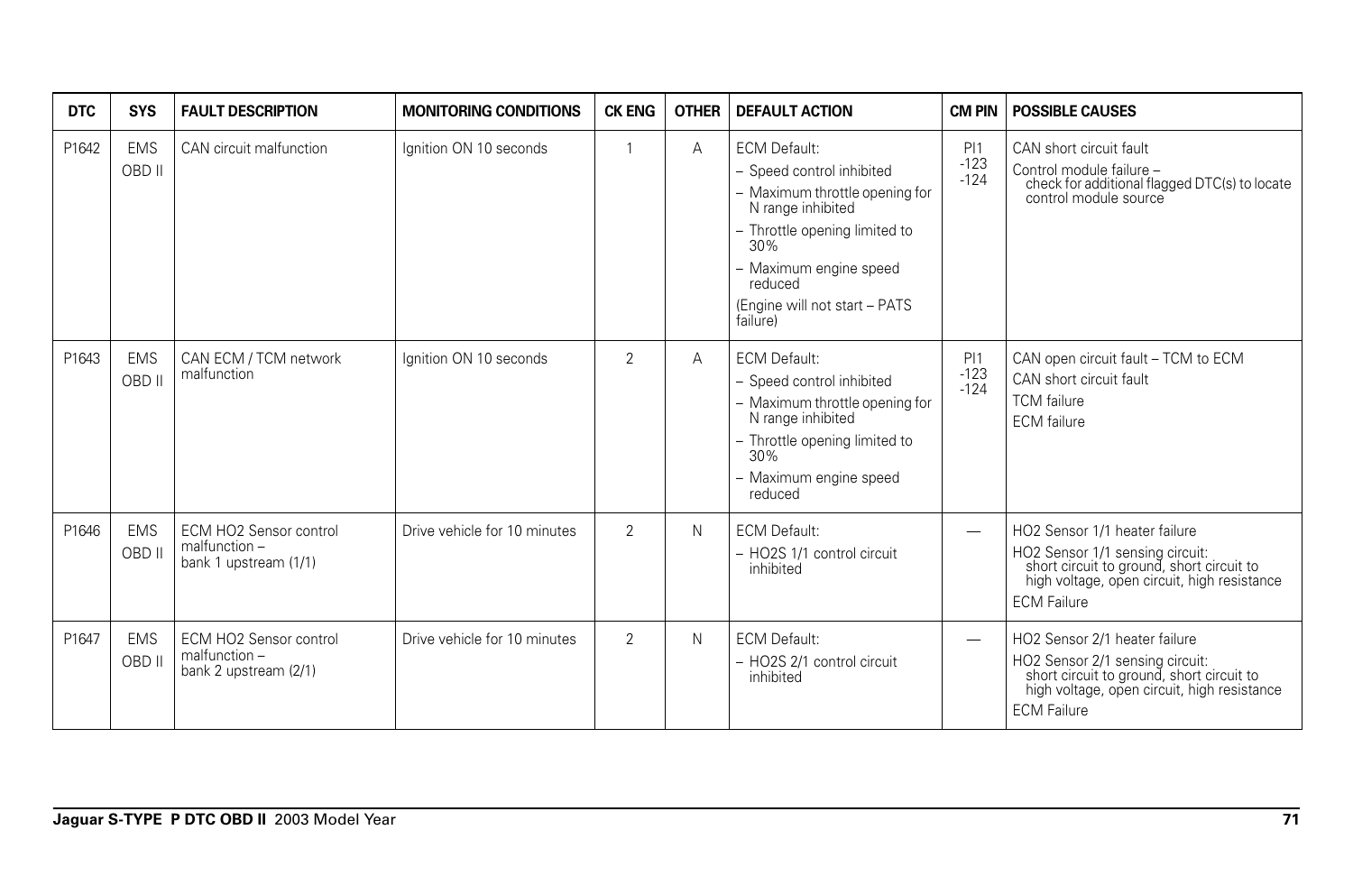| DTC | SYS | FAULT DESCRIPTION | MONITORING CONDITIONS | CK ENG | OTHER | DEFAULT ACTION | CM PIN | POSSIBLE CAUSES |
|---|---|---|---|---|---|---|---|---|
| P1642 | EMS OBD II | CAN circuit malfunction | Ignition ON 10 seconds | 1 | A | ECM Default:<br>– Speed control inhibited<br>– Maximum throttle opening for N range inhibited<br>– Throttle opening limited to 30%<br>– Maximum engine speed reduced<br>(Engine will not start – PATS failure) | PI1 -123 -124 | CAN short circuit fault<br>Control module failure – check for additional flagged DTC(s) to locate control module source |
| P1643 | EMS OBD II | CAN ECM / TCM network malfunction | Ignition ON 10 seconds | 2 | A | ECM Default:<br>– Speed control inhibited<br>– Maximum throttle opening for N range inhibited<br>– Throttle opening limited to 30%<br>– Maximum engine speed reduced | PI1 -123 -124 | CAN open circuit fault – TCM to ECM<br>CAN short circuit fault<br>TCM failure<br>ECM failure |
| P1646 | EMS OBD II | ECM HO2 Sensor control malfunction – bank 1 upstream (1/1) | Drive vehicle for 10 minutes | 2 | N | ECM Default:<br>– HO2S 1/1 control circuit inhibited | — | HO2 Sensor 1/1 heater failure<br>HO2 Sensor 1/1 sensing circuit: short circuit to ground, short circuit to high voltage, open circuit, high resistance<br>ECM Failure |
| P1647 | EMS OBD II | ECM HO2 Sensor control malfunction – bank 2 upstream (2/1) | Drive vehicle for 10 minutes | 2 | N | ECM Default:<br>– HO2S 2/1 control circuit inhibited | — | HO2 Sensor 2/1 heater failure<br>HO2 Sensor 2/1 sensing circuit: short circuit to ground, short circuit to high voltage, open circuit, high resistance<br>ECM Failure |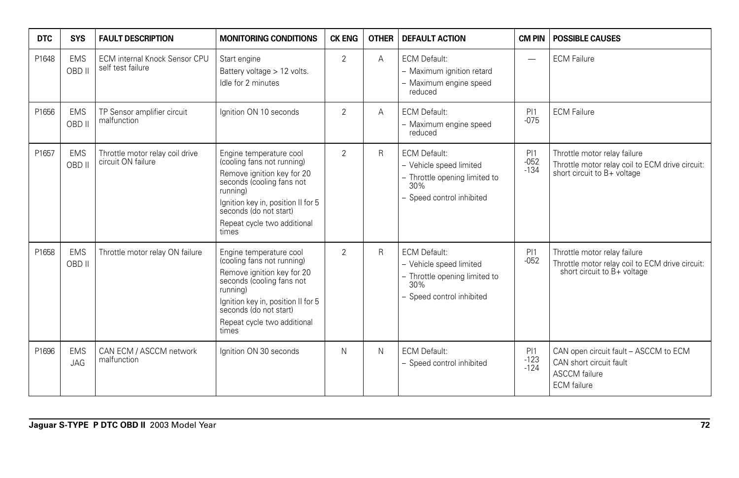| DTC | SYS | FAULT DESCRIPTION | MONITORING CONDITIONS | CK ENG | OTHER | DEFAULT ACTION | CM PIN | POSSIBLE CAUSES |
|---|---|---|---|---|---|---|---|---|
| P1648 | EMS OBD II | ECM internal Knock Sensor CPU self test failure | Start engine<br>Battery voltage > 12 volts.<br>Idle for 2 minutes | 2 | A | ECM Default:<br>– Maximum ignition retard<br>– Maximum engine speed reduced | — | ECM Failure |
| P1656 | EMS OBD II | TP Sensor amplifier circuit malfunction | Ignition ON 10 seconds | 2 | A | ECM Default:<br>– Maximum engine speed reduced | PI1 -075 | ECM Failure |
| P1657 | EMS OBD II | Throttle motor relay coil drive circuit ON failure | Engine temperature cool (cooling fans not running)<br>Remove ignition key for 20 seconds (cooling fans not running)<br>Ignition key in, position II for 5 seconds (do not start)<br>Repeat cycle two additional times | 2 | R | ECM Default:<br>– Vehicle speed limited<br>– Throttle opening limited to 30%<br>– Speed control inhibited | PI1 -052 -134 | Throttle motor relay failure<br>Throttle motor relay coil to ECM drive circuit: short circuit to B+ voltage |
| P1658 | EMS OBD II | Throttle motor relay ON failure | Engine temperature cool (cooling fans not running)<br>Remove ignition key for 20 seconds (cooling fans not running)<br>Ignition key in, position II for 5 seconds (do not start)<br>Repeat cycle two additional times | 2 | R | ECM Default:<br>– Vehicle speed limited<br>– Throttle opening limited to 30%<br>– Speed control inhibited | PI1 -052 | Throttle motor relay failure<br>Throttle motor relay coil to ECM drive circuit: short circuit to B+ voltage |
| P1696 | EMS JAG | CAN ECM / ASCCM network malfunction | Ignition ON 30 seconds | N | N | ECM Default:<br>– Speed control inhibited | PI1 -123 -124 | CAN open circuit fault – ASCCM to ECM<br>CAN short circuit fault<br>ASCCM failure<br>ECM failure |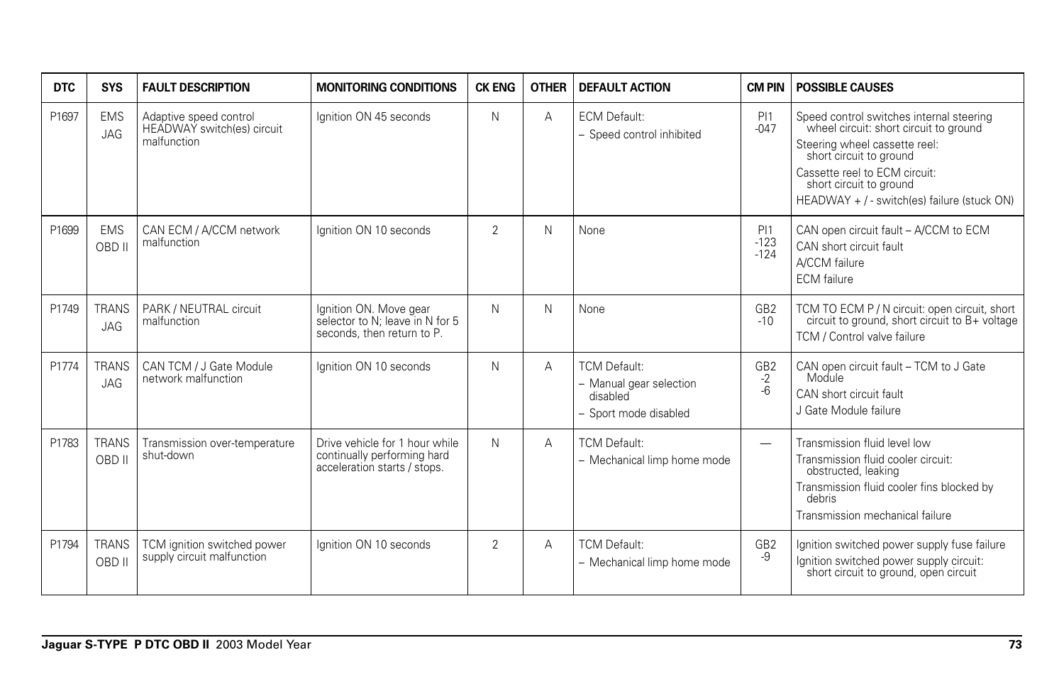| DTC | SYS | FAULT DESCRIPTION | MONITORING CONDITIONS | CK ENG | OTHER | DEFAULT ACTION | CM PIN | POSSIBLE CAUSES |
|---|---|---|---|---|---|---|---|---|
| P1697 | EMS JAG | Adaptive speed control HEADWAY switch(es) circuit malfunction | Ignition ON 45 seconds | N | A | ECM Default:<br>– Speed control inhibited | PI1 -047 | Speed control switches internal steering wheel circuit: short circuit to ground<br>Steering wheel cassette reel: short circuit to ground<br>Cassette reel to ECM circuit: short circuit to ground<br>HEADWAY + / - switch(es) failure (stuck ON) |
| P1699 | EMS OBD II | CAN ECM / A/CCM network malfunction | Ignition ON 10 seconds | 2 | N | None | PI1 -123 -124 | CAN open circuit fault – A/CCM to ECM<br>CAN short circuit fault<br>A/CCM failure<br>ECM failure |
| P1749 | TRANS JAG | PARK / NEUTRAL circuit malfunction | Ignition ON. Move gear selector to N; leave in N for 5 seconds, then return to P. | N | N | None | GB2 -10 | TCM TO ECM P / N circuit: open circuit, short circuit to ground, short circuit to B+ voltage<br>TCM / Control valve failure |
| P1774 | TRANS JAG | CAN TCM / J Gate Module network malfunction | Ignition ON 10 seconds | N | A | TCM Default:<br>– Manual gear selection disabled<br>– Sport mode disabled | GB2 -2 -6 | CAN open circuit fault – TCM to J Gate Module<br>CAN short circuit fault<br>J Gate Module failure |
| P1783 | TRANS OBD II | Transmission over-temperature shut-down | Drive vehicle for 1 hour while continually performing hard acceleration starts / stops. | N | A | TCM Default:<br>– Mechanical limp home mode | — | Transmission fluid level low<br>Transmission fluid cooler circuit: obstructed, leaking<br>Transmission fluid cooler fins blocked by debris<br>Transmission mechanical failure |
| P1794 | TRANS OBD II | TCM ignition switched power supply circuit malfunction | Ignition ON 10 seconds | 2 | A | TCM Default:<br>– Mechanical limp home mode | GB2 -9 | Ignition switched power supply fuse failure<br>Ignition switched power supply circuit: short circuit to ground, open circuit |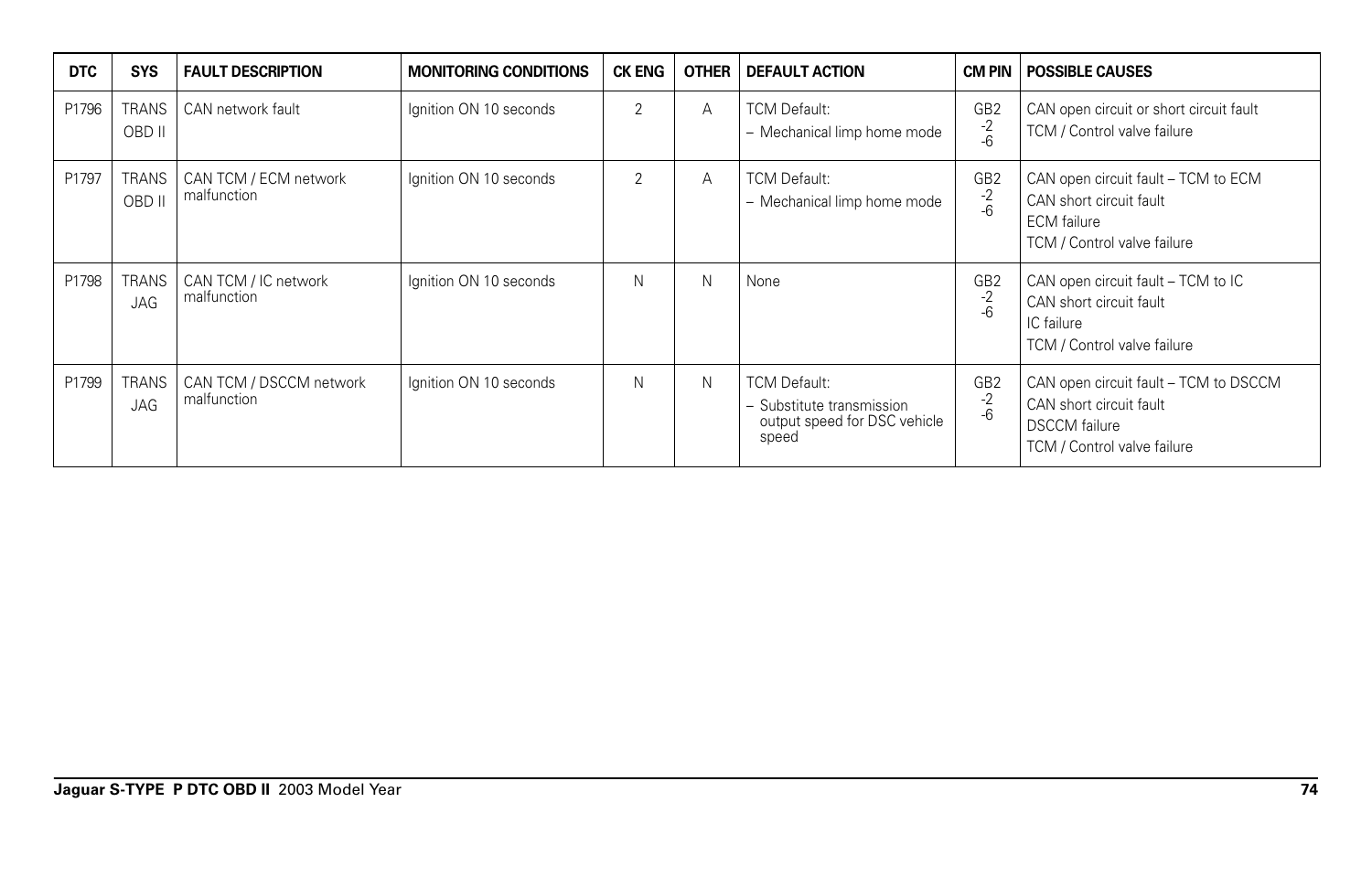| DTC | SYS | FAULT DESCRIPTION | MONITORING CONDITIONS | CK ENG | OTHER | DEFAULT ACTION | CM PIN | POSSIBLE CAUSES |
|---|---|---|---|---|---|---|---|---|
| P1796 | TRANS OBD II | CAN network fault | Ignition ON 10 seconds | 2 | A | TCM Default:<br>– Mechanical limp home mode | GB2 -2 -6 | CAN open circuit or short circuit fault<br>TCM / Control valve failure |
| P1797 | TRANS OBD II | CAN TCM / ECM network malfunction | Ignition ON 10 seconds | 2 | A | TCM Default:<br>– Mechanical limp home mode | GB2 -2 -6 | CAN open circuit fault – TCM to ECM<br>CAN short circuit fault<br>ECM failure<br>TCM / Control valve failure |
| P1798 | TRANS JAG | CAN TCM / IC network malfunction | Ignition ON 10 seconds | N | N | None | GB2 -2 -6 | CAN open circuit fault – TCM to IC<br>CAN short circuit fault<br>IC failure<br>TCM / Control valve failure |
| P1799 | TRANS JAG | CAN TCM / DSCCM network malfunction | Ignition ON 10 seconds | N | N | TCM Default:<br>– Substitute transmission output speed for DSC vehicle speed | GB2 -2 -6 | CAN open circuit fault – TCM to DSCCM<br>CAN short circuit fault<br>DSCCM failure<br>TCM / Control valve failure |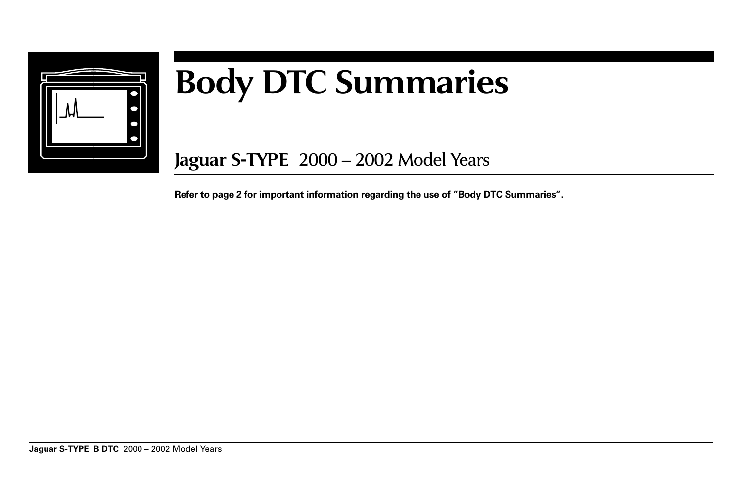# Body DTC Summaries

## Jaguar S-TYPE 2000 – 2002 Model Years

**Refer to page 2 for important information regarding the use of "Body DTC Summaries".**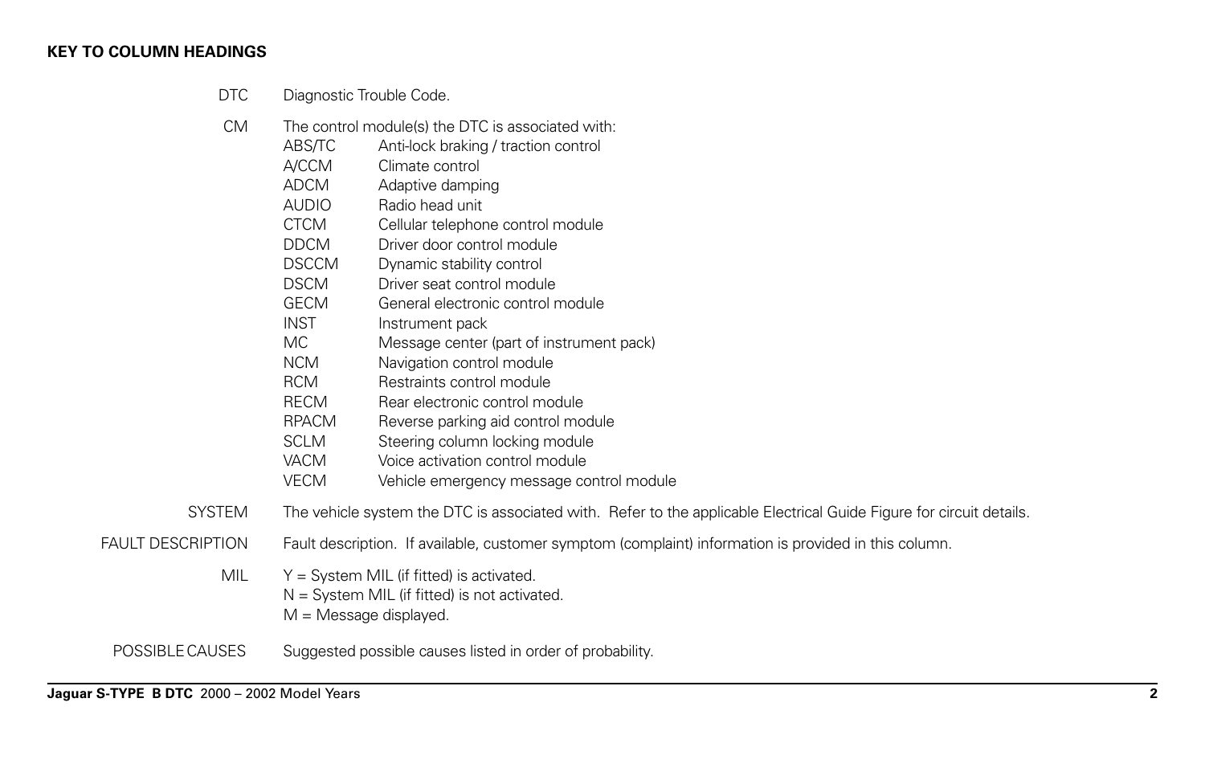**KEY TO COLUMN HEADINGS**

DTC — Diagnostic Trouble Code.

CM — The control module(s) the DTC is associated with:

| | |
|---|---|
| ABS/TC | Anti-lock braking / traction control |
| A/CCM | Climate control |
| ADCM | Adaptive damping |
| AUDIO | Radio head unit |
| CTCM | Cellular telephone control module |
| DDCM | Driver door control module |
| DSCCM | Dynamic stability control |
| DSCM | Driver seat control module |
| GECM | General electronic control module |
| INST | Instrument pack |
| MC | Message center (part of instrument pack) |
| NCM | Navigation control module |
| RCM | Restraints control module |
| RECM | Rear electronic control module |
| RPACM | Reverse parking aid control module |
| SCLM | Steering column locking module |
| VACM | Voice activation control module |
| VECM | Vehicle emergency message control module |

SYSTEM — The vehicle system the DTC is associated with. Refer to the applicable Electrical Guide Figure for circuit details.

FAULT DESCRIPTION — Fault description. If available, customer symptom (complaint) information is provided in this column.

MIL —
Y = System MIL (if fitted) is activated.
N = System MIL (if fitted) is not activated.
M = Message displayed.

POSSIBLE CAUSES — Suggested possible causes listed in order of probability.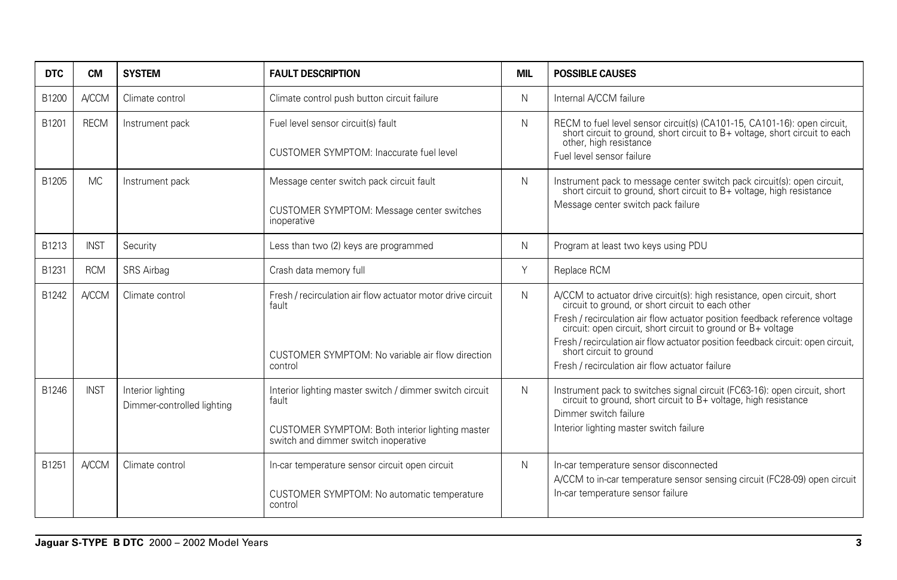| DTC | CM | SYSTEM | FAULT DESCRIPTION | MIL | POSSIBLE CAUSES |
|---|---|---|---|---|---|
| B1200 | A/CCM | Climate control | Climate control push button circuit failure | N | Internal A/CCM failure |
| B1201 | RECM | Instrument pack | Fuel level sensor circuit(s) fault<br><br>CUSTOMER SYMPTOM: Inaccurate fuel level | N | RECM to fuel level sensor circuit(s) (CA101-15, CA101-16): open circuit, short circuit to ground, short circuit to B+ voltage, short circuit to each other, high resistance<br>Fuel level sensor failure |
| B1205 | MC | Instrument pack | Message center switch pack circuit fault<br><br>CUSTOMER SYMPTOM: Message center switches inoperative | N | Instrument pack to message center switch pack circuit(s): open circuit, short circuit to ground, short circuit to B+ voltage, high resistance<br>Message center switch pack failure |
| B1213 | INST | Security | Less than two (2) keys are programmed | N | Program at least two keys using PDU |
| B1231 | RCM | SRS Airbag | Crash data memory full | Y | Replace RCM |
| B1242 | A/CCM | Climate control | Fresh / recirculation air flow actuator motor drive circuit fault<br><br>CUSTOMER SYMPTOM: No variable air flow direction control | N | A/CCM to actuator drive circuit(s): high resistance, open circuit, short circuit to ground, or short circuit to each other<br>Fresh / recirculation air flow actuator position feedback reference voltage circuit: open circuit, short circuit to ground or B+ voltage<br>Fresh / recirculation air flow actuator position feedback circuit: open circuit, short circuit to ground<br>Fresh / recirculation air flow actuator failure |
| B1246 | INST | Interior lighting<br>Dimmer-controlled lighting | Interior lighting master switch / dimmer switch circuit fault<br><br>CUSTOMER SYMPTOM: Both interior lighting master switch and dimmer switch inoperative | N | Instrument pack to switches signal circuit (FC63-16): open circuit, short circuit to ground, short circuit to B+ voltage, high resistance<br>Dimmer switch failure<br>Interior lighting master switch failure |
| B1251 | A/CCM | Climate control | In-car temperature sensor circuit open circuit<br><br>CUSTOMER SYMPTOM: No automatic temperature control | N | In-car temperature sensor disconnected<br>A/CCM to in-car temperature sensor sensing circuit (FC28-09) open circuit<br>In-car temperature sensor failure |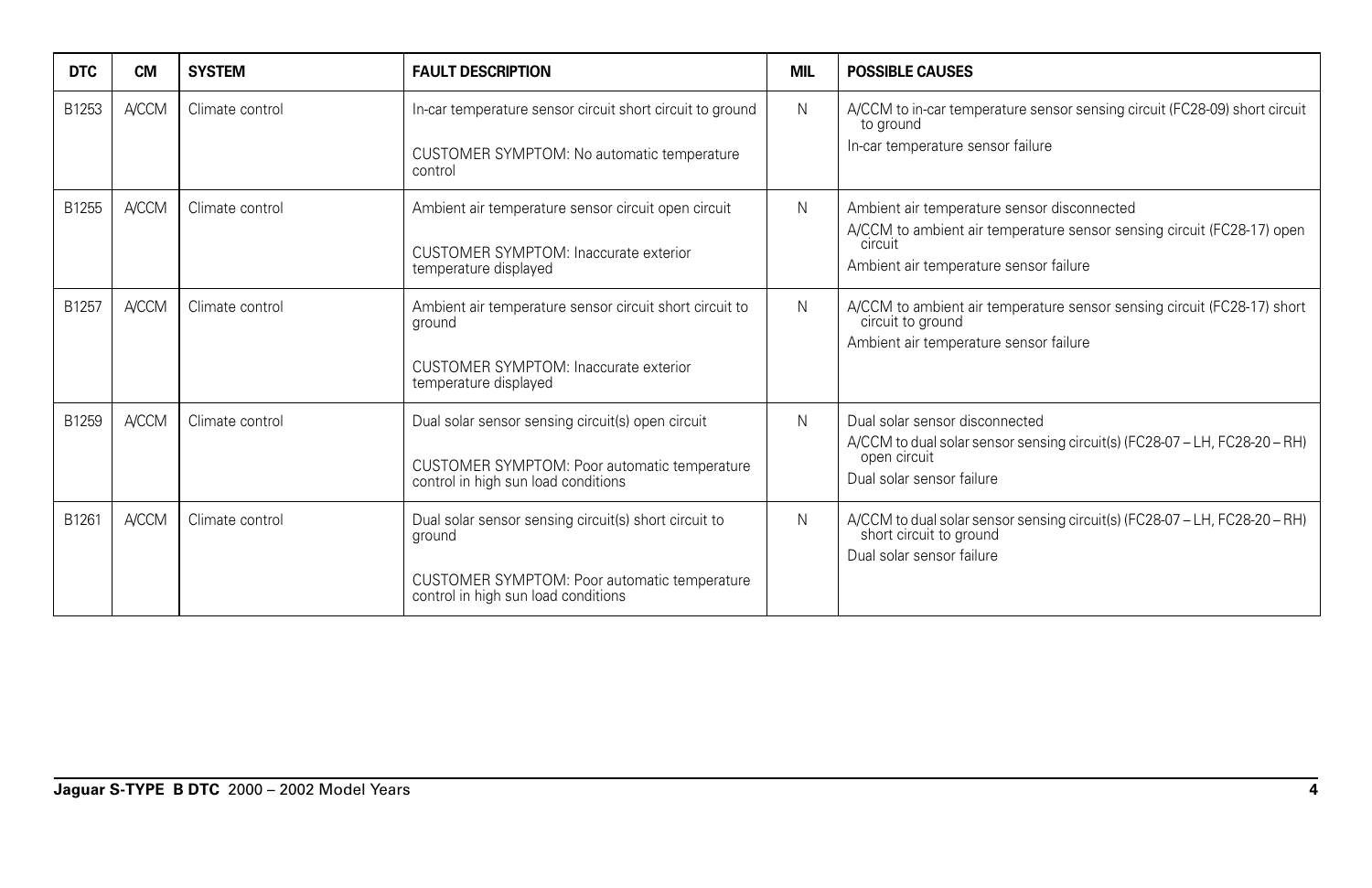| DTC | CM | SYSTEM | FAULT DESCRIPTION | MIL | POSSIBLE CAUSES |
|---|---|---|---|---|---|
| B1253 | A/CCM | Climate control | In-car temperature sensor circuit short circuit to ground<br><br>CUSTOMER SYMPTOM: No automatic temperature control | N | A/CCM to in-car temperature sensor sensing circuit (FC28-09) short circuit to ground<br>In-car temperature sensor failure |
| B1255 | A/CCM | Climate control | Ambient air temperature sensor circuit open circuit<br><br>CUSTOMER SYMPTOM: Inaccurate exterior temperature displayed | N | Ambient air temperature sensor disconnected<br>A/CCM to ambient air temperature sensor sensing circuit (FC28-17) open circuit<br>Ambient air temperature sensor failure |
| B1257 | A/CCM | Climate control | Ambient air temperature sensor circuit short circuit to ground<br><br>CUSTOMER SYMPTOM: Inaccurate exterior temperature displayed | N | A/CCM to ambient air temperature sensor sensing circuit (FC28-17) short circuit to ground<br>Ambient air temperature sensor failure |
| B1259 | A/CCM | Climate control | Dual solar sensor sensing circuit(s) open circuit<br><br>CUSTOMER SYMPTOM: Poor automatic temperature control in high sun load conditions | N | Dual solar sensor disconnected<br>A/CCM to dual solar sensor sensing circuit(s) (FC28-07 – LH, FC28-20 – RH) open circuit<br>Dual solar sensor failure |
| B1261 | A/CCM | Climate control | Dual solar sensor sensing circuit(s) short circuit to ground<br><br>CUSTOMER SYMPTOM: Poor automatic temperature control in high sun load conditions | N | A/CCM to dual solar sensor sensing circuit(s) (FC28-07 – LH, FC28-20 – RH) short circuit to ground<br>Dual solar sensor failure |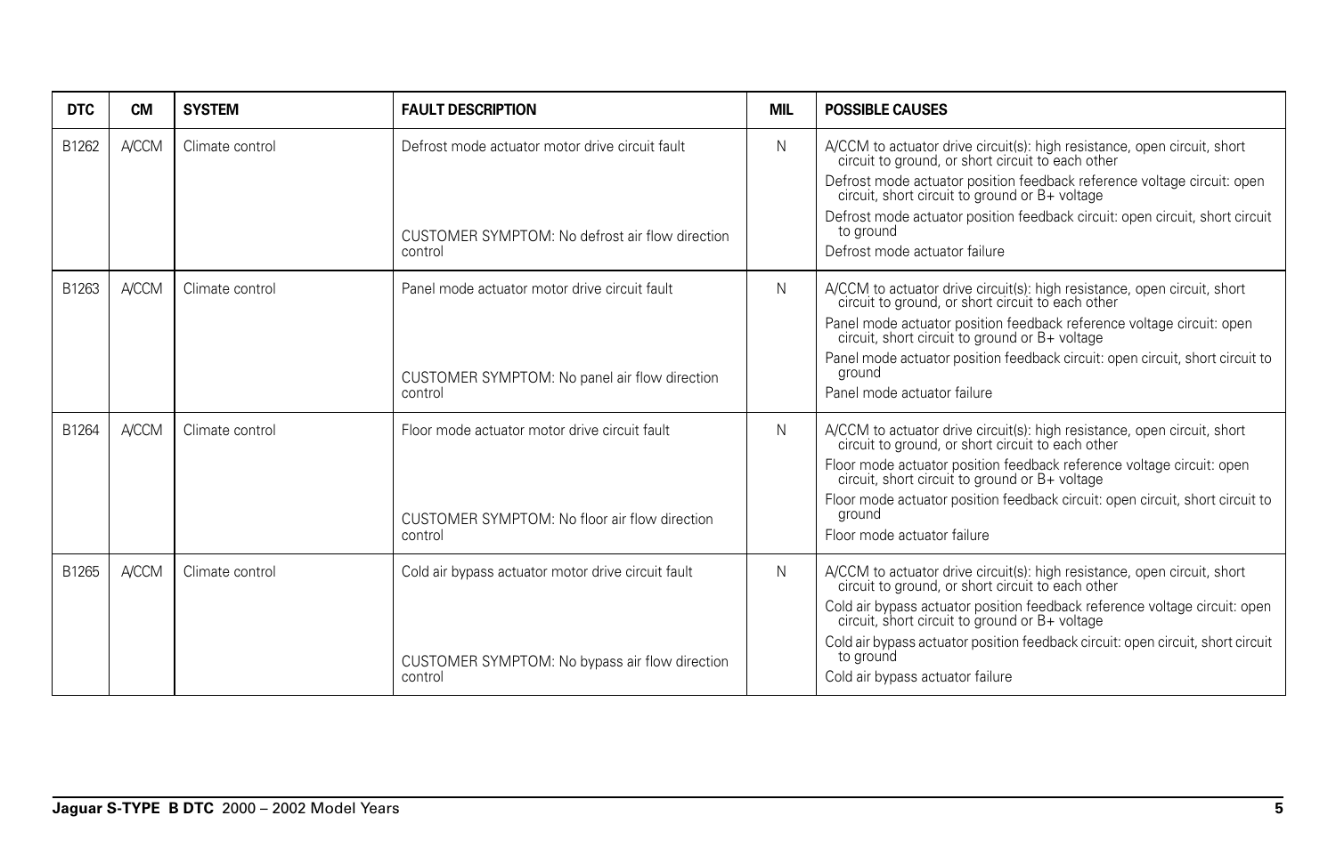| DTC | CM | SYSTEM | FAULT DESCRIPTION | MIL | POSSIBLE CAUSES |
|---|---|---|---|---|---|
| B1262 | A/CCM | Climate control | Defrost mode actuator motor drive circuit fault<br><br>CUSTOMER SYMPTOM: No defrost air flow direction control | N | A/CCM to actuator drive circuit(s): high resistance, open circuit, short circuit to ground, or short circuit to each other<br>Defrost mode actuator position feedback reference voltage circuit: open circuit, short circuit to ground or B+ voltage<br>Defrost mode actuator position feedback circuit: open circuit, short circuit to ground<br>Defrost mode actuator failure |
| B1263 | A/CCM | Climate control | Panel mode actuator motor drive circuit fault<br><br>CUSTOMER SYMPTOM: No panel air flow direction control | N | A/CCM to actuator drive circuit(s): high resistance, open circuit, short circuit to ground, or short circuit to each other<br>Panel mode actuator position feedback reference voltage circuit: open circuit, short circuit to ground or B+ voltage<br>Panel mode actuator position feedback circuit: open circuit, short circuit to ground<br>Panel mode actuator failure |
| B1264 | A/CCM | Climate control | Floor mode actuator motor drive circuit fault<br><br>CUSTOMER SYMPTOM: No floor air flow direction control | N | A/CCM to actuator drive circuit(s): high resistance, open circuit, short circuit to ground, or short circuit to each other<br>Floor mode actuator position feedback reference voltage circuit: open circuit, short circuit to ground or B+ voltage<br>Floor mode actuator position feedback circuit: open circuit, short circuit to ground<br>Floor mode actuator failure |
| B1265 | A/CCM | Climate control | Cold air bypass actuator motor drive circuit fault<br><br>CUSTOMER SYMPTOM: No bypass air flow direction control | N | A/CCM to actuator drive circuit(s): high resistance, open circuit, short circuit to ground, or short circuit to each other<br>Cold air bypass actuator position feedback reference voltage circuit: open circuit, short circuit to ground or B+ voltage<br>Cold air bypass actuator position feedback circuit: open circuit, short circuit to ground<br>Cold air bypass actuator failure |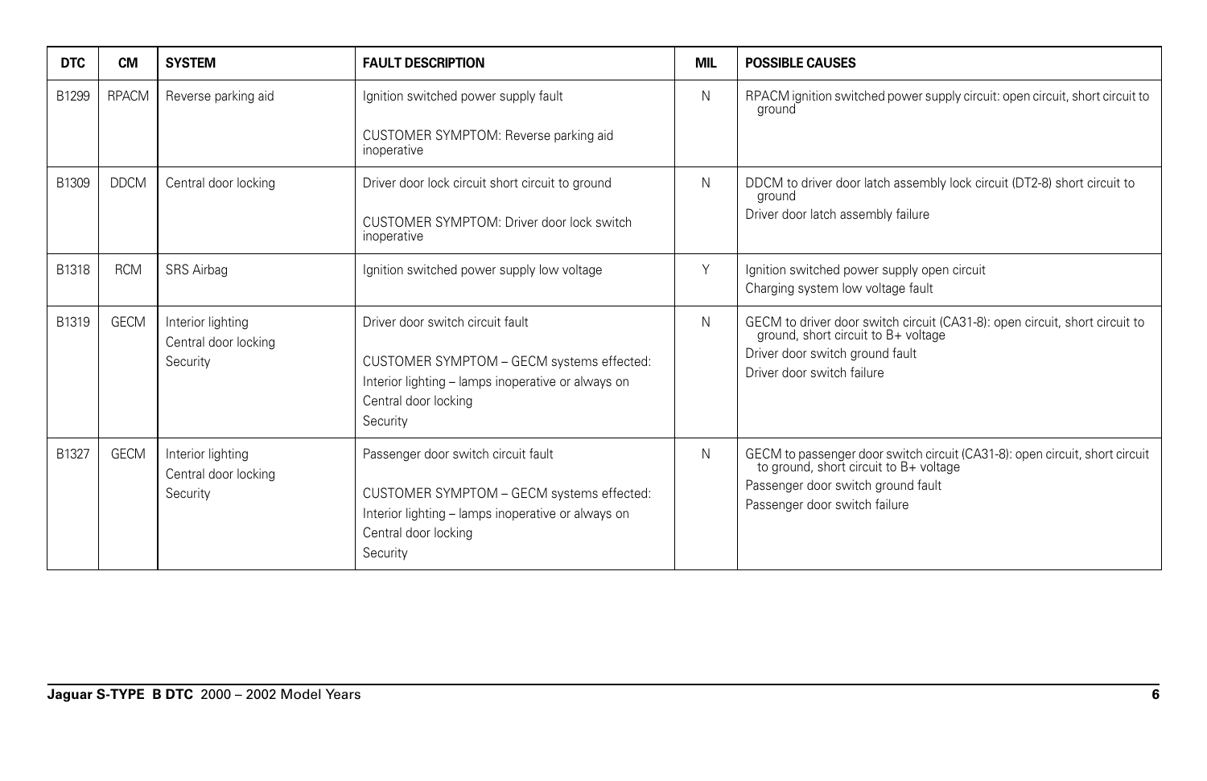| DTC | CM | SYSTEM | FAULT DESCRIPTION | MIL | POSSIBLE CAUSES |
|---|---|---|---|---|---|
| B1299 | RPACM | Reverse parking aid | Ignition switched power supply fault<br><br>CUSTOMER SYMPTOM: Reverse parking aid inoperative | N | RPACM ignition switched power supply circuit: open circuit, short circuit to ground |
| B1309 | DDCM | Central door locking | Driver door lock circuit short circuit to ground<br><br>CUSTOMER SYMPTOM: Driver door lock switch inoperative | N | DDCM to driver door latch assembly lock circuit (DT2-8) short circuit to ground<br>Driver door latch assembly failure |
| B1318 | RCM | SRS Airbag | Ignition switched power supply low voltage | Y | Ignition switched power supply open circuit<br>Charging system low voltage fault |
| B1319 | GECM | Interior lighting<br>Central door locking<br>Security | Driver door switch circuit fault<br><br>CUSTOMER SYMPTOM – GECM systems effected:<br>Interior lighting – lamps inoperative or always on<br>Central door locking<br>Security | N | GECM to driver door switch circuit (CA31-8): open circuit, short circuit to ground, short circuit to B+ voltage<br>Driver door switch ground fault<br>Driver door switch failure |
| B1327 | GECM | Interior lighting<br>Central door locking<br>Security | Passenger door switch circuit fault<br><br>CUSTOMER SYMPTOM – GECM systems effected:<br>Interior lighting – lamps inoperative or always on<br>Central door locking<br>Security | N | GECM to passenger door switch circuit (CA31-8): open circuit, short circuit to ground, short circuit to B+ voltage<br>Passenger door switch ground fault<br>Passenger door switch failure |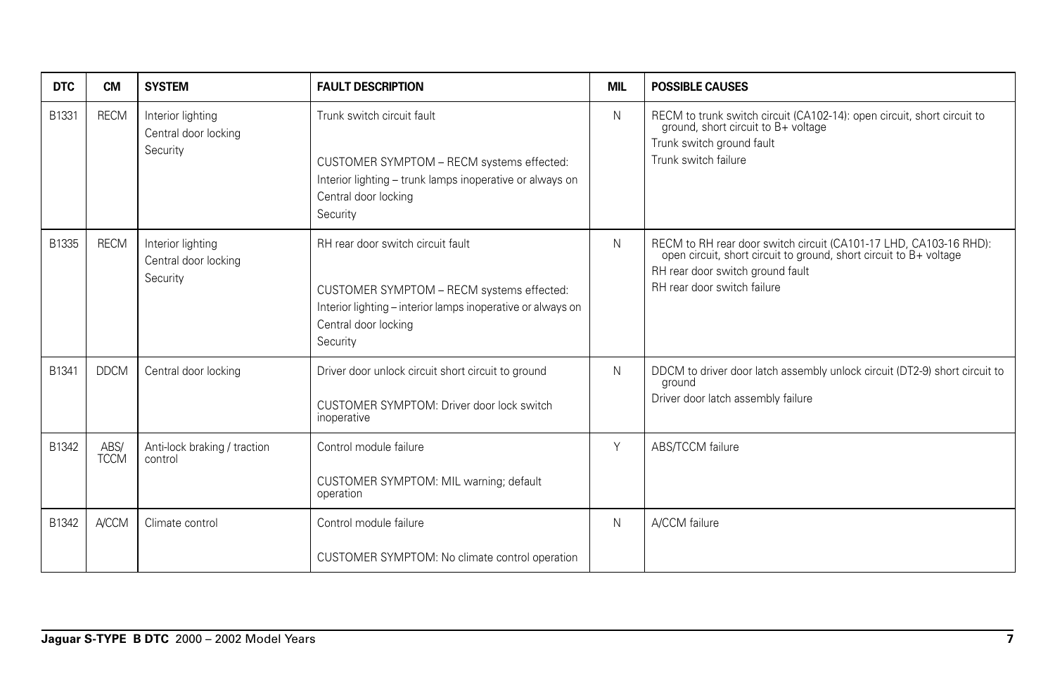| DTC | CM | SYSTEM | FAULT DESCRIPTION | MIL | POSSIBLE CAUSES |
|---|---|---|---|---|---|
| B1331 | RECM | Interior lighting<br>Central door locking<br>Security | Trunk switch circuit fault<br><br>CUSTOMER SYMPTOM – RECM systems effected:<br>Interior lighting – trunk lamps inoperative or always on<br>Central door locking<br>Security | N | RECM to trunk switch circuit (CA102-14): open circuit, short circuit to ground, short circuit to B+ voltage<br>Trunk switch ground fault<br>Trunk switch failure |
| B1335 | RECM | Interior lighting<br>Central door locking<br>Security | RH rear door switch circuit fault<br><br>CUSTOMER SYMPTOM – RECM systems effected:<br>Interior lighting – interior lamps inoperative or always on<br>Central door locking<br>Security | N | RECM to RH rear door switch circuit (CA101-17 LHD, CA103-16 RHD): open circuit, short circuit to ground, short circuit to B+ voltage<br>RH rear door switch ground fault<br>RH rear door switch failure |
| B1341 | DDCM | Central door locking | Driver door unlock circuit short circuit to ground<br><br>CUSTOMER SYMPTOM: Driver door lock switch inoperative | N | DDCM to driver door latch assembly unlock circuit (DT2-9) short circuit to ground<br>Driver door latch assembly failure |
| B1342 | ABS/ TCCM | Anti-lock braking / traction control | Control module failure<br><br>CUSTOMER SYMPTOM: MIL warning; default operation | Y | ABS/TCCM failure |
| B1342 | A/CCM | Climate control | Control module failure<br><br>CUSTOMER SYMPTOM: No climate control operation | N | A/CCM failure |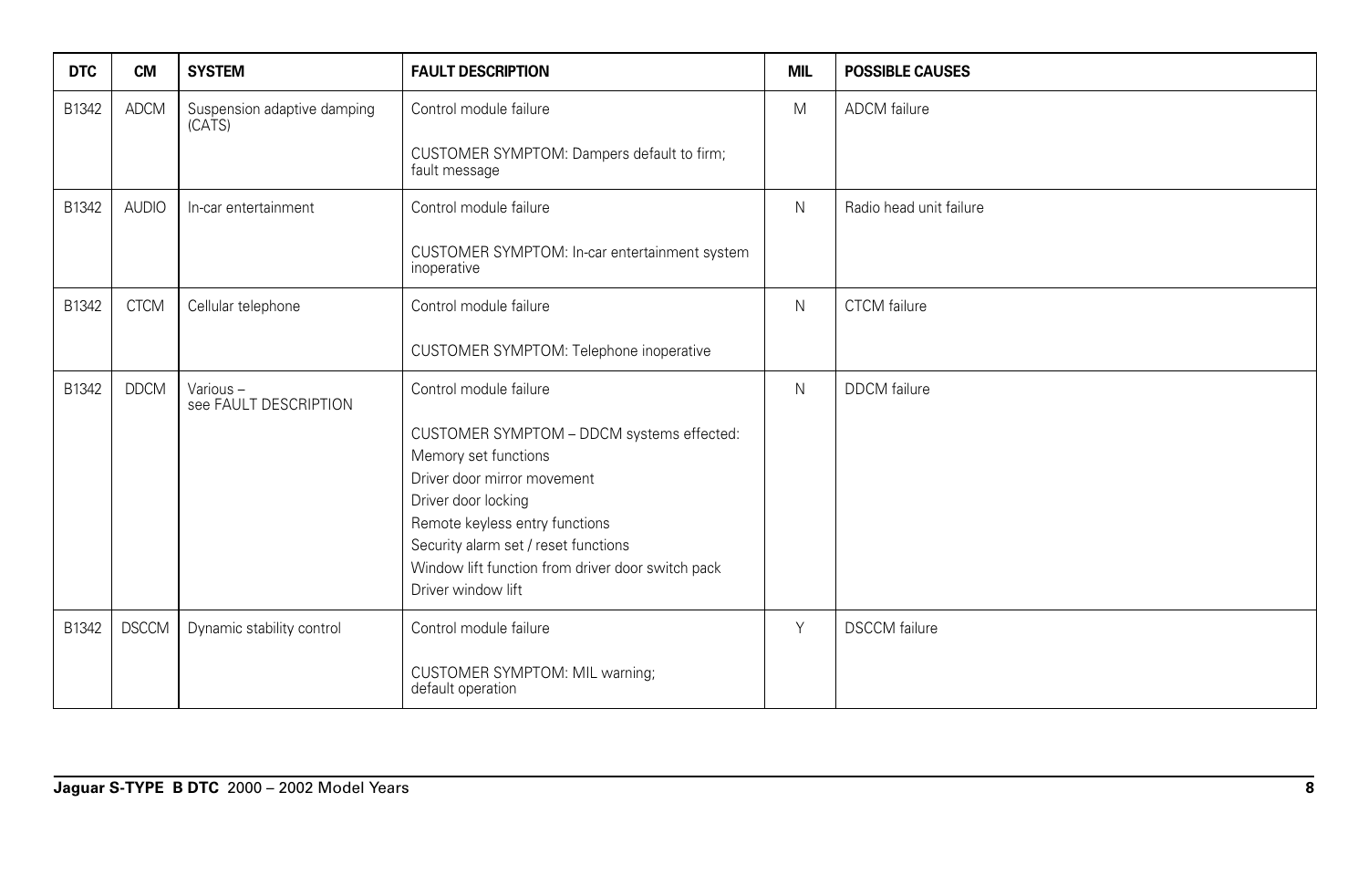| DTC | CM | SYSTEM | FAULT DESCRIPTION | MIL | POSSIBLE CAUSES |
|---|---|---|---|---|---|
| B1342 | ADCM | Suspension adaptive damping (CATS) | Control module failure<br><br>CUSTOMER SYMPTOM: Dampers default to firm; fault message | M | ADCM failure |
| B1342 | AUDIO | In-car entertainment | Control module failure<br><br>CUSTOMER SYMPTOM: In-car entertainment system inoperative | N | Radio head unit failure |
| B1342 | CTCM | Cellular telephone | Control module failure<br><br>CUSTOMER SYMPTOM: Telephone inoperative | N | CTCM failure |
| B1342 | DDCM | Various – see FAULT DESCRIPTION | Control module failure<br><br>CUSTOMER SYMPTOM – DDCM systems effected:<br>Memory set functions<br>Driver door mirror movement<br>Driver door locking<br>Remote keyless entry functions<br>Security alarm set / reset functions<br>Window lift function from driver door switch pack<br>Driver window lift | N | DDCM failure |
| B1342 | DSCCM | Dynamic stability control | Control module failure<br><br>CUSTOMER SYMPTOM: MIL warning; default operation | Y | DSCCM failure |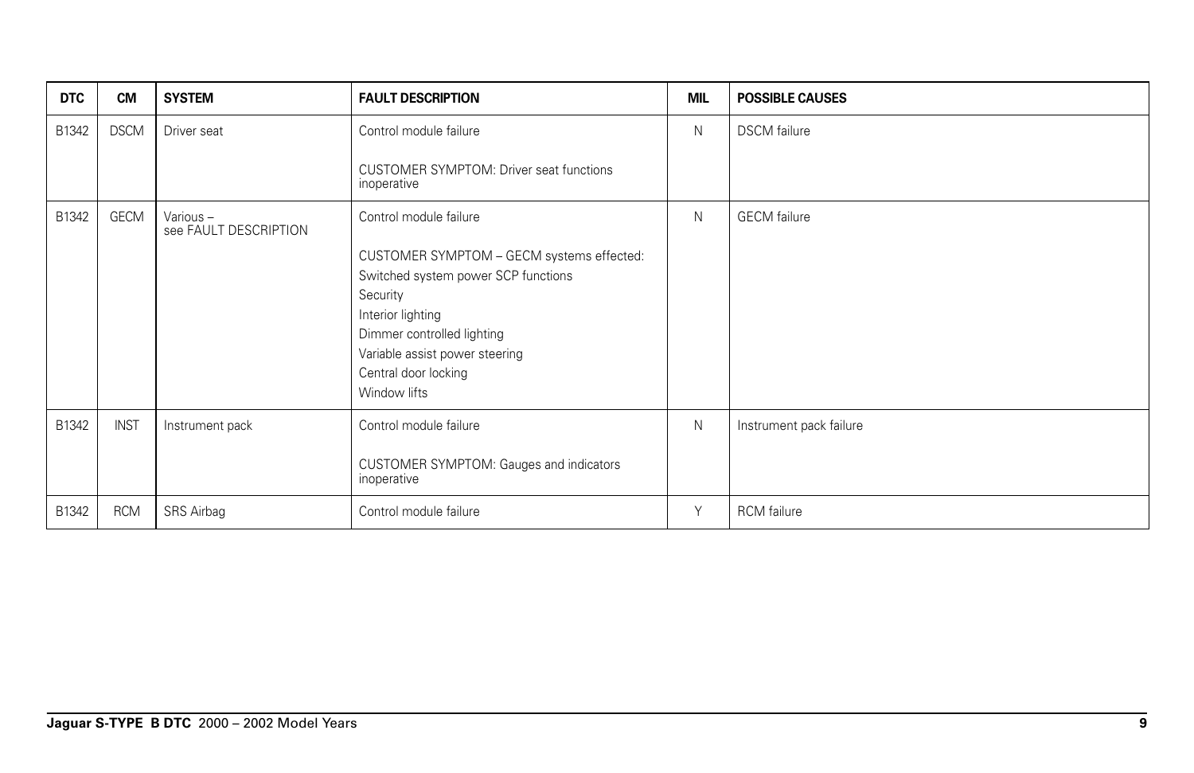| DTC | CM | SYSTEM | FAULT DESCRIPTION | MIL | POSSIBLE CAUSES |
|---|---|---|---|---|---|
| B1342 | DSCM | Driver seat | Control module failure<br><br>CUSTOMER SYMPTOM: Driver seat functions inoperative | N | DSCM failure |
| B1342 | GECM | Various – see FAULT DESCRIPTION | Control module failure<br><br>CUSTOMER SYMPTOM – GECM systems effected:<br>Switched system power SCP functions<br>Security<br>Interior lighting<br>Dimmer controlled lighting<br>Variable assist power steering<br>Central door locking<br>Window lifts | N | GECM failure |
| B1342 | INST | Instrument pack | Control module failure<br><br>CUSTOMER SYMPTOM: Gauges and indicators inoperative | N | Instrument pack failure |
| B1342 | RCM | SRS Airbag | Control module failure | Y | RCM failure |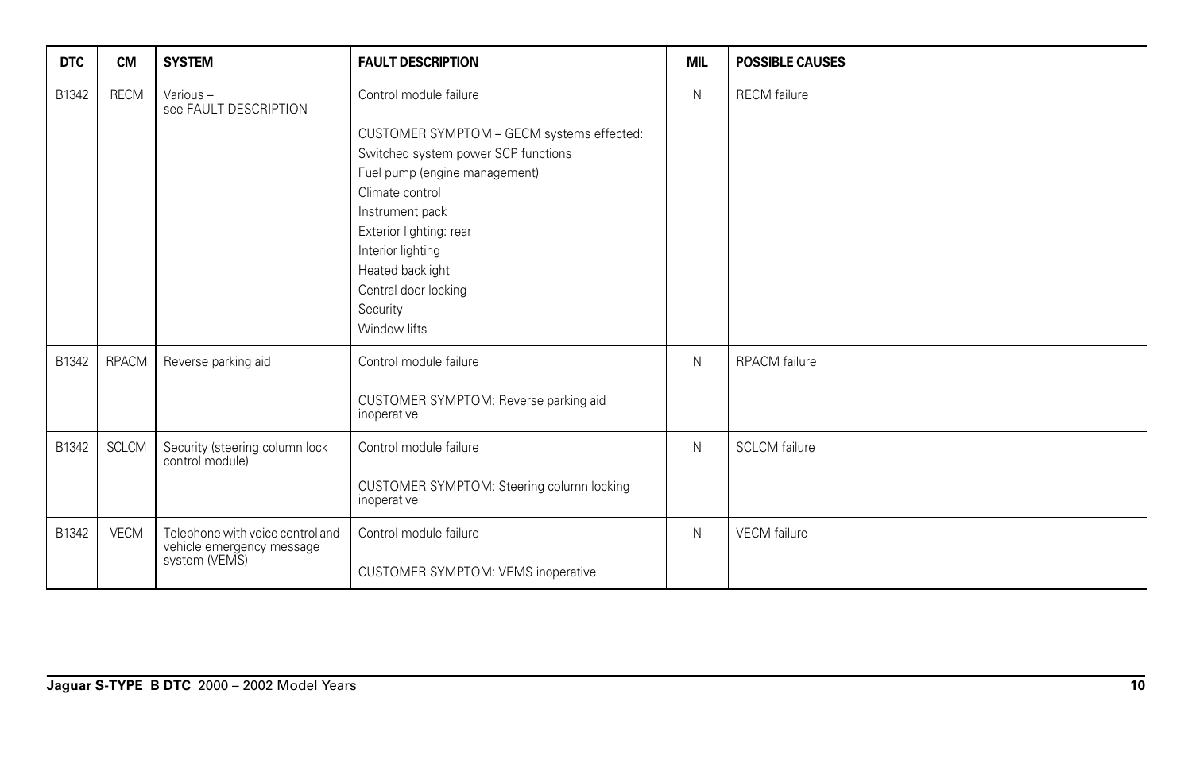| DTC | CM | SYSTEM | FAULT DESCRIPTION | MIL | POSSIBLE CAUSES |
|---|---|---|---|---|---|
| B1342 | RECM | Various – see FAULT DESCRIPTION | Control module failure<br><br>CUSTOMER SYMPTOM – GECM systems effected:<br>Switched system power SCP functions<br>Fuel pump (engine management)<br>Climate control<br>Instrument pack<br>Exterior lighting: rear<br>Interior lighting<br>Heated backlight<br>Central door locking<br>Security<br>Window lifts | N | RECM failure |
| B1342 | RPACM | Reverse parking aid | Control module failure<br><br>CUSTOMER SYMPTOM: Reverse parking aid inoperative | N | RPACM failure |
| B1342 | SCLCM | Security (steering column lock control module) | Control module failure<br><br>CUSTOMER SYMPTOM: Steering column locking inoperative | N | SCLCM failure |
| B1342 | VECM | Telephone with voice control and vehicle emergency message system (VEMS) | Control module failure<br><br>CUSTOMER SYMPTOM: VEMS inoperative | N | VECM failure |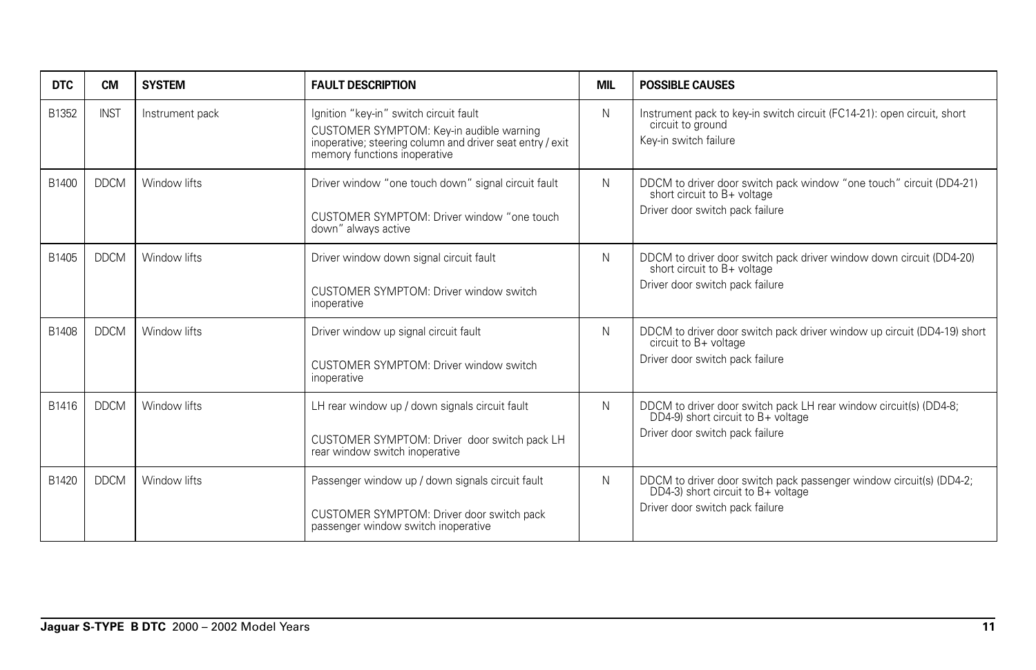| DTC | CM | SYSTEM | FAULT DESCRIPTION | MIL | POSSIBLE CAUSES |
|---|---|---|---|---|---|
| B1352 | INST | Instrument pack | Ignition "key-in" switch circuit fault<br>CUSTOMER SYMPTOM: Key-in audible warning inoperative; steering column and driver seat entry / exit memory functions inoperative | N | Instrument pack to key-in switch circuit (FC14-21): open circuit, short circuit to ground<br>Key-in switch failure |
| B1400 | DDCM | Window lifts | Driver window "one touch down" signal circuit fault<br>CUSTOMER SYMPTOM: Driver window "one touch down" always active | N | DDCM to driver door switch pack window "one touch" circuit (DD4-21) short circuit to B+ voltage<br>Driver door switch pack failure |
| B1405 | DDCM | Window lifts | Driver window down signal circuit fault<br>CUSTOMER SYMPTOM: Driver window switch inoperative | N | DDCM to driver door switch pack driver window down circuit (DD4-20) short circuit to B+ voltage<br>Driver door switch pack failure |
| B1408 | DDCM | Window lifts | Driver window up signal circuit fault<br>CUSTOMER SYMPTOM: Driver window switch inoperative | N | DDCM to driver door switch pack driver window up circuit (DD4-19) short circuit to B+ voltage<br>Driver door switch pack failure |
| B1416 | DDCM | Window lifts | LH rear window up / down signals circuit fault<br>CUSTOMER SYMPTOM: Driver door switch pack LH rear window switch inoperative | N | DDCM to driver door switch pack LH rear window circuit(s) (DD4-8; DD4-9) short circuit to B+ voltage<br>Driver door switch pack failure |
| B1420 | DDCM | Window lifts | Passenger window up / down signals circuit fault<br>CUSTOMER SYMPTOM: Driver door switch pack passenger window switch inoperative | N | DDCM to driver door switch pack passenger window circuit(s) (DD4-2; DD4-3) short circuit to B+ voltage<br>Driver door switch pack failure |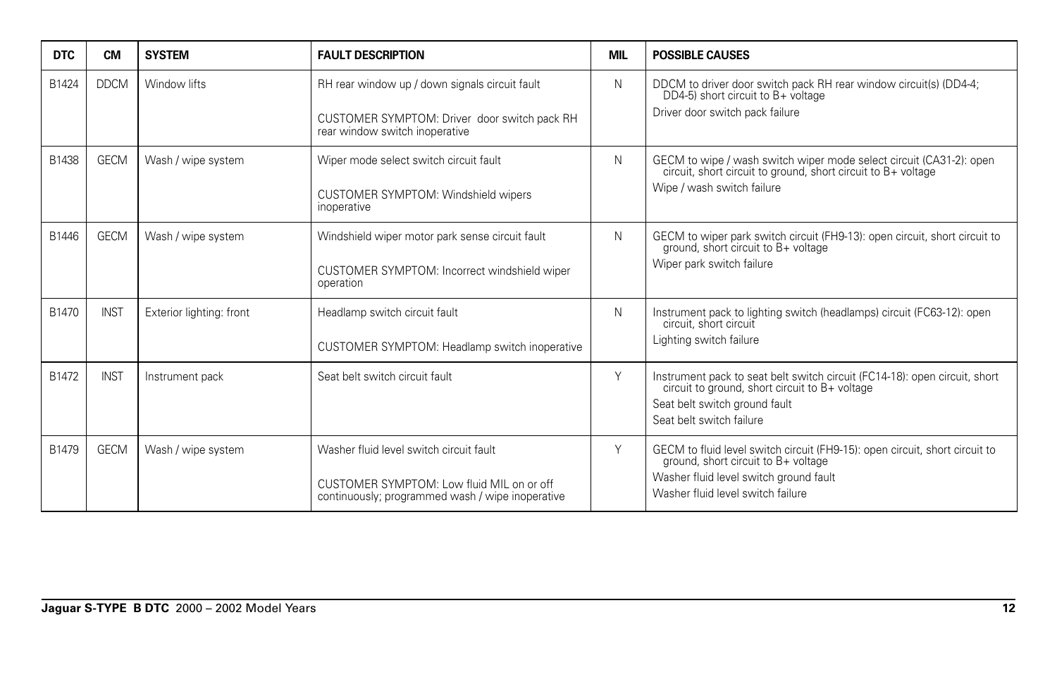| DTC | CM | SYSTEM | FAULT DESCRIPTION | MIL | POSSIBLE CAUSES |
|---|---|---|---|---|---|
| B1424 | DDCM | Window lifts | RH rear window up / down signals circuit fault<br><br>CUSTOMER SYMPTOM: Driver door switch pack RH rear window switch inoperative | N | DDCM to driver door switch pack RH rear window circuit(s) (DD4-4; DD4-5) short circuit to B+ voltage<br>Driver door switch pack failure |
| B1438 | GECM | Wash / wipe system | Wiper mode select switch circuit fault<br><br>CUSTOMER SYMPTOM: Windshield wipers inoperative | N | GECM to wipe / wash switch wiper mode select circuit (CA31-2): open circuit, short circuit to ground, short circuit to B+ voltage<br>Wipe / wash switch failure |
| B1446 | GECM | Wash / wipe system | Windshield wiper motor park sense circuit fault<br><br>CUSTOMER SYMPTOM: Incorrect windshield wiper operation | N | GECM to wiper park switch circuit (FH9-13): open circuit, short circuit to ground, short circuit to B+ voltage<br>Wiper park switch failure |
| B1470 | INST | Exterior lighting: front | Headlamp switch circuit fault<br><br>CUSTOMER SYMPTOM: Headlamp switch inoperative | N | Instrument pack to lighting switch (headlamps) circuit (FC63-12): open circuit, short circuit<br>Lighting switch failure |
| B1472 | INST | Instrument pack | Seat belt switch circuit fault | Y | Instrument pack to seat belt switch circuit (FC14-18): open circuit, short circuit to ground, short circuit to B+ voltage<br>Seat belt switch ground fault<br>Seat belt switch failure |
| B1479 | GECM | Wash / wipe system | Washer fluid level switch circuit fault<br><br>CUSTOMER SYMPTOM: Low fluid MIL on or off continuously; programmed wash / wipe inoperative | Y | GECM to fluid level switch circuit (FH9-15): open circuit, short circuit to ground, short circuit to B+ voltage<br>Washer fluid level switch ground fault<br>Washer fluid level switch failure |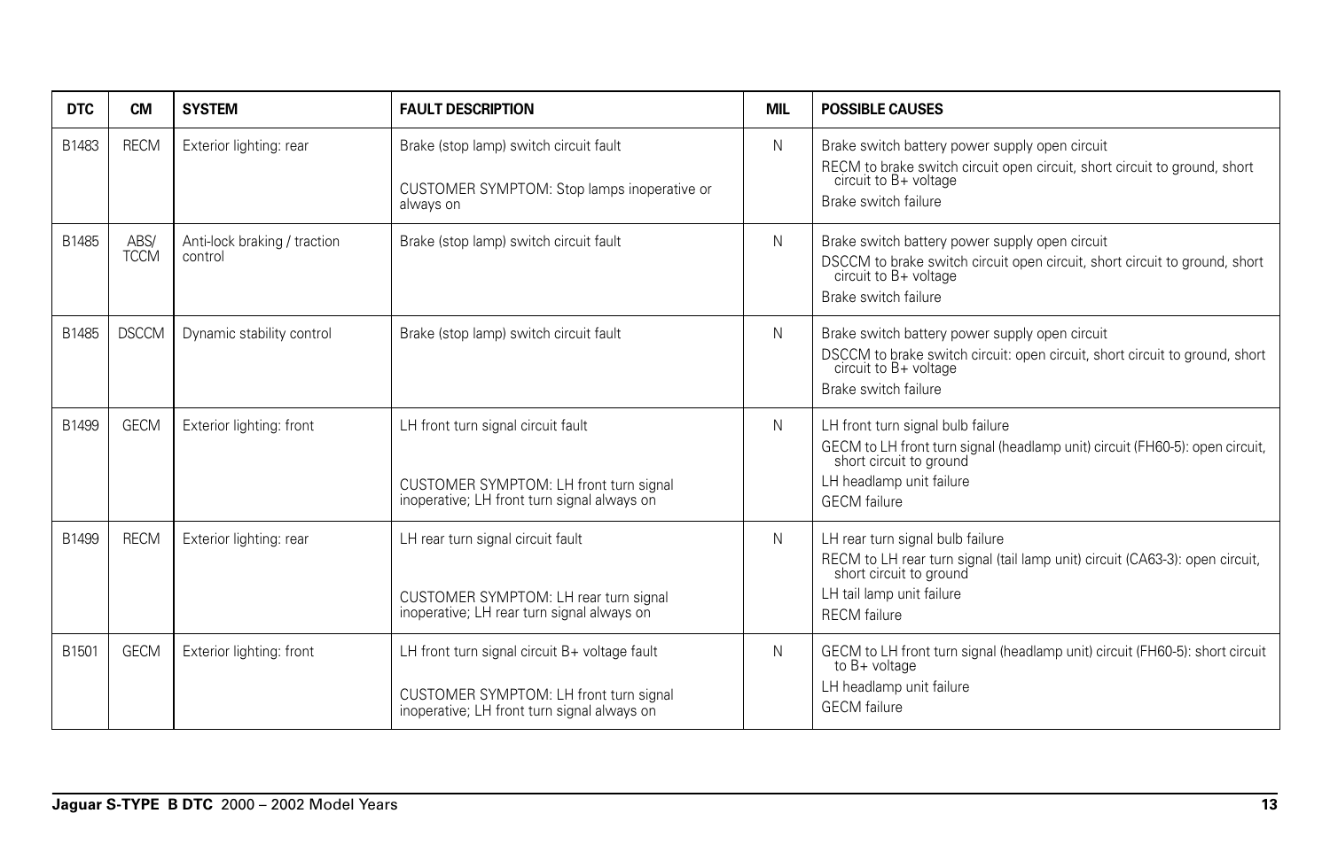| DTC | CM | SYSTEM | FAULT DESCRIPTION | MIL | POSSIBLE CAUSES |
|---|---|---|---|---|---|
| B1483 | RECM | Exterior lighting: rear | Brake (stop lamp) switch circuit fault<br><br>CUSTOMER SYMPTOM: Stop lamps inoperative or always on | N | Brake switch battery power supply open circuit<br>RECM to brake switch circuit open circuit, short circuit to ground, short circuit to B+ voltage<br>Brake switch failure |
| B1485 | ABS/ TCCM | Anti-lock braking / traction control | Brake (stop lamp) switch circuit fault | N | Brake switch battery power supply open circuit<br>DSCCM to brake switch circuit open circuit, short circuit to ground, short circuit to B+ voltage<br>Brake switch failure |
| B1485 | DSCCM | Dynamic stability control | Brake (stop lamp) switch circuit fault | N | Brake switch battery power supply open circuit<br>DSCCM to brake switch circuit: open circuit, short circuit to ground, short circuit to B+ voltage<br>Brake switch failure |
| B1499 | GECM | Exterior lighting: front | LH front turn signal circuit fault<br><br>CUSTOMER SYMPTOM: LH front turn signal inoperative; LH front turn signal always on | N | LH front turn signal bulb failure<br>GECM to LH front turn signal (headlamp unit) circuit (FH60-5): open circuit, short circuit to ground<br>LH headlamp unit failure<br>GECM failure |
| B1499 | RECM | Exterior lighting: rear | LH rear turn signal circuit fault<br><br>CUSTOMER SYMPTOM: LH rear turn signal inoperative; LH rear turn signal always on | N | LH rear turn signal bulb failure<br>RECM to LH rear turn signal (tail lamp unit) circuit (CA63-3): open circuit, short circuit to ground<br>LH tail lamp unit failure<br>RECM failure |
| B1501 | GECM | Exterior lighting: front | LH front turn signal circuit B+ voltage fault<br><br>CUSTOMER SYMPTOM: LH front turn signal inoperative; LH front turn signal always on | N | GECM to LH front turn signal (headlamp unit) circuit (FH60-5): short circuit to B+ voltage<br>LH headlamp unit failure<br>GECM failure |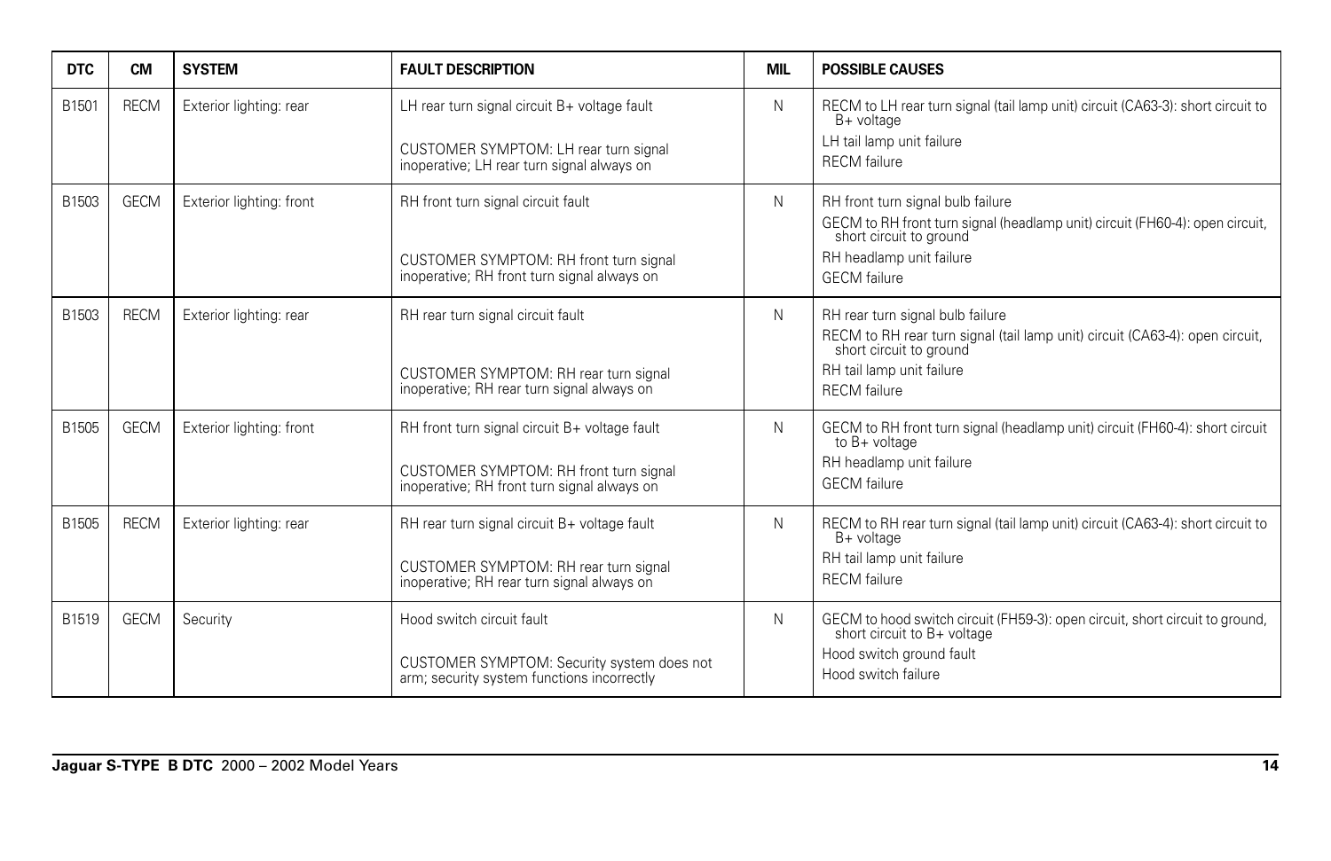| DTC | CM | SYSTEM | FAULT DESCRIPTION | MIL | POSSIBLE CAUSES |
|---|---|---|---|---|---|
| B1501 | RECM | Exterior lighting: rear | LH rear turn signal circuit B+ voltage fault<br><br>CUSTOMER SYMPTOM: LH rear turn signal inoperative; LH rear turn signal always on | N | RECM to LH rear turn signal (tail lamp unit) circuit (CA63-3): short circuit to B+ voltage<br>LH tail lamp unit failure<br>RECM failure |
| B1503 | GECM | Exterior lighting: front | RH front turn signal circuit fault<br><br>CUSTOMER SYMPTOM: RH front turn signal inoperative; RH front turn signal always on | N | RH front turn signal bulb failure<br>GECM to RH front turn signal (headlamp unit) circuit (FH60-4): open circuit, short circuit to ground<br>RH headlamp unit failure<br>GECM failure |
| B1503 | RECM | Exterior lighting: rear | RH rear turn signal circuit fault<br><br>CUSTOMER SYMPTOM: RH rear turn signal inoperative; RH rear turn signal always on | N | RH rear turn signal bulb failure<br>RECM to RH rear turn signal (tail lamp unit) circuit (CA63-4): open circuit, short circuit to ground<br>RH tail lamp unit failure<br>RECM failure |
| B1505 | GECM | Exterior lighting: front | RH front turn signal circuit B+ voltage fault<br><br>CUSTOMER SYMPTOM: RH front turn signal inoperative; RH front turn signal always on | N | GECM to RH front turn signal (headlamp unit) circuit (FH60-4): short circuit to B+ voltage<br>RH headlamp unit failure<br>GECM failure |
| B1505 | RECM | Exterior lighting: rear | RH rear turn signal circuit B+ voltage fault<br><br>CUSTOMER SYMPTOM: RH rear turn signal inoperative; RH rear turn signal always on | N | RECM to RH rear turn signal (tail lamp unit) circuit (CA63-4): short circuit to B+ voltage<br>RH tail lamp unit failure<br>RECM failure |
| B1519 | GECM | Security | Hood switch circuit fault<br><br>CUSTOMER SYMPTOM: Security system does not arm; security system functions incorrectly | N | GECM to hood switch circuit (FH59-3): open circuit, short circuit to ground, short circuit to B+ voltage<br>Hood switch ground fault<br>Hood switch failure |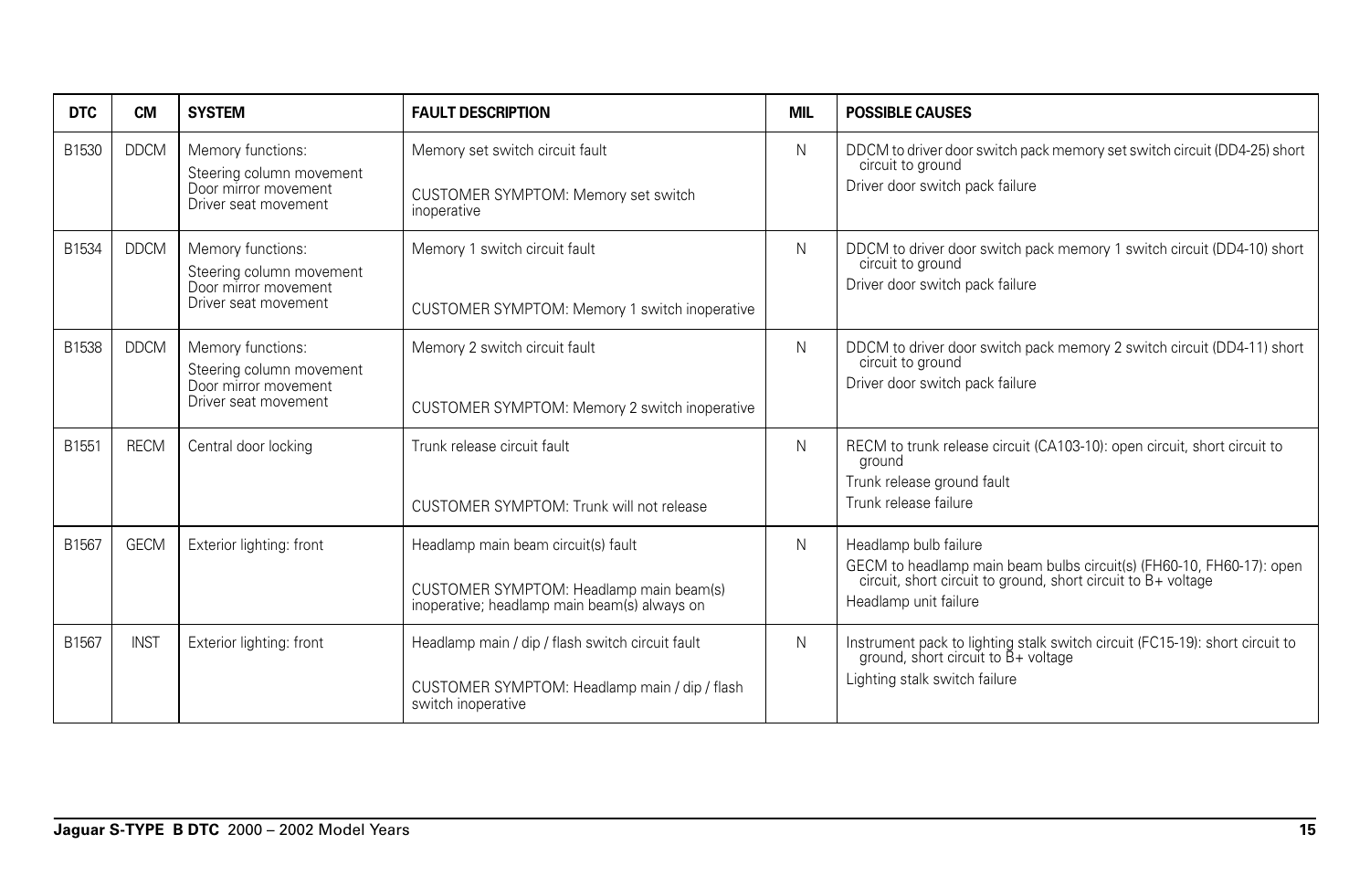| DTC | CM | SYSTEM | FAULT DESCRIPTION | MIL | POSSIBLE CAUSES |
|---|---|---|---|---|---|
| B1530 | DDCM | Memory functions:<br>Steering column movement<br>Door mirror movement<br>Driver seat movement | Memory set switch circuit fault<br><br>CUSTOMER SYMPTOM: Memory set switch inoperative | N | DDCM to driver door switch pack memory set switch circuit (DD4-25) short circuit to ground<br>Driver door switch pack failure |
| B1534 | DDCM | Memory functions:<br>Steering column movement<br>Door mirror movement<br>Driver seat movement | Memory 1 switch circuit fault<br><br>CUSTOMER SYMPTOM: Memory 1 switch inoperative | N | DDCM to driver door switch pack memory 1 switch circuit (DD4-10) short circuit to ground<br>Driver door switch pack failure |
| B1538 | DDCM | Memory functions:<br>Steering column movement<br>Door mirror movement<br>Driver seat movement | Memory 2 switch circuit fault<br><br>CUSTOMER SYMPTOM: Memory 2 switch inoperative | N | DDCM to driver door switch pack memory 2 switch circuit (DD4-11) short circuit to ground<br>Driver door switch pack failure |
| B1551 | RECM | Central door locking | Trunk release circuit fault<br><br>CUSTOMER SYMPTOM: Trunk will not release | N | RECM to trunk release circuit (CA103-10): open circuit, short circuit to ground<br>Trunk release ground fault<br>Trunk release failure |
| B1567 | GECM | Exterior lighting: front | Headlamp main beam circuit(s) fault<br><br>CUSTOMER SYMPTOM: Headlamp main beam(s) inoperative; headlamp main beam(s) always on | N | Headlamp bulb failure<br>GECM to headlamp main beam bulbs circuit(s) (FH60-10, FH60-17): open circuit, short circuit to ground, short circuit to B+ voltage<br>Headlamp unit failure |
| B1567 | INST | Exterior lighting: front | Headlamp main / dip / flash switch circuit fault<br><br>CUSTOMER SYMPTOM: Headlamp main / dip / flash switch inoperative | N | Instrument pack to lighting stalk switch circuit (FC15-19): short circuit to ground, short circuit to B+ voltage<br>Lighting stalk switch failure |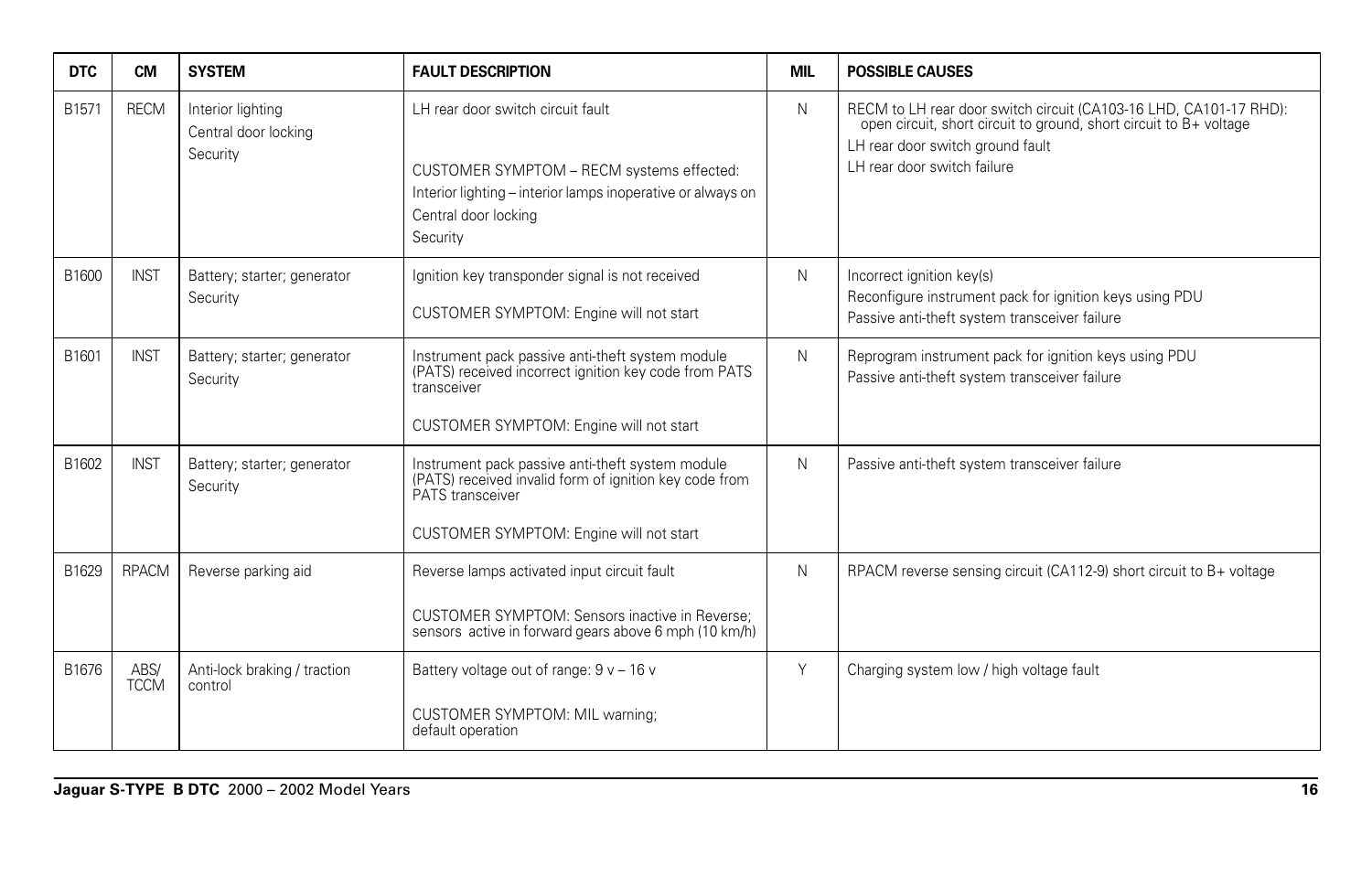| DTC | CM | SYSTEM | FAULT DESCRIPTION | MIL | POSSIBLE CAUSES |
|---|---|---|---|---|---|
| B1571 | RECM | Interior lighting<br>Central door locking<br>Security | LH rear door switch circuit fault<br><br>CUSTOMER SYMPTOM – RECM systems effected:<br>Interior lighting – interior lamps inoperative or always on<br>Central door locking<br>Security | N | RECM to LH rear door switch circuit (CA103-16 LHD, CA101-17 RHD): open circuit, short circuit to ground, short circuit to B+ voltage<br>LH rear door switch ground fault<br>LH rear door switch failure |
| B1600 | INST | Battery; starter; generator<br>Security | Ignition key transponder signal is not received<br><br>CUSTOMER SYMPTOM: Engine will not start | N | Incorrect ignition key(s)<br>Reconfigure instrument pack for ignition keys using PDU<br>Passive anti-theft system transceiver failure |
| B1601 | INST | Battery; starter; generator<br>Security | Instrument pack passive anti-theft system module (PATS) received incorrect ignition key code from PATS transceiver<br><br>CUSTOMER SYMPTOM: Engine will not start | N | Reprogram instrument pack for ignition keys using PDU<br>Passive anti-theft system transceiver failure |
| B1602 | INST | Battery; starter; generator<br>Security | Instrument pack passive anti-theft system module (PATS) received invalid form of ignition key code from PATS transceiver<br><br>CUSTOMER SYMPTOM: Engine will not start | N | Passive anti-theft system transceiver failure |
| B1629 | RPACM | Reverse parking aid | Reverse lamps activated input circuit fault<br><br>CUSTOMER SYMPTOM: Sensors inactive in Reverse; sensors active in forward gears above 6 mph (10 km/h) | N | RPACM reverse sensing circuit (CA112-9) short circuit to B+ voltage |
| B1676 | ABS/ TCCM | Anti-lock braking / traction control | Battery voltage out of range: 9 v – 16 v<br><br>CUSTOMER SYMPTOM: MIL warning;<br>default operation | Y | Charging system low / high voltage fault |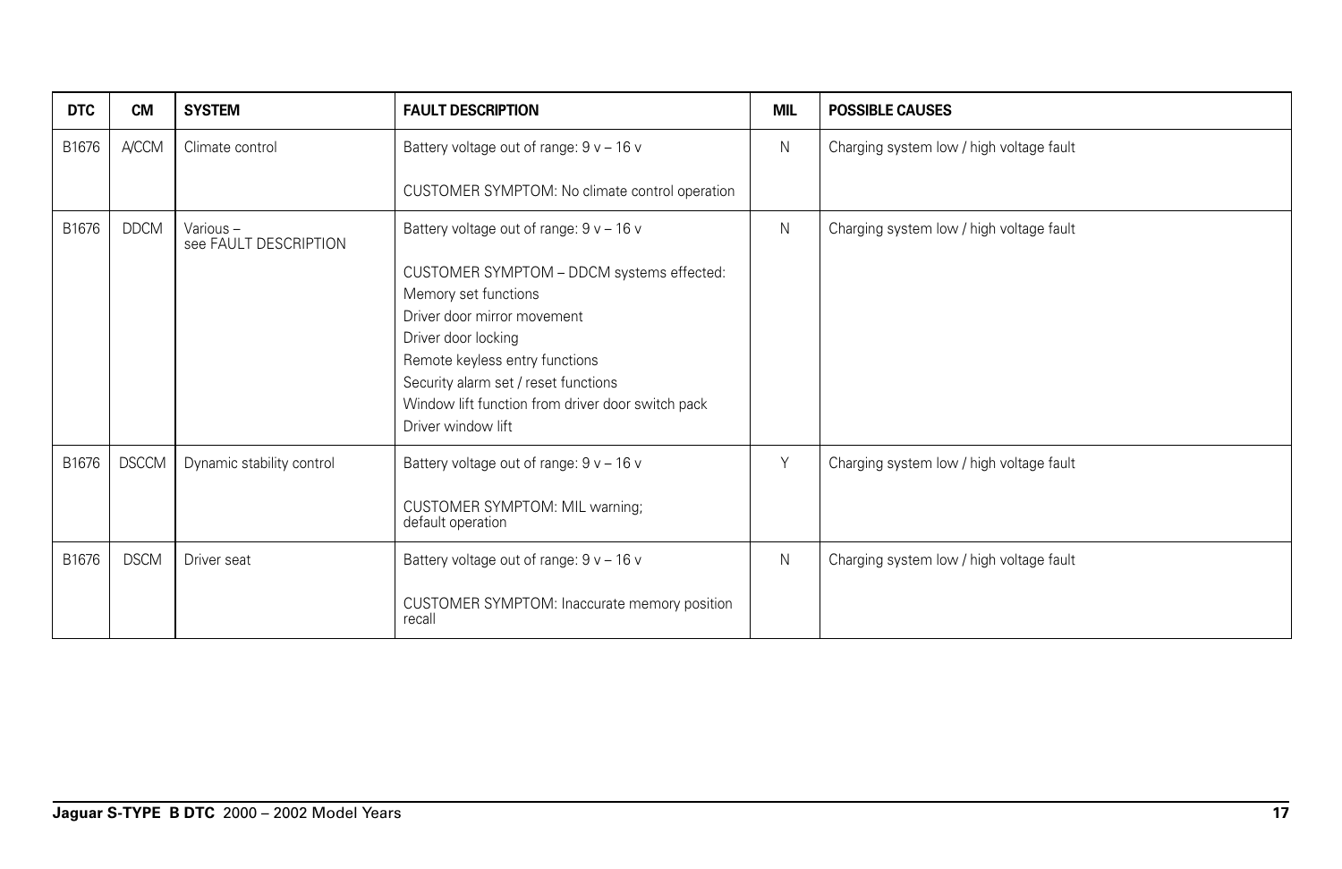| DTC | CM | SYSTEM | FAULT DESCRIPTION | MIL | POSSIBLE CAUSES |
|---|---|---|---|---|---|
| B1676 | A/CCM | Climate control | Battery voltage out of range: 9 v – 16 v<br><br>CUSTOMER SYMPTOM: No climate control operation | N | Charging system low / high voltage fault |
| B1676 | DDCM | Various – see FAULT DESCRIPTION | Battery voltage out of range: 9 v – 16 v<br><br>CUSTOMER SYMPTOM – DDCM systems effected:<br>Memory set functions<br>Driver door mirror movement<br>Driver door locking<br>Remote keyless entry functions<br>Security alarm set / reset functions<br>Window lift function from driver door switch pack<br>Driver window lift | N | Charging system low / high voltage fault |
| B1676 | DSCCM | Dynamic stability control | Battery voltage out of range: 9 v – 16 v<br><br>CUSTOMER SYMPTOM: MIL warning; default operation | Y | Charging system low / high voltage fault |
| B1676 | DSCM | Driver seat | Battery voltage out of range: 9 v – 16 v<br><br>CUSTOMER SYMPTOM: Inaccurate memory position recall | N | Charging system low / high voltage fault |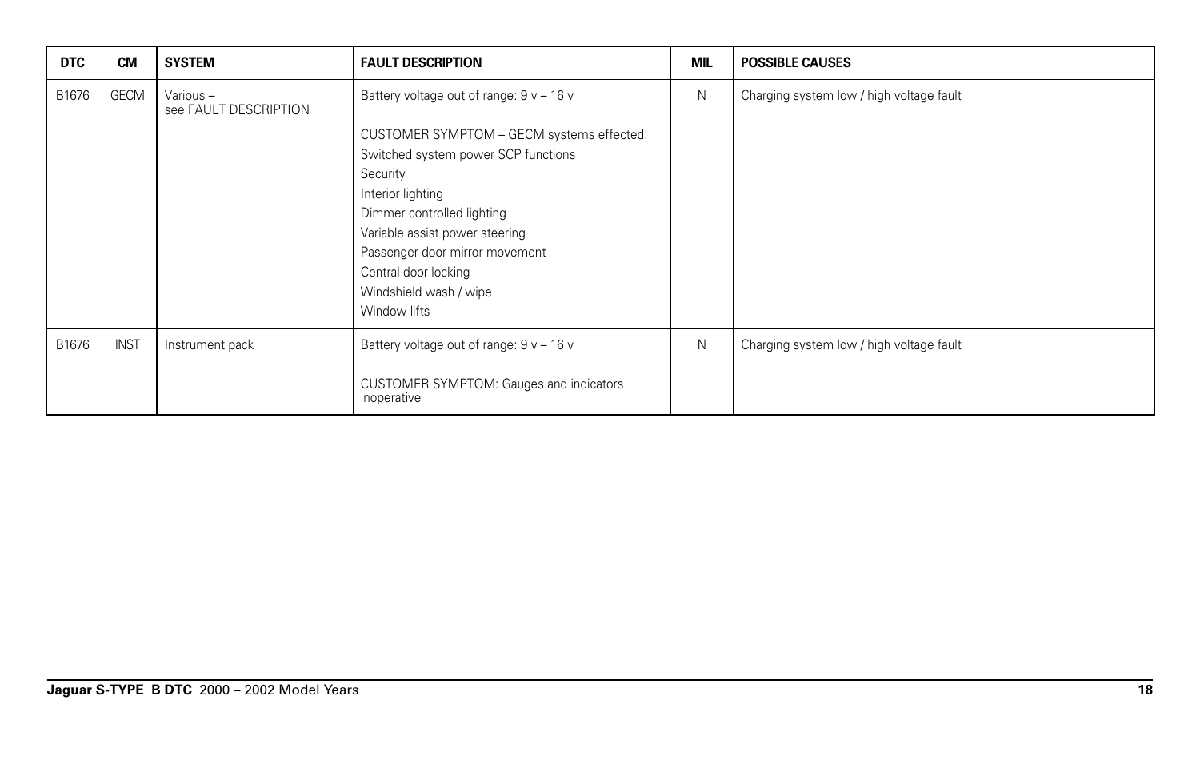| DTC | CM | SYSTEM | FAULT DESCRIPTION | MIL | POSSIBLE CAUSES |
|---|---|---|---|---|---|
| B1676 | GECM | Various – see FAULT DESCRIPTION | Battery voltage out of range: 9 v – 16 v<br><br>CUSTOMER SYMPTOM – GECM systems effected:<br>Switched system power SCP functions<br>Security<br>Interior lighting<br>Dimmer controlled lighting<br>Variable assist power steering<br>Passenger door mirror movement<br>Central door locking<br>Windshield wash / wipe<br>Window lifts | N | Charging system low / high voltage fault |
| B1676 | INST | Instrument pack | Battery voltage out of range: 9 v – 16 v<br><br>CUSTOMER SYMPTOM: Gauges and indicators inoperative | N | Charging system low / high voltage fault |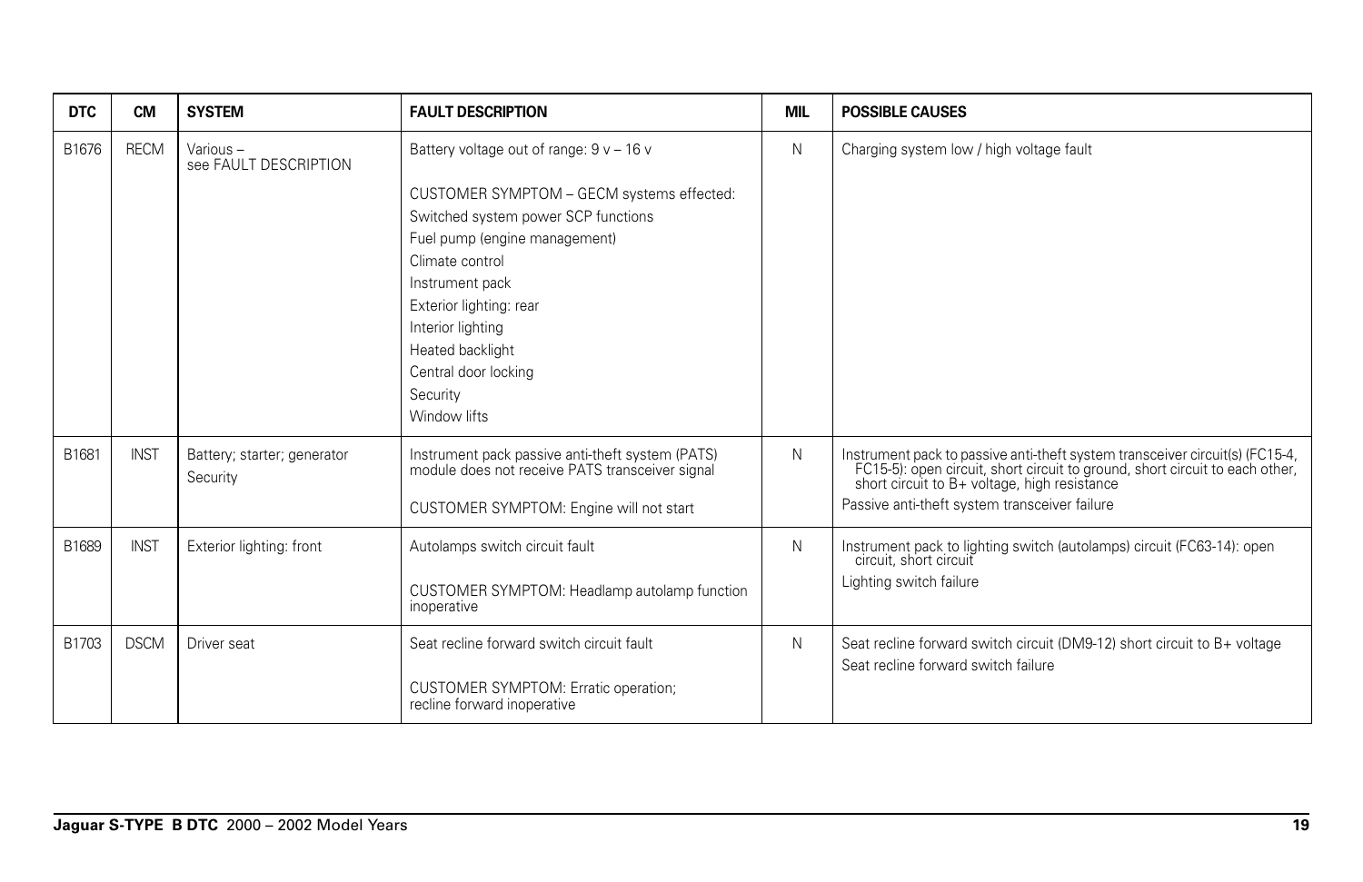| DTC | CM | SYSTEM | FAULT DESCRIPTION | MIL | POSSIBLE CAUSES |
|---|---|---|---|---|---|
| B1676 | RECM | Various – see FAULT DESCRIPTION | Battery voltage out of range: 9 v – 16 v<br><br>CUSTOMER SYMPTOM – GECM systems effected:<br>Switched system power SCP functions<br>Fuel pump (engine management)<br>Climate control<br>Instrument pack<br>Exterior lighting: rear<br>Interior lighting<br>Heated backlight<br>Central door locking<br>Security<br>Window lifts | N | Charging system low / high voltage fault |
| B1681 | INST | Battery; starter; generator<br>Security | Instrument pack passive anti-theft system (PATS) module does not receive PATS transceiver signal<br><br>CUSTOMER SYMPTOM: Engine will not start | N | Instrument pack to passive anti-theft system transceiver circuit(s) (FC15-4, FC15-5): open circuit, short circuit to ground, short circuit to each other, short circuit to B+ voltage, high resistance<br>Passive anti-theft system transceiver failure |
| B1689 | INST | Exterior lighting: front | Autolamps switch circuit fault<br><br>CUSTOMER SYMPTOM: Headlamp autolamp function inoperative | N | Instrument pack to lighting switch (autolamps) circuit (FC63-14): open circuit, short circuit<br>Lighting switch failure |
| B1703 | DSCM | Driver seat | Seat recline forward switch circuit fault<br><br>CUSTOMER SYMPTOM: Erratic operation; recline forward inoperative | N | Seat recline forward switch circuit (DM9-12) short circuit to B+ voltage<br>Seat recline forward switch failure |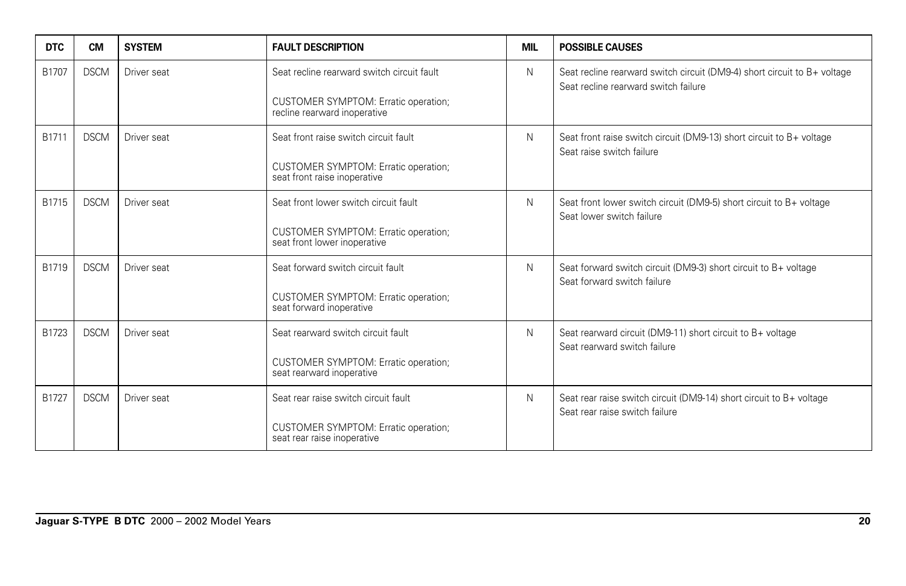| DTC | CM | SYSTEM | FAULT DESCRIPTION | MIL | POSSIBLE CAUSES |
|---|---|---|---|---|---|
| B1707 | DSCM | Driver seat | Seat recline rearward switch circuit fault<br><br>CUSTOMER SYMPTOM: Erratic operation; recline rearward inoperative | N | Seat recline rearward switch circuit (DM9-4) short circuit to B+ voltage<br>Seat recline rearward switch failure |
| B1711 | DSCM | Driver seat | Seat front raise switch circuit fault<br><br>CUSTOMER SYMPTOM: Erratic operation; seat front raise inoperative | N | Seat front raise switch circuit (DM9-13) short circuit to B+ voltage<br>Seat raise switch failure |
| B1715 | DSCM | Driver seat | Seat front lower switch circuit fault<br><br>CUSTOMER SYMPTOM: Erratic operation; seat front lower inoperative | N | Seat front lower switch circuit (DM9-5) short circuit to B+ voltage<br>Seat lower switch failure |
| B1719 | DSCM | Driver seat | Seat forward switch circuit fault<br><br>CUSTOMER SYMPTOM: Erratic operation; seat forward inoperative | N | Seat forward switch circuit (DM9-3) short circuit to B+ voltage<br>Seat forward switch failure |
| B1723 | DSCM | Driver seat | Seat rearward switch circuit fault<br><br>CUSTOMER SYMPTOM: Erratic operation; seat rearward inoperative | N | Seat rearward circuit (DM9-11) short circuit to B+ voltage<br>Seat rearward switch failure |
| B1727 | DSCM | Driver seat | Seat rear raise switch circuit fault<br><br>CUSTOMER SYMPTOM: Erratic operation; seat rear raise inoperative | N | Seat rear raise switch circuit (DM9-14) short circuit to B+ voltage<br>Seat rear raise switch failure |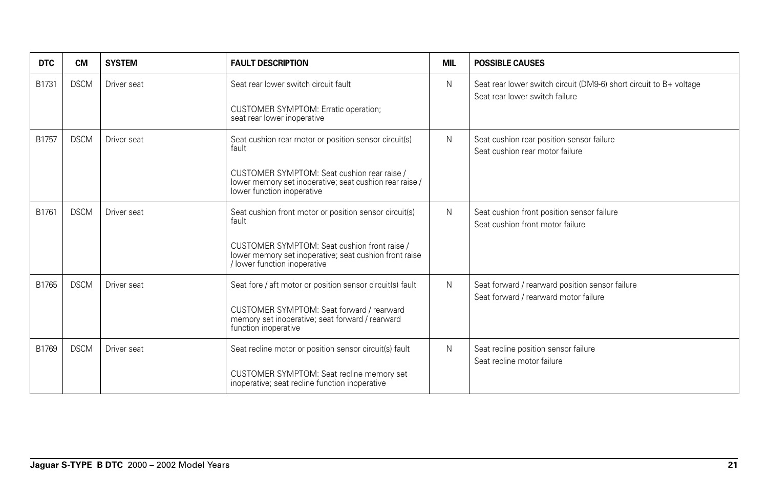| DTC | CM | SYSTEM | FAULT DESCRIPTION | MIL | POSSIBLE CAUSES |
|---|---|---|---|---|---|
| B1731 | DSCM | Driver seat | Seat rear lower switch circuit fault<br><br>CUSTOMER SYMPTOM: Erratic operation; seat rear lower inoperative | N | Seat rear lower switch circuit (DM9-6) short circuit to B+ voltage<br>Seat rear lower switch failure |
| B1757 | DSCM | Driver seat | Seat cushion rear motor or position sensor circuit(s) fault<br><br>CUSTOMER SYMPTOM: Seat cushion rear raise / lower memory set inoperative; seat cushion rear raise / lower function inoperative | N | Seat cushion rear position sensor failure<br>Seat cushion rear motor failure |
| B1761 | DSCM | Driver seat | Seat cushion front motor or position sensor circuit(s) fault<br><br>CUSTOMER SYMPTOM: Seat cushion front raise / lower memory set inoperative; seat cushion front raise / lower function inoperative | N | Seat cushion front position sensor failure<br>Seat cushion front motor failure |
| B1765 | DSCM | Driver seat | Seat fore / aft motor or position sensor circuit(s) fault<br><br>CUSTOMER SYMPTOM: Seat forward / rearward memory set inoperative; seat forward / rearward function inoperative | N | Seat forward / rearward position sensor failure<br>Seat forward / rearward motor failure |
| B1769 | DSCM | Driver seat | Seat recline motor or position sensor circuit(s) fault<br><br>CUSTOMER SYMPTOM: Seat recline memory set inoperative; seat recline function inoperative | N | Seat recline position sensor failure<br>Seat recline motor failure |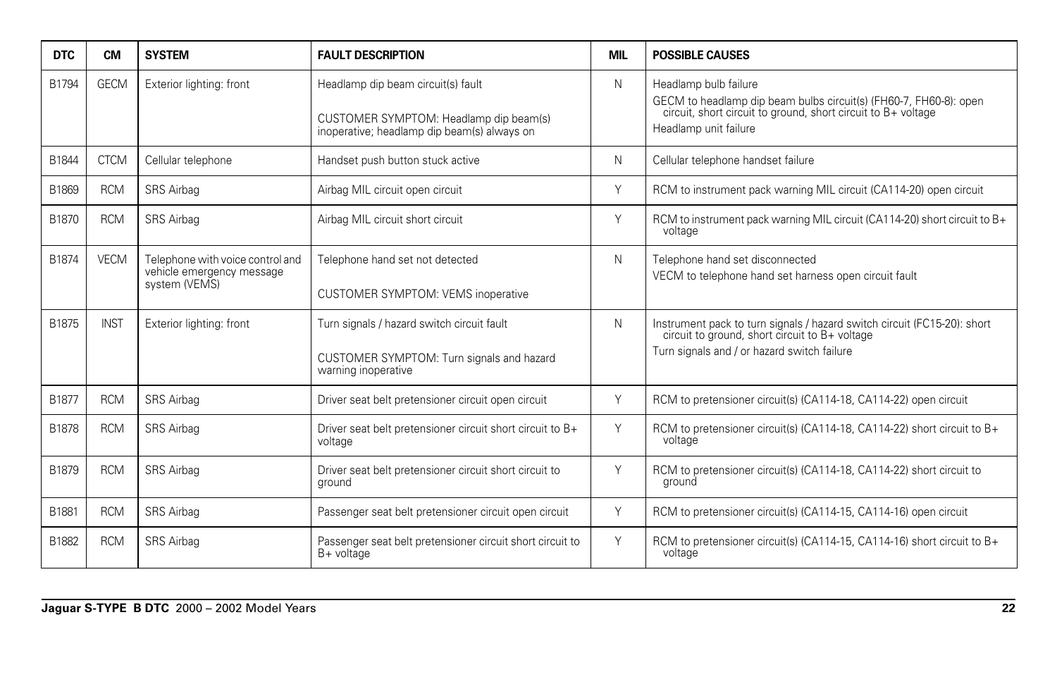| DTC | CM | SYSTEM | FAULT DESCRIPTION | MIL | POSSIBLE CAUSES |
|---|---|---|---|---|---|
| B1794 | GECM | Exterior lighting: front | Headlamp dip beam circuit(s) fault<br><br>CUSTOMER SYMPTOM: Headlamp dip beam(s) inoperative; headlamp dip beam(s) always on | N | Headlamp bulb failure<br>GECM to headlamp dip beam bulbs circuit(s) (FH60-7, FH60-8): open circuit, short circuit to ground, short circuit to B+ voltage<br>Headlamp unit failure |
| B1844 | CTCM | Cellular telephone | Handset push button stuck active | N | Cellular telephone handset failure |
| B1869 | RCM | SRS Airbag | Airbag MIL circuit open circuit | Y | RCM to instrument pack warning MIL circuit (CA114-20) open circuit |
| B1870 | RCM | SRS Airbag | Airbag MIL circuit short circuit | Y | RCM to instrument pack warning MIL circuit (CA114-20) short circuit to B+ voltage |
| B1874 | VECM | Telephone with voice control and vehicle emergency message system (VEMS) | Telephone hand set not detected<br><br>CUSTOMER SYMPTOM: VEMS inoperative | N | Telephone hand set disconnected<br>VECM to telephone hand set harness open circuit fault |
| B1875 | INST | Exterior lighting: front | Turn signals / hazard switch circuit fault<br><br>CUSTOMER SYMPTOM: Turn signals and hazard warning inoperative | N | Instrument pack to turn signals / hazard switch circuit (FC15-20): short circuit to ground, short circuit to B+ voltage<br>Turn signals and / or hazard switch failure |
| B1877 | RCM | SRS Airbag | Driver seat belt pretensioner circuit open circuit | Y | RCM to pretensioner circuit(s) (CA114-18, CA114-22) open circuit |
| B1878 | RCM | SRS Airbag | Driver seat belt pretensioner circuit short circuit to B+ voltage | Y | RCM to pretensioner circuit(s) (CA114-18, CA114-22) short circuit to B+ voltage |
| B1879 | RCM | SRS Airbag | Driver seat belt pretensioner circuit short circuit to ground | Y | RCM to pretensioner circuit(s) (CA114-18, CA114-22) short circuit to ground |
| B1881 | RCM | SRS Airbag | Passenger seat belt pretensioner circuit open circuit | Y | RCM to pretensioner circuit(s) (CA114-15, CA114-16) open circuit |
| B1882 | RCM | SRS Airbag | Passenger seat belt pretensioner circuit short circuit to B+ voltage | Y | RCM to pretensioner circuit(s) (CA114-15, CA114-16) short circuit to B+ voltage |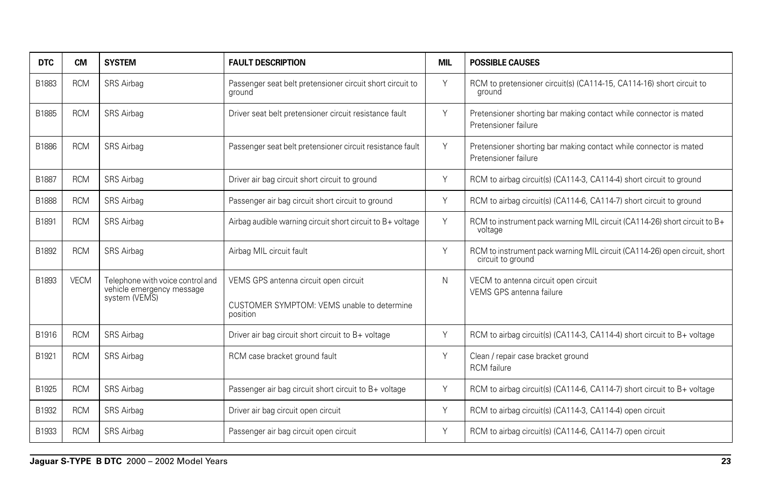| DTC | CM | SYSTEM | FAULT DESCRIPTION | MIL | POSSIBLE CAUSES |
|---|---|---|---|---|---|
| B1883 | RCM | SRS Airbag | Passenger seat belt pretensioner circuit short circuit to ground | Y | RCM to pretensioner circuit(s) (CA114-15, CA114-16) short circuit to ground |
| B1885 | RCM | SRS Airbag | Driver seat belt pretensioner circuit resistance fault | Y | Pretensioner shorting bar making contact while connector is mated<br>Pretensioner failure |
| B1886 | RCM | SRS Airbag | Passenger seat belt pretensioner circuit resistance fault | Y | Pretensioner shorting bar making contact while connector is mated<br>Pretensioner failure |
| B1887 | RCM | SRS Airbag | Driver air bag circuit short circuit to ground | Y | RCM to airbag circuit(s) (CA114-3, CA114-4) short circuit to ground |
| B1888 | RCM | SRS Airbag | Passenger air bag circuit short circuit to ground | Y | RCM to airbag circuit(s) (CA114-6, CA114-7) short circuit to ground |
| B1891 | RCM | SRS Airbag | Airbag audible warning circuit short circuit to B+ voltage | Y | RCM to instrument pack warning MIL circuit (CA114-26) short circuit to B+ voltage |
| B1892 | RCM | SRS Airbag | Airbag MIL circuit fault | Y | RCM to instrument pack warning MIL circuit (CA114-26) open circuit, short circuit to ground |
| B1893 | VECM | Telephone with voice control and vehicle emergency message system (VEMS) | VEMS GPS antenna circuit open circuit<br><br>CUSTOMER SYMPTOM: VEMS unable to determine position | N | VECM to antenna circuit open circuit<br>VEMS GPS antenna failure |
| B1916 | RCM | SRS Airbag | Driver air bag circuit short circuit to B+ voltage | Y | RCM to airbag circuit(s) (CA114-3, CA114-4) short circuit to B+ voltage |
| B1921 | RCM | SRS Airbag | RCM case bracket ground fault | Y | Clean / repair case bracket ground<br>RCM failure |
| B1925 | RCM | SRS Airbag | Passenger air bag circuit short circuit to B+ voltage | Y | RCM to airbag circuit(s) (CA114-6, CA114-7) short circuit to B+ voltage |
| B1932 | RCM | SRS Airbag | Driver air bag circuit open circuit | Y | RCM to airbag circuit(s) (CA114-3, CA114-4) open circuit |
| B1933 | RCM | SRS Airbag | Passenger air bag circuit open circuit | Y | RCM to airbag circuit(s) (CA114-6, CA114-7) open circuit |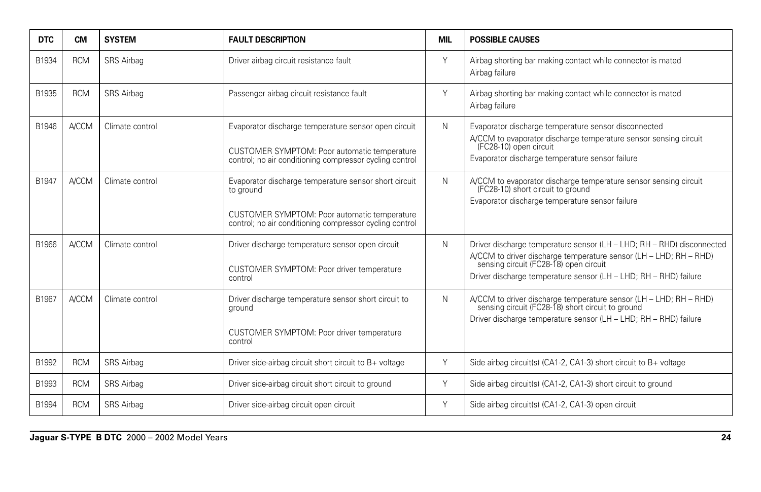| DTC | CM | SYSTEM | FAULT DESCRIPTION | MIL | POSSIBLE CAUSES |
|---|---|---|---|---|---|
| B1934 | RCM | SRS Airbag | Driver airbag circuit resistance fault | Y | Airbag shorting bar making contact while connector is mated<br>Airbag failure |
| B1935 | RCM | SRS Airbag | Passenger airbag circuit resistance fault | Y | Airbag shorting bar making contact while connector is mated<br>Airbag failure |
| B1946 | A/CCM | Climate control | Evaporator discharge temperature sensor open circuit<br><br>CUSTOMER SYMPTOM: Poor automatic temperature control; no air conditioning compressor cycling control | N | Evaporator discharge temperature sensor disconnected<br>A/CCM to evaporator discharge temperature sensor sensing circuit (FC28-10) open circuit<br>Evaporator discharge temperature sensor failure |
| B1947 | A/CCM | Climate control | Evaporator discharge temperature sensor short circuit to ground<br><br>CUSTOMER SYMPTOM: Poor automatic temperature control; no air conditioning compressor cycling control | N | A/CCM to evaporator discharge temperature sensor sensing circuit (FC28-10) short circuit to ground<br>Evaporator discharge temperature sensor failure |
| B1966 | A/CCM | Climate control | Driver discharge temperature sensor open circuit<br><br>CUSTOMER SYMPTOM: Poor driver temperature control | N | Driver discharge temperature sensor (LH – LHD; RH – RHD) disconnected<br>A/CCM to driver discharge temperature sensor (LH – LHD; RH – RHD) sensing circuit (FC28-18) open circuit<br>Driver discharge temperature sensor (LH – LHD; RH – RHD) failure |
| B1967 | A/CCM | Climate control | Driver discharge temperature sensor short circuit to ground<br><br>CUSTOMER SYMPTOM: Poor driver temperature control | N | A/CCM to driver discharge temperature sensor (LH – LHD; RH – RHD) sensing circuit (FC28-18) short circuit to ground<br>Driver discharge temperature sensor (LH – LHD; RH – RHD) failure |
| B1992 | RCM | SRS Airbag | Driver side-airbag circuit short circuit to B+ voltage | Y | Side airbag circuit(s) (CA1-2, CA1-3) short circuit to B+ voltage |
| B1993 | RCM | SRS Airbag | Driver side-airbag circuit short circuit to ground | Y | Side airbag circuit(s) (CA1-2, CA1-3) short circuit to ground |
| B1994 | RCM | SRS Airbag | Driver side-airbag circuit open circuit | Y | Side airbag circuit(s) (CA1-2, CA1-3) open circuit |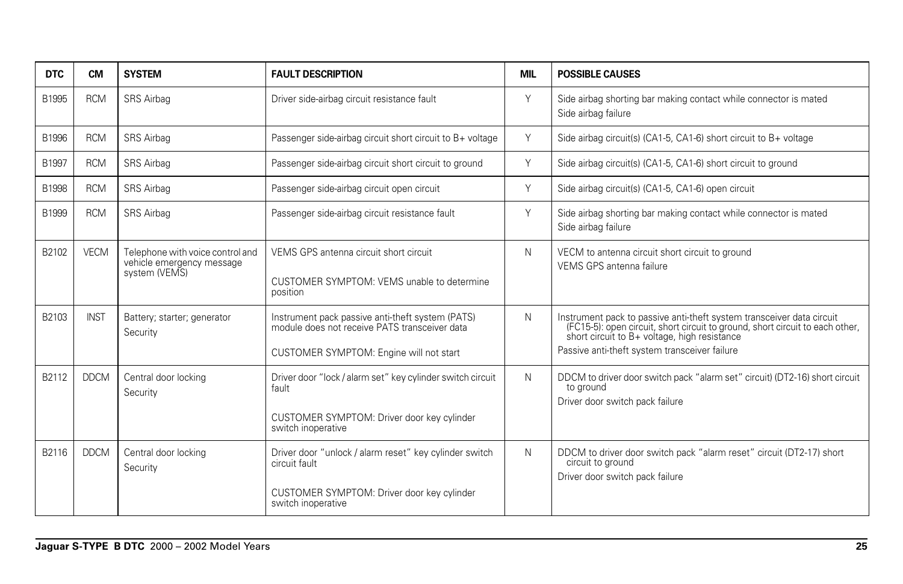| DTC | CM | SYSTEM | FAULT DESCRIPTION | MIL | POSSIBLE CAUSES |
| --- | --- | --- | --- | --- | --- |
| B1995 | RCM | SRS Airbag | Driver side-airbag circuit resistance fault | Y | Side airbag shorting bar making contact while connector is mated<br>Side airbag failure |
| B1996 | RCM | SRS Airbag | Passenger side-airbag circuit short circuit to B+ voltage | Y | Side airbag circuit(s) (CA1-5, CA1-6) short circuit to B+ voltage |
| B1997 | RCM | SRS Airbag | Passenger side-airbag circuit short circuit to ground | Y | Side airbag circuit(s) (CA1-5, CA1-6) short circuit to ground |
| B1998 | RCM | SRS Airbag | Passenger side-airbag circuit open circuit | Y | Side airbag circuit(s) (CA1-5, CA1-6) open circuit |
| B1999 | RCM | SRS Airbag | Passenger side-airbag circuit resistance fault | Y | Side airbag shorting bar making contact while connector is mated<br>Side airbag failure |
| B2102 | VECM | Telephone with voice control and vehicle emergency message system (VEMS) | VEMS GPS antenna circuit short circuit<br><br>CUSTOMER SYMPTOM: VEMS unable to determine position | N | VECM to antenna circuit short circuit to ground<br>VEMS GPS antenna failure |
| B2103 | INST | Battery; starter; generator<br>Security | Instrument pack passive anti-theft system (PATS) module does not receive PATS transceiver data<br><br>CUSTOMER SYMPTOM: Engine will not start | N | Instrument pack to passive anti-theft system transceiver data circuit (FC15-5): open circuit, short circuit to ground, short circuit to each other, short circuit to B+ voltage, high resistance<br>Passive anti-theft system transceiver failure |
| B2112 | DDCM | Central door locking<br>Security | Driver door "lock / alarm set" key cylinder switch circuit fault<br><br>CUSTOMER SYMPTOM: Driver door key cylinder switch inoperative | N | DDCM to driver door switch pack "alarm set" circuit) (DT2-16) short circuit to ground<br>Driver door switch pack failure |
| B2116 | DDCM | Central door locking<br>Security | Driver door "unlock / alarm reset" key cylinder switch circuit fault<br><br>CUSTOMER SYMPTOM: Driver door key cylinder switch inoperative | N | DDCM to driver door switch pack "alarm reset" circuit (DT2-17) short circuit to ground<br>Driver door switch pack failure |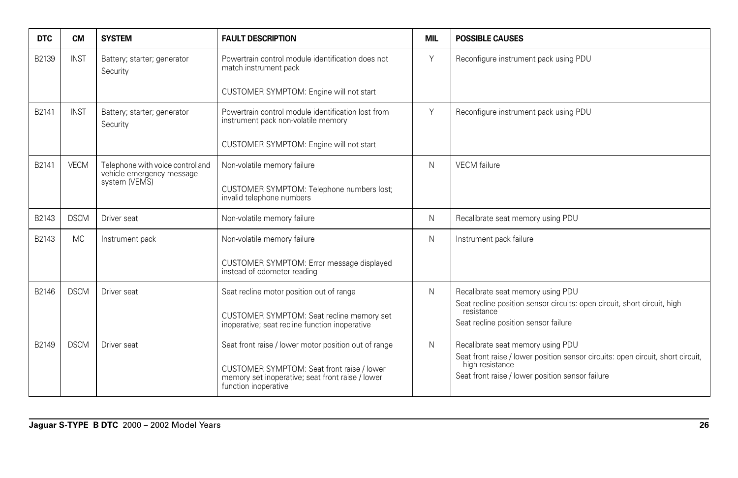| DTC | CM | SYSTEM | FAULT DESCRIPTION | MIL | POSSIBLE CAUSES |
|---|---|---|---|---|---|
| B2139 | INST | Battery; starter; generator<br>Security | Powertrain control module identification does not match instrument pack<br><br>CUSTOMER SYMPTOM: Engine will not start | Y | Reconfigure instrument pack using PDU |
| B2141 | INST | Battery; starter; generator<br>Security | Powertrain control module identification lost from instrument pack non-volatile memory<br><br>CUSTOMER SYMPTOM: Engine will not start | Y | Reconfigure instrument pack using PDU |
| B2141 | VECM | Telephone with voice control and vehicle emergency message system (VEMS) | Non-volatile memory failure<br><br>CUSTOMER SYMPTOM: Telephone numbers lost; invalid telephone numbers | N | VECM failure |
| B2143 | DSCM | Driver seat | Non-volatile memory failure | N | Recalibrate seat memory using PDU |
| B2143 | MC | Instrument pack | Non-volatile memory failure<br><br>CUSTOMER SYMPTOM: Error message displayed instead of odometer reading | N | Instrument pack failure |
| B2146 | DSCM | Driver seat | Seat recline motor position out of range<br><br>CUSTOMER SYMPTOM: Seat recline memory set inoperative; seat recline function inoperative | N | Recalibrate seat memory using PDU<br>Seat recline position sensor circuits: open circuit, short circuit, high resistance<br>Seat recline position sensor failure |
| B2149 | DSCM | Driver seat | Seat front raise / lower motor position out of range<br><br>CUSTOMER SYMPTOM: Seat front raise / lower memory set inoperative; seat front raise / lower function inoperative | N | Recalibrate seat memory using PDU<br>Seat front raise / lower position sensor circuits: open circuit, short circuit, high resistance<br>Seat front raise / lower position sensor failure |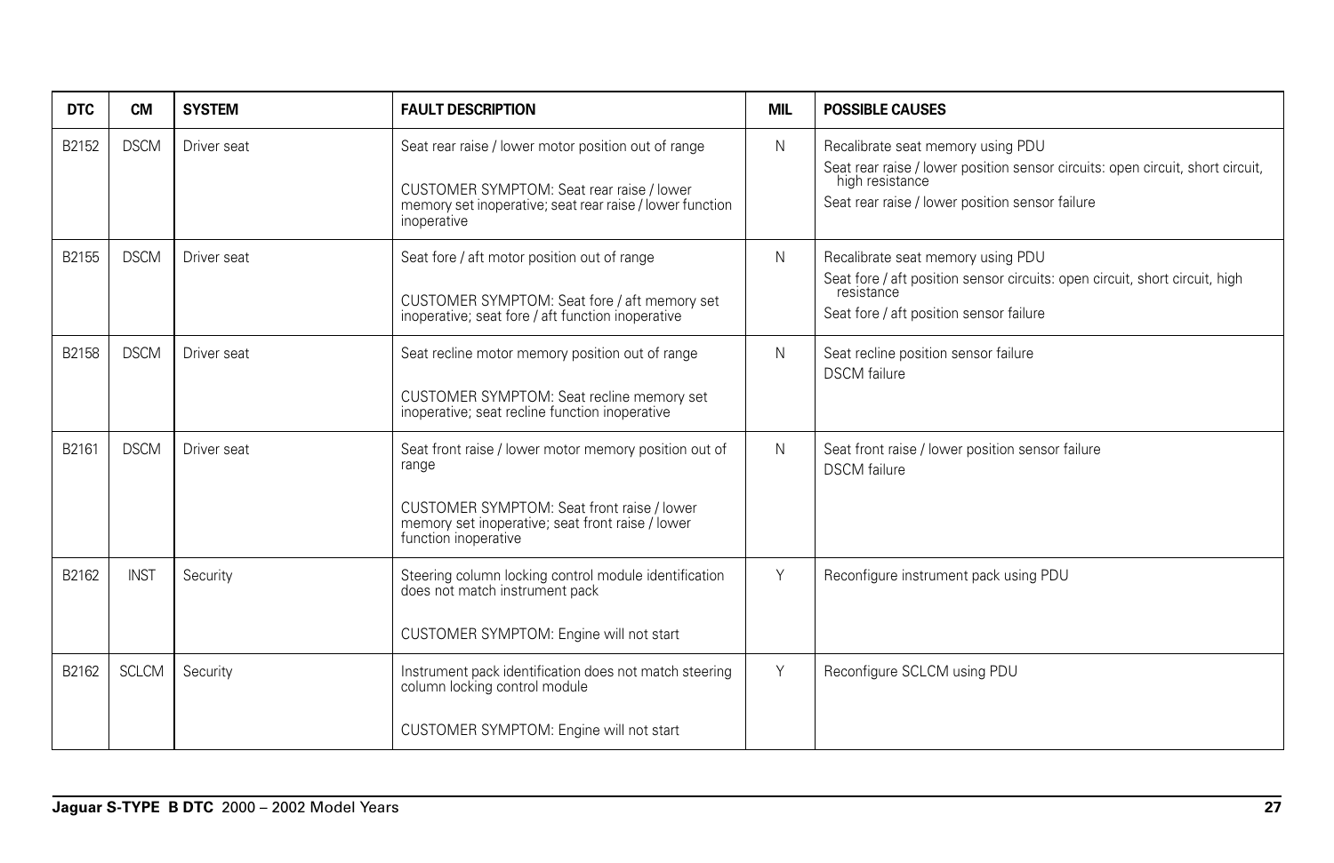| DTC | CM | SYSTEM | FAULT DESCRIPTION | MIL | POSSIBLE CAUSES |
|---|---|---|---|---|---|
| B2152 | DSCM | Driver seat | Seat rear raise / lower motor position out of range<br><br>CUSTOMER SYMPTOM: Seat rear raise / lower memory set inoperative; seat rear raise / lower function inoperative | N | Recalibrate seat memory using PDU<br>Seat rear raise / lower position sensor circuits: open circuit, short circuit, high resistance<br>Seat rear raise / lower position sensor failure |
| B2155 | DSCM | Driver seat | Seat fore / aft motor position out of range<br><br>CUSTOMER SYMPTOM: Seat fore / aft memory set inoperative; seat fore / aft function inoperative | N | Recalibrate seat memory using PDU<br>Seat fore / aft position sensor circuits: open circuit, short circuit, high resistance<br>Seat fore / aft position sensor failure |
| B2158 | DSCM | Driver seat | Seat recline motor memory position out of range<br><br>CUSTOMER SYMPTOM: Seat recline memory set inoperative; seat recline function inoperative | N | Seat recline position sensor failure<br>DSCM failure |
| B2161 | DSCM | Driver seat | Seat front raise / lower motor memory position out of range<br><br>CUSTOMER SYMPTOM: Seat front raise / lower memory set inoperative; seat front raise / lower function inoperative | N | Seat front raise / lower position sensor failure<br>DSCM failure |
| B2162 | INST | Security | Steering column locking control module identification does not match instrument pack<br><br>CUSTOMER SYMPTOM: Engine will not start | Y | Reconfigure instrument pack using PDU |
| B2162 | SCLCM | Security | Instrument pack identification does not match steering column locking control module<br><br>CUSTOMER SYMPTOM: Engine will not start | Y | Reconfigure SCLCM using PDU |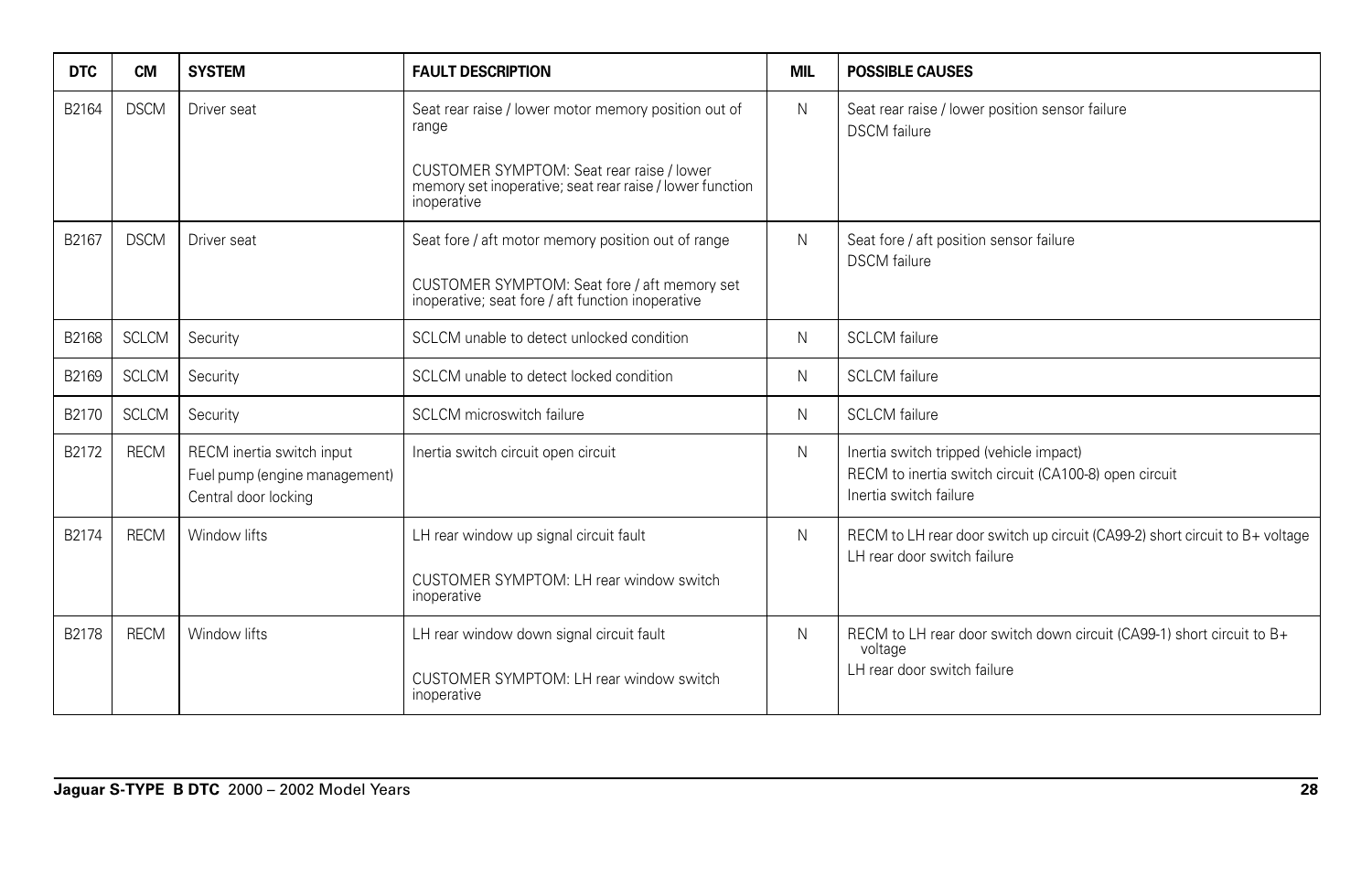| DTC | CM | SYSTEM | FAULT DESCRIPTION | MIL | POSSIBLE CAUSES |
|---|---|---|---|---|---|
| B2164 | DSCM | Driver seat | Seat rear raise / lower motor memory position out of range<br><br>CUSTOMER SYMPTOM: Seat rear raise / lower memory set inoperative; seat rear raise / lower function inoperative | N | Seat rear raise / lower position sensor failure<br>DSCM failure |
| B2167 | DSCM | Driver seat | Seat fore / aft motor memory position out of range<br><br>CUSTOMER SYMPTOM: Seat fore / aft memory set inoperative; seat fore / aft function inoperative | N | Seat fore / aft position sensor failure<br>DSCM failure |
| B2168 | SCLCM | Security | SCLCM unable to detect unlocked condition | N | SCLCM failure |
| B2169 | SCLCM | Security | SCLCM unable to detect locked condition | N | SCLCM failure |
| B2170 | SCLCM | Security | SCLCM microswitch failure | N | SCLCM failure |
| B2172 | RECM | RECM inertia switch input<br>Fuel pump (engine management)<br>Central door locking | Inertia switch circuit open circuit | N | Inertia switch tripped (vehicle impact)<br>RECM to inertia switch circuit (CA100-8) open circuit<br>Inertia switch failure |
| B2174 | RECM | Window lifts | LH rear window up signal circuit fault<br><br>CUSTOMER SYMPTOM: LH rear window switch inoperative | N | RECM to LH rear door switch up circuit (CA99-2) short circuit to B+ voltage<br>LH rear door switch failure |
| B2178 | RECM | Window lifts | LH rear window down signal circuit fault<br><br>CUSTOMER SYMPTOM: LH rear window switch inoperative | N | RECM to LH rear door switch down circuit (CA99-1) short circuit to B+ voltage<br>LH rear door switch failure |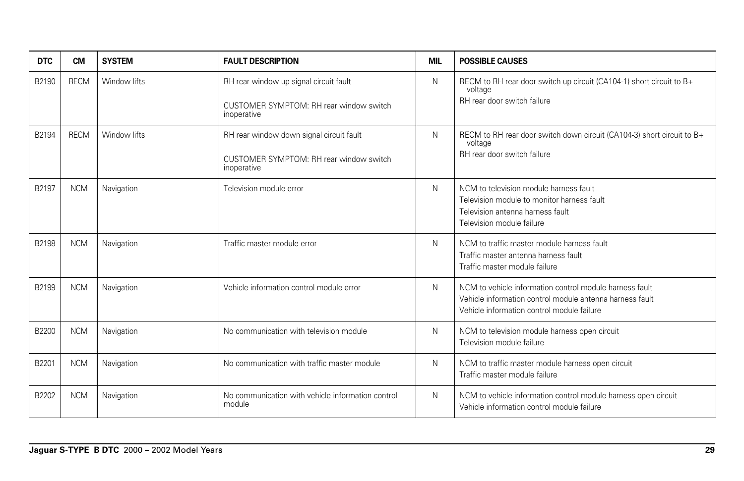| DTC | CM | SYSTEM | FAULT DESCRIPTION | MIL | POSSIBLE CAUSES |
|---|---|---|---|---|---|
| B2190 | RECM | Window lifts | RH rear window up signal circuit fault<br><br>CUSTOMER SYMPTOM: RH rear window switch inoperative | N | RECM to RH rear door switch up circuit (CA104-1) short circuit to B+ voltage<br>RH rear door switch failure |
| B2194 | RECM | Window lifts | RH rear window down signal circuit fault<br><br>CUSTOMER SYMPTOM: RH rear window switch inoperative | N | RECM to RH rear door switch down circuit (CA104-3) short circuit to B+ voltage<br>RH rear door switch failure |
| B2197 | NCM | Navigation | Television module error | N | NCM to television module harness fault<br>Television module to monitor harness fault<br>Television antenna harness fault<br>Television module failure |
| B2198 | NCM | Navigation | Traffic master module error | N | NCM to traffic master module harness fault<br>Traffic master antenna harness fault<br>Traffic master module failure |
| B2199 | NCM | Navigation | Vehicle information control module error | N | NCM to vehicle information control module harness fault<br>Vehicle information control module antenna harness fault<br>Vehicle information control module failure |
| B2200 | NCM | Navigation | No communication with television module | N | NCM to television module harness open circuit<br>Television module failure |
| B2201 | NCM | Navigation | No communication with traffic master module | N | NCM to traffic master module harness open circuit<br>Traffic master module failure |
| B2202 | NCM | Navigation | No communication with vehicle information control module | N | NCM to vehicle information control module harness open circuit<br>Vehicle information control module failure |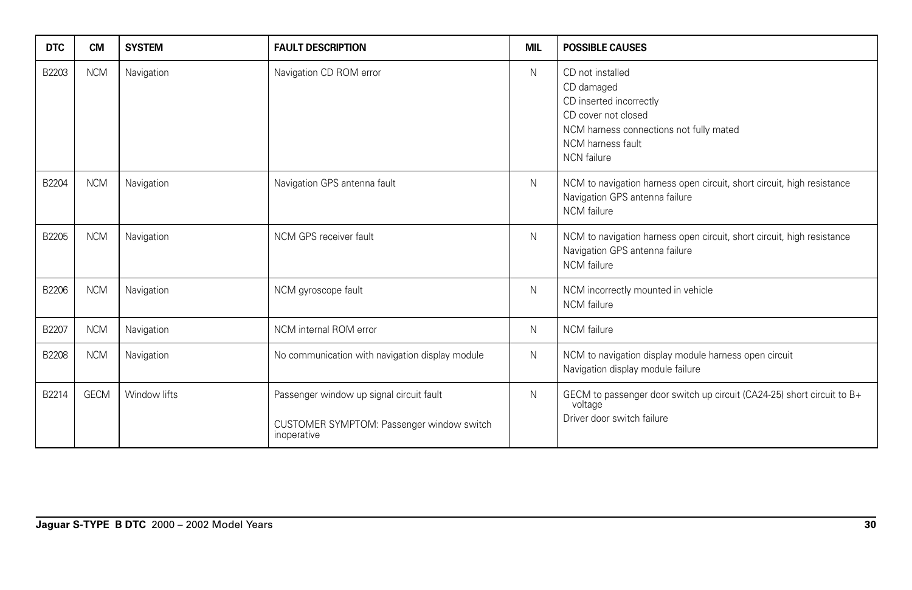| DTC | CM | SYSTEM | FAULT DESCRIPTION | MIL | POSSIBLE CAUSES |
|---|---|---|---|---|---|
| B2203 | NCM | Navigation | Navigation CD ROM error | N | CD not installed<br>CD damaged<br>CD inserted incorrectly<br>CD cover not closed<br>NCM harness connections not fully mated<br>NCM harness fault<br>NCN failure |
| B2204 | NCM | Navigation | Navigation GPS antenna fault | N | NCM to navigation harness open circuit, short circuit, high resistance<br>Navigation GPS antenna failure<br>NCM failure |
| B2205 | NCM | Navigation | NCM GPS receiver fault | N | NCM to navigation harness open circuit, short circuit, high resistance<br>Navigation GPS antenna failure<br>NCM failure |
| B2206 | NCM | Navigation | NCM gyroscope fault | N | NCM incorrectly mounted in vehicle<br>NCM failure |
| B2207 | NCM | Navigation | NCM internal ROM error | N | NCM failure |
| B2208 | NCM | Navigation | No communication with navigation display module | N | NCM to navigation display module harness open circuit<br>Navigation display module failure |
| B2214 | GECM | Window lifts | Passenger window up signal circuit fault<br><br>CUSTOMER SYMPTOM: Passenger window switch inoperative | N | GECM to passenger door switch up circuit (CA24-25) short circuit to B+ voltage<br>Driver door switch failure |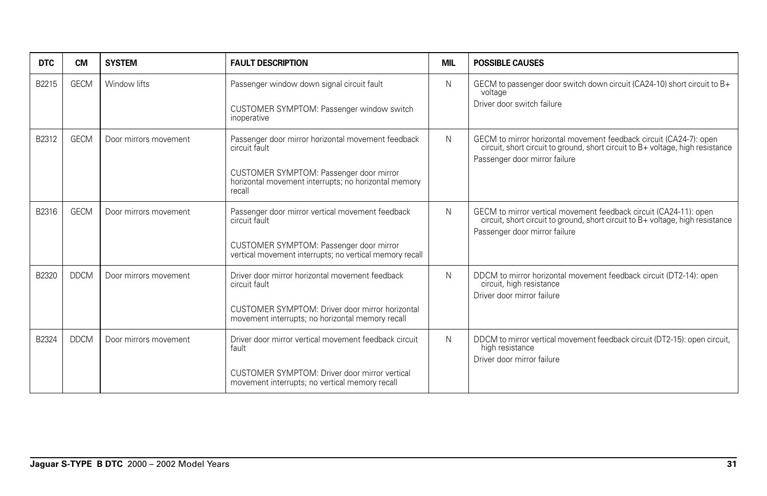| DTC | CM | SYSTEM | FAULT DESCRIPTION | MIL | POSSIBLE CAUSES |
|---|---|---|---|---|---|
| B2215 | GECM | Window lifts | Passenger window down signal circuit fault<br><br>CUSTOMER SYMPTOM: Passenger window switch inoperative | N | GECM to passenger door switch down circuit (CA24-10) short circuit to B+ voltage<br>Driver door switch failure |
| B2312 | GECM | Door mirrors movement | Passenger door mirror horizontal movement feedback circuit fault<br><br>CUSTOMER SYMPTOM: Passenger door mirror horizontal movement interrupts; no horizontal memory recall | N | GECM to mirror horizontal movement feedback circuit (CA24-7): open circuit, short circuit to ground, short circuit to B+ voltage, high resistance<br>Passenger door mirror failure |
| B2316 | GECM | Door mirrors movement | Passenger door mirror vertical movement feedback circuit fault<br><br>CUSTOMER SYMPTOM: Passenger door mirror vertical movement interrupts; no vertical memory recall | N | GECM to mirror vertical movement feedback circuit (CA24-11): open circuit, short circuit to ground, short circuit to B+ voltage, high resistance<br>Passenger door mirror failure |
| B2320 | DDCM | Door mirrors movement | Driver door mirror horizontal movement feedback circuit fault<br><br>CUSTOMER SYMPTOM: Driver door mirror horizontal movement interrupts; no horizontal memory recall | N | DDCM to mirror horizontal movement feedback circuit (DT2-14): open circuit, high resistance<br>Driver door mirror failure |
| B2324 | DDCM | Door mirrors movement | Driver door mirror vertical movement feedback circuit fault<br><br>CUSTOMER SYMPTOM: Driver door mirror vertical movement interrupts; no vertical memory recall | N | DDCM to mirror vertical movement feedback circuit (DT2-15): open circuit, high resistance<br>Driver door mirror failure |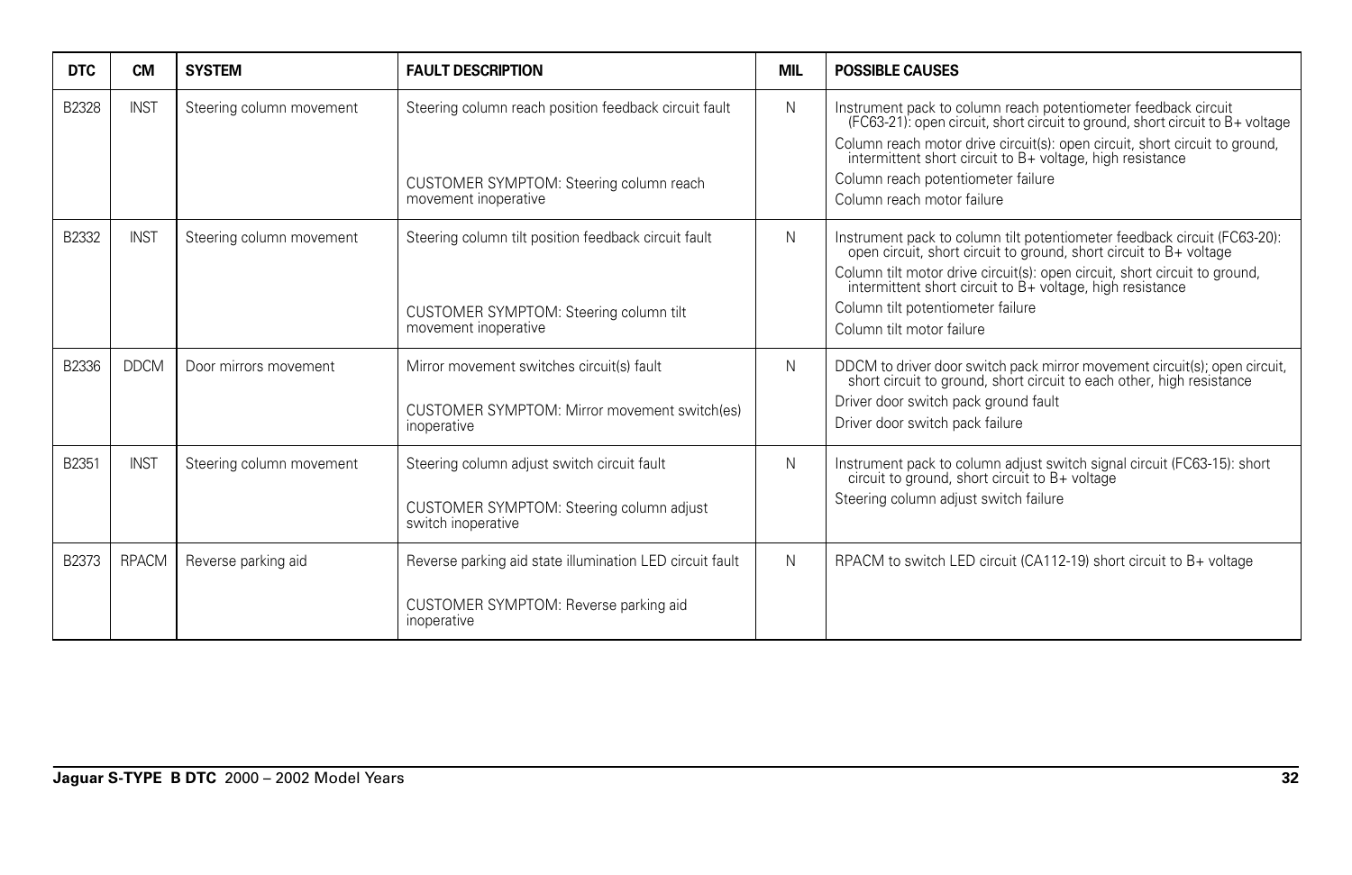| DTC | CM | SYSTEM | FAULT DESCRIPTION | MIL | POSSIBLE CAUSES |
|---|---|---|---|---|---|
| B2328 | INST | Steering column movement | Steering column reach position feedback circuit fault<br><br>CUSTOMER SYMPTOM: Steering column reach movement inoperative | N | Instrument pack to column reach potentiometer feedback circuit (FC63-21): open circuit, short circuit to ground, short circuit to B+ voltage<br>Column reach motor drive circuit(s): open circuit, short circuit to ground, intermittent short circuit to B+ voltage, high resistance<br>Column reach potentiometer failure<br>Column reach motor failure |
| B2332 | INST | Steering column movement | Steering column tilt position feedback circuit fault<br><br>CUSTOMER SYMPTOM: Steering column tilt movement inoperative | N | Instrument pack to column tilt potentiometer feedback circuit (FC63-20): open circuit, short circuit to ground, short circuit to B+ voltage<br>Column tilt motor drive circuit(s): open circuit, short circuit to ground, intermittent short circuit to B+ voltage, high resistance<br>Column tilt potentiometer failure<br>Column tilt motor failure |
| B2336 | DDCM | Door mirrors movement | Mirror movement switches circuit(s) fault<br><br>CUSTOMER SYMPTOM: Mirror movement switch(es) inoperative | N | DDCM to driver door switch pack mirror movement circuit(s); open circuit, short circuit to ground, short circuit to each other, high resistance<br>Driver door switch pack ground fault<br>Driver door switch pack failure |
| B2351 | INST | Steering column movement | Steering column adjust switch circuit fault<br><br>CUSTOMER SYMPTOM: Steering column adjust switch inoperative | N | Instrument pack to column adjust switch signal circuit (FC63-15): short circuit to ground, short circuit to B+ voltage<br>Steering column adjust switch failure |
| B2373 | RPACM | Reverse parking aid | Reverse parking aid state illumination LED circuit fault<br><br>CUSTOMER SYMPTOM: Reverse parking aid inoperative | N | RPACM to switch LED circuit (CA112-19) short circuit to B+ voltage |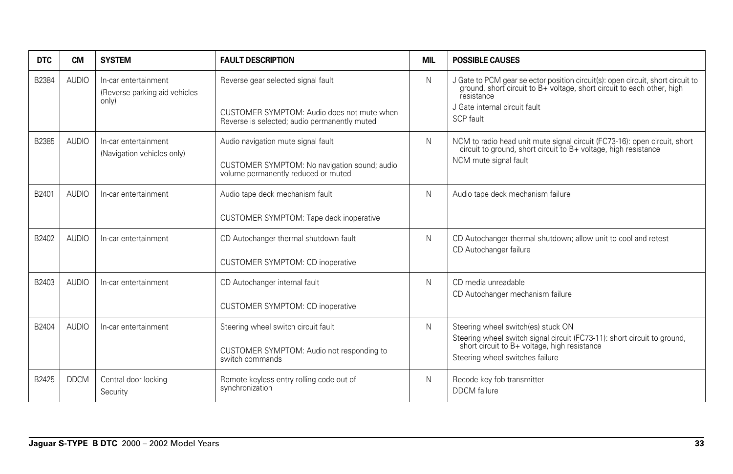| DTC | CM | SYSTEM | FAULT DESCRIPTION | MIL | POSSIBLE CAUSES |
|---|---|---|---|---|---|
| B2384 | AUDIO | In-car entertainment<br>(Reverse parking aid vehicles only) | Reverse gear selected signal fault<br><br>CUSTOMER SYMPTOM: Audio does not mute when Reverse is selected; audio permanently muted | N | J Gate to PCM gear selector position circuit(s): open circuit, short circuit to ground, short circuit to B+ voltage, short circuit to each other, high resistance<br>J Gate internal circuit fault<br>SCP fault |
| B2385 | AUDIO | In-car entertainment<br>(Navigation vehicles only) | Audio navigation mute signal fault<br><br>CUSTOMER SYMPTOM: No navigation sound; audio volume permanently reduced or muted | N | NCM to radio head unit mute signal circuit (FC73-16): open circuit, short circuit to ground, short circuit to B+ voltage, high resistance<br>NCM mute signal fault |
| B2401 | AUDIO | In-car entertainment | Audio tape deck mechanism fault<br><br>CUSTOMER SYMPTOM: Tape deck inoperative | N | Audio tape deck mechanism failure |
| B2402 | AUDIO | In-car entertainment | CD Autochanger thermal shutdown fault<br><br>CUSTOMER SYMPTOM: CD inoperative | N | CD Autochanger thermal shutdown; allow unit to cool and retest<br>CD Autochanger failure |
| B2403 | AUDIO | In-car entertainment | CD Autochanger internal fault<br><br>CUSTOMER SYMPTOM: CD inoperative | N | CD media unreadable<br>CD Autochanger mechanism failure |
| B2404 | AUDIO | In-car entertainment | Steering wheel switch circuit fault<br><br>CUSTOMER SYMPTOM: Audio not responding to switch commands | N | Steering wheel switch(es) stuck ON<br>Steering wheel switch signal circuit (FC73-11): short circuit to ground, short circuit to B+ voltage, high resistance<br>Steering wheel switches failure |
| B2425 | DDCM | Central door locking<br>Security | Remote keyless entry rolling code out of synchronization | N | Recode key fob transmitter<br>DDCM failure |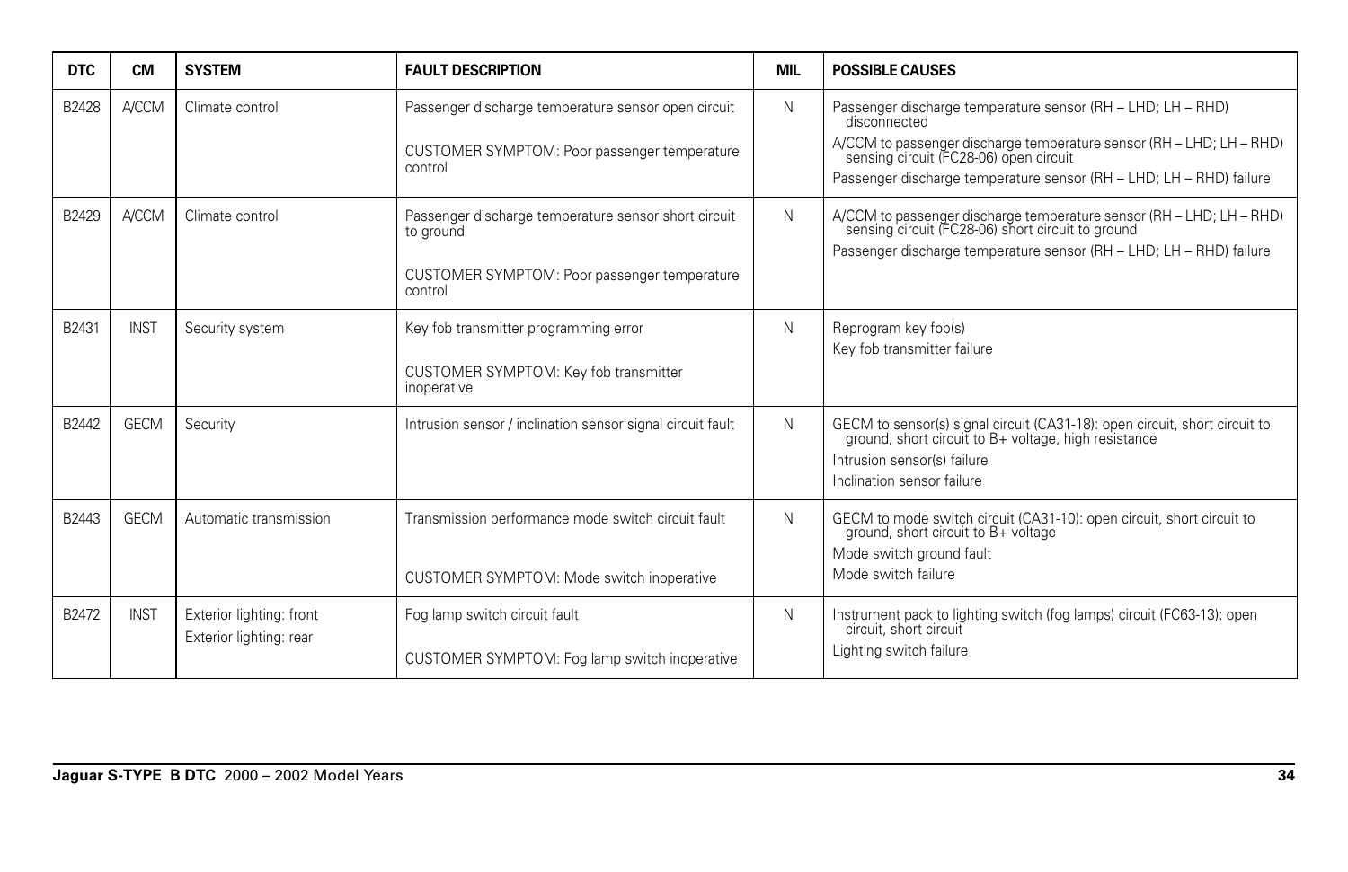| DTC | CM | SYSTEM | FAULT DESCRIPTION | MIL | POSSIBLE CAUSES |
|---|---|---|---|---|---|
| B2428 | A/CCM | Climate control | Passenger discharge temperature sensor open circuit<br><br>CUSTOMER SYMPTOM: Poor passenger temperature control | N | Passenger discharge temperature sensor (RH – LHD; LH – RHD) disconnected<br>A/CCM to passenger discharge temperature sensor (RH – LHD; LH – RHD) sensing circuit (FC28-06) open circuit<br>Passenger discharge temperature sensor (RH – LHD; LH – RHD) failure |
| B2429 | A/CCM | Climate control | Passenger discharge temperature sensor short circuit to ground<br><br>CUSTOMER SYMPTOM: Poor passenger temperature control | N | A/CCM to passenger discharge temperature sensor (RH – LHD; LH – RHD) sensing circuit (FC28-06) short circuit to ground<br>Passenger discharge temperature sensor (RH – LHD; LH – RHD) failure |
| B2431 | INST | Security system | Key fob transmitter programming error<br><br>CUSTOMER SYMPTOM: Key fob transmitter inoperative | N | Reprogram key fob(s)<br>Key fob transmitter failure |
| B2442 | GECM | Security | Intrusion sensor / inclination sensor signal circuit fault | N | GECM to sensor(s) signal circuit (CA31-18): open circuit, short circuit to ground, short circuit to B+ voltage, high resistance<br>Intrusion sensor(s) failure<br>Inclination sensor failure |
| B2443 | GECM | Automatic transmission | Transmission performance mode switch circuit fault<br><br>CUSTOMER SYMPTOM: Mode switch inoperative | N | GECM to mode switch circuit (CA31-10): open circuit, short circuit to ground, short circuit to B+ voltage<br>Mode switch ground fault<br>Mode switch failure |
| B2472 | INST | Exterior lighting: front<br>Exterior lighting: rear | Fog lamp switch circuit fault<br><br>CUSTOMER SYMPTOM: Fog lamp switch inoperative | N | Instrument pack to lighting switch (fog lamps) circuit (FC63-13): open circuit, short circuit<br>Lighting switch failure |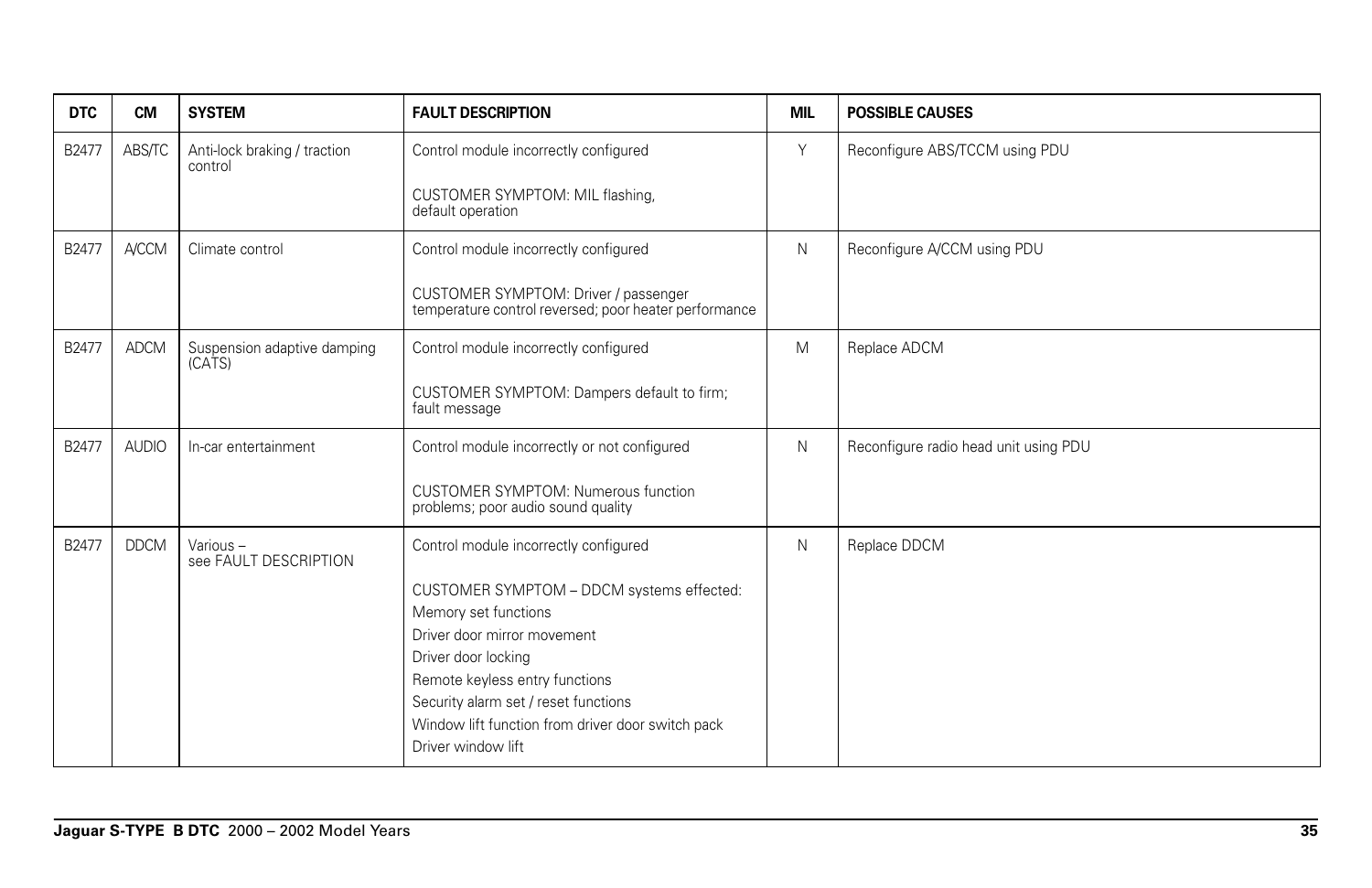| DTC | CM | SYSTEM | FAULT DESCRIPTION | MIL | POSSIBLE CAUSES |
|---|---|---|---|---|---|
| B2477 | ABS/TC | Anti-lock braking / traction control | Control module incorrectly configured<br><br>CUSTOMER SYMPTOM: MIL flashing, default operation | Y | Reconfigure ABS/TCCM using PDU |
| B2477 | A/CCM | Climate control | Control module incorrectly configured<br><br>CUSTOMER SYMPTOM: Driver / passenger temperature control reversed; poor heater performance | N | Reconfigure A/CCM using PDU |
| B2477 | ADCM | Suspension adaptive damping (CATS) | Control module incorrectly configured<br><br>CUSTOMER SYMPTOM: Dampers default to firm; fault message | M | Replace ADCM |
| B2477 | AUDIO | In-car entertainment | Control module incorrectly or not configured<br><br>CUSTOMER SYMPTOM: Numerous function problems; poor audio sound quality | N | Reconfigure radio head unit using PDU |
| B2477 | DDCM | Various – see FAULT DESCRIPTION | Control module incorrectly configured<br><br>CUSTOMER SYMPTOM – DDCM systems effected:<br>Memory set functions<br>Driver door mirror movement<br>Driver door locking<br>Remote keyless entry functions<br>Security alarm set / reset functions<br>Window lift function from driver door switch pack<br>Driver window lift | N | Replace DDCM |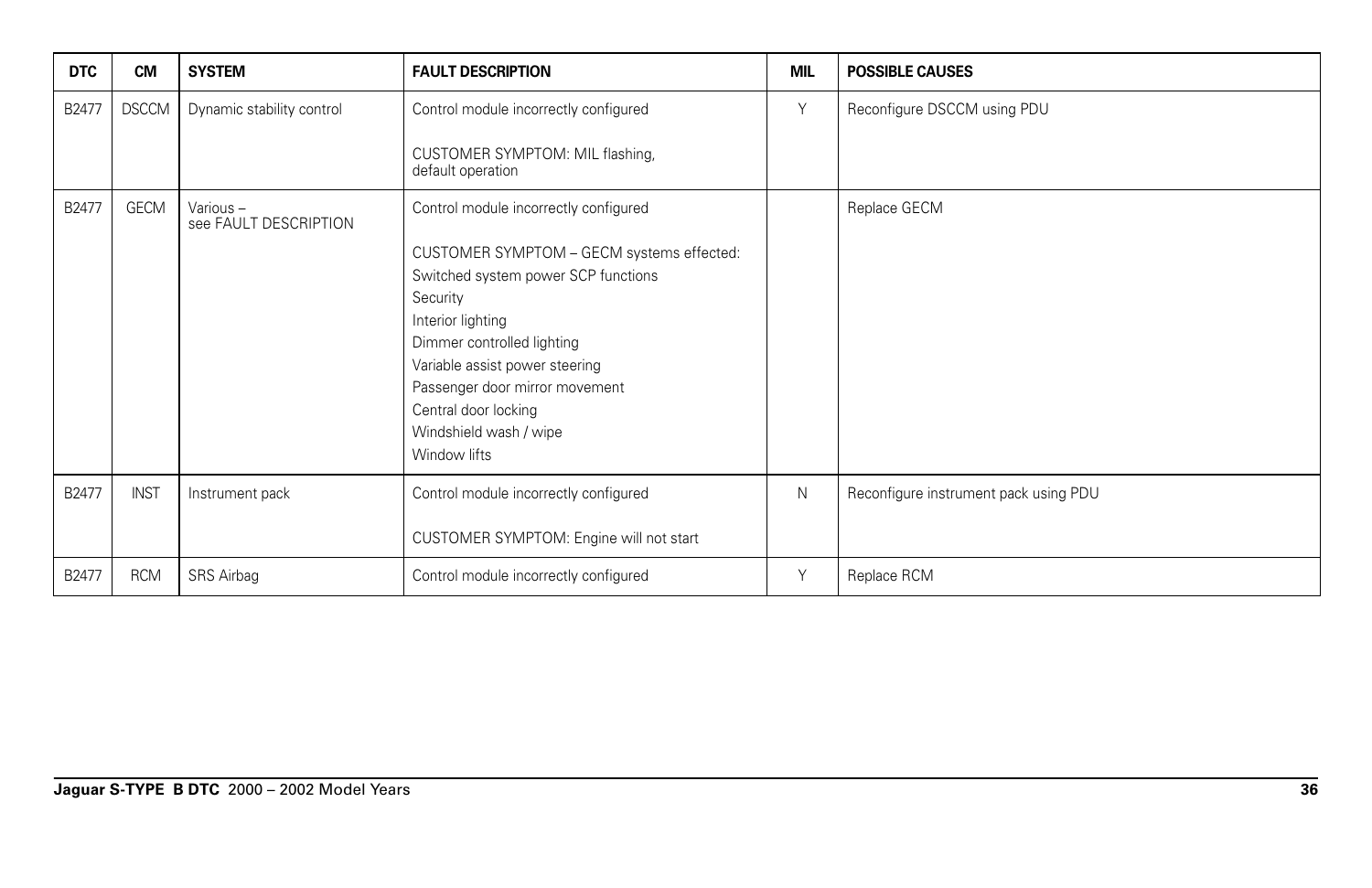| DTC | CM | SYSTEM | FAULT DESCRIPTION | MIL | POSSIBLE CAUSES |
|---|---|---|---|---|---|
| B2477 | DSCCM | Dynamic stability control | Control module incorrectly configured<br><br>CUSTOMER SYMPTOM: MIL flashing, default operation | Y | Reconfigure DSCCM using PDU |
| B2477 | GECM | Various – see FAULT DESCRIPTION | Control module incorrectly configured<br><br>CUSTOMER SYMPTOM – GECM systems effected:<br>Switched system power SCP functions<br>Security<br>Interior lighting<br>Dimmer controlled lighting<br>Variable assist power steering<br>Passenger door mirror movement<br>Central door locking<br>Windshield wash / wipe<br>Window lifts | | Replace GECM |
| B2477 | INST | Instrument pack | Control module incorrectly configured<br><br>CUSTOMER SYMPTOM: Engine will not start | N | Reconfigure instrument pack using PDU |
| B2477 | RCM | SRS Airbag | Control module incorrectly configured | Y | Replace RCM |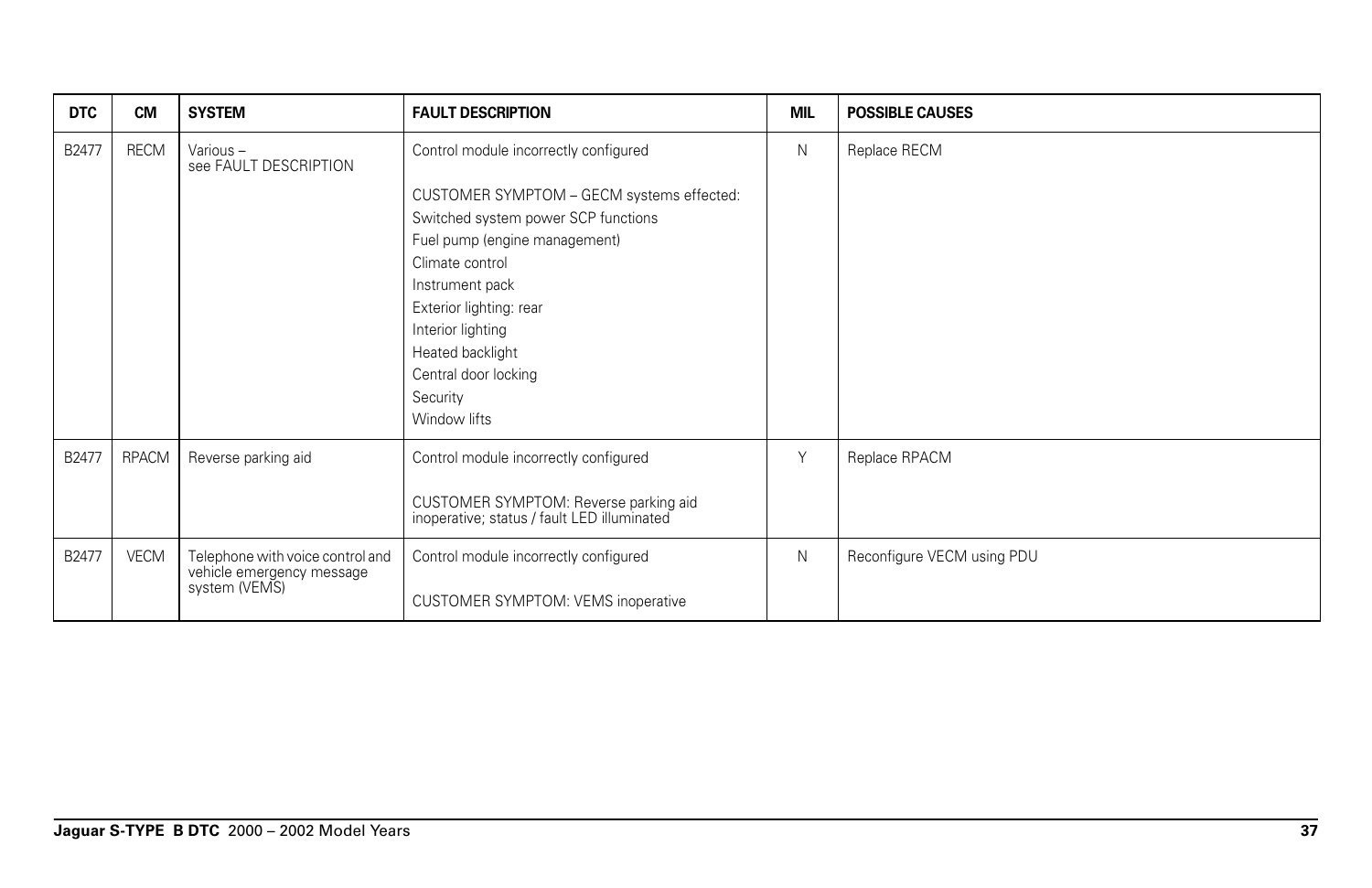| DTC | CM | SYSTEM | FAULT DESCRIPTION | MIL | POSSIBLE CAUSES |
|---|---|---|---|---|---|
| B2477 | RECM | Various – see FAULT DESCRIPTION | Control module incorrectly configured<br><br>CUSTOMER SYMPTOM – GECM systems effected:<br>Switched system power SCP functions<br>Fuel pump (engine management)<br>Climate control<br>Instrument pack<br>Exterior lighting: rear<br>Interior lighting<br>Heated backlight<br>Central door locking<br>Security<br>Window lifts | N | Replace RECM |
| B2477 | RPACM | Reverse parking aid | Control module incorrectly configured<br><br>CUSTOMER SYMPTOM: Reverse parking aid inoperative; status / fault LED illuminated | Y | Replace RPACM |
| B2477 | VECM | Telephone with voice control and vehicle emergency message system (VEMS) | Control module incorrectly configured<br><br>CUSTOMER SYMPTOM: VEMS inoperative | N | Reconfigure VECM using PDU |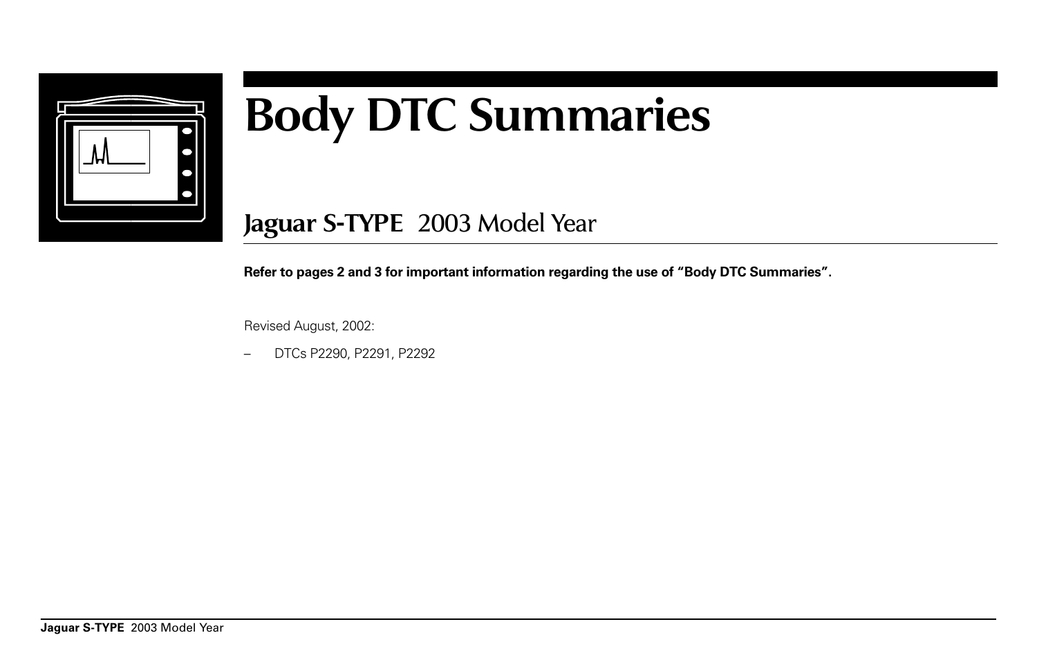# Body DTC Summaries

## Jaguar S-TYPE 2003 Model Year

**Refer to pages 2 and 3 for important information regarding the use of “Body DTC Summaries”.**

Revised August, 2002:

– DTCs P2290, P2291, P2292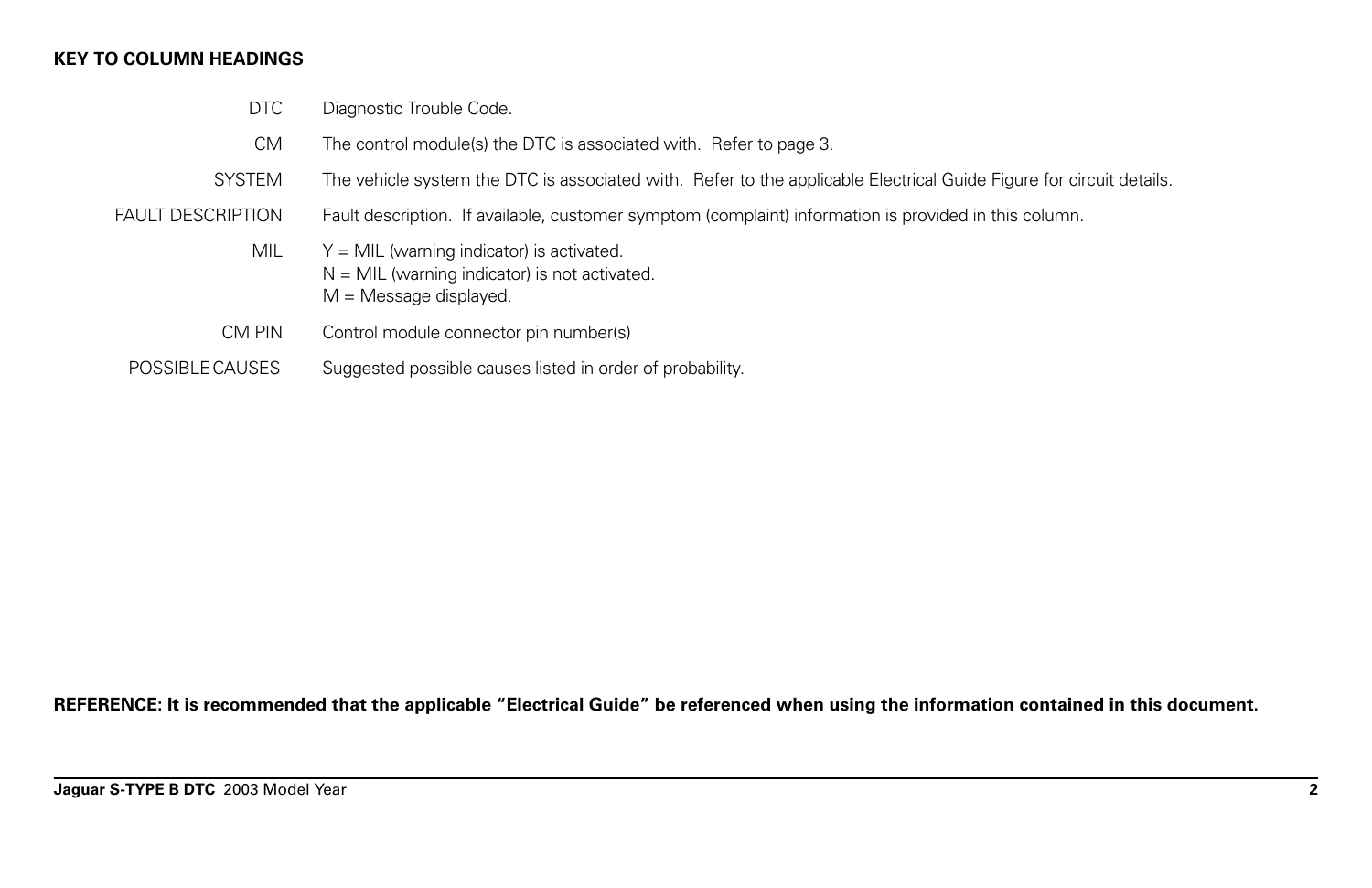**KEY TO COLUMN HEADINGS**

| | |
|---|---|
| DTC | Diagnostic Trouble Code. |
| CM | The control module(s) the DTC is associated with. Refer to page 3. |
| SYSTEM | The vehicle system the DTC is associated with. Refer to the applicable Electrical Guide Figure for circuit details. |
| FAULT DESCRIPTION | Fault description. If available, customer symptom (complaint) information is provided in this column. |
| MIL | Y = MIL (warning indicator) is activated.<br>N = MIL (warning indicator) is not activated.<br>M = Message displayed. |
| CM PIN | Control module connector pin number(s) |
| POSSIBLE CAUSES | Suggested possible causes listed in order of probability. |

**REFERENCE: It is recommended that the applicable "Electrical Guide" be referenced when using the information contained in this document.**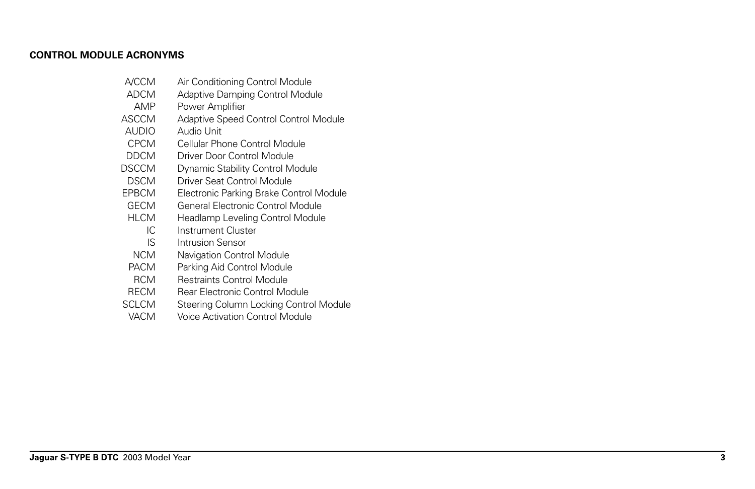## CONTROL MODULE ACRONYMS

| | |
|---|---|
| A/CCM | Air Conditioning Control Module |
| ADCM | Adaptive Damping Control Module |
| AMP | Power Amplifier |
| ASCCM | Adaptive Speed Control Control Module |
| AUDIO | Audio Unit |
| CPCM | Cellular Phone Control Module |
| DDCM | Driver Door Control Module |
| DSCCM | Dynamic Stability Control Module |
| DSCM | Driver Seat Control Module |
| EPBCM | Electronic Parking Brake Control Module |
| GECM | General Electronic Control Module |
| HLCM | Headlamp Leveling Control Module |
| IC | Instrument Cluster |
| IS | Intrusion Sensor |
| NCM | Navigation Control Module |
| PACM | Parking Aid Control Module |
| RCM | Restraints Control Module |
| RECM | Rear Electronic Control Module |
| SCLCM | Steering Column Locking Control Module |
| VACM | Voice Activation Control Module |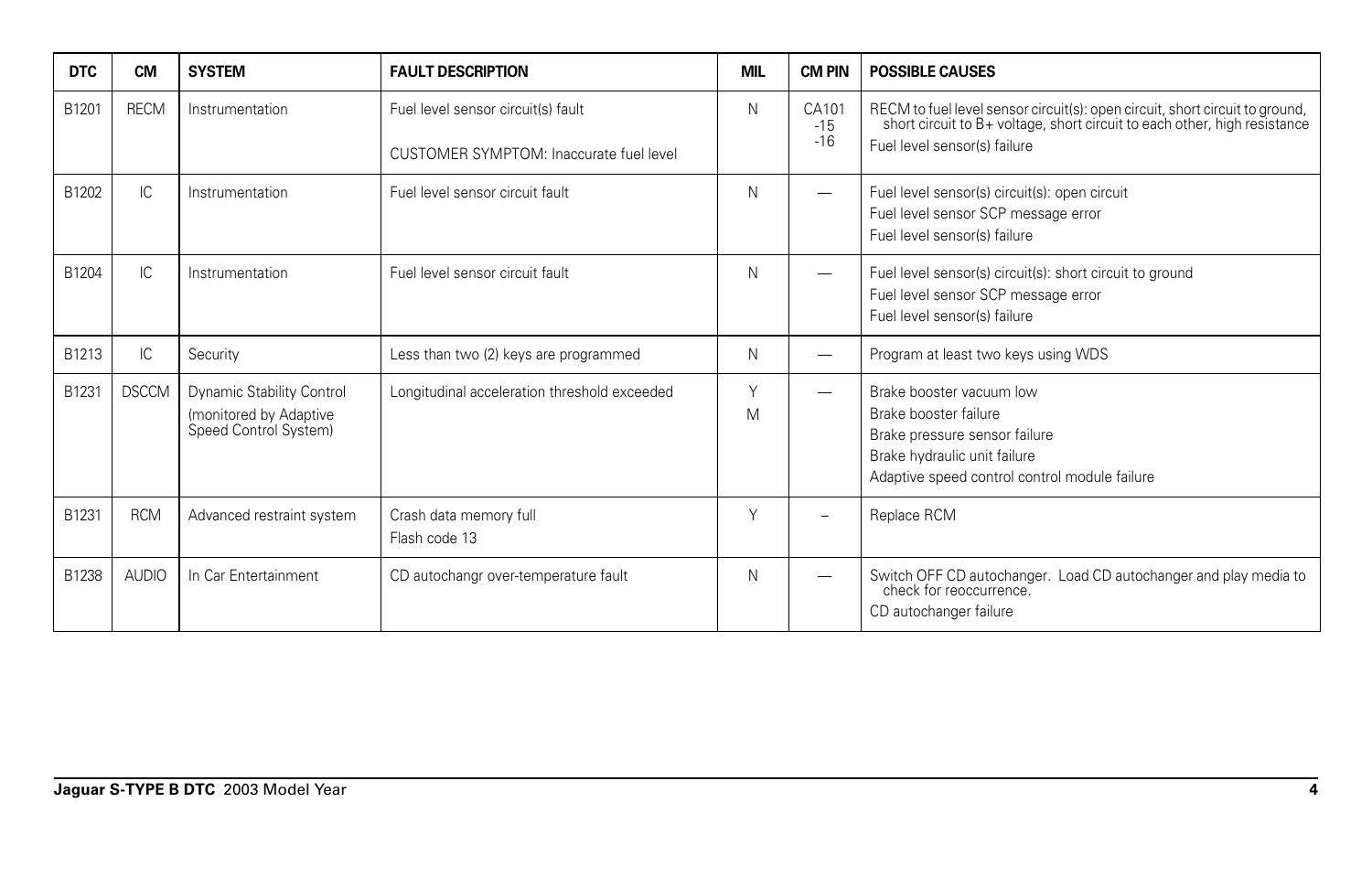| DTC | CM | SYSTEM | FAULT DESCRIPTION | MIL | CM PIN | POSSIBLE CAUSES |
|---|---|---|---|---|---|---|
| B1201 | RECM | Instrumentation | Fuel level sensor circuit(s) fault<br>CUSTOMER SYMPTOM: Inaccurate fuel level | N | CA101<br>-15<br>-16 | RECM to fuel level sensor circuit(s): open circuit, short circuit to ground, short circuit to B+ voltage, short circuit to each other, high resistance<br>Fuel level sensor(s) failure |
| B1202 | IC | Instrumentation | Fuel level sensor circuit fault | N | — | Fuel level sensor(s) circuit(s): open circuit<br>Fuel level sensor SCP message error<br>Fuel level sensor(s) failure |
| B1204 | IC | Instrumentation | Fuel level sensor circuit fault | N | — | Fuel level sensor(s) circuit(s): short circuit to ground<br>Fuel level sensor SCP message error<br>Fuel level sensor(s) failure |
| B1213 | IC | Security | Less than two (2) keys are programmed | N | — | Program at least two keys using WDS |
| B1231 | DSCCM | Dynamic Stability Control (monitored by Adaptive Speed Control System) | Longitudinal acceleration threshold exceeded | Y<br>M | — | Brake booster vacuum low<br>Brake booster failure<br>Brake pressure sensor failure<br>Brake hydraulic unit failure<br>Adaptive speed control control module failure |
| B1231 | RCM | Advanced restraint system | Crash data memory full<br>Flash code 13 | Y | – | Replace RCM |
| B1238 | AUDIO | In Car Entertainment | CD autochangr over-temperature fault | N | — | Switch OFF CD autochanger. Load CD autochanger and play media to check for reoccurrence.<br>CD autochanger failure |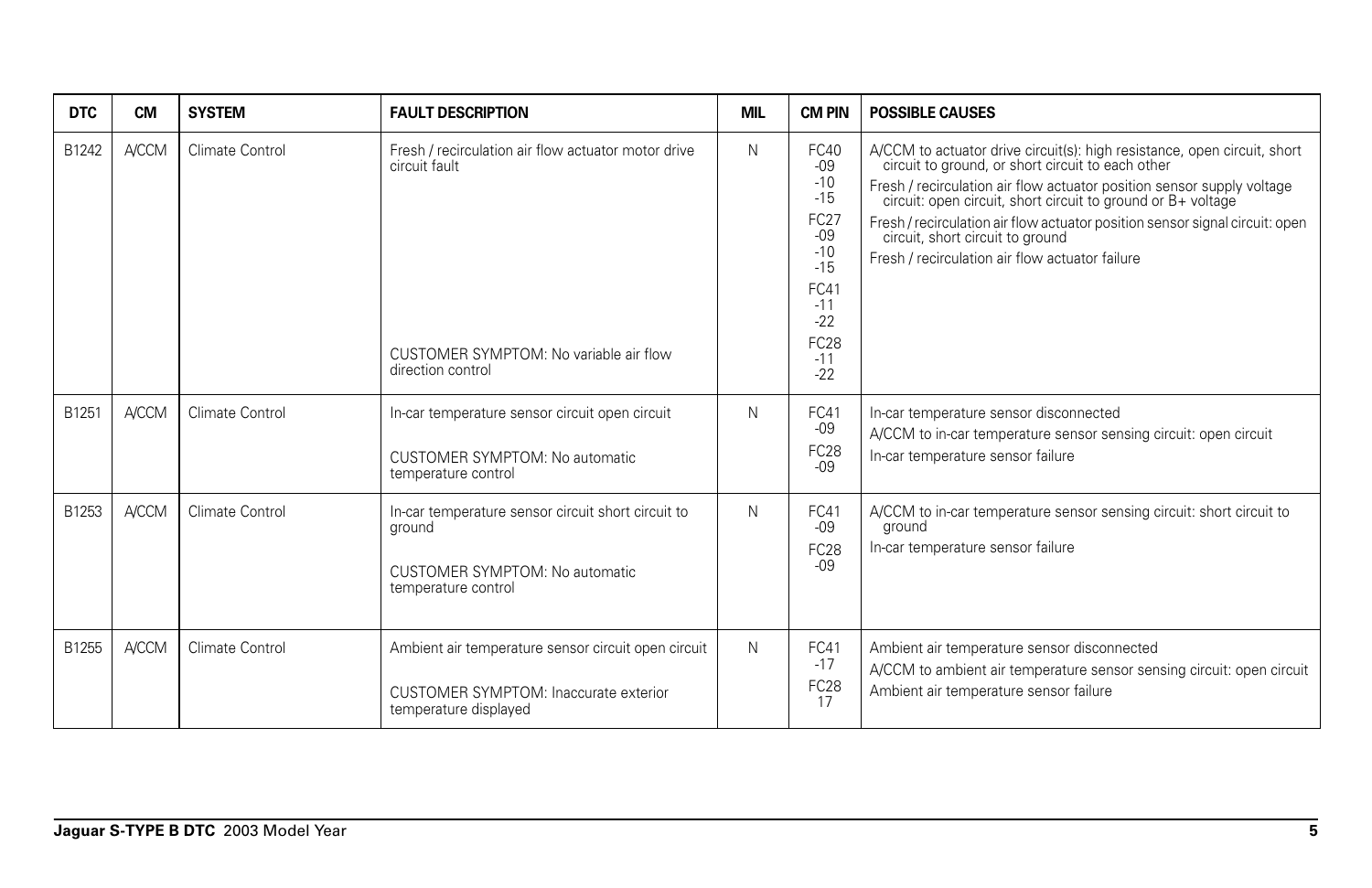| DTC | CM | SYSTEM | FAULT DESCRIPTION | MIL | CM PIN | POSSIBLE CAUSES |
|---|---|---|---|---|---|---|
| B1242 | A/CCM | Climate Control | Fresh / recirculation air flow actuator motor drive circuit fault<br><br>CUSTOMER SYMPTOM: No variable air flow direction control | N | FC40<br>-09<br>-10<br>-15<br>FC27<br>-09<br>-10<br>-15<br>FC41<br>-11<br>-22<br>FC28<br>-11<br>-22 | A/CCM to actuator drive circuit(s): high resistance, open circuit, short circuit to ground, or short circuit to each other<br>Fresh / recirculation air flow actuator position sensor supply voltage circuit: open circuit, short circuit to ground or B+ voltage<br>Fresh / recirculation air flow actuator position sensor signal circuit: open circuit, short circuit to ground<br>Fresh / recirculation air flow actuator failure |
| B1251 | A/CCM | Climate Control | In-car temperature sensor circuit open circuit<br><br>CUSTOMER SYMPTOM: No automatic temperature control | N | FC41<br>-09<br>FC28<br>-09 | In-car temperature sensor disconnected<br>A/CCM to in-car temperature sensor sensing circuit: open circuit<br>In-car temperature sensor failure |
| B1253 | A/CCM | Climate Control | In-car temperature sensor circuit short circuit to ground<br><br>CUSTOMER SYMPTOM: No automatic temperature control | N | FC41<br>-09<br>FC28<br>-09 | A/CCM to in-car temperature sensor sensing circuit: short circuit to ground<br>In-car temperature sensor failure |
| B1255 | A/CCM | Climate Control | Ambient air temperature sensor circuit open circuit<br><br>CUSTOMER SYMPTOM: Inaccurate exterior temperature displayed | N | FC41<br>-17<br>FC28<br>17 | Ambient air temperature sensor disconnected<br>A/CCM to ambient air temperature sensor sensing circuit: open circuit<br>Ambient air temperature sensor failure |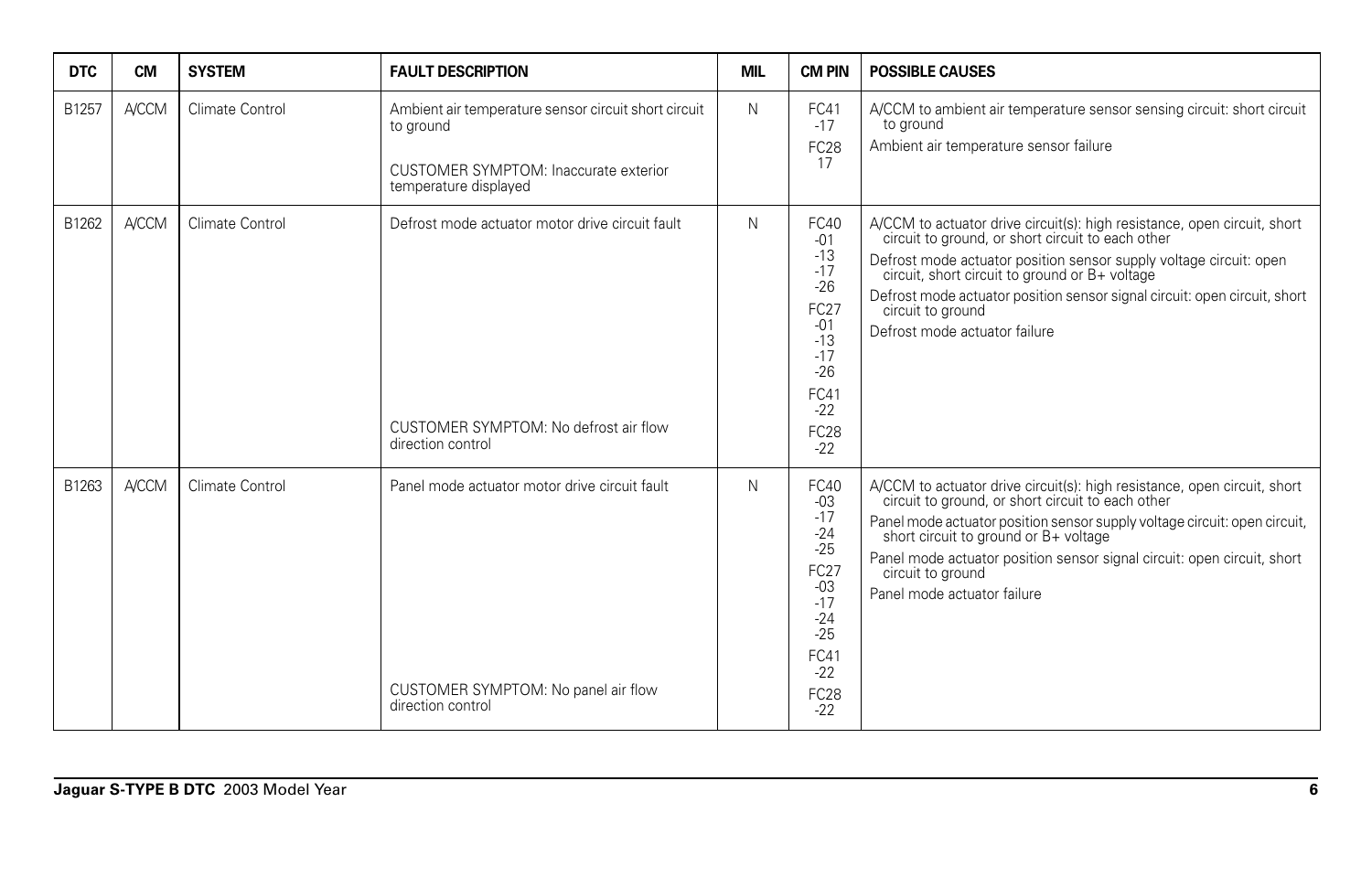| DTC | CM | SYSTEM | FAULT DESCRIPTION | MIL | CM PIN | POSSIBLE CAUSES |
|---|---|---|---|---|---|---|
| B1257 | A/CCM | Climate Control | Ambient air temperature sensor circuit short circuit to ground<br><br>CUSTOMER SYMPTOM: Inaccurate exterior temperature displayed | N | FC41 -17<br>FC28 17 | A/CCM to ambient air temperature sensor sensing circuit: short circuit to ground<br>Ambient air temperature sensor failure |
| B1262 | A/CCM | Climate Control | Defrost mode actuator motor drive circuit fault<br><br>CUSTOMER SYMPTOM: No defrost air flow direction control | N | FC40 -01 -13 -17 -26<br>FC27 -01 -13 -17 -26<br>FC41 -22<br>FC28 -22 | A/CCM to actuator drive circuit(s): high resistance, open circuit, short circuit to ground, or short circuit to each other<br>Defrost mode actuator position sensor supply voltage circuit: open circuit, short circuit to ground or B+ voltage<br>Defrost mode actuator position sensor signal circuit: open circuit, short circuit to ground<br>Defrost mode actuator failure |
| B1263 | A/CCM | Climate Control | Panel mode actuator motor drive circuit fault<br><br>CUSTOMER SYMPTOM: No panel air flow direction control | N | FC40 -03 -17 -24 -25<br>FC27 -03 -17 -24 -25<br>FC41 -22<br>FC28 -22 | A/CCM to actuator drive circuit(s): high resistance, open circuit, short circuit to ground, or short circuit to each other<br>Panel mode actuator position sensor supply voltage circuit: open circuit, short circuit to ground or B+ voltage<br>Panel mode actuator position sensor signal circuit: open circuit, short circuit to ground<br>Panel mode actuator failure |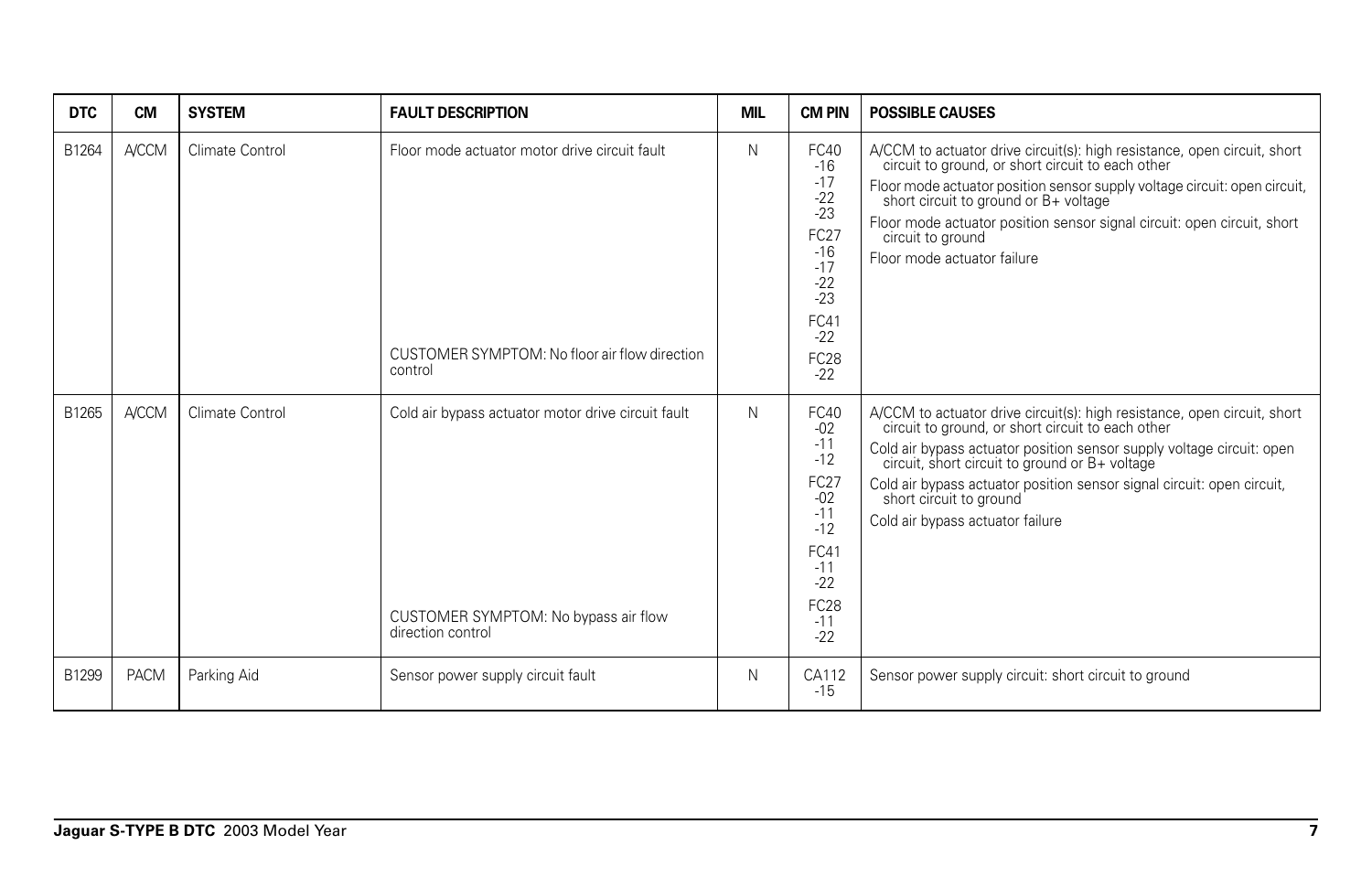| DTC | CM | SYSTEM | FAULT DESCRIPTION | MIL | CM PIN | POSSIBLE CAUSES |
|---|---|---|---|---|---|---|
| B1264 | A/CCM | Climate Control | Floor mode actuator motor drive circuit fault<br><br>CUSTOMER SYMPTOM: No floor air flow direction control | N | FC40<br>-16<br>-17<br>-22<br>-23<br>FC27<br>-16<br>-17<br>-22<br>-23<br>FC41<br>-22<br>FC28<br>-22 | A/CCM to actuator drive circuit(s): high resistance, open circuit, short circuit to ground, or short circuit to each other<br>Floor mode actuator position sensor supply voltage circuit: open circuit, short circuit to ground or B+ voltage<br>Floor mode actuator position sensor signal circuit: open circuit, short circuit to ground<br>Floor mode actuator failure |
| B1265 | A/CCM | Climate Control | Cold air bypass actuator motor drive circuit fault<br><br>CUSTOMER SYMPTOM: No bypass air flow direction control | N | FC40<br>-02<br>-11<br>-12<br>FC27<br>-02<br>-11<br>-12<br>FC41<br>-11<br>-22<br>FC28<br>-11<br>-22 | A/CCM to actuator drive circuit(s): high resistance, open circuit, short circuit to ground, or short circuit to each other<br>Cold air bypass actuator position sensor supply voltage circuit: open circuit, short circuit to ground or B+ voltage<br>Cold air bypass actuator position sensor signal circuit: open circuit, short circuit to ground<br>Cold air bypass actuator failure |
| B1299 | PACM | Parking Aid | Sensor power supply circuit fault | N | CA112<br>-15 | Sensor power supply circuit: short circuit to ground |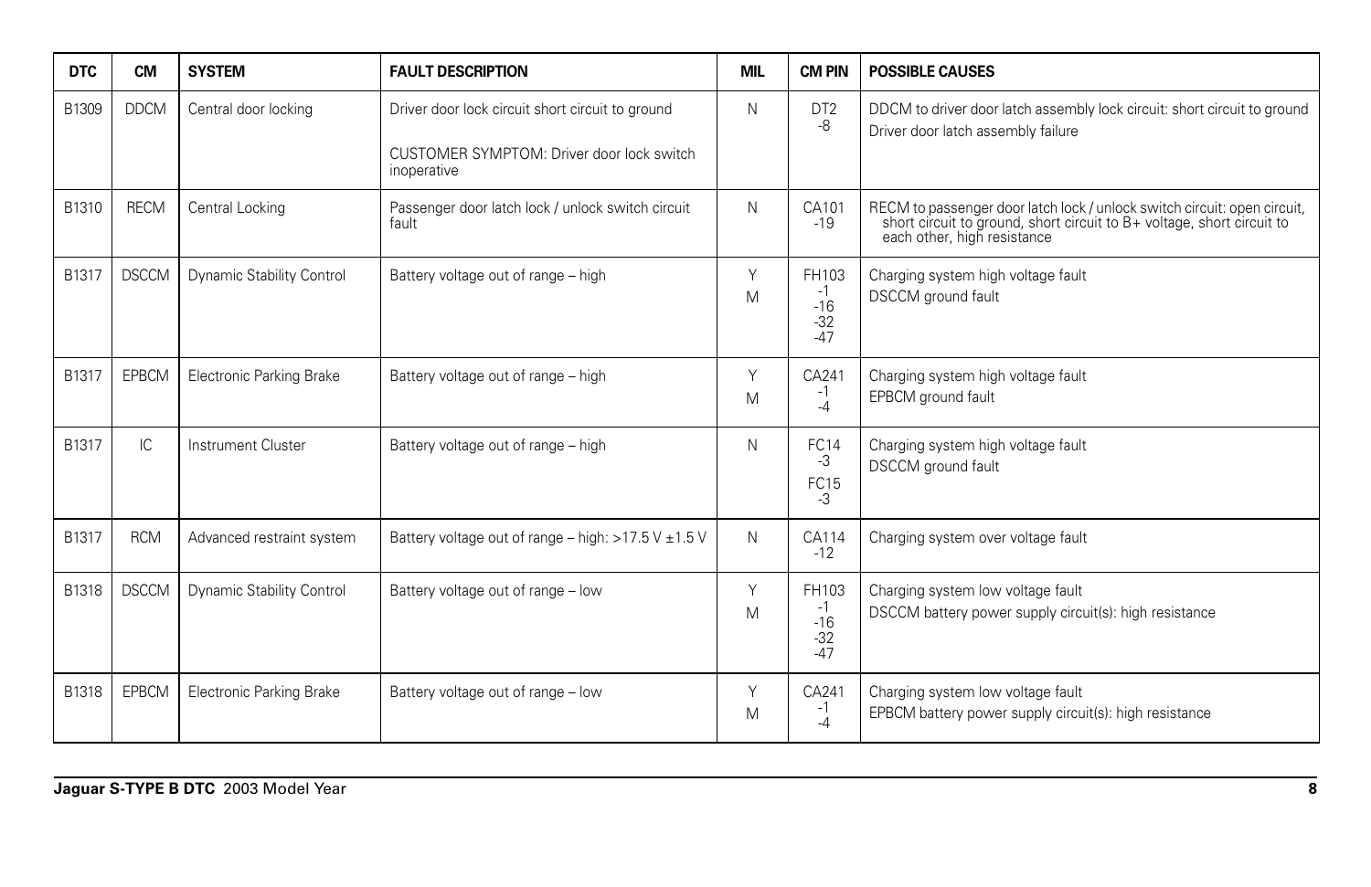| DTC | CM | SYSTEM | FAULT DESCRIPTION | MIL | CM PIN | POSSIBLE CAUSES |
|---|---|---|---|---|---|---|
| B1309 | DDCM | Central door locking | Driver door lock circuit short circuit to ground<br><br>CUSTOMER SYMPTOM: Driver door lock switch inoperative | N | DT2<br>-8 | DDCM to driver door latch assembly lock circuit: short circuit to ground<br>Driver door latch assembly failure |
| B1310 | RECM | Central Locking | Passenger door latch lock / unlock switch circuit fault | N | CA101<br>-19 | RECM to passenger door latch lock / unlock switch circuit: open circuit, short circuit to ground, short circuit to B+ voltage, short circuit to each other, high resistance |
| B1317 | DSCCM | Dynamic Stability Control | Battery voltage out of range – high | Y<br>M | FH103<br>-1<br>-16<br>-32<br>-47 | Charging system high voltage fault<br>DSCCM ground fault |
| B1317 | EPBCM | Electronic Parking Brake | Battery voltage out of range – high | Y<br>M | CA241<br>-1<br>-4 | Charging system high voltage fault<br>EPBCM ground fault |
| B1317 | IC | Instrument Cluster | Battery voltage out of range – high | N | FC14<br>-3<br>FC15<br>-3 | Charging system high voltage fault<br>DSCCM ground fault |
| B1317 | RCM | Advanced restraint system | Battery voltage out of range – high: >17.5 V ±1.5 V | N | CA114<br>-12 | Charging system over voltage fault |
| B1318 | DSCCM | Dynamic Stability Control | Battery voltage out of range – low | Y<br>M | FH103<br>-1<br>-16<br>-32<br>-47 | Charging system low voltage fault<br>DSCCM battery power supply circuit(s): high resistance |
| B1318 | EPBCM | Electronic Parking Brake | Battery voltage out of range – low | Y<br>M | CA241<br>-1<br>-4 | Charging system low voltage fault<br>EPBCM battery power supply circuit(s): high resistance |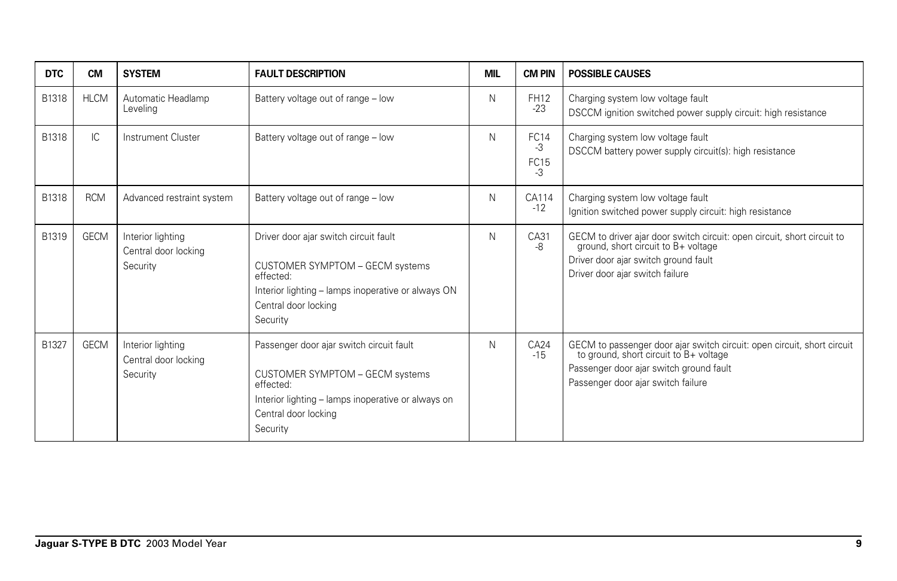| DTC | CM | SYSTEM | FAULT DESCRIPTION | MIL | CM PIN | POSSIBLE CAUSES |
|---|---|---|---|---|---|---|
| B1318 | HLCM | Automatic Headlamp Leveling | Battery voltage out of range – low | N | FH12 -23 | Charging system low voltage fault<br>DSCCM ignition switched power supply circuit: high resistance |
| B1318 | IC | Instrument Cluster | Battery voltage out of range – low | N | FC14 -3<br>FC15 -3 | Charging system low voltage fault<br>DSCCM battery power supply circuit(s): high resistance |
| B1318 | RCM | Advanced restraint system | Battery voltage out of range – low | N | CA114 -12 | Charging system low voltage fault<br>Ignition switched power supply circuit: high resistance |
| B1319 | GECM | Interior lighting<br>Central door locking<br>Security | Driver door ajar switch circuit fault<br>CUSTOMER SYMPTOM – GECM systems effected:<br>Interior lighting – lamps inoperative or always ON<br>Central door locking<br>Security | N | CA31 -8 | GECM to driver ajar door switch circuit: open circuit, short circuit to ground, short circuit to B+ voltage<br>Driver door ajar switch ground fault<br>Driver door ajar switch failure |
| B1327 | GECM | Interior lighting<br>Central door locking<br>Security | Passenger door ajar switch circuit fault<br>CUSTOMER SYMPTOM – GECM systems effected:<br>Interior lighting – lamps inoperative or always on<br>Central door locking<br>Security | N | CA24 -15 | GECM to passenger door ajar switch circuit: open circuit, short circuit to ground, short circuit to B+ voltage<br>Passenger door ajar switch ground fault<br>Passenger door ajar switch failure |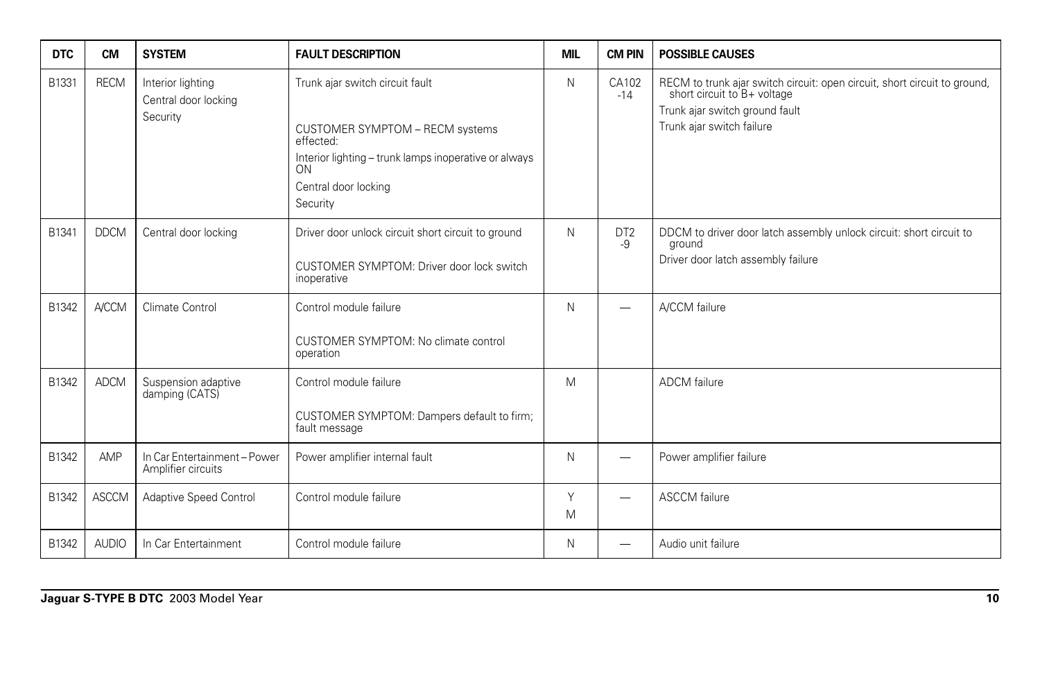| DTC | CM | SYSTEM | FAULT DESCRIPTION | MIL | CM PIN | POSSIBLE CAUSES |
|---|---|---|---|---|---|---|
| B1331 | RECM | Interior lighting<br>Central door locking<br>Security | Trunk ajar switch circuit fault<br><br>CUSTOMER SYMPTOM – RECM systems effected:<br>Interior lighting – trunk lamps inoperative or always ON<br>Central door locking<br>Security | N | CA102 -14 | RECM to trunk ajar switch circuit: open circuit, short circuit to ground, short circuit to B+ voltage<br>Trunk ajar switch ground fault<br>Trunk ajar switch failure |
| B1341 | DDCM | Central door locking | Driver door unlock circuit short circuit to ground<br><br>CUSTOMER SYMPTOM: Driver door lock switch inoperative | N | DT2 -9 | DDCM to driver door latch assembly unlock circuit: short circuit to ground<br>Driver door latch assembly failure |
| B1342 | A/CCM | Climate Control | Control module failure<br><br>CUSTOMER SYMPTOM: No climate control operation | N | — | A/CCM failure |
| B1342 | ADCM | Suspension adaptive damping (CATS) | Control module failure<br><br>CUSTOMER SYMPTOM: Dampers default to firm; fault message | M | | ADCM failure |
| B1342 | AMP | In Car Entertainment – Power Amplifier circuits | Power amplifier internal fault | N | — | Power amplifier failure |
| B1342 | ASCCM | Adaptive Speed Control | Control module failure | Y<br>M | — | ASCCM failure |
| B1342 | AUDIO | In Car Entertainment | Control module failure | N | — | Audio unit failure |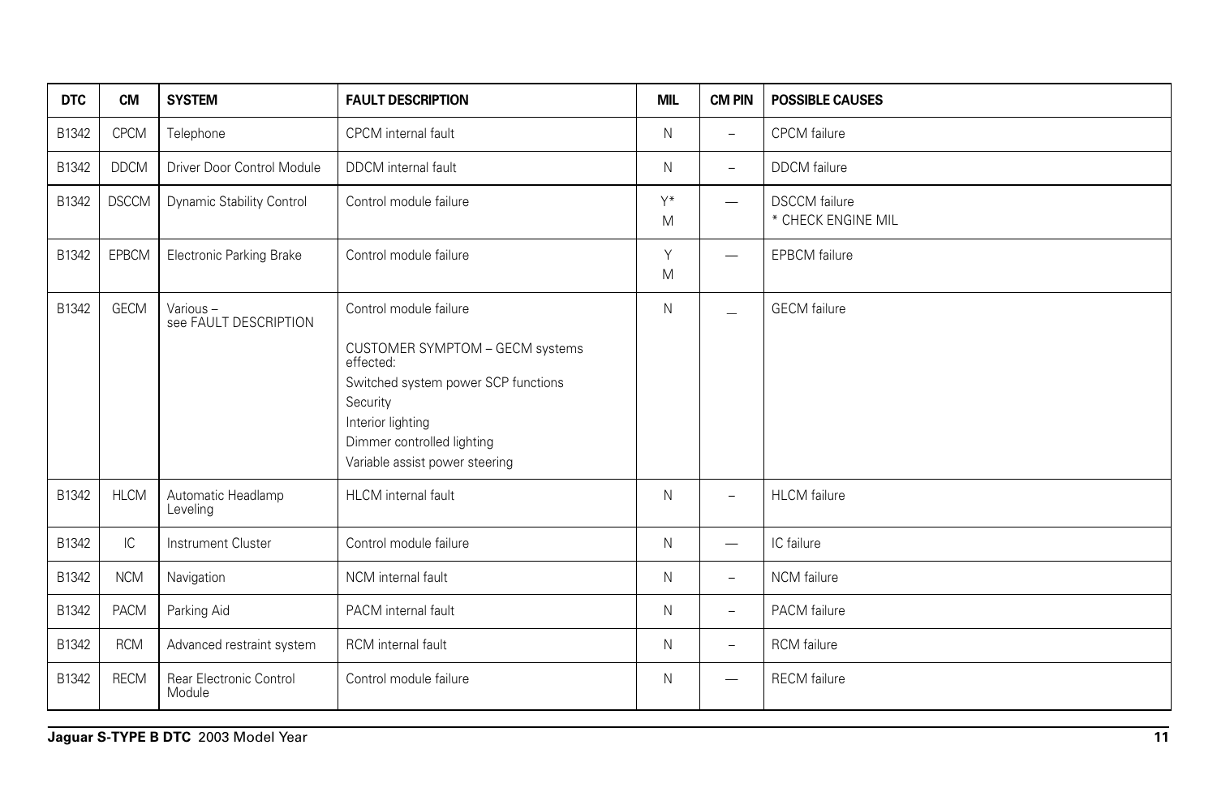| DTC | CM | SYSTEM | FAULT DESCRIPTION | MIL | CM PIN | POSSIBLE CAUSES |
|---|---|---|---|---|---|---|
| B1342 | CPCM | Telephone | CPCM internal fault | N | – | CPCM failure |
| B1342 | DDCM | Driver Door Control Module | DDCM internal fault | N | – | DDCM failure |
| B1342 | DSCCM | Dynamic Stability Control | Control module failure | Y* M | — | DSCCM failure<br>* CHECK ENGINE MIL |
| B1342 | EPBCM | Electronic Parking Brake | Control module failure | Y M | — | EPBCM failure |
| B1342 | GECM | Various – see FAULT DESCRIPTION | Control module failure<br><br>CUSTOMER SYMPTOM – GECM systems effected:<br>Switched system power SCP functions<br>Security<br>Interior lighting<br>Dimmer controlled lighting<br>Variable assist power steering | N | _ | GECM failure |
| B1342 | HLCM | Automatic Headlamp Leveling | HLCM internal fault | N | – | HLCM failure |
| B1342 | IC | Instrument Cluster | Control module failure | N | — | IC failure |
| B1342 | NCM | Navigation | NCM internal fault | N | – | NCM failure |
| B1342 | PACM | Parking Aid | PACM internal fault | N | – | PACM failure |
| B1342 | RCM | Advanced restraint system | RCM internal fault | N | – | RCM failure |
| B1342 | RECM | Rear Electronic Control Module | Control module failure | N | — | RECM failure |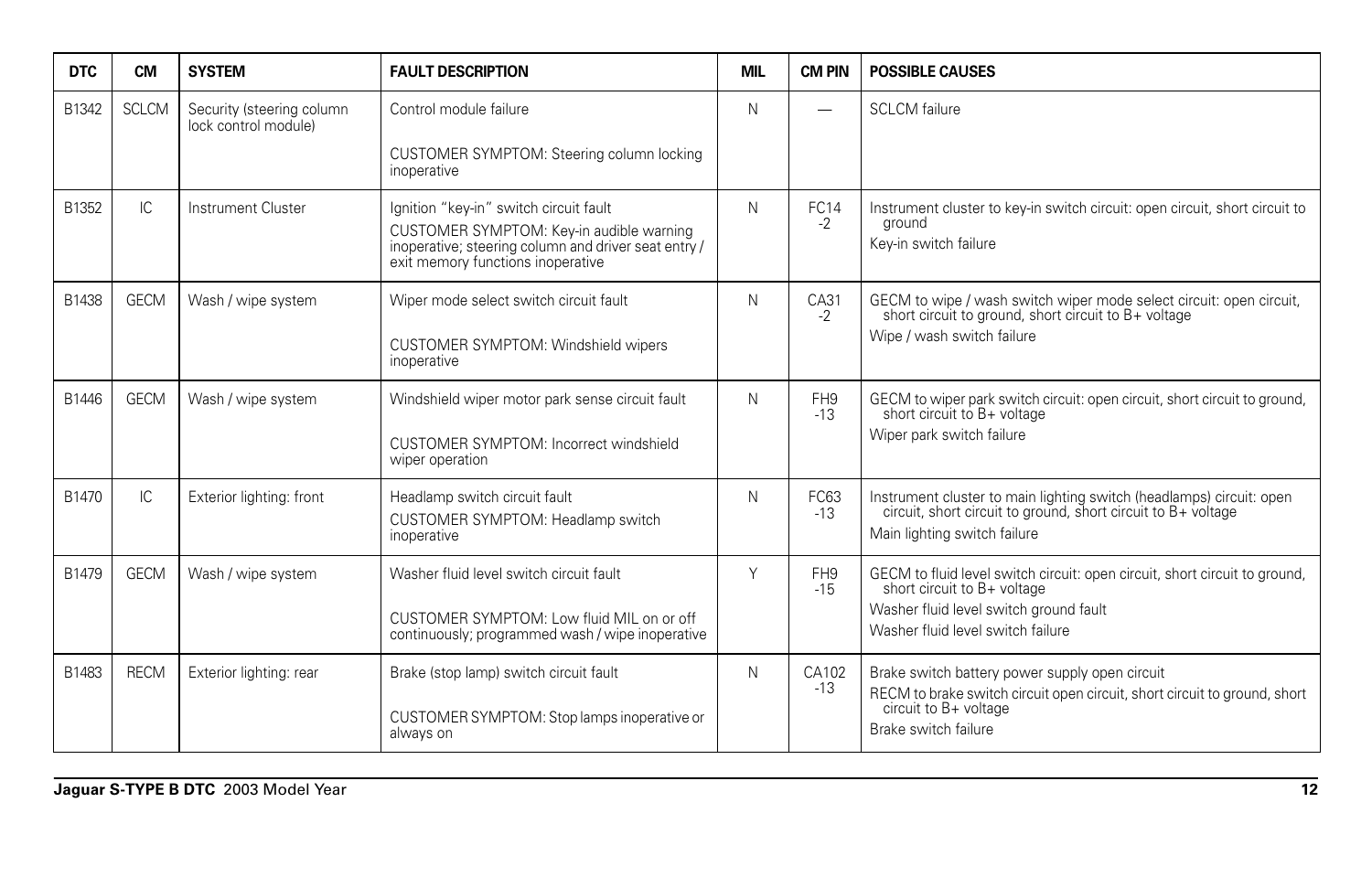| DTC | CM | SYSTEM | FAULT DESCRIPTION | MIL | CM PIN | POSSIBLE CAUSES |
|---|---|---|---|---|---|---|
| B1342 | SCLCM | Security (steering column lock control module) | Control module failure<br><br>CUSTOMER SYMPTOM: Steering column locking inoperative | N | — | SCLCM failure |
| B1352 | IC | Instrument Cluster | Ignition “key-in” switch circuit fault<br>CUSTOMER SYMPTOM: Key-in audible warning inoperative; steering column and driver seat entry / exit memory functions inoperative | N | FC14 -2 | Instrument cluster to key-in switch circuit: open circuit, short circuit to ground<br>Key-in switch failure |
| B1438 | GECM | Wash / wipe system | Wiper mode select switch circuit fault<br><br>CUSTOMER SYMPTOM: Windshield wipers inoperative | N | CA31 -2 | GECM to wipe / wash switch wiper mode select circuit: open circuit, short circuit to ground, short circuit to B+ voltage<br>Wipe / wash switch failure |
| B1446 | GECM | Wash / wipe system | Windshield wiper motor park sense circuit fault<br><br>CUSTOMER SYMPTOM: Incorrect windshield wiper operation | N | FH9 -13 | GECM to wiper park switch circuit: open circuit, short circuit to ground, short circuit to B+ voltage<br>Wiper park switch failure |
| B1470 | IC | Exterior lighting: front | Headlamp switch circuit fault<br>CUSTOMER SYMPTOM: Headlamp switch inoperative | N | FC63 -13 | Instrument cluster to main lighting switch (headlamps) circuit: open circuit, short circuit to ground, short circuit to B+ voltage<br>Main lighting switch failure |
| B1479 | GECM | Wash / wipe system | Washer fluid level switch circuit fault<br><br>CUSTOMER SYMPTOM: Low fluid MIL on or off continuously; programmed wash / wipe inoperative | Y | FH9 -15 | GECM to fluid level switch circuit: open circuit, short circuit to ground, short circuit to B+ voltage<br>Washer fluid level switch ground fault<br>Washer fluid level switch failure |
| B1483 | RECM | Exterior lighting: rear | Brake (stop lamp) switch circuit fault<br><br>CUSTOMER SYMPTOM: Stop lamps inoperative or always on | N | CA102 -13 | Brake switch battery power supply open circuit<br>RECM to brake switch circuit open circuit, short circuit to ground, short circuit to B+ voltage<br>Brake switch failure |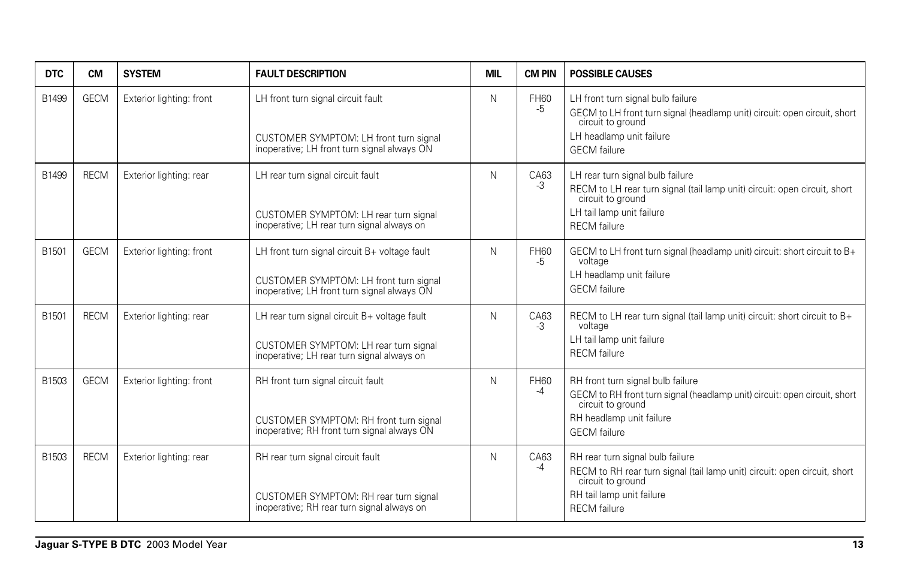| DTC | CM | SYSTEM | FAULT DESCRIPTION | MIL | CM PIN | POSSIBLE CAUSES |
|---|---|---|---|---|---|---|
| B1499 | GECM | Exterior lighting: front | LH front turn signal circuit fault<br><br>CUSTOMER SYMPTOM: LH front turn signal inoperative; LH front turn signal always ON | N | FH60 -5 | LH front turn signal bulb failure<br>GECM to LH front turn signal (headlamp unit) circuit: open circuit, short circuit to ground<br>LH headlamp unit failure<br>GECM failure |
| B1499 | RECM | Exterior lighting: rear | LH rear turn signal circuit fault<br><br>CUSTOMER SYMPTOM: LH rear turn signal inoperative; LH rear turn signal always on | N | CA63 -3 | LH rear turn signal bulb failure<br>RECM to LH rear turn signal (tail lamp unit) circuit: open circuit, short circuit to ground<br>LH tail lamp unit failure<br>RECM failure |
| B1501 | GECM | Exterior lighting: front | LH front turn signal circuit B+ voltage fault<br><br>CUSTOMER SYMPTOM: LH front turn signal inoperative; LH front turn signal always ON | N | FH60 -5 | GECM to LH front turn signal (headlamp unit) circuit: short circuit to B+ voltage<br>LH headlamp unit failure<br>GECM failure |
| B1501 | RECM | Exterior lighting: rear | LH rear turn signal circuit B+ voltage fault<br><br>CUSTOMER SYMPTOM: LH rear turn signal inoperative; LH rear turn signal always on | N | CA63 -3 | RECM to LH rear turn signal (tail lamp unit) circuit: short circuit to B+ voltage<br>LH tail lamp unit failure<br>RECM failure |
| B1503 | GECM | Exterior lighting: front | RH front turn signal circuit fault<br><br>CUSTOMER SYMPTOM: RH front turn signal inoperative; RH front turn signal always ON | N | FH60 -4 | RH front turn signal bulb failure<br>GECM to RH front turn signal (headlamp unit) circuit: open circuit, short circuit to ground<br>RH headlamp unit failure<br>GECM failure |
| B1503 | RECM | Exterior lighting: rear | RH rear turn signal circuit fault<br><br>CUSTOMER SYMPTOM: RH rear turn signal inoperative; RH rear turn signal always on | N | CA63 -4 | RH rear turn signal bulb failure<br>RECM to RH rear turn signal (tail lamp unit) circuit: open circuit, short circuit to ground<br>RH tail lamp unit failure<br>RECM failure |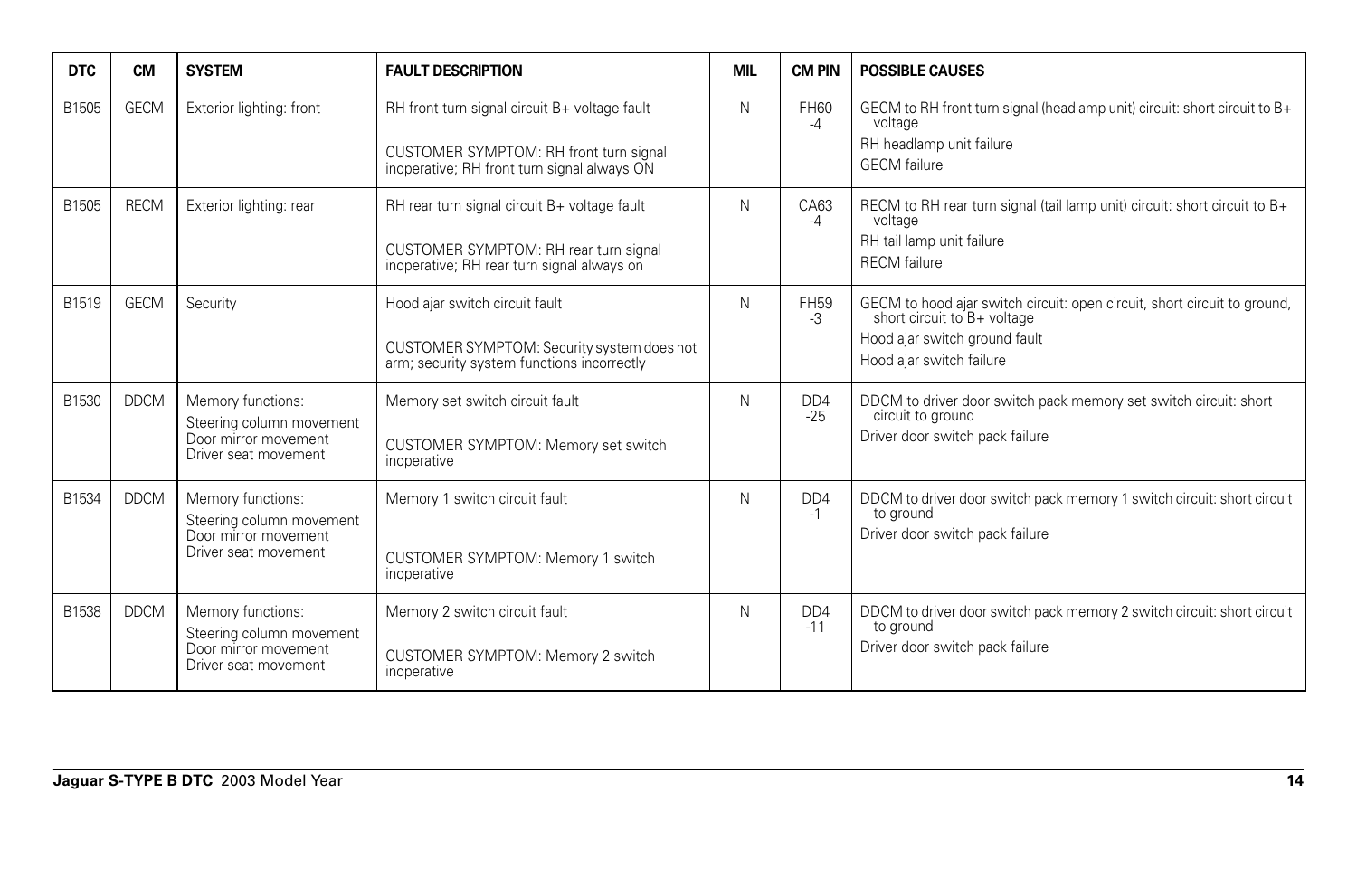| DTC | CM | SYSTEM | FAULT DESCRIPTION | MIL | CM PIN | POSSIBLE CAUSES |
|---|---|---|---|---|---|---|
| B1505 | GECM | Exterior lighting: front | RH front turn signal circuit B+ voltage fault<br><br>CUSTOMER SYMPTOM: RH front turn signal inoperative; RH front turn signal always ON | N | FH60-4 | GECM to RH front turn signal (headlamp unit) circuit: short circuit to B+ voltage<br>RH headlamp unit failure<br>GECM failure |
| B1505 | RECM | Exterior lighting: rear | RH rear turn signal circuit B+ voltage fault<br><br>CUSTOMER SYMPTOM: RH rear turn signal inoperative; RH rear turn signal always on | N | CA63-4 | RECM to RH rear turn signal (tail lamp unit) circuit: short circuit to B+ voltage<br>RH tail lamp unit failure<br>RECM failure |
| B1519 | GECM | Security | Hood ajar switch circuit fault<br><br>CUSTOMER SYMPTOM: Security system does not arm; security system functions incorrectly | N | FH59-3 | GECM to hood ajar switch circuit: open circuit, short circuit to ground, short circuit to B+ voltage<br>Hood ajar switch ground fault<br>Hood ajar switch failure |
| B1530 | DDCM | Memory functions:<br>Steering column movement<br>Door mirror movement<br>Driver seat movement | Memory set switch circuit fault<br><br>CUSTOMER SYMPTOM: Memory set switch inoperative | N | DD4-25 | DDCM to driver door switch pack memory set switch circuit: short circuit to ground<br>Driver door switch pack failure |
| B1534 | DDCM | Memory functions:<br>Steering column movement<br>Door mirror movement<br>Driver seat movement | Memory 1 switch circuit fault<br><br>CUSTOMER SYMPTOM: Memory 1 switch inoperative | N | DD4-1 | DDCM to driver door switch pack memory 1 switch circuit: short circuit to ground<br>Driver door switch pack failure |
| B1538 | DDCM | Memory functions:<br>Steering column movement<br>Door mirror movement<br>Driver seat movement | Memory 2 switch circuit fault<br><br>CUSTOMER SYMPTOM: Memory 2 switch inoperative | N | DD4-11 | DDCM to driver door switch pack memory 2 switch circuit: short circuit to ground<br>Driver door switch pack failure |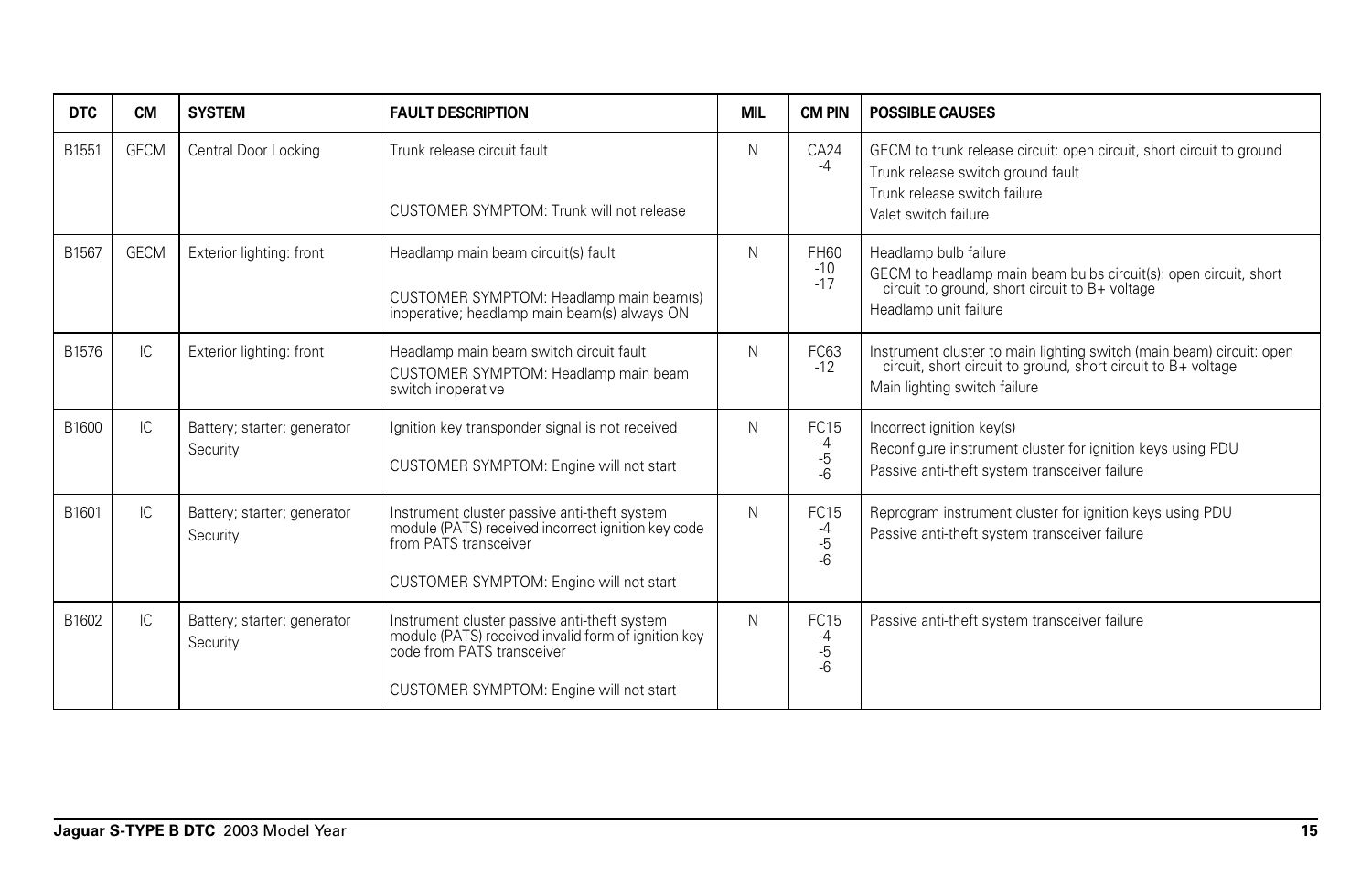| DTC | CM | SYSTEM | FAULT DESCRIPTION | MIL | CM PIN | POSSIBLE CAUSES |
|---|---|---|---|---|---|---|
| B1551 | GECM | Central Door Locking | Trunk release circuit fault<br><br>CUSTOMER SYMPTOM: Trunk will not release | N | CA24<br>-4 | GECM to trunk release circuit: open circuit, short circuit to ground<br>Trunk release switch ground fault<br>Trunk release switch failure<br>Valet switch failure |
| B1567 | GECM | Exterior lighting: front | Headlamp main beam circuit(s) fault<br><br>CUSTOMER SYMPTOM: Headlamp main beam(s) inoperative; headlamp main beam(s) always ON | N | FH60<br>-10<br>-17 | Headlamp bulb failure<br>GECM to headlamp main beam bulbs circuit(s): open circuit, short circuit to ground, short circuit to B+ voltage<br>Headlamp unit failure |
| B1576 | IC | Exterior lighting: front | Headlamp main beam switch circuit fault<br>CUSTOMER SYMPTOM: Headlamp main beam switch inoperative | N | FC63<br>-12 | Instrument cluster to main lighting switch (main beam) circuit: open circuit, short circuit to ground, short circuit to B+ voltage<br>Main lighting switch failure |
| B1600 | IC | Battery; starter; generator<br>Security | Ignition key transponder signal is not received<br><br>CUSTOMER SYMPTOM: Engine will not start | N | FC15<br>-4<br>-5<br>-6 | Incorrect ignition key(s)<br>Reconfigure instrument cluster for ignition keys using PDU<br>Passive anti-theft system transceiver failure |
| B1601 | IC | Battery; starter; generator<br>Security | Instrument cluster passive anti-theft system module (PATS) received incorrect ignition key code from PATS transceiver<br><br>CUSTOMER SYMPTOM: Engine will not start | N | FC15<br>-4<br>-5<br>-6 | Reprogram instrument cluster for ignition keys using PDU<br>Passive anti-theft system transceiver failure |
| B1602 | IC | Battery; starter; generator<br>Security | Instrument cluster passive anti-theft system module (PATS) received invalid form of ignition key code from PATS transceiver<br><br>CUSTOMER SYMPTOM: Engine will not start | N | FC15<br>-4<br>-5<br>-6 | Passive anti-theft system transceiver failure |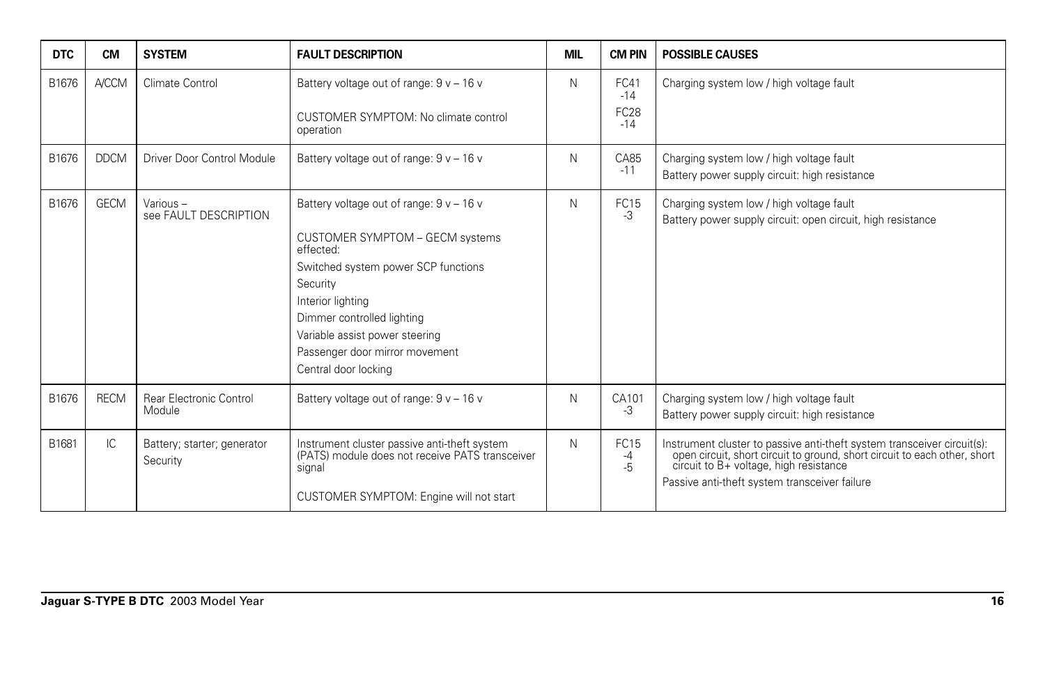| DTC | CM | SYSTEM | FAULT DESCRIPTION | MIL | CM PIN | POSSIBLE CAUSES |
|---|---|---|---|---|---|---|
| B1676 | A/CCM | Climate Control | Battery voltage out of range: 9 v – 16 v<br><br>CUSTOMER SYMPTOM: No climate control operation | N | FC41 -14<br>FC28 -14 | Charging system low / high voltage fault |
| B1676 | DDCM | Driver Door Control Module | Battery voltage out of range: 9 v – 16 v | N | CA85 -11 | Charging system low / high voltage fault<br>Battery power supply circuit: high resistance |
| B1676 | GECM | Various – see FAULT DESCRIPTION | Battery voltage out of range: 9 v – 16 v<br><br>CUSTOMER SYMPTOM – GECM systems effected:<br>Switched system power SCP functions<br>Security<br>Interior lighting<br>Dimmer controlled lighting<br>Variable assist power steering<br>Passenger door mirror movement<br>Central door locking | N | FC15 -3 | Charging system low / high voltage fault<br>Battery power supply circuit: open circuit, high resistance |
| B1676 | RECM | Rear Electronic Control Module | Battery voltage out of range: 9 v – 16 v | N | CA101 -3 | Charging system low / high voltage fault<br>Battery power supply circuit: high resistance |
| B1681 | IC | Battery; starter; generator<br>Security | Instrument cluster passive anti-theft system (PATS) module does not receive PATS transceiver signal<br><br>CUSTOMER SYMPTOM: Engine will not start | N | FC15 -4 -5 | Instrument cluster to passive anti-theft system transceiver circuit(s): open circuit, short circuit to ground, short circuit to each other, short circuit to B+ voltage, high resistance<br>Passive anti-theft system transceiver failure |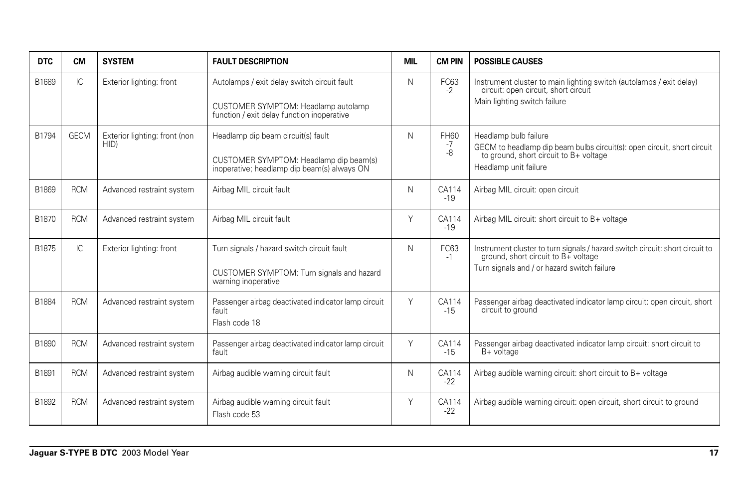| DTC | CM | SYSTEM | FAULT DESCRIPTION | MIL | CM PIN | POSSIBLE CAUSES |
|---|---|---|---|---|---|---|
| B1689 | IC | Exterior lighting: front | Autolamps / exit delay switch circuit fault<br><br>CUSTOMER SYMPTOM: Headlamp autolamp function / exit delay function inoperative | N | FC63 -2 | Instrument cluster to main lighting switch (autolamps / exit delay) circuit: open circuit, short circuit<br>Main lighting switch failure |
| B1794 | GECM | Exterior lighting: front (non HID) | Headlamp dip beam circuit(s) fault<br><br>CUSTOMER SYMPTOM: Headlamp dip beam(s) inoperative; headlamp dip beam(s) always ON | N | FH60 -7 -8 | Headlamp bulb failure<br>GECM to headlamp dip beam bulbs circuit(s): open circuit, short circuit to ground, short circuit to B+ voltage<br>Headlamp unit failure |
| B1869 | RCM | Advanced restraint system | Airbag MIL circuit fault | N | CA114 -19 | Airbag MIL circuit: open circuit |
| B1870 | RCM | Advanced restraint system | Airbag MIL circuit fault | Y | CA114 -19 | Airbag MIL circuit: short circuit to B+ voltage |
| B1875 | IC | Exterior lighting: front | Turn signals / hazard switch circuit fault<br><br>CUSTOMER SYMPTOM: Turn signals and hazard warning inoperative | N | FC63 -1 | Instrument cluster to turn signals / hazard switch circuit: short circuit to ground, short circuit to B+ voltage<br>Turn signals and / or hazard switch failure |
| B1884 | RCM | Advanced restraint system | Passenger airbag deactivated indicator lamp circuit fault<br>Flash code 18 | Y | CA114 -15 | Passenger airbag deactivated indicator lamp circuit: open circuit, short circuit to ground |
| B1890 | RCM | Advanced restraint system | Passenger airbag deactivated indicator lamp circuit fault | Y | CA114 -15 | Passenger airbag deactivated indicator lamp circuit: short circuit to B+ voltage |
| B1891 | RCM | Advanced restraint system | Airbag audible warning circuit fault | N | CA114 -22 | Airbag audible warning circuit: short circuit to B+ voltage |
| B1892 | RCM | Advanced restraint system | Airbag audible warning circuit fault<br>Flash code 53 | Y | CA114 -22 | Airbag audible warning circuit: open circuit, short circuit to ground |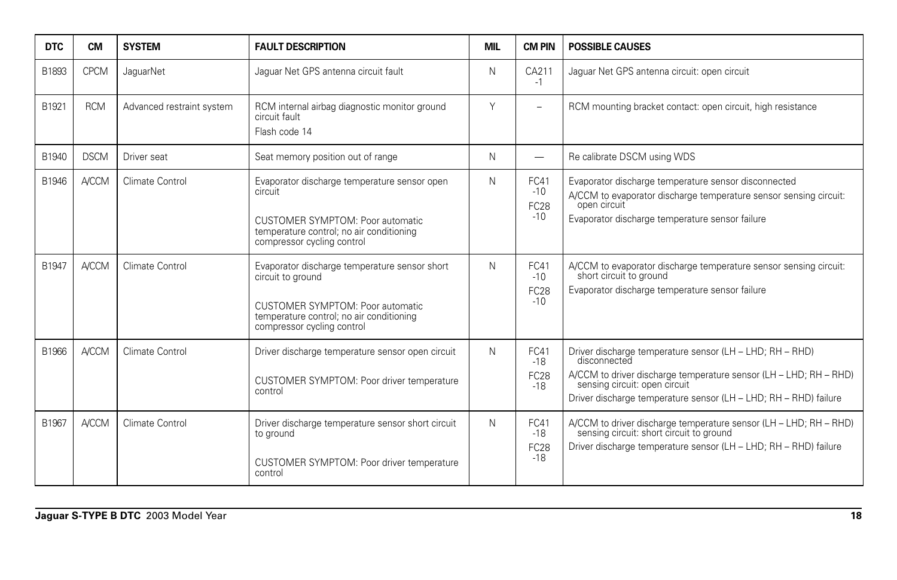| DTC | CM | SYSTEM | FAULT DESCRIPTION | MIL | CM PIN | POSSIBLE CAUSES |
| --- | --- | --- | --- | --- | --- | --- |
| B1893 | CPCM | JaguarNet | Jaguar Net GPS antenna circuit fault | N | CA211 -1 | Jaguar Net GPS antenna circuit: open circuit |
| B1921 | RCM | Advanced restraint system | RCM internal airbag diagnostic monitor ground circuit fault<br>Flash code 14 | Y | – | RCM mounting bracket contact: open circuit, high resistance |
| B1940 | DSCM | Driver seat | Seat memory position out of range | N | — | Re calibrate DSCM using WDS |
| B1946 | A/CCM | Climate Control | Evaporator discharge temperature sensor open circuit<br>CUSTOMER SYMPTOM: Poor automatic temperature control; no air conditioning compressor cycling control | N | FC41 -10<br>FC28 -10 | Evaporator discharge temperature sensor disconnected<br>A/CCM to evaporator discharge temperature sensor sensing circuit: open circuit<br>Evaporator discharge temperature sensor failure |
| B1947 | A/CCM | Climate Control | Evaporator discharge temperature sensor short circuit to ground<br>CUSTOMER SYMPTOM: Poor automatic temperature control; no air conditioning compressor cycling control | N | FC41 -10<br>FC28 -10 | A/CCM to evaporator discharge temperature sensor sensing circuit: short circuit to ground<br>Evaporator discharge temperature sensor failure |
| B1966 | A/CCM | Climate Control | Driver discharge temperature sensor open circuit<br>CUSTOMER SYMPTOM: Poor driver temperature control | N | FC41 -18<br>FC28 -18 | Driver discharge temperature sensor (LH – LHD; RH – RHD) disconnected<br>A/CCM to driver discharge temperature sensor (LH – LHD; RH – RHD) sensing circuit: open circuit<br>Driver discharge temperature sensor (LH – LHD; RH – RHD) failure |
| B1967 | A/CCM | Climate Control | Driver discharge temperature sensor short circuit to ground<br>CUSTOMER SYMPTOM: Poor driver temperature control | N | FC41 -18<br>FC28 -18 | A/CCM to driver discharge temperature sensor (LH – LHD; RH – RHD) sensing circuit: short circuit to ground<br>Driver discharge temperature sensor (LH – LHD; RH – RHD) failure |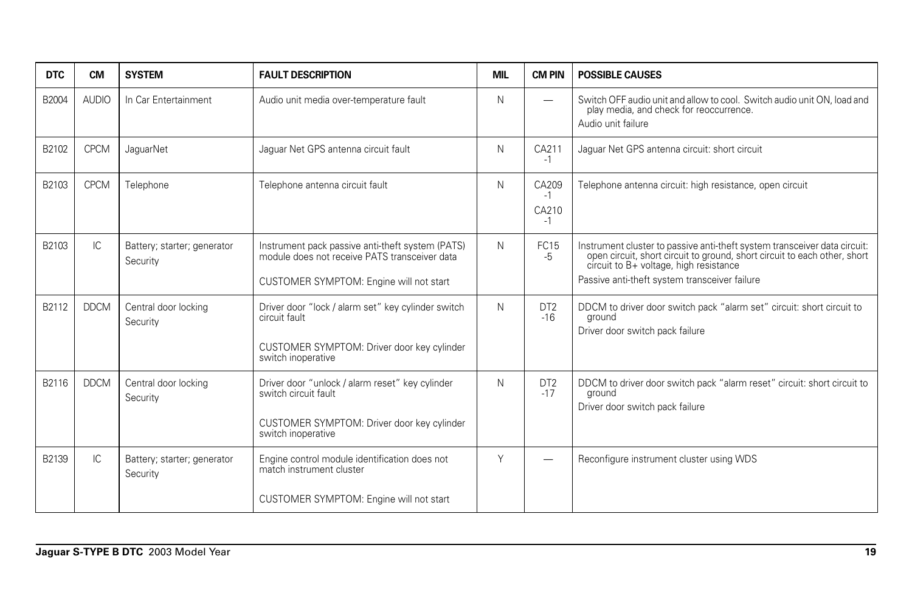| DTC | CM | SYSTEM | FAULT DESCRIPTION | MIL | CM PIN | POSSIBLE CAUSES |
|---|---|---|---|---|---|---|
| B2004 | AUDIO | In Car Entertainment | Audio unit media over-temperature fault | N | — | Switch OFF audio unit and allow to cool. Switch audio unit ON, load and play media, and check for reoccurrence.<br>Audio unit failure |
| B2102 | CPCM | JaguarNet | Jaguar Net GPS antenna circuit fault | N | CA211 -1 | Jaguar Net GPS antenna circuit: short circuit |
| B2103 | CPCM | Telephone | Telephone antenna circuit fault | N | CA209 -1<br>CA210 -1 | Telephone antenna circuit: high resistance, open circuit |
| B2103 | IC | Battery; starter; generator<br>Security | Instrument pack passive anti-theft system (PATS) module does not receive PATS transceiver data<br><br>CUSTOMER SYMPTOM: Engine will not start | N | FC15 -5 | Instrument cluster to passive anti-theft system transceiver data circuit: open circuit, short circuit to ground, short circuit to each other, short circuit to B+ voltage, high resistance<br>Passive anti-theft system transceiver failure |
| B2112 | DDCM | Central door locking<br>Security | Driver door "lock / alarm set" key cylinder switch circuit fault<br><br>CUSTOMER SYMPTOM: Driver door key cylinder switch inoperative | N | DT2 -16 | DDCM to driver door switch pack "alarm set" circuit: short circuit to ground<br>Driver door switch pack failure |
| B2116 | DDCM | Central door locking<br>Security | Driver door "unlock / alarm reset" key cylinder switch circuit fault<br><br>CUSTOMER SYMPTOM: Driver door key cylinder switch inoperative | N | DT2 -17 | DDCM to driver door switch pack "alarm reset" circuit: short circuit to ground<br>Driver door switch pack failure |
| B2139 | IC | Battery; starter; generator<br>Security | Engine control module identification does not match instrument cluster<br><br>CUSTOMER SYMPTOM: Engine will not start | Y | — | Reconfigure instrument cluster using WDS |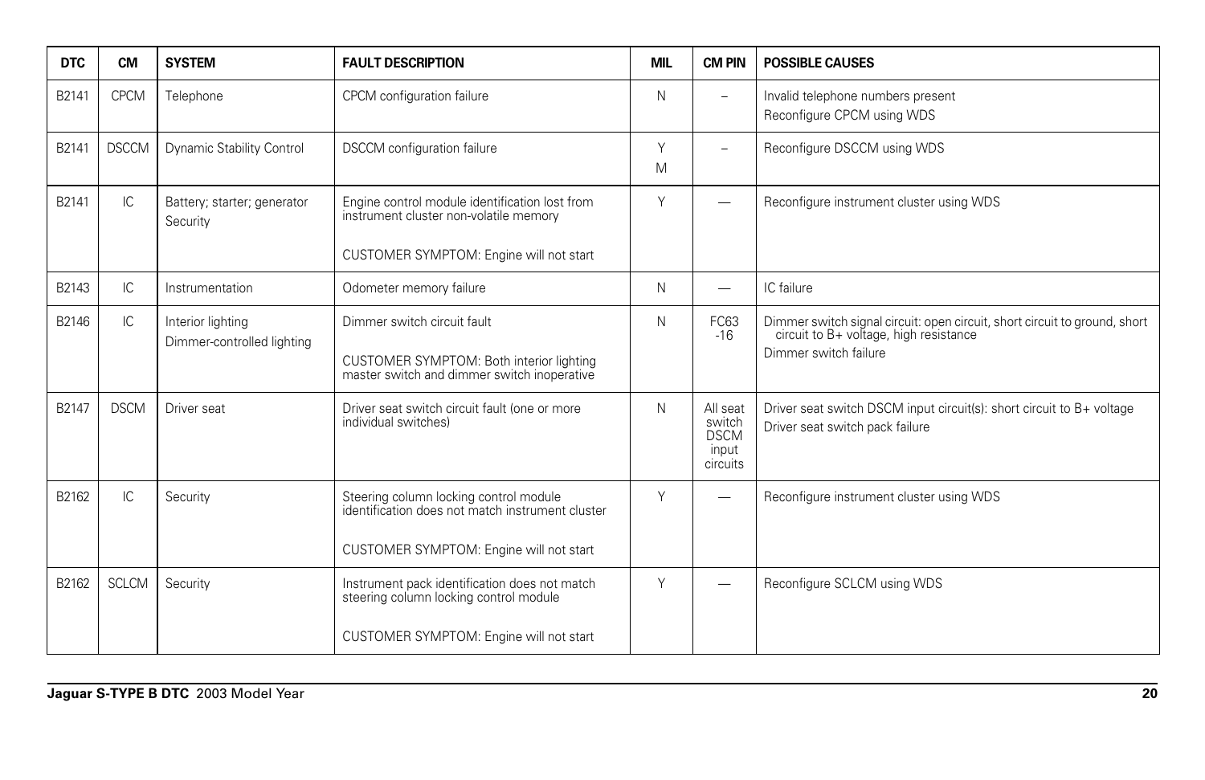| DTC | CM | SYSTEM | FAULT DESCRIPTION | MIL | CM PIN | POSSIBLE CAUSES |
|---|---|---|---|---|---|---|
| B2141 | CPCM | Telephone | CPCM configuration failure | N | – | Invalid telephone numbers present<br>Reconfigure CPCM using WDS |
| B2141 | DSCCM | Dynamic Stability Control | DSCCM configuration failure | Y<br>M | – | Reconfigure DSCCM using WDS |
| B2141 | IC | Battery; starter; generator<br>Security | Engine control module identification lost from instrument cluster non-volatile memory<br><br>CUSTOMER SYMPTOM: Engine will not start | Y | — | Reconfigure instrument cluster using WDS |
| B2143 | IC | Instrumentation | Odometer memory failure | N | — | IC failure |
| B2146 | IC | Interior lighting<br>Dimmer-controlled lighting | Dimmer switch circuit fault<br><br>CUSTOMER SYMPTOM: Both interior lighting master switch and dimmer switch inoperative | N | FC63-16 | Dimmer switch signal circuit: open circuit, short circuit to ground, short circuit to B+ voltage, high resistance<br>Dimmer switch failure |
| B2147 | DSCM | Driver seat | Driver seat switch circuit fault (one or more individual switches) | N | All seat switch DSCM input circuits | Driver seat switch DSCM input circuit(s): short circuit to B+ voltage<br>Driver seat switch pack failure |
| B2162 | IC | Security | Steering column locking control module identification does not match instrument cluster<br><br>CUSTOMER SYMPTOM: Engine will not start | Y | — | Reconfigure instrument cluster using WDS |
| B2162 | SCLCM | Security | Instrument pack identification does not match steering column locking control module<br><br>CUSTOMER SYMPTOM: Engine will not start | Y | — | Reconfigure SCLCM using WDS |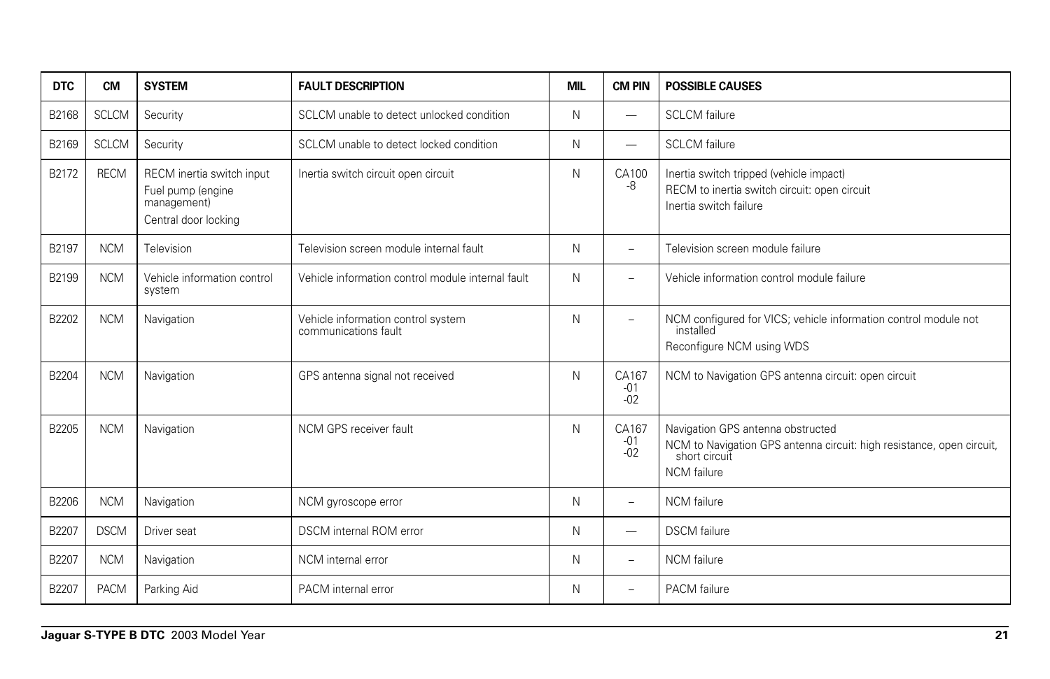| DTC | CM | SYSTEM | FAULT DESCRIPTION | MIL | CM PIN | POSSIBLE CAUSES |
|---|---|---|---|---|---|---|
| B2168 | SCLCM | Security | SCLCM unable to detect unlocked condition | N | — | SCLCM failure |
| B2169 | SCLCM | Security | SCLCM unable to detect locked condition | N | — | SCLCM failure |
| B2172 | RECM | RECM inertia switch input<br>Fuel pump (engine management)<br>Central door locking | Inertia switch circuit open circuit | N | CA100 -8 | Inertia switch tripped (vehicle impact)<br>RECM to inertia switch circuit: open circuit<br>Inertia switch failure |
| B2197 | NCM | Television | Television screen module internal fault | N | – | Television screen module failure |
| B2199 | NCM | Vehicle information control system | Vehicle information control module internal fault | N | – | Vehicle information control module failure |
| B2202 | NCM | Navigation | Vehicle information control system communications fault | N | – | NCM configured for VICS; vehicle information control module not installed<br>Reconfigure NCM using WDS |
| B2204 | NCM | Navigation | GPS antenna signal not received | N | CA167 -01 -02 | NCM to Navigation GPS antenna circuit: open circuit |
| B2205 | NCM | Navigation | NCM GPS receiver fault | N | CA167 -01 -02 | Navigation GPS antenna obstructed<br>NCM to Navigation GPS antenna circuit: high resistance, open circuit, short circuit<br>NCM failure |
| B2206 | NCM | Navigation | NCM gyroscope error | N | – | NCM failure |
| B2207 | DSCM | Driver seat | DSCM internal ROM error | N | — | DSCM failure |
| B2207 | NCM | Navigation | NCM internal error | N | – | NCM failure |
| B2207 | PACM | Parking Aid | PACM internal error | N | – | PACM failure |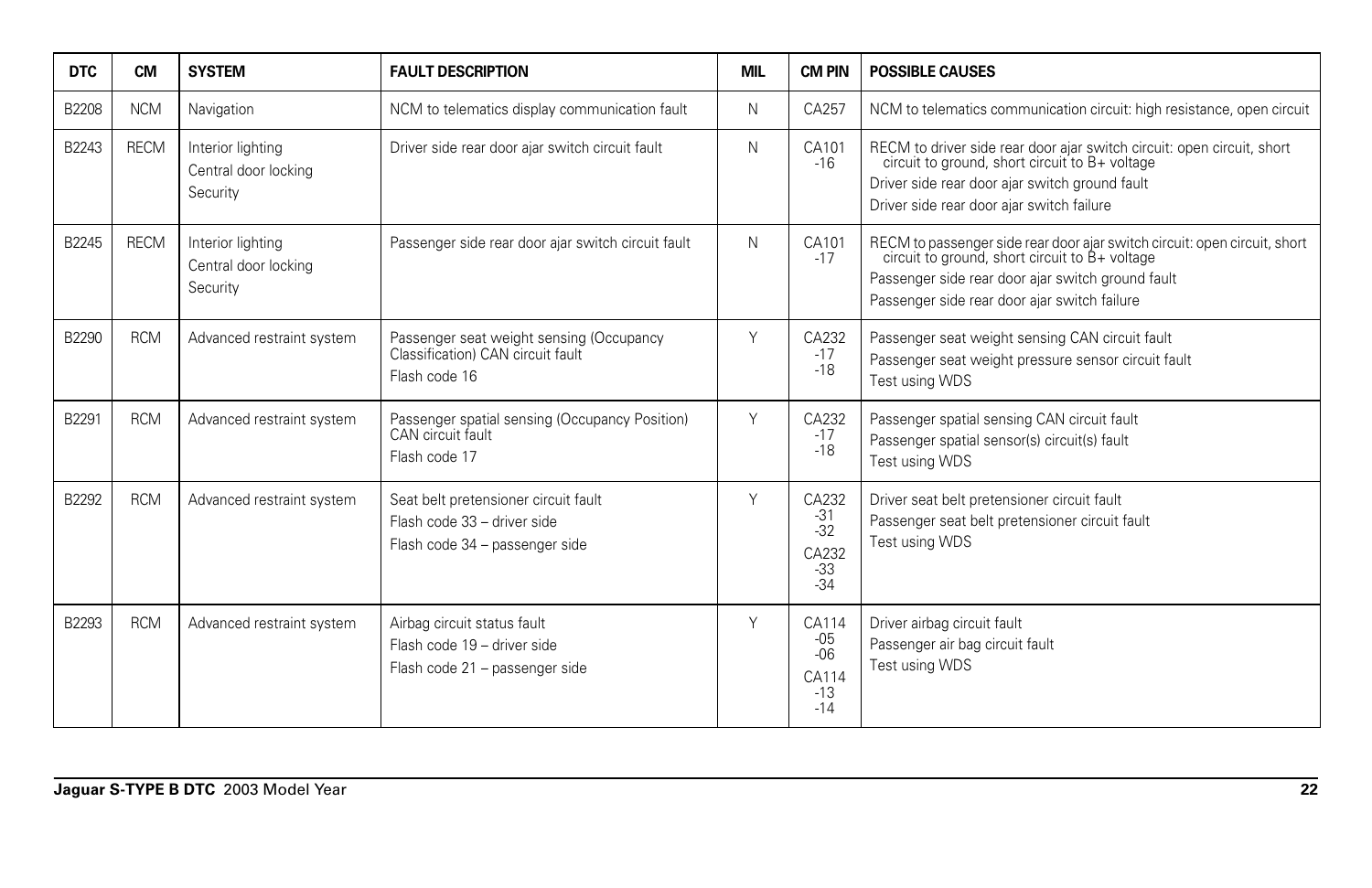| DTC | CM | SYSTEM | FAULT DESCRIPTION | MIL | CM PIN | POSSIBLE CAUSES |
|---|---|---|---|---|---|---|
| B2208 | NCM | Navigation | NCM to telematics display communication fault | N | CA257 | NCM to telematics communication circuit: high resistance, open circuit |
| B2243 | RECM | Interior lighting<br>Central door locking<br>Security | Driver side rear door ajar switch circuit fault | N | CA101<br>-16 | RECM to driver side rear door ajar switch circuit: open circuit, short circuit to ground, short circuit to B+ voltage<br>Driver side rear door ajar switch ground fault<br>Driver side rear door ajar switch failure |
| B2245 | RECM | Interior lighting<br>Central door locking<br>Security | Passenger side rear door ajar switch circuit fault | N | CA101<br>-17 | RECM to passenger side rear door ajar switch circuit: open circuit, short circuit to ground, short circuit to B+ voltage<br>Passenger side rear door ajar switch ground fault<br>Passenger side rear door ajar switch failure |
| B2290 | RCM | Advanced restraint system | Passenger seat weight sensing (Occupancy Classification) CAN circuit fault<br>Flash code 16 | Y | CA232<br>-17<br>-18 | Passenger seat weight sensing CAN circuit fault<br>Passenger seat weight pressure sensor circuit fault<br>Test using WDS |
| B2291 | RCM | Advanced restraint system | Passenger spatial sensing (Occupancy Position) CAN circuit fault<br>Flash code 17 | Y | CA232<br>-17<br>-18 | Passenger spatial sensing CAN circuit fault<br>Passenger spatial sensor(s) circuit(s) fault<br>Test using WDS |
| B2292 | RCM | Advanced restraint system | Seat belt pretensioner circuit fault<br>Flash code 33 – driver side<br>Flash code 34 – passenger side | Y | CA232<br>-31<br>-32<br>CA232<br>-33<br>-34 | Driver seat belt pretensioner circuit fault<br>Passenger seat belt pretensioner circuit fault<br>Test using WDS |
| B2293 | RCM | Advanced restraint system | Airbag circuit status fault<br>Flash code 19 – driver side<br>Flash code 21 – passenger side | Y | CA114<br>-05<br>-06<br>CA114<br>-13<br>-14 | Driver airbag circuit fault<br>Passenger air bag circuit fault<br>Test using WDS |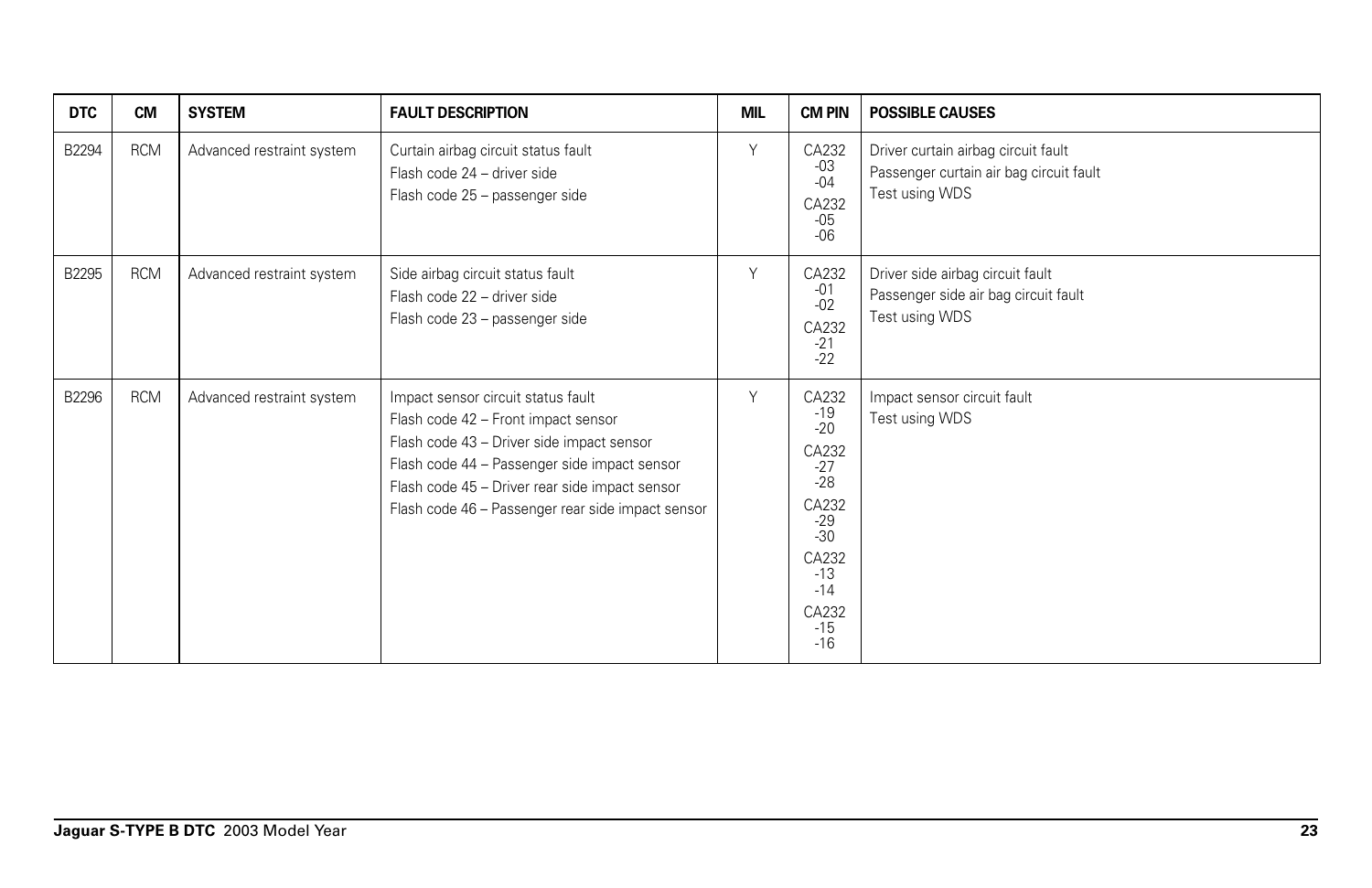| DTC | CM | SYSTEM | FAULT DESCRIPTION | MIL | CM PIN | POSSIBLE CAUSES |
|---|---|---|---|---|---|---|
| B2294 | RCM | Advanced restraint system | Curtain airbag circuit status fault<br>Flash code 24 – driver side<br>Flash code 25 – passenger side | Y | CA232<br>-03<br>-04<br>CA232<br>-05<br>-06 | Driver curtain airbag circuit fault<br>Passenger curtain air bag circuit fault<br>Test using WDS |
| B2295 | RCM | Advanced restraint system | Side airbag circuit status fault<br>Flash code 22 – driver side<br>Flash code 23 – passenger side | Y | CA232<br>-01<br>-02<br>CA232<br>-21<br>-22 | Driver side airbag circuit fault<br>Passenger side air bag circuit fault<br>Test using WDS |
| B2296 | RCM | Advanced restraint system | Impact sensor circuit status fault<br>Flash code 42 – Front impact sensor<br>Flash code 43 – Driver side impact sensor<br>Flash code 44 – Passenger side impact sensor<br>Flash code 45 – Driver rear side impact sensor<br>Flash code 46 – Passenger rear side impact sensor | Y | CA232<br>-19<br>-20<br>CA232<br>-27<br>-28<br>CA232<br>-29<br>-30<br>CA232<br>-13<br>-14<br>CA232<br>-15<br>-16 | Impact sensor circuit fault<br>Test using WDS |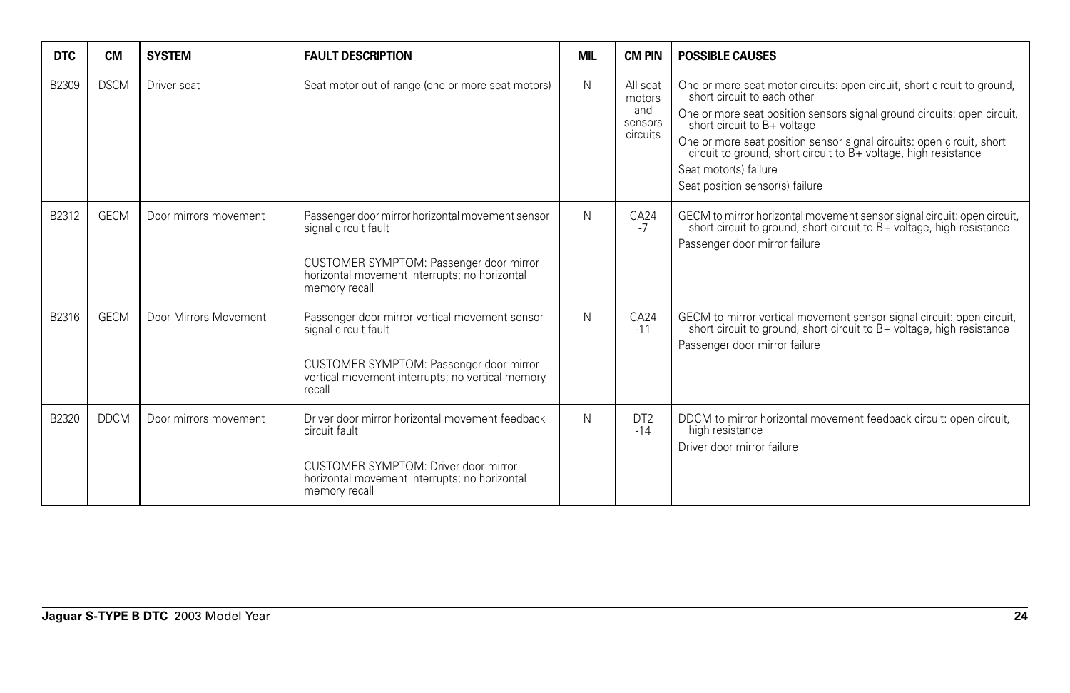| DTC | CM | SYSTEM | FAULT DESCRIPTION | MIL | CM PIN | POSSIBLE CAUSES |
|---|---|---|---|---|---|---|
| B2309 | DSCM | Driver seat | Seat motor out of range (one or more seat motors) | N | All seat motors and sensors circuits | One or more seat motor circuits: open circuit, short circuit to ground, short circuit to each other<br>One or more seat position sensors signal ground circuits: open circuit, short circuit to B+ voltage<br>One or more seat position sensor signal circuits: open circuit, short circuit to ground, short circuit to B+ voltage, high resistance<br>Seat motor(s) failure<br>Seat position sensor(s) failure |
| B2312 | GECM | Door mirrors movement | Passenger door mirror horizontal movement sensor signal circuit fault<br><br>CUSTOMER SYMPTOM: Passenger door mirror horizontal movement interrupts; no horizontal memory recall | N | CA24 -7 | GECM to mirror horizontal movement sensor signal circuit: open circuit, short circuit to ground, short circuit to B+ voltage, high resistance<br>Passenger door mirror failure |
| B2316 | GECM | Door Mirrors Movement | Passenger door mirror vertical movement sensor signal circuit fault<br><br>CUSTOMER SYMPTOM: Passenger door mirror vertical movement interrupts; no vertical memory recall | N | CA24 -11 | GECM to mirror vertical movement sensor signal circuit: open circuit, short circuit to ground, short circuit to B+ voltage, high resistance<br>Passenger door mirror failure |
| B2320 | DDCM | Door mirrors movement | Driver door mirror horizontal movement feedback circuit fault<br><br>CUSTOMER SYMPTOM: Driver door mirror horizontal movement interrupts; no horizontal memory recall | N | DT2 -14 | DDCM to mirror horizontal movement feedback circuit: open circuit, high resistance<br>Driver door mirror failure |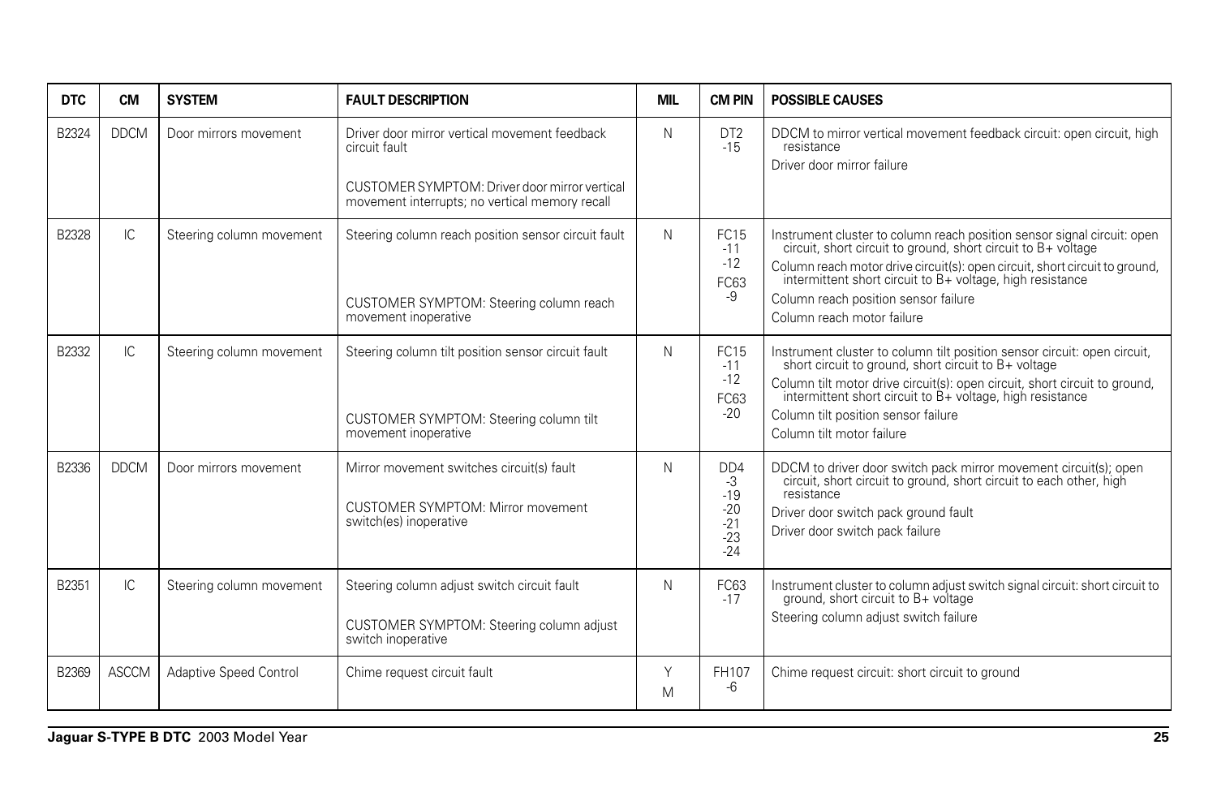| DTC | CM | SYSTEM | FAULT DESCRIPTION | MIL | CM PIN | POSSIBLE CAUSES |
|---|---|---|---|---|---|---|
| B2324 | DDCM | Door mirrors movement | Driver door mirror vertical movement feedback circuit fault<br><br>CUSTOMER SYMPTOM: Driver door mirror vertical movement interrupts; no vertical memory recall | N | DT2<br>-15 | DDCM to mirror vertical movement feedback circuit: open circuit, high resistance<br>Driver door mirror failure |
| B2328 | IC | Steering column movement | Steering column reach position sensor circuit fault<br><br>CUSTOMER SYMPTOM: Steering column reach movement inoperative | N | FC15<br>-11<br>-12<br>FC63<br>-9 | Instrument cluster to column reach position sensor signal circuit: open circuit, short circuit to ground, short circuit to B+ voltage<br>Column reach motor drive circuit(s): open circuit, short circuit to ground, intermittent short circuit to B+ voltage, high resistance<br>Column reach position sensor failure<br>Column reach motor failure |
| B2332 | IC | Steering column movement | Steering column tilt position sensor circuit fault<br><br>CUSTOMER SYMPTOM: Steering column tilt movement inoperative | N | FC15<br>-11<br>-12<br>FC63<br>-20 | Instrument cluster to column tilt position sensor circuit: open circuit, short circuit to ground, short circuit to B+ voltage<br>Column tilt motor drive circuit(s): open circuit, short circuit to ground, intermittent short circuit to B+ voltage, high resistance<br>Column tilt position sensor failure<br>Column tilt motor failure |
| B2336 | DDCM | Door mirrors movement | Mirror movement switches circuit(s) fault<br><br>CUSTOMER SYMPTOM: Mirror movement switch(es) inoperative | N | DD4<br>-3<br>-19<br>-20<br>-21<br>-23<br>-24 | DDCM to driver door switch pack mirror movement circuit(s); open circuit, short circuit to ground, short circuit to each other, high resistance<br>Driver door switch pack ground fault<br>Driver door switch pack failure |
| B2351 | IC | Steering column movement | Steering column adjust switch circuit fault<br><br>CUSTOMER SYMPTOM: Steering column adjust switch inoperative | N | FC63<br>-17 | Instrument cluster to column adjust switch signal circuit: short circuit to ground, short circuit to B+ voltage<br>Steering column adjust switch failure |
| B2369 | ASCCM | Adaptive Speed Control | Chime request circuit fault | Y<br>M | FH107<br>-6 | Chime request circuit: short circuit to ground |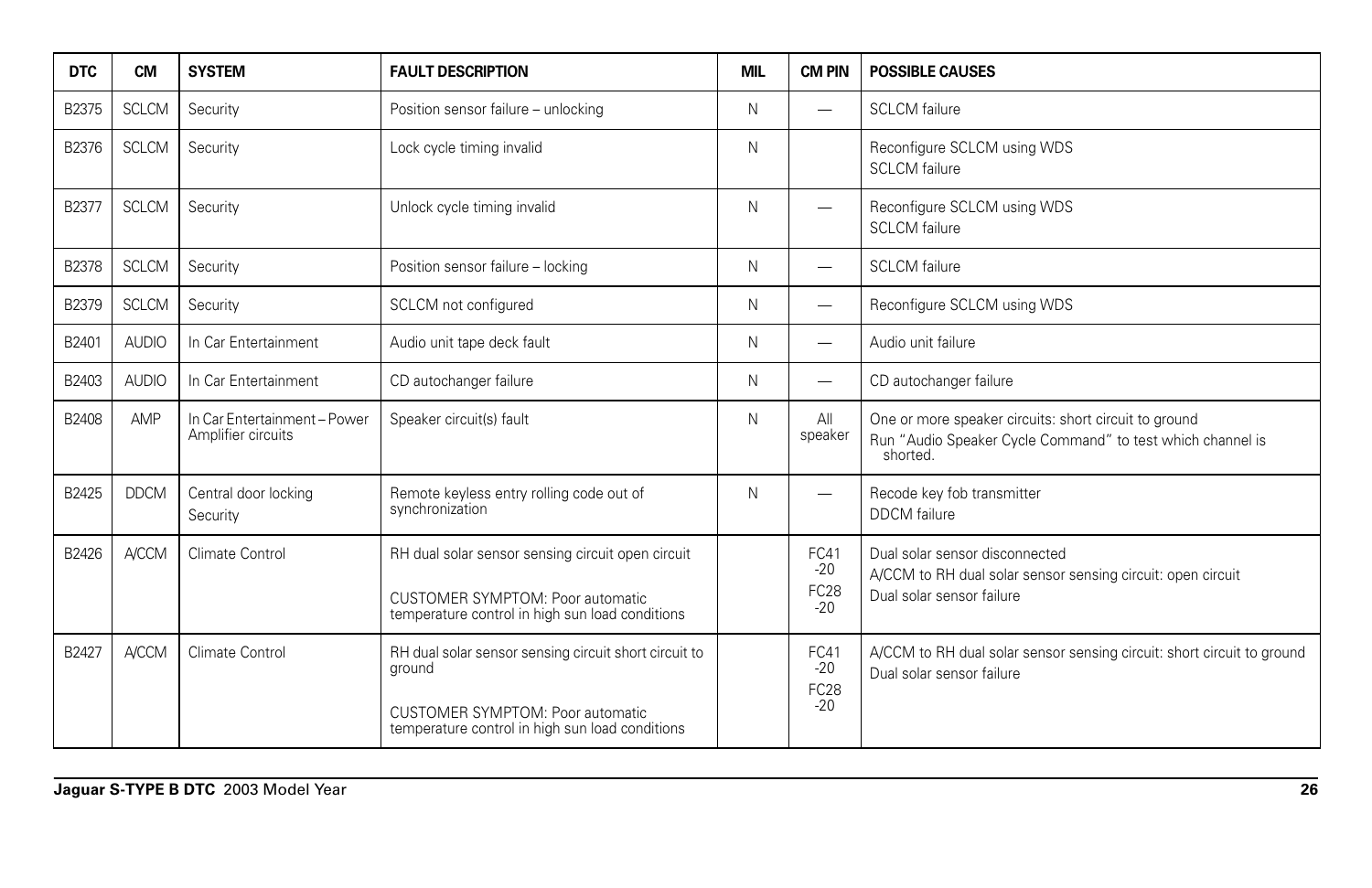| DTC | CM | SYSTEM | FAULT DESCRIPTION | MIL | CM PIN | POSSIBLE CAUSES |
|---|---|---|---|---|---|---|
| B2375 | SCLCM | Security | Position sensor failure – unlocking | N | — | SCLCM failure |
| B2376 | SCLCM | Security | Lock cycle timing invalid | N | | Reconfigure SCLCM using WDS<br>SCLCM failure |
| B2377 | SCLCM | Security | Unlock cycle timing invalid | N | — | Reconfigure SCLCM using WDS<br>SCLCM failure |
| B2378 | SCLCM | Security | Position sensor failure – locking | N | — | SCLCM failure |
| B2379 | SCLCM | Security | SCLCM not configured | N | — | Reconfigure SCLCM using WDS |
| B2401 | AUDIO | In Car Entertainment | Audio unit tape deck fault | N | — | Audio unit failure |
| B2403 | AUDIO | In Car Entertainment | CD autochanger failure | N | — | CD autochanger failure |
| B2408 | AMP | In Car Entertainment – Power Amplifier circuits | Speaker circuit(s) fault | N | All speaker | One or more speaker circuits: short circuit to ground<br>Run "Audio Speaker Cycle Command" to test which channel is shorted. |
| B2425 | DDCM | Central door locking<br>Security | Remote keyless entry rolling code out of synchronization | N | — | Recode key fob transmitter<br>DDCM failure |
| B2426 | A/CCM | Climate Control | RH dual solar sensor sensing circuit open circuit<br><br>CUSTOMER SYMPTOM: Poor automatic temperature control in high sun load conditions | | FC41-20<br>FC28-20 | Dual solar sensor disconnected<br>A/CCM to RH dual solar sensor sensing circuit: open circuit<br>Dual solar sensor failure |
| B2427 | A/CCM | Climate Control | RH dual solar sensor sensing circuit short circuit to ground<br><br>CUSTOMER SYMPTOM: Poor automatic temperature control in high sun load conditions | | FC41-20<br>FC28-20 | A/CCM to RH dual solar sensor sensing circuit: short circuit to ground<br>Dual solar sensor failure |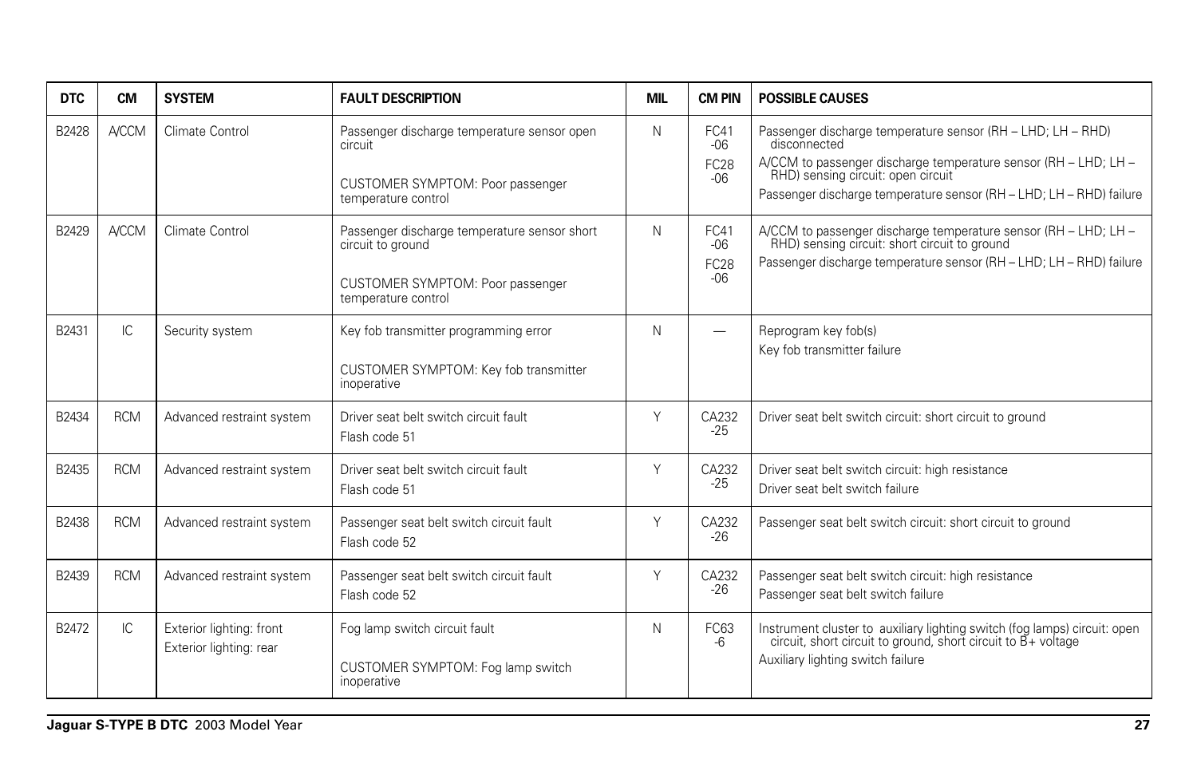| DTC | CM | SYSTEM | FAULT DESCRIPTION | MIL | CM PIN | POSSIBLE CAUSES |
|---|---|---|---|---|---|---|
| B2428 | A/CCM | Climate Control | Passenger discharge temperature sensor open circuit<br><br>CUSTOMER SYMPTOM: Poor passenger temperature control | N | FC41 -06<br>FC28 -06 | Passenger discharge temperature sensor (RH – LHD; LH – RHD) disconnected<br>A/CCM to passenger discharge temperature sensor (RH – LHD; LH – RHD) sensing circuit: open circuit<br>Passenger discharge temperature sensor (RH – LHD; LH – RHD) failure |
| B2429 | A/CCM | Climate Control | Passenger discharge temperature sensor short circuit to ground<br><br>CUSTOMER SYMPTOM: Poor passenger temperature control | N | FC41 -06<br>FC28 -06 | A/CCM to passenger discharge temperature sensor (RH – LHD; LH – RHD) sensing circuit: short circuit to ground<br>Passenger discharge temperature sensor (RH – LHD; LH – RHD) failure |
| B2431 | IC | Security system | Key fob transmitter programming error<br><br>CUSTOMER SYMPTOM: Key fob transmitter inoperative | N | — | Reprogram key fob(s)<br>Key fob transmitter failure |
| B2434 | RCM | Advanced restraint system | Driver seat belt switch circuit fault<br>Flash code 51 | Y | CA232 -25 | Driver seat belt switch circuit: short circuit to ground |
| B2435 | RCM | Advanced restraint system | Driver seat belt switch circuit fault<br>Flash code 51 | Y | CA232 -25 | Driver seat belt switch circuit: high resistance<br>Driver seat belt switch failure |
| B2438 | RCM | Advanced restraint system | Passenger seat belt switch circuit fault<br>Flash code 52 | Y | CA232 -26 | Passenger seat belt switch circuit: short circuit to ground |
| B2439 | RCM | Advanced restraint system | Passenger seat belt switch circuit fault<br>Flash code 52 | Y | CA232 -26 | Passenger seat belt switch circuit: high resistance<br>Passenger seat belt switch failure |
| B2472 | IC | Exterior lighting: front<br>Exterior lighting: rear | Fog lamp switch circuit fault<br><br>CUSTOMER SYMPTOM: Fog lamp switch inoperative | N | FC63 -6 | Instrument cluster to auxiliary lighting switch (fog lamps) circuit: open circuit, short circuit to ground, short circuit to B+ voltage<br>Auxiliary lighting switch failure |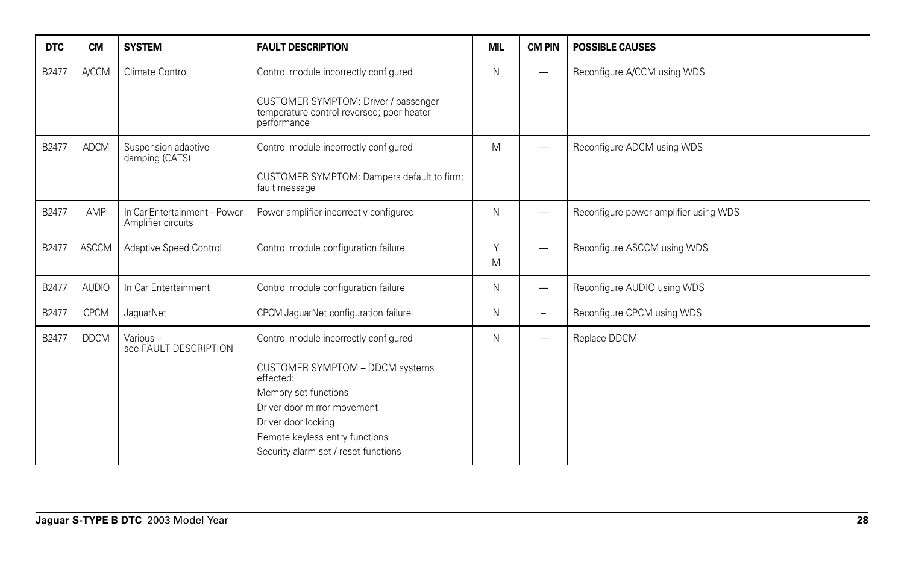| DTC | CM | SYSTEM | FAULT DESCRIPTION | MIL | CM PIN | POSSIBLE CAUSES |
|---|---|---|---|---|---|---|
| B2477 | A/CCM | Climate Control | Control module incorrectly configured<br><br>CUSTOMER SYMPTOM: Driver / passenger temperature control reversed; poor heater performance | N | — | Reconfigure A/CCM using WDS |
| B2477 | ADCM | Suspension adaptive damping (CATS) | Control module incorrectly configured<br><br>CUSTOMER SYMPTOM: Dampers default to firm; fault message | M | — | Reconfigure ADCM using WDS |
| B2477 | AMP | In Car Entertainment – Power Amplifier circuits | Power amplifier incorrectly configured | N | — | Reconfigure power amplifier using WDS |
| B2477 | ASCCM | Adaptive Speed Control | Control module configuration failure | Y<br>M | — | Reconfigure ASCCM using WDS |
| B2477 | AUDIO | In Car Entertainment | Control module configuration failure | N | — | Reconfigure AUDIO using WDS |
| B2477 | CPCM | JaguarNet | CPCM JaguarNet configuration failure | N | – | Reconfigure CPCM using WDS |
| B2477 | DDCM | Various – see FAULT DESCRIPTION | Control module incorrectly configured<br><br>CUSTOMER SYMPTOM – DDCM systems effected:<br>Memory set functions<br>Driver door mirror movement<br>Driver door locking<br>Remote keyless entry functions<br>Security alarm set / reset functions | N | — | Replace DDCM |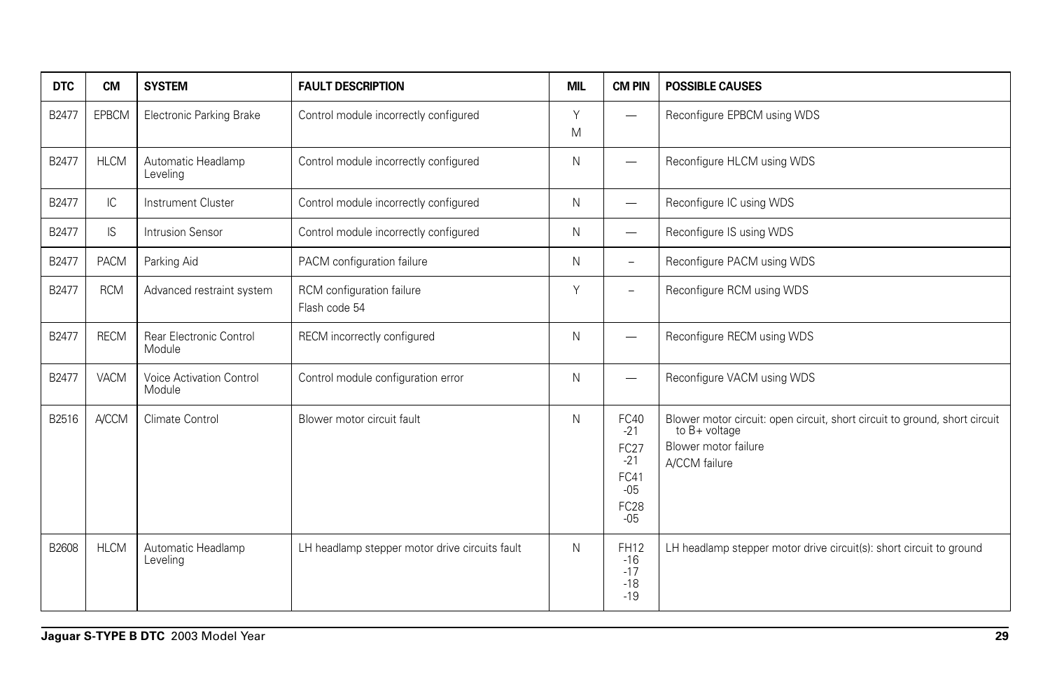| DTC | CM | SYSTEM | FAULT DESCRIPTION | MIL | CM PIN | POSSIBLE CAUSES |
|---|---|---|---|---|---|---|
| B2477 | EPBCM | Electronic Parking Brake | Control module incorrectly configured | Y<br>M | — | Reconfigure EPBCM using WDS |
| B2477 | HLCM | Automatic Headlamp Leveling | Control module incorrectly configured | N | — | Reconfigure HLCM using WDS |
| B2477 | IC | Instrument Cluster | Control module incorrectly configured | N | — | Reconfigure IC using WDS |
| B2477 | IS | Intrusion Sensor | Control module incorrectly configured | N | — | Reconfigure IS using WDS |
| B2477 | PACM | Parking Aid | PACM configuration failure | N | – | Reconfigure PACM using WDS |
| B2477 | RCM | Advanced restraint system | RCM configuration failure<br>Flash code 54 | Y | – | Reconfigure RCM using WDS |
| B2477 | RECM | Rear Electronic Control Module | RECM incorrectly configured | N | — | Reconfigure RECM using WDS |
| B2477 | VACM | Voice Activation Control Module | Control module configuration error | N | — | Reconfigure VACM using WDS |
| B2516 | A/CCM | Climate Control | Blower motor circuit fault | N | FC40<br>-21<br>FC27<br>-21<br>FC41<br>-05<br>FC28<br>-05 | Blower motor circuit: open circuit, short circuit to ground, short circuit to B+ voltage<br>Blower motor failure<br>A/CCM failure |
| B2608 | HLCM | Automatic Headlamp Leveling | LH headlamp stepper motor drive circuits fault | N | FH12<br>-16<br>-17<br>-18<br>-19 | LH headlamp stepper motor drive circuit(s): short circuit to ground |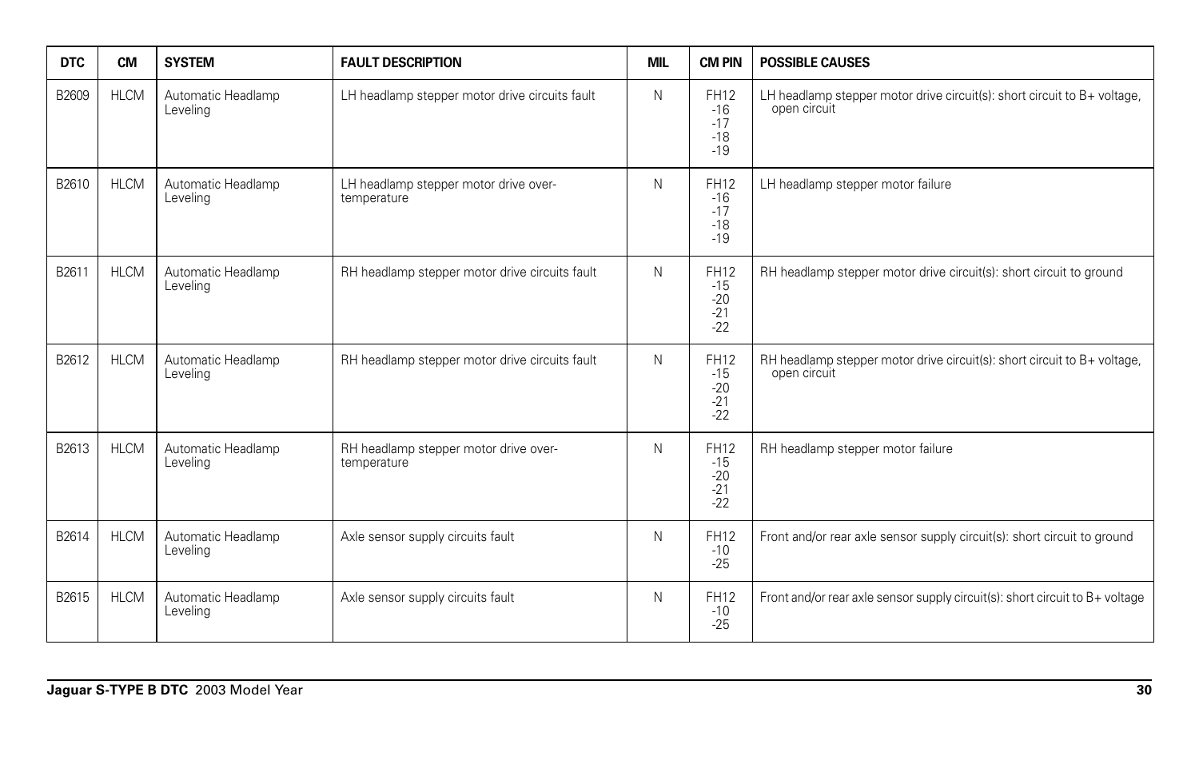| DTC | CM | SYSTEM | FAULT DESCRIPTION | MIL | CM PIN | POSSIBLE CAUSES |
|---|---|---|---|---|---|---|
| B2609 | HLCM | Automatic Headlamp Leveling | LH headlamp stepper motor drive circuits fault | N | FH12 -16 -17 -18 -19 | LH headlamp stepper motor drive circuit(s): short circuit to B+ voltage, open circuit |
| B2610 | HLCM | Automatic Headlamp Leveling | LH headlamp stepper motor drive over-temperature | N | FH12 -16 -17 -18 -19 | LH headlamp stepper motor failure |
| B2611 | HLCM | Automatic Headlamp Leveling | RH headlamp stepper motor drive circuits fault | N | FH12 -15 -20 -21 -22 | RH headlamp stepper motor drive circuit(s): short circuit to ground |
| B2612 | HLCM | Automatic Headlamp Leveling | RH headlamp stepper motor drive circuits fault | N | FH12 -15 -20 -21 -22 | RH headlamp stepper motor drive circuit(s): short circuit to B+ voltage, open circuit |
| B2613 | HLCM | Automatic Headlamp Leveling | RH headlamp stepper motor drive over-temperature | N | FH12 -15 -20 -21 -22 | RH headlamp stepper motor failure |
| B2614 | HLCM | Automatic Headlamp Leveling | Axle sensor supply circuits fault | N | FH12 -10 -25 | Front and/or rear axle sensor supply circuit(s): short circuit to ground |
| B2615 | HLCM | Automatic Headlamp Leveling | Axle sensor supply circuits fault | N | FH12 -10 -25 | Front and/or rear axle sensor supply circuit(s): short circuit to B+ voltage |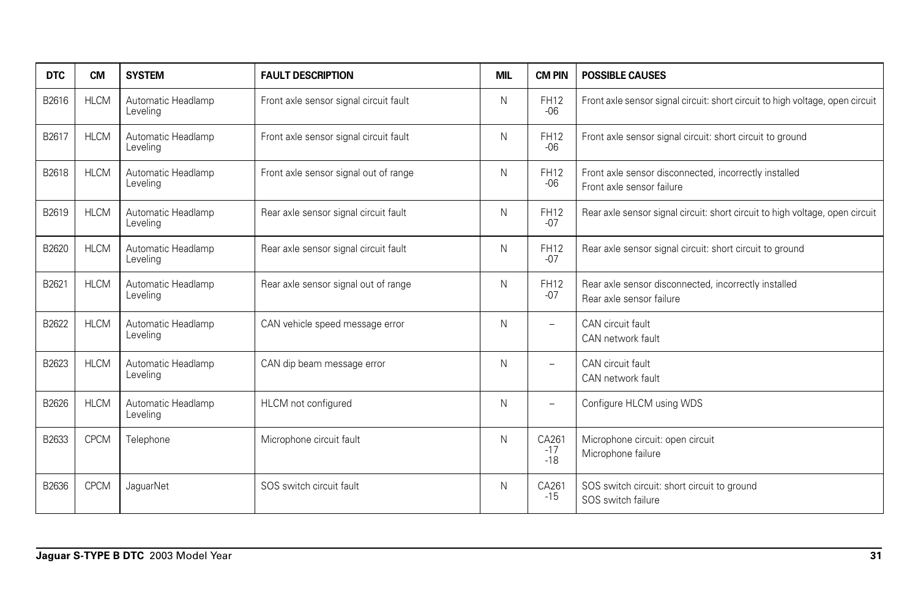| DTC | CM | SYSTEM | FAULT DESCRIPTION | MIL | CM PIN | POSSIBLE CAUSES |
|---|---|---|---|---|---|---|
| B2616 | HLCM | Automatic Headlamp Leveling | Front axle sensor signal circuit fault | N | FH12 -06 | Front axle sensor signal circuit: short circuit to high voltage, open circuit |
| B2617 | HLCM | Automatic Headlamp Leveling | Front axle sensor signal circuit fault | N | FH12 -06 | Front axle sensor signal circuit: short circuit to ground |
| B2618 | HLCM | Automatic Headlamp Leveling | Front axle sensor signal out of range | N | FH12 -06 | Front axle sensor disconnected, incorrectly installed<br>Front axle sensor failure |
| B2619 | HLCM | Automatic Headlamp Leveling | Rear axle sensor signal circuit fault | N | FH12 -07 | Rear axle sensor signal circuit: short circuit to high voltage, open circuit |
| B2620 | HLCM | Automatic Headlamp Leveling | Rear axle sensor signal circuit fault | N | FH12 -07 | Rear axle sensor signal circuit: short circuit to ground |
| B2621 | HLCM | Automatic Headlamp Leveling | Rear axle sensor signal out of range | N | FH12 -07 | Rear axle sensor disconnected, incorrectly installed<br>Rear axle sensor failure |
| B2622 | HLCM | Automatic Headlamp Leveling | CAN vehicle speed message error | N | – | CAN circuit fault<br>CAN network fault |
| B2623 | HLCM | Automatic Headlamp Leveling | CAN dip beam message error | N | – | CAN circuit fault<br>CAN network fault |
| B2626 | HLCM | Automatic Headlamp Leveling | HLCM not configured | N | – | Configure HLCM using WDS |
| B2633 | CPCM | Telephone | Microphone circuit fault | N | CA261 -17 -18 | Microphone circuit: open circuit<br>Microphone failure |
| B2636 | CPCM | JaguarNet | SOS switch circuit fault | N | CA261 -15 | SOS switch circuit: short circuit to ground<br>SOS switch failure |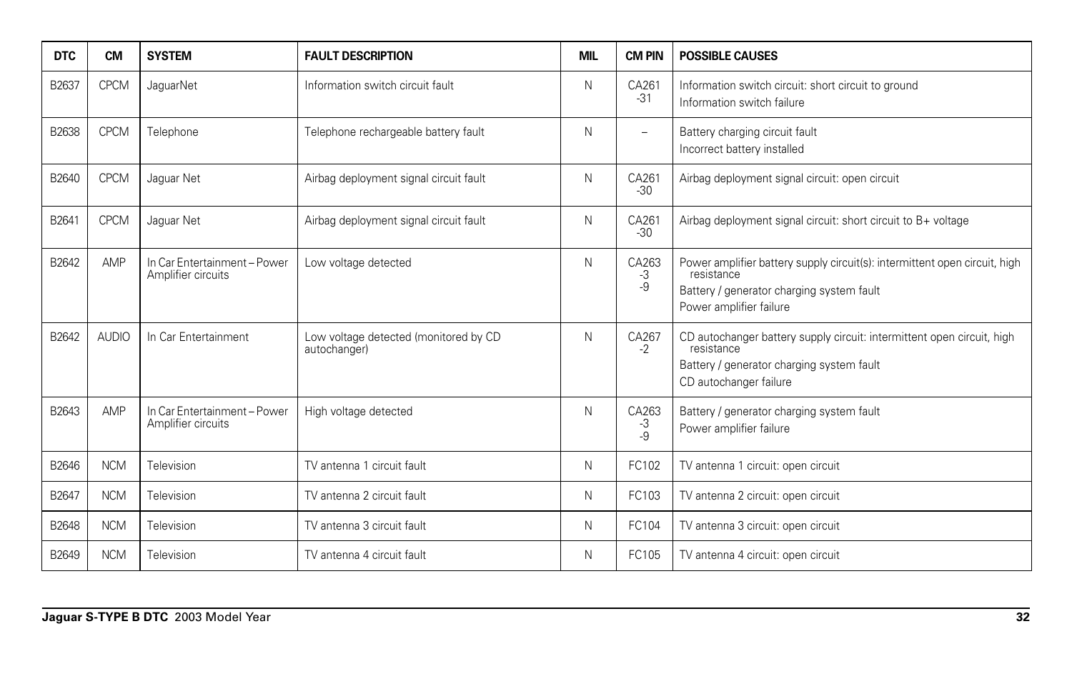| DTC | CM | SYSTEM | FAULT DESCRIPTION | MIL | CM PIN | POSSIBLE CAUSES |
|---|---|---|---|---|---|---|
| B2637 | CPCM | JaguarNet | Information switch circuit fault | N | CA261 -31 | Information switch circuit: short circuit to ground<br>Information switch failure |
| B2638 | CPCM | Telephone | Telephone rechargeable battery fault | N | – | Battery charging circuit fault<br>Incorrect battery installed |
| B2640 | CPCM | Jaguar Net | Airbag deployment signal circuit fault | N | CA261 -30 | Airbag deployment signal circuit: open circuit |
| B2641 | CPCM | Jaguar Net | Airbag deployment signal circuit fault | N | CA261 -30 | Airbag deployment signal circuit: short circuit to B+ voltage |
| B2642 | AMP | In Car Entertainment – Power Amplifier circuits | Low voltage detected | N | CA263 -3 -9 | Power amplifier battery supply circuit(s): intermittent open circuit, high resistance<br>Battery / generator charging system fault<br>Power amplifier failure |
| B2642 | AUDIO | In Car Entertainment | Low voltage detected (monitored by CD autochanger) | N | CA267 -2 | CD autochanger battery supply circuit: intermittent open circuit, high resistance<br>Battery / generator charging system fault<br>CD autochanger failure |
| B2643 | AMP | In Car Entertainment – Power Amplifier circuits | High voltage detected | N | CA263 -3 -9 | Battery / generator charging system fault<br>Power amplifier failure |
| B2646 | NCM | Television | TV antenna 1 circuit fault | N | FC102 | TV antenna 1 circuit: open circuit |
| B2647 | NCM | Television | TV antenna 2 circuit fault | N | FC103 | TV antenna 2 circuit: open circuit |
| B2648 | NCM | Television | TV antenna 3 circuit fault | N | FC104 | TV antenna 3 circuit: open circuit |
| B2649 | NCM | Television | TV antenna 4 circuit fault | N | FC105 | TV antenna 4 circuit: open circuit |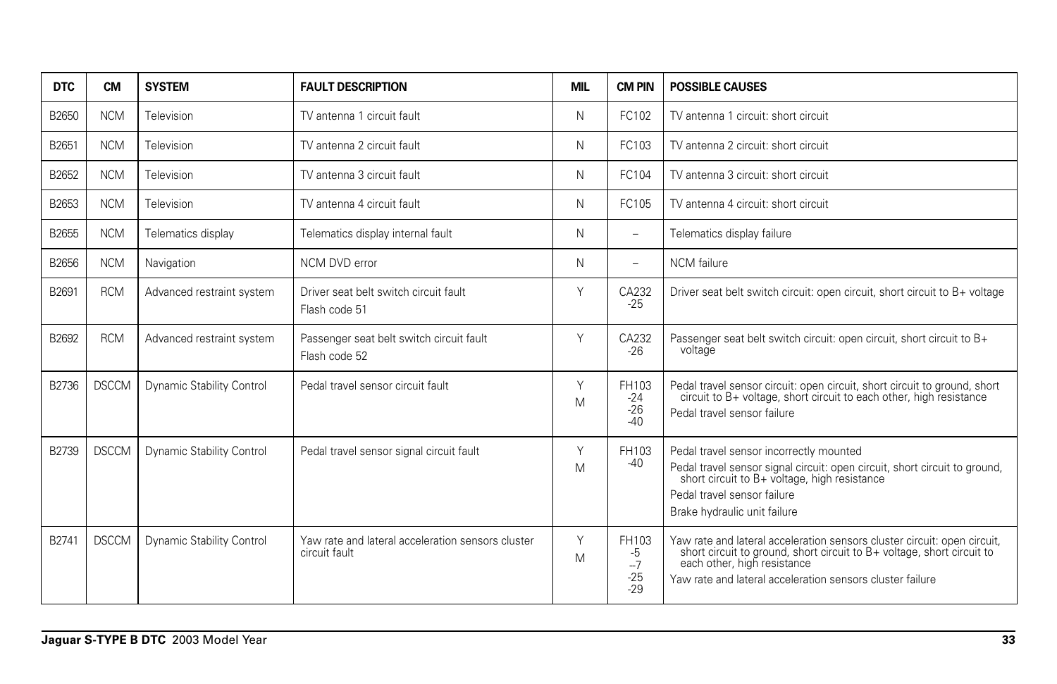| DTC | CM | SYSTEM | FAULT DESCRIPTION | MIL | CM PIN | POSSIBLE CAUSES |
|---|---|---|---|---|---|---|
| B2650 | NCM | Television | TV antenna 1 circuit fault | N | FC102 | TV antenna 1 circuit: short circuit |
| B2651 | NCM | Television | TV antenna 2 circuit fault | N | FC103 | TV antenna 2 circuit: short circuit |
| B2652 | NCM | Television | TV antenna 3 circuit fault | N | FC104 | TV antenna 3 circuit: short circuit |
| B2653 | NCM | Television | TV antenna 4 circuit fault | N | FC105 | TV antenna 4 circuit: short circuit |
| B2655 | NCM | Telematics display | Telematics display internal fault | N | – | Telematics display failure |
| B2656 | NCM | Navigation | NCM DVD error | N | – | NCM failure |
| B2691 | RCM | Advanced restraint system | Driver seat belt switch circuit fault<br>Flash code 51 | Y | CA232<br>-25 | Driver seat belt switch circuit: open circuit, short circuit to B+ voltage |
| B2692 | RCM | Advanced restraint system | Passenger seat belt switch circuit fault<br>Flash code 52 | Y | CA232<br>-26 | Passenger seat belt switch circuit: open circuit, short circuit to B+ voltage |
| B2736 | DSCCM | Dynamic Stability Control | Pedal travel sensor circuit fault | Y<br>M | FH103<br>-24<br>-26<br>-40 | Pedal travel sensor circuit: open circuit, short circuit to ground, short circuit to B+ voltage, short circuit to each other, high resistance<br>Pedal travel sensor failure |
| B2739 | DSCCM | Dynamic Stability Control | Pedal travel sensor signal circuit fault | Y<br>M | FH103<br>-40 | Pedal travel sensor incorrectly mounted<br>Pedal travel sensor signal circuit: open circuit, short circuit to ground, short circuit to B+ voltage, high resistance<br>Pedal travel sensor failure<br>Brake hydraulic unit failure |
| B2741 | DSCCM | Dynamic Stability Control | Yaw rate and lateral acceleration sensors cluster circuit fault | Y<br>M | FH103<br>-5<br>–7<br>-25<br>-29 | Yaw rate and lateral acceleration sensors cluster circuit: open circuit, short circuit to ground, short circuit to B+ voltage, short circuit to each other, high resistance<br>Yaw rate and lateral acceleration sensors cluster failure |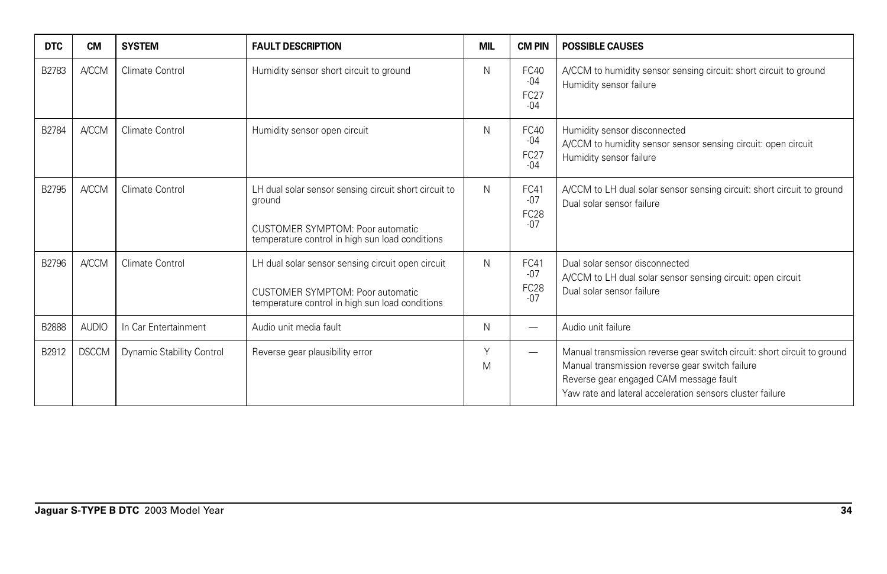| DTC | CM | SYSTEM | FAULT DESCRIPTION | MIL | CM PIN | POSSIBLE CAUSES |
|---|---|---|---|---|---|---|
| B2783 | A/CCM | Climate Control | Humidity sensor short circuit to ground | N | FC40-04<br>FC27-04 | A/CCM to humidity sensor sensing circuit: short circuit to ground<br>Humidity sensor failure |
| B2784 | A/CCM | Climate Control | Humidity sensor open circuit | N | FC40-04<br>FC27-04 | Humidity sensor disconnected<br>A/CCM to humidity sensor sensor sensing circuit: open circuit<br>Humidity sensor failure |
| B2795 | A/CCM | Climate Control | LH dual solar sensor sensing circuit short circuit to ground<br><br>CUSTOMER SYMPTOM: Poor automatic temperature control in high sun load conditions | N | FC41-07<br>FC28-07 | A/CCM to LH dual solar sensor sensing circuit: short circuit to ground<br>Dual solar sensor failure |
| B2796 | A/CCM | Climate Control | LH dual solar sensor sensing circuit open circuit<br><br>CUSTOMER SYMPTOM: Poor automatic temperature control in high sun load conditions | N | FC41-07<br>FC28-07 | Dual solar sensor disconnected<br>A/CCM to LH dual solar sensor sensing circuit: open circuit<br>Dual solar sensor failure |
| B2888 | AUDIO | In Car Entertainment | Audio unit media fault | N | — | Audio unit failure |
| B2912 | DSCCM | Dynamic Stability Control | Reverse gear plausibility error | Y<br>M | — | Manual transmission reverse gear switch circuit: short circuit to ground<br>Manual transmission reverse gear switch failure<br>Reverse gear engaged CAM message fault<br>Yaw rate and lateral acceleration sensors cluster failure |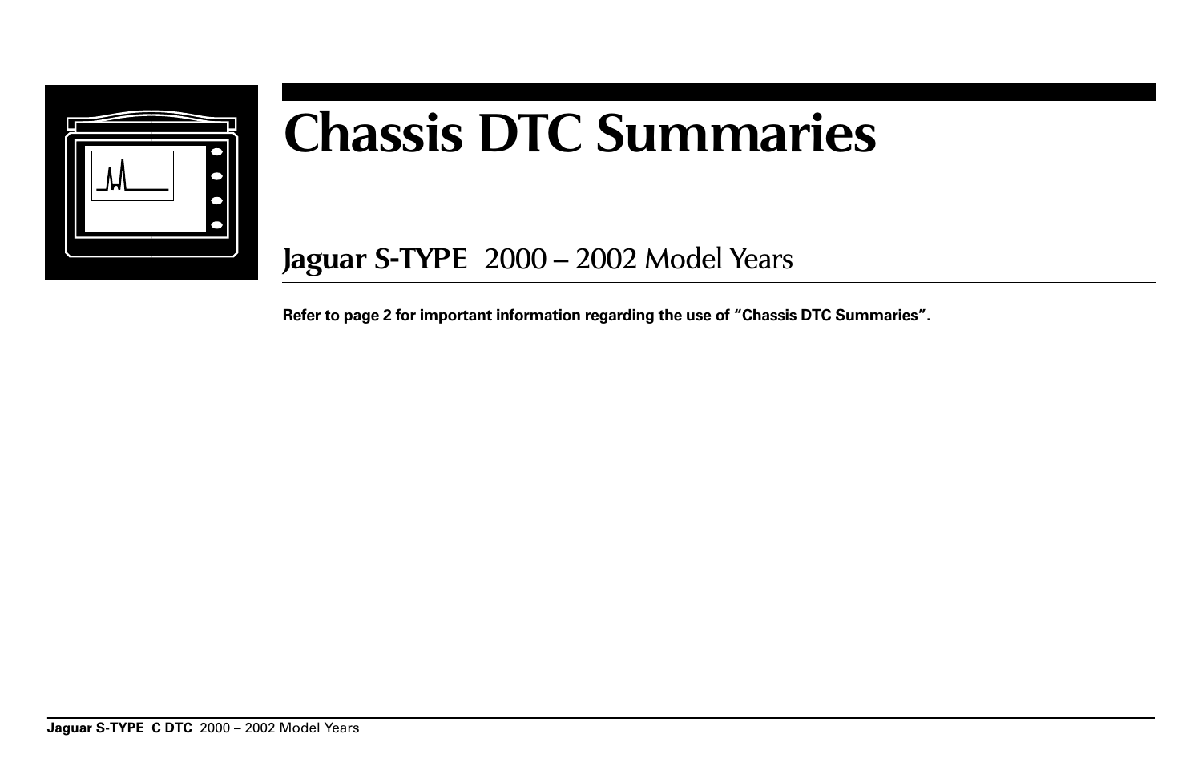# Chassis DTC Summaries

## Jaguar S-TYPE 2000 – 2002 Model Years

**Refer to page 2 for important information regarding the use of "Chassis DTC Summaries".**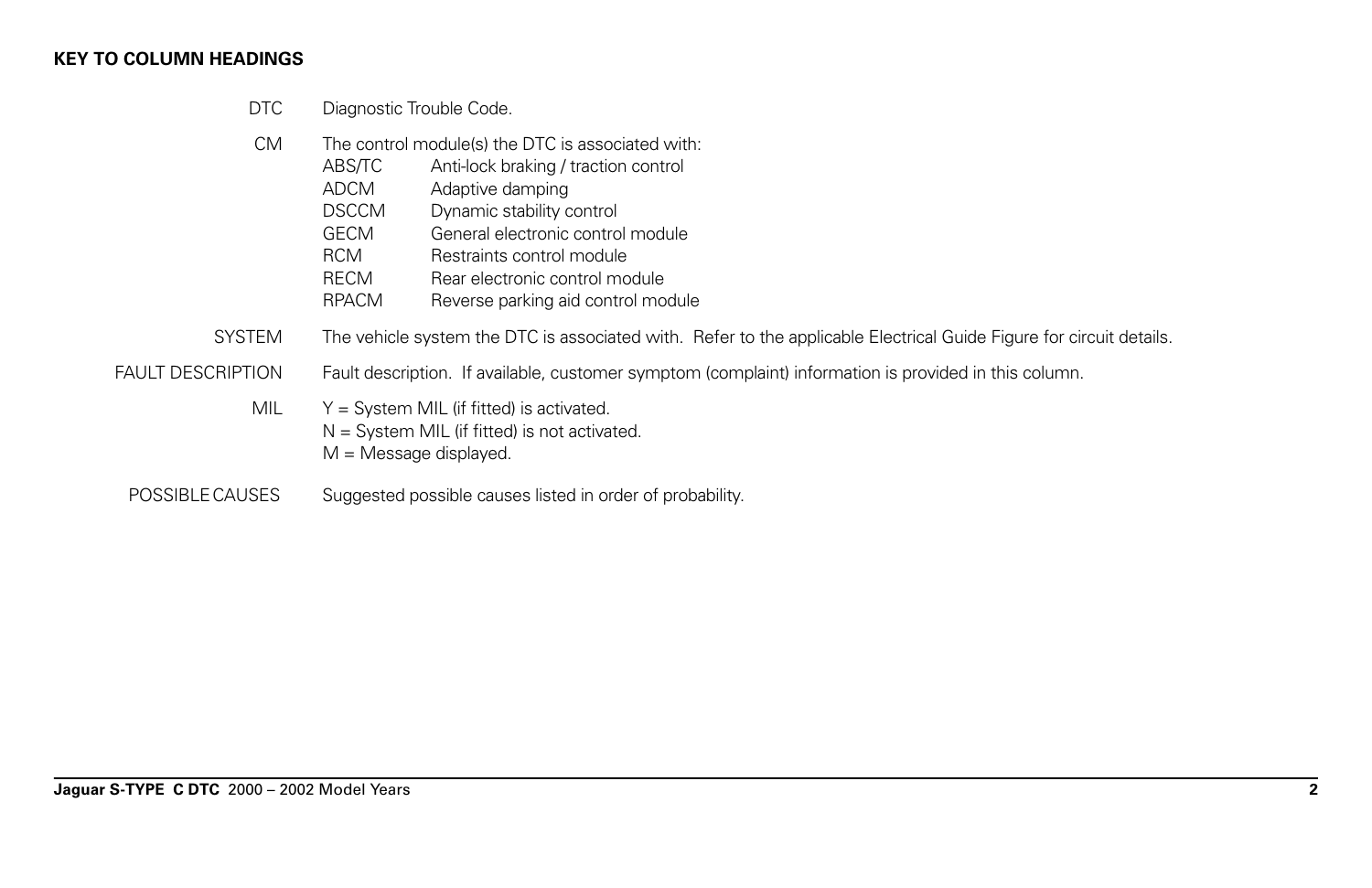## KEY TO COLUMN HEADINGS

| | |
|---|---|
| DTC | Diagnostic Trouble Code. |
| CM | The control module(s) the DTC is associated with:<br>ABS/TC — Anti-lock braking / traction control<br>ADCM — Adaptive damping<br>DSCCM — Dynamic stability control<br>GECM — General electronic control module<br>RCM — Restraints control module<br>RECM — Rear electronic control module<br>RPACM — Reverse parking aid control module |
| SYSTEM | The vehicle system the DTC is associated with. Refer to the applicable Electrical Guide Figure for circuit details. |
| FAULT DESCRIPTION | Fault description. If available, customer symptom (complaint) information is provided in this column. |
| MIL | Y = System MIL (if fitted) is activated.<br>N = System MIL (if fitted) is not activated.<br>M = Message displayed. |
| POSSIBLE CAUSES | Suggested possible causes listed in order of probability. |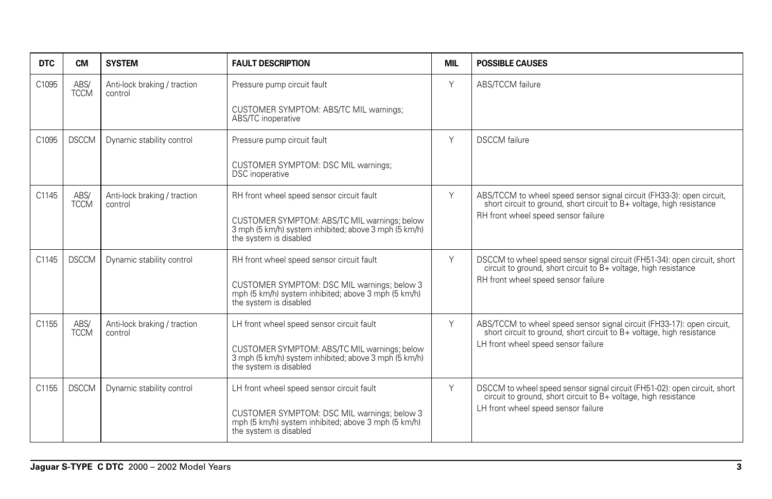| DTC | CM | SYSTEM | FAULT DESCRIPTION | MIL | POSSIBLE CAUSES |
|---|---|---|---|---|---|
| C1095 | ABS/ TCCM | Anti-lock braking / traction control | Pressure pump circuit fault<br><br>CUSTOMER SYMPTOM: ABS/TC MIL warnings; ABS/TC inoperative | Y | ABS/TCCM failure |
| C1095 | DSCCM | Dynamic stability control | Pressure pump circuit fault<br><br>CUSTOMER SYMPTOM: DSC MIL warnings; DSC inoperative | Y | DSCCM failure |
| C1145 | ABS/ TCCM | Anti-lock braking / traction control | RH front wheel speed sensor circuit fault<br><br>CUSTOMER SYMPTOM: ABS/TC MIL warnings; below 3 mph (5 km/h) system inhibited; above 3 mph (5 km/h) the system is disabled | Y | ABS/TCCM to wheel speed sensor signal circuit (FH33-3): open circuit, short circuit to ground, short circuit to B+ voltage, high resistance<br>RH front wheel speed sensor failure |
| C1145 | DSCCM | Dynamic stability control | RH front wheel speed sensor circuit fault<br><br>CUSTOMER SYMPTOM: DSC MIL warnings; below 3 mph (5 km/h) system inhibited; above 3 mph (5 km/h) the system is disabled | Y | DSCCM to wheel speed sensor signal circuit (FH51-34): open circuit, short circuit to ground, short circuit to B+ voltage, high resistance<br>RH front wheel speed sensor failure |
| C1155 | ABS/ TCCM | Anti-lock braking / traction control | LH front wheel speed sensor circuit fault<br><br>CUSTOMER SYMPTOM: ABS/TC MIL warnings; below 3 mph (5 km/h) system inhibited; above 3 mph (5 km/h) the system is disabled | Y | ABS/TCCM to wheel speed sensor signal circuit (FH33-17): open circuit, short circuit to ground, short circuit to B+ voltage, high resistance<br>LH front wheel speed sensor failure |
| C1155 | DSCCM | Dynamic stability control | LH front wheel speed sensor circuit fault<br><br>CUSTOMER SYMPTOM: DSC MIL warnings; below 3 mph (5 km/h) system inhibited; above 3 mph (5 km/h) the system is disabled | Y | DSCCM to wheel speed sensor signal circuit (FH51-02): open circuit, short circuit to ground, short circuit to B+ voltage, high resistance<br>LH front wheel speed sensor failure |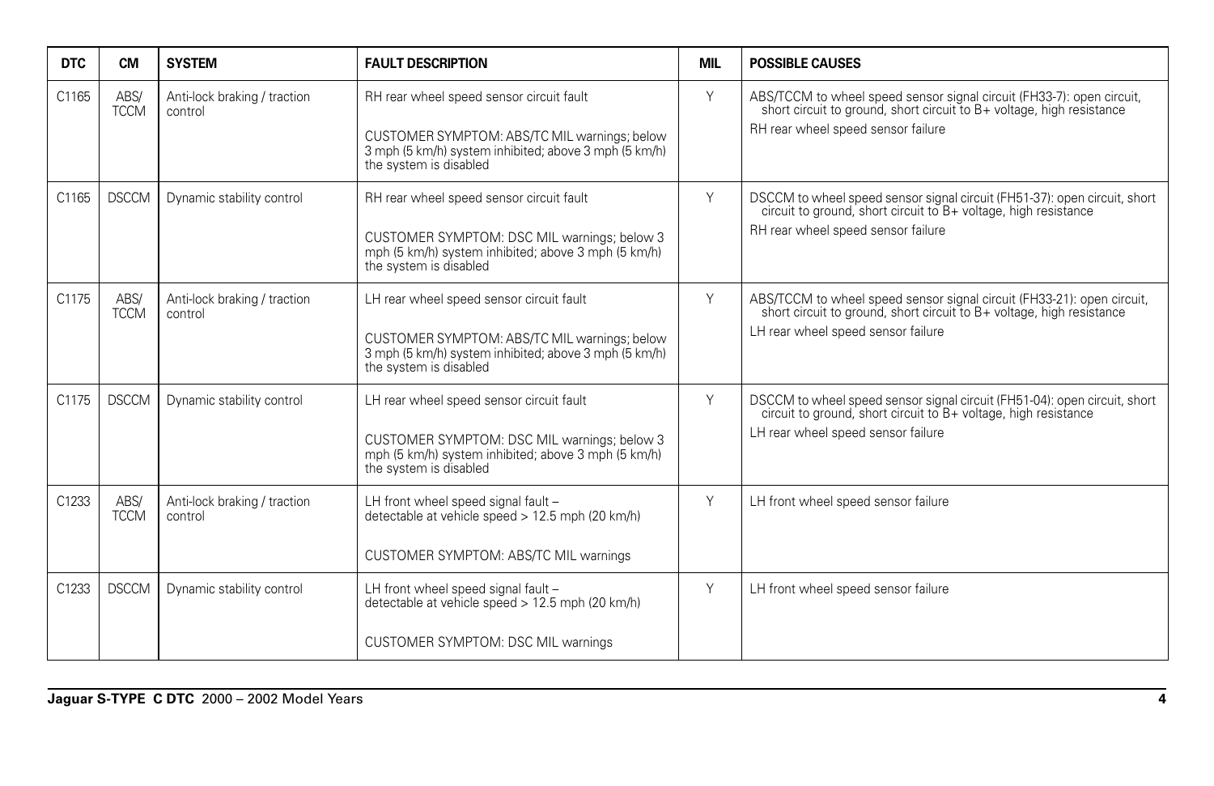| DTC | CM | SYSTEM | FAULT DESCRIPTION | MIL | POSSIBLE CAUSES |
|---|---|---|---|---|---|
| C1165 | ABS/ TCCM | Anti-lock braking / traction control | RH rear wheel speed sensor circuit fault<br><br>CUSTOMER SYMPTOM: ABS/TC MIL warnings; below 3 mph (5 km/h) system inhibited; above 3 mph (5 km/h) the system is disabled | Y | ABS/TCCM to wheel speed sensor signal circuit (FH33-7): open circuit, short circuit to ground, short circuit to B+ voltage, high resistance<br>RH rear wheel speed sensor failure |
| C1165 | DSCCM | Dynamic stability control | RH rear wheel speed sensor circuit fault<br><br>CUSTOMER SYMPTOM: DSC MIL warnings; below 3 mph (5 km/h) system inhibited; above 3 mph (5 km/h) the system is disabled | Y | DSCCM to wheel speed sensor signal circuit (FH51-37): open circuit, short circuit to ground, short circuit to B+ voltage, high resistance<br>RH rear wheel speed sensor failure |
| C1175 | ABS/ TCCM | Anti-lock braking / traction control | LH rear wheel speed sensor circuit fault<br><br>CUSTOMER SYMPTOM: ABS/TC MIL warnings; below 3 mph (5 km/h) system inhibited; above 3 mph (5 km/h) the system is disabled | Y | ABS/TCCM to wheel speed sensor signal circuit (FH33-21): open circuit, short circuit to ground, short circuit to B+ voltage, high resistance<br>LH rear wheel speed sensor failure |
| C1175 | DSCCM | Dynamic stability control | LH rear wheel speed sensor circuit fault<br><br>CUSTOMER SYMPTOM: DSC MIL warnings; below 3 mph (5 km/h) system inhibited; above 3 mph (5 km/h) the system is disabled | Y | DSCCM to wheel speed sensor signal circuit (FH51-04): open circuit, short circuit to ground, short circuit to B+ voltage, high resistance<br>LH rear wheel speed sensor failure |
| C1233 | ABS/ TCCM | Anti-lock braking / traction control | LH front wheel speed signal fault – detectable at vehicle speed > 12.5 mph (20 km/h)<br><br>CUSTOMER SYMPTOM: ABS/TC MIL warnings | Y | LH front wheel speed sensor failure |
| C1233 | DSCCM | Dynamic stability control | LH front wheel speed signal fault – detectable at vehicle speed > 12.5 mph (20 km/h)<br><br>CUSTOMER SYMPTOM: DSC MIL warnings | Y | LH front wheel speed sensor failure |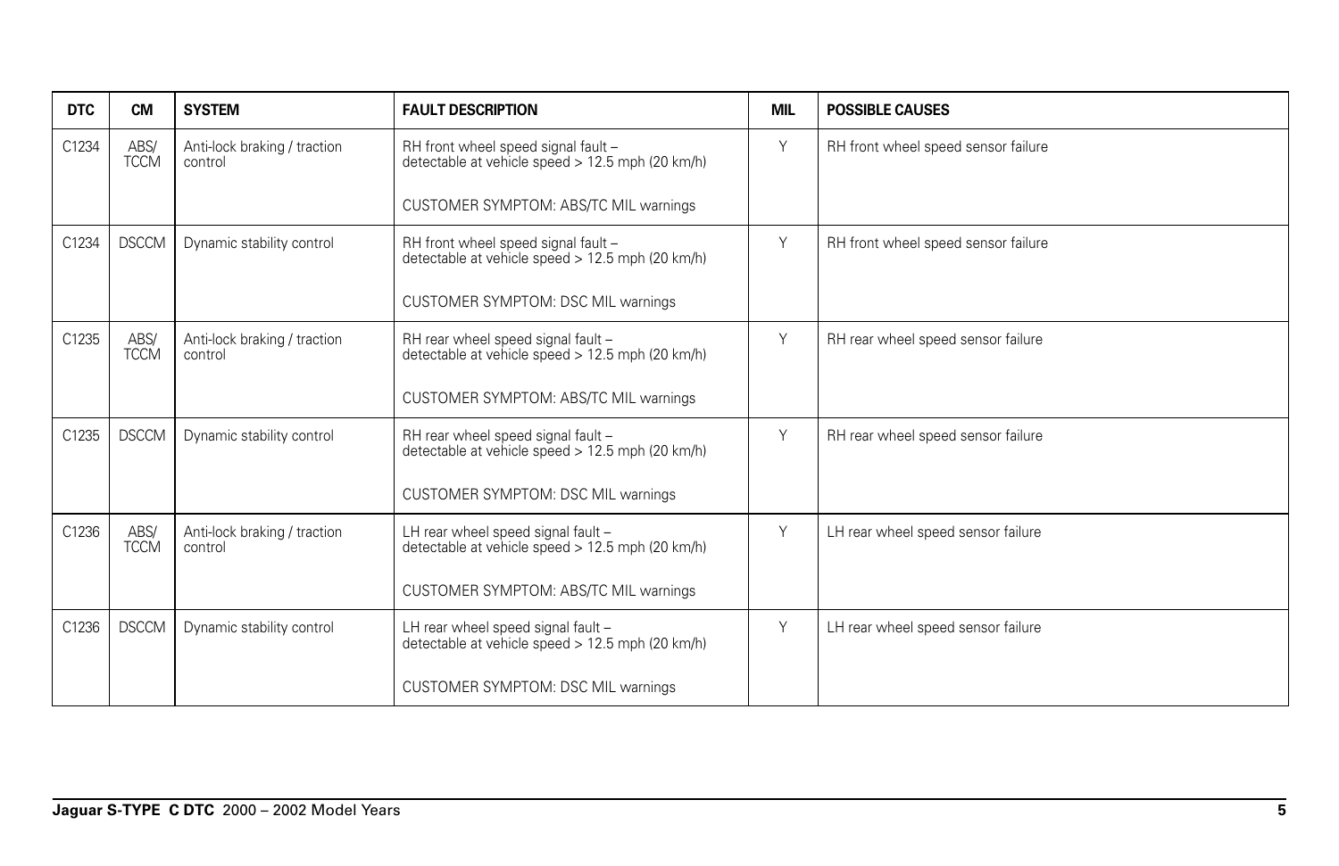| DTC | CM | SYSTEM | FAULT DESCRIPTION | MIL | POSSIBLE CAUSES |
|---|---|---|---|---|---|
| C1234 | ABS/ TCCM | Anti-lock braking / traction control | RH front wheel speed signal fault – detectable at vehicle speed > 12.5 mph (20 km/h)<br><br>CUSTOMER SYMPTOM: ABS/TC MIL warnings | Y | RH front wheel speed sensor failure |
| C1234 | DSCCM | Dynamic stability control | RH front wheel speed signal fault – detectable at vehicle speed > 12.5 mph (20 km/h)<br><br>CUSTOMER SYMPTOM: DSC MIL warnings | Y | RH front wheel speed sensor failure |
| C1235 | ABS/ TCCM | Anti-lock braking / traction control | RH rear wheel speed signal fault – detectable at vehicle speed > 12.5 mph (20 km/h)<br><br>CUSTOMER SYMPTOM: ABS/TC MIL warnings | Y | RH rear wheel speed sensor failure |
| C1235 | DSCCM | Dynamic stability control | RH rear wheel speed signal fault – detectable at vehicle speed > 12.5 mph (20 km/h)<br><br>CUSTOMER SYMPTOM: DSC MIL warnings | Y | RH rear wheel speed sensor failure |
| C1236 | ABS/ TCCM | Anti-lock braking / traction control | LH rear wheel speed signal fault – detectable at vehicle speed > 12.5 mph (20 km/h)<br><br>CUSTOMER SYMPTOM: ABS/TC MIL warnings | Y | LH rear wheel speed sensor failure |
| C1236 | DSCCM | Dynamic stability control | LH rear wheel speed signal fault – detectable at vehicle speed > 12.5 mph (20 km/h)<br><br>CUSTOMER SYMPTOM: DSC MIL warnings | Y | LH rear wheel speed sensor failure |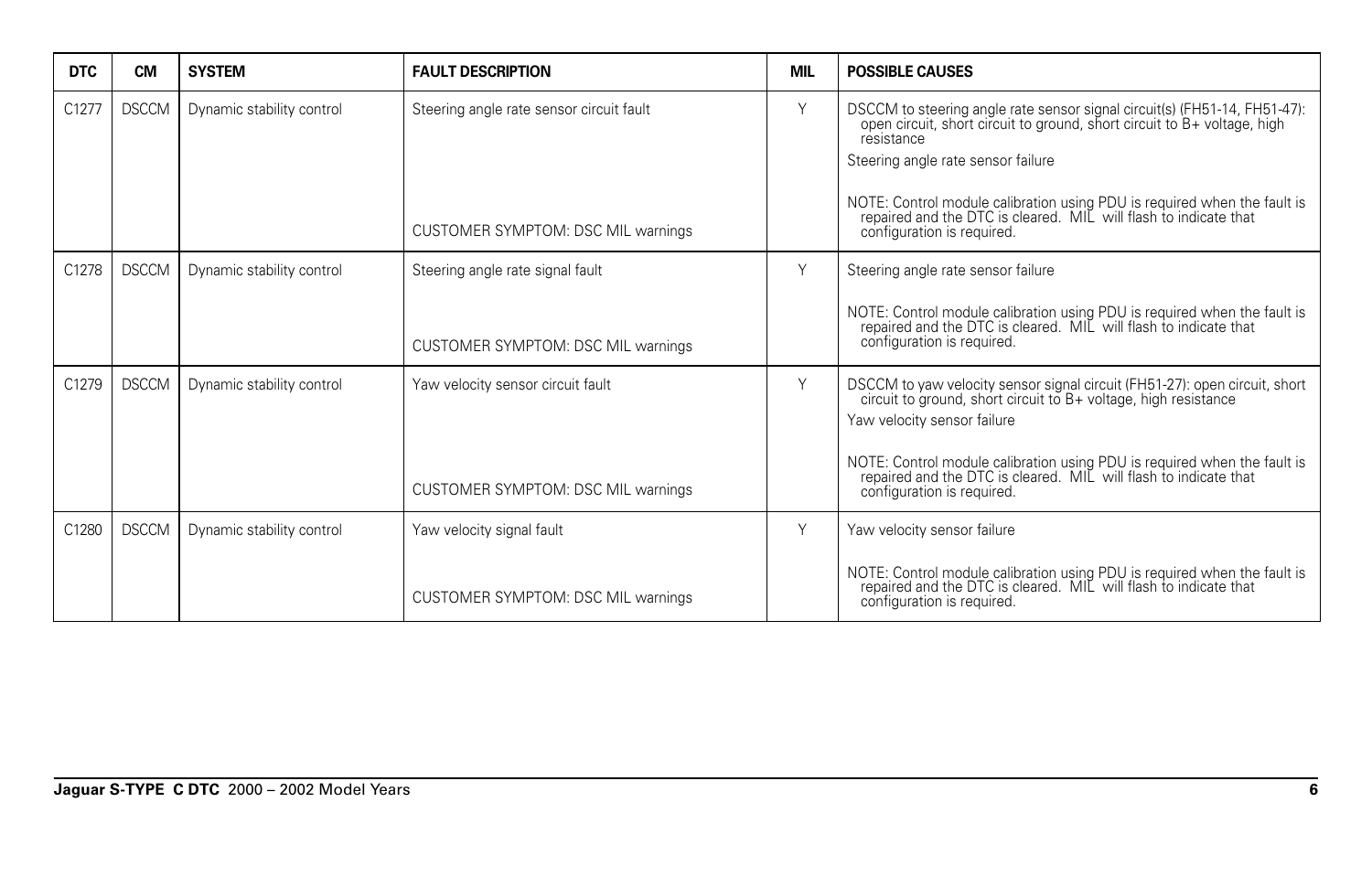| DTC | CM | SYSTEM | FAULT DESCRIPTION | MIL | POSSIBLE CAUSES |
|---|---|---|---|---|---|
| C1277 | DSCCM | Dynamic stability control | Steering angle rate sensor circuit fault<br><br>CUSTOMER SYMPTOM: DSC MIL warnings | Y | DSCCM to steering angle rate sensor signal circuit(s) (FH51-14, FH51-47): open circuit, short circuit to ground, short circuit to B+ voltage, high resistance<br>Steering angle rate sensor failure<br><br>NOTE: Control module calibration using PDU is required when the fault is repaired and the DTC is cleared. MIL will flash to indicate that configuration is required. |
| C1278 | DSCCM | Dynamic stability control | Steering angle rate signal fault<br><br>CUSTOMER SYMPTOM: DSC MIL warnings | Y | Steering angle rate sensor failure<br><br>NOTE: Control module calibration using PDU is required when the fault is repaired and the DTC is cleared. MIL will flash to indicate that configuration is required. |
| C1279 | DSCCM | Dynamic stability control | Yaw velocity sensor circuit fault<br><br>CUSTOMER SYMPTOM: DSC MIL warnings | Y | DSCCM to yaw velocity sensor signal circuit (FH51-27): open circuit, short circuit to ground, short circuit to B+ voltage, high resistance<br>Yaw velocity sensor failure<br><br>NOTE: Control module calibration using PDU is required when the fault is repaired and the DTC is cleared. MIL will flash to indicate that configuration is required. |
| C1280 | DSCCM | Dynamic stability control | Yaw velocity signal fault<br><br>CUSTOMER SYMPTOM: DSC MIL warnings | Y | Yaw velocity sensor failure<br><br>NOTE: Control module calibration using PDU is required when the fault is repaired and the DTC is cleared. MIL will flash to indicate that configuration is required. |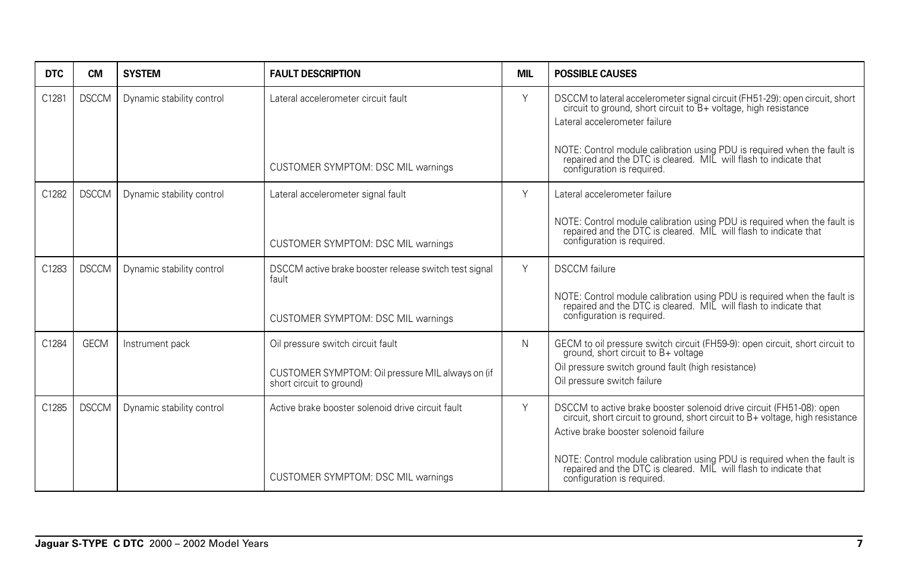| DTC | CM | SYSTEM | FAULT DESCRIPTION | MIL | POSSIBLE CAUSES |
|---|---|---|---|---|---|
| C1281 | DSCCM | Dynamic stability control | Lateral accelerometer circuit fault<br><br>CUSTOMER SYMPTOM: DSC MIL warnings | Y | DSCCM to lateral accelerometer signal circuit (FH51-29): open circuit, short circuit to ground, short circuit to B+ voltage, high resistance<br>Lateral accelerometer failure<br><br>NOTE: Control module calibration using PDU is required when the fault is repaired and the DTC is cleared. MIL will flash to indicate that configuration is required. |
| C1282 | DSCCM | Dynamic stability control | Lateral accelerometer signal fault<br><br>CUSTOMER SYMPTOM: DSC MIL warnings | Y | Lateral accelerometer failure<br><br>NOTE: Control module calibration using PDU is required when the fault is repaired and the DTC is cleared. MIL will flash to indicate that configuration is required. |
| C1283 | DSCCM | Dynamic stability control | DSCCM active brake booster release switch test signal fault<br><br>CUSTOMER SYMPTOM: DSC MIL warnings | Y | DSCCM failure<br><br>NOTE: Control module calibration using PDU is required when the fault is repaired and the DTC is cleared. MIL will flash to indicate that configuration is required. |
| C1284 | GECM | Instrument pack | Oil pressure switch circuit fault<br><br>CUSTOMER SYMPTOM: Oil pressure MIL always on (if short circuit to ground) | N | GECM to oil pressure switch circuit (FH59-9): open circuit, short circuit to ground, short circuit to B+ voltage<br>Oil pressure switch ground fault (high resistance)<br>Oil pressure switch failure |
| C1285 | DSCCM | Dynamic stability control | Active brake booster solenoid drive circuit fault<br><br>CUSTOMER SYMPTOM: DSC MIL warnings | Y | DSCCM to active brake booster solenoid drive circuit (FH51-08): open circuit, short circuit to ground, short circuit to B+ voltage, high resistance<br>Active brake booster solenoid failure<br><br>NOTE: Control module calibration using PDU is required when the fault is repaired and the DTC is cleared. MIL will flash to indicate that configuration is required. |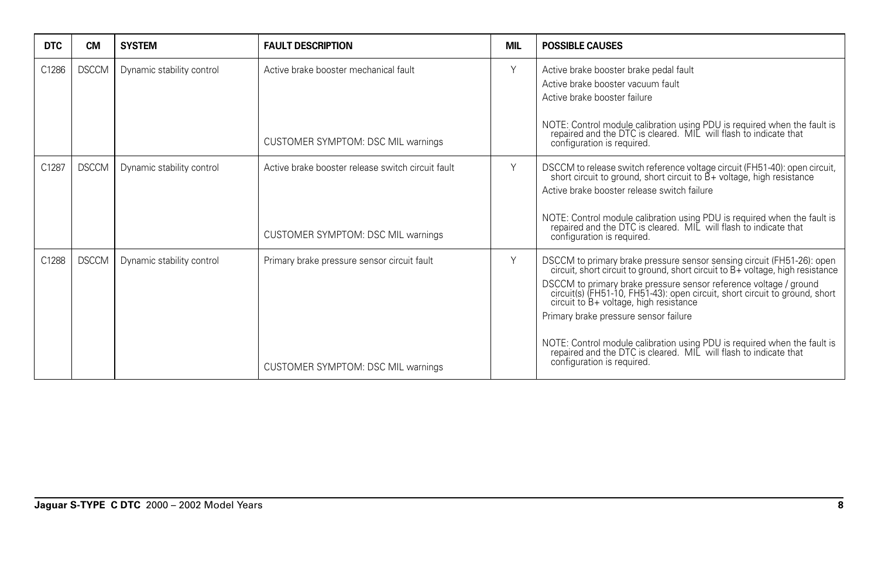| DTC | CM | SYSTEM | FAULT DESCRIPTION | MIL | POSSIBLE CAUSES |
|---|---|---|---|---|---|
| C1286 | DSCCM | Dynamic stability control | Active brake booster mechanical fault<br><br>CUSTOMER SYMPTOM: DSC MIL warnings | Y | Active brake booster brake pedal fault<br>Active brake booster vacuum fault<br>Active brake booster failure<br><br>NOTE: Control module calibration using PDU is required when the fault is repaired and the DTC is cleared. MIL will flash to indicate that configuration is required. |
| C1287 | DSCCM | Dynamic stability control | Active brake booster release switch circuit fault<br><br>CUSTOMER SYMPTOM: DSC MIL warnings | Y | DSCCM to release switch reference voltage circuit (FH51-40): open circuit, short circuit to ground, short circuit to B+ voltage, high resistance<br>Active brake booster release switch failure<br><br>NOTE: Control module calibration using PDU is required when the fault is repaired and the DTC is cleared. MIL will flash to indicate that configuration is required. |
| C1288 | DSCCM | Dynamic stability control | Primary brake pressure sensor circuit fault<br><br>CUSTOMER SYMPTOM: DSC MIL warnings | Y | DSCCM to primary brake pressure sensor sensing circuit (FH51-26): open circuit, short circuit to ground, short circuit to B+ voltage, high resistance<br>DSCCM to primary brake pressure sensor reference voltage / ground circuit(s) (FH51-10, FH51-43): open circuit, short circuit to ground, short circuit to B+ voltage, high resistance<br>Primary brake pressure sensor failure<br><br>NOTE: Control module calibration using PDU is required when the fault is repaired and the DTC is cleared. MIL will flash to indicate that configuration is required. |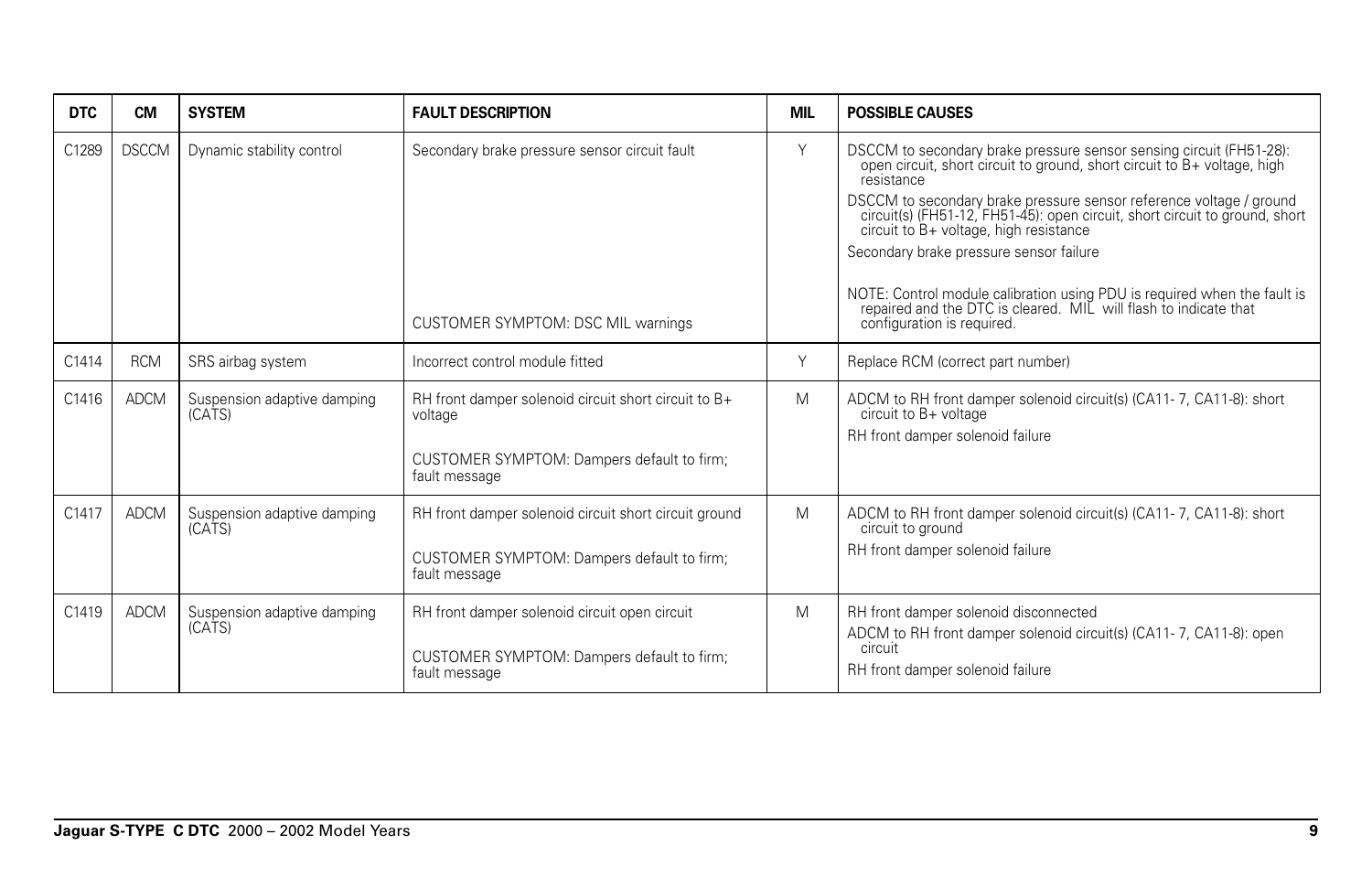| DTC | CM | SYSTEM | FAULT DESCRIPTION | MIL | POSSIBLE CAUSES |
|---|---|---|---|---|---|
| C1289 | DSCCM | Dynamic stability control | Secondary brake pressure sensor circuit fault<br><br>CUSTOMER SYMPTOM: DSC MIL warnings | Y | DSCCM to secondary brake pressure sensor sensing circuit (FH51-28): open circuit, short circuit to ground, short circuit to B+ voltage, high resistance<br>DSCCM to secondary brake pressure sensor reference voltage / ground circuit(s) (FH51-12, FH51-45): open circuit, short circuit to ground, short circuit to B+ voltage, high resistance<br>Secondary brake pressure sensor failure<br><br>NOTE: Control module calibration using PDU is required when the fault is repaired and the DTC is cleared. MIL will flash to indicate that configuration is required. |
| C1414 | RCM | SRS airbag system | Incorrect control module fitted | Y | Replace RCM (correct part number) |
| C1416 | ADCM | Suspension adaptive damping (CATS) | RH front damper solenoid circuit short circuit to B+ voltage<br><br>CUSTOMER SYMPTOM: Dampers default to firm; fault message | M | ADCM to RH front damper solenoid circuit(s) (CA11- 7, CA11-8): short circuit to B+ voltage<br>RH front damper solenoid failure |
| C1417 | ADCM | Suspension adaptive damping (CATS) | RH front damper solenoid circuit short circuit ground<br><br>CUSTOMER SYMPTOM: Dampers default to firm; fault message | M | ADCM to RH front damper solenoid circuit(s) (CA11- 7, CA11-8): short circuit to ground<br>RH front damper solenoid failure |
| C1419 | ADCM | Suspension adaptive damping (CATS) | RH front damper solenoid circuit open circuit<br><br>CUSTOMER SYMPTOM: Dampers default to firm; fault message | M | RH front damper solenoid disconnected<br>ADCM to RH front damper solenoid circuit(s) (CA11- 7, CA11-8): open circuit<br>RH front damper solenoid failure |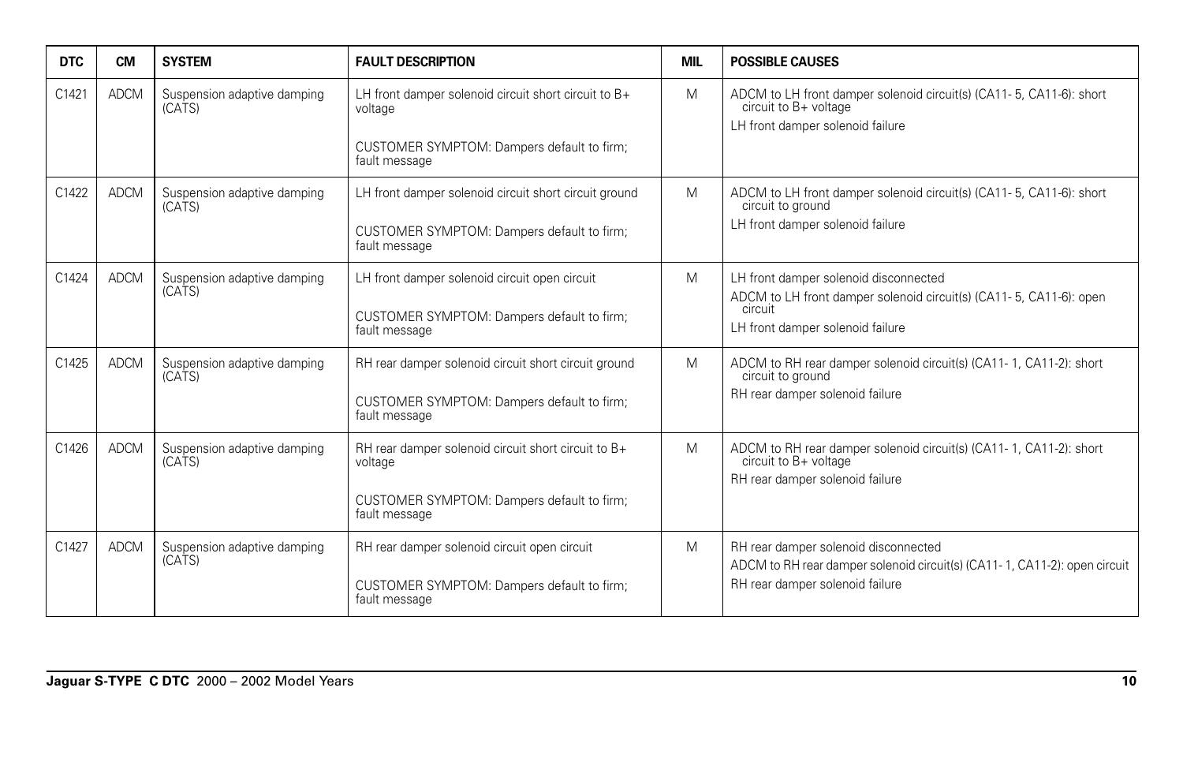| DTC | CM | SYSTEM | FAULT DESCRIPTION | MIL | POSSIBLE CAUSES |
|---|---|---|---|---|---|
| C1421 | ADCM | Suspension adaptive damping (CATS) | LH front damper solenoid circuit short circuit to B+ voltage<br><br>CUSTOMER SYMPTOM: Dampers default to firm; fault message | M | ADCM to LH front damper solenoid circuit(s) (CA11- 5, CA11-6): short circuit to B+ voltage<br>LH front damper solenoid failure |
| C1422 | ADCM | Suspension adaptive damping (CATS) | LH front damper solenoid circuit short circuit ground<br><br>CUSTOMER SYMPTOM: Dampers default to firm; fault message | M | ADCM to LH front damper solenoid circuit(s) (CA11- 5, CA11-6): short circuit to ground<br>LH front damper solenoid failure |
| C1424 | ADCM | Suspension adaptive damping (CATS) | LH front damper solenoid circuit open circuit<br><br>CUSTOMER SYMPTOM: Dampers default to firm; fault message | M | LH front damper solenoid disconnected<br>ADCM to LH front damper solenoid circuit(s) (CA11- 5, CA11-6): open circuit<br>LH front damper solenoid failure |
| C1425 | ADCM | Suspension adaptive damping (CATS) | RH rear damper solenoid circuit short circuit ground<br><br>CUSTOMER SYMPTOM: Dampers default to firm; fault message | M | ADCM to RH rear damper solenoid circuit(s) (CA11- 1, CA11-2): short circuit to ground<br>RH rear damper solenoid failure |
| C1426 | ADCM | Suspension adaptive damping (CATS) | RH rear damper solenoid circuit short circuit to B+ voltage<br><br>CUSTOMER SYMPTOM: Dampers default to firm; fault message | M | ADCM to RH rear damper solenoid circuit(s) (CA11- 1, CA11-2): short circuit to B+ voltage<br>RH rear damper solenoid failure |
| C1427 | ADCM | Suspension adaptive damping (CATS) | RH rear damper solenoid circuit open circuit<br><br>CUSTOMER SYMPTOM: Dampers default to firm; fault message | M | RH rear damper solenoid disconnected<br>ADCM to RH rear damper solenoid circuit(s) (CA11- 1, CA11-2): open circuit<br>RH rear damper solenoid failure |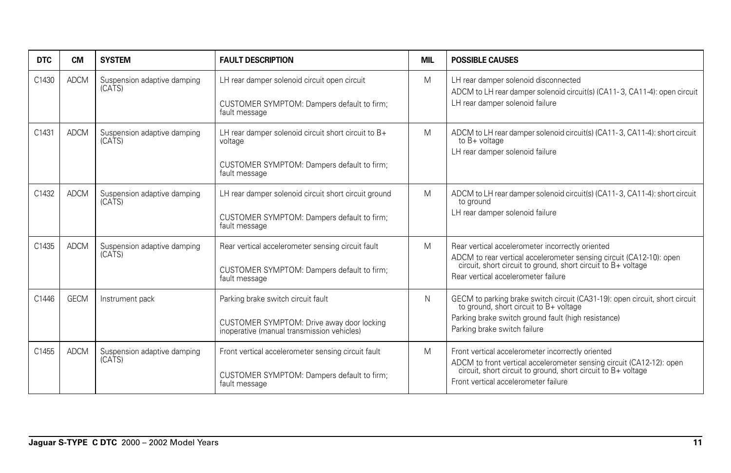| DTC | CM | SYSTEM | FAULT DESCRIPTION | MIL | POSSIBLE CAUSES |
|---|---|---|---|---|---|
| C1430 | ADCM | Suspension adaptive damping (CATS) | LH rear damper solenoid circuit open circuit<br><br>CUSTOMER SYMPTOM: Dampers default to firm; fault message | M | LH rear damper solenoid disconnected<br>ADCM to LH rear damper solenoid circuit(s) (CA11- 3, CA11-4): open circuit<br>LH rear damper solenoid failure |
| C1431 | ADCM | Suspension adaptive damping (CATS) | LH rear damper solenoid circuit short circuit to B+ voltage<br><br>CUSTOMER SYMPTOM: Dampers default to firm; fault message | M | ADCM to LH rear damper solenoid circuit(s) (CA11- 3, CA11-4): short circuit to B+ voltage<br>LH rear damper solenoid failure |
| C1432 | ADCM | Suspension adaptive damping (CATS) | LH rear damper solenoid circuit short circuit ground<br><br>CUSTOMER SYMPTOM: Dampers default to firm; fault message | M | ADCM to LH rear damper solenoid circuit(s) (CA11- 3, CA11-4): short circuit to ground<br>LH rear damper solenoid failure |
| C1435 | ADCM | Suspension adaptive damping (CATS) | Rear vertical accelerometer sensing circuit fault<br><br>CUSTOMER SYMPTOM: Dampers default to firm; fault message | M | Rear vertical accelerometer incorrectly oriented<br>ADCM to rear vertical accelerometer sensing circuit (CA12-10): open circuit, short circuit to ground, short circuit to B+ voltage<br>Rear vertical accelerometer failure |
| C1446 | GECM | Instrument pack | Parking brake switch circuit fault<br><br>CUSTOMER SYMPTOM: Drive away door locking inoperative (manual transmission vehicles) | N | GECM to parking brake switch circuit (CA31-19): open circuit, short circuit to ground, short circuit to B+ voltage<br>Parking brake switch ground fault (high resistance)<br>Parking brake switch failure |
| C1455 | ADCM | Suspension adaptive damping (CATS) | Front vertical accelerometer sensing circuit fault<br><br>CUSTOMER SYMPTOM: Dampers default to firm; fault message | M | Front vertical accelerometer incorrectly oriented<br>ADCM to front vertical accelerometer sensing circuit (CA12-12): open circuit, short circuit to ground, short circuit to B+ voltage<br>Front vertical accelerometer failure |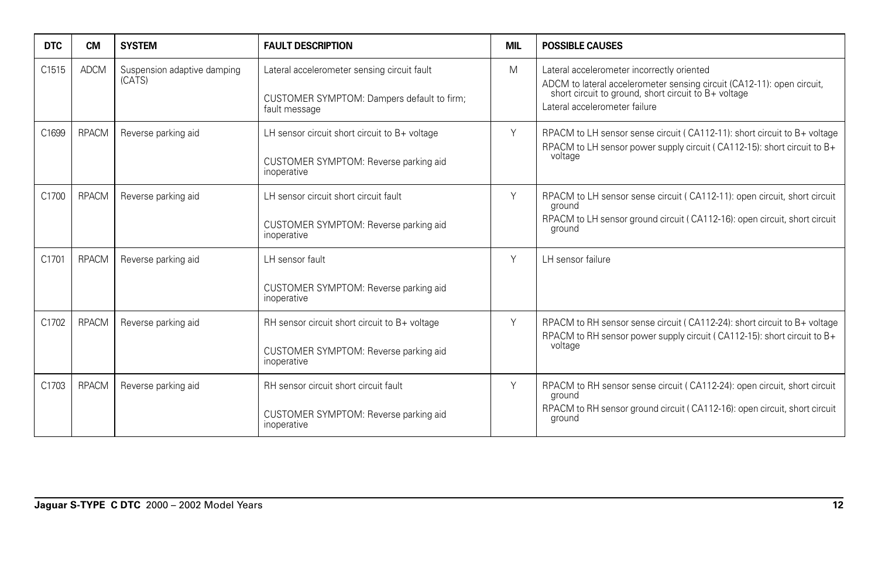| DTC | CM | SYSTEM | FAULT DESCRIPTION | MIL | POSSIBLE CAUSES |
|---|---|---|---|---|---|
| C1515 | ADCM | Suspension adaptive damping (CATS) | Lateral accelerometer sensing circuit fault<br><br>CUSTOMER SYMPTOM: Dampers default to firm; fault message | M | Lateral accelerometer incorrectly oriented<br>ADCM to lateral accelerometer sensing circuit (CA12-11): open circuit, short circuit to ground, short circuit to B+ voltage<br>Lateral accelerometer failure |
| C1699 | RPACM | Reverse parking aid | LH sensor circuit short circuit to B+ voltage<br><br>CUSTOMER SYMPTOM: Reverse parking aid inoperative | Y | RPACM to LH sensor sense circuit ( CA112-11): short circuit to B+ voltage<br>RPACM to LH sensor power supply circuit ( CA112-15): short circuit to B+ voltage |
| C1700 | RPACM | Reverse parking aid | LH sensor circuit short circuit fault<br><br>CUSTOMER SYMPTOM: Reverse parking aid inoperative | Y | RPACM to LH sensor sense circuit ( CA112-11): open circuit, short circuit ground<br>RPACM to LH sensor ground circuit ( CA112-16): open circuit, short circuit ground |
| C1701 | RPACM | Reverse parking aid | LH sensor fault<br><br>CUSTOMER SYMPTOM: Reverse parking aid inoperative | Y | LH sensor failure |
| C1702 | RPACM | Reverse parking aid | RH sensor circuit short circuit to B+ voltage<br><br>CUSTOMER SYMPTOM: Reverse parking aid inoperative | Y | RPACM to RH sensor sense circuit ( CA112-24): short circuit to B+ voltage<br>RPACM to RH sensor power supply circuit ( CA112-15): short circuit to B+ voltage |
| C1703 | RPACM | Reverse parking aid | RH sensor circuit short circuit fault<br><br>CUSTOMER SYMPTOM: Reverse parking aid inoperative | Y | RPACM to RH sensor sense circuit ( CA112-24): open circuit, short circuit ground<br>RPACM to RH sensor ground circuit ( CA112-16): open circuit, short circuit ground |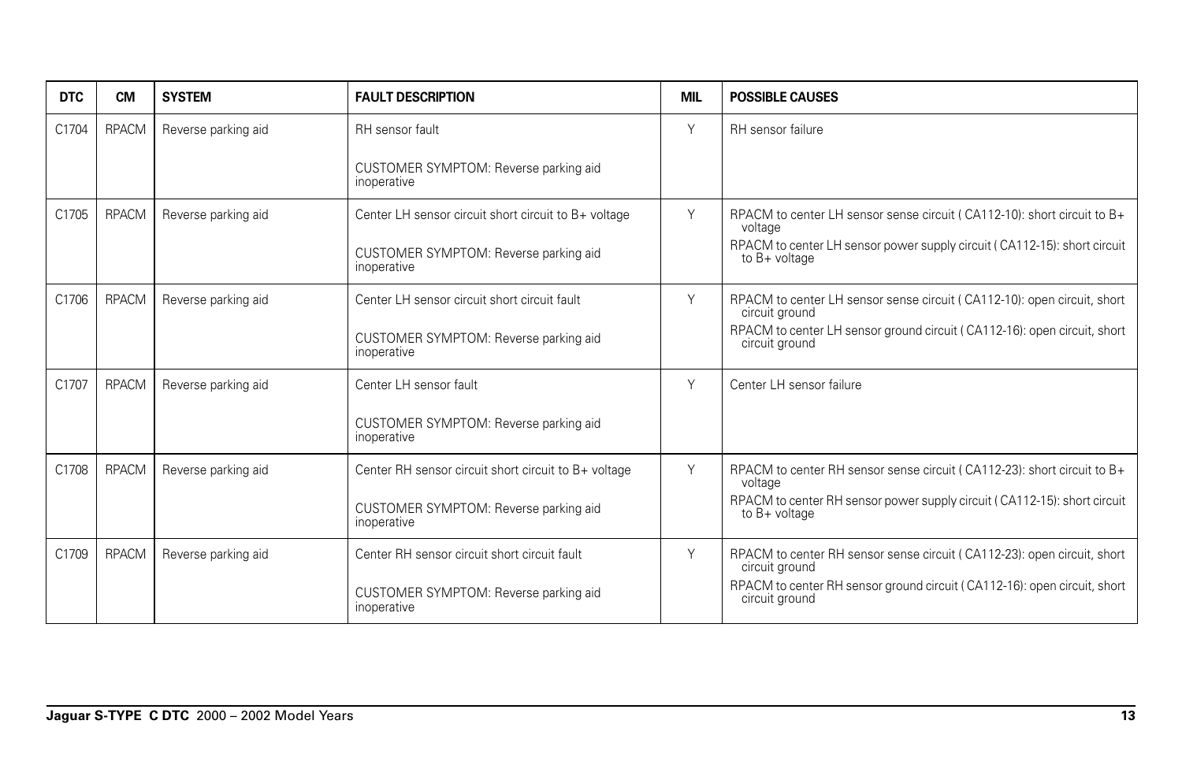| DTC | CM | SYSTEM | FAULT DESCRIPTION | MIL | POSSIBLE CAUSES |
| --- | --- | --- | --- | --- | --- |
| C1704 | RPACM | Reverse parking aid | RH sensor fault<br><br>CUSTOMER SYMPTOM: Reverse parking aid inoperative | Y | RH sensor failure |
| C1705 | RPACM | Reverse parking aid | Center LH sensor circuit short circuit to B+ voltage<br><br>CUSTOMER SYMPTOM: Reverse parking aid inoperative | Y | RPACM to center LH sensor sense circuit ( CA112-10): short circuit to B+ voltage<br>RPACM to center LH sensor power supply circuit ( CA112-15): short circuit to B+ voltage |
| C1706 | RPACM | Reverse parking aid | Center LH sensor circuit short circuit fault<br><br>CUSTOMER SYMPTOM: Reverse parking aid inoperative | Y | RPACM to center LH sensor sense circuit ( CA112-10): open circuit, short circuit ground<br>RPACM to center LH sensor ground circuit ( CA112-16): open circuit, short circuit ground |
| C1707 | RPACM | Reverse parking aid | Center LH sensor fault<br><br>CUSTOMER SYMPTOM: Reverse parking aid inoperative | Y | Center LH sensor failure |
| C1708 | RPACM | Reverse parking aid | Center RH sensor circuit short circuit to B+ voltage<br><br>CUSTOMER SYMPTOM: Reverse parking aid inoperative | Y | RPACM to center RH sensor sense circuit ( CA112-23): short circuit to B+ voltage<br>RPACM to center RH sensor power supply circuit ( CA112-15): short circuit to B+ voltage |
| C1709 | RPACM | Reverse parking aid | Center RH sensor circuit short circuit fault<br><br>CUSTOMER SYMPTOM: Reverse parking aid inoperative | Y | RPACM to center RH sensor sense circuit ( CA112-23): open circuit, short circuit ground<br>RPACM to center RH sensor ground circuit ( CA112-16): open circuit, short circuit ground |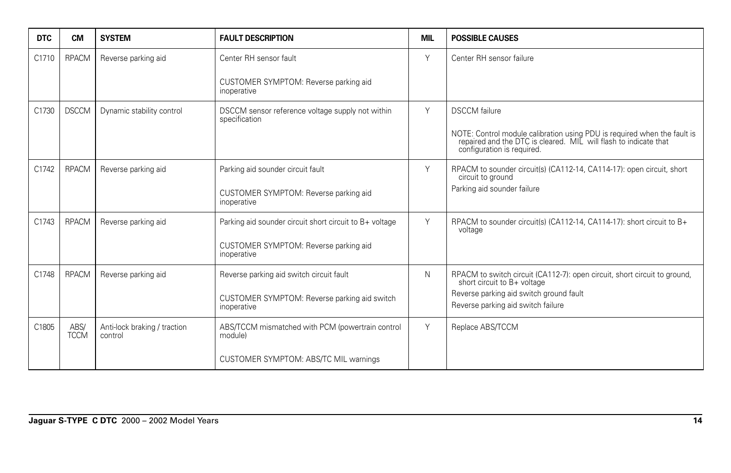| DTC | CM | SYSTEM | FAULT DESCRIPTION | MIL | POSSIBLE CAUSES |
|---|---|---|---|---|---|
| C1710 | RPACM | Reverse parking aid | Center RH sensor fault<br><br>CUSTOMER SYMPTOM: Reverse parking aid inoperative | Y | Center RH sensor failure |
| C1730 | DSCCM | Dynamic stability control | DSCCM sensor reference voltage supply not within specification | Y | DSCCM failure<br><br>NOTE: Control module calibration using PDU is required when the fault is repaired and the DTC is cleared. MIL will flash to indicate that configuration is required. |
| C1742 | RPACM | Reverse parking aid | Parking aid sounder circuit fault<br><br>CUSTOMER SYMPTOM: Reverse parking aid inoperative | Y | RPACM to sounder circuit(s) (CA112-14, CA114-17): open circuit, short circuit to ground<br>Parking aid sounder failure |
| C1743 | RPACM | Reverse parking aid | Parking aid sounder circuit short circuit to B+ voltage<br><br>CUSTOMER SYMPTOM: Reverse parking aid inoperative | Y | RPACM to sounder circuit(s) (CA112-14, CA114-17): short circuit to B+ voltage |
| C1748 | RPACM | Reverse parking aid | Reverse parking aid switch circuit fault<br><br>CUSTOMER SYMPTOM: Reverse parking aid switch inoperative | N | RPACM to switch circuit (CA112-7): open circuit, short circuit to ground, short circuit to B+ voltage<br>Reverse parking aid switch ground fault<br>Reverse parking aid switch failure |
| C1805 | ABS/ TCCM | Anti-lock braking / traction control | ABS/TCCM mismatched with PCM (powertrain control module)<br><br>CUSTOMER SYMPTOM: ABS/TC MIL warnings | Y | Replace ABS/TCCM |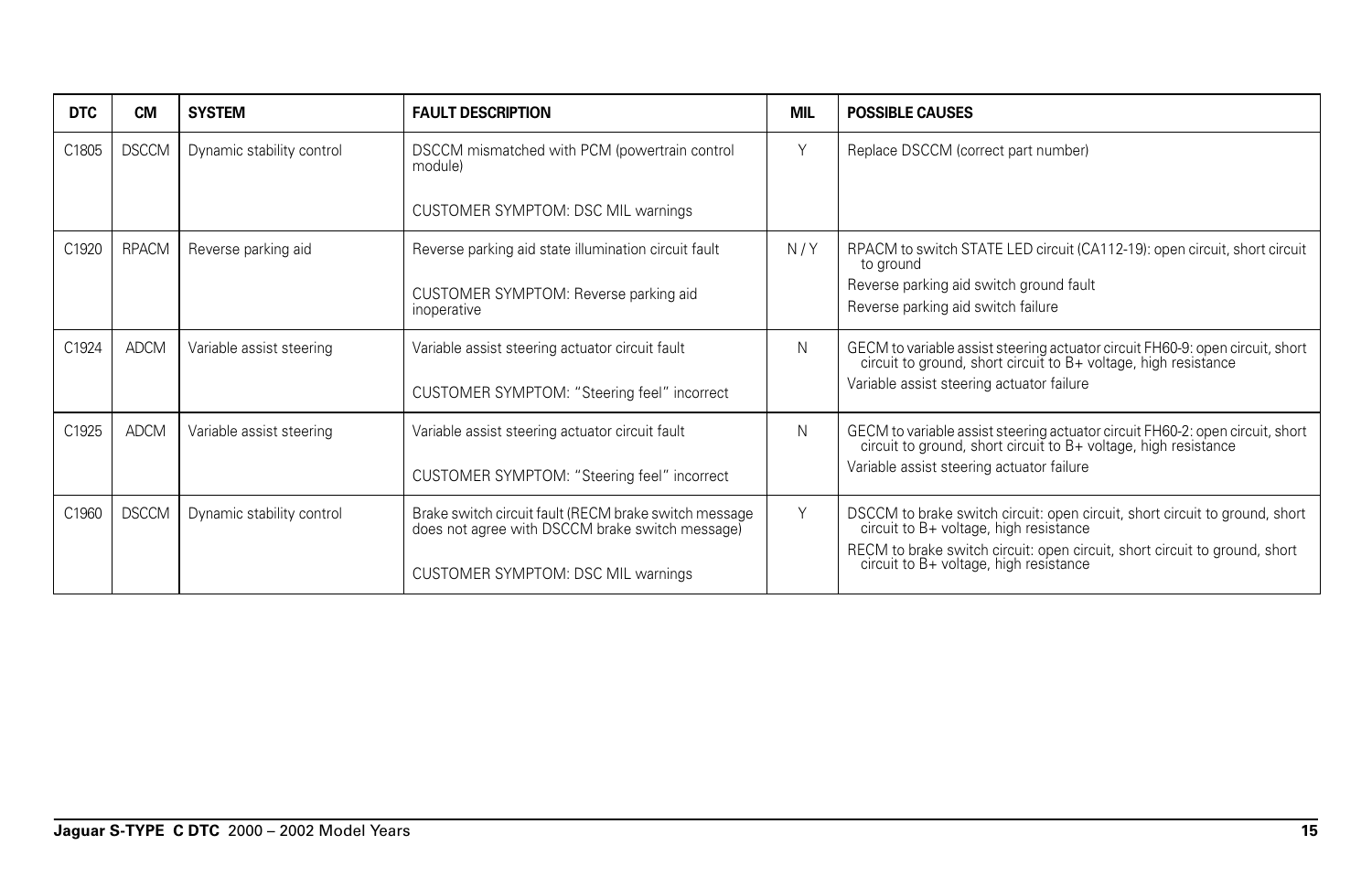| DTC | CM | SYSTEM | FAULT DESCRIPTION | MIL | POSSIBLE CAUSES |
|---|---|---|---|---|---|
| C1805 | DSCCM | Dynamic stability control | DSCCM mismatched with PCM (powertrain control module)<br><br>CUSTOMER SYMPTOM: DSC MIL warnings | Y | Replace DSCCM (correct part number) |
| C1920 | RPACM | Reverse parking aid | Reverse parking aid state illumination circuit fault<br><br>CUSTOMER SYMPTOM: Reverse parking aid inoperative | N / Y | RPACM to switch STATE LED circuit (CA112-19): open circuit, short circuit to ground<br>Reverse parking aid switch ground fault<br>Reverse parking aid switch failure |
| C1924 | ADCM | Variable assist steering | Variable assist steering actuator circuit fault<br><br>CUSTOMER SYMPTOM: "Steering feel" incorrect | N | GECM to variable assist steering actuator circuit FH60-9: open circuit, short circuit to ground, short circuit to B+ voltage, high resistance<br>Variable assist steering actuator failure |
| C1925 | ADCM | Variable assist steering | Variable assist steering actuator circuit fault<br><br>CUSTOMER SYMPTOM: "Steering feel" incorrect | N | GECM to variable assist steering actuator circuit FH60-2: open circuit, short circuit to ground, short circuit to B+ voltage, high resistance<br>Variable assist steering actuator failure |
| C1960 | DSCCM | Dynamic stability control | Brake switch circuit fault (RECM brake switch message does not agree with DSCCM brake switch message)<br><br>CUSTOMER SYMPTOM: DSC MIL warnings | Y | DSCCM to brake switch circuit: open circuit, short circuit to ground, short circuit to B+ voltage, high resistance<br>RECM to brake switch circuit: open circuit, short circuit to ground, short circuit to B+ voltage, high resistance |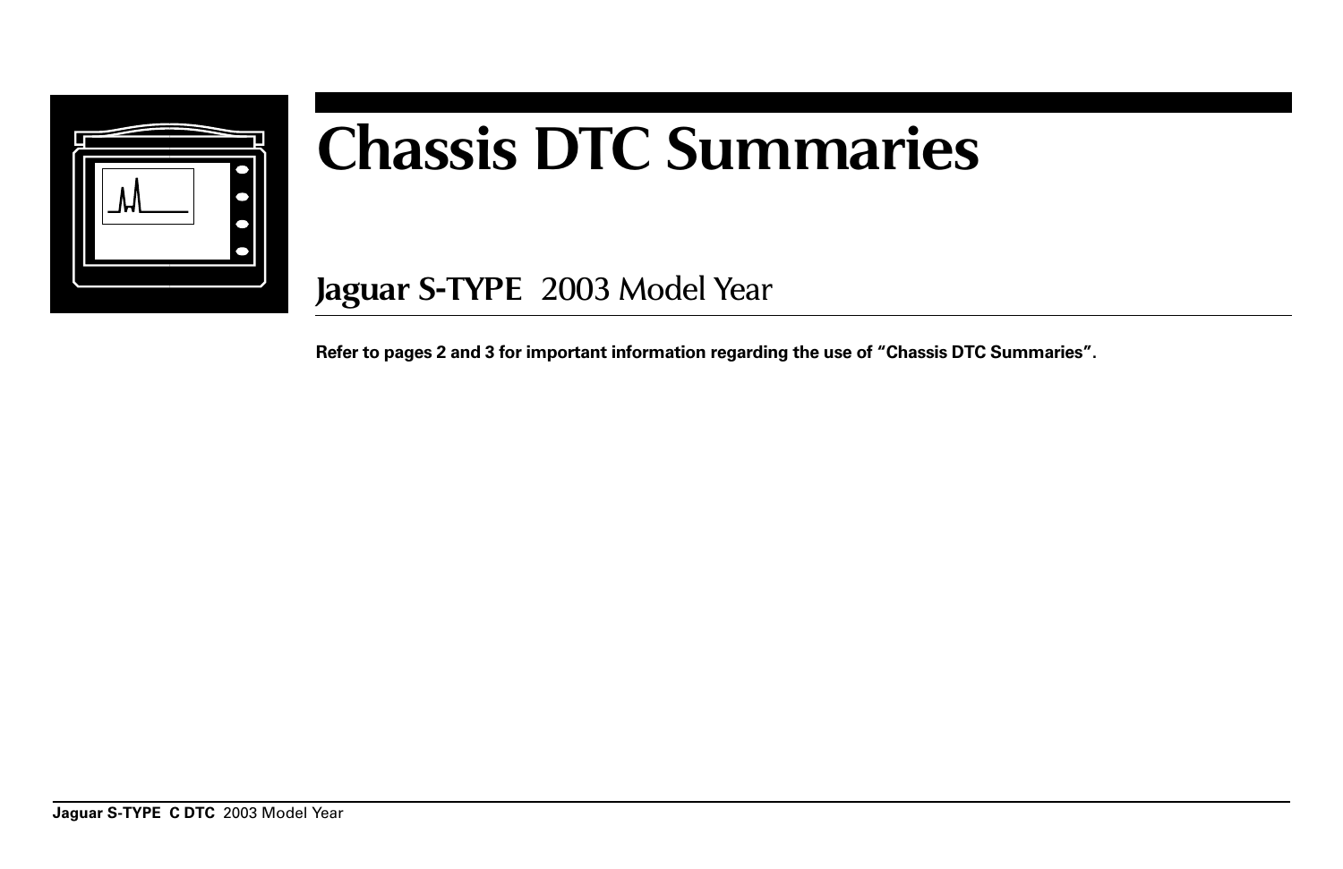# Chassis DTC Summaries

## Jaguar S-TYPE 2003 Model Year

**Refer to pages 2 and 3 for important information regarding the use of "Chassis DTC Summaries".**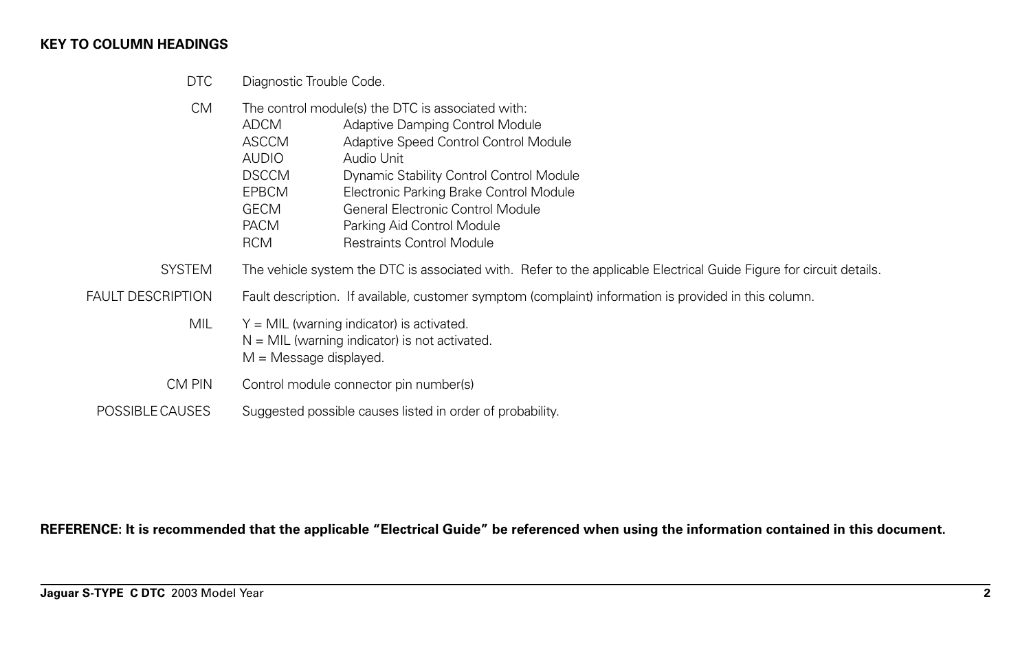**KEY TO COLUMN HEADINGS**

| | |
|---|---|
| DTC | Diagnostic Trouble Code. |
| CM | The control module(s) the DTC is associated with:<br>ADCM — Adaptive Damping Control Module<br>ASCCM — Adaptive Speed Control Control Module<br>AUDIO — Audio Unit<br>DSCCM — Dynamic Stability Control Control Module<br>EPBCM — Electronic Parking Brake Control Module<br>GECM — General Electronic Control Module<br>PACM — Parking Aid Control Module<br>RCM — Restraints Control Module |
| SYSTEM | The vehicle system the DTC is associated with. Refer to the applicable Electrical Guide Figure for circuit details. |
| FAULT DESCRIPTION | Fault description. If available, customer symptom (complaint) information is provided in this column. |
| MIL | Y = MIL (warning indicator) is activated.<br>N = MIL (warning indicator) is not activated.<br>M = Message displayed. |
| CM PIN | Control module connector pin number(s) |
| POSSIBLE CAUSES | Suggested possible causes listed in order of probability. |

**REFERENCE: It is recommended that the applicable "Electrical Guide" be referenced when using the information contained in this document.**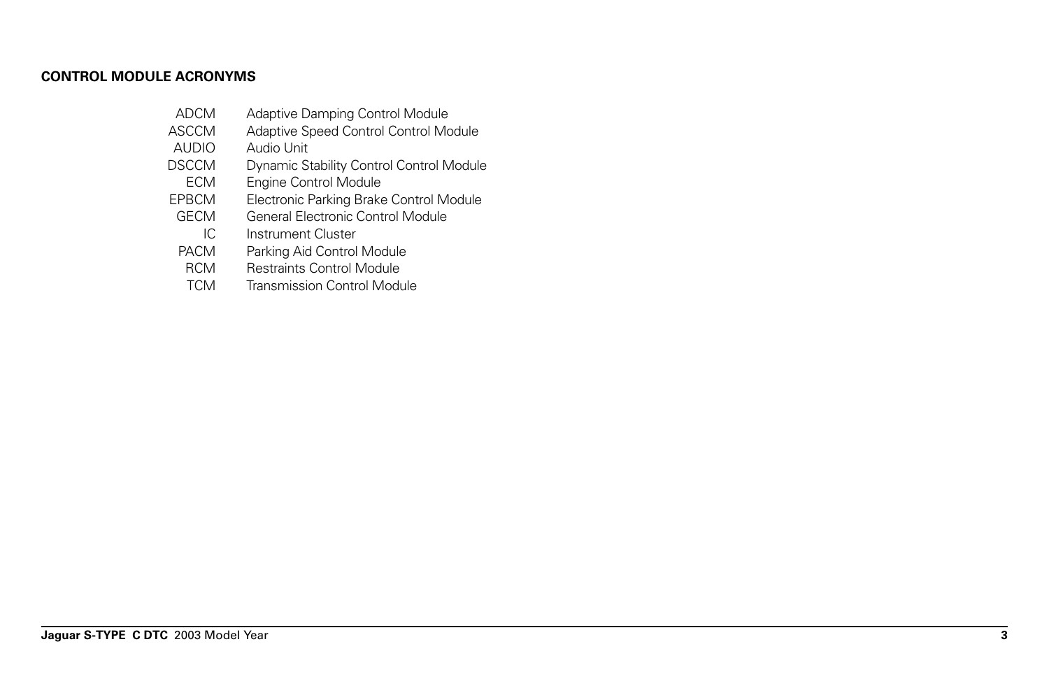## CONTROL MODULE ACRONYMS

| | |
|---|---|
| ADCM | Adaptive Damping Control Module |
| ASCCM | Adaptive Speed Control Control Module |
| AUDIO | Audio Unit |
| DSCCM | Dynamic Stability Control Control Module |
| ECM | Engine Control Module |
| EPBCM | Electronic Parking Brake Control Module |
| GECM | General Electronic Control Module |
| IC | Instrument Cluster |
| PACM | Parking Aid Control Module |
| RCM | Restraints Control Module |
| TCM | Transmission Control Module |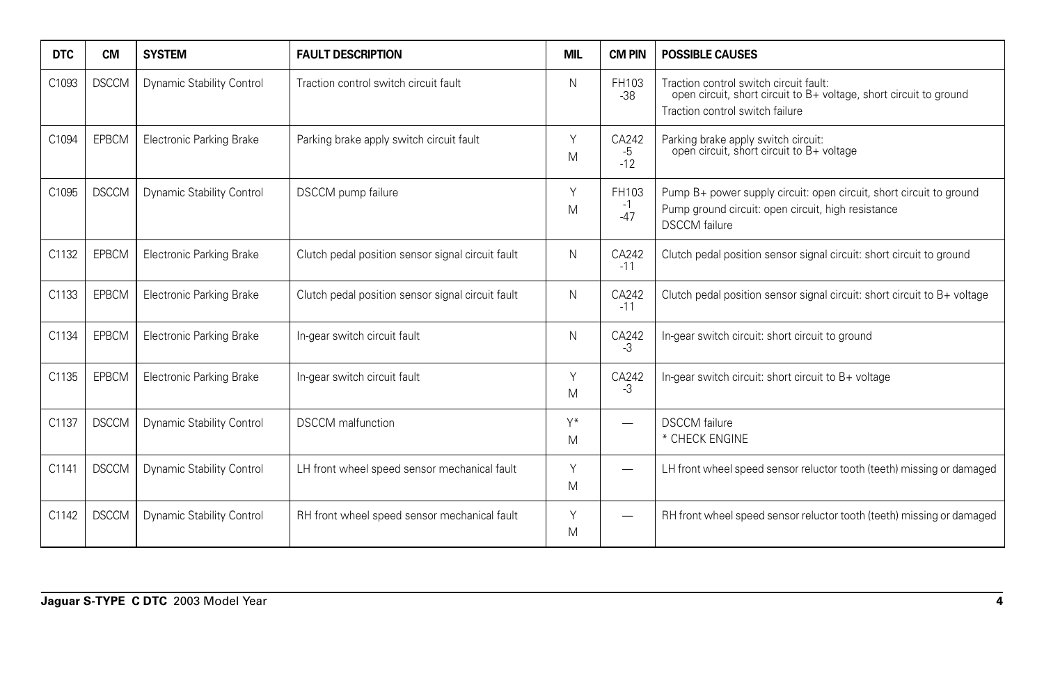| DTC | CM | SYSTEM | FAULT DESCRIPTION | MIL | CM PIN | POSSIBLE CAUSES |
|---|---|---|---|---|---|---|
| C1093 | DSCCM | Dynamic Stability Control | Traction control switch circuit fault | N | FH103 -38 | Traction control switch circuit fault: open circuit, short circuit to B+ voltage, short circuit to ground<br>Traction control switch failure |
| C1094 | EPBCM | Electronic Parking Brake | Parking brake apply switch circuit fault | Y<br>M | CA242 -5 -12 | Parking brake apply switch circuit: open circuit, short circuit to B+ voltage |
| C1095 | DSCCM | Dynamic Stability Control | DSCCM pump failure | Y<br>M | FH103 -1 -47 | Pump B+ power supply circuit: open circuit, short circuit to ground<br>Pump ground circuit: open circuit, high resistance<br>DSCCM failure |
| C1132 | EPBCM | Electronic Parking Brake | Clutch pedal position sensor signal circuit fault | N | CA242 -11 | Clutch pedal position sensor signal circuit: short circuit to ground |
| C1133 | EPBCM | Electronic Parking Brake | Clutch pedal position sensor signal circuit fault | N | CA242 -11 | Clutch pedal position sensor signal circuit: short circuit to B+ voltage |
| C1134 | EPBCM | Electronic Parking Brake | In-gear switch circuit fault | N | CA242 -3 | In-gear switch circuit: short circuit to ground |
| C1135 | EPBCM | Electronic Parking Brake | In-gear switch circuit fault | Y<br>M | CA242 -3 | In-gear switch circuit: short circuit to B+ voltage |
| C1137 | DSCCM | Dynamic Stability Control | DSCCM malfunction | Y*<br>M | — | DSCCM failure<br>* CHECK ENGINE |
| C1141 | DSCCM | Dynamic Stability Control | LH front wheel speed sensor mechanical fault | Y<br>M | — | LH front wheel speed sensor reluctor tooth (teeth) missing or damaged |
| C1142 | DSCCM | Dynamic Stability Control | RH front wheel speed sensor mechanical fault | Y<br>M | — | RH front wheel speed sensor reluctor tooth (teeth) missing or damaged |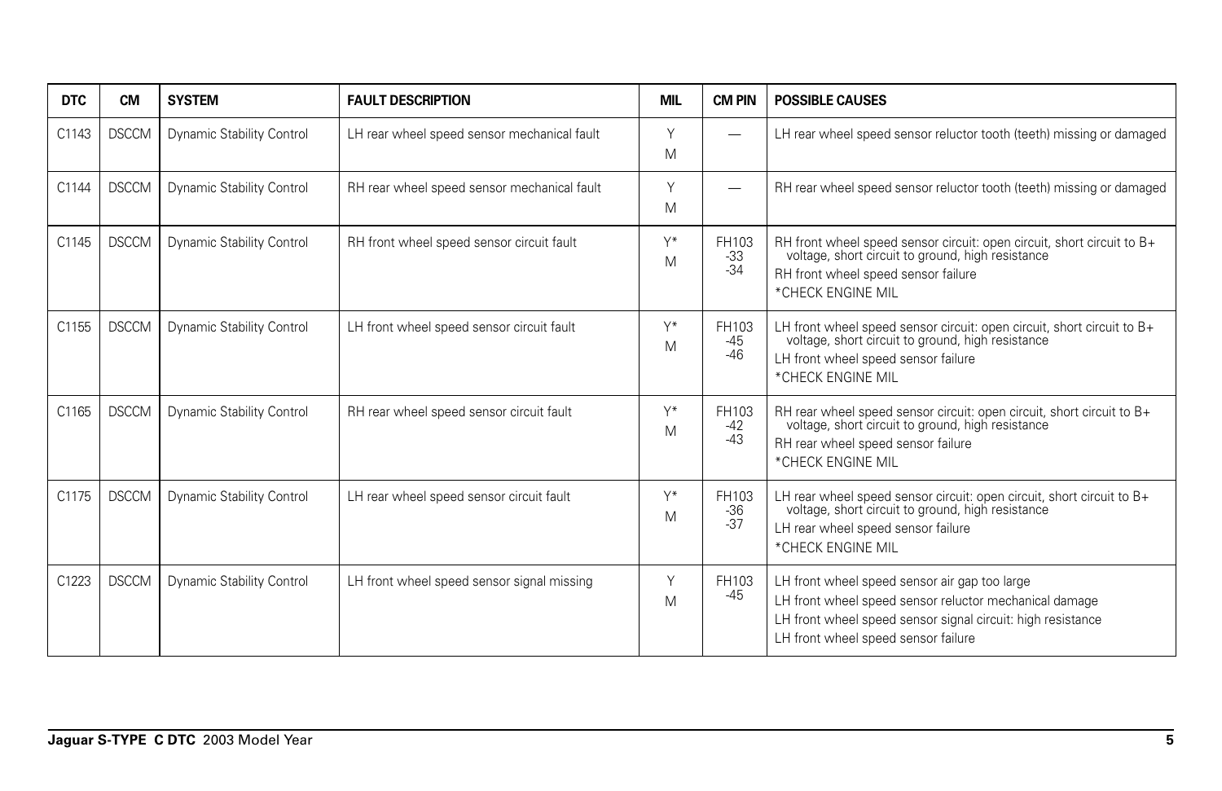| DTC | CM | SYSTEM | FAULT DESCRIPTION | MIL | CM PIN | POSSIBLE CAUSES |
|---|---|---|---|---|---|---|
| C1143 | DSCCM | Dynamic Stability Control | LH rear wheel speed sensor mechanical fault | Y<br>M | — | LH rear wheel speed sensor reluctor tooth (teeth) missing or damaged |
| C1144 | DSCCM | Dynamic Stability Control | RH rear wheel speed sensor mechanical fault | Y<br>M | — | RH rear wheel speed sensor reluctor tooth (teeth) missing or damaged |
| C1145 | DSCCM | Dynamic Stability Control | RH front wheel speed sensor circuit fault | Y*<br>M | FH103<br>-33<br>-34 | RH front wheel speed sensor circuit: open circuit, short circuit to B+ voltage, short circuit to ground, high resistance<br>RH front wheel speed sensor failure<br>*CHECK ENGINE MIL |
| C1155 | DSCCM | Dynamic Stability Control | LH front wheel speed sensor circuit fault | Y*<br>M | FH103<br>-45<br>-46 | LH front wheel speed sensor circuit: open circuit, short circuit to B+ voltage, short circuit to ground, high resistance<br>LH front wheel speed sensor failure<br>*CHECK ENGINE MIL |
| C1165 | DSCCM | Dynamic Stability Control | RH rear wheel speed sensor circuit fault | Y*<br>M | FH103<br>-42<br>-43 | RH rear wheel speed sensor circuit: open circuit, short circuit to B+ voltage, short circuit to ground, high resistance<br>RH rear wheel speed sensor failure<br>*CHECK ENGINE MIL |
| C1175 | DSCCM | Dynamic Stability Control | LH rear wheel speed sensor circuit fault | Y*<br>M | FH103<br>-36<br>-37 | LH rear wheel speed sensor circuit: open circuit, short circuit to B+ voltage, short circuit to ground, high resistance<br>LH rear wheel speed sensor failure<br>*CHECK ENGINE MIL |
| C1223 | DSCCM | Dynamic Stability Control | LH front wheel speed sensor signal missing | Y<br>M | FH103<br>-45 | LH front wheel speed sensor air gap too large<br>LH front wheel speed sensor reluctor mechanical damage<br>LH front wheel speed sensor signal circuit: high resistance<br>LH front wheel speed sensor failure |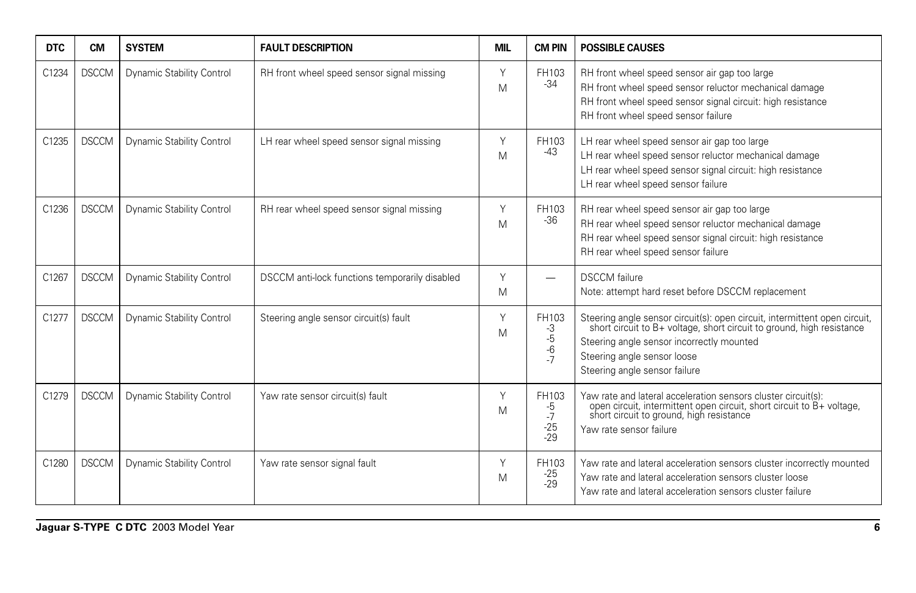| DTC | CM | SYSTEM | FAULT DESCRIPTION | MIL | CM PIN | POSSIBLE CAUSES |
|---|---|---|---|---|---|---|
| C1234 | DSCCM | Dynamic Stability Control | RH front wheel speed sensor signal missing | Y<br>M | FH103<br>-34 | RH front wheel speed sensor air gap too large<br>RH front wheel speed sensor reluctor mechanical damage<br>RH front wheel speed sensor signal circuit: high resistance<br>RH front wheel speed sensor failure |
| C1235 | DSCCM | Dynamic Stability Control | LH rear wheel speed sensor signal missing | Y<br>M | FH103<br>-43 | LH rear wheel speed sensor air gap too large<br>LH rear wheel speed sensor reluctor mechanical damage<br>LH rear wheel speed sensor signal circuit: high resistance<br>LH rear wheel speed sensor failure |
| C1236 | DSCCM | Dynamic Stability Control | RH rear wheel speed sensor signal missing | Y<br>M | FH103<br>-36 | RH rear wheel speed sensor air gap too large<br>RH rear wheel speed sensor reluctor mechanical damage<br>RH rear wheel speed sensor signal circuit: high resistance<br>RH rear wheel speed sensor failure |
| C1267 | DSCCM | Dynamic Stability Control | DSCCM anti-lock functions temporarily disabled | Y<br>M | — | DSCCM failure<br>Note: attempt hard reset before DSCCM replacement |
| C1277 | DSCCM | Dynamic Stability Control | Steering angle sensor circuit(s) fault | Y<br>M | FH103<br>-3<br>-5<br>-6<br>-7 | Steering angle sensor circuit(s): open circuit, intermittent open circuit, short circuit to B+ voltage, short circuit to ground, high resistance<br>Steering angle sensor incorrectly mounted<br>Steering angle sensor loose<br>Steering angle sensor failure |
| C1279 | DSCCM | Dynamic Stability Control | Yaw rate sensor circuit(s) fault | Y<br>M | FH103<br>-5<br>-7<br>-25<br>-29 | Yaw rate and lateral acceleration sensors cluster circuit(s): open circuit, intermittent open circuit, short circuit to B+ voltage, short circuit to ground, high resistance<br>Yaw rate sensor failure |
| C1280 | DSCCM | Dynamic Stability Control | Yaw rate sensor signal fault | Y<br>M | FH103<br>-25<br>-29 | Yaw rate and lateral acceleration sensors cluster incorrectly mounted<br>Yaw rate and lateral acceleration sensors cluster loose<br>Yaw rate and lateral acceleration sensors cluster failure |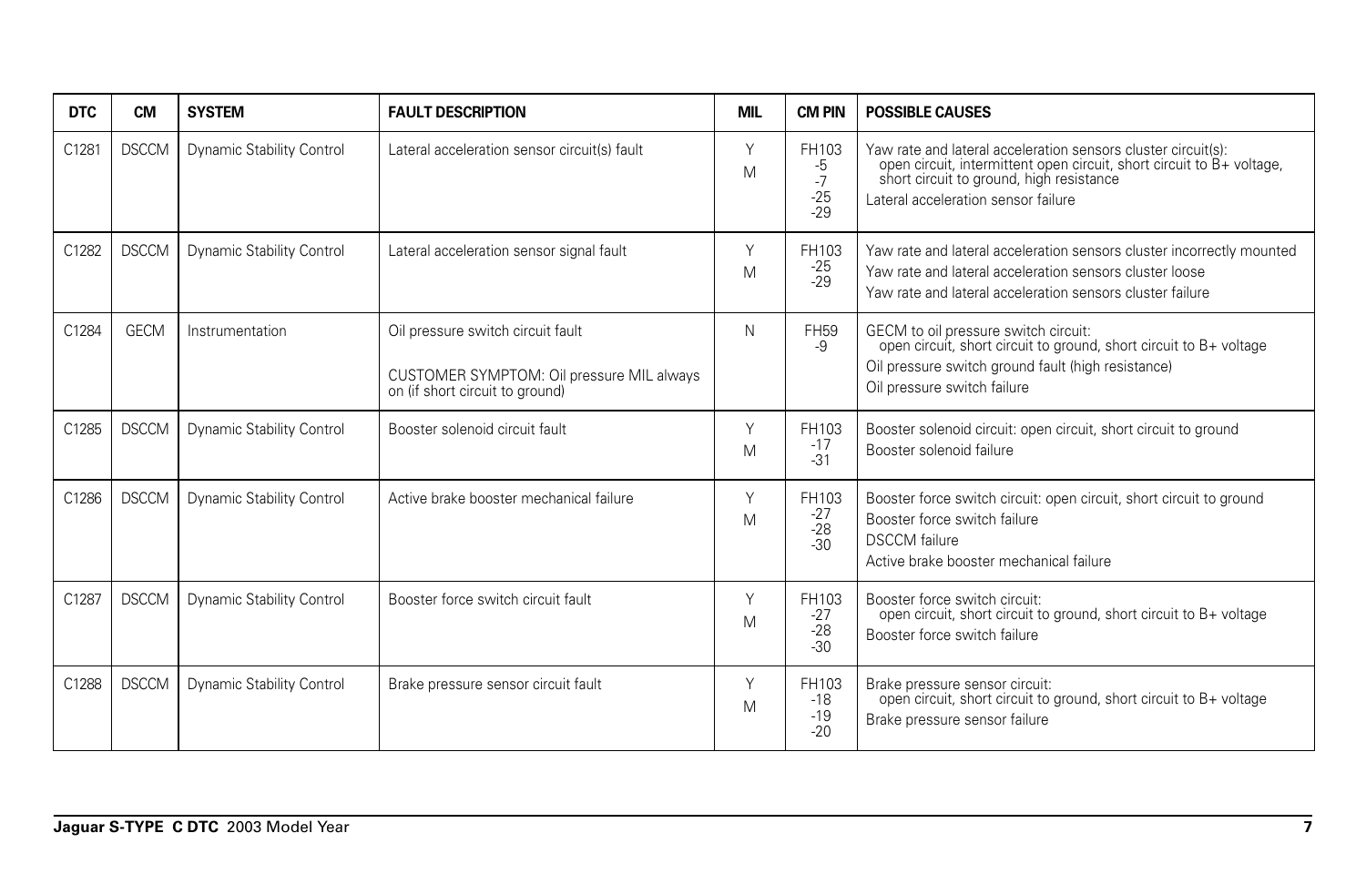| DTC | CM | SYSTEM | FAULT DESCRIPTION | MIL | CM PIN | POSSIBLE CAUSES |
|---|---|---|---|---|---|---|
| C1281 | DSCCM | Dynamic Stability Control | Lateral acceleration sensor circuit(s) fault | Y<br>M | FH103<br>-5<br>-7<br>-25<br>-29 | Yaw rate and lateral acceleration sensors cluster circuit(s): open circuit, intermittent open circuit, short circuit to B+ voltage, short circuit to ground, high resistance<br>Lateral acceleration sensor failure |
| C1282 | DSCCM | Dynamic Stability Control | Lateral acceleration sensor signal fault | Y<br>M | FH103<br>-25<br>-29 | Yaw rate and lateral acceleration sensors cluster incorrectly mounted<br>Yaw rate and lateral acceleration sensors cluster loose<br>Yaw rate and lateral acceleration sensors cluster failure |
| C1284 | GECM | Instrumentation | Oil pressure switch circuit fault<br><br>CUSTOMER SYMPTOM: Oil pressure MIL always on (if short circuit to ground) | N | FH59<br>-9 | GECM to oil pressure switch circuit: open circuit, short circuit to ground, short circuit to B+ voltage<br>Oil pressure switch ground fault (high resistance)<br>Oil pressure switch failure |
| C1285 | DSCCM | Dynamic Stability Control | Booster solenoid circuit fault | Y<br>M | FH103<br>-17<br>-31 | Booster solenoid circuit: open circuit, short circuit to ground<br>Booster solenoid failure |
| C1286 | DSCCM | Dynamic Stability Control | Active brake booster mechanical failure | Y<br>M | FH103<br>-27<br>-28<br>-30 | Booster force switch circuit: open circuit, short circuit to ground<br>Booster force switch failure<br>DSCCM failure<br>Active brake booster mechanical failure |
| C1287 | DSCCM | Dynamic Stability Control | Booster force switch circuit fault | Y<br>M | FH103<br>-27<br>-28<br>-30 | Booster force switch circuit: open circuit, short circuit to ground, short circuit to B+ voltage<br>Booster force switch failure |
| C1288 | DSCCM | Dynamic Stability Control | Brake pressure sensor circuit fault | Y<br>M | FH103<br>-18<br>-19<br>-20 | Brake pressure sensor circuit: open circuit, short circuit to ground, short circuit to B+ voltage<br>Brake pressure sensor failure |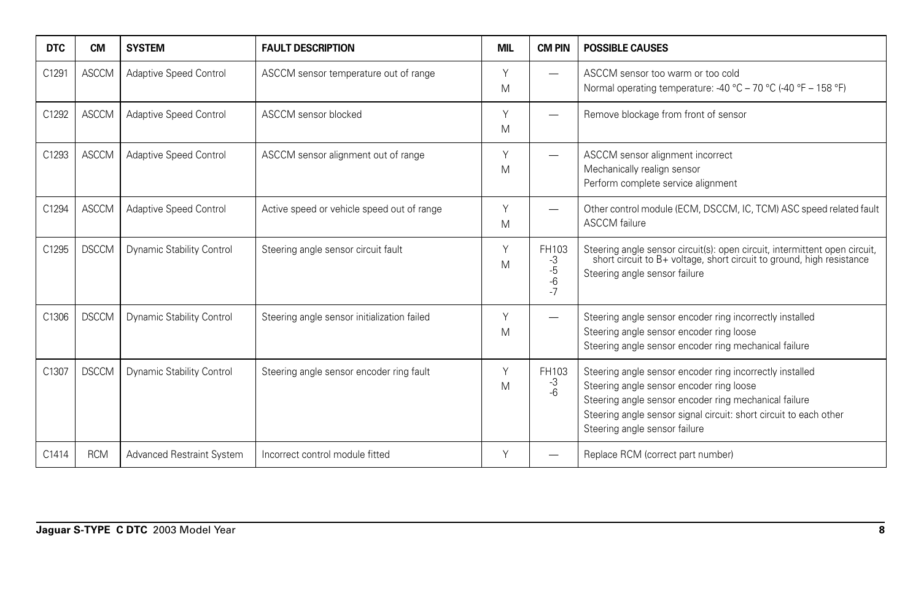| DTC | CM | SYSTEM | FAULT DESCRIPTION | MIL | CM PIN | POSSIBLE CAUSES |
|---|---|---|---|---|---|---|
| C1291 | ASCCM | Adaptive Speed Control | ASCCM sensor temperature out of range | Y<br>M | — | ASCCM sensor too warm or too cold<br>Normal operating temperature: -40 °C – 70 °C (-40 °F – 158 °F) |
| C1292 | ASCCM | Adaptive Speed Control | ASCCM sensor blocked | Y<br>M | — | Remove blockage from front of sensor |
| C1293 | ASCCM | Adaptive Speed Control | ASCCM sensor alignment out of range | Y<br>M | — | ASCCM sensor alignment incorrect<br>Mechanically realign sensor<br>Perform complete service alignment |
| C1294 | ASCCM | Adaptive Speed Control | Active speed or vehicle speed out of range | Y<br>M | — | Other control module (ECM, DSCCM, IC, TCM) ASC speed related fault<br>ASCCM failure |
| C1295 | DSCCM | Dynamic Stability Control | Steering angle sensor circuit fault | Y<br>M | FH103<br>-3<br>-5<br>-6<br>-7 | Steering angle sensor circuit(s): open circuit, intermittent open circuit, short circuit to B+ voltage, short circuit to ground, high resistance<br>Steering angle sensor failure |
| C1306 | DSCCM | Dynamic Stability Control | Steering angle sensor initialization failed | Y<br>M | — | Steering angle sensor encoder ring incorrectly installed<br>Steering angle sensor encoder ring loose<br>Steering angle sensor encoder ring mechanical failure |
| C1307 | DSCCM | Dynamic Stability Control | Steering angle sensor encoder ring fault | Y<br>M | FH103<br>-3<br>-6 | Steering angle sensor encoder ring incorrectly installed<br>Steering angle sensor encoder ring loose<br>Steering angle sensor encoder ring mechanical failure<br>Steering angle sensor signal circuit: short circuit to each other<br>Steering angle sensor failure |
| C1414 | RCM | Advanced Restraint System | Incorrect control module fitted | Y | — | Replace RCM (correct part number) |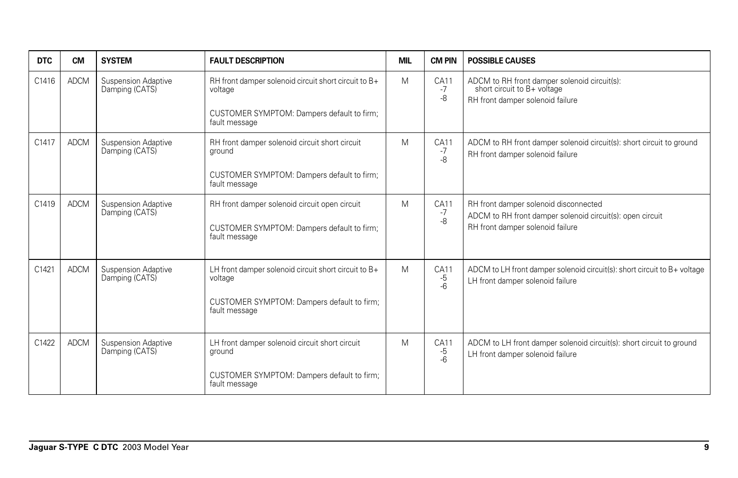| DTC | CM | SYSTEM | FAULT DESCRIPTION | MIL | CM PIN | POSSIBLE CAUSES |
|---|---|---|---|---|---|---|
| C1416 | ADCM | Suspension Adaptive Damping (CATS) | RH front damper solenoid circuit short circuit to B+ voltage<br><br>CUSTOMER SYMPTOM: Dampers default to firm; fault message | M | CA11<br>-7<br>-8 | ADCM to RH front damper solenoid circuit(s): short circuit to B+ voltage<br>RH front damper solenoid failure |
| C1417 | ADCM | Suspension Adaptive Damping (CATS) | RH front damper solenoid circuit short circuit ground<br><br>CUSTOMER SYMPTOM: Dampers default to firm; fault message | M | CA11<br>-7<br>-8 | ADCM to RH front damper solenoid circuit(s): short circuit to ground<br>RH front damper solenoid failure |
| C1419 | ADCM | Suspension Adaptive Damping (CATS) | RH front damper solenoid circuit open circuit<br><br>CUSTOMER SYMPTOM: Dampers default to firm; fault message | M | CA11<br>-7<br>-8 | RH front damper solenoid disconnected<br>ADCM to RH front damper solenoid circuit(s): open circuit<br>RH front damper solenoid failure |
| C1421 | ADCM | Suspension Adaptive Damping (CATS) | LH front damper solenoid circuit short circuit to B+ voltage<br><br>CUSTOMER SYMPTOM: Dampers default to firm; fault message | M | CA11<br>-5<br>-6 | ADCM to LH front damper solenoid circuit(s): short circuit to B+ voltage<br>LH front damper solenoid failure |
| C1422 | ADCM | Suspension Adaptive Damping (CATS) | LH front damper solenoid circuit short circuit ground<br><br>CUSTOMER SYMPTOM: Dampers default to firm; fault message | M | CA11<br>-5<br>-6 | ADCM to LH front damper solenoid circuit(s): short circuit to ground<br>LH front damper solenoid failure |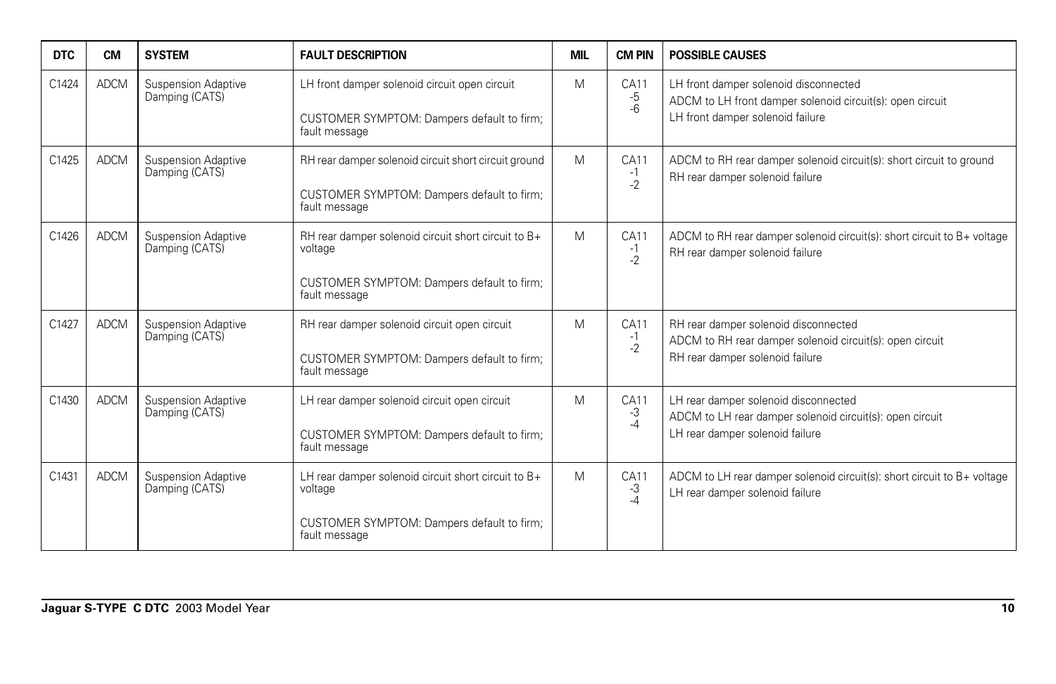| DTC | CM | SYSTEM | FAULT DESCRIPTION | MIL | CM PIN | POSSIBLE CAUSES |
|---|---|---|---|---|---|---|
| C1424 | ADCM | Suspension Adaptive Damping (CATS) | LH front damper solenoid circuit open circuit<br><br>CUSTOMER SYMPTOM: Dampers default to firm; fault message | M | CA11<br>-5<br>-6 | LH front damper solenoid disconnected<br>ADCM to LH front damper solenoid circuit(s): open circuit<br>LH front damper solenoid failure |
| C1425 | ADCM | Suspension Adaptive Damping (CATS) | RH rear damper solenoid circuit short circuit ground<br><br>CUSTOMER SYMPTOM: Dampers default to firm; fault message | M | CA11<br>-1<br>-2 | ADCM to RH rear damper solenoid circuit(s): short circuit to ground<br>RH rear damper solenoid failure |
| C1426 | ADCM | Suspension Adaptive Damping (CATS) | RH rear damper solenoid circuit short circuit to B+ voltage<br><br>CUSTOMER SYMPTOM: Dampers default to firm; fault message | M | CA11<br>-1<br>-2 | ADCM to RH rear damper solenoid circuit(s): short circuit to B+ voltage<br>RH rear damper solenoid failure |
| C1427 | ADCM | Suspension Adaptive Damping (CATS) | RH rear damper solenoid circuit open circuit<br><br>CUSTOMER SYMPTOM: Dampers default to firm; fault message | M | CA11<br>-1<br>-2 | RH rear damper solenoid disconnected<br>ADCM to RH rear damper solenoid circuit(s): open circuit<br>RH rear damper solenoid failure |
| C1430 | ADCM | Suspension Adaptive Damping (CATS) | LH rear damper solenoid circuit open circuit<br><br>CUSTOMER SYMPTOM: Dampers default to firm; fault message | M | CA11<br>-3<br>-4 | LH rear damper solenoid disconnected<br>ADCM to LH rear damper solenoid circuit(s): open circuit<br>LH rear damper solenoid failure |
| C1431 | ADCM | Suspension Adaptive Damping (CATS) | LH rear damper solenoid circuit short circuit to B+ voltage<br><br>CUSTOMER SYMPTOM: Dampers default to firm; fault message | M | CA11<br>-3<br>-4 | ADCM to LH rear damper solenoid circuit(s): short circuit to B+ voltage<br>LH rear damper solenoid failure |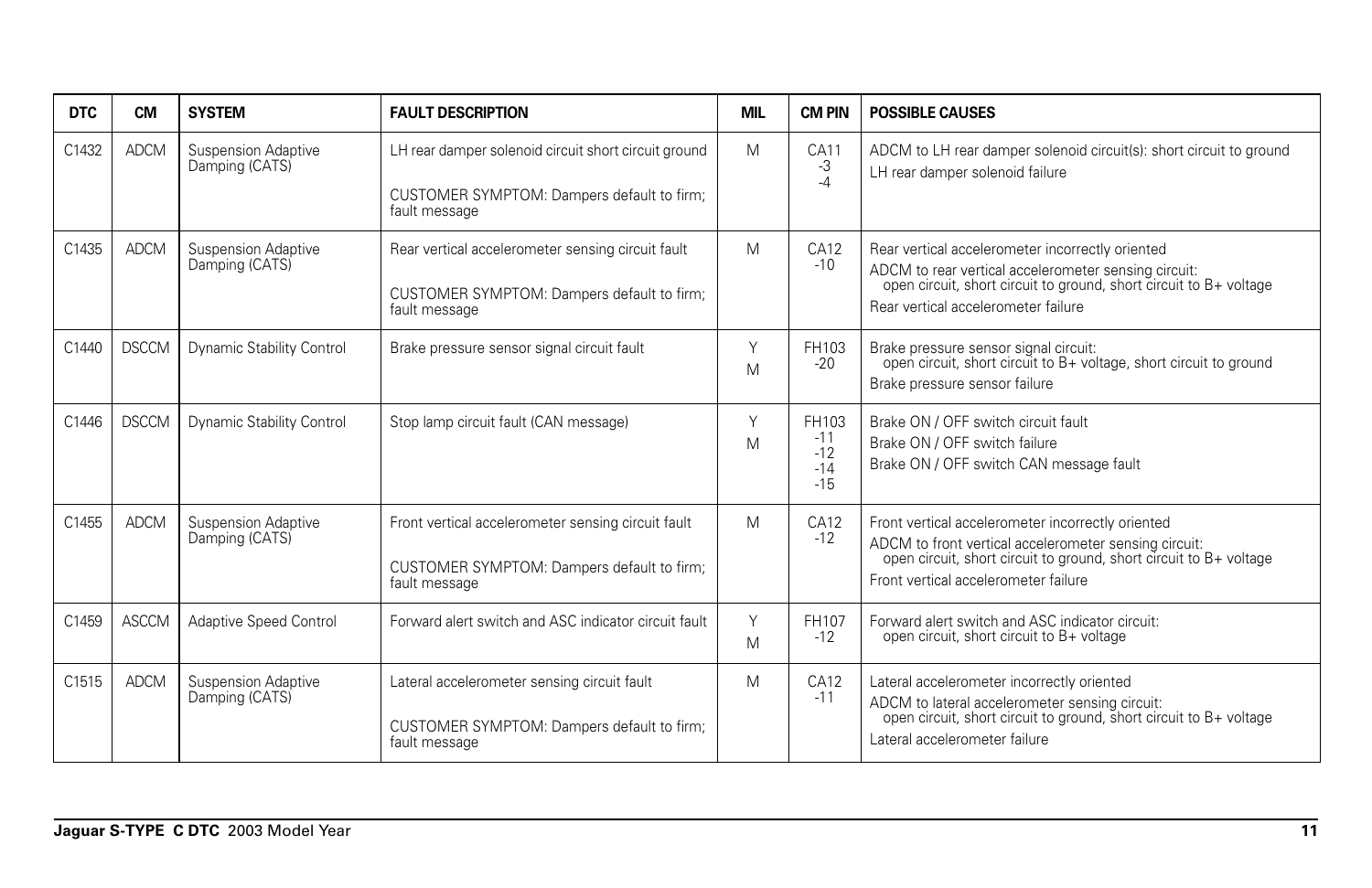| DTC | CM | SYSTEM | FAULT DESCRIPTION | MIL | CM PIN | POSSIBLE CAUSES |
|---|---|---|---|---|---|---|
| C1432 | ADCM | Suspension Adaptive Damping (CATS) | LH rear damper solenoid circuit short circuit ground<br><br>CUSTOMER SYMPTOM: Dampers default to firm; fault message | M | CA11<br>-3<br>-4 | ADCM to LH rear damper solenoid circuit(s): short circuit to ground<br>LH rear damper solenoid failure |
| C1435 | ADCM | Suspension Adaptive Damping (CATS) | Rear vertical accelerometer sensing circuit fault<br><br>CUSTOMER SYMPTOM: Dampers default to firm; fault message | M | CA12<br>-10 | Rear vertical accelerometer incorrectly oriented<br>ADCM to rear vertical accelerometer sensing circuit:<br>open circuit, short circuit to ground, short circuit to B+ voltage<br>Rear vertical accelerometer failure |
| C1440 | DSCCM | Dynamic Stability Control | Brake pressure sensor signal circuit fault | Y<br>M | FH103<br>-20 | Brake pressure sensor signal circuit:<br>open circuit, short circuit to B+ voltage, short circuit to ground<br>Brake pressure sensor failure |
| C1446 | DSCCM | Dynamic Stability Control | Stop lamp circuit fault (CAN message) | Y<br>M | FH103<br>-11<br>-12<br>-14<br>-15 | Brake ON / OFF switch circuit fault<br>Brake ON / OFF switch failure<br>Brake ON / OFF switch CAN message fault |
| C1455 | ADCM | Suspension Adaptive Damping (CATS) | Front vertical accelerometer sensing circuit fault<br><br>CUSTOMER SYMPTOM: Dampers default to firm; fault message | M | CA12<br>-12 | Front vertical accelerometer incorrectly oriented<br>ADCM to front vertical accelerometer sensing circuit:<br>open circuit, short circuit to ground, short circuit to B+ voltage<br>Front vertical accelerometer failure |
| C1459 | ASCCM | Adaptive Speed Control | Forward alert switch and ASC indicator circuit fault | Y<br>M | FH107<br>-12 | Forward alert switch and ASC indicator circuit:<br>open circuit, short circuit to B+ voltage |
| C1515 | ADCM | Suspension Adaptive Damping (CATS) | Lateral accelerometer sensing circuit fault<br><br>CUSTOMER SYMPTOM: Dampers default to firm; fault message | M | CA12<br>-11 | Lateral accelerometer incorrectly oriented<br>ADCM to lateral accelerometer sensing circuit:<br>open circuit, short circuit to ground, short circuit to B+ voltage<br>Lateral accelerometer failure |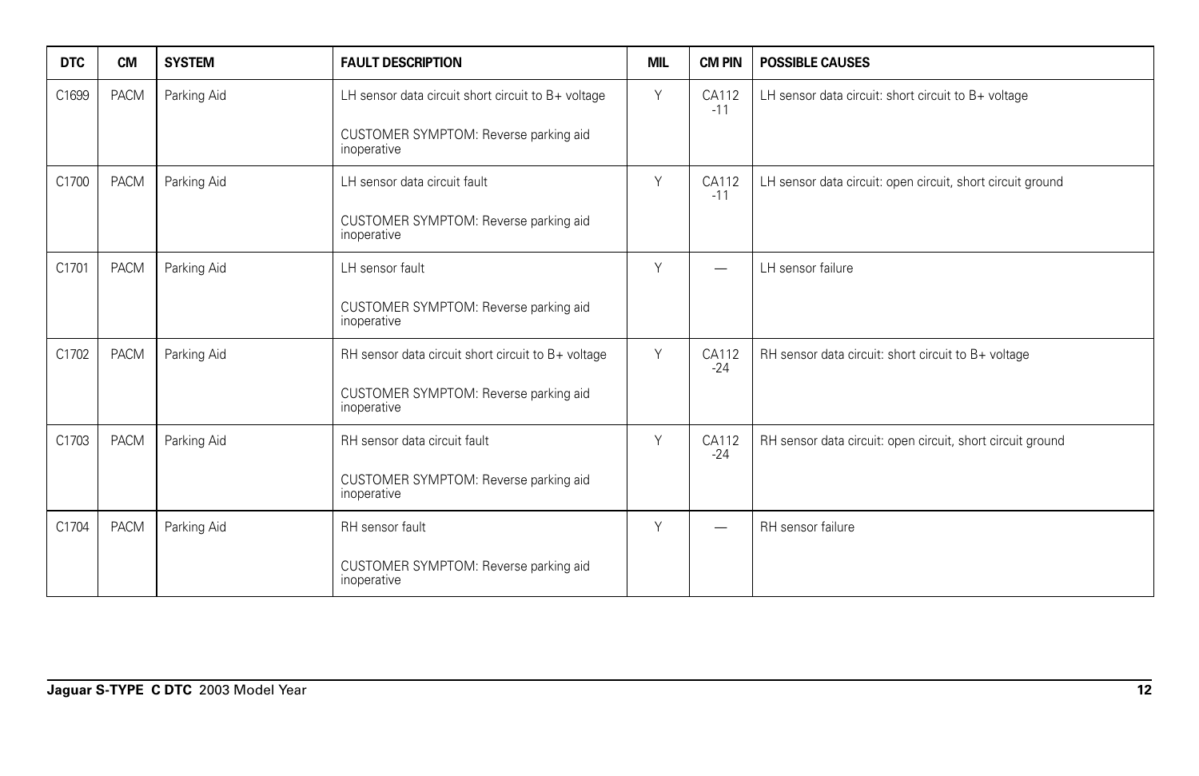| DTC | CM | SYSTEM | FAULT DESCRIPTION | MIL | CM PIN | POSSIBLE CAUSES |
|---|---|---|---|---|---|---|
| C1699 | PACM | Parking Aid | LH sensor data circuit short circuit to B+ voltage<br><br>CUSTOMER SYMPTOM: Reverse parking aid inoperative | Y | CA112 -11 | LH sensor data circuit: short circuit to B+ voltage |
| C1700 | PACM | Parking Aid | LH sensor data circuit fault<br><br>CUSTOMER SYMPTOM: Reverse parking aid inoperative | Y | CA112 -11 | LH sensor data circuit: open circuit, short circuit ground |
| C1701 | PACM | Parking Aid | LH sensor fault<br><br>CUSTOMER SYMPTOM: Reverse parking aid inoperative | Y | — | LH sensor failure |
| C1702 | PACM | Parking Aid | RH sensor data circuit short circuit to B+ voltage<br><br>CUSTOMER SYMPTOM: Reverse parking aid inoperative | Y | CA112 -24 | RH sensor data circuit: short circuit to B+ voltage |
| C1703 | PACM | Parking Aid | RH sensor data circuit fault<br><br>CUSTOMER SYMPTOM: Reverse parking aid inoperative | Y | CA112 -24 | RH sensor data circuit: open circuit, short circuit ground |
| C1704 | PACM | Parking Aid | RH sensor fault<br><br>CUSTOMER SYMPTOM: Reverse parking aid inoperative | Y | — | RH sensor failure |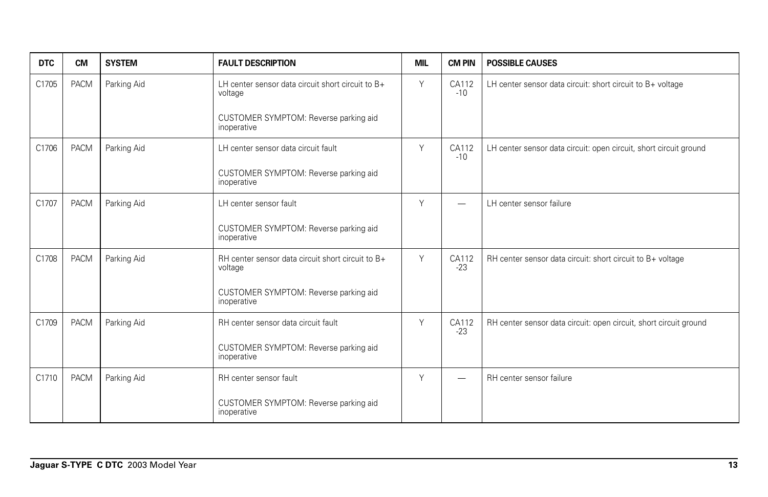| DTC | CM | SYSTEM | FAULT DESCRIPTION | MIL | CM PIN | POSSIBLE CAUSES |
|---|---|---|---|---|---|---|
| C1705 | PACM | Parking Aid | LH center sensor data circuit short circuit to B+ voltage<br><br>CUSTOMER SYMPTOM: Reverse parking aid inoperative | Y | CA112 -10 | LH center sensor data circuit: short circuit to B+ voltage |
| C1706 | PACM | Parking Aid | LH center sensor data circuit fault<br><br>CUSTOMER SYMPTOM: Reverse parking aid inoperative | Y | CA112 -10 | LH center sensor data circuit: open circuit, short circuit ground |
| C1707 | PACM | Parking Aid | LH center sensor fault<br><br>CUSTOMER SYMPTOM: Reverse parking aid inoperative | Y | — | LH center sensor failure |
| C1708 | PACM | Parking Aid | RH center sensor data circuit short circuit to B+ voltage<br><br>CUSTOMER SYMPTOM: Reverse parking aid inoperative | Y | CA112 -23 | RH center sensor data circuit: short circuit to B+ voltage |
| C1709 | PACM | Parking Aid | RH center sensor data circuit fault<br><br>CUSTOMER SYMPTOM: Reverse parking aid inoperative | Y | CA112 -23 | RH center sensor data circuit: open circuit, short circuit ground |
| C1710 | PACM | Parking Aid | RH center sensor fault<br><br>CUSTOMER SYMPTOM: Reverse parking aid inoperative | Y | — | RH center sensor failure |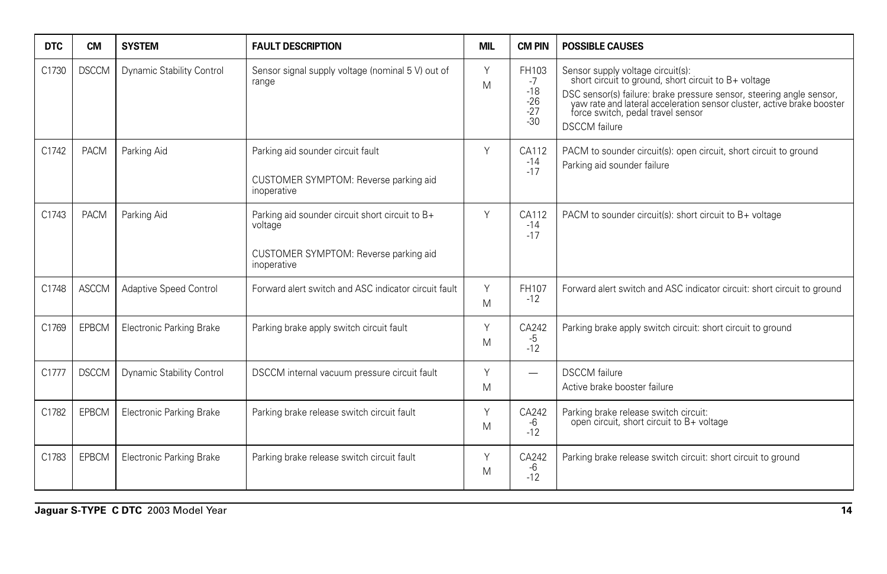| DTC | CM | SYSTEM | FAULT DESCRIPTION | MIL | CM PIN | POSSIBLE CAUSES |
|---|---|---|---|---|---|---|
| C1730 | DSCCM | Dynamic Stability Control | Sensor signal supply voltage (nominal 5 V) out of range | Y<br>M | FH103<br>-7<br>-18<br>-26<br>-27<br>-30 | Sensor supply voltage circuit(s): short circuit to ground, short circuit to B+ voltage<br>DSC sensor(s) failure: brake pressure sensor, steering angle sensor, yaw rate and lateral acceleration sensor cluster, active brake booster force switch, pedal travel sensor<br>DSCCM failure |
| C1742 | PACM | Parking Aid | Parking aid sounder circuit fault<br>CUSTOMER SYMPTOM: Reverse parking aid inoperative | Y | CA112<br>-14<br>-17 | PACM to sounder circuit(s): open circuit, short circuit to ground<br>Parking aid sounder failure |
| C1743 | PACM | Parking Aid | Parking aid sounder circuit short circuit to B+ voltage<br>CUSTOMER SYMPTOM: Reverse parking aid inoperative | Y | CA112<br>-14<br>-17 | PACM to sounder circuit(s): short circuit to B+ voltage |
| C1748 | ASCCM | Adaptive Speed Control | Forward alert switch and ASC indicator circuit fault | Y<br>M | FH107<br>-12 | Forward alert switch and ASC indicator circuit: short circuit to ground |
| C1769 | EPBCM | Electronic Parking Brake | Parking brake apply switch circuit fault | Y<br>M | CA242<br>-5<br>-12 | Parking brake apply switch circuit: short circuit to ground |
| C1777 | DSCCM | Dynamic Stability Control | DSCCM internal vacuum pressure circuit fault | Y<br>M | — | DSCCM failure<br>Active brake booster failure |
| C1782 | EPBCM | Electronic Parking Brake | Parking brake release switch circuit fault | Y<br>M | CA242<br>-6<br>-12 | Parking brake release switch circuit: open circuit, short circuit to B+ voltage |
| C1783 | EPBCM | Electronic Parking Brake | Parking brake release switch circuit fault | Y<br>M | CA242<br>-6<br>-12 | Parking brake release switch circuit: short circuit to ground |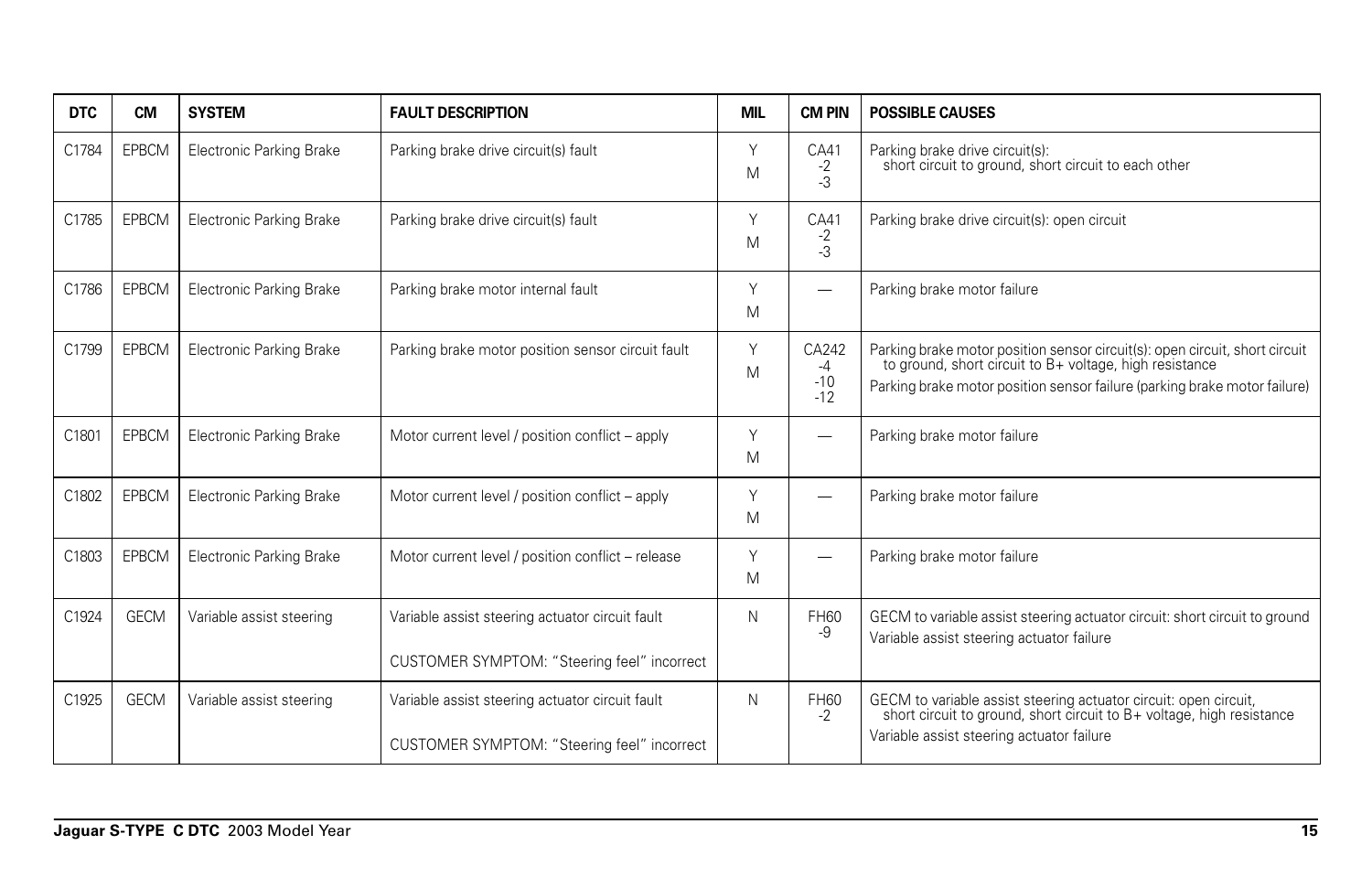| DTC | CM | SYSTEM | FAULT DESCRIPTION | MIL | CM PIN | POSSIBLE CAUSES |
|---|---|---|---|---|---|---|
| C1784 | EPBCM | Electronic Parking Brake | Parking brake drive circuit(s) fault | Y<br>M | CA41<br>-2<br>-3 | Parking brake drive circuit(s):<br>short circuit to ground, short circuit to each other |
| C1785 | EPBCM | Electronic Parking Brake | Parking brake drive circuit(s) fault | Y<br>M | CA41<br>-2<br>-3 | Parking brake drive circuit(s): open circuit |
| C1786 | EPBCM | Electronic Parking Brake | Parking brake motor internal fault | Y<br>M | — | Parking brake motor failure |
| C1799 | EPBCM | Electronic Parking Brake | Parking brake motor position sensor circuit fault | Y<br>M | CA242<br>-4<br>-10<br>-12 | Parking brake motor position sensor circuit(s): open circuit, short circuit to ground, short circuit to B+ voltage, high resistance<br>Parking brake motor position sensor failure (parking brake motor failure) |
| C1801 | EPBCM | Electronic Parking Brake | Motor current level / position conflict – apply | Y<br>M | — | Parking brake motor failure |
| C1802 | EPBCM | Electronic Parking Brake | Motor current level / position conflict – apply | Y<br>M | — | Parking brake motor failure |
| C1803 | EPBCM | Electronic Parking Brake | Motor current level / position conflict – release | Y<br>M | — | Parking brake motor failure |
| C1924 | GECM | Variable assist steering | Variable assist steering actuator circuit fault<br>CUSTOMER SYMPTOM: "Steering feel" incorrect | N | FH60<br>-9 | GECM to variable assist steering actuator circuit: short circuit to ground<br>Variable assist steering actuator failure |
| C1925 | GECM | Variable assist steering | Variable assist steering actuator circuit fault<br>CUSTOMER SYMPTOM: "Steering feel" incorrect | N | FH60<br>-2 | GECM to variable assist steering actuator circuit: open circuit, short circuit to ground, short circuit to B+ voltage, high resistance<br>Variable assist steering actuator failure |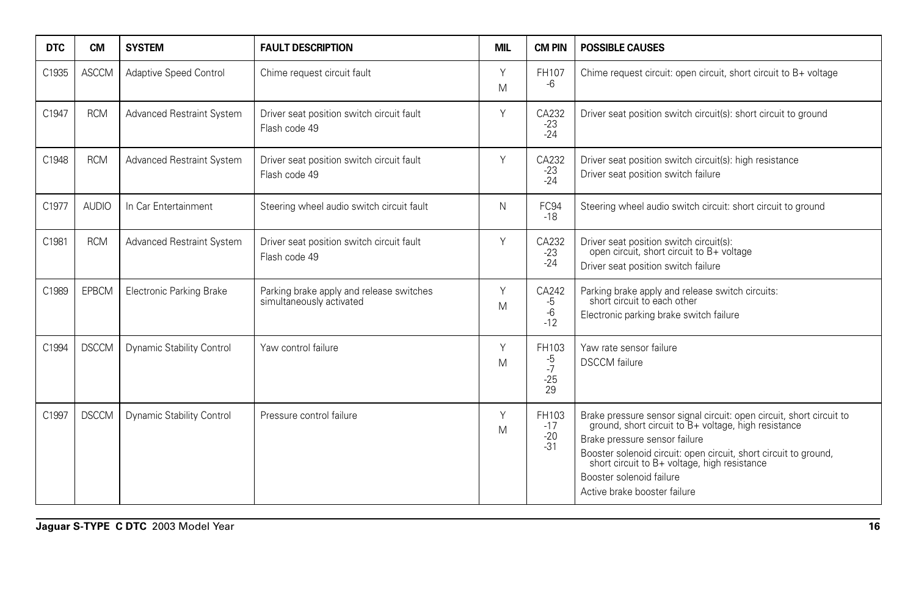| DTC | CM | SYSTEM | FAULT DESCRIPTION | MIL | CM PIN | POSSIBLE CAUSES |
|---|---|---|---|---|---|---|
| C1935 | ASCCM | Adaptive Speed Control | Chime request circuit fault | Y<br>M | FH107<br>-6 | Chime request circuit: open circuit, short circuit to B+ voltage |
| C1947 | RCM | Advanced Restraint System | Driver seat position switch circuit fault<br>Flash code 49 | Y | CA232<br>-23<br>-24 | Driver seat position switch circuit(s): short circuit to ground |
| C1948 | RCM | Advanced Restraint System | Driver seat position switch circuit fault<br>Flash code 49 | Y | CA232<br>-23<br>-24 | Driver seat position switch circuit(s): high resistance<br>Driver seat position switch failure |
| C1977 | AUDIO | In Car Entertainment | Steering wheel audio switch circuit fault | N | FC94<br>-18 | Steering wheel audio switch circuit: short circuit to ground |
| C1981 | RCM | Advanced Restraint System | Driver seat position switch circuit fault<br>Flash code 49 | Y | CA232<br>-23<br>-24 | Driver seat position switch circuit(s):<br>open circuit, short circuit to B+ voltage<br>Driver seat position switch failure |
| C1989 | EPBCM | Electronic Parking Brake | Parking brake apply and release switches simultaneously activated | Y<br>M | CA242<br>-5<br>-6<br>-12 | Parking brake apply and release switch circuits:<br>short circuit to each other<br>Electronic parking brake switch failure |
| C1994 | DSCCM | Dynamic Stability Control | Yaw control failure | Y<br>M | FH103<br>-5<br>-7<br>-25<br>29 | Yaw rate sensor failure<br>DSCCM failure |
| C1997 | DSCCM | Dynamic Stability Control | Pressure control failure | Y<br>M | FH103<br>-17<br>-20<br>-31 | Brake pressure sensor signal circuit: open circuit, short circuit to ground, short circuit to B+ voltage, high resistance<br>Brake pressure sensor failure<br>Booster solenoid circuit: open circuit, short circuit to ground, short circuit to B+ voltage, high resistance<br>Booster solenoid failure<br>Active brake booster failure |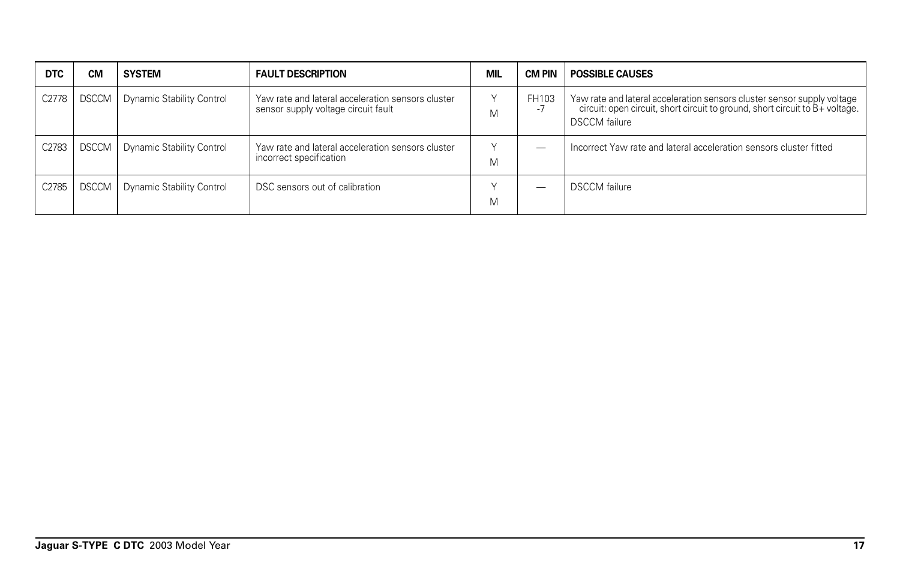| DTC | CM | SYSTEM | FAULT DESCRIPTION | MIL | CM PIN | POSSIBLE CAUSES |
|---|---|---|---|---|---|---|
| C2778 | DSCCM | Dynamic Stability Control | Yaw rate and lateral acceleration sensors cluster sensor supply voltage circuit fault | Y M | FH103 -7 | Yaw rate and lateral acceleration sensors cluster sensor supply voltage circuit: open circuit, short circuit to ground, short circuit to B+ voltage. DSCCM failure |
| C2783 | DSCCM | Dynamic Stability Control | Yaw rate and lateral acceleration sensors cluster incorrect specification | Y M | — | Incorrect Yaw rate and lateral acceleration sensors cluster fitted |
| C2785 | DSCCM | Dynamic Stability Control | DSC sensors out of calibration | Y M | — | DSCCM failure |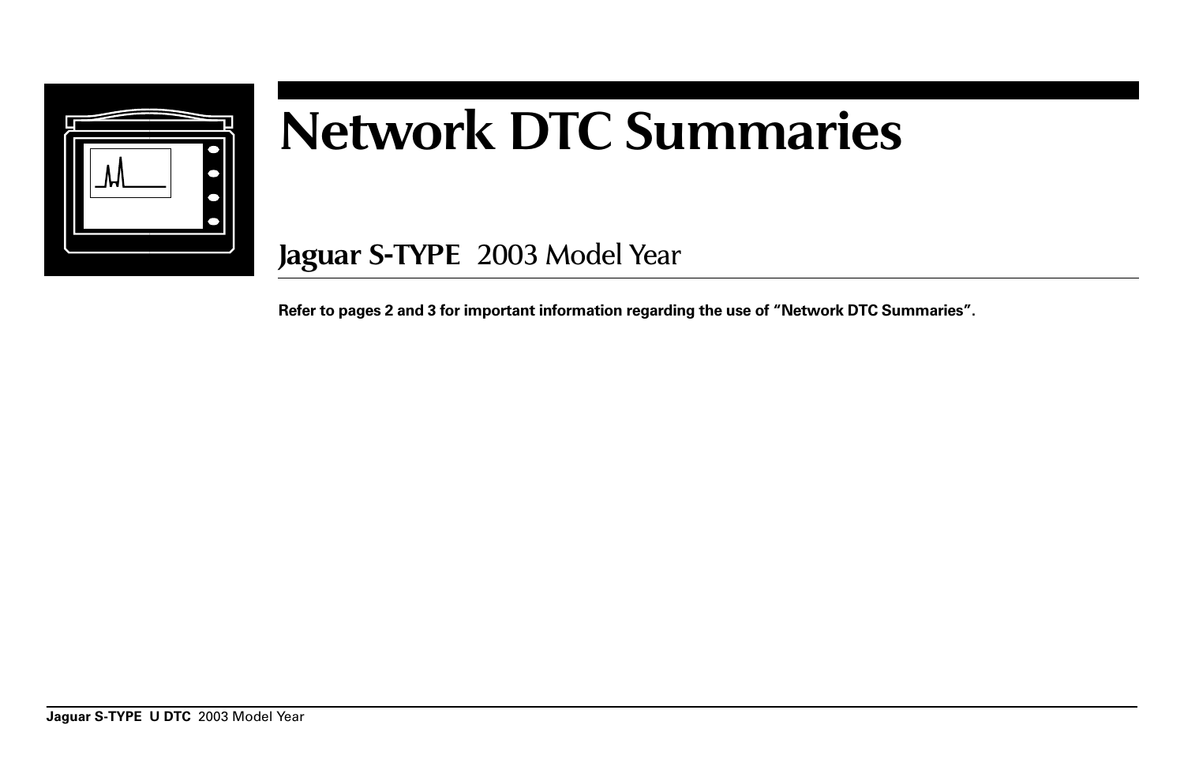# Network DTC Summaries

## Jaguar S-TYPE 2003 Model Year

**Refer to pages 2 and 3 for important information regarding the use of "Network DTC Summaries".**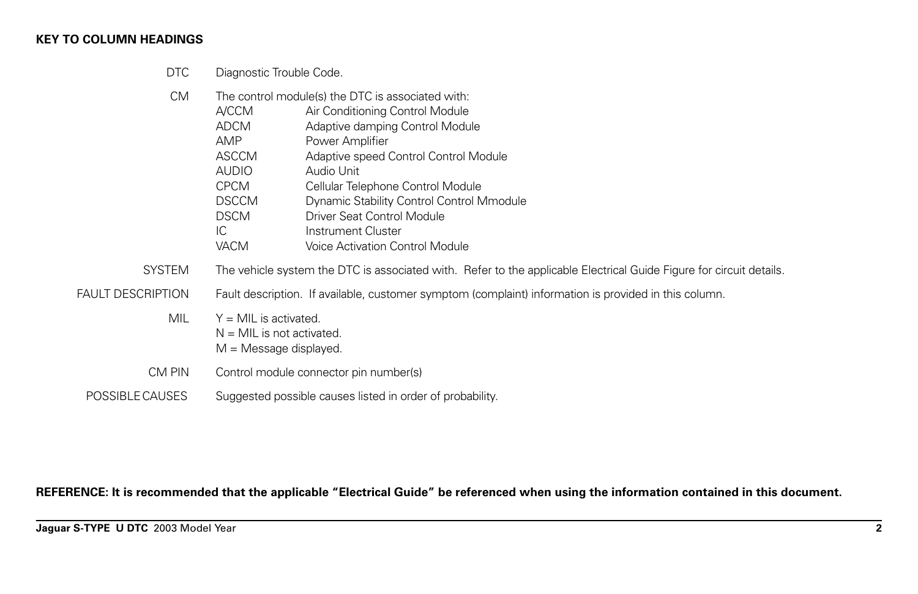**KEY TO COLUMN HEADINGS**

| | |
|---|---|
| DTC | Diagnostic Trouble Code. |
| CM | The control module(s) the DTC is associated with:<br>A/CCM — Air Conditioning Control Module<br>ADCM — Adaptive damping Control Module<br>AMP — Power Amplifier<br>ASCCM — Adaptive speed Control Control Module<br>AUDIO — Audio Unit<br>CPCM — Cellular Telephone Control Module<br>DSCCM — Dynamic Stability Control Control Mmodule<br>DSCM — Driver Seat Control Module<br>IC — Instrument Cluster<br>VACM — Voice Activation Control Module |
| SYSTEM | The vehicle system the DTC is associated with. Refer to the applicable Electrical Guide Figure for circuit details. |
| FAULT DESCRIPTION | Fault description. If available, customer symptom (complaint) information is provided in this column. |
| MIL | Y = MIL is activated.<br>N = MIL is not activated.<br>M = Message displayed. |
| CM PIN | Control module connector pin number(s) |
| POSSIBLE CAUSES | Suggested possible causes listed in order of probability. |

**REFERENCE: It is recommended that the applicable "Electrical Guide" be referenced when using the information contained in this document.**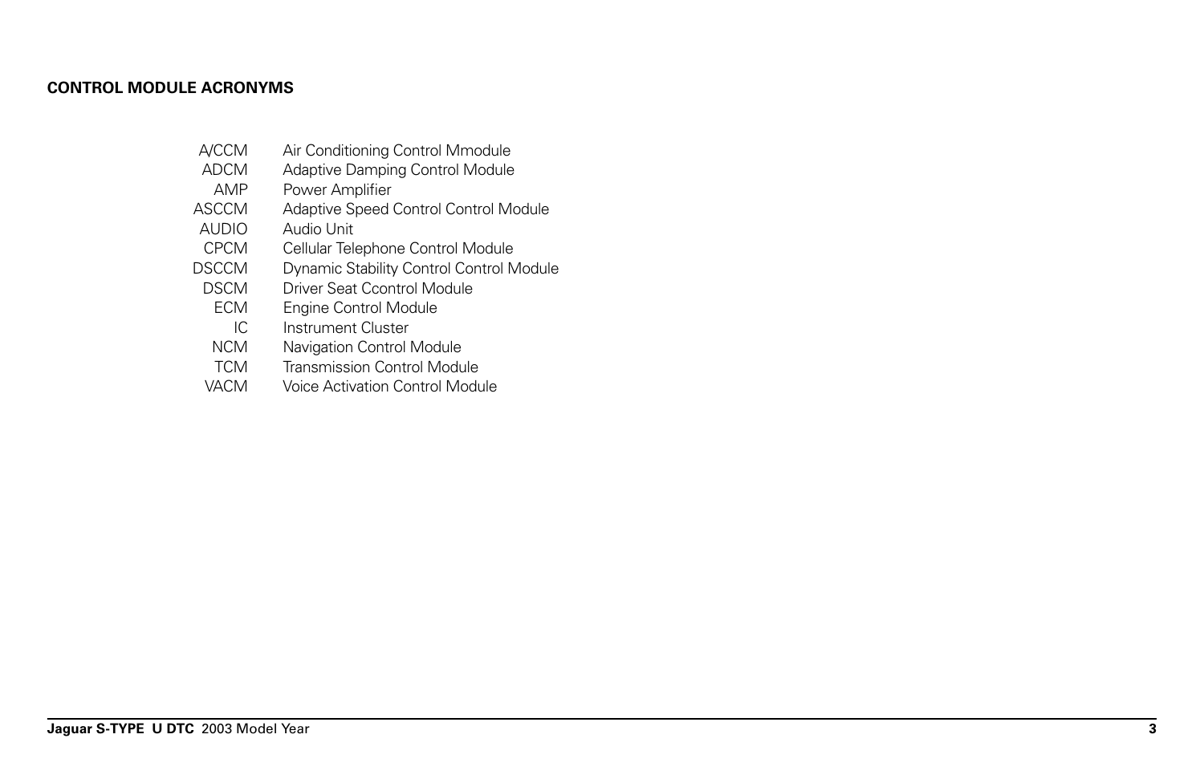## CONTROL MODULE ACRONYMS

| | |
|---|---|
| A/CCM | Air Conditioning Control Mmodule |
| ADCM | Adaptive Damping Control Module |
| AMP | Power Amplifier |
| ASCCM | Adaptive Speed Control Control Module |
| AUDIO | Audio Unit |
| CPCM | Cellular Telephone Control Module |
| DSCCM | Dynamic Stability Control Control Module |
| DSCM | Driver Seat Ccontrol Module |
| ECM | Engine Control Module |
| IC | Instrument Cluster |
| NCM | Navigation Control Module |
| TCM | Transmission Control Module |
| VACM | Voice Activation Control Module |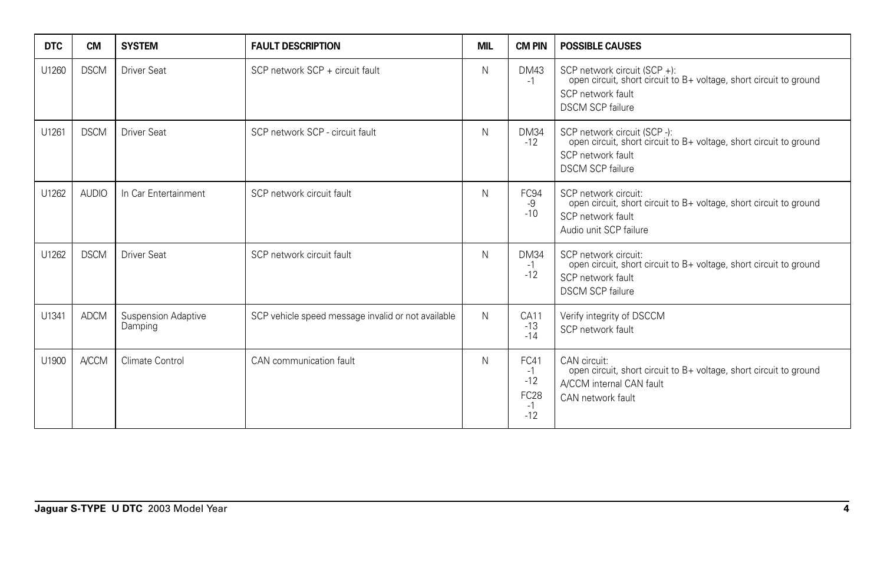| DTC | CM | SYSTEM | FAULT DESCRIPTION | MIL | CM PIN | POSSIBLE CAUSES |
|---|---|---|---|---|---|---|
| U1260 | DSCM | Driver Seat | SCP network SCP + circuit fault | N | DM43 -1 | SCP network circuit (SCP +): open circuit, short circuit to B+ voltage, short circuit to ground<br>SCP network fault<br>DSCM SCP failure |
| U1261 | DSCM | Driver Seat | SCP network SCP - circuit fault | N | DM34 -12 | SCP network circuit (SCP -): open circuit, short circuit to B+ voltage, short circuit to ground<br>SCP network fault<br>DSCM SCP failure |
| U1262 | AUDIO | In Car Entertainment | SCP network circuit fault | N | FC94 -9 -10 | SCP network circuit: open circuit, short circuit to B+ voltage, short circuit to ground<br>SCP network fault<br>Audio unit SCP failure |
| U1262 | DSCM | Driver Seat | SCP network circuit fault | N | DM34 -1 -12 | SCP network circuit: open circuit, short circuit to B+ voltage, short circuit to ground<br>SCP network fault<br>DSCM SCP failure |
| U1341 | ADCM | Suspension Adaptive Damping | SCP vehicle speed message invalid or not available | N | CA11 -13 -14 | Verify integrity of DSCCM<br>SCP network fault |
| U1900 | A/CCM | Climate Control | CAN communication fault | N | FC41 -1 -12<br>FC28 -1 -12 | CAN circuit: open circuit, short circuit to B+ voltage, short circuit to ground<br>A/CCM internal CAN fault<br>CAN network fault |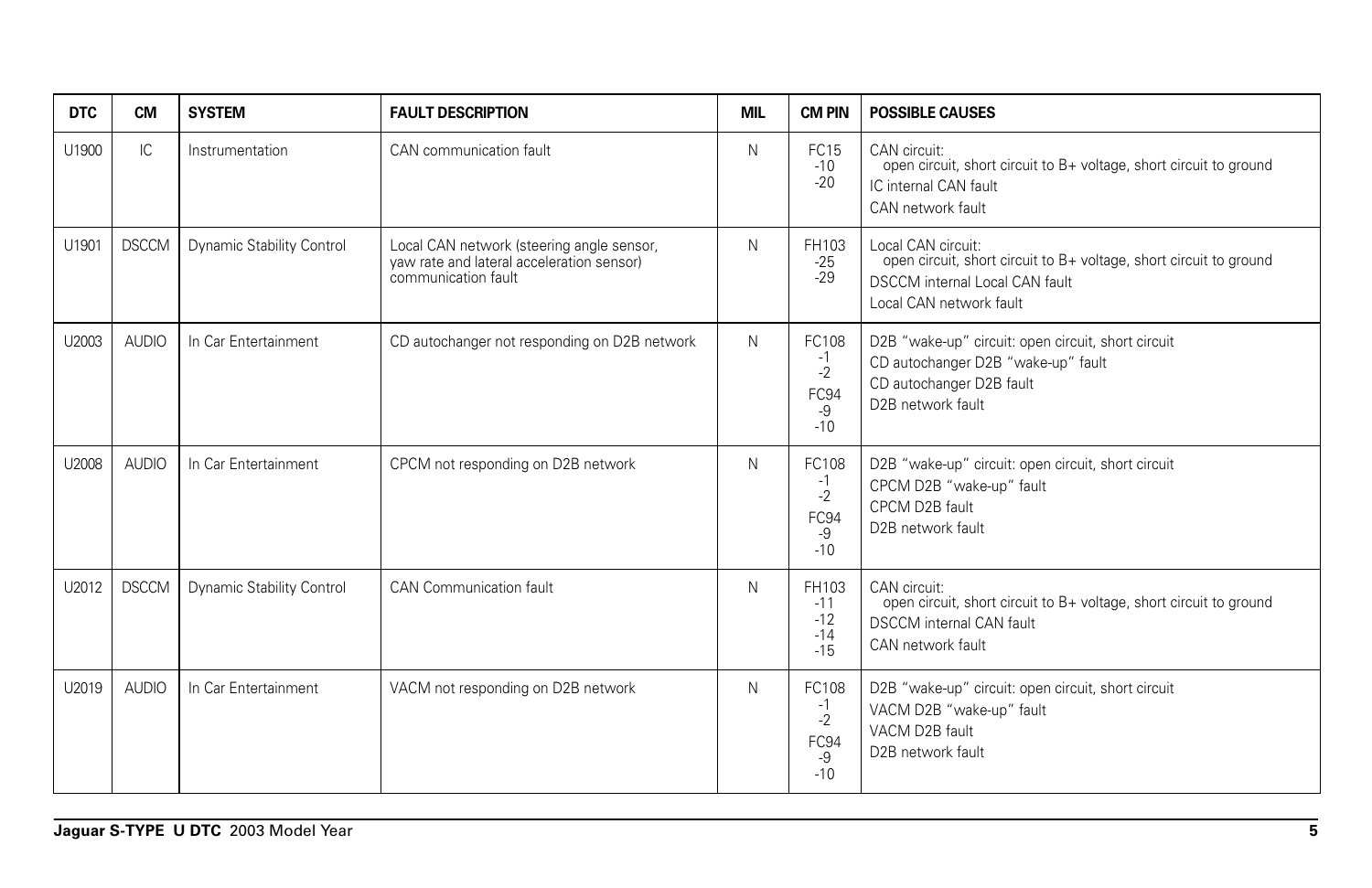| DTC | CM | SYSTEM | FAULT DESCRIPTION | MIL | CM PIN | POSSIBLE CAUSES |
|---|---|---|---|---|---|---|
| U1900 | IC | Instrumentation | CAN communication fault | N | FC15<br>-10<br>-20 | CAN circuit:<br>open circuit, short circuit to B+ voltage, short circuit to ground<br>IC internal CAN fault<br>CAN network fault |
| U1901 | DSCCM | Dynamic Stability Control | Local CAN network (steering angle sensor, yaw rate and lateral acceleration sensor) communication fault | N | FH103<br>-25<br>-29 | Local CAN circuit:<br>open circuit, short circuit to B+ voltage, short circuit to ground<br>DSCCM internal Local CAN fault<br>Local CAN network fault |
| U2003 | AUDIO | In Car Entertainment | CD autochanger not responding on D2B network | N | FC108<br>-1<br>-2<br>FC94<br>-9<br>-10 | D2B "wake-up" circuit: open circuit, short circuit<br>CD autochanger D2B "wake-up" fault<br>CD autochanger D2B fault<br>D2B network fault |
| U2008 | AUDIO | In Car Entertainment | CPCM not responding on D2B network | N | FC108<br>-1<br>-2<br>FC94<br>-9<br>-10 | D2B "wake-up" circuit: open circuit, short circuit<br>CPCM D2B "wake-up" fault<br>CPCM D2B fault<br>D2B network fault |
| U2012 | DSCCM | Dynamic Stability Control | CAN Communication fault | N | FH103<br>-11<br>-12<br>-14<br>-15 | CAN circuit:<br>open circuit, short circuit to B+ voltage, short circuit to ground<br>DSCCM internal CAN fault<br>CAN network fault |
| U2019 | AUDIO | In Car Entertainment | VACM not responding on D2B network | N | FC108<br>-1<br>-2<br>FC94<br>-9<br>-10 | D2B "wake-up" circuit: open circuit, short circuit<br>VACM D2B "wake-up" fault<br>VACM D2B fault<br>D2B network fault |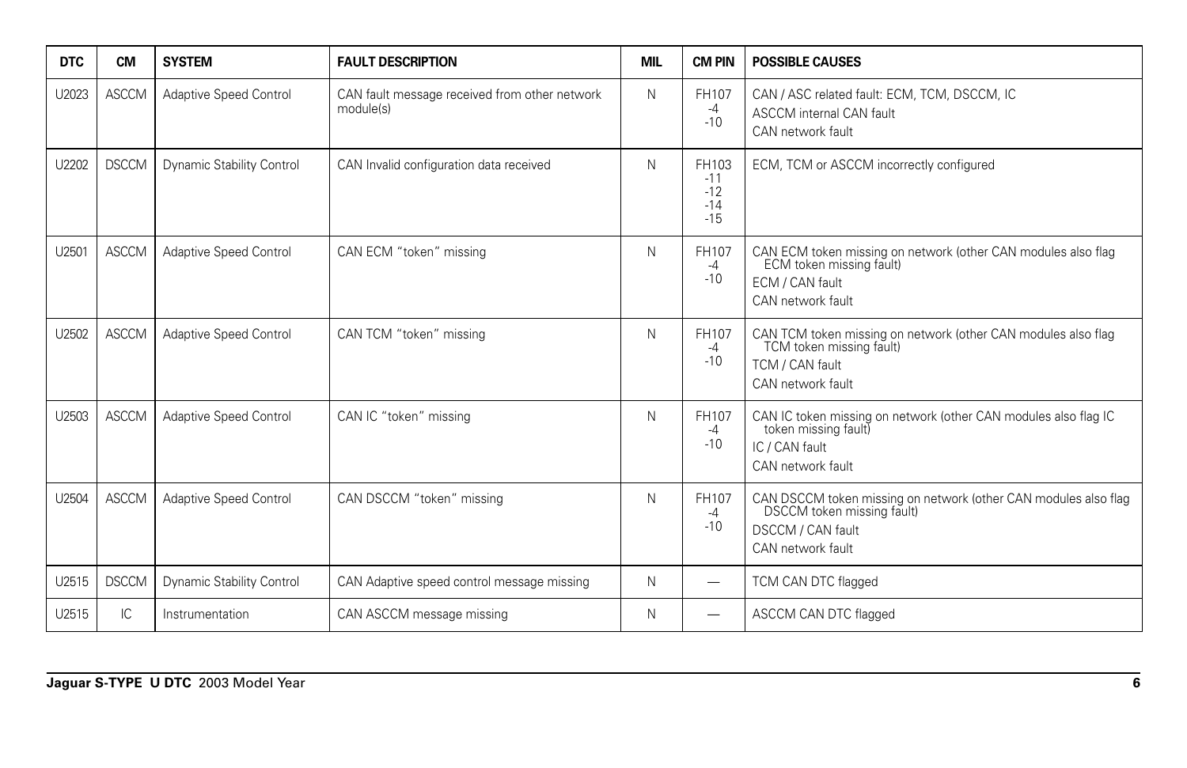| DTC | CM | SYSTEM | FAULT DESCRIPTION | MIL | CM PIN | POSSIBLE CAUSES |
|---|---|---|---|---|---|---|
| U2023 | ASCCM | Adaptive Speed Control | CAN fault message received from other network module(s) | N | FH107 -4 -10 | CAN / ASC related fault: ECM, TCM, DSCCM, IC<br>ASCCM internal CAN fault<br>CAN network fault |
| U2202 | DSCCM | Dynamic Stability Control | CAN Invalid configuration data received | N | FH103 -11 -12 -14 -15 | ECM, TCM or ASCCM incorrectly configured |
| U2501 | ASCCM | Adaptive Speed Control | CAN ECM "token" missing | N | FH107 -4 -10 | CAN ECM token missing on network (other CAN modules also flag ECM token missing fault)<br>ECM / CAN fault<br>CAN network fault |
| U2502 | ASCCM | Adaptive Speed Control | CAN TCM "token" missing | N | FH107 -4 -10 | CAN TCM token missing on network (other CAN modules also flag TCM token missing fault)<br>TCM / CAN fault<br>CAN network fault |
| U2503 | ASCCM | Adaptive Speed Control | CAN IC "token" missing | N | FH107 -4 -10 | CAN IC token missing on network (other CAN modules also flag IC token missing fault)<br>IC / CAN fault<br>CAN network fault |
| U2504 | ASCCM | Adaptive Speed Control | CAN DSCCM "token" missing | N | FH107 -4 -10 | CAN DSCCM token missing on network (other CAN modules also flag DSCCM token missing fault)<br>DSCCM / CAN fault<br>CAN network fault |
| U2515 | DSCCM | Dynamic Stability Control | CAN Adaptive speed control message missing | N | — | TCM CAN DTC flagged |
| U2515 | IC | Instrumentation | CAN ASCCM message missing | N | — | ASCCM CAN DTC flagged |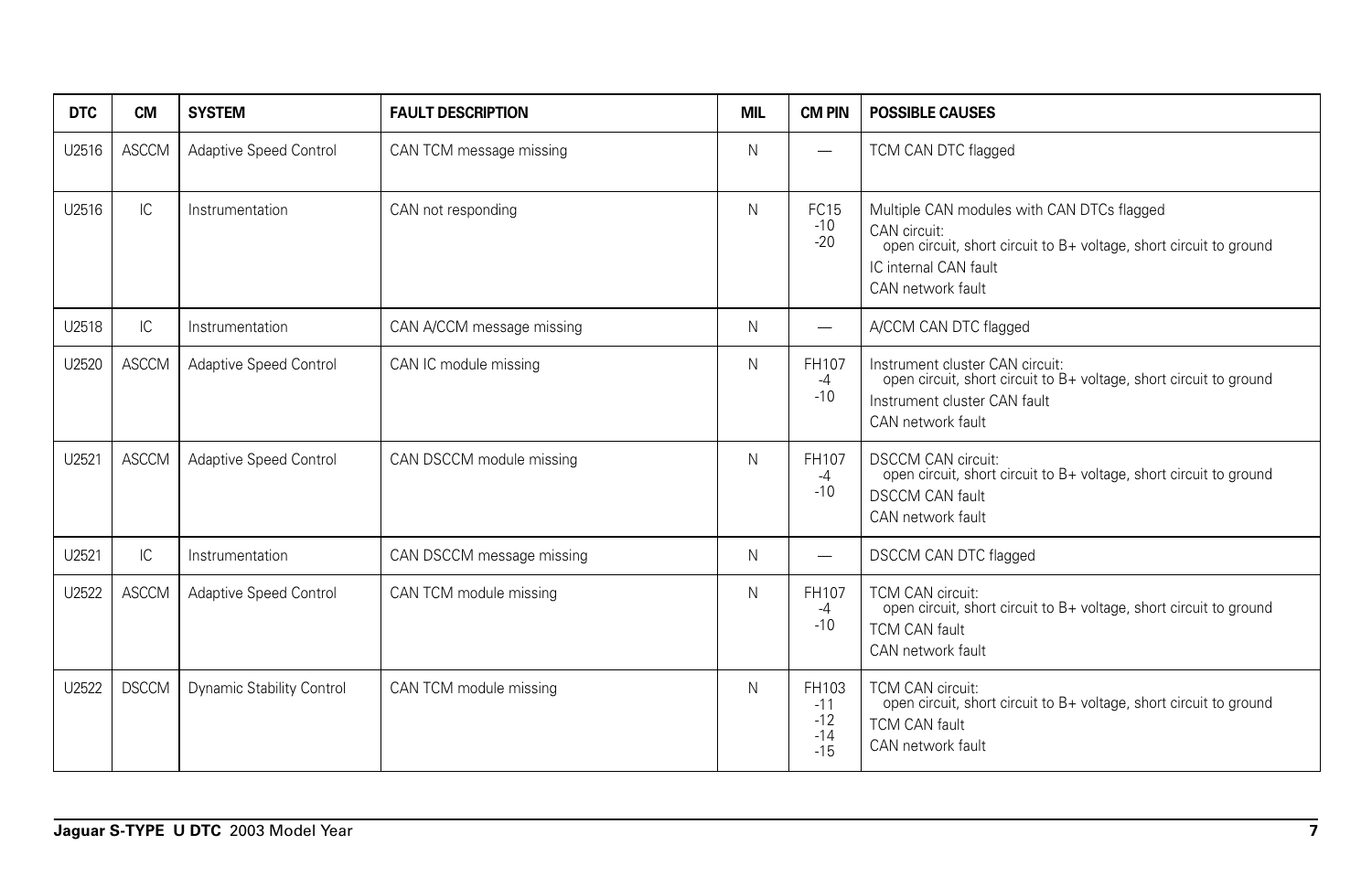| DTC | CM | SYSTEM | FAULT DESCRIPTION | MIL | CM PIN | POSSIBLE CAUSES |
|---|---|---|---|---|---|---|
| U2516 | ASCCM | Adaptive Speed Control | CAN TCM message missing | N | — | TCM CAN DTC flagged |
| U2516 | IC | Instrumentation | CAN not responding | N | FC15<br>-10<br>-20 | Multiple CAN modules with CAN DTCs flagged<br>CAN circuit:<br>open circuit, short circuit to B+ voltage, short circuit to ground<br>IC internal CAN fault<br>CAN network fault |
| U2518 | IC | Instrumentation | CAN A/CCM message missing | N | — | A/CCM CAN DTC flagged |
| U2520 | ASCCM | Adaptive Speed Control | CAN IC module missing | N | FH107<br>-4<br>-10 | Instrument cluster CAN circuit:<br>open circuit, short circuit to B+ voltage, short circuit to ground<br>Instrument cluster CAN fault<br>CAN network fault |
| U2521 | ASCCM | Adaptive Speed Control | CAN DSCCM module missing | N | FH107<br>-4<br>-10 | DSCCM CAN circuit:<br>open circuit, short circuit to B+ voltage, short circuit to ground<br>DSCCM CAN fault<br>CAN network fault |
| U2521 | IC | Instrumentation | CAN DSCCM message missing | N | — | DSCCM CAN DTC flagged |
| U2522 | ASCCM | Adaptive Speed Control | CAN TCM module missing | N | FH107<br>-4<br>-10 | TCM CAN circuit:<br>open circuit, short circuit to B+ voltage, short circuit to ground<br>TCM CAN fault<br>CAN network fault |
| U2522 | DSCCM | Dynamic Stability Control | CAN TCM module missing | N | FH103<br>-11<br>-12<br>-14<br>-15 | TCM CAN circuit:<br>open circuit, short circuit to B+ voltage, short circuit to ground<br>TCM CAN fault<br>CAN network fault |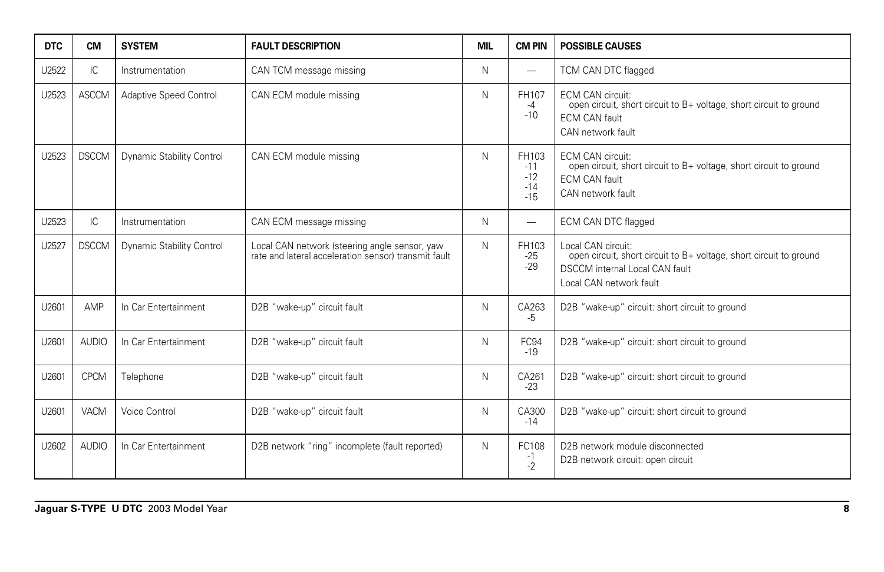| DTC | CM | SYSTEM | FAULT DESCRIPTION | MIL | CM PIN | POSSIBLE CAUSES |
|---|---|---|---|---|---|---|
| U2522 | IC | Instrumentation | CAN TCM message missing | N | — | TCM CAN DTC flagged |
| U2523 | ASCCM | Adaptive Speed Control | CAN ECM module missing | N | FH107<br>-4<br>-10 | ECM CAN circuit:<br>open circuit, short circuit to B+ voltage, short circuit to ground<br>ECM CAN fault<br>CAN network fault |
| U2523 | DSCCM | Dynamic Stability Control | CAN ECM module missing | N | FH103<br>-11<br>-12<br>-14<br>-15 | ECM CAN circuit:<br>open circuit, short circuit to B+ voltage, short circuit to ground<br>ECM CAN fault<br>CAN network fault |
| U2523 | IC | Instrumentation | CAN ECM message missing | N | — | ECM CAN DTC flagged |
| U2527 | DSCCM | Dynamic Stability Control | Local CAN network (steering angle sensor, yaw rate and lateral acceleration sensor) transmit fault | N | FH103<br>-25<br>-29 | Local CAN circuit:<br>open circuit, short circuit to B+ voltage, short circuit to ground<br>DSCCM internal Local CAN fault<br>Local CAN network fault |
| U2601 | AMP | In Car Entertainment | D2B "wake-up" circuit fault | N | CA263<br>-5 | D2B "wake-up" circuit: short circuit to ground |
| U2601 | AUDIO | In Car Entertainment | D2B "wake-up" circuit fault | N | FC94<br>-19 | D2B "wake-up" circuit: short circuit to ground |
| U2601 | CPCM | Telephone | D2B "wake-up" circuit fault | N | CA261<br>-23 | D2B "wake-up" circuit: short circuit to ground |
| U2601 | VACM | Voice Control | D2B "wake-up" circuit fault | N | CA300<br>-14 | D2B "wake-up" circuit: short circuit to ground |
| U2602 | AUDIO | In Car Entertainment | D2B network "ring" incomplete (fault reported) | N | FC108<br>-1<br>-2 | D2B network module disconnected<br>D2B network circuit: open circuit |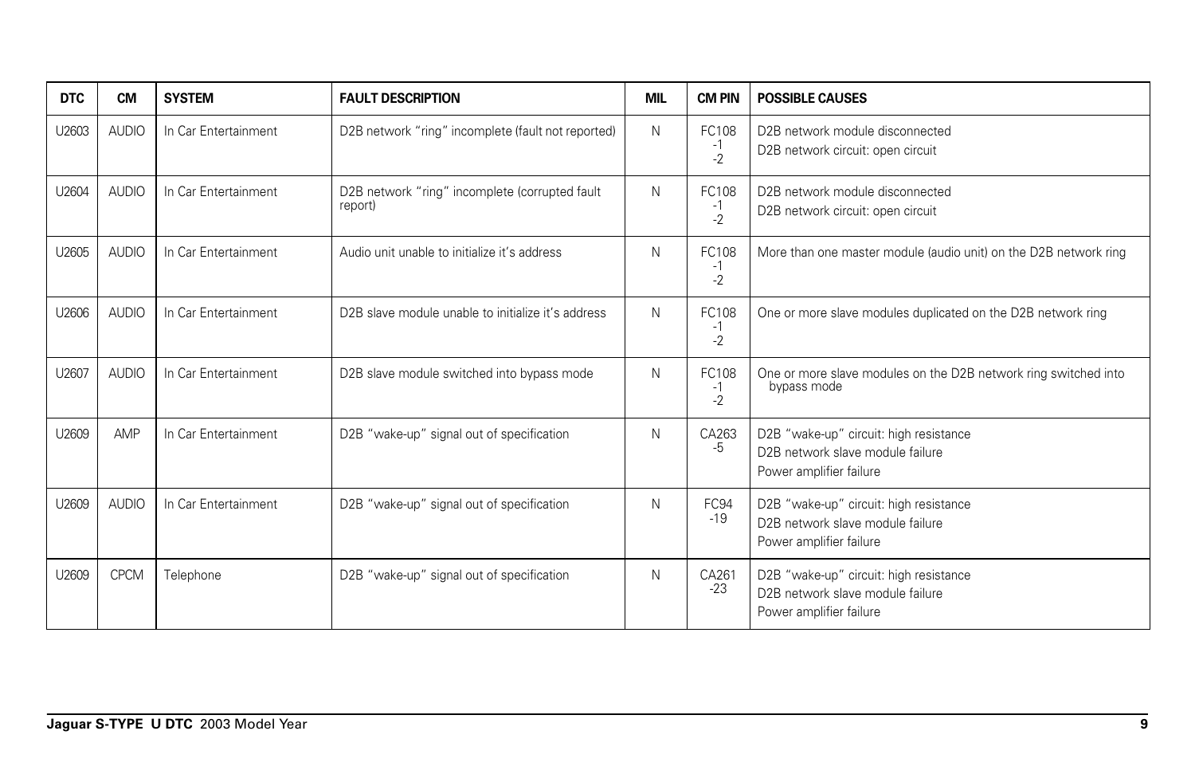| DTC | CM | SYSTEM | FAULT DESCRIPTION | MIL | CM PIN | POSSIBLE CAUSES |
|---|---|---|---|---|---|---|
| U2603 | AUDIO | In Car Entertainment | D2B network "ring" incomplete (fault not reported) | N | FC108 -1 -2 | D2B network module disconnected<br>D2B network circuit: open circuit |
| U2604 | AUDIO | In Car Entertainment | D2B network "ring" incomplete (corrupted fault report) | N | FC108 -1 -2 | D2B network module disconnected<br>D2B network circuit: open circuit |
| U2605 | AUDIO | In Car Entertainment | Audio unit unable to initialize it's address | N | FC108 -1 -2 | More than one master module (audio unit) on the D2B network ring |
| U2606 | AUDIO | In Car Entertainment | D2B slave module unable to initialize it's address | N | FC108 -1 -2 | One or more slave modules duplicated on the D2B network ring |
| U2607 | AUDIO | In Car Entertainment | D2B slave module switched into bypass mode | N | FC108 -1 -2 | One or more slave modules on the D2B network ring switched into bypass mode |
| U2609 | AMP | In Car Entertainment | D2B "wake-up" signal out of specification | N | CA263 -5 | D2B "wake-up" circuit: high resistance<br>D2B network slave module failure<br>Power amplifier failure |
| U2609 | AUDIO | In Car Entertainment | D2B "wake-up" signal out of specification | N | FC94 -19 | D2B "wake-up" circuit: high resistance<br>D2B network slave module failure<br>Power amplifier failure |
| U2609 | CPCM | Telephone | D2B "wake-up" signal out of specification | N | CA261 -23 | D2B "wake-up" circuit: high resistance<br>D2B network slave module failure<br>Power amplifier failure |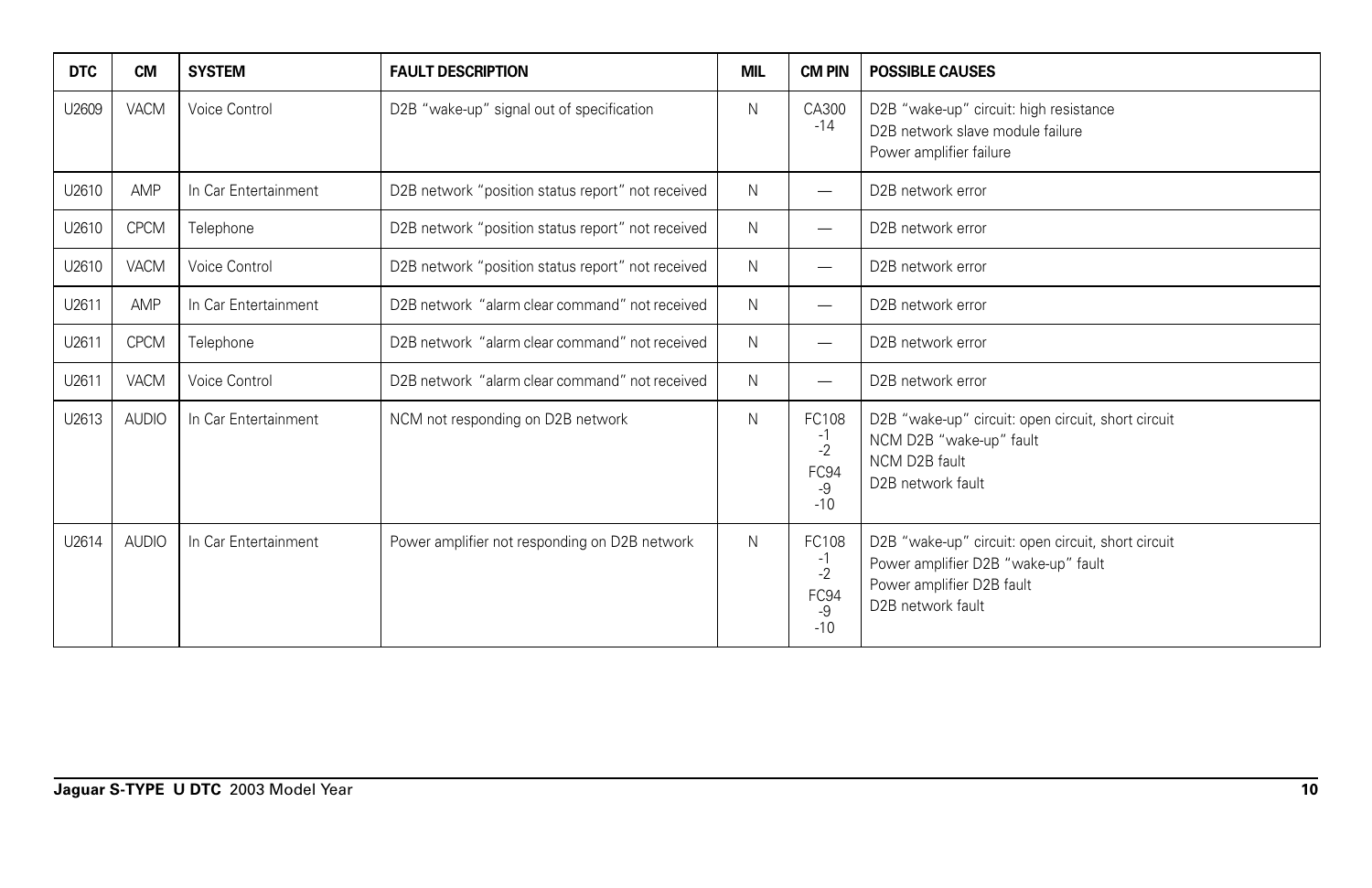| DTC | CM | SYSTEM | FAULT DESCRIPTION | MIL | CM PIN | POSSIBLE CAUSES |
|---|---|---|---|---|---|---|
| U2609 | VACM | Voice Control | D2B "wake-up" signal out of specification | N | CA300 -14 | D2B "wake-up" circuit: high resistance<br>D2B network slave module failure<br>Power amplifier failure |
| U2610 | AMP | In Car Entertainment | D2B network "position status report" not received | N | — | D2B network error |
| U2610 | CPCM | Telephone | D2B network "position status report" not received | N | — | D2B network error |
| U2610 | VACM | Voice Control | D2B network "position status report" not received | N | — | D2B network error |
| U2611 | AMP | In Car Entertainment | D2B network "alarm clear command" not received | N | — | D2B network error |
| U2611 | CPCM | Telephone | D2B network "alarm clear command" not received | N | — | D2B network error |
| U2611 | VACM | Voice Control | D2B network "alarm clear command" not received | N | — | D2B network error |
| U2613 | AUDIO | In Car Entertainment | NCM not responding on D2B network | N | FC108 -1 -2<br>FC94 -9 -10 | D2B "wake-up" circuit: open circuit, short circuit<br>NCM D2B "wake-up" fault<br>NCM D2B fault<br>D2B network fault |
| U2614 | AUDIO | In Car Entertainment | Power amplifier not responding on D2B network | N | FC108 -1 -2<br>FC94 -9 -10 | D2B "wake-up" circuit: open circuit, short circuit<br>Power amplifier D2B "wake-up" fault<br>Power amplifier D2B fault<br>D2B network fault |